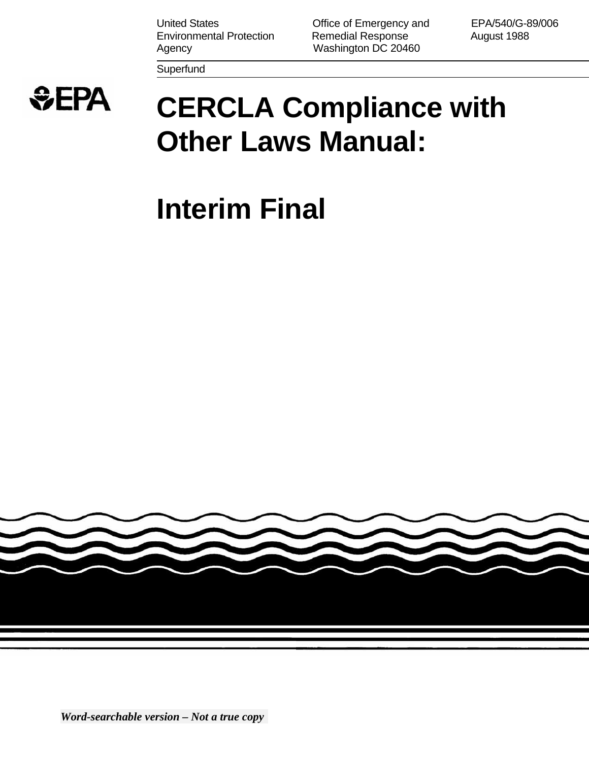United States Environmental Protection Agency

Office of Emergency and Remedial Response
Washington DC 20460

EPA/540/G-89/006
August 1988

Superfund

EPA

# CERCLA Compliance with Other Laws Manual:

# Interim Final

***Word-searchable version – Not a true copy***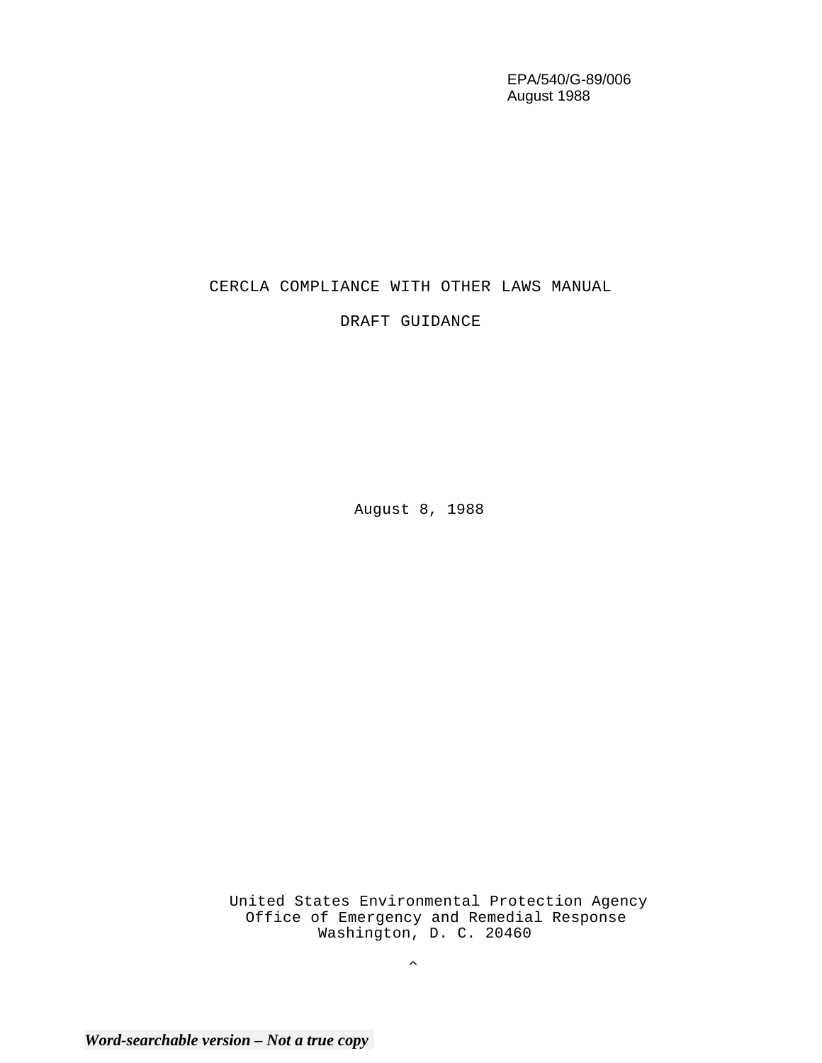EPA/540/G-89/006
August 1988

# CERCLA COMPLIANCE WITH OTHER LAWS MANUAL

## DRAFT GUIDANCE

August 8, 1988

United States Environmental Protection Agency
Office of Emergency and Remedial Response
Washington, D. C. 20460

^

***Word-searchable version – Not a true copy***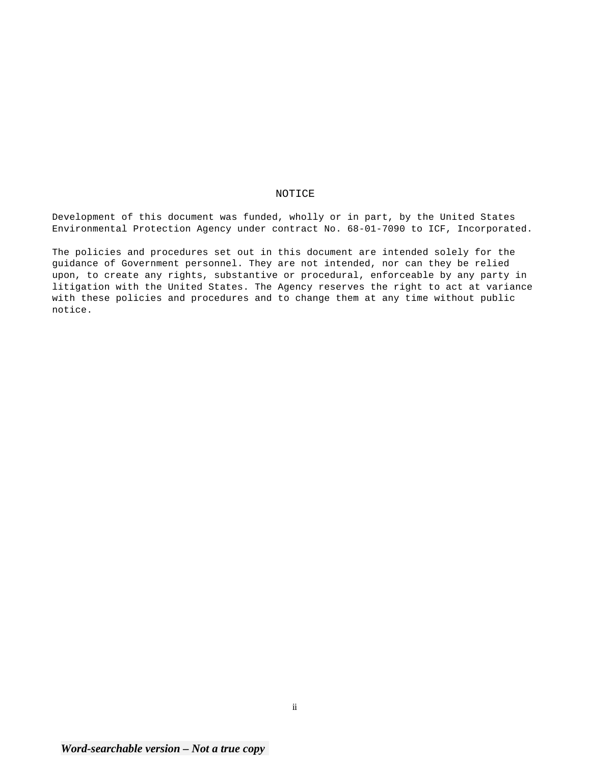# NOTICE

Development of this document was funded, wholly or in part, by the United States Environmental Protection Agency under contract No. 68-01-7090 to ICF, Incorporated.

The policies and procedures set out in this document are intended solely for the guidance of Government personnel. They are not intended, nor can they be relied upon, to create any rights, substantive or procedural, enforceable by any party in litigation with the United States. The Agency reserves the right to act at variance with these policies and procedures and to change them at any time without public notice.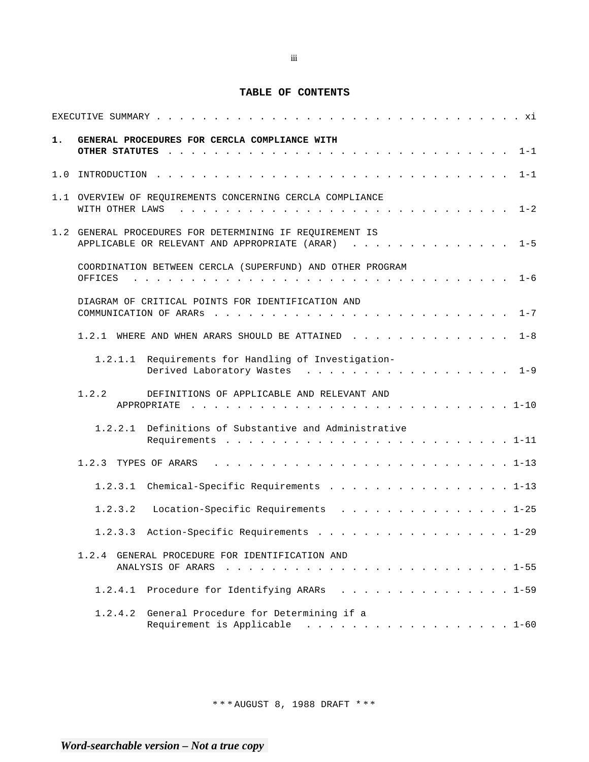**TABLE OF CONTENTS**

EXECUTIVE SUMMARY . . . . . . . . . . . . . . . . . . . . . . . . . . . . . . . . xi

**1. GENERAL PROCEDURES FOR CERCLA COMPLIANCE WITH OTHER STATUTES** . . . . . . . . . . . . . . . . . . . . . . . . . . . . . 1-1

1.0 INTRODUCTION . . . . . . . . . . . . . . . . . . . . . . . . . . . . . 1-1

1.1 OVERVIEW OF REQUIREMENTS CONCERNING CERCLA COMPLIANCE WITH OTHER LAWS . . . . . . . . . . . . . . . . . . . . . . . . . . . 1-2

1.2 GENERAL PROCEDURES FOR DETERMINING IF REQUIREMENT IS APPLICABLE OR RELEVANT AND APPROPRIATE (ARAR) . . . . . . . . . . . . . . 1-5

COORDINATION BETWEEN CERCLA (SUPERFUND) AND OTHER PROGRAM OFFICES . . . . . . . . . . . . . . . . . . . . . . . . . . . . . . 1-6

DIAGRAM OF CRITICAL POINTS FOR IDENTIFICATION AND COMMUNICATION OF ARARs . . . . . . . . . . . . . . . . . . . . . . . . 1-7

1.2.1 WHERE AND WHEN ARARS SHOULD BE ATTAINED . . . . . . . . . . . . . . 1-8

1.2.1.1 Requirements for Handling of Investigation-Derived Laboratory Wastes . . . . . . . . . . . . . . . . . . 1-9

1.2.2 DEFINITIONS OF APPLICABLE AND RELEVANT AND APPROPRIATE . . . . . . . . . . . . . . . . . . . . . . . . . . . 1-10

1.2.2.1 Definitions of Substantive and Administrative Requirements . . . . . . . . . . . . . . . . . . . . . . . . 1-11

1.2.3 TYPES OF ARARS . . . . . . . . . . . . . . . . . . . . . . . . . . 1-13

1.2.3.1 Chemical-Specific Requirements . . . . . . . . . . . . . . . . 1-13

1.2.3.2 Location-Specific Requirements . . . . . . . . . . . . . . . 1-25

1.2.3.3 Action-Specific Requirements . . . . . . . . . . . . . . . . . 1-29

1.2.4 GENERAL PROCEDURE FOR IDENTIFICATION AND ANALYSIS OF ARARS . . . . . . . . . . . . . . . . . . . . . . . . . . 1-55

1.2.4.1 Procedure for Identifying ARARs . . . . . . . . . . . . . . . 1-59

1.2.4.2 General Procedure for Determining if a Requirement is Applicable . . . . . . . . . . . . . . . . . . 1-60

*** AUGUST 8, 1988 DRAFT ***

*Word-searchable version – Not a true copy*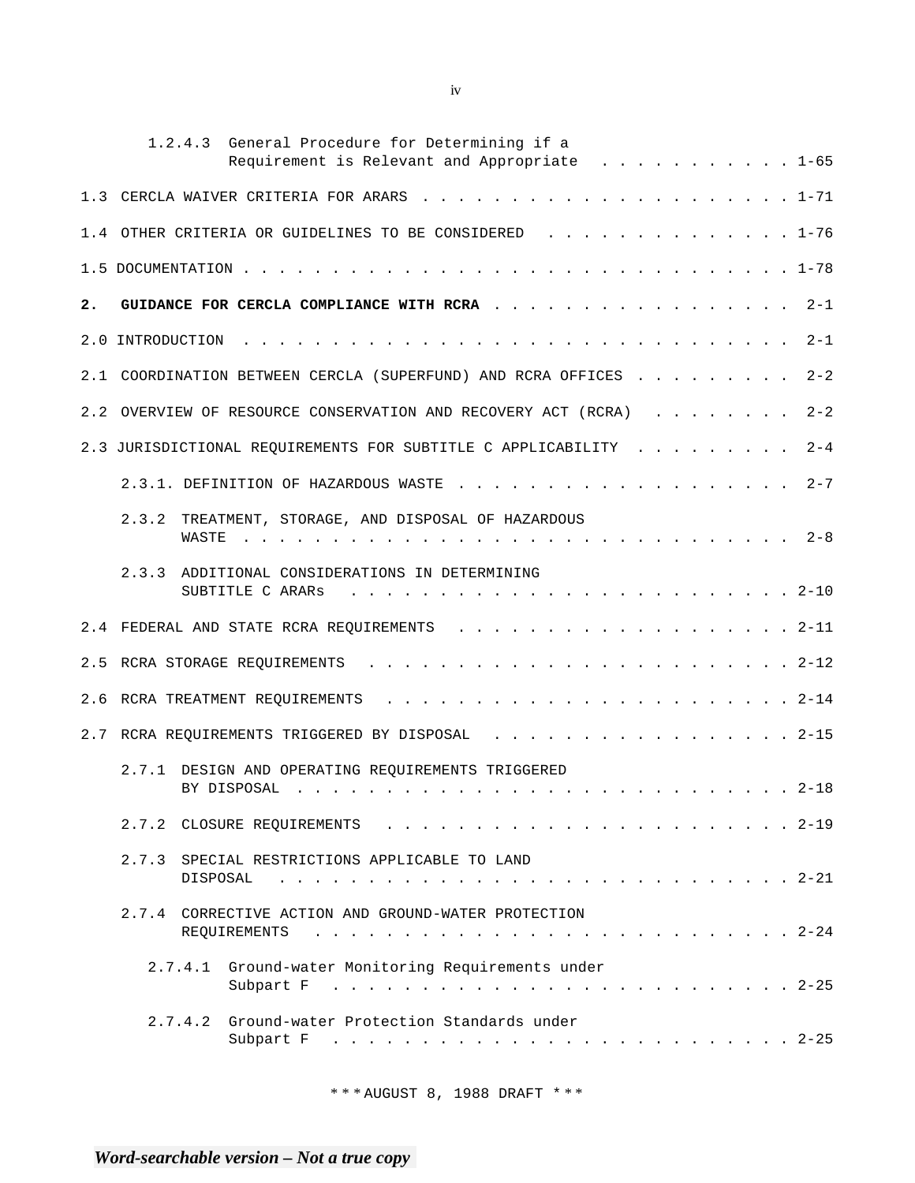1.2.4.3 General Procedure for Determining if a Requirement is Relevant and Appropriate . . . . . . . . . . . 1-65

1.3 CERCLA WAIVER CRITERIA FOR ARARS . . . . . . . . . . . . . . . . . . . . . 1-71

1.4 OTHER CRITERIA OR GUIDELINES TO BE CONSIDERED . . . . . . . . . . . . . 1-76

1.5 DOCUMENTATION . . . . . . . . . . . . . . . . . . . . . . . . . . . . . . 1-78

**2. GUIDANCE FOR CERCLA COMPLIANCE WITH RCRA** . . . . . . . . . . . . . . . . 2-1

2.0 INTRODUCTION . . . . . . . . . . . . . . . . . . . . . . . . . . . . . 2-1

2.1 COORDINATION BETWEEN CERCLA (SUPERFUND) AND RCRA OFFICES . . . . . . . . . 2-2

2.2 OVERVIEW OF RESOURCE CONSERVATION AND RECOVERY ACT (RCRA) . . . . . . . . 2-2

2.3 JURISDICTIONAL REQUIREMENTS FOR SUBTITLE C APPLICABILITY . . . . . . . . . 2-4

2.3.1. DEFINITION OF HAZARDOUS WASTE . . . . . . . . . . . . . . . . . . 2-7

2.3.2 TREATMENT, STORAGE, AND DISPOSAL OF HAZARDOUS WASTE . . . . . . . . . . . . . . . . . . . . . . . . . . . . . 2-8

2.3.3 ADDITIONAL CONSIDERATIONS IN DETERMINING SUBTITLE C ARARs . . . . . . . . . . . . . . . . . . . . . . . 2-10

2.4 FEDERAL AND STATE RCRA REQUIREMENTS . . . . . . . . . . . . . . . . . . 2-11

2.5 RCRA STORAGE REQUIREMENTS . . . . . . . . . . . . . . . . . . . . . . 2-12

2.6 RCRA TREATMENT REQUIREMENTS . . . . . . . . . . . . . . . . . . . . . 2-14

2.7 RCRA REQUIREMENTS TRIGGERED BY DISPOSAL . . . . . . . . . . . . . . . . 2-15

2.7.1 DESIGN AND OPERATING REQUIREMENTS TRIGGERED BY DISPOSAL . . . . . . . . . . . . . . . . . . . . . . . . . 2-18

2.7.2 CLOSURE REQUIREMENTS . . . . . . . . . . . . . . . . . . . . . 2-19

2.7.3 SPECIAL RESTRICTIONS APPLICABLE TO LAND DISPOSAL . . . . . . . . . . . . . . . . . . . . . . . . . . . 2-21

2.7.4 CORRECTIVE ACTION AND GROUND-WATER PROTECTION REQUIREMENTS . . . . . . . . . . . . . . . . . . . . . . . . . 2-24

2.7.4.1 Ground-water Monitoring Requirements under Subpart F . . . . . . . . . . . . . . . . . . . . . . . . . 2-25

2.7.4.2 Ground-water Protection Standards under Subpart F . . . . . . . . . . . . . . . . . . . . . . . . . 2-25

*** AUGUST 8, 1988 DRAFT ***

***Word-searchable version – Not a true copy***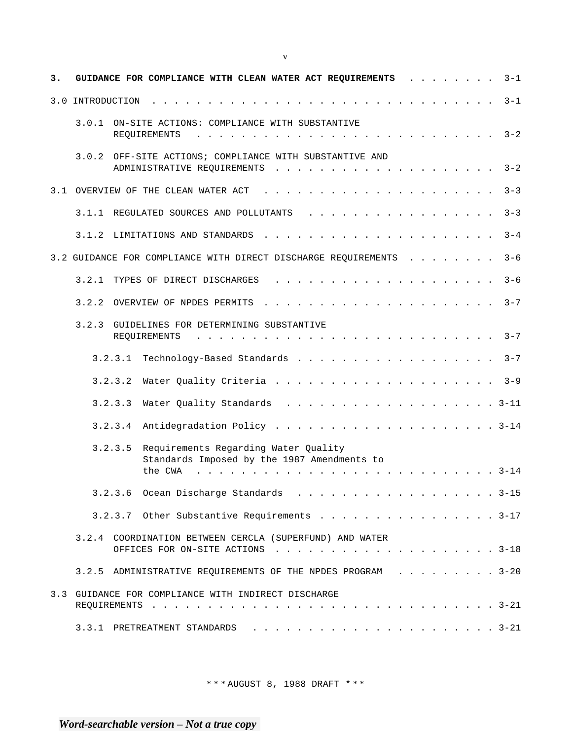| | |
|---|---|
| **3. GUIDANCE FOR COMPLIANCE WITH CLEAN WATER ACT REQUIREMENTS** | 3-1 |
| 3.0 INTRODUCTION | 3-1 |
| 3.0.1 ON-SITE ACTIONS: COMPLIANCE WITH SUBSTANTIVE REQUIREMENTS | 3-2 |
| 3.0.2 OFF-SITE ACTIONS; COMPLIANCE WITH SUBSTANTIVE AND ADMINISTRATIVE REQUIREMENTS | 3-2 |
| 3.1 OVERVIEW OF THE CLEAN WATER ACT | 3-3 |
| 3.1.1 REGULATED SOURCES AND POLLUTANTS | 3-3 |
| 3.1.2 LIMITATIONS AND STANDARDS | 3-4 |
| 3.2 GUIDANCE FOR COMPLIANCE WITH DIRECT DISCHARGE REQUIREMENTS | 3-6 |
| 3.2.1 TYPES OF DIRECT DISCHARGES | 3-6 |
| 3.2.2 OVERVIEW OF NPDES PERMITS | 3-7 |
| 3.2.3 GUIDELINES FOR DETERMINING SUBSTANTIVE REQUIREMENTS | 3-7 |
| 3.2.3.1 Technology-Based Standards | 3-7 |
| 3.2.3.2 Water Quality Criteria | 3-9 |
| 3.2.3.3 Water Quality Standards | 3-11 |
| 3.2.3.4 Antidegradation Policy | 3-14 |
| 3.2.3.5 Requirements Regarding Water Quality Standards Imposed by the 1987 Amendments to the CWA | 3-14 |
| 3.2.3.6 Ocean Discharge Standards | 3-15 |
| 3.2.3.7 Other Substantive Requirements | 3-17 |
| 3.2.4 COORDINATION BETWEEN CERCLA (SUPERFUND) AND WATER OFFICES FOR ON-SITE ACTIONS | 3-18 |
| 3.2.5 ADMINISTRATIVE REQUIREMENTS OF THE NPDES PROGRAM | 3-20 |
| 3.3 GUIDANCE FOR COMPLIANCE WITH INDIRECT DISCHARGE REQUIREMENTS | 3-21 |
| 3.3.1 PRETREATMENT STANDARDS | 3-21 |

*** AUGUST 8, 1988 DRAFT ***

***Word-searchable version – Not a true copy***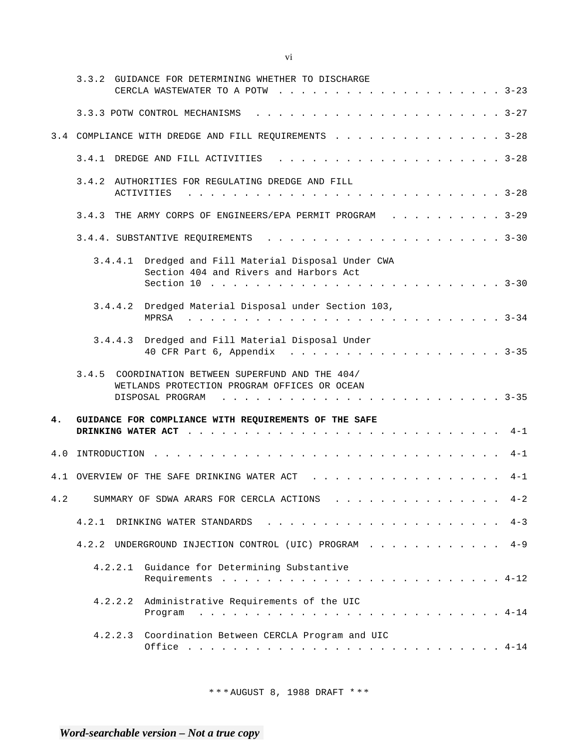3.3.2 GUIDANCE FOR DETERMINING WHETHER TO DISCHARGE CERCLA WASTEWATER TO A POTW . . . . . . . . . . . . . . . . . . . . 3-23

3.3.3 POTW CONTROL MECHANISMS . . . . . . . . . . . . . . . . . . . . . . 3-27

3.4 COMPLIANCE WITH DREDGE AND FILL REQUIREMENTS . . . . . . . . . . . . . . . 3-28

3.4.1 DREDGE AND FILL ACTIVITIES . . . . . . . . . . . . . . . . . . . . 3-28

3.4.2 AUTHORITIES FOR REGULATING DREDGE AND FILL ACTIVITIES . . . . . . . . . . . . . . . . . . . . . . . . . . . . 3-28

3.4.3 THE ARMY CORPS OF ENGINEERS/EPA PERMIT PROGRAM . . . . . . . . . . 3-29

3.4.4. SUBSTANTIVE REQUIREMENTS . . . . . . . . . . . . . . . . . . . . . 3-30

3.4.4.1 Dredged and Fill Material Disposal Under CWA Section 404 and Rivers and Harbors Act Section 10 . . . . . . . . . . . . . . . . . . . . . . . . . 3-30

3.4.4.2 Dredged Material Disposal under Section 103, MPRSA . . . . . . . . . . . . . . . . . . . . . . . . . . . 3-34

3.4.4.3 Dredged and Fill Material Disposal Under 40 CFR Part 6, Appendix . . . . . . . . . . . . . . . . . . . 3-35

3.4.5 COORDINATION BETWEEN SUPERFUND AND THE 404/ WETLANDS PROTECTION PROGRAM OFFICES OR OCEAN DISPOSAL PROGRAM . . . . . . . . . . . . . . . . . . . . . . . . 3-35

**4. GUIDANCE FOR COMPLIANCE WITH REQUIREMENTS OF THE SAFE DRINKING WATER ACT** . . . . . . . . . . . . . . . . . . . . . . . . . . 4-1

4.0 INTRODUCTION . . . . . . . . . . . . . . . . . . . . . . . . . . . . . 4-1

4.1 OVERVIEW OF THE SAFE DRINKING WATER ACT . . . . . . . . . . . . . . . . 4-1

4.2 SUMMARY OF SDWA ARARS FOR CERCLA ACTIONS . . . . . . . . . . . . . . . 4-2

4.2.1 DRINKING WATER STANDARDS . . . . . . . . . . . . . . . . . . . . . 4-3

4.2.2 UNDERGROUND INJECTION CONTROL (UIC) PROGRAM . . . . . . . . . . . . 4-9

4.2.2.1 Guidance for Determining Substantive Requirements . . . . . . . . . . . . . . . . . . . . . . . . . 4-12

4.2.2.2 Administrative Requirements of the UIC Program . . . . . . . . . . . . . . . . . . . . . . . . . . . 4-14

4.2.2.3 Coordination Between CERCLA Program and UIC Office . . . . . . . . . . . . . . . . . . . . . . . . . . . . 4-14

*** AUGUST 8, 1988 DRAFT ***

***Word-searchable version – Not a true copy***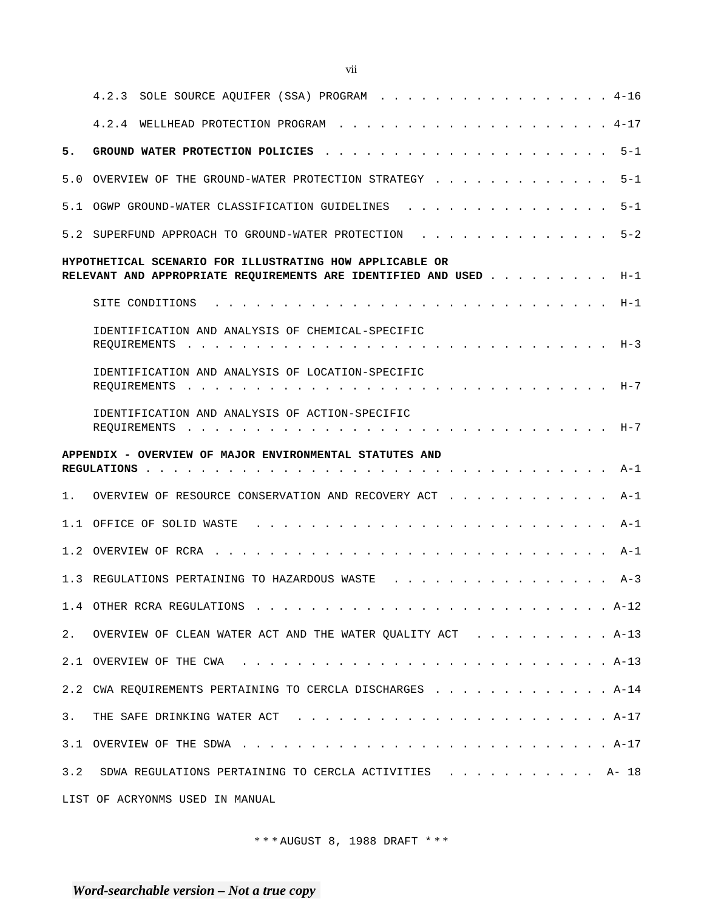4.2.3 SOLE SOURCE AQUIFER (SSA) PROGRAM . . . . . . . . . . . . . . . . . 4-16

4.2.4 WELLHEAD PROTECTION PROGRAM . . . . . . . . . . . . . . . . . . . . 4-17

**5. GROUND WATER PROTECTION POLICIES** . . . . . . . . . . . . . . . . . . . . 5-1

5.0 OVERVIEW OF THE GROUND-WATER PROTECTION STRATEGY . . . . . . . . . . . . . 5-1

5.1 OGWP GROUND-WATER CLASSIFICATION GUIDELINES . . . . . . . . . . . . . . . 5-1

5.2 SUPERFUND APPROACH TO GROUND-WATER PROTECTION . . . . . . . . . . . . . . 5-2

**HYPOTHETICAL SCENARIO FOR ILLUSTRATING HOW APPLICABLE OR RELEVANT AND APPROPRIATE REQUIREMENTS ARE IDENTIFIED AND USED** . . . . . . . . . H-1

SITE CONDITIONS . . . . . . . . . . . . . . . . . . . . . . . . . . . . H-1

IDENTIFICATION AND ANALYSIS OF CHEMICAL-SPECIFIC REQUIREMENTS . . . . . . . . . . . . . . . . . . . . . . . . . . . . H-3

IDENTIFICATION AND ANALYSIS OF LOCATION-SPECIFIC REQUIREMENTS . . . . . . . . . . . . . . . . . . . . . . . . . . . . H-7

IDENTIFICATION AND ANALYSIS OF ACTION-SPECIFIC REQUIREMENTS . . . . . . . . . . . . . . . . . . . . . . . . . . . . H-7

**APPENDIX - OVERVIEW OF MAJOR ENVIRONMENTAL STATUTES AND REGULATIONS** . . . . . . . . . . . . . . . . . . . . . . . . . . . . . . . A-1

1. OVERVIEW OF RESOURCE CONSERVATION AND RECOVERY ACT . . . . . . . . . . . . A-1

1.1 OFFICE OF SOLID WASTE . . . . . . . . . . . . . . . . . . . . . . . . . . A-1

1.2 OVERVIEW OF RCRA . . . . . . . . . . . . . . . . . . . . . . . . . . . . A-1

1.3 REGULATIONS PERTAINING TO HAZARDOUS WASTE . . . . . . . . . . . . . . . . A-3

1.4 OTHER RCRA REGULATIONS . . . . . . . . . . . . . . . . . . . . . . . . . A-12

2. OVERVIEW OF CLEAN WATER ACT AND THE WATER QUALITY ACT . . . . . . . . . . A-13

2.1 OVERVIEW OF THE CWA . . . . . . . . . . . . . . . . . . . . . . . . . . A-13

2.2 CWA REQUIREMENTS PERTAINING TO CERCLA DISCHARGES . . . . . . . . . . . . . A-14

3. THE SAFE DRINKING WATER ACT . . . . . . . . . . . . . . . . . . . . . . . A-17

3.1 OVERVIEW OF THE SDWA . . . . . . . . . . . . . . . . . . . . . . . . . . A-17

3.2 SDWA REGULATIONS PERTAINING TO CERCLA ACTIVITIES . . . . . . . . . . . A- 18

LIST OF ACRYONMS USED IN MANUAL

\*\*\* AUGUST 8, 1988 DRAFT \*\*\*

*Word-searchable version – Not a true copy*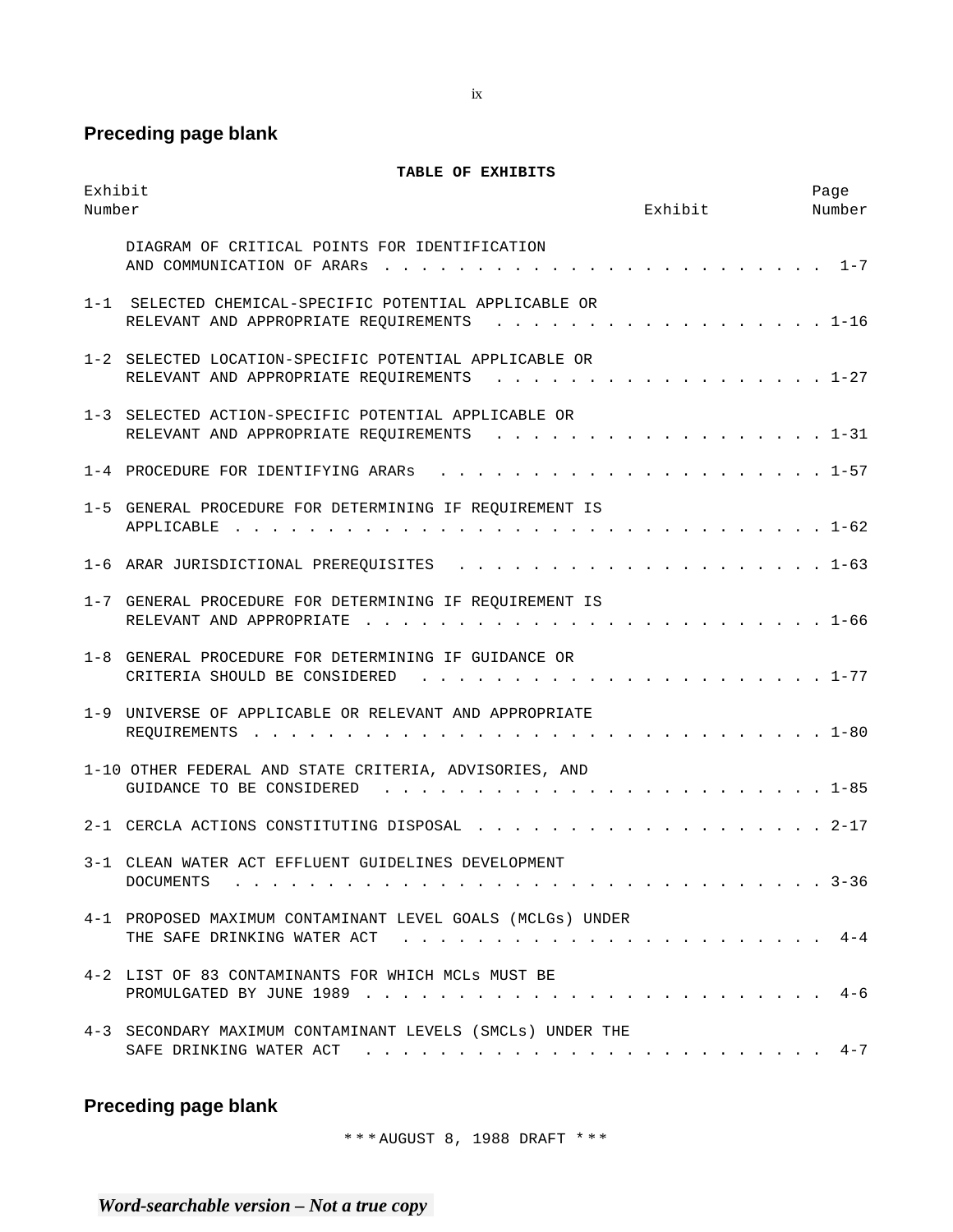**Preceding page blank**

## TABLE OF EXHIBITS

| Exhibit Number | Exhibit | Page Number |
|---|---|---|
| | DIAGRAM OF CRITICAL POINTS FOR IDENTIFICATION AND COMMUNICATION OF ARARs | 1-7 |
| 1-1 | SELECTED CHEMICAL-SPECIFIC POTENTIAL APPLICABLE OR RELEVANT AND APPROPRIATE REQUIREMENTS | 1-16 |
| 1-2 | SELECTED LOCATION-SPECIFIC POTENTIAL APPLICABLE OR RELEVANT AND APPROPRIATE REQUIREMENTS | 1-27 |
| 1-3 | SELECTED ACTION-SPECIFIC POTENTIAL APPLICABLE OR RELEVANT AND APPROPRIATE REQUIREMENTS | 1-31 |
| 1-4 | PROCEDURE FOR IDENTIFYING ARARs | 1-57 |
| 1-5 | GENERAL PROCEDURE FOR DETERMINING IF REQUIREMENT IS APPLICABLE | 1-62 |
| 1-6 | ARAR JURISDICTIONAL PREREQUISITES | 1-63 |
| 1-7 | GENERAL PROCEDURE FOR DETERMINING IF REQUIREMENT IS RELEVANT AND APPROPRIATE | 1-66 |
| 1-8 | GENERAL PROCEDURE FOR DETERMINING IF GUIDANCE OR CRITERIA SHOULD BE CONSIDERED | 1-77 |
| 1-9 | UNIVERSE OF APPLICABLE OR RELEVANT AND APPROPRIATE REQUIREMENTS | 1-80 |
| 1-10 | OTHER FEDERAL AND STATE CRITERIA, ADVISORIES, AND GUIDANCE TO BE CONSIDERED | 1-85 |
| 2-1 | CERCLA ACTIONS CONSTITUTING DISPOSAL | 2-17 |
| 3-1 | CLEAN WATER ACT EFFLUENT GUIDELINES DEVELOPMENT DOCUMENTS | 3-36 |
| 4-1 | PROPOSED MAXIMUM CONTAMINANT LEVEL GOALS (MCLGs) UNDER THE SAFE DRINKING WATER ACT | 4-4 |
| 4-2 | LIST OF 83 CONTAMINANTS FOR WHICH MCLs MUST BE PROMULGATED BY JUNE 1989 | 4-6 |
| 4-3 | SECONDARY MAXIMUM CONTAMINANT LEVELS (SMCLs) UNDER THE SAFE DRINKING WATER ACT | 4-7 |

**Preceding page blank**

*** AUGUST 8, 1988 DRAFT ***

*Word-searchable version – Not a true copy*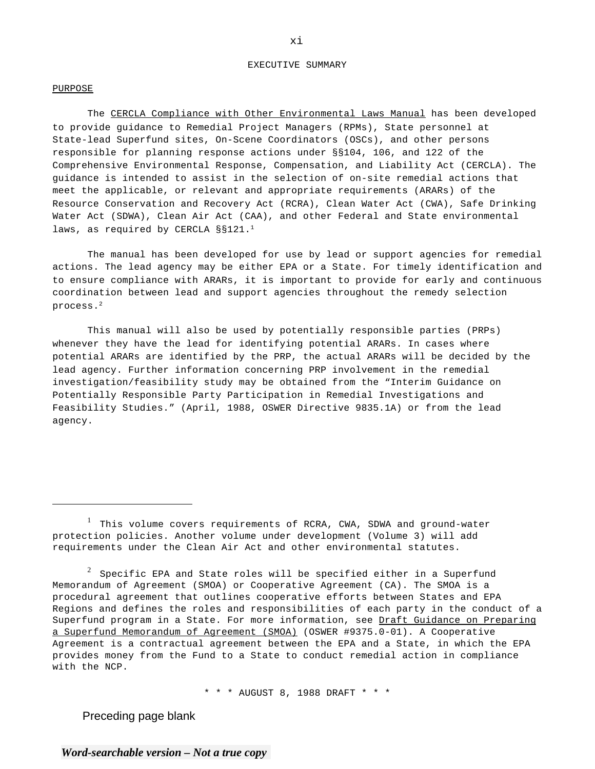# EXECUTIVE SUMMARY

PURPOSE

The CERCLA Compliance with Other Environmental Laws Manual has been developed to provide guidance to Remedial Project Managers (RPMs), State personnel at State-lead Superfund sites, On-Scene Coordinators (OSCs), and other persons responsible for planning response actions under §§104, 106, and 122 of the Comprehensive Environmental Response, Compensation, and Liability Act (CERCLA). The guidance is intended to assist in the selection of on-site remedial actions that meet the applicable, or relevant and appropriate requirements (ARARs) of the Resource Conservation and Recovery Act (RCRA), Clean Water Act (CWA), Safe Drinking Water Act (SDWA), Clean Air Act (CAA), and other Federal and State environmental laws, as required by CERCLA §§121.[1]

The manual has been developed for use by lead or support agencies for remedial actions. The lead agency may be either EPA or a State. For timely identification and to ensure compliance with ARARs, it is important to provide for early and continuous coordination between lead and support agencies throughout the remedy selection process.[2]

This manual will also be used by potentially responsible parties (PRPs) whenever they have the lead for identifying potential ARARs. In cases where potential ARARs are identified by the PRP, the actual ARARs will be decided by the lead agency. Further information concerning PRP involvement in the remedial investigation/feasibility study may be obtained from the “Interim Guidance on Potentially Responsible Party Participation in Remedial Investigations and Feasibility Studies.” (April, 1988, OSWER Directive 9835.1A) or from the lead agency.

---

[1] This volume covers requirements of RCRA, CWA, SDWA and ground-water protection policies. Another volume under development (Volume 3) will add requirements under the Clean Air Act and other environmental statutes.

[2] Specific EPA and State roles will be specified either in a Superfund Memorandum of Agreement (SMOA) or Cooperative Agreement (CA). The SMOA is a procedural agreement that outlines cooperative efforts between States and EPA Regions and defines the roles and responsibilities of each party in the conduct of a Superfund program in a State. For more information, see Draft Guidance on Preparing a Superfund Memorandum of Agreement (SMOA) (OSWER #9375.0-01). A Cooperative Agreement is a contractual agreement between the EPA and a State, in which the EPA provides money from the Fund to a State to conduct remedial action in compliance with the NCP.

\* \* \* AUGUST 8, 1988 DRAFT \* \* \*

Preceding page blank

*Word-searchable version – Not a true copy*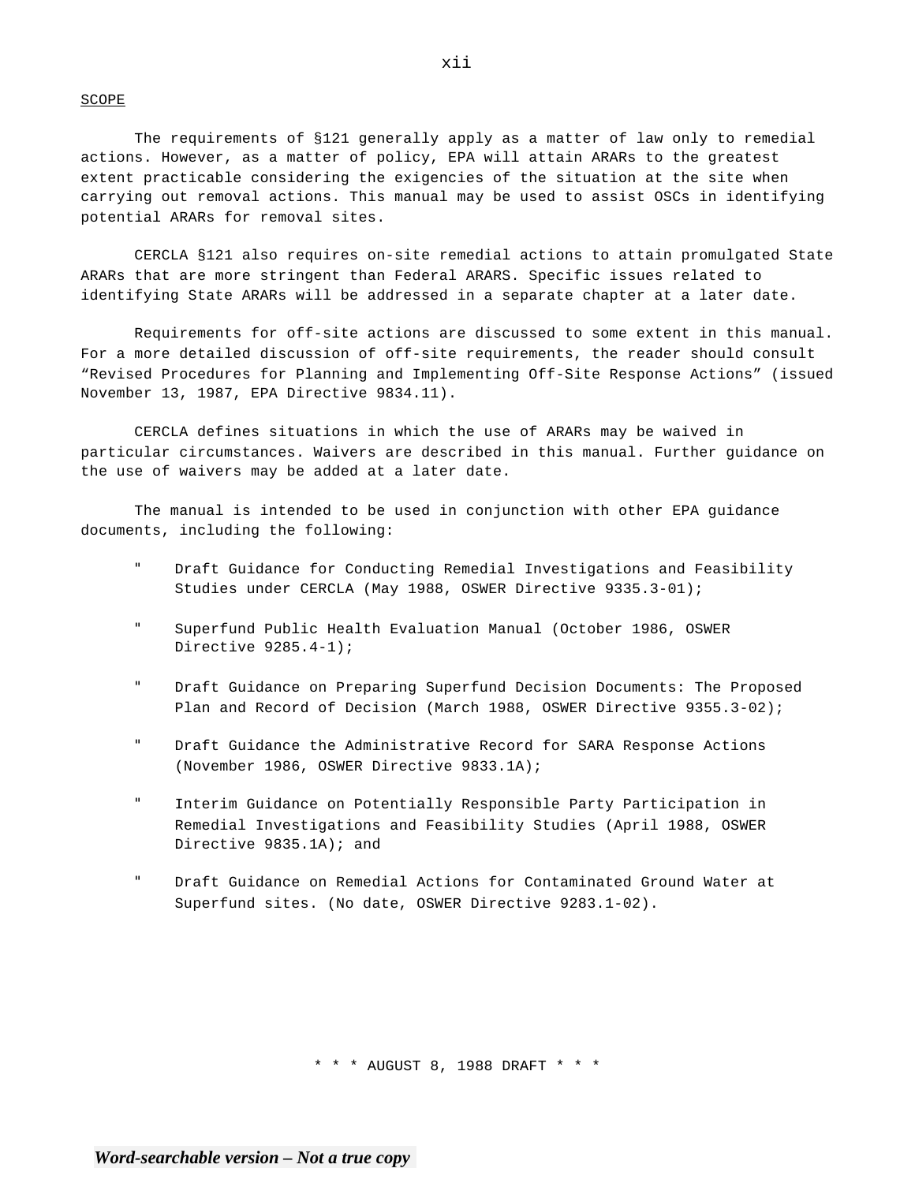SCOPE

The requirements of §121 generally apply as a matter of law only to remedial actions. However, as a matter of policy, EPA will attain ARARs to the greatest extent practicable considering the exigencies of the situation at the site when carrying out removal actions. This manual may be used to assist OSCs in identifying potential ARARs for removal sites.

CERCLA §121 also requires on-site remedial actions to attain promulgated State ARARs that are more stringent than Federal ARARS. Specific issues related to identifying State ARARs will be addressed in a separate chapter at a later date.

Requirements for off-site actions are discussed to some extent in this manual. For a more detailed discussion of off-site requirements, the reader should consult "Revised Procedures for Planning and Implementing Off-Site Response Actions" (issued November 13, 1987, EPA Directive 9834.11).

CERCLA defines situations in which the use of ARARs may be waived in particular circumstances. Waivers are described in this manual. Further guidance on the use of waivers may be added at a later date.

The manual is intended to be used in conjunction with other EPA guidance documents, including the following:

- Draft Guidance for Conducting Remedial Investigations and Feasibility Studies under CERCLA (May 1988, OSWER Directive 9335.3-01);
- Superfund Public Health Evaluation Manual (October 1986, OSWER Directive 9285.4-1);
- Draft Guidance on Preparing Superfund Decision Documents: The Proposed Plan and Record of Decision (March 1988, OSWER Directive 9355.3-02);
- Draft Guidance the Administrative Record for SARA Response Actions (November 1986, OSWER Directive 9833.1A);
- Interim Guidance on Potentially Responsible Party Participation in Remedial Investigations and Feasibility Studies (April 1988, OSWER Directive 9835.1A); and
- Draft Guidance on Remedial Actions for Contaminated Ground Water at Superfund sites. (No date, OSWER Directive 9283.1-02).

* * * AUGUST 8, 1988 DRAFT * * *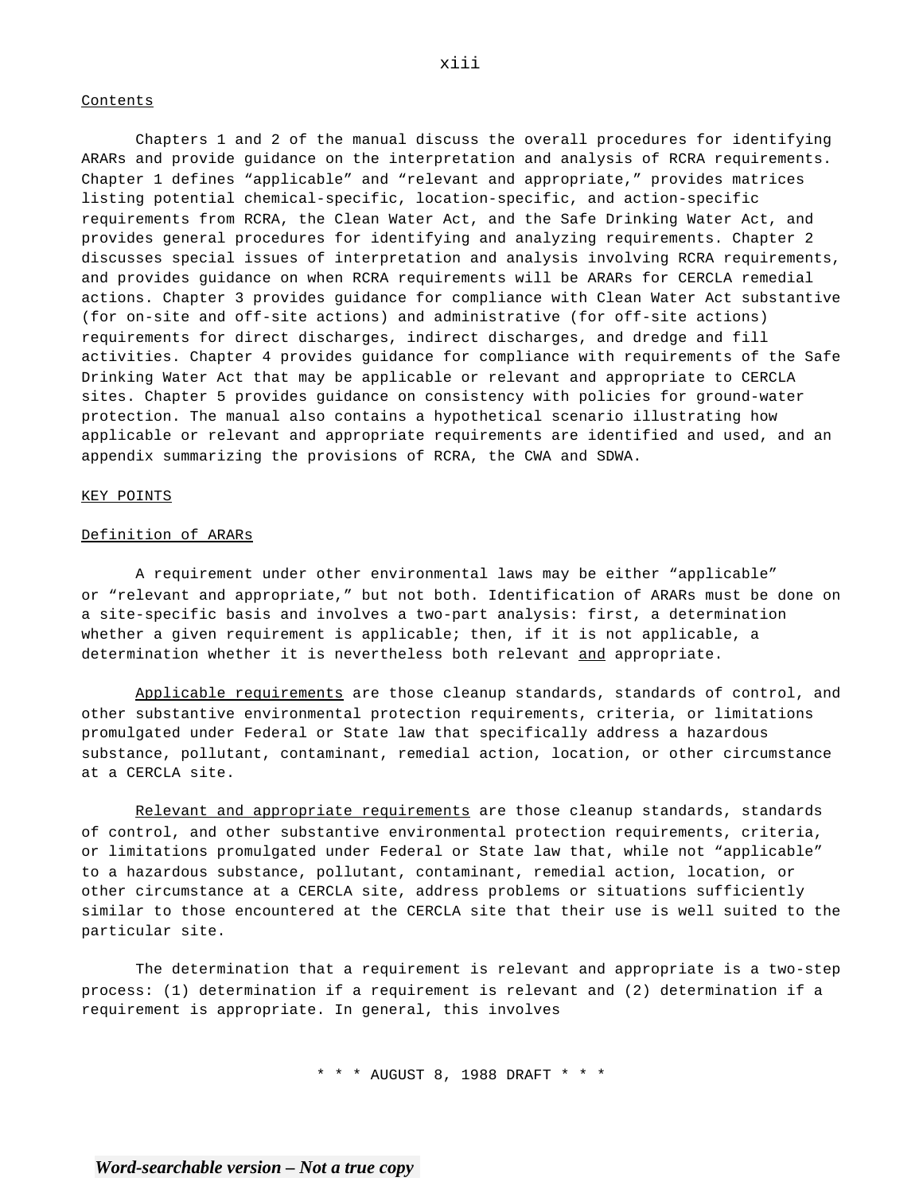Contents

Chapters 1 and 2 of the manual discuss the overall procedures for identifying ARARs and provide guidance on the interpretation and analysis of RCRA requirements. Chapter 1 defines "applicable" and "relevant and appropriate," provides matrices listing potential chemical-specific, location-specific, and action-specific requirements from RCRA, the Clean Water Act, and the Safe Drinking Water Act, and provides general procedures for identifying and analyzing requirements. Chapter 2 discusses special issues of interpretation and analysis involving RCRA requirements, and provides guidance on when RCRA requirements will be ARARs for CERCLA remedial actions. Chapter 3 provides guidance for compliance with Clean Water Act substantive (for on-site and off-site actions) and administrative (for off-site actions) requirements for direct discharges, indirect discharges, and dredge and fill activities. Chapter 4 provides guidance for compliance with requirements of the Safe Drinking Water Act that may be applicable or relevant and appropriate to CERCLA sites. Chapter 5 provides guidance on consistency with policies for ground-water protection. The manual also contains a hypothetical scenario illustrating how applicable or relevant and appropriate requirements are identified and used, and an appendix summarizing the provisions of RCRA, the CWA and SDWA.

KEY POINTS

Definition of ARARs

A requirement under other environmental laws may be either "applicable" or "relevant and appropriate," but not both. Identification of ARARs must be done on a site-specific basis and involves a two-part analysis: first, a determination whether a given requirement is applicable; then, if it is not applicable, a determination whether it is nevertheless both relevant and appropriate.

Applicable requirements are those cleanup standards, standards of control, and other substantive environmental protection requirements, criteria, or limitations promulgated under Federal or State law that specifically address a hazardous substance, pollutant, contaminant, remedial action, location, or other circumstance at a CERCLA site.

Relevant and appropriate requirements are those cleanup standards, standards of control, and other substantive environmental protection requirements, criteria, or limitations promulgated under Federal or State law that, while not "applicable" to a hazardous substance, pollutant, contaminant, remedial action, location, or other circumstance at a CERCLA site, address problems or situations sufficiently similar to those encountered at the CERCLA site that their use is well suited to the particular site.

The determination that a requirement is relevant and appropriate is a two-step process: (1) determination if a requirement is relevant and (2) determination if a requirement is appropriate. In general, this involves

\* \* \* AUGUST 8, 1988 DRAFT \* \* \*

*Word-searchable version – Not a true copy*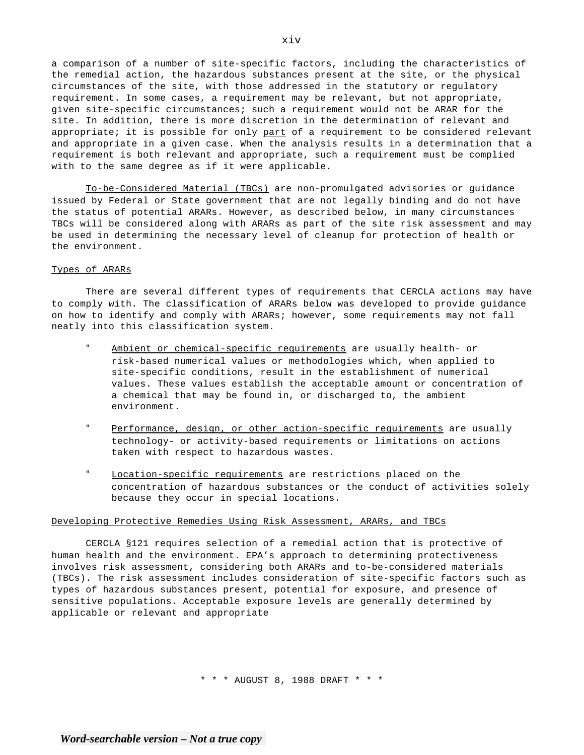a comparison of a number of site-specific factors, including the characteristics of the remedial action, the hazardous substances present at the site, or the physical circumstances of the site, with those addressed in the statutory or regulatory requirement. In some cases, a requirement may be relevant, but not appropriate, given site-specific circumstances; such a requirement would not be ARAR for the site. In addition, there is more discretion in the determination of relevant and appropriate; it is possible for only part of a requirement to be considered relevant and appropriate in a given case. When the analysis results in a determination that a requirement is both relevant and appropriate, such a requirement must be complied with to the same degree as if it were applicable.

To-be-Considered Material (TBCs) are non-promulgated advisories or guidance issued by Federal or State government that are not legally binding and do not have the status of potential ARARs. However, as described below, in many circumstances TBCs will be considered along with ARARs as part of the site risk assessment and may be used in determining the necessary level of cleanup for protection of health or the environment.

Types of ARARs

There are several different types of requirements that CERCLA actions may have to comply with. The classification of ARARs below was developed to provide guidance on how to identify and comply with ARARs; however, some requirements may not fall neatly into this classification system.

- Ambient or chemical-specific requirements are usually health- or risk-based numerical values or methodologies which, when applied to site-specific conditions, result in the establishment of numerical values. These values establish the acceptable amount or concentration of a chemical that may be found in, or discharged to, the ambient environment.

- Performance, design, or other action-specific requirements are usually technology- or activity-based requirements or limitations on actions taken with respect to hazardous wastes.

- Location-specific requirements are restrictions placed on the concentration of hazardous substances or the conduct of activities solely because they occur in special locations.

Developing Protective Remedies Using Risk Assessment, ARARs, and TBCs

CERCLA §121 requires selection of a remedial action that is protective of human health and the environment. EPA's approach to determining protectiveness involves risk assessment, considering both ARARs and to-be-considered materials (TBCs). The risk assessment includes consideration of site-specific factors such as types of hazardous substances present, potential for exposure, and presence of sensitive populations. Acceptable exposure levels are generally determined by applicable or relevant and appropriate

* * * AUGUST 8, 1988 DRAFT * * *

*Word-searchable version – Not a true copy*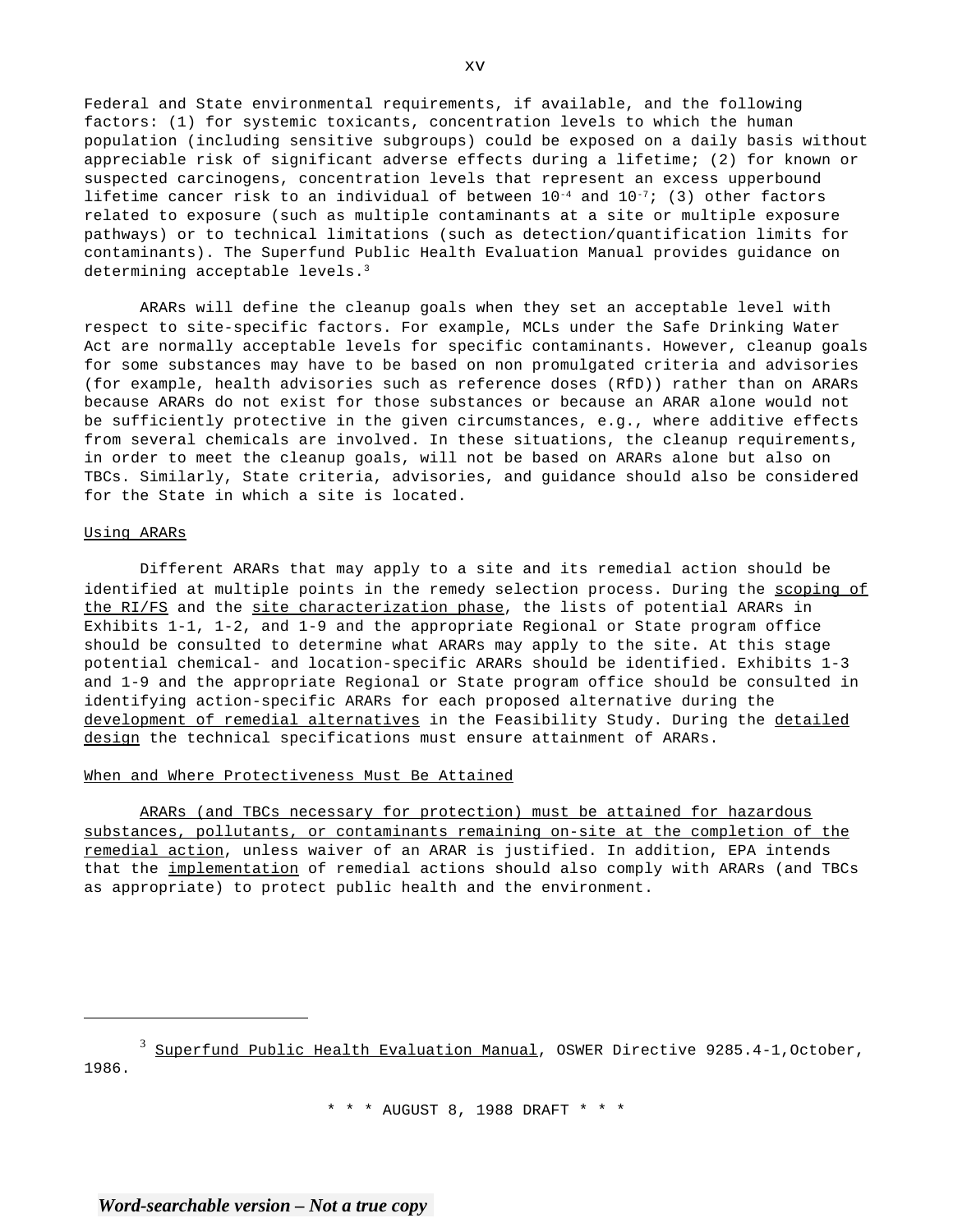Federal and State environmental requirements, if available, and the following factors: (1) for systemic toxicants, concentration levels to which the human population (including sensitive subgroups) could be exposed on a daily basis without appreciable risk of significant adverse effects during a lifetime; (2) for known or suspected carcinogens, concentration levels that represent an excess upperbound lifetime cancer risk to an individual of between $10^{-4}$ and $10^{-7}$; (3) other factors related to exposure (such as multiple contaminants at a site or multiple exposure pathways) or to technical limitations (such as detection/quantification limits for contaminants). The Superfund Public Health Evaluation Manual provides guidance on determining acceptable levels.[3]

ARARs will define the cleanup goals when they set an acceptable level with respect to site-specific factors. For example, MCLs under the Safe Drinking Water Act are normally acceptable levels for specific contaminants. However, cleanup goals for some substances may have to be based on non promulgated criteria and advisories (for example, health advisories such as reference doses (RfD)) rather than on ARARs because ARARs do not exist for those substances or because an ARAR alone would not be sufficiently protective in the given circumstances, e.g., where additive effects from several chemicals are involved. In these situations, the cleanup requirements, in order to meet the cleanup goals, will not be based on ARARs alone but also on TBCs. Similarly, State criteria, advisories, and guidance should also be considered for the State in which a site is located.

Using ARARs

Different ARARs that may apply to a site and its remedial action should be identified at multiple points in the remedy selection process. During the scoping of the RI/FS and the site characterization phase, the lists of potential ARARs in Exhibits 1-1, 1-2, and 1-9 and the appropriate Regional or State program office should be consulted to determine what ARARs may apply to the site. At this stage potential chemical- and location-specific ARARs should be identified. Exhibits 1-3 and 1-9 and the appropriate Regional or State program office should be consulted in identifying action-specific ARARs for each proposed alternative during the development of remedial alternatives in the Feasibility Study. During the detailed design the technical specifications must ensure attainment of ARARs.

When and Where Protectiveness Must Be Attained

ARARs (and TBCs necessary for protection) must be attained for hazardous substances, pollutants, or contaminants remaining on-site at the completion of the remedial action, unless waiver of an ARAR is justified. In addition, EPA intends that the implementation of remedial actions should also comply with ARARs (and TBCs as appropriate) to protect public health and the environment.

---

[3] Superfund Public Health Evaluation Manual, OSWER Directive 9285.4-1,October, 1986.

\* \* \* AUGUST 8, 1988 DRAFT \* \* \*

*Word-searchable version – Not a true copy*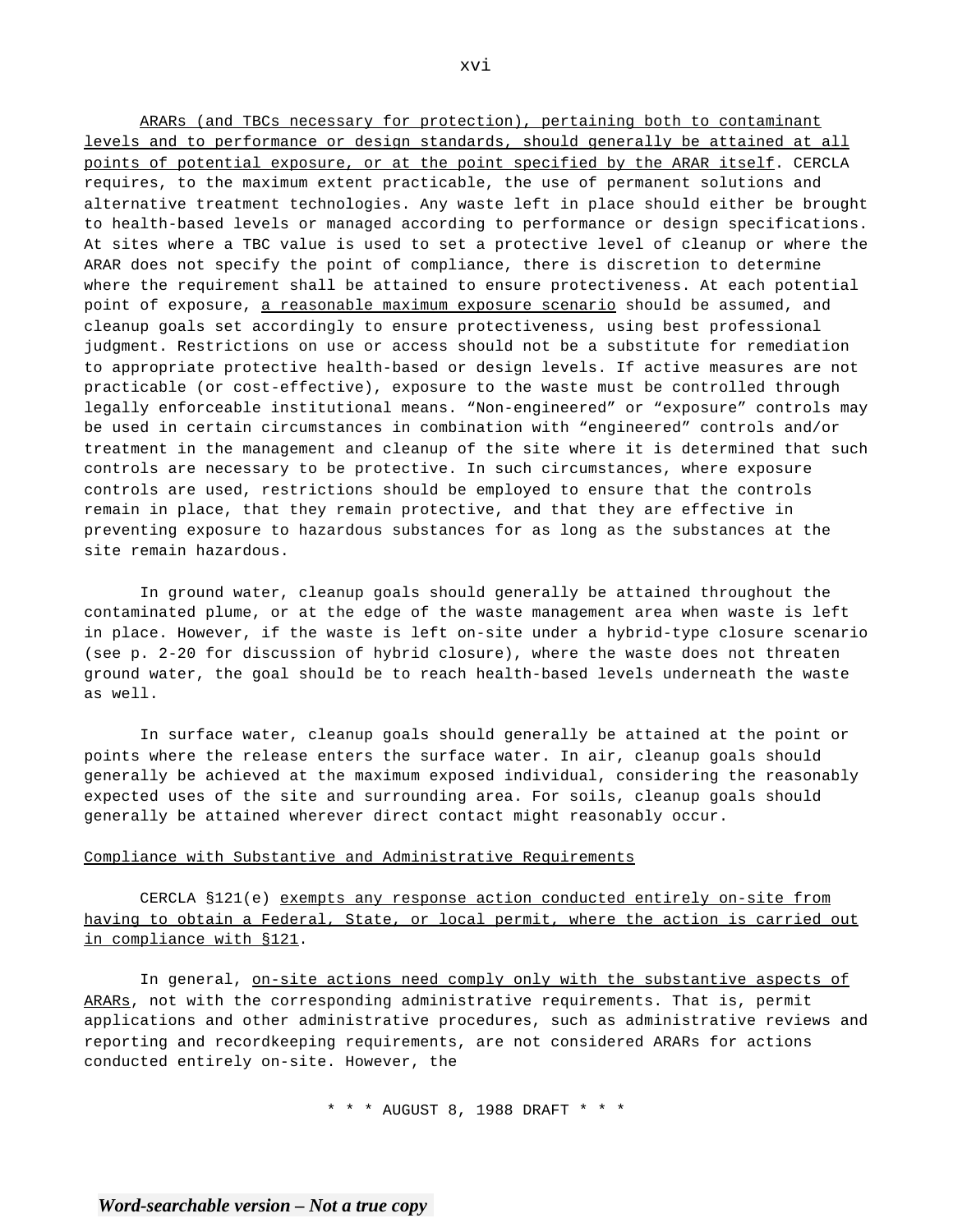ARARs (and TBCs necessary for protection), pertaining both to contaminant levels and to performance or design standards, should generally be attained at all points of potential exposure, or at the point specified by the ARAR itself. CERCLA requires, to the maximum extent practicable, the use of permanent solutions and alternative treatment technologies. Any waste left in place should either be brought to health-based levels or managed according to performance or design specifications. At sites where a TBC value is used to set a protective level of cleanup or where the ARAR does not specify the point of compliance, there is discretion to determine where the requirement shall be attained to ensure protectiveness. At each potential point of exposure, a reasonable maximum exposure scenario should be assumed, and cleanup goals set accordingly to ensure protectiveness, using best professional judgment. Restrictions on use or access should not be a substitute for remediation to appropriate protective health-based or design levels. If active measures are not practicable (or cost-effective), exposure to the waste must be controlled through legally enforceable institutional means. "Non-engineered" or "exposure" controls may be used in certain circumstances in combination with "engineered" controls and/or treatment in the management and cleanup of the site where it is determined that such controls are necessary to be protective. In such circumstances, where exposure controls are used, restrictions should be employed to ensure that the controls remain in place, that they remain protective, and that they are effective in preventing exposure to hazardous substances for as long as the substances at the site remain hazardous.

In ground water, cleanup goals should generally be attained throughout the contaminated plume, or at the edge of the waste management area when waste is left in place. However, if the waste is left on-site under a hybrid-type closure scenario (see p. 2-20 for discussion of hybrid closure), where the waste does not threaten ground water, the goal should be to reach health-based levels underneath the waste as well.

In surface water, cleanup goals should generally be attained at the point or points where the release enters the surface water. In air, cleanup goals should generally be achieved at the maximum exposed individual, considering the reasonably expected uses of the site and surrounding area. For soils, cleanup goals should generally be attained wherever direct contact might reasonably occur.

Compliance with Substantive and Administrative Requirements

CERCLA §121(e) exempts any response action conducted entirely on-site from having to obtain a Federal, State, or local permit, where the action is carried out in compliance with §121.

In general, on-site actions need comply only with the substantive aspects of ARARs, not with the corresponding administrative requirements. That is, permit applications and other administrative procedures, such as administrative reviews and reporting and recordkeeping requirements, are not considered ARARs for actions conducted entirely on-site. However, the

\* \* \* AUGUST 8, 1988 DRAFT \* \* \*

*Word-searchable version – Not a true copy*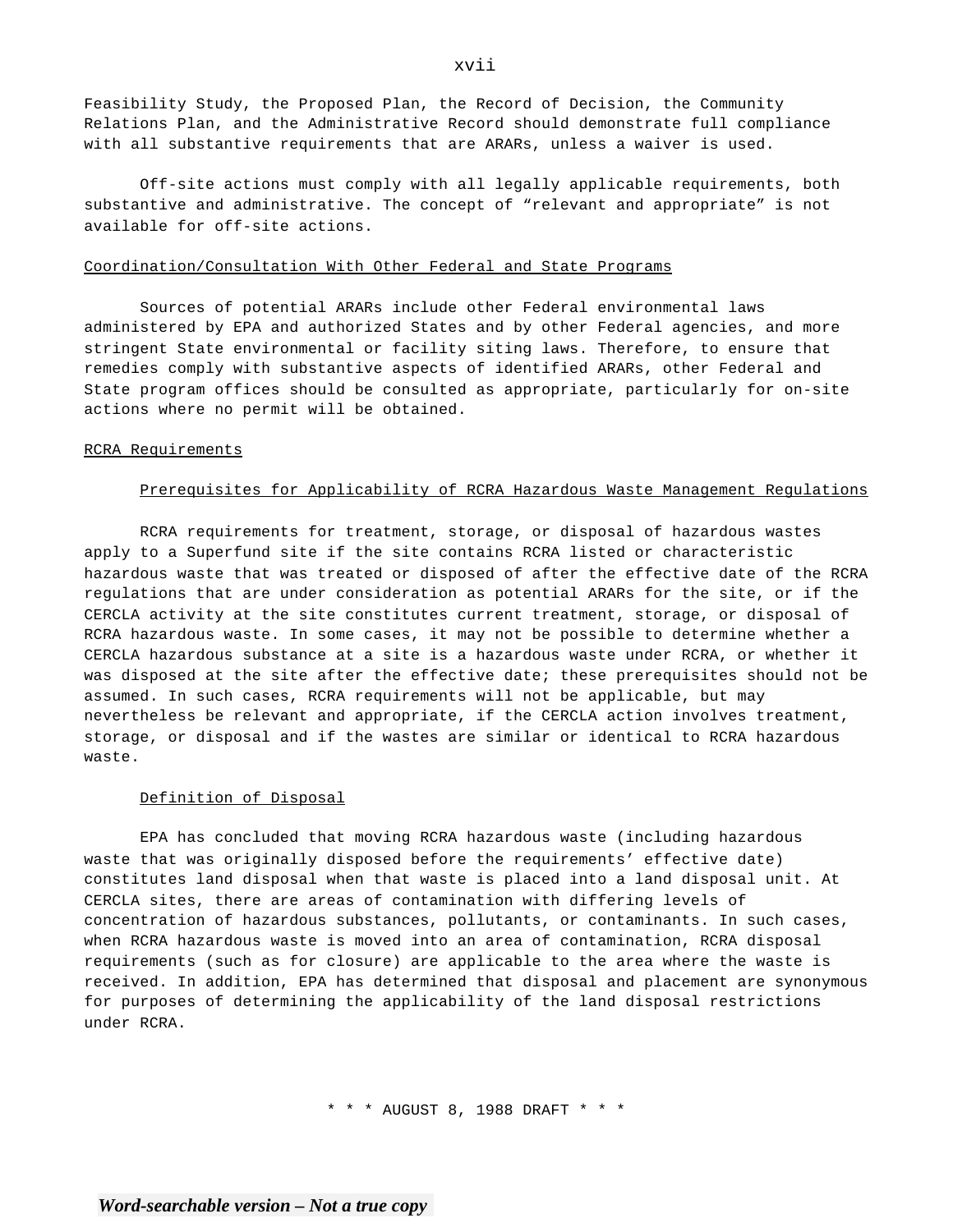Feasibility Study, the Proposed Plan, the Record of Decision, the Community Relations Plan, and the Administrative Record should demonstrate full compliance with all substantive requirements that are ARARs, unless a waiver is used.

Off-site actions must comply with all legally applicable requirements, both substantive and administrative. The concept of "relevant and appropriate" is not available for off-site actions.

<u>Coordination/Consultation With Other Federal and State Programs</u>

Sources of potential ARARs include other Federal environmental laws administered by EPA and authorized States and by other Federal agencies, and more stringent State environmental or facility siting laws. Therefore, to ensure that remedies comply with substantive aspects of identified ARARs, other Federal and State program offices should be consulted as appropriate, particularly for on-site actions where no permit will be obtained.

<u>RCRA Requirements</u>

<u>Prerequisites for Applicability of RCRA Hazardous Waste Management Regulations</u>

RCRA requirements for treatment, storage, or disposal of hazardous wastes apply to a Superfund site if the site contains RCRA listed or characteristic hazardous waste that was treated or disposed of after the effective date of the RCRA regulations that are under consideration as potential ARARs for the site, or if the CERCLA activity at the site constitutes current treatment, storage, or disposal of RCRA hazardous waste. In some cases, it may not be possible to determine whether a CERCLA hazardous substance at a site is a hazardous waste under RCRA, or whether it was disposed at the site after the effective date; these prerequisites should not be assumed. In such cases, RCRA requirements will not be applicable, but may nevertheless be relevant and appropriate, if the CERCLA action involves treatment, storage, or disposal and if the wastes are similar or identical to RCRA hazardous waste.

<u>Definition of Disposal</u>

EPA has concluded that moving RCRA hazardous waste (including hazardous waste that was originally disposed before the requirements' effective date) constitutes land disposal when that waste is placed into a land disposal unit. At CERCLA sites, there are areas of contamination with differing levels of concentration of hazardous substances, pollutants, or contaminants. In such cases, when RCRA hazardous waste is moved into an area of contamination, RCRA disposal requirements (such as for closure) are applicable to the area where the waste is received. In addition, EPA has determined that disposal and placement are synonymous for purposes of determining the applicability of the land disposal restrictions under RCRA.

\* \* \* AUGUST 8, 1988 DRAFT \* \* \*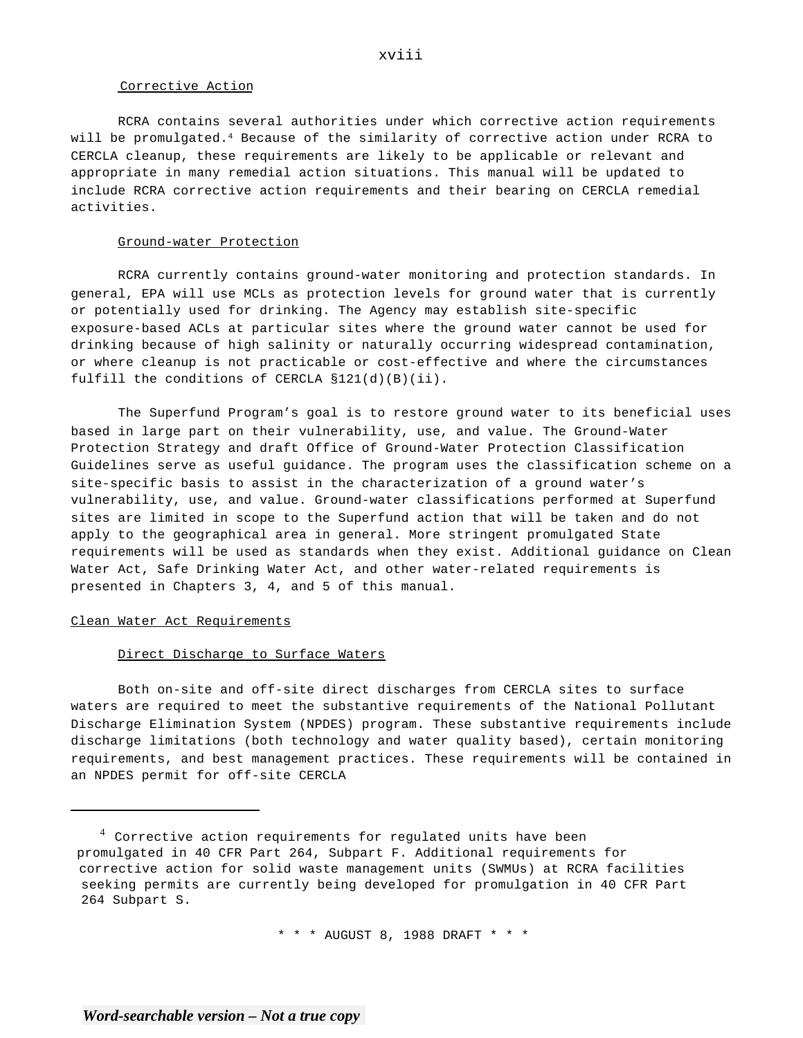### Corrective Action

RCRA contains several authorities under which corrective action requirements will be promulgated.[4] Because of the similarity of corrective action under RCRA to CERCLA cleanup, these requirements are likely to be applicable or relevant and appropriate in many remedial action situations. This manual will be updated to include RCRA corrective action requirements and their bearing on CERCLA remedial activities.

### Ground-water Protection

RCRA currently contains ground-water monitoring and protection standards. In general, EPA will use MCLs as protection levels for ground water that is currently or potentially used for drinking. The Agency may establish site-specific exposure-based ACLs at particular sites where the ground water cannot be used for drinking because of high salinity or naturally occurring widespread contamination, or where cleanup is not practicable or cost-effective and where the circumstances fulfill the conditions of CERCLA §121(d)(B)(ii).

The Superfund Program's goal is to restore ground water to its beneficial uses based in large part on their vulnerability, use, and value. The Ground-Water Protection Strategy and draft Office of Ground-Water Protection Classification Guidelines serve as useful guidance. The program uses the classification scheme on a site-specific basis to assist in the characterization of a ground water's vulnerability, use, and value. Ground-water classifications performed at Superfund sites are limited in scope to the Superfund action that will be taken and do not apply to the geographical area in general. More stringent promulgated State requirements will be used as standards when they exist. Additional guidance on Clean Water Act, Safe Drinking Water Act, and other water-related requirements is presented in Chapters 3, 4, and 5 of this manual.

## Clean Water Act Requirements

### Direct Discharge to Surface Waters

Both on-site and off-site direct discharges from CERCLA sites to surface waters are required to meet the substantive requirements of the National Pollutant Discharge Elimination System (NPDES) program. These substantive requirements include discharge limitations (both technology and water quality based), certain monitoring requirements, and best management practices. These requirements will be contained in an NPDES permit for off-site CERCLA

---

[4] Corrective action requirements for regulated units have been promulgated in 40 CFR Part 264, Subpart F. Additional requirements for corrective action for solid waste management units (SWMUs) at RCRA facilities seeking permits are currently being developed for promulgation in 40 CFR Part 264 Subpart S.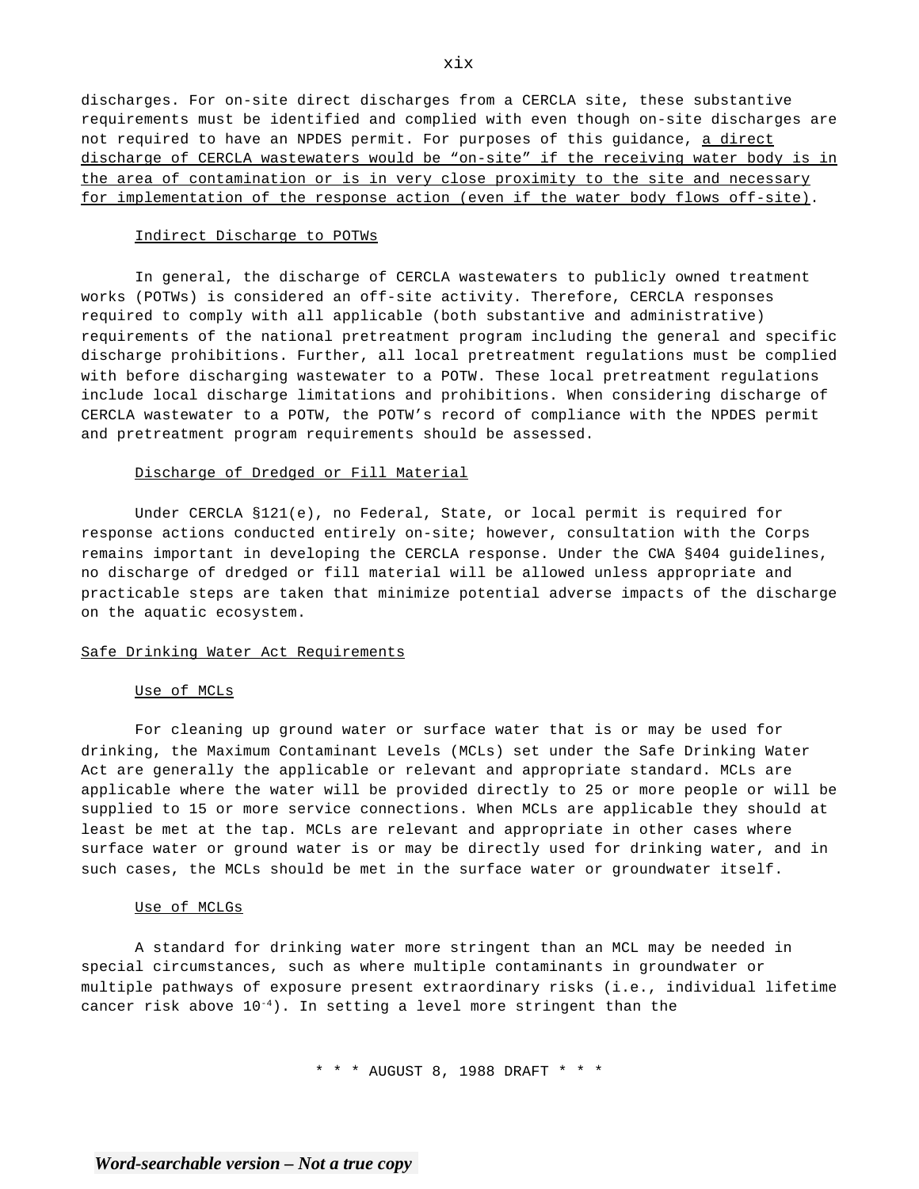discharges. For on-site direct discharges from a CERCLA site, these substantive requirements must be identified and complied with even though on-site discharges are not required to have an NPDES permit. For purposes of this guidance, <u>a direct discharge of CERCLA wastewaters would be “on-site” if the receiving water body is in the area of contamination or is in very close proximity to the site and necessary for implementation of the response action (even if the water body flows off-site)</u>.

<u>Indirect Discharge to POTWs</u>

In general, the discharge of CERCLA wastewaters to publicly owned treatment works (POTWs) is considered an off-site activity. Therefore, CERCLA responses required to comply with all applicable (both substantive and administrative) requirements of the national pretreatment program including the general and specific discharge prohibitions. Further, all local pretreatment regulations must be complied with before discharging wastewater to a POTW. These local pretreatment regulations include local discharge limitations and prohibitions. When considering discharge of CERCLA wastewater to a POTW, the POTW’s record of compliance with the NPDES permit and pretreatment program requirements should be assessed.

<u>Discharge of Dredged or Fill Material</u>

Under CERCLA §121(e), no Federal, State, or local permit is required for response actions conducted entirely on-site; however, consultation with the Corps remains important in developing the CERCLA response. Under the CWA §404 guidelines, no discharge of dredged or fill material will be allowed unless appropriate and practicable steps are taken that minimize potential adverse impacts of the discharge on the aquatic ecosystem.

<u>Safe Drinking Water Act Requirements</u>

<u>Use of MCLs</u>

For cleaning up ground water or surface water that is or may be used for drinking, the Maximum Contaminant Levels (MCLs) set under the Safe Drinking Water Act are generally the applicable or relevant and appropriate standard. MCLs are applicable where the water will be provided directly to 25 or more people or will be supplied to 15 or more service connections. When MCLs are applicable they should at least be met at the tap. MCLs are relevant and appropriate in other cases where surface water or ground water is or may be directly used for drinking water, and in such cases, the MCLs should be met in the surface water or groundwater itself.

<u>Use of MCLGs</u>

A standard for drinking water more stringent than an MCL may be needed in special circumstances, such as where multiple contaminants in groundwater or multiple pathways of exposure present extraordinary risks (i.e., individual lifetime cancer risk above $10^{-4}$). In setting a level more stringent than the

* * * AUGUST 8, 1988 DRAFT * * *

*Word-searchable version – Not a true copy*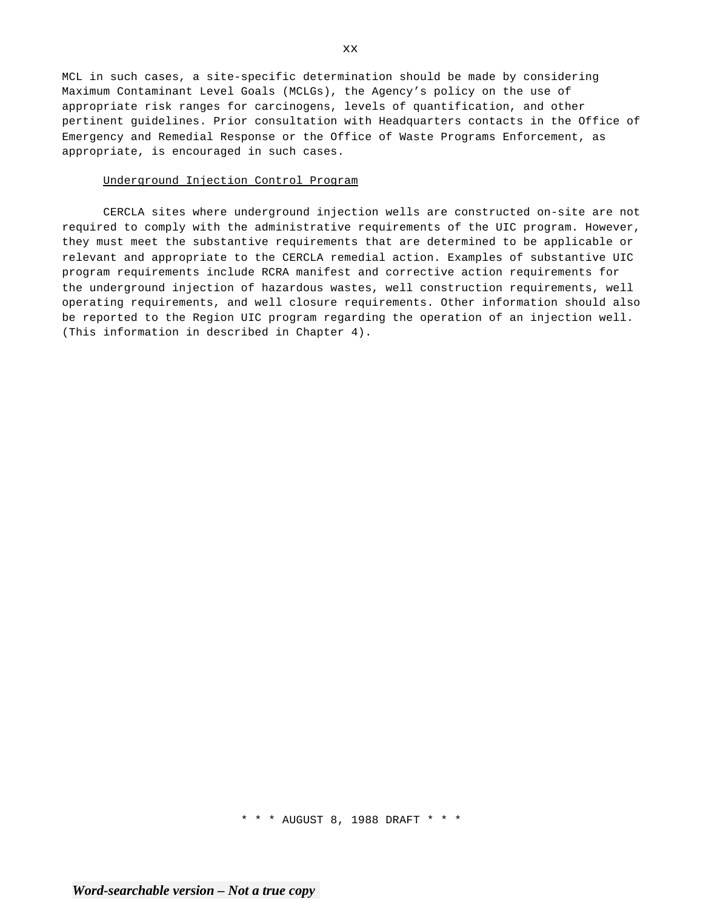MCL in such cases, a site-specific determination should be made by considering Maximum Contaminant Level Goals (MCLGs), the Agency's policy on the use of appropriate risk ranges for carcinogens, levels of quantification, and other pertinent guidelines. Prior consultation with Headquarters contacts in the Office of Emergency and Remedial Response or the Office of Waste Programs Enforcement, as appropriate, is encouraged in such cases.

Underground Injection Control Program

CERCLA sites where underground injection wells are constructed on-site are not required to comply with the administrative requirements of the UIC program. However, they must meet the substantive requirements that are determined to be applicable or relevant and appropriate to the CERCLA remedial action. Examples of substantive UIC program requirements include RCRA manifest and corrective action requirements for the underground injection of hazardous wastes, well construction requirements, well operating requirements, and well closure requirements. Other information should also be reported to the Region UIC program regarding the operation of an injection well. (This information in described in Chapter 4).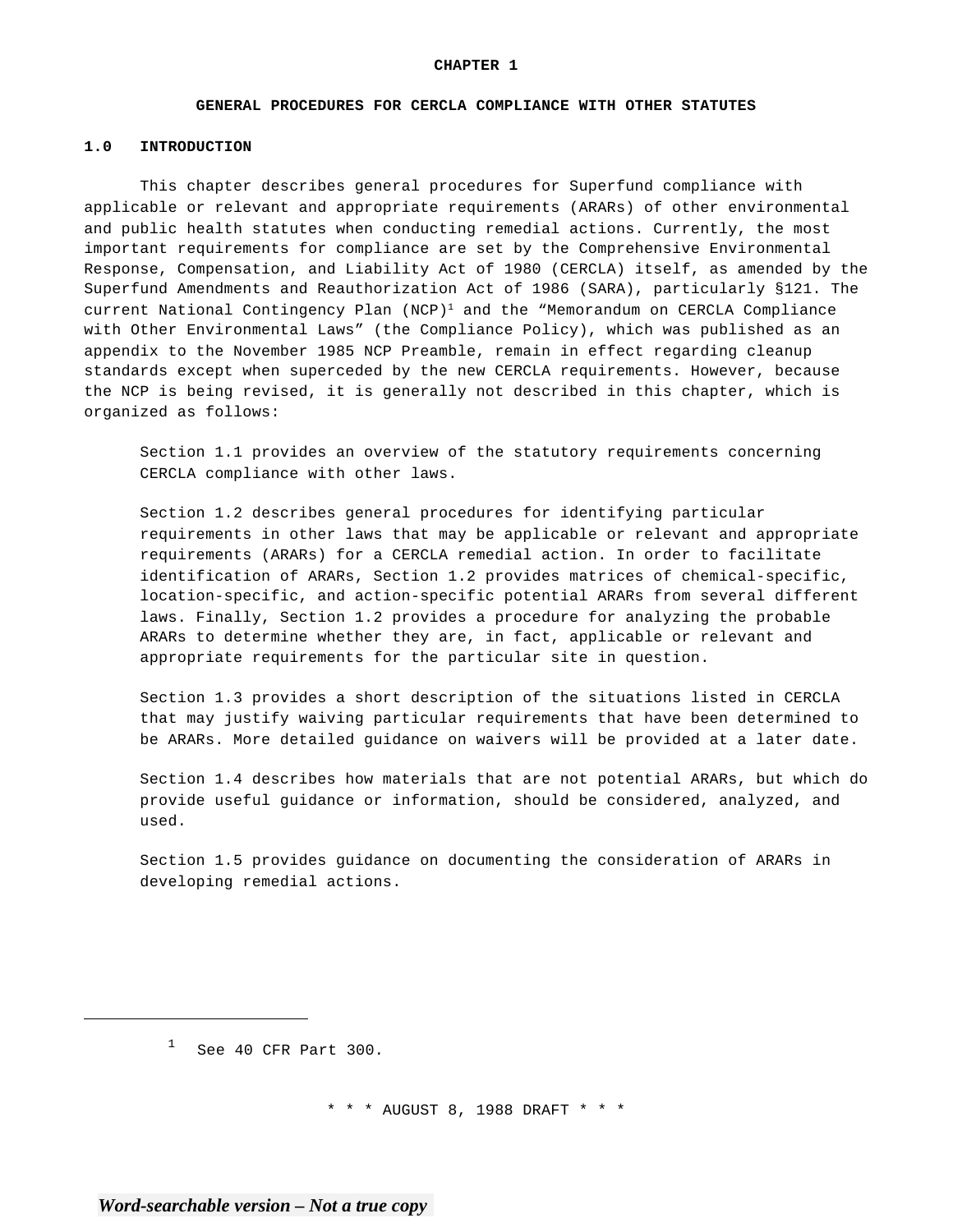# CHAPTER 1

## GENERAL PROCEDURES FOR CERCLA COMPLIANCE WITH OTHER STATUTES

### 1.0 INTRODUCTION

This chapter describes general procedures for Superfund compliance with applicable or relevant and appropriate requirements (ARARs) of other environmental and public health statutes when conducting remedial actions. Currently, the most important requirements for compliance are set by the Comprehensive Environmental Response, Compensation, and Liability Act of 1980 (CERCLA) itself, as amended by the Superfund Amendments and Reauthorization Act of 1986 (SARA), particularly §121. The current National Contingency Plan (NCP)[1] and the "Memorandum on CERCLA Compliance with Other Environmental Laws" (the Compliance Policy), which was published as an appendix to the November 1985 NCP Preamble, remain in effect regarding cleanup standards except when superceded by the new CERCLA requirements. However, because the NCP is being revised, it is generally not described in this chapter, which is organized as follows:

Section 1.1 provides an overview of the statutory requirements concerning CERCLA compliance with other laws.

Section 1.2 describes general procedures for identifying particular requirements in other laws that may be applicable or relevant and appropriate requirements (ARARs) for a CERCLA remedial action. In order to facilitate identification of ARARs, Section 1.2 provides matrices of chemical-specific, location-specific, and action-specific potential ARARs from several different laws. Finally, Section 1.2 provides a procedure for analyzing the probable ARARs to determine whether they are, in fact, applicable or relevant and appropriate requirements for the particular site in question.

Section 1.3 provides a short description of the situations listed in CERCLA that may justify waiving particular requirements that have been determined to be ARARs. More detailed guidance on waivers will be provided at a later date.

Section 1.4 describes how materials that are not potential ARARs, but which do provide useful guidance or information, should be considered, analyzed, and used.

Section 1.5 provides guidance on documenting the consideration of ARARs in developing remedial actions.

---

[1] See 40 CFR Part 300.

* * * AUGUST 8, 1988 DRAFT * * *

*Word-searchable version – Not a true copy*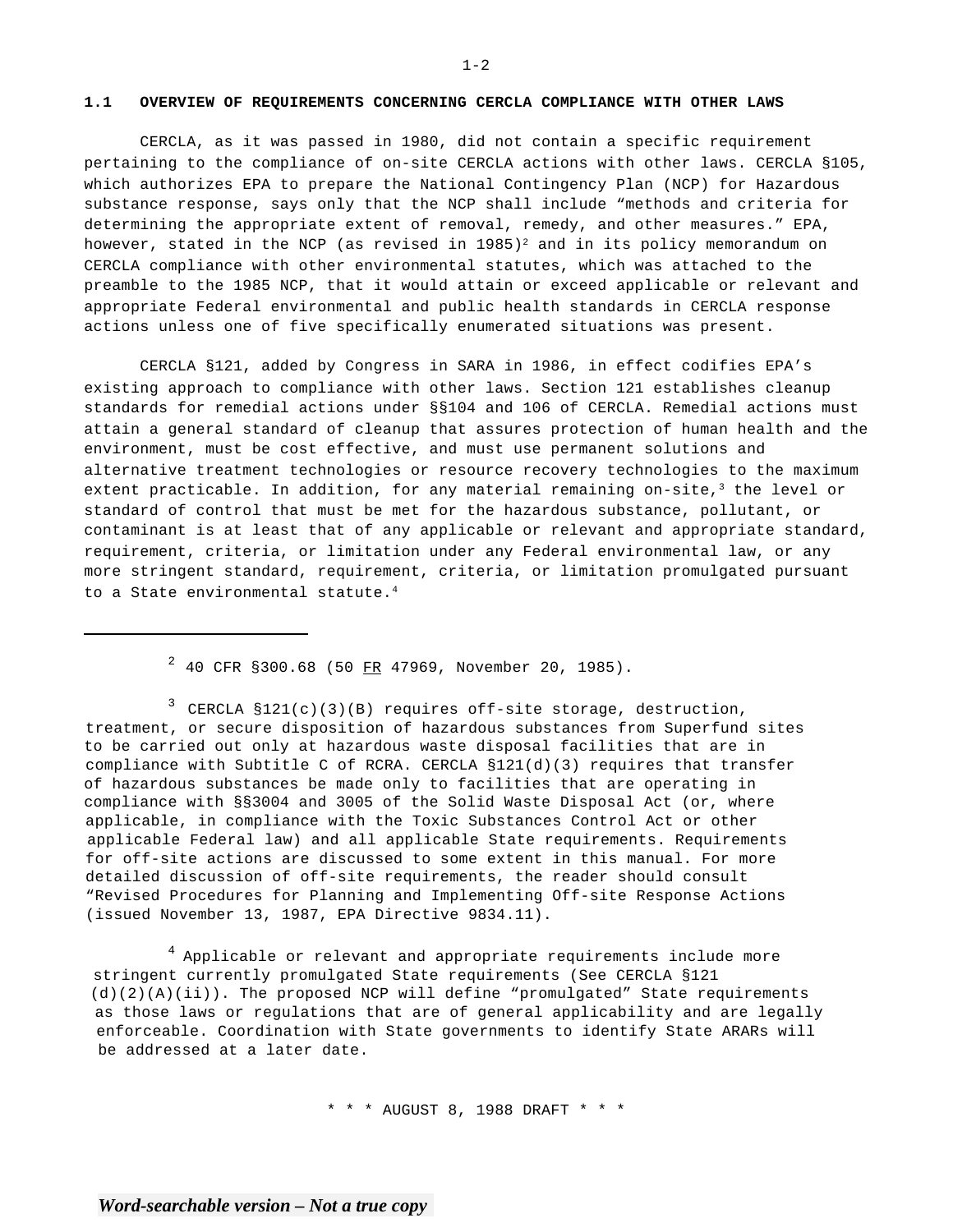## 1.1 OVERVIEW OF REQUIREMENTS CONCERNING CERCLA COMPLIANCE WITH OTHER LAWS

CERCLA, as it was passed in 1980, did not contain a specific requirement pertaining to the compliance of on-site CERCLA actions with other laws. CERCLA §105, which authorizes EPA to prepare the National Contingency Plan (NCP) for Hazardous substance response, says only that the NCP shall include "methods and criteria for determining the appropriate extent of removal, remedy, and other measures." EPA, however, stated in the NCP (as revised in 1985)[2] and in its policy memorandum on CERCLA compliance with other environmental statutes, which was attached to the preamble to the 1985 NCP, that it would attain or exceed applicable or relevant and appropriate Federal environmental and public health standards in CERCLA response actions unless one of five specifically enumerated situations was present.

CERCLA §121, added by Congress in SARA in 1986, in effect codifies EPA's existing approach to compliance with other laws. Section 121 establishes cleanup standards for remedial actions under §§104 and 106 of CERCLA. Remedial actions must attain a general standard of cleanup that assures protection of human health and the environment, must be cost effective, and must use permanent solutions and alternative treatment technologies or resource recovery technologies to the maximum extent practicable. In addition, for any material remaining on-site,[3] the level or standard of control that must be met for the hazardous substance, pollutant, or contaminant is at least that of any applicable or relevant and appropriate standard, requirement, criteria, or limitation under any Federal environmental law, or any more stringent standard, requirement, criteria, or limitation promulgated pursuant to a State environmental statute.[4]

---

[2] 40 CFR §300.68 (50 FR 47969, November 20, 1985).

[3] CERCLA §121(c)(3)(B) requires off-site storage, destruction, treatment, or secure disposition of hazardous substances from Superfund sites to be carried out only at hazardous waste disposal facilities that are in compliance with Subtitle C of RCRA. CERCLA §121(d)(3) requires that transfer of hazardous substances be made only to facilities that are operating in compliance with §§3004 and 3005 of the Solid Waste Disposal Act (or, where applicable, in compliance with the Toxic Substances Control Act or other applicable Federal law) and all applicable State requirements. Requirements for off-site actions are discussed to some extent in this manual. For more detailed discussion of off-site requirements, the reader should consult "Revised Procedures for Planning and Implementing Off-site Response Actions (issued November 13, 1987, EPA Directive 9834.11).

[4] Applicable or relevant and appropriate requirements include more stringent currently promulgated State requirements (See CERCLA §121 (d)(2)(A)(ii)). The proposed NCP will define "promulgated" State requirements as those laws or regulations that are of general applicability and are legally enforceable. Coordination with State governments to identify State ARARs will be addressed at a later date.

\* \* \* AUGUST 8, 1988 DRAFT \* \* \*

*Word-searchable version – Not a true copy*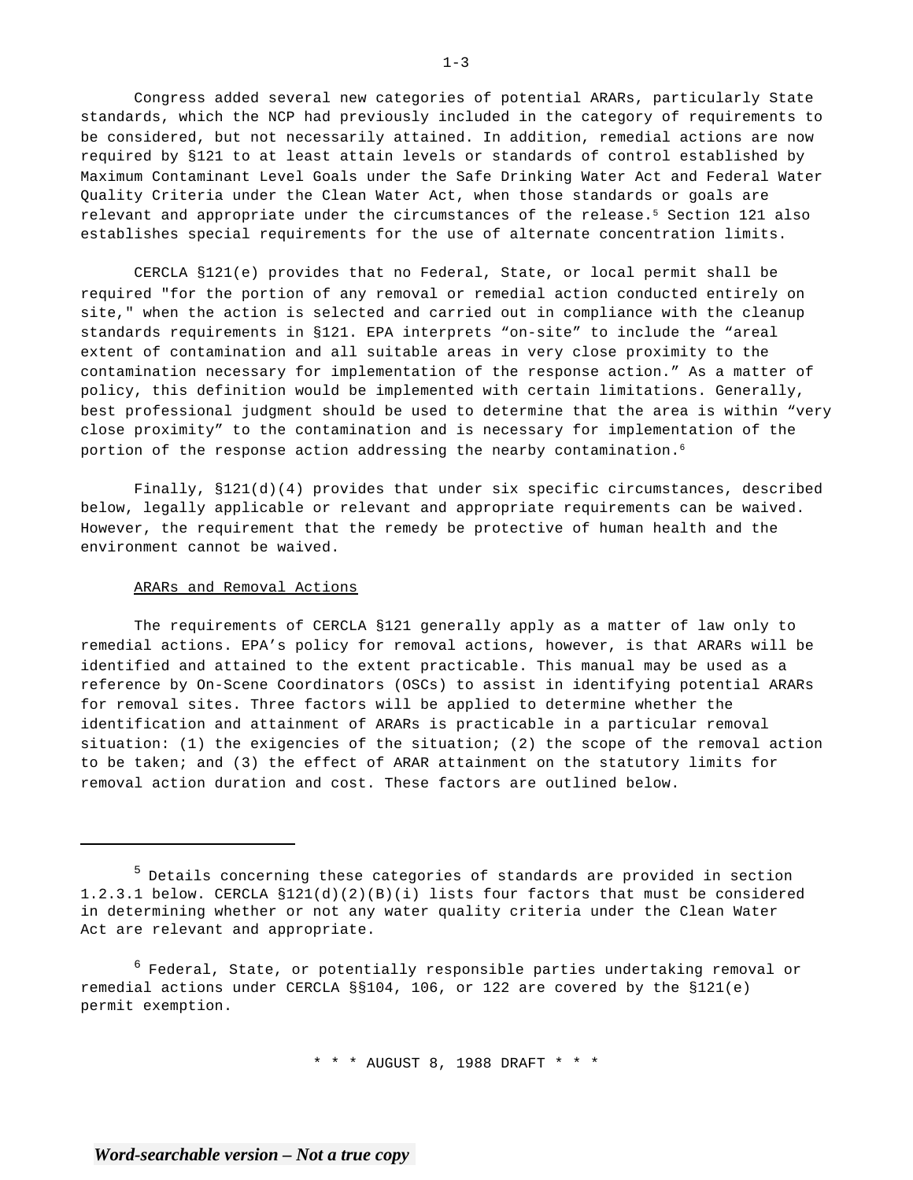Congress added several new categories of potential ARARs, particularly State standards, which the NCP had previously included in the category of requirements to be considered, but not necessarily attained. In addition, remedial actions are now required by §121 to at least attain levels or standards of control established by Maximum Contaminant Level Goals under the Safe Drinking Water Act and Federal Water Quality Criteria under the Clean Water Act, when those standards or goals are relevant and appropriate under the circumstances of the release.[5] Section 121 also establishes special requirements for the use of alternate concentration limits.

CERCLA §121(e) provides that no Federal, State, or local permit shall be required "for the portion of any removal or remedial action conducted entirely on site," when the action is selected and carried out in compliance with the cleanup standards requirements in §121. EPA interprets "on-site" to include the "areal extent of contamination and all suitable areas in very close proximity to the contamination necessary for implementation of the response action." As a matter of policy, this definition would be implemented with certain limitations. Generally, best professional judgment should be used to determine that the area is within "very close proximity" to the contamination and is necessary for implementation of the portion of the response action addressing the nearby contamination.[6]

Finally, §121(d)(4) provides that under six specific circumstances, described below, legally applicable or relevant and appropriate requirements can be waived. However, the requirement that the remedy be protective of human health and the environment cannot be waived.

<u>ARARs and Removal Actions</u>

The requirements of CERCLA §121 generally apply as a matter of law only to remedial actions. EPA's policy for removal actions, however, is that ARARs will be identified and attained to the extent practicable. This manual may be used as a reference by On-Scene Coordinators (OSCs) to assist in identifying potential ARARs for removal sites. Three factors will be applied to determine whether the identification and attainment of ARARs is practicable in a particular removal situation: (1) the exigencies of the situation; (2) the scope of the removal action to be taken; and (3) the effect of ARAR attainment on the statutory limits for removal action duration and cost. These factors are outlined below.

---

[5] Details concerning these categories of standards are provided in section 1.2.3.1 below. CERCLA §121(d)(2)(B)(i) lists four factors that must be considered in determining whether or not any water quality criteria under the Clean Water Act are relevant and appropriate.

[6] Federal, State, or potentially responsible parties undertaking removal or remedial actions under CERCLA §§104, 106, or 122 are covered by the §121(e) permit exemption.

* * * AUGUST 8, 1988 DRAFT * * *

*Word-searchable version – Not a true copy*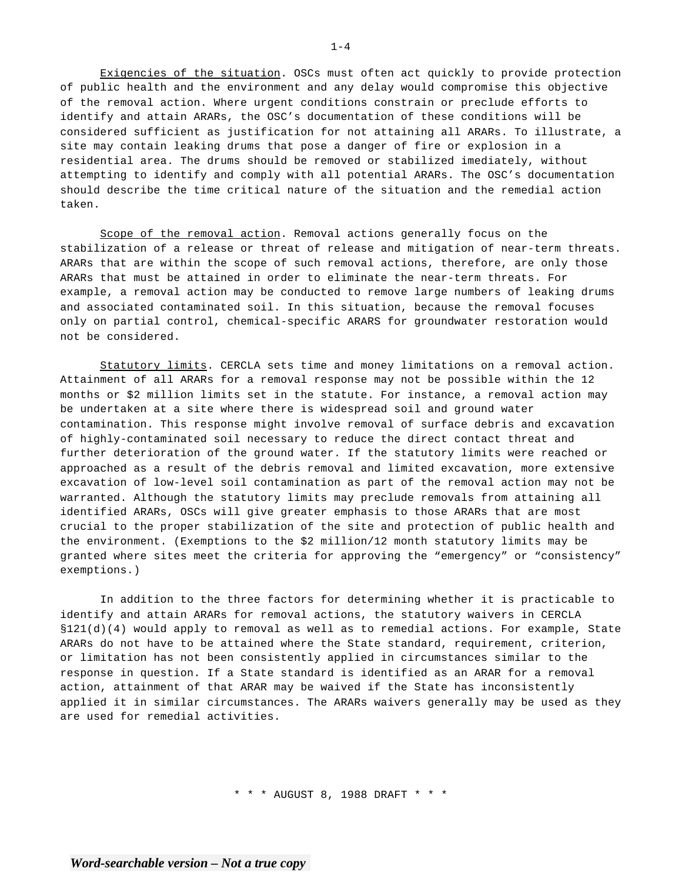Exigencies of the situation. OSCs must often act quickly to provide protection of public health and the environment and any delay would compromise this objective of the removal action. Where urgent conditions constrain or preclude efforts to identify and attain ARARs, the OSC's documentation of these conditions will be considered sufficient as justification for not attaining all ARARs. To illustrate, a site may contain leaking drums that pose a danger of fire or explosion in a residential area. The drums should be removed or stabilized imediately, without attempting to identify and comply with all potential ARARs. The OSC's documentation should describe the time critical nature of the situation and the remedial action taken.

Scope of the removal action. Removal actions generally focus on the stabilization of a release or threat of release and mitigation of near-term threats. ARARs that are within the scope of such removal actions, therefore, are only those ARARs that must be attained in order to eliminate the near-term threats. For example, a removal action may be conducted to remove large numbers of leaking drums and associated contaminated soil. In this situation, because the removal focuses only on partial control, chemical-specific ARARS for groundwater restoration would not be considered.

Statutory limits. CERCLA sets time and money limitations on a removal action. Attainment of all ARARs for a removal response may not be possible within the 12 months or $2 million limits set in the statute. For instance, a removal action may be undertaken at a site where there is widespread soil and ground water contamination. This response might involve removal of surface debris and excavation of highly-contaminated soil necessary to reduce the direct contact threat and further deterioration of the ground water. If the statutory limits were reached or approached as a result of the debris removal and limited excavation, more extensive excavation of low-level soil contamination as part of the removal action may not be warranted. Although the statutory limits may preclude removals from attaining all identified ARARs, OSCs will give greater emphasis to those ARARs that are most crucial to the proper stabilization of the site and protection of public health and the environment. (Exemptions to the $2 million/12 month statutory limits may be granted where sites meet the criteria for approving the "emergency" or "consistency" exemptions.)

In addition to the three factors for determining whether it is practicable to identify and attain ARARs for removal actions, the statutory waivers in CERCLA §121(d)(4) would apply to removal as well as to remedial actions. For example, State ARARs do not have to be attained where the State standard, requirement, criterion, or limitation has not been consistently applied in circumstances similar to the response in question. If a State standard is identified as an ARAR for a removal action, attainment of that ARAR may be waived if the State has inconsistently applied it in similar circumstances. The ARARs waivers generally may be used as they are used for remedial activities.

* * * AUGUST 8, 1988 DRAFT * * *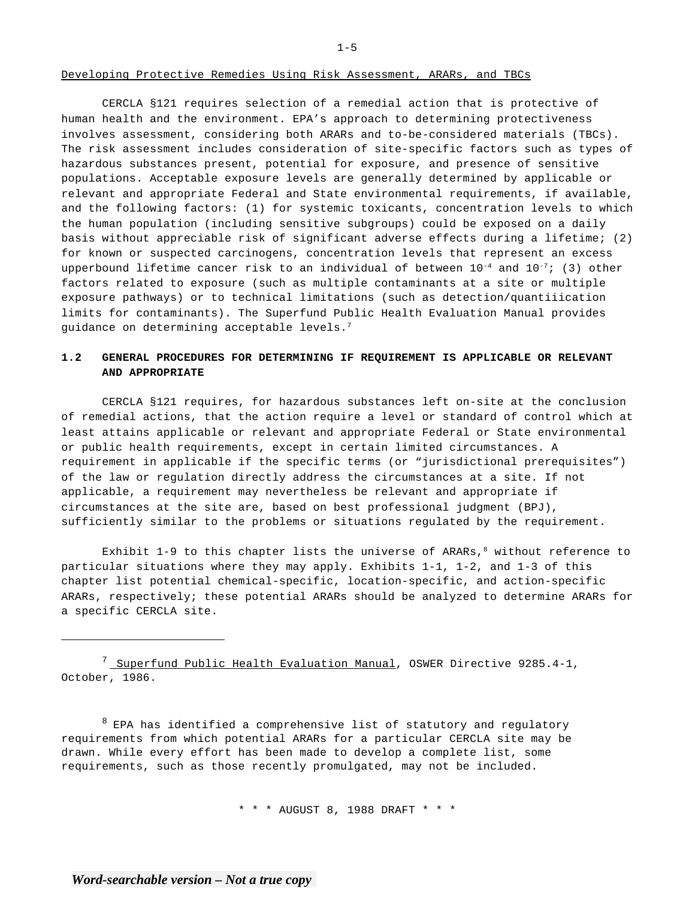Developing Protective Remedies Using Risk Assessment, ARARs, and TBCs

CERCLA §121 requires selection of a remedial action that is protective of human health and the environment. EPA's approach to determining protectiveness involves assessment, considering both ARARs and to-be-considered materials (TBCs). The risk assessment includes consideration of site-specific factors such as types of hazardous substances present, potential for exposure, and presence of sensitive populations. Acceptable exposure levels are generally determined by applicable or relevant and appropriate Federal and State environmental requirements, if available, and the following factors: (1) for systemic toxicants, concentration levels to which the human population (including sensitive subgroups) could be exposed on a daily basis without appreciable risk of significant adverse effects during a lifetime; (2) for known or suspected carcinogens, concentration levels that represent an excess upperbound lifetime cancer risk to an individual of between $10^{-4}$ and $10^{-7}$; (3) other factors related to exposure (such as multiple contaminants at a site or multiple exposure pathways) or to technical limitations (such as detection/quantiiication limits for contaminants). The Superfund Public Health Evaluation Manual provides guidance on determining acceptable levels.[7]

## 1.2 GENERAL PROCEDURES FOR DETERMINING IF REQUIREMENT IS APPLICABLE OR RELEVANT AND APPROPRIATE

CERCLA §121 requires, for hazardous substances left on-site at the conclusion of remedial actions, that the action require a level or standard of control which at least attains applicable or relevant and appropriate Federal or State environmental or public health requirements, except in certain limited circumstances. A requirement in applicable if the specific terms (or "jurisdictional prerequisites") of the law or regulation directly address the circumstances at a site. If not applicable, a requirement may nevertheless be relevant and appropriate if circumstances at the site are, based on best professional judgment (BPJ), sufficiently similar to the problems or situations regulated by the requirement.

Exhibit 1-9 to this chapter lists the universe of ARARs,[8] without reference to particular situations where they may apply. Exhibits 1-1, 1-2, and 1-3 of this chapter list potential chemical-specific, location-specific, and action-specific ARARs, respectively; these potential ARARs should be analyzed to determine ARARs for a specific CERCLA site.

---

[7] Superfund Public Health Evaluation Manual, OSWER Directive 9285.4-1, October, 1986.

[8] EPA has identified a comprehensive list of statutory and regulatory requirements from which potential ARARs for a particular CERCLA site may be drawn. While every effort has been made to develop a complete list, some requirements, such as those recently promulgated, may not be included.

\* \* \* AUGUST 8, 1988 DRAFT \* \* \*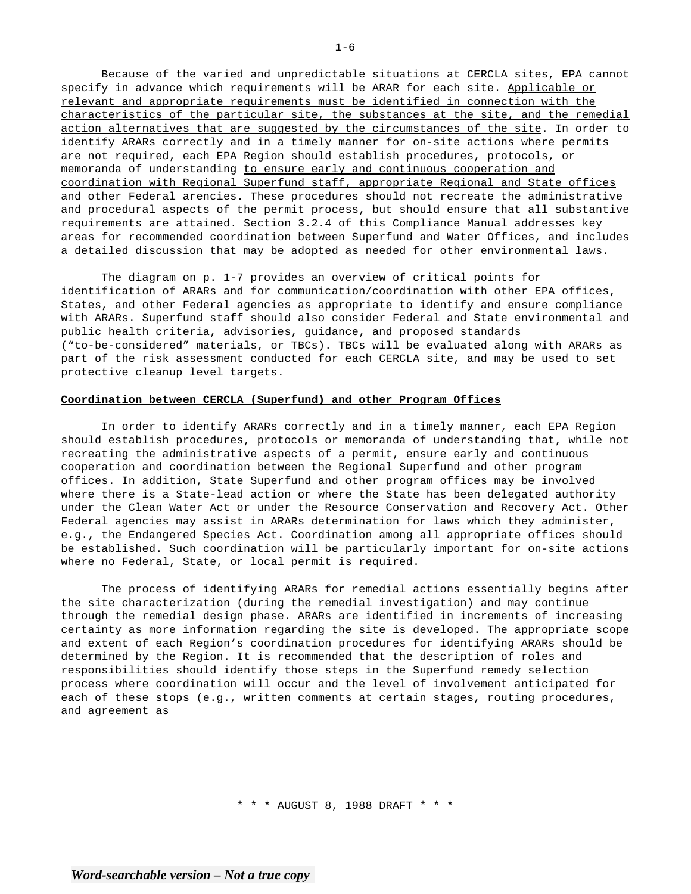Because of the varied and unpredictable situations at CERCLA sites, EPA cannot specify in advance which requirements will be ARAR for each site. <u>Applicable or relevant and appropriate requirements must be identified in connection with the characteristics of the particular site, the substances at the site, and the remedial action alternatives that are suggested by the circumstances of the site</u>. In order to identify ARARs correctly and in a timely manner for on-site actions where permits are not required, each EPA Region should establish procedures, protocols, or memoranda of understanding <u>to ensure early and continuous cooperation and coordination with Regional Superfund staff, appropriate Regional and State offices and other Federal arencies</u>. These procedures should not recreate the administrative and procedural aspects of the permit process, but should ensure that all substantive requirements are attained. Section 3.2.4 of this Compliance Manual addresses key areas for recommended coordination between Superfund and Water Offices, and includes a detailed discussion that may be adopted as needed for other environmental laws.

The diagram on p. 1-7 provides an overview of critical points for identification of ARARs and for communication/coordination with other EPA offices, States, and other Federal agencies as appropriate to identify and ensure compliance with ARARs. Superfund staff should also consider Federal and State environmental and public health criteria, advisories, guidance, and proposed standards ("to-be-considered" materials, or TBCs). TBCs will be evaluated along with ARARs as part of the risk assessment conducted for each CERCLA site, and may be used to set protective cleanup level targets.

**<u>Coordination between CERCLA (Superfund) and other Program Offices</u>**

In order to identify ARARs correctly and in a timely manner, each EPA Region should establish procedures, protocols or memoranda of understanding that, while not recreating the administrative aspects of a permit, ensure early and continuous cooperation and coordination between the Regional Superfund and other program offices. In addition, State Superfund and other program offices may be involved where there is a State-lead action or where the State has been delegated authority under the Clean Water Act or under the Resource Conservation and Recovery Act. Other Federal agencies may assist in ARARs determination for laws which they administer, e.g., the Endangered Species Act. Coordination among all appropriate offices should be established. Such coordination will be particularly important for on-site actions where no Federal, State, or local permit is required.

The process of identifying ARARs for remedial actions essentially begins after the site characterization (during the remedial investigation) and may continue through the remedial design phase. ARARs are identified in increments of increasing certainty as more information regarding the site is developed. The appropriate scope and extent of each Region's coordination procedures for identifying ARARs should be determined by the Region. It is recommended that the description of roles and responsibilities should identify those steps in the Superfund remedy selection process where coordination will occur and the level of involvement anticipated for each of these stops (e.g., written comments at certain stages, routing procedures, and agreement as

\* \* \* AUGUST 8, 1988 DRAFT \* \* \*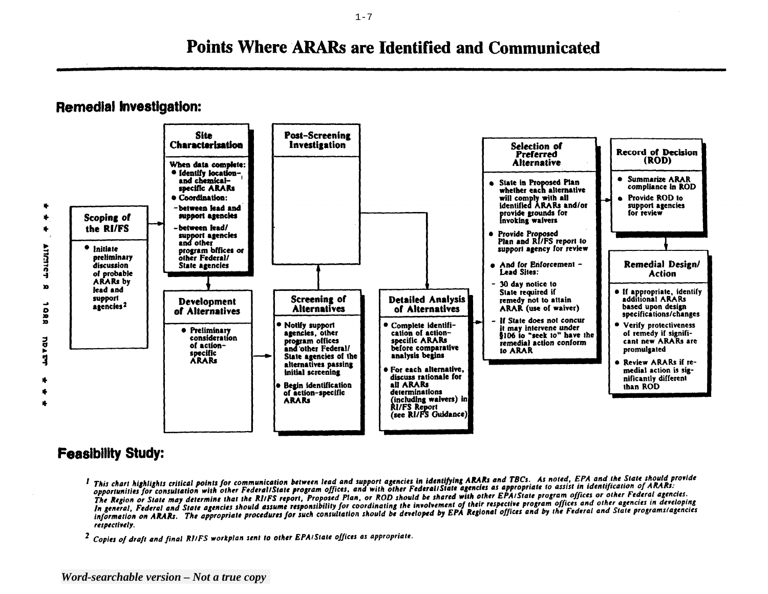# Points Where ARARs are Identified and Communicated

## Remedial Investigation:

### Scoping of the RI/FS

- Initiate preliminary discussion of probable ARARs by lead and support agencies[2]

### Site Characterization

When data complete:

- Identify location- and chemical-specific ARARs
- Coordination:
  - between lead and support agencies
  - between lead/support agencies and other program offices or other Federal/State agencies

### Post-Screening Investigation

### Selection of Preferred Alternative

- State in Proposed Plan whether each alternative will comply with all identified ARARs and/or provide grounds for invoking waivers
- Provide Proposed Plan and RI/FS report to support agency for review
- And for Enforcement - Lead Sites:
  - 30 day notice to State required if remedy not to attain ARAR (use of waiver)
  - If State does not concur it may intervene under §106 to "seek to" have the remedial action conform to ARAR

### Record of Decision (ROD)

- Summarize ARAR compliance in ROD
- Provide ROD to support agencies for review

### Remedial Design/Action

- If appropriate, identify additional ARARs based upon design specifications/changes
- Verify protectiveness of remedy if significant new ARARs are promulgated
- Review ARARs if remedial action is significantly different than ROD

## Feasibility Study:

### Development of Alternatives

- Preliminary consideration of action-specific ARARs

### Screening of Alternatives

- Notify support agencies, other program offices and other Federal/State agencies of the alternatives passing initial screening
- Begin identification of action-specific ARARs

### Detailed Analysis of Alternatives

- Complete identification of action-specific ARARs before comparative analysis begins
- For each alternative, discuss rationale for all ARARs determinations (including waivers) in RI/FS Report (see RI/FS Guidance)

---

[1] *This chart highlights critical points for communication between lead and support agencies in identifying ARARs and TBCs. As noted, EPA and the State should provide opportunities for consultation with other Federal/State program offices, and with other Federal/State agencies as appropriate to assist in identification of ARARs: The Region or State may determine that the RI/FS report, Proposed Plan, or ROD should be shared with other EPA/State program offices or other Federal agencies. In general, Federal and State agencies should assume responsibility for coordinating the involvement of their respective program offices and other agencies in developing information on ARARs. The appropriate procedures for such consultation should be developed by EPA Regional offices and by the Federal and State programs/agencies respectively.*

[2] *Copies of draft and final RI/FS workplan sent to other EPA/State offices as appropriate.*

*Word-searchable version – Not a true copy*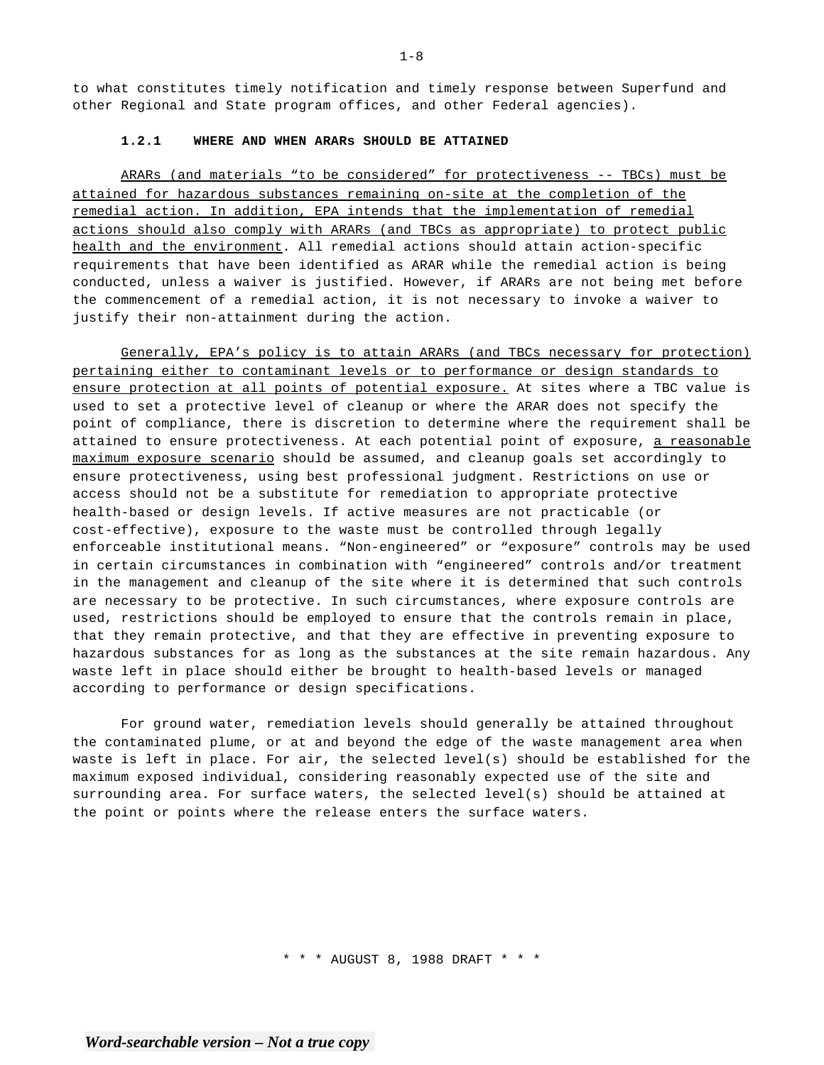to what constitutes timely notification and timely response between Superfund and other Regional and State program offices, and other Federal agencies).

### 1.2.1 WHERE AND WHEN ARARs SHOULD BE ATTAINED

<u>ARARs (and materials "to be considered" for protectiveness -- TBCs) must be attained for hazardous substances remaining on-site at the completion of the remedial action. In addition, EPA intends that the implementation of remedial actions should also comply with ARARs (and TBCs as appropriate) to protect public health and the environment</u>. All remedial actions should attain action-specific requirements that have been identified as ARAR while the remedial action is being conducted, unless a waiver is justified. However, if ARARs are not being met before the commencement of a remedial action, it is not necessary to invoke a waiver to justify their non-attainment during the action.

<u>Generally, EPA's policy is to attain ARARs (and TBCs necessary for protection) pertaining either to contaminant levels or to performance or design standards to ensure protection at all points of potential exposure.</u> At sites where a TBC value is used to set a protective level of cleanup or where the ARAR does not specify the point of compliance, there is discretion to determine where the requirement shall be attained to ensure protectiveness. At each potential point of exposure, <u>a reasonable maximum exposure scenario</u> should be assumed, and cleanup goals set accordingly to ensure protectiveness, using best professional judgment. Restrictions on use or access should not be a substitute for remediation to appropriate protective health-based or design levels. If active measures are not practicable (or cost-effective), exposure to the waste must be controlled through legally enforceable institutional means. "Non-engineered" or "exposure" controls may be used in certain circumstances in combination with "engineered" controls and/or treatment in the management and cleanup of the site where it is determined that such controls are necessary to be protective. In such circumstances, where exposure controls are used, restrictions should be employed to ensure that the controls remain in place, that they remain protective, and that they are effective in preventing exposure to hazardous substances for as long as the substances at the site remain hazardous. Any waste left in place should either be brought to health-based levels or managed according to performance or design specifications.

For ground water, remediation levels should generally be attained throughout the contaminated plume, or at and beyond the edge of the waste management area when waste is left in place. For air, the selected level(s) should be established for the maximum exposed individual, considering reasonably expected use of the site and surrounding area. For surface waters, the selected level(s) should be attained at the point or points where the release enters the surface waters.

\* \* \* AUGUST 8, 1988 DRAFT \* \* \*

***Word-searchable version – Not a true copy***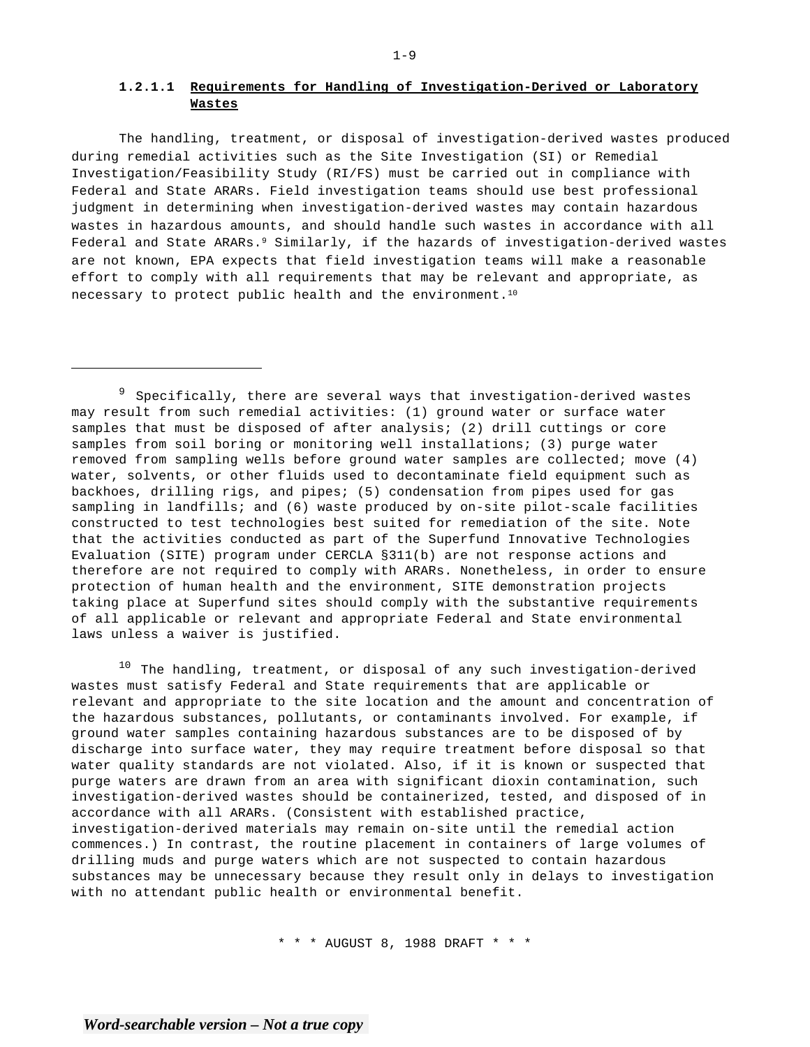#### 1.2.1.1 Requirements for Handling of Investigation-Derived or Laboratory Wastes

The handling, treatment, or disposal of investigation-derived wastes produced during remedial activities such as the Site Investigation (SI) or Remedial Investigation/Feasibility Study (RI/FS) must be carried out in compliance with Federal and State ARARs. Field investigation teams should use best professional judgment in determining when investigation-derived wastes may contain hazardous wastes in hazardous amounts, and should handle such wastes in accordance with all Federal and State ARARs.[9] Similarly, if the hazards of investigation-derived wastes are not known, EPA expects that field investigation teams will make a reasonable effort to comply with all requirements that may be relevant and appropriate, as necessary to protect public health and the environment.[10]

---

[9] Specifically, there are several ways that investigation-derived wastes may result from such remedial activities: (1) ground water or surface water samples that must be disposed of after analysis; (2) drill cuttings or core samples from soil boring or monitoring well installations; (3) purge water removed from sampling wells before ground water samples are collected; move (4) water, solvents, or other fluids used to decontaminate field equipment such as backhoes, drilling rigs, and pipes; (5) condensation from pipes used for gas sampling in landfills; and (6) waste produced by on-site pilot-scale facilities constructed to test technologies best suited for remediation of the site. Note that the activities conducted as part of the Superfund Innovative Technologies Evaluation (SITE) program under CERCLA §311(b) are not response actions and therefore are not required to comply with ARARs. Nonetheless, in order to ensure protection of human health and the environment, SITE demonstration projects taking place at Superfund sites should comply with the substantive requirements of all applicable or relevant and appropriate Federal and State environmental laws unless a waiver is justified.

[10] The handling, treatment, or disposal of any such investigation-derived wastes must satisfy Federal and State requirements that are applicable or relevant and appropriate to the site location and the amount and concentration of the hazardous substances, pollutants, or contaminants involved. For example, if ground water samples containing hazardous substances are to be disposed of by discharge into surface water, they may require treatment before disposal so that water quality standards are not violated. Also, if it is known or suspected that purge waters are drawn from an area with significant dioxin contamination, such investigation-derived wastes should be containerized, tested, and disposed of in accordance with all ARARs. (Consistent with established practice, investigation-derived materials may remain on-site until the remedial action commences.) In contrast, the routine placement in containers of large volumes of drilling muds and purge waters which are not suspected to contain hazardous substances may be unnecessary because they result only in delays to investigation with no attendant public health or environmental benefit.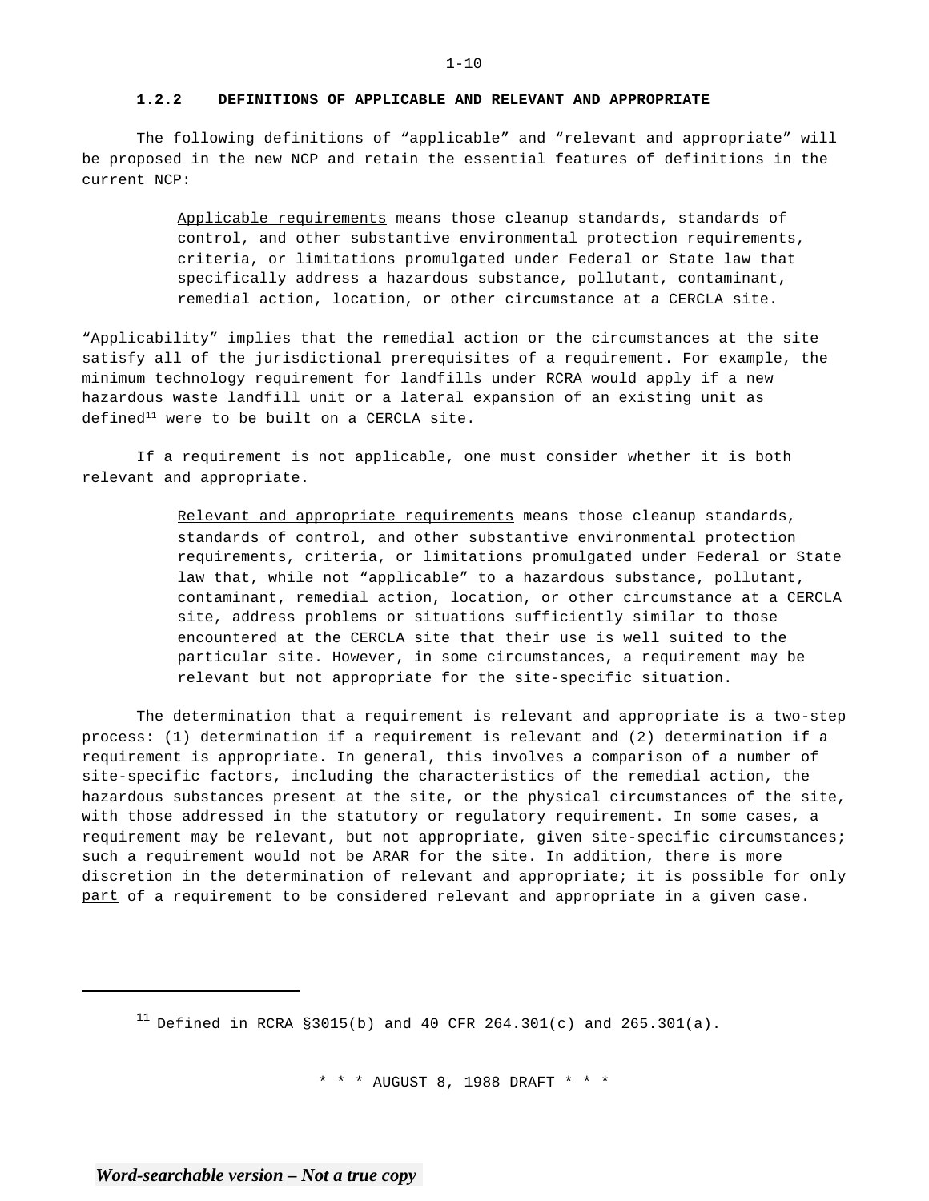### 1.2.2 DEFINITIONS OF APPLICABLE AND RELEVANT AND APPROPRIATE

The following definitions of "applicable" and "relevant and appropriate" will be proposed in the new NCP and retain the essential features of definitions in the current NCP:

> Applicable requirements means those cleanup standards, standards of control, and other substantive environmental protection requirements, criteria, or limitations promulgated under Federal or State law that specifically address a hazardous substance, pollutant, contaminant, remedial action, location, or other circumstance at a CERCLA site.

"Applicability" implies that the remedial action or the circumstances at the site satisfy all of the jurisdictional prerequisites of a requirement. For example, the minimum technology requirement for landfills under RCRA would apply if a new hazardous waste landfill unit or a lateral expansion of an existing unit as defined[11] were to be built on a CERCLA site.

If a requirement is not applicable, one must consider whether it is both relevant and appropriate.

> Relevant and appropriate requirements means those cleanup standards, standards of control, and other substantive environmental protection requirements, criteria, or limitations promulgated under Federal or State law that, while not "applicable" to a hazardous substance, pollutant, contaminant, remedial action, location, or other circumstance at a CERCLA site, address problems or situations sufficiently similar to those encountered at the CERCLA site that their use is well suited to the particular site. However, in some circumstances, a requirement may be relevant but not appropriate for the site-specific situation.

The determination that a requirement is relevant and appropriate is a two-step process: (1) determination if a requirement is relevant and (2) determination if a requirement is appropriate. In general, this involves a comparison of a number of site-specific factors, including the characteristics of the remedial action, the hazardous substances present at the site, or the physical circumstances of the site, with those addressed in the statutory or regulatory requirement. In some cases, a requirement may be relevant, but not appropriate, given site-specific circumstances; such a requirement would not be ARAR for the site. In addition, there is more discretion in the determination of relevant and appropriate; it is possible for only part of a requirement to be considered relevant and appropriate in a given case.

---

[11] Defined in RCRA §3015(b) and 40 CFR 264.301(c) and 265.301(a).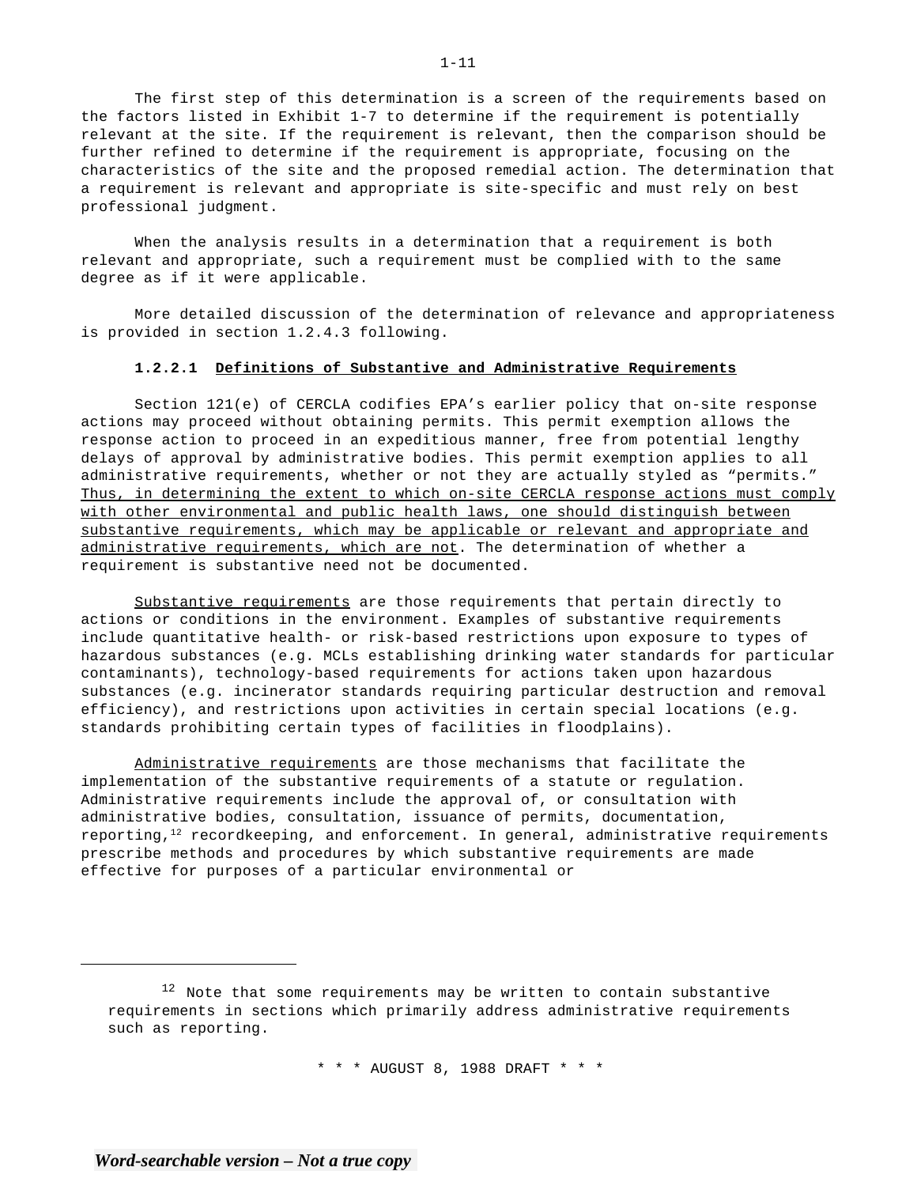The first step of this determination is a screen of the requirements based on the factors listed in Exhibit 1-7 to determine if the requirement is potentially relevant at the site. If the requirement is relevant, then the comparison should be further refined to determine if the requirement is appropriate, focusing on the characteristics of the site and the proposed remedial action. The determination that a requirement is relevant and appropriate is site-specific and must rely on best professional judgment.

When the analysis results in a determination that a requirement is both relevant and appropriate, such a requirement must be complied with to the same degree as if it were applicable.

More detailed discussion of the determination of relevance and appropriateness is provided in section 1.2.4.3 following.

#### 1.2.2.1 Definitions of Substantive and Administrative Requirements

Section 121(e) of CERCLA codifies EPA's earlier policy that on-site response actions may proceed without obtaining permits. This permit exemption allows the response action to proceed in an expeditious manner, free from potential lengthy delays of approval by administrative bodies. This permit exemption applies to all administrative requirements, whether or not they are actually styled as "permits." Thus, in determining the extent to which on-site CERCLA response actions must comply with other environmental and public health laws, one should distinguish between substantive requirements, which may be applicable or relevant and appropriate and administrative requirements, which are not. The determination of whether a requirement is substantive need not be documented.

Substantive requirements are those requirements that pertain directly to actions or conditions in the environment. Examples of substantive requirements include quantitative health- or risk-based restrictions upon exposure to types of hazardous substances (e.g. MCLs establishing drinking water standards for particular contaminants), technology-based requirements for actions taken upon hazardous substances (e.g. incinerator standards requiring particular destruction and removal efficiency), and restrictions upon activities in certain special locations (e.g. standards prohibiting certain types of facilities in floodplains).

Administrative requirements are those mechanisms that facilitate the implementation of the substantive requirements of a statute or regulation. Administrative requirements include the approval of, or consultation with administrative bodies, consultation, issuance of permits, documentation, reporting,[12] recordkeeping, and enforcement. In general, administrative requirements prescribe methods and procedures by which substantive requirements are made effective for purposes of a particular environmental or

---

[12] Note that some requirements may be written to contain substantive requirements in sections which primarily address administrative requirements such as reporting.

\* \* \* AUGUST 8, 1988 DRAFT \* \* \*

*Word-searchable version – Not a true copy*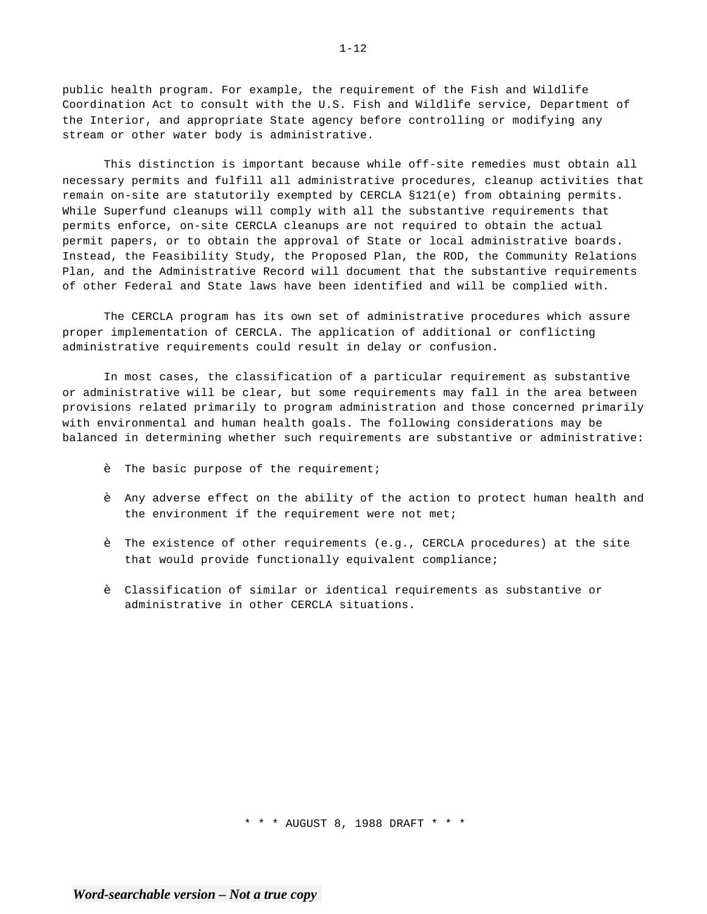public health program. For example, the requirement of the Fish and Wildlife Coordination Act to consult with the U.S. Fish and Wildlife service, Department of the Interior, and appropriate State agency before controlling or modifying any stream or other water body is administrative.

This distinction is important because while off-site remedies must obtain all necessary permits and fulfill all administrative procedures, cleanup activities that remain on-site are statutorily exempted by CERCLA §121(e) from obtaining permits. While Superfund cleanups will comply with all the substantive requirements that permits enforce, on-site CERCLA cleanups are not required to obtain the actual permit papers, or to obtain the approval of State or local administrative boards. Instead, the Feasibility Study, the Proposed Plan, the ROD, the Community Relations Plan, and the Administrative Record will document that the substantive requirements of other Federal and State laws have been identified and will be complied with.

The CERCLA program has its own set of administrative procedures which assure proper implementation of CERCLA. The application of additional or conflicting administrative requirements could result in delay or confusion.

In most cases, the classification of a particular requirement as substantive or administrative will be clear, but some requirements may fall in the area between provisions related primarily to program administration and those concerned primarily with environmental and human health goals. The following considerations may be balanced in determining whether such requirements are substantive or administrative:

- The basic purpose of the requirement;
- Any adverse effect on the ability of the action to protect human health and the environment if the requirement were not met;
- The existence of other requirements (e.g., CERCLA procedures) at the site that would provide functionally equivalent compliance;
- Classification of similar or identical requirements as substantive or administrative in other CERCLA situations.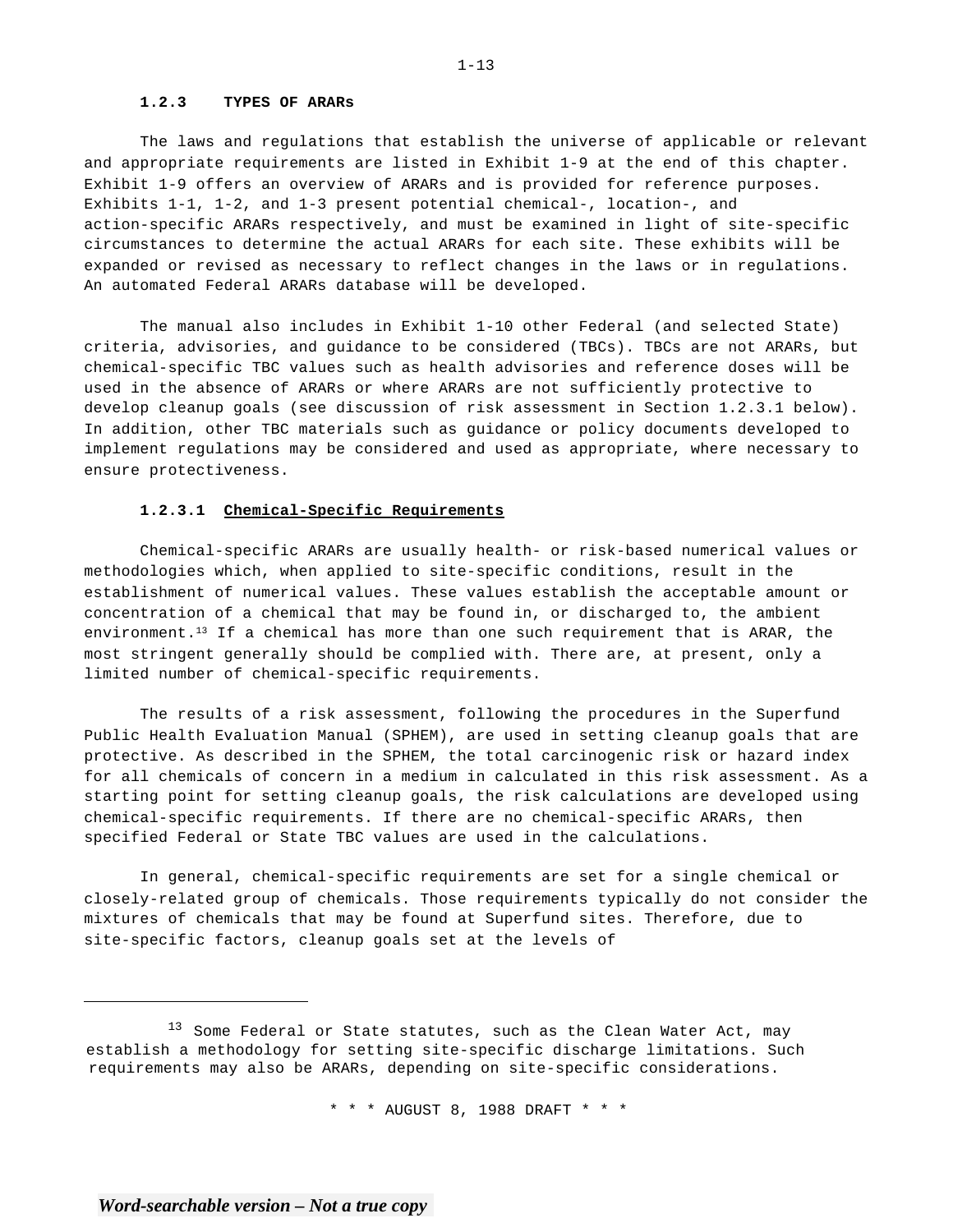### 1.2.3 TYPES OF ARARs

The laws and regulations that establish the universe of applicable or relevant and appropriate requirements are listed in Exhibit 1-9 at the end of this chapter. Exhibit 1-9 offers an overview of ARARs and is provided for reference purposes. Exhibits 1-1, 1-2, and 1-3 present potential chemical-, location-, and action-specific ARARs respectively, and must be examined in light of site-specific circumstances to determine the actual ARARs for each site. These exhibits will be expanded or revised as necessary to reflect changes in the laws or in regulations. An automated Federal ARARs database will be developed.

The manual also includes in Exhibit 1-10 other Federal (and selected State) criteria, advisories, and guidance to be considered (TBCs). TBCs are not ARARs, but chemical-specific TBC values such as health advisories and reference doses will be used in the absence of ARARs or where ARARs are not sufficiently protective to develop cleanup goals (see discussion of risk assessment in Section 1.2.3.1 below). In addition, other TBC materials such as guidance or policy documents developed to implement regulations may be considered and used as appropriate, where necessary to ensure protectiveness.

#### 1.2.3.1 Chemical-Specific Requirements

Chemical-specific ARARs are usually health- or risk-based numerical values or methodologies which, when applied to site-specific conditions, result in the establishment of numerical values. These values establish the acceptable amount or concentration of a chemical that may be found in, or discharged to, the ambient environment.[13] If a chemical has more than one such requirement that is ARAR, the most stringent generally should be complied with. There are, at present, only a limited number of chemical-specific requirements.

The results of a risk assessment, following the procedures in the Superfund Public Health Evaluation Manual (SPHEM), are used in setting cleanup goals that are protective. As described in the SPHEM, the total carcinogenic risk or hazard index for all chemicals of concern in a medium in calculated in this risk assessment. As a starting point for setting cleanup goals, the risk calculations are developed using chemical-specific requirements. If there are no chemical-specific ARARs, then specified Federal or State TBC values are used in the calculations.

In general, chemical-specific requirements are set for a single chemical or closely-related group of chemicals. Those requirements typically do not consider the mixtures of chemicals that may be found at Superfund sites. Therefore, due to site-specific factors, cleanup goals set at the levels of

---

[13] Some Federal or State statutes, such as the Clean Water Act, may establish a methodology for setting site-specific discharge limitations. Such requirements may also be ARARs, depending on site-specific considerations.

\* \* \* AUGUST 8, 1988 DRAFT \* \* \*

*Word-searchable version – Not a true copy*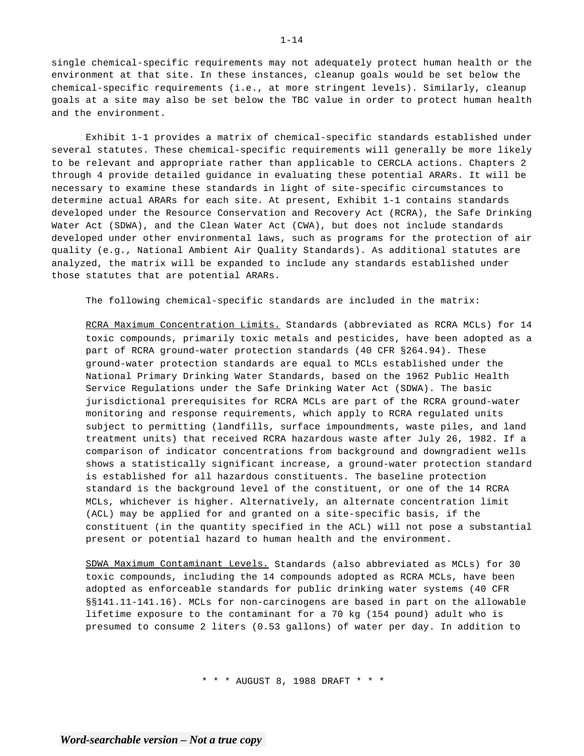single chemical-specific requirements may not adequately protect human health or the environment at that site. In these instances, cleanup goals would be set below the chemical-specific requirements (i.e., at more stringent levels). Similarly, cleanup goals at a site may also be set below the TBC value in order to protect human health and the environment.

Exhibit 1-1 provides a matrix of chemical-specific standards established under several statutes. These chemical-specific requirements will generally be more likely to be relevant and appropriate rather than applicable to CERCLA actions. Chapters 2 through 4 provide detailed guidance in evaluating these potential ARARs. It will be necessary to examine these standards in light of site-specific circumstances to determine actual ARARs for each site. At present, Exhibit 1-1 contains standards developed under the Resource Conservation and Recovery Act (RCRA), the Safe Drinking Water Act (SDWA), and the Clean Water Act (CWA), but does not include standards developed under other environmental laws, such as programs for the protection of air quality (e.g., National Ambient Air Quality Standards). As additional statutes are analyzed, the matrix will be expanded to include any standards established under those statutes that are potential ARARs.

The following chemical-specific standards are included in the matrix:

RCRA Maximum Concentration Limits. Standards (abbreviated as RCRA MCLs) for 14 toxic compounds, primarily toxic metals and pesticides, have been adopted as a part of RCRA ground-water protection standards (40 CFR §264.94). These ground-water protection standards are equal to MCLs established under the National Primary Drinking Water Standards, based on the 1962 Public Health Service Regulations under the Safe Drinking Water Act (SDWA). The basic jurisdictional prerequisites for RCRA MCLs are part of the RCRA ground-water monitoring and response requirements, which apply to RCRA regulated units subject to permitting (landfills, surface impoundments, waste piles, and land treatment units) that received RCRA hazardous waste after July 26, 1982. If a comparison of indicator concentrations from background and downgradient wells shows a statistically significant increase, a ground-water protection standard is established for all hazardous constituents. The baseline protection standard is the background level of the constituent, or one of the 14 RCRA MCLs, whichever is higher. Alternatively, an alternate concentration limit (ACL) may be applied for and granted on a site-specific basis, if the constituent (in the quantity specified in the ACL) will not pose a substantial present or potential hazard to human health and the environment.

SDWA Maximum Contaminant Levels. Standards (also abbreviated as MCLs) for 30 toxic compounds, including the 14 compounds adopted as RCRA MCLs, have been adopted as enforceable standards for public drinking water systems (40 CFR §§141.11-141.16). MCLs for non-carcinogens are based in part on the allowable lifetime exposure to the contaminant for a 70 kg (154 pound) adult who is presumed to consume 2 liters (0.53 gallons) of water per day. In addition to

\* \* \* AUGUST 8, 1988 DRAFT \* \* \*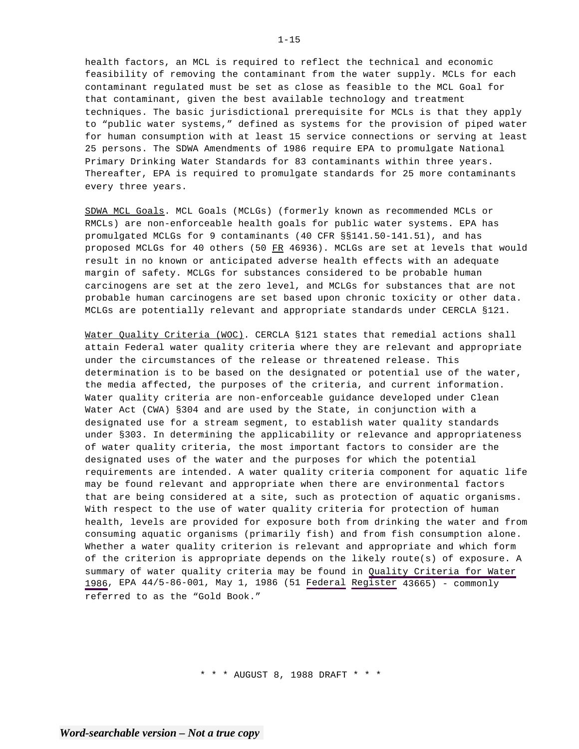health factors, an MCL is required to reflect the technical and economic feasibility of removing the contaminant from the water supply. MCLs for each contaminant regulated must be set as close as feasible to the MCL Goal for that contaminant, given the best available technology and treatment techniques. The basic jurisdictional prerequisite for MCLs is that they apply to "public water systems," defined as systems for the provision of piped water for human consumption with at least 15 service connections or serving at least 25 persons. The SDWA Amendments of 1986 require EPA to promulgate National Primary Drinking Water Standards for 83 contaminants within three years. Thereafter, EPA is required to promulgate standards for 25 more contaminants every three years.

SDWA MCL Goals. MCL Goals (MCLGs) (formerly known as recommended MCLs or RMCLs) are non-enforceable health goals for public water systems. EPA has promulgated MCLGs for 9 contaminants (40 CFR §§141.50-141.51), and has proposed MCLGs for 40 others (50 FR 46936). MCLGs are set at levels that would result in no known or anticipated adverse health effects with an adequate margin of safety. MCLGs for substances considered to be probable human carcinogens are set at the zero level, and MCLGs for substances that are not probable human carcinogens are set based upon chronic toxicity or other data. MCLGs are potentially relevant and appropriate standards under CERCLA §121.

Water Quality Criteria (WOC). CERCLA §121 states that remedial actions shall attain Federal water quality criteria where they are relevant and appropriate under the circumstances of the release or threatened release. This determination is to be based on the designated or potential use of the water, the media affected, the purposes of the criteria, and current information. Water quality criteria are non-enforceable guidance developed under Clean Water Act (CWA) §304 and are used by the State, in conjunction with a designated use for a stream segment, to establish water quality standards under §303. In determining the applicability or relevance and appropriateness of water quality criteria, the most important factors to consider are the designated uses of the water and the purposes for which the potential requirements are intended. A water quality criteria component for aquatic life may be found relevant and appropriate when there are environmental factors that are being considered at a site, such as protection of aquatic organisms. With respect to the use of water quality criteria for protection of human health, levels are provided for exposure both from drinking the water and from consuming aquatic organisms (primarily fish) and from fish consumption alone. Whether a water quality criterion is relevant and appropriate and which form of the criterion is appropriate depends on the likely route(s) of exposure. A summary of water quality criteria may be found in Quality Criteria for Water 1986, EPA 44/5-86-001, May 1, 1986 (51 Federal Register 43665) - commonly referred to as the "Gold Book."

\* \* \* AUGUST 8, 1988 DRAFT \* \* \*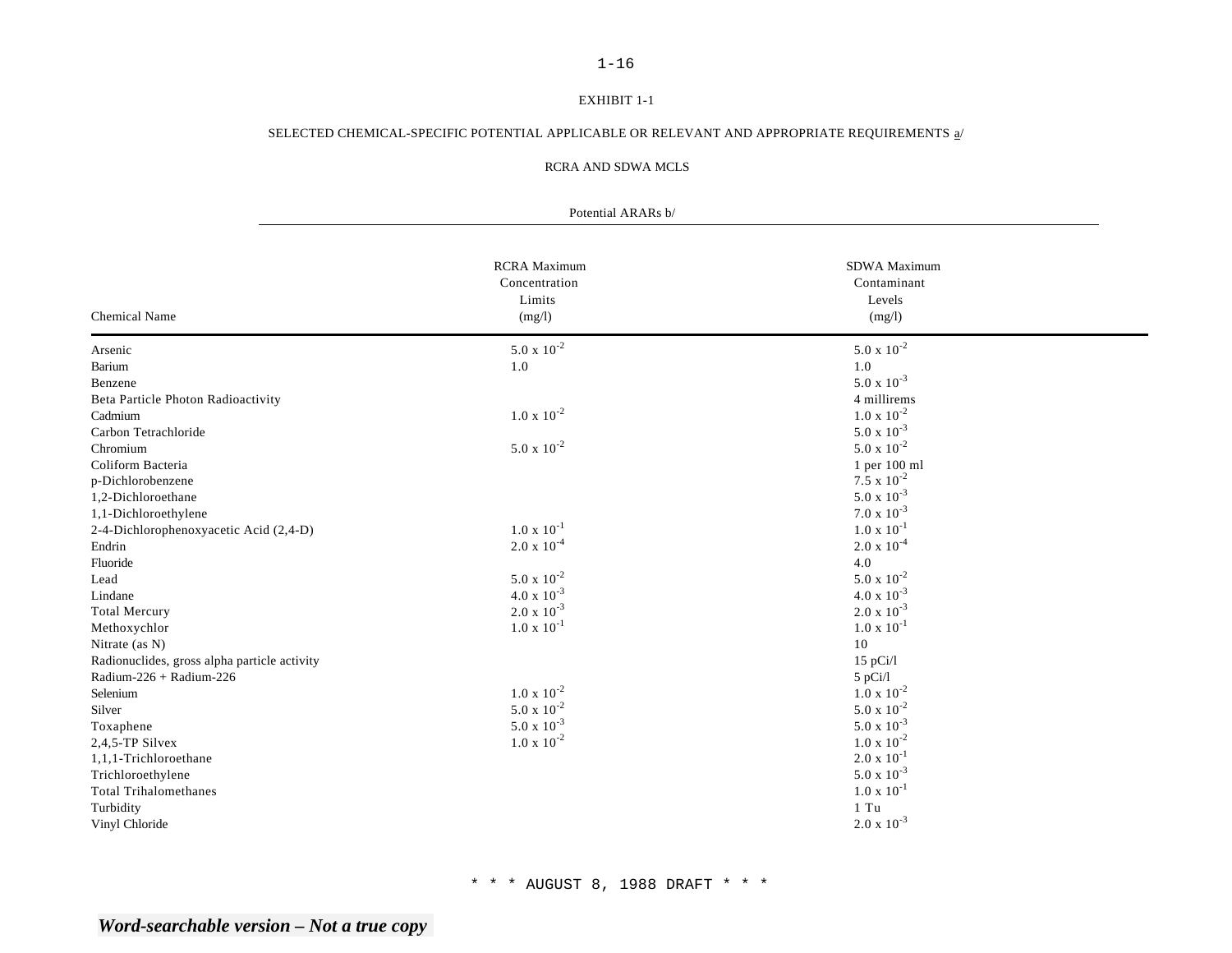EXHIBIT 1-1

SELECTED CHEMICAL-SPECIFIC POTENTIAL APPLICABLE OR RELEVANT AND APPROPRIATE REQUIREMENTS a/

RCRA AND SDWA MCLS

| | Potential ARARs b/ | |
|---|---|---|
| Chemical Name | RCRA Maximum Concentration Limits (mg/l) | SDWA Maximum Contaminant Levels (mg/l) |
| Arsenic | $5.0 \times 10^{-2}$ | $5.0 \times 10^{-2}$ |
| Barium | 1.0 | 1.0 |
| Benzene | | $5.0 \times 10^{-3}$ |
| Beta Particle Photon Radioactivity | | 4 millirems |
| Cadmium | $1.0 \times 10^{-2}$ | $1.0 \times 10^{-2}$ |
| Carbon Tetrachloride | | $5.0 \times 10^{-3}$ |
| Chromium | $5.0 \times 10^{-2}$ | $5.0 \times 10^{-2}$ |
| Coliform Bacteria | | 1 per 100 ml |
| p-Dichlorobenzene | | $7.5 \times 10^{-2}$ |
| 1,2-Dichloroethane | | $5.0 \times 10^{-3}$ |
| 1,1-Dichloroethylene | | $7.0 \times 10^{-3}$ |
| 2-4-Dichlorophenoxyacetic Acid (2,4-D) | $1.0 \times 10^{-1}$ | $1.0 \times 10^{-1}$ |
| Endrin | $2.0 \times 10^{-4}$ | $2.0 \times 10^{-4}$ |
| Fluoride | | 4.0 |
| Lead | $5.0 \times 10^{-2}$ | $5.0 \times 10^{-2}$ |
| Lindane | $4.0 \times 10^{-3}$ | $4.0 \times 10^{-3}$ |
| Total Mercury | $2.0 \times 10^{-3}$ | $2.0 \times 10^{-3}$ |
| Methoxychlor | $1.0 \times 10^{-1}$ | $1.0 \times 10^{-1}$ |
| Nitrate (as N) | | 10 |
| Radionuclides, gross alpha particle activity | | 15 pCi/l |
| Radium-226 + Radium-226 | | 5 pCi/l |
| Selenium | $1.0 \times 10^{-2}$ | $1.0 \times 10^{-2}$ |
| Silver | $5.0 \times 10^{-2}$ | $5.0 \times 10^{-2}$ |
| Toxaphene | $5.0 \times 10^{-3}$ | $5.0 \times 10^{-3}$ |
| 2,4,5-TP Silvex | $1.0 \times 10^{-2}$ | $1.0 \times 10^{-2}$ |
| 1,1,1-Trichloroethane | | $2.0 \times 10^{-1}$ |
| Trichloroethylene | | $5.0 \times 10^{-3}$ |
| Total Trihalomethanes | | $1.0 \times 10^{-1}$ |
| Turbidity | | 1 Tu |
| Vinyl Chloride | | $2.0 \times 10^{-3}$ |

\* \* \* AUGUST 8, 1988 DRAFT \* \* \*

*Word-searchable version – Not a true copy*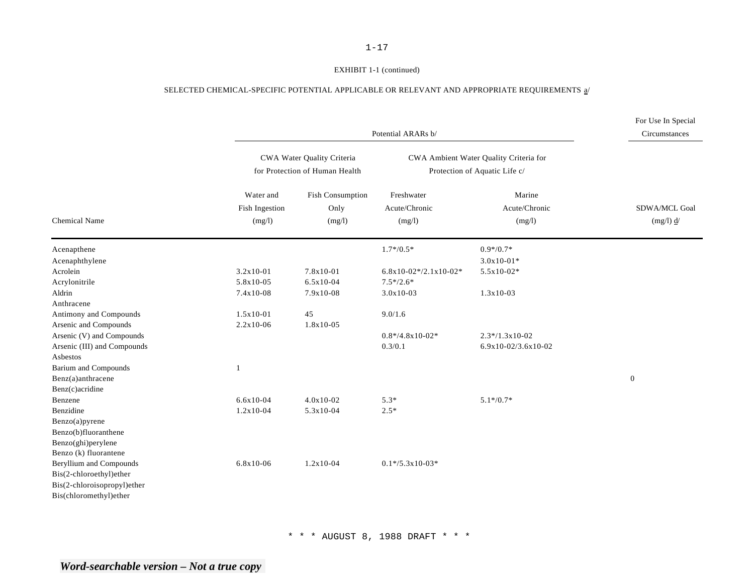EXHIBIT 1-1 (continued)

SELECTED CHEMICAL-SPECIFIC POTENTIAL APPLICABLE OR RELEVANT AND APPROPRIATE REQUIREMENTS a/

| | Potential ARARs b/ | | | | For Use In Special Circumstances |
|---|---|---|---|---|---|
| | CWA Water Quality Criteria for Protection of Human Health | | CWA Ambient Water Quality Criteria for Protection of Aquatic Life c/ | | |
| Chemical Name | Water and Fish Ingestion (mg/l) | Fish Consumption Only (mg/l) | Freshwater Acute/Chronic (mg/l) | Marine Acute/Chronic (mg/l) | SDWA/MCL Goal (mg/l) d/ |
| Acenapthene | | | 1.7*/0.5* | 0.9*/0.7* | |
| Acenaphthylene | | | | 3.0x10-01* | |
| Acrolein | 3.2x10-01 | 7.8x10-01 | 6.8x10-02*/2.1x10-02* | 5.5x10-02* | |
| Acrylonitrile | 5.8x10-05 | 6.5x10-04 | 7.5*/2.6* | | |
| Aldrin | 7.4x10-08 | 7.9x10-08 | 3.0x10-03 | 1.3x10-03 | |
| Anthracene | | | | | |
| Antimony and Compounds | 1.5x10-01 | 45 | 9.0/1.6 | | |
| Arsenic and Compounds | 2.2x10-06 | 1.8x10-05 | | | |
| Arsenic (V) and Compounds | | | 0.8*/4.8x10-02* | 2.3*/1.3x10-02 | |
| Arsenic (III) and Compounds | | | 0.3/0.1 | 6.9x10-02/3.6x10-02 | |
| Asbestos | | | | | |
| Barium and Compounds | 1 | | | | |
| Benz(a)anthracene | | | | | 0 |
| Benz(c)acridine | | | | | |
| Benzene | 6.6x10-04 | 4.0x10-02 | 5.3* | 5.1*/0.7* | |
| Benzidine | 1.2x10-04 | 5.3x10-04 | 2.5* | | |
| Benzo(a)pyrene | | | | | |
| Benzo(b)fluoranthene | | | | | |
| Benzo(ghi)perylene | | | | | |
| Benzo (k) fluorantene | | | | | |
| Beryllium and Compounds | 6.8x10-06 | 1.2x10-04 | 0.1*/5.3x10-03* | | |
| Bis(2-chloroethyl)ether | | | | | |
| Bis(2-chloroisopropyl)ether | | | | | |
| Bis(chloromethyl)ether | | | | | |

\* \* \* AUGUST 8, 1988 DRAFT \* \* \*

*Word-searchable version – Not a true copy*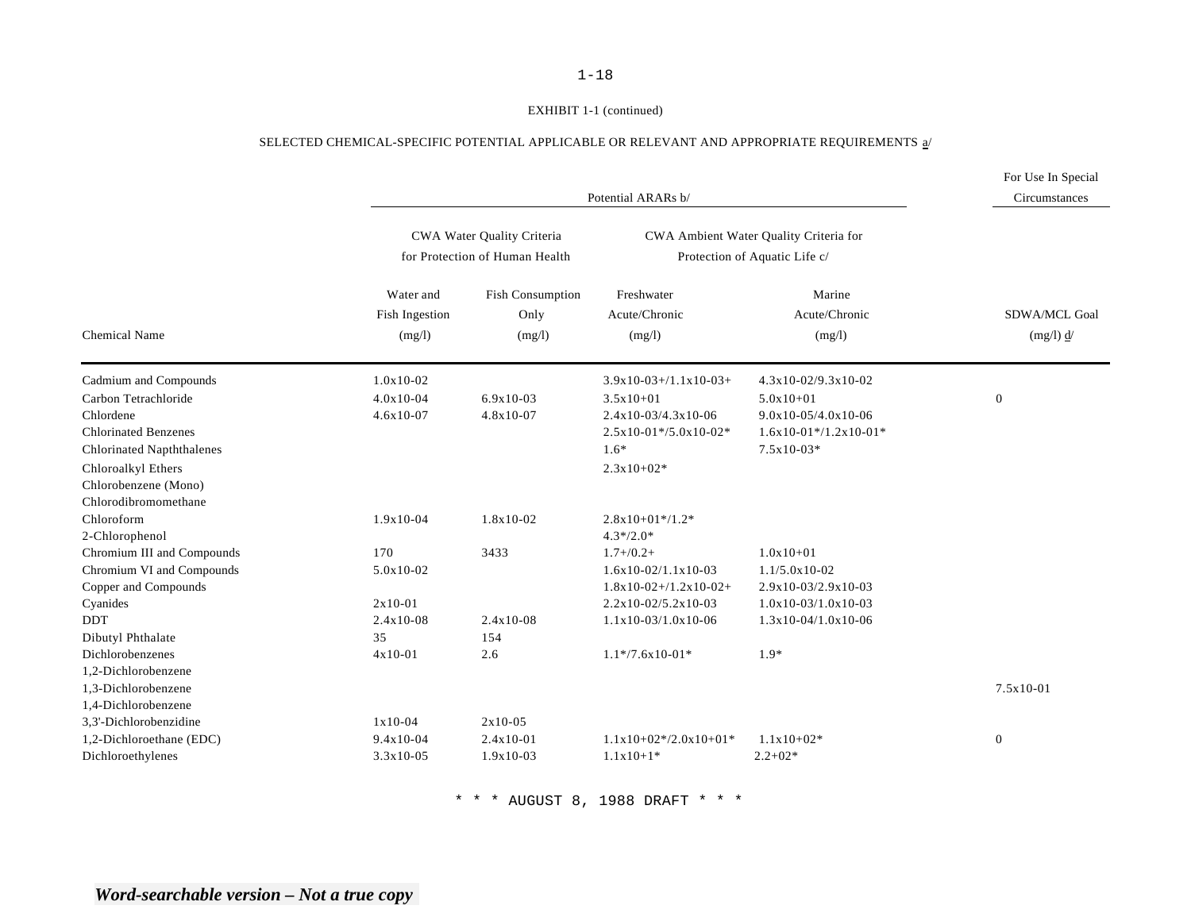EXHIBIT 1-1 (continued)

SELECTED CHEMICAL-SPECIFIC POTENTIAL APPLICABLE OR RELEVANT AND APPROPRIATE REQUIREMENTS a/

| | Potential ARARs b/ | | | | For Use In Special Circumstances |
|---|---|---|---|---|---|
| | CWA Water Quality Criteria for Protection of Human Health | | CWA Ambient Water Quality Criteria for Protection of Aquatic Life c/ | | |
| Chemical Name | Water and Fish Ingestion (mg/l) | Fish Consumption Only (mg/l) | Freshwater Acute/Chronic (mg/l) | Marine Acute/Chronic (mg/l) | SDWA/MCL Goal (mg/l) d/ |
| Cadmium and Compounds | 1.0x10-02 | | 3.9x10-03+/1.1x10-03+ | 4.3x10-02/9.3x10-02 | |
| Carbon Tetrachloride | 4.0x10-04 | 6.9x10-03 | 3.5x10+01 | 5.0x10+01 | 0 |
| Chlordene | 4.6x10-07 | 4.8x10-07 | 2.4x10-03/4.3x10-06 | 9.0x10-05/4.0x10-06 | |
| Chlorinated Benzenes | | | 2.5x10-01*/5.0x10-02* | 1.6x10-01*/1.2x10-01* | |
| Chlorinated Napththalenes | | | 1.6* | 7.5x10-03* | |
| Chloroalkyl Ethers | | | 2.3x10+02* | | |
| Chlorobenzene (Mono) | | | | | |
| Chlorodibromomethane | | | | | |
| Chloroform | 1.9x10-04 | 1.8x10-02 | 2.8x10+01*/1.2* | | |
| 2-Chlorophenol | | | 4.3*/2.0* | | |
| Chromium III and Compounds | 170 | 3433 | 1.7+/0.2+ | 1.0x10+01 | |
| Chromium VI and Compounds | 5.0x10-02 | | 1.6x10-02/1.1x10-03 | 1.1/5.0x10-02 | |
| Copper and Compounds | | | 1.8x10-02+/1.2x10-02+ | 2.9x10-03/2.9x10-03 | |
| Cyanides | 2x10-01 | | 2.2x10-02/5.2x10-03 | 1.0x10-03/1.0x10-03 | |
| DDT | 2.4x10-08 | 2.4x10-08 | 1.1x10-03/1.0x10-06 | 1.3x10-04/1.0x10-06 | |
| Dibutyl Phthalate | 35 | 154 | | | |
| Dichlorobenzenes | 4x10-01 | 2.6 | 1.1*/7.6x10-01* | 1.9* | |
| 1,2-Dichlorobenzene | | | | | |
| 1,3-Dichlorobenzene | | | | | 7.5x10-01 |
| 1,4-Dichlorobenzene | | | | | |
| 3,3'-Dichlorobenzidine | 1x10-04 | 2x10-05 | | | |
| 1,2-Dichloroethane (EDC) | 9.4x10-04 | 2.4x10-01 | 1.1x10+02*/2.0x10+01* | 1.1x10+02* | 0 |
| Dichloroethylenes | 3.3x10-05 | 1.9x10-03 | 1.1x10+1* | 2.2+02* | |

* * * AUGUST 8, 1988 DRAFT * * *

*Word-searchable version – Not a true copy*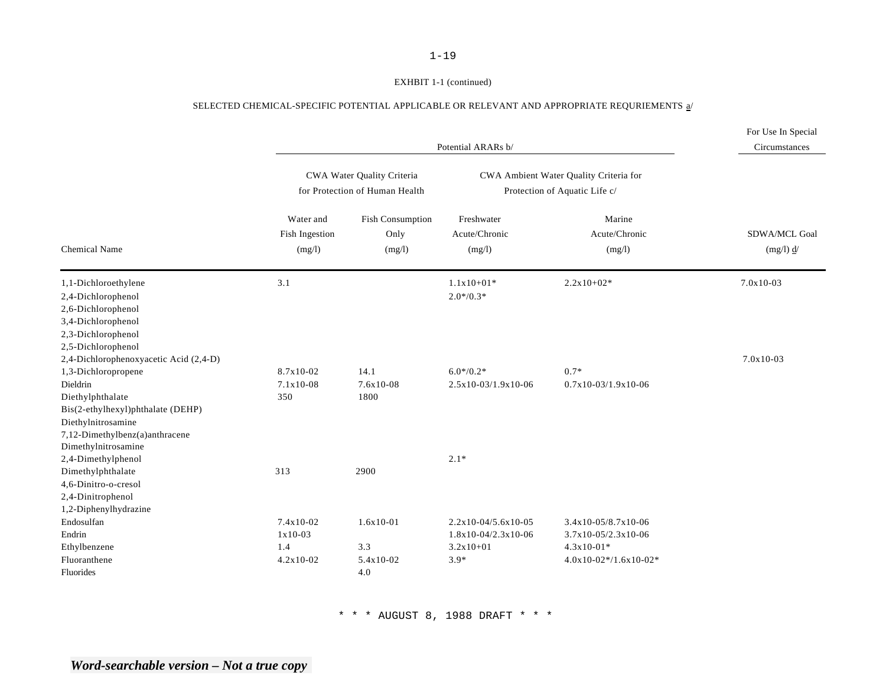EXHBIT 1-1 (continued)

SELECTED CHEMICAL-SPECIFIC POTENTIAL APPLICABLE OR RELEVANT AND APPROPRIATE REQURIEMENTS a/

| | Potential ARARs b/ | | | | For Use In Special Circumstances |
|---|---|---|---|---|---|
| | CWA Water Quality Criteria for Protection of Human Health | | CWA Ambient Water Quality Criteria for Protection of Aquatic Life c/ | | |
| Chemical Name | Water and Fish Ingestion (mg/l) | Fish Consumption Only (mg/l) | Freshwater Acute/Chronic (mg/l) | Marine Acute/Chronic (mg/l) | SDWA/MCL Goal (mg/l) d/ |
| 1,1-Dichloroethylene | 3.1 | | 1.1x10+01* | 2.2x10+02* | 7.0x10-03 |
| 2,4-Dichlorophenol | | | 2.0*/0.3* | | |
| 2,6-Dichlorophenol | | | | | |
| 3,4-Dichlorophenol | | | | | |
| 2,3-Dichlorophenol | | | | | |
| 2,5-Dichlorophenol | | | | | |
| 2,4-Dichlorophenoxyacetic Acid (2,4-D) | | | | | 7.0x10-03 |
| 1,3-Dichloropropene | 8.7x10-02 | 14.1 | 6.0*/0.2* | 0.7* | |
| Dieldrin | 7.1x10-08 | 7.6x10-08 | 2.5x10-03/1.9x10-06 | 0.7x10-03/1.9x10-06 | |
| Diethylphthalate | 350 | 1800 | | | |
| Bis(2-ethylhexyl)phthalate (DEHP) | | | | | |
| Diethylnitrosamine | | | | | |
| 7,12-Dimethylbenz(a)anthracene | | | | | |
| Dimethylnitrosamine | | | | | |
| 2,4-Dimethylphenol | | | 2.1* | | |
| Dimethylphthalate | 313 | 2900 | | | |
| 4,6-Dinitro-o-cresol | | | | | |
| 2,4-Dinitrophenol | | | | | |
| 1,2-Diphenylhydrazine | | | | | |
| Endosulfan | 7.4x10-02 | 1.6x10-01 | 2.2x10-04/5.6x10-05 | 3.4x10-05/8.7x10-06 | |
| Endrin | 1x10-03 | | 1.8x10-04/2.3x10-06 | 3.7x10-05/2.3x10-06 | |
| Ethylbenzene | 1.4 | 3.3 | 3.2x10+01 | 4.3x10-01* | |
| Fluoranthene | 4.2x10-02 | 5.4x10-02 | 3.9* | 4.0x10-02*/1.6x10-02* | |
| Fluorides | | 4.0 | | | |

* * * AUGUST 8, 1988 DRAFT * * *

***Word-searchable version – Not a true copy***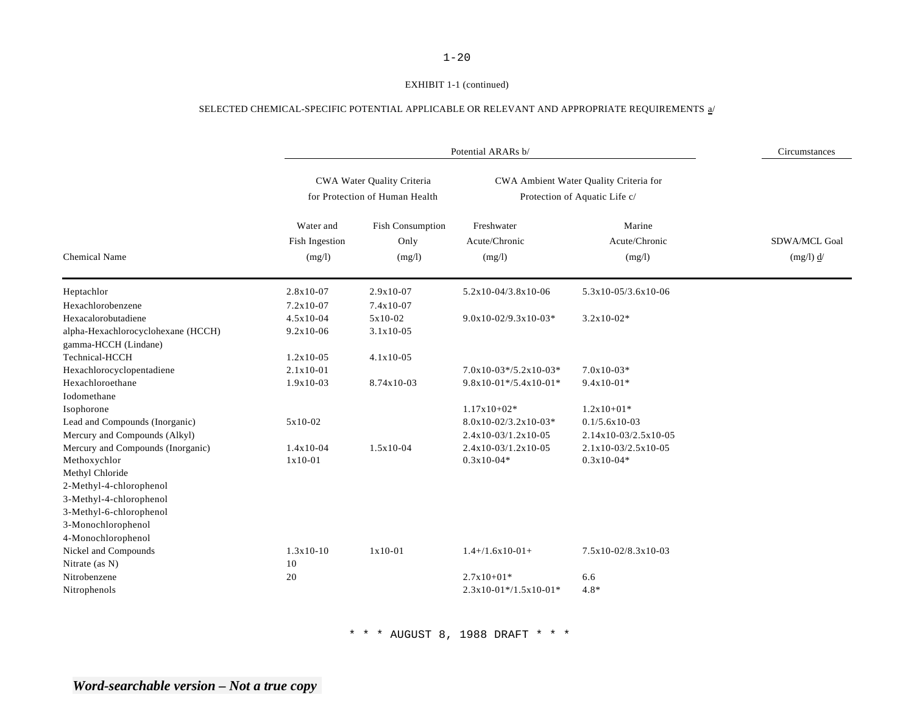EXHIBIT 1-1 (continued)

SELECTED CHEMICAL-SPECIFIC POTENTIAL APPLICABLE OR RELEVANT AND APPROPRIATE REQUIREMENTS a/

| | Potential ARARs b/ | | | | Circumstances |
|---|---|---|---|---|---|
| | CWA Water Quality Criteria for Protection of Human Health | | CWA Ambient Water Quality Criteria for Protection of Aquatic Life c/ | | |
| Chemical Name | Water and Fish Ingestion (mg/l) | Fish Consumption Only (mg/l) | Freshwater Acute/Chronic (mg/l) | Marine Acute/Chronic (mg/l) | SDWA/MCL Goal (mg/l) d/ |
| Heptachlor | 2.8x10-07 | 2.9x10-07 | 5.2x10-04/3.8x10-06 | 5.3x10-05/3.6x10-06 | |
| Hexachlorobenzene | 7.2x10-07 | 7.4x10-07 | | | |
| Hexacalorobutadiene | 4.5x10-04 | 5x10-02 | 9.0x10-02/9.3x10-03* | 3.2x10-02* | |
| alpha-Hexachlorocyclohexane (HCCH) | 9.2x10-06 | 3.1x10-05 | | | |
| gamma-HCCH (Lindane) | | | | | |
| Technical-HCCH | 1.2x10-05 | 4.1x10-05 | | | |
| Hexachlorocyclopentadiene | 2.1x10-01 | | 7.0x10-03*/5.2x10-03* | 7.0x10-03* | |
| Hexachloroethane | 1.9x10-03 | 8.74x10-03 | 9.8x10-01*/5.4x10-01* | 9.4x10-01* | |
| Iodomethane | | | | | |
| Isophorone | | | 1.17x10+02* | 1.2x10+01* | |
| Lead and Compounds (Inorganic) | 5x10-02 | | 8.0x10-02/3.2x10-03* | 0.1/5.6x10-03 | |
| Mercury and Compounds (Alkyl) | | | 2.4x10-03/1.2x10-05 | 2.14x10-03/2.5x10-05 | |
| Mercury and Compounds (Inorganic) | 1.4x10-04 | 1.5x10-04 | 2.4x10-03/1.2x10-05 | 2.1x10-03/2.5x10-05 | |
| Methoxychlor | 1x10-01 | | 0.3x10-04* | 0.3x10-04* | |
| Methyl Chloride | | | | | |
| 2-Methyl-4-chlorophenol | | | | | |
| 3-Methyl-4-chlorophenol | | | | | |
| 3-Methyl-6-chlorophenol | | | | | |
| 3-Monochlorophenol | | | | | |
| 4-Monochlorophenol | | | | | |
| Nickel and Compounds | 1.3x10-10 | 1x10-01 | 1.4+/1.6x10-01+ | 7.5x10-02/8.3x10-03 | |
| Nitrate (as N) | 10 | | | | |
| Nitrobenzene | 20 | | 2.7x10+01* | 6.6 | |
| Nitrophenols | | | 2.3x10-01*/1.5x10-01* | 4.8* | |

* * * AUGUST 8, 1988 DRAFT * * *

*Word-searchable version – Not a true copy*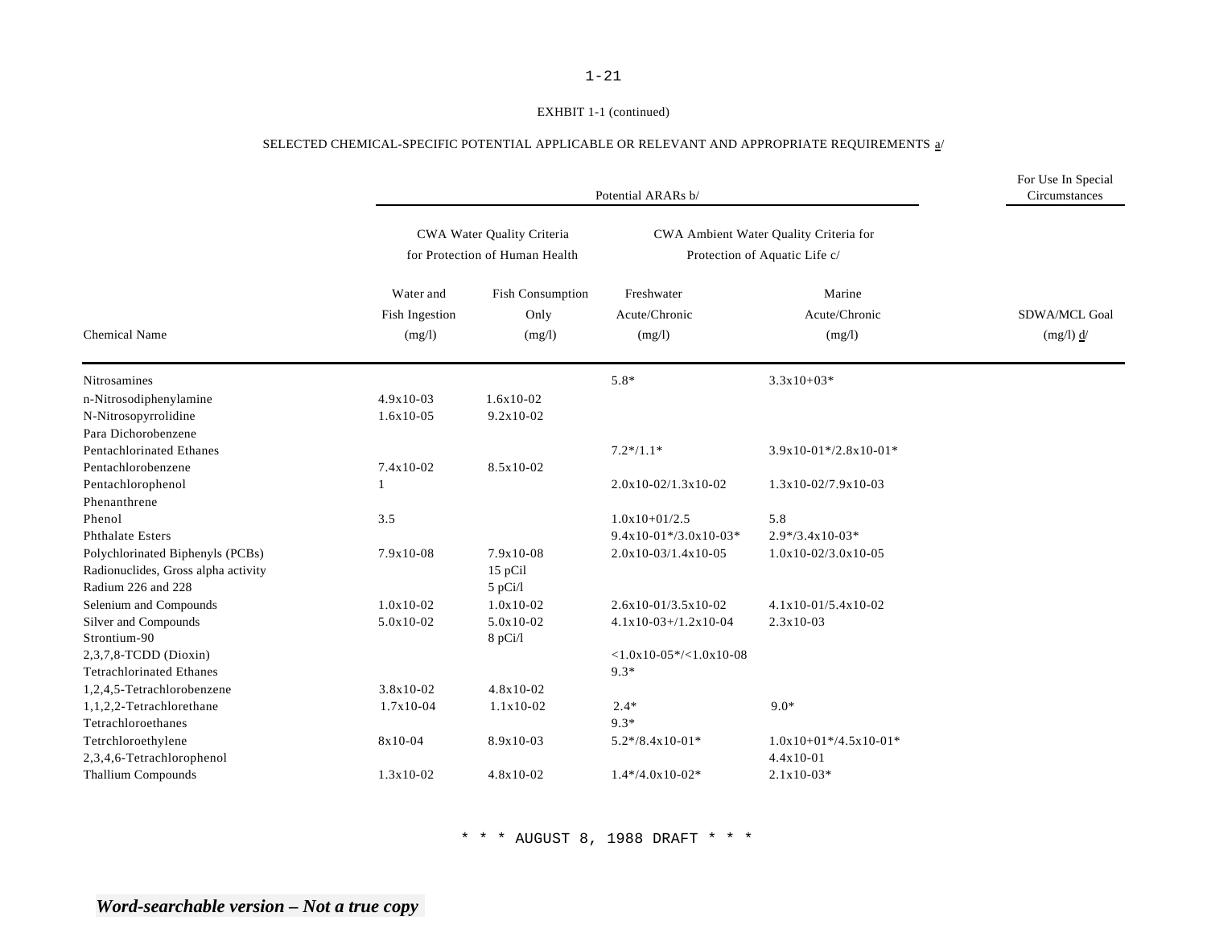EXHIBIT 1-1 (continued)

SELECTED CHEMICAL-SPECIFIC POTENTIAL APPLICABLE OR RELEVANT AND APPROPRIATE REQUIREMENTS a/

| | Potential ARARs b/ | | | | For Use In Special Circumstances |
|---|---|---|---|---|---|
| | CWA Water Quality Criteria for Protection of Human Health | | CWA Ambient Water Quality Criteria for Protection of Aquatic Life c/ | | |
| Chemical Name | Water and Fish Ingestion (mg/l) | Fish Consumption Only (mg/l) | Freshwater Acute/Chronic (mg/l) | Marine Acute/Chronic (mg/l) | SDWA/MCL Goal (mg/l) d/ |
| Nitrosamines | | | 5.8* | 3.3x10+03* | |
| n-Nitrosodiphenylamine | 4.9x10-03 | 1.6x10-02 | | | |
| N-Nitrosopyrrolidine | 1.6x10-05 | 9.2x10-02 | | | |
| Para Dichorobenzene | | | | | |
| Pentachlorinated Ethanes | | | 7.2*/1.1* | 3.9x10-01*/2.8x10-01* | |
| Pentachlorobenzene | 7.4x10-02 | 8.5x10-02 | | | |
| Pentachlorophenol | 1 | | 2.0x10-02/1.3x10-02 | 1.3x10-02/7.9x10-03 | |
| Phenanthrene | | | | | |
| Phenol | 3.5 | | 1.0x10+01/2.5 | 5.8 | |
| Phthalate Esters | | | 9.4x10-01*/3.0x10-03* | 2.9*/3.4x10-03* | |
| Polychlorinated Biphenyls (PCBs) | 7.9x10-08 | 7.9x10-08 | 2.0x10-03/1.4x10-05 | 1.0x10-02/3.0x10-05 | |
| Radionuclides, Gross alpha activity | | 15 pCil | | | |
| Radium 226 and 228 | | 5 pCi/l | | | |
| Selenium and Compounds | 1.0x10-02 | 1.0x10-02 | 2.6x10-01/3.5x10-02 | 4.1x10-01/5.4x10-02 | |
| Silver and Compounds | 5.0x10-02 | 5.0x10-02 | 4.1x10-03+/1.2x10-04 | 2.3x10-03 | |
| Strontium-90 | | 8 pCi/l | | | |
| 2,3,7,8-TCDD (Dioxin) | | | <1.0x10-05*/<1.0x10-08 | | |
| Tetrachlorinated Ethanes | | | 9.3* | | |
| 1,2,4,5-Tetrachlorobenzene | 3.8x10-02 | 4.8x10-02 | | | |
| 1,1,2,2-Tetrachlorethane | 1.7x10-04 | 1.1x10-02 | 2.4* | 9.0* | |
| Tetrachloroethanes | | | 9.3* | | |
| Tetrchloroethylene | 8x10-04 | 8.9x10-03 | 5.2*/8.4x10-01* | 1.0x10+01*/4.5x10-01* | |
| 2,3,4,6-Tetrachlorophenol | | | | 4.4x10-01 | |
| Thallium Compounds | 1.3x10-02 | 4.8x10-02 | 1.4*/4.0x10-02* | 2.1x10-03* | |

* * * AUGUST 8, 1988 DRAFT * * *

*Word-searchable version – Not a true copy*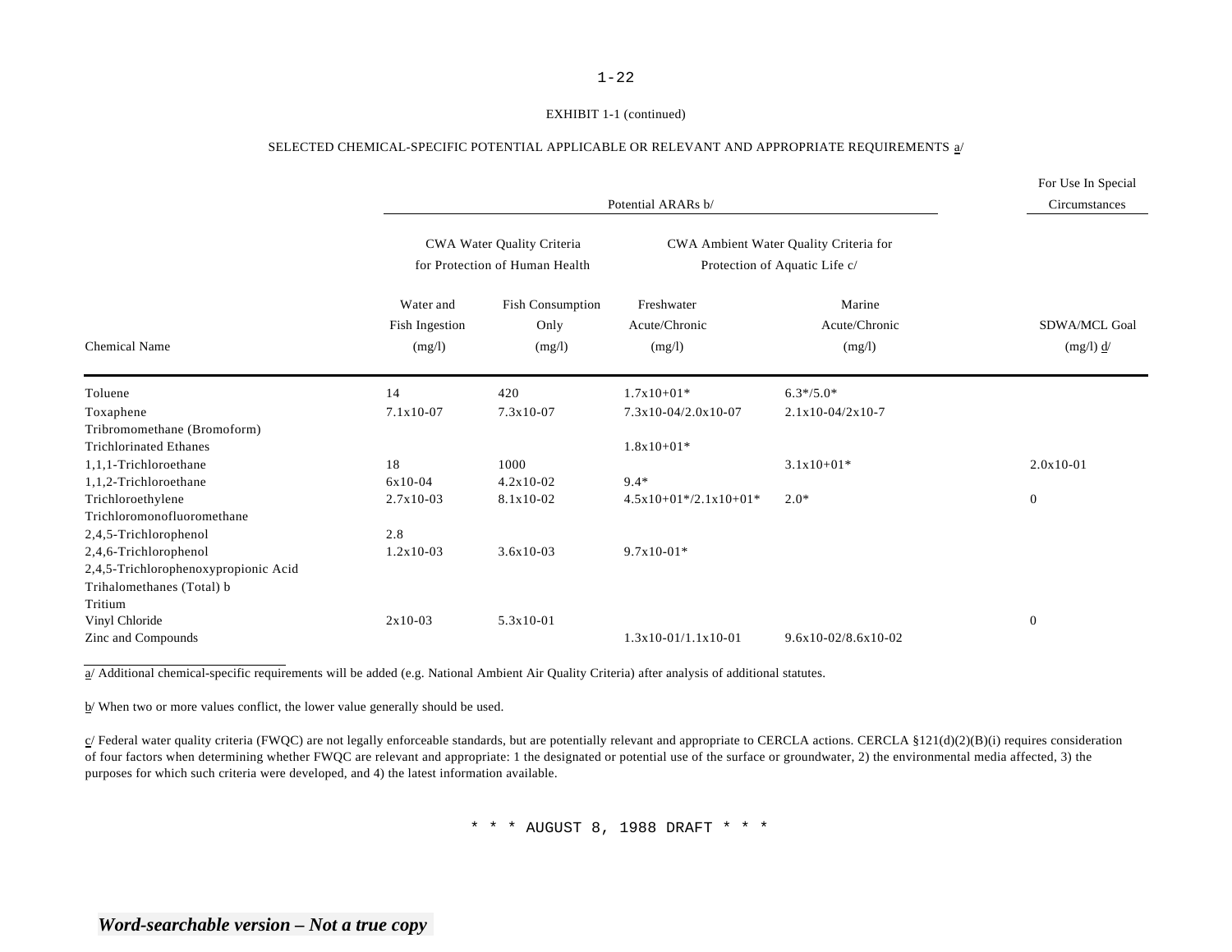EXHIBIT 1-1 (continued)

SELECTED CHEMICAL-SPECIFIC POTENTIAL APPLICABLE OR RELEVANT AND APPROPRIATE REQUIREMENTS a/

| | Potential ARARs b/ | | | | For Use In Special Circumstances |
|---|---|---|---|---|---|
| | CWA Water Quality Criteria for Protection of Human Health | | CWA Ambient Water Quality Criteria for Protection of Aquatic Life c/ | | |
| Chemical Name | Water and Fish Ingestion (mg/l) | Fish Consumption Only (mg/l) | Freshwater Acute/Chronic (mg/l) | Marine Acute/Chronic (mg/l) | SDWA/MCL Goal (mg/l) d/ |
| Toluene | 14 | 420 | 1.7x10+01* | 6.3*/5.0* | |
| Toxaphene | 7.1x10-07 | 7.3x10-07 | 7.3x10-04/2.0x10-07 | 2.1x10-04/2x10-7 | |
| Tribromomethane (Bromoform) | | | | | |
| Trichlorinated Ethanes | | | 1.8x10+01* | | |
| 1,1,1-Trichloroethane | 18 | 1000 | | 3.1x10+01* | 2.0x10-01 |
| 1,1,2-Trichloroethane | 6x10-04 | 4.2x10-02 | 9.4* | | |
| Trichloroethylene | 2.7x10-03 | 8.1x10-02 | 4.5x10+01*/2.1x10+01* | 2.0* | 0 |
| Trichloromonofluoromethane | | | | | |
| 2,4,5-Trichlorophenol | 2.8 | | | | |
| 2,4,6-Trichlorophenol | 1.2x10-03 | 3.6x10-03 | 9.7x10-01* | | |
| 2,4,5-Trichlorophenoxypropionic Acid | | | | | |
| Trihalomethanes (Total) b | | | | | |
| Tritium | | | | | |
| Vinyl Chloride | 2x10-03 | 5.3x10-01 | | | 0 |
| Zinc and Compounds | | | 1.3x10-01/1.1x10-01 | 9.6x10-02/8.6x10-02 | |

a/ Additional chemical-specific requirements will be added (e.g. National Ambient Air Quality Criteria) after analysis of additional statutes.

b/ When two or more values conflict, the lower value generally should be used.

c/ Federal water quality criteria (FWQC) are not legally enforceable standards, but are potentially relevant and appropriate to CERCLA actions. CERCLA §121(d)(2)(B)(i) requires consideration of four factors when determining whether FWQC are relevant and appropriate: 1 the designated or potential use of the surface or groundwater, 2) the environmental media affected, 3) the purposes for which such criteria were developed, and 4) the latest information available.

\* \* \* AUGUST 8, 1988 DRAFT \* \* \*

*Word-searchable version – Not a true copy*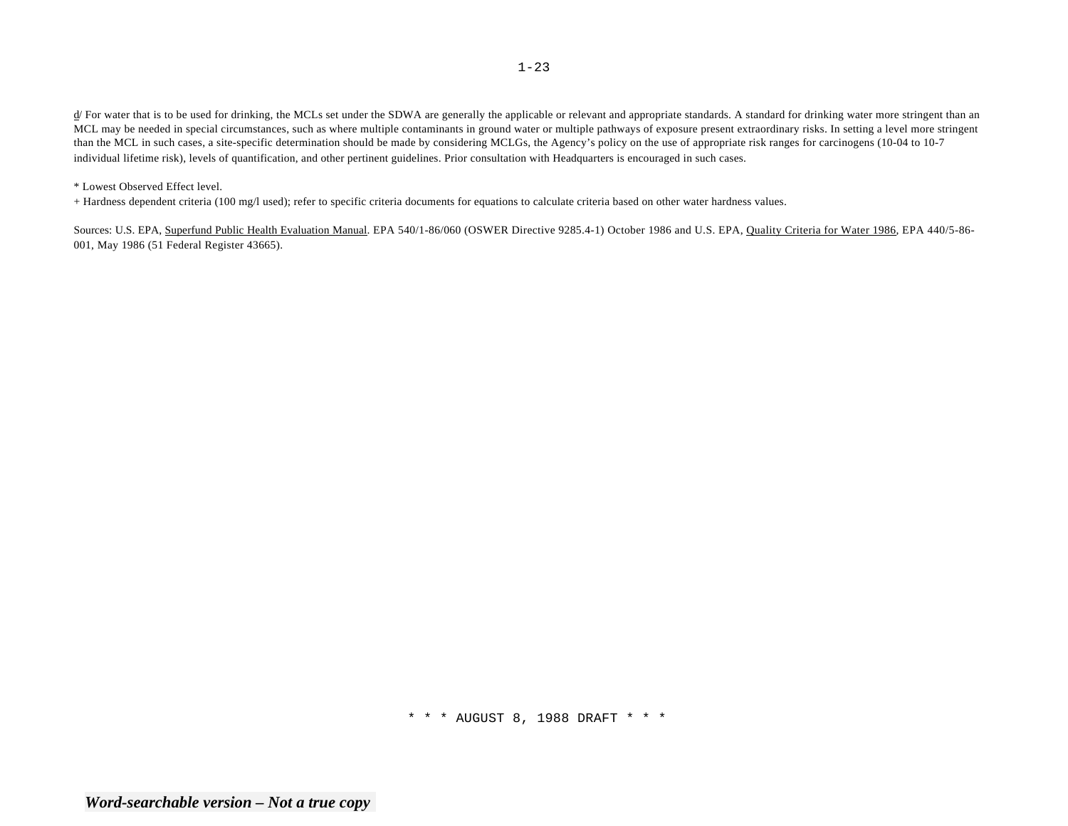d/ For water that is to be used for drinking, the MCLs set under the SDWA are generally the applicable or relevant and appropriate standards. A standard for drinking water more stringent than an MCL may be needed in special circumstances, such as where multiple contaminants in ground water or multiple pathways of exposure present extraordinary risks. In setting a level more stringent than the MCL in such cases, a site-specific determination should be made by considering MCLGs, the Agency's policy on the use of appropriate risk ranges for carcinogens (10-04 to 10-7 individual lifetime risk), levels of quantification, and other pertinent guidelines. Prior consultation with Headquarters is encouraged in such cases.

* Lowest Observed Effect level.
+ Hardness dependent criteria (100 mg/l used); refer to specific criteria documents for equations to calculate criteria based on other water hardness values.

Sources: U.S. EPA, Superfund Public Health Evaluation Manual. EPA 540/1-86/060 (OSWER Directive 9285.4-1) October 1986 and U.S. EPA, Quality Criteria for Water 1986, EPA 440/5-86-001, May 1986 (51 Federal Register 43665).

* * * AUGUST 8, 1988 DRAFT * * *

***Word-searchable version – Not a true copy***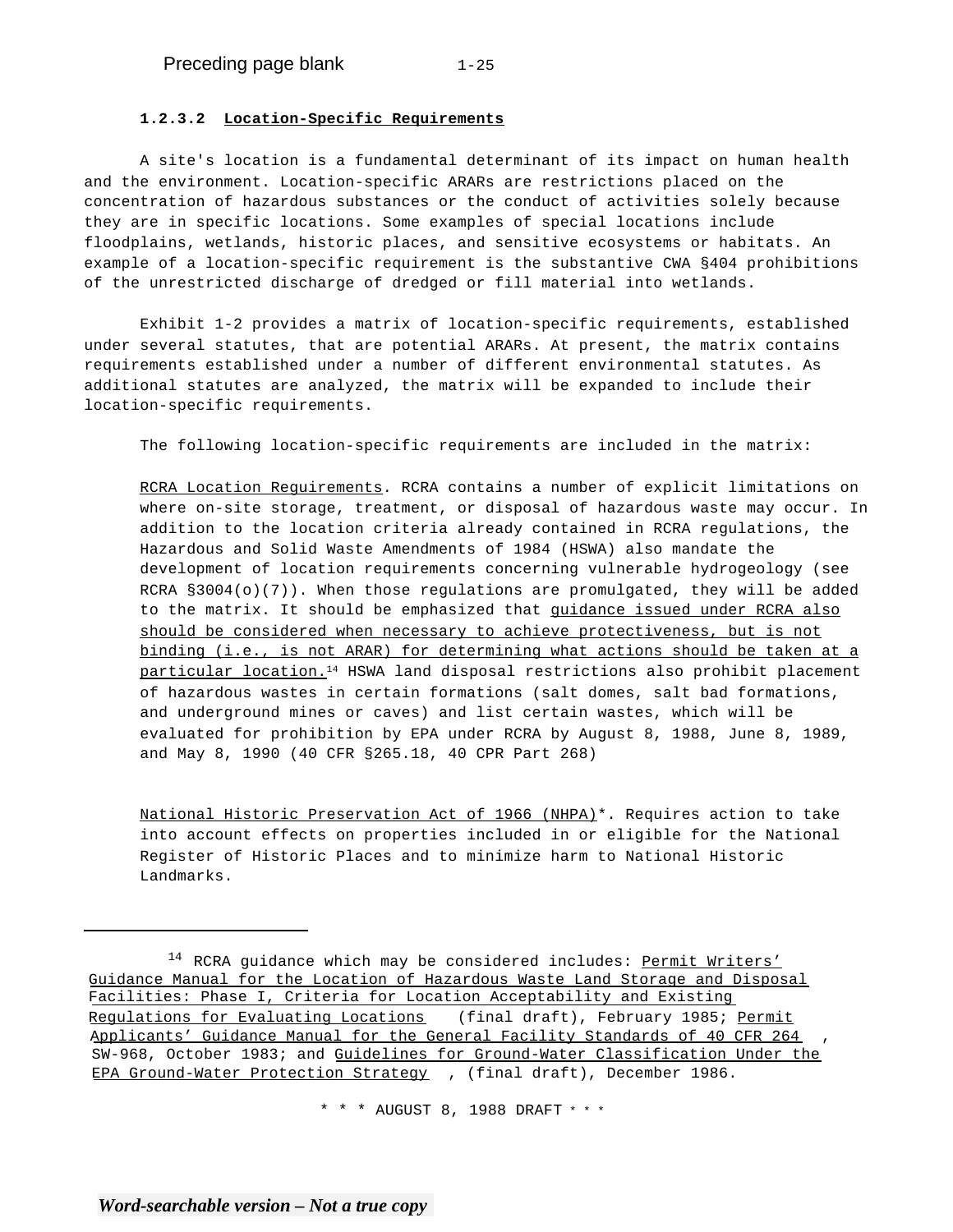### 1.2.3.2 Location-Specific Requirements

A site's location is a fundamental determinant of its impact on human health and the environment. Location-specific ARARs are restrictions placed on the concentration of hazardous substances or the conduct of activities solely because they are in specific locations. Some examples of special locations include floodplains, wetlands, historic places, and sensitive ecosystems or habitats. An example of a location-specific requirement is the substantive CWA §404 prohibitions of the unrestricted discharge of dredged or fill material into wetlands.

Exhibit 1-2 provides a matrix of location-specific requirements, established under several statutes, that are potential ARARs. At present, the matrix contains requirements established under a number of different environmental statutes. As additional statutes are analyzed, the matrix will be expanded to include their location-specific requirements.

The following location-specific requirements are included in the matrix:

RCRA Location Requirements. RCRA contains a number of explicit limitations on where on-site storage, treatment, or disposal of hazardous waste may occur. In addition to the location criteria already contained in RCRA regulations, the Hazardous and Solid Waste Amendments of 1984 (HSWA) also mandate the development of location requirements concerning vulnerable hydrogeology (see RCRA §3004(o)(7)). When those regulations are promulgated, they will be added to the matrix. It should be emphasized that guidance issued under RCRA also should be considered when necessary to achieve protectiveness, but is not binding (i.e., is not ARAR) for determining what actions should be taken at a particular location.[14] HSWA land disposal restrictions also prohibit placement of hazardous wastes in certain formations (salt domes, salt bad formations, and underground mines or caves) and list certain wastes, which will be evaluated for prohibition by EPA under RCRA by August 8, 1988, June 8, 1989, and May 8, 1990 (40 CFR §265.18, 40 CPR Part 268)

National Historic Preservation Act of 1966 (NHPA)*. Requires action to take into account effects on properties included in or eligible for the National Register of Historic Places and to minimize harm to National Historic Landmarks.

---

[14] RCRA guidance which may be considered includes: Permit Writers' Guidance Manual for the Location of Hazardous Waste Land Storage and Disposal Facilities: Phase I, Criteria for Location Acceptability and Existing Regulations for Evaluating Locations (final draft), February 1985; Permit Applicants' Guidance Manual for the General Facility Standards of 40 CFR 264, SW-968, October 1983; and Guidelines for Ground-Water Classification Under the EPA Ground-Water Protection Strategy, (final draft), December 1986.

\* \* \* AUGUST 8, 1988 DRAFT \* \* \*

*Word-searchable version – Not a true copy*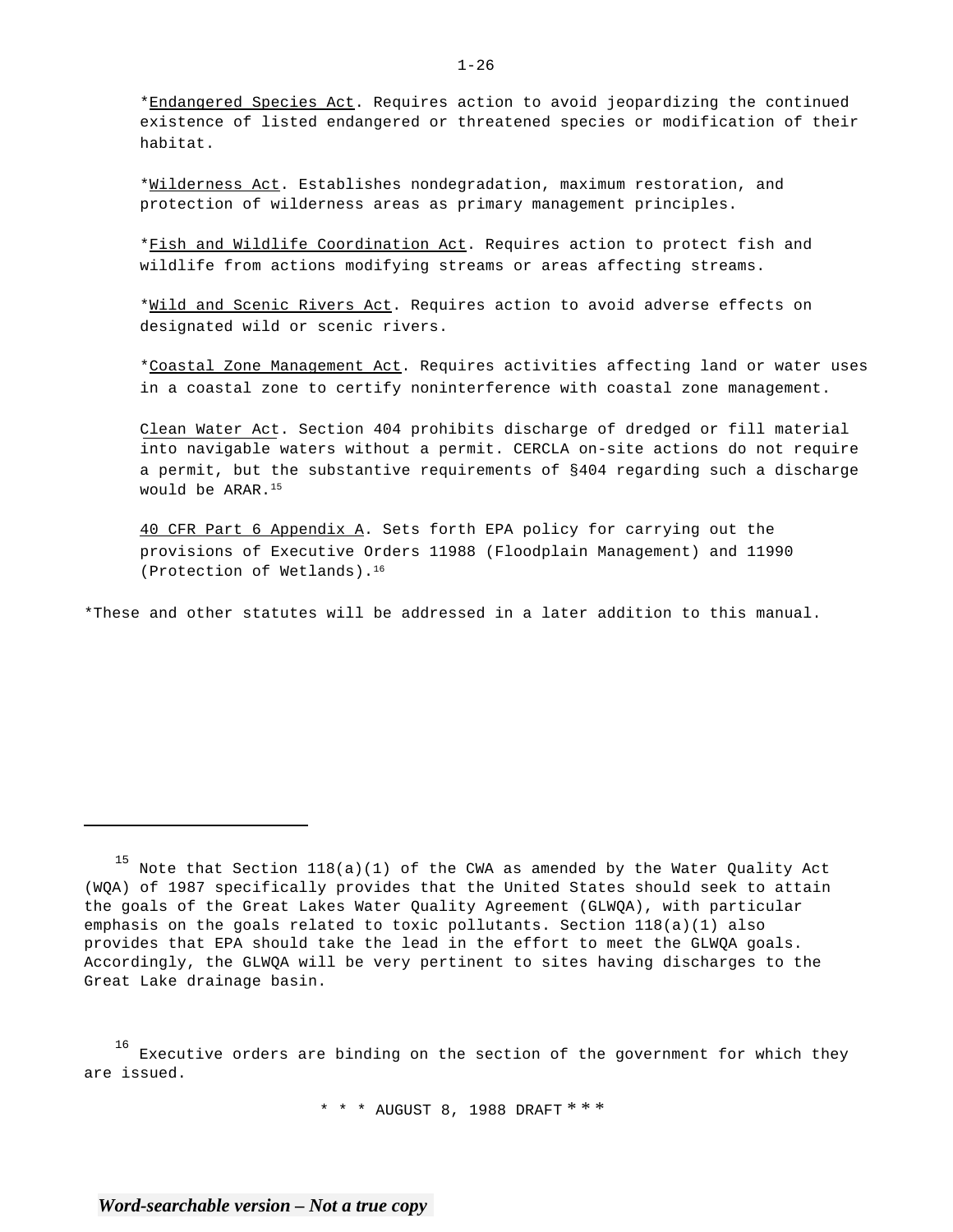*Endangered Species Act. Requires action to avoid jeopardizing the continued existence of listed endangered or threatened species or modification of their habitat.

*Wilderness Act. Establishes nondegradation, maximum restoration, and protection of wilderness areas as primary management principles.

*Fish and Wildlife Coordination Act. Requires action to protect fish and wildlife from actions modifying streams or areas affecting streams.

*Wild and Scenic Rivers Act. Requires action to avoid adverse effects on designated wild or scenic rivers.

*Coastal Zone Management Act. Requires activities affecting land or water uses in a coastal zone to certify noninterference with coastal zone management.

Clean Water Act. Section 404 prohibits discharge of dredged or fill material into navigable waters without a permit. CERCLA on-site actions do not require a permit, but the substantive requirements of §404 regarding such a discharge would be ARAR.[15]

40 CFR Part 6 Appendix A. Sets forth EPA policy for carrying out the provisions of Executive Orders 11988 (Floodplain Management) and 11990 (Protection of Wetlands).[16]

*These and other statutes will be addressed in a later addition to this manual.

---

[15] Note that Section 118(a)(1) of the CWA as amended by the Water Quality Act (WQA) of 1987 specifically provides that the United States should seek to attain the goals of the Great Lakes Water Quality Agreement (GLWQA), with particular emphasis on the goals related to toxic pollutants. Section 118(a)(1) also provides that EPA should take the lead in the effort to meet the GLWQA goals. Accordingly, the GLWQA will be very pertinent to sites having discharges to the Great Lake drainage basin.

[16] Executive orders are binding on the section of the government for which they are issued.

* * * AUGUST 8, 1988 DRAFT * * *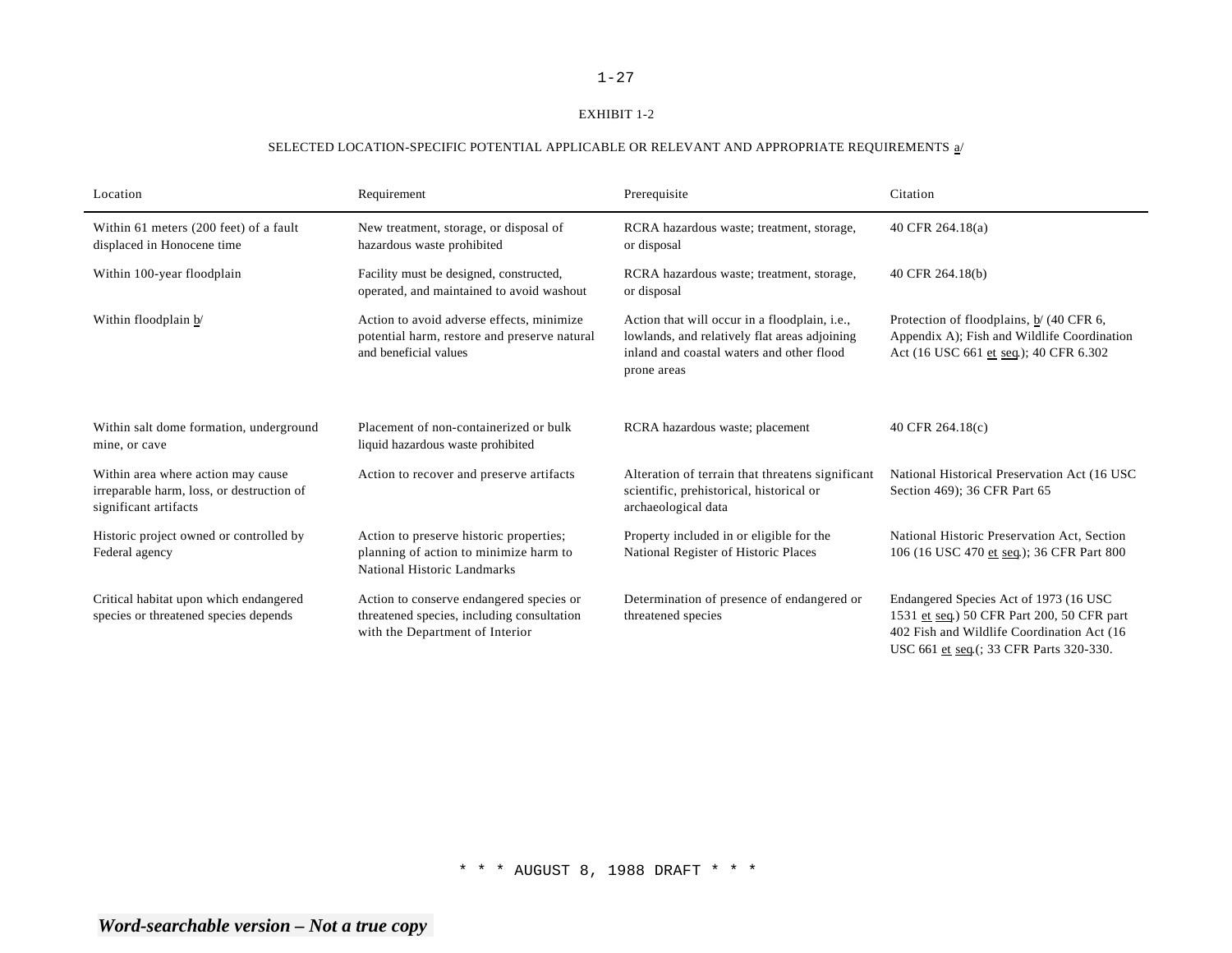EXHIBIT 1-2

SELECTED LOCATION-SPECIFIC POTENTIAL APPLICABLE OR RELEVANT AND APPROPRIATE REQUIREMENTS a/

| Location | Requirement | Prerequisite | Citation |
|---|---|---|---|
| Within 61 meters (200 feet) of a fault displaced in Honocene time | New treatment, storage, or disposal of hazardous waste prohibited | RCRA hazardous waste; treatment, storage, or disposal | 40 CFR 264.18(a) |
| Within 100-year floodplain | Facility must be designed, constructed, operated, and maintained to avoid washout | RCRA hazardous waste; treatment, storage, or disposal | 40 CFR 264.18(b) |
| Within floodplain b/ | Action to avoid adverse effects, minimize potential harm, restore and preserve natural and beneficial values | Action that will occur in a floodplain, i.e., lowlands, and relatively flat areas adjoining inland and coastal waters and other flood prone areas | Protection of floodplains, b/ (40 CFR 6, Appendix A); Fish and Wildlife Coordination Act (16 USC 661 et seq.); 40 CFR 6.302 |
| Within salt dome formation, underground mine, or cave | Placement of non-containerized or bulk liquid hazardous waste prohibited | RCRA hazardous waste; placement | 40 CFR 264.18(c) |
| Within area where action may cause irreparable harm, loss, or destruction of significant artifacts | Action to recover and preserve artifacts | Alteration of terrain that threatens significant scientific, prehistorical, historical or archaeological data | National Historical Preservation Act (16 USC Section 469); 36 CFR Part 65 |
| Historic project owned or controlled by Federal agency | Action to preserve historic properties; planning of action to minimize harm to National Historic Landmarks | Property included in or eligible for the National Register of Historic Places | National Historic Preservation Act, Section 106 (16 USC 470 et seq.); 36 CFR Part 800 |
| Critical habitat upon which endangered species or threatened species depends | Action to conserve endangered species or threatened species, including consultation with the Department of Interior | Determination of presence of endangered or threatened species | Endangered Species Act of 1973 (16 USC 1531 et seq.) 50 CFR Part 200, 50 CFR part 402 Fish and Wildlife Coordination Act (16 USC 661 et seq.(; 33 CFR Parts 320-330. |

* * * AUGUST 8, 1988 DRAFT * * *

***Word-searchable version – Not a true copy***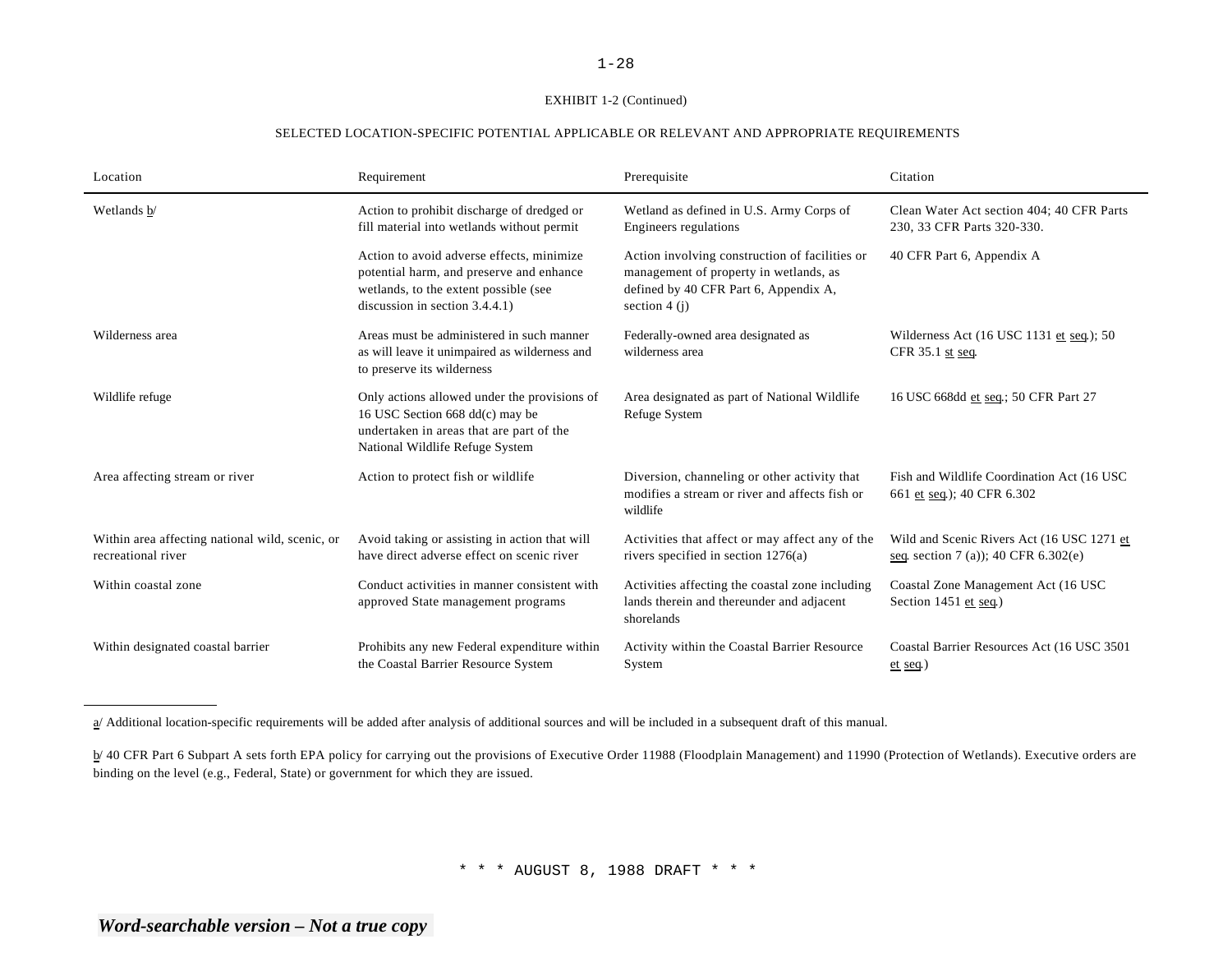EXHIBIT 1-2 (Continued)

SELECTED LOCATION-SPECIFIC POTENTIAL APPLICABLE OR RELEVANT AND APPROPRIATE REQUIREMENTS

| Location | Requirement | Prerequisite | Citation |
|---|---|---|---|
| Wetlands b/ | Action to prohibit discharge of dredged or fill material into wetlands without permit | Wetland as defined in U.S. Army Corps of Engineers regulations | Clean Water Act section 404; 40 CFR Parts 230, 33 CFR Parts 320-330. |
| | Action to avoid adverse effects, minimize potential harm, and preserve and enhance wetlands, to the extent possible (see discussion in section 3.4.4.1) | Action involving construction of facilities or management of property in wetlands, as defined by 40 CFR Part 6, Appendix A, section 4 (j) | 40 CFR Part 6, Appendix A |
| Wilderness area | Areas must be administered in such manner as will leave it unimpaired as wilderness and to preserve its wilderness | Federally-owned area designated as wilderness area | Wilderness Act (16 USC 1131 et seq.); 50 CFR 35.1 st seq. |
| Wildlife refuge | Only actions allowed under the provisions of 16 USC Section 668 dd(c) may be undertaken in areas that are part of the National Wildlife Refuge System | Area designated as part of National Wildlife Refuge System | 16 USC 668dd et seq.; 50 CFR Part 27 |
| Area affecting stream or river | Action to protect fish or wildlife | Diversion, channeling or other activity that modifies a stream or river and affects fish or wildlife | Fish and Wildlife Coordination Act (16 USC 661 et seq.); 40 CFR 6.302 |
| Within area affecting national wild, scenic, or recreational river | Avoid taking or assisting in action that will have direct adverse effect on scenic river | Activities that affect or may affect any of the rivers specified in section 1276(a) | Wild and Scenic Rivers Act (16 USC 1271 et seq. section 7 (a)); 40 CFR 6.302(e) |
| Within coastal zone | Conduct activities in manner consistent with approved State management programs | Activities affecting the coastal zone including lands therein and thereunder and adjacent shorelands | Coastal Zone Management Act (16 USC Section 1451 et seq.) |
| Within designated coastal barrier | Prohibits any new Federal expenditure within the Coastal Barrier Resource System | Activity within the Coastal Barrier Resource System | Coastal Barrier Resources Act (16 USC 3501 et seq.) |

a/ Additional location-specific requirements will be added after analysis of additional sources and will be included in a subsequent draft of this manual.

b/ 40 CFR Part 6 Subpart A sets forth EPA policy for carrying out the provisions of Executive Order 11988 (Floodplain Management) and 11990 (Protection of Wetlands). Executive orders are binding on the level (e.g., Federal, State) or government for which they are issued.

\* \* \* AUGUST 8, 1988 DRAFT \* \* \*

*Word-searchable version – Not a true copy*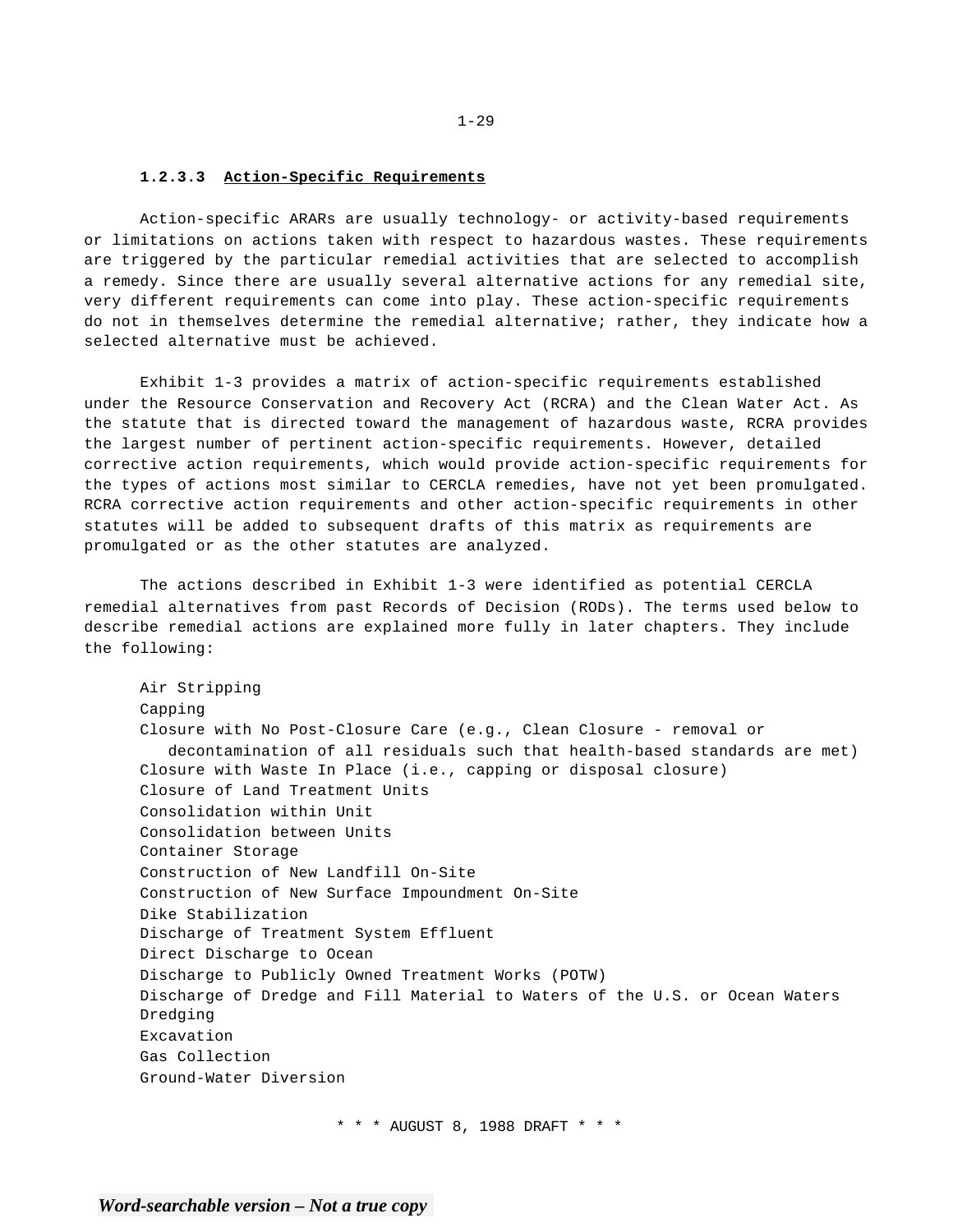#### 1.2.3.3 Action-Specific Requirements

Action-specific ARARs are usually technology- or activity-based requirements or limitations on actions taken with respect to hazardous wastes. These requirements are triggered by the particular remedial activities that are selected to accomplish a remedy. Since there are usually several alternative actions for any remedial site, very different requirements can come into play. These action-specific requirements do not in themselves determine the remedial alternative; rather, they indicate how a selected alternative must be achieved.

Exhibit 1-3 provides a matrix of action-specific requirements established under the Resource Conservation and Recovery Act (RCRA) and the Clean Water Act. As the statute that is directed toward the management of hazardous waste, RCRA provides the largest number of pertinent action-specific requirements. However, detailed corrective action requirements, which would provide action-specific requirements for the types of actions most similar to CERCLA remedies, have not yet been promulgated. RCRA corrective action requirements and other action-specific requirements in other statutes will be added to subsequent drafts of this matrix as requirements are promulgated or as the other statutes are analyzed.

The actions described in Exhibit 1-3 were identified as potential CERCLA remedial alternatives from past Records of Decision (RODs). The terms used below to describe remedial actions are explained more fully in later chapters. They include the following:

- Air Stripping
- Capping
- Closure with No Post-Closure Care (e.g., Clean Closure - removal or decontamination of all residuals such that health-based standards are met)
- Closure with Waste In Place (i.e., capping or disposal closure)
- Closure of Land Treatment Units
- Consolidation within Unit
- Consolidation between Units
- Container Storage
- Construction of New Landfill On-Site
- Construction of New Surface Impoundment On-Site
- Dike Stabilization
- Discharge of Treatment System Effluent
- Direct Discharge to Ocean
- Discharge to Publicly Owned Treatment Works (POTW)
- Discharge of Dredge and Fill Material to Waters of the U.S. or Ocean Waters
- Dredging
- Excavation
- Gas Collection
- Ground-Water Diversion

\* \* \* AUGUST 8, 1988 DRAFT \* \* \*

*Word-searchable version – Not a true copy*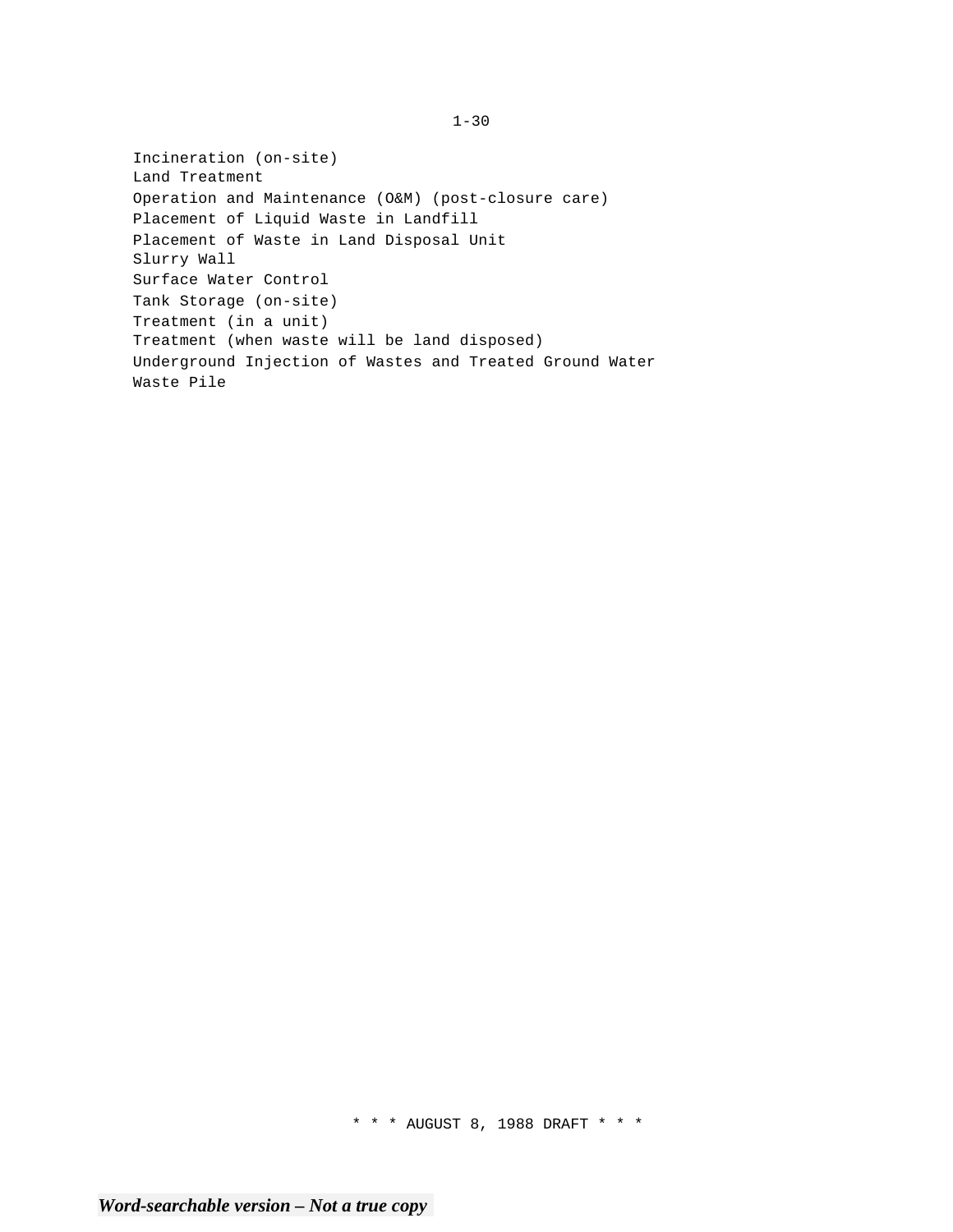Incineration (on-site)
Land Treatment
Operation and Maintenance (O&M) (post-closure care)
Placement of Liquid Waste in Landfill
Placement of Waste in Land Disposal Unit
Slurry Wall
Surface Water Control
Tank Storage (on-site)
Treatment (in a unit)
Treatment (when waste will be land disposed)
Underground Injection of Wastes and Treated Ground Water
Waste Pile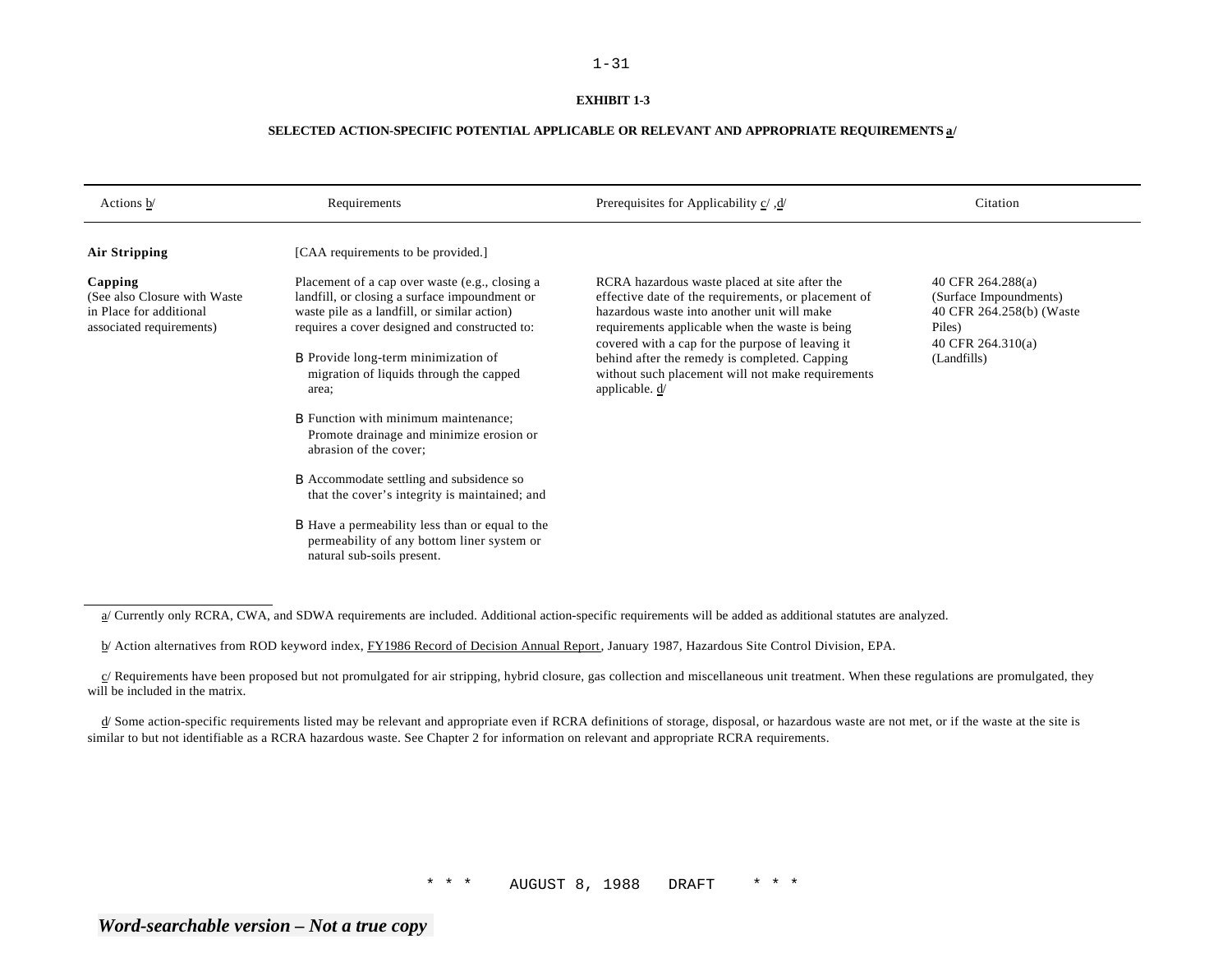**EXHIBIT 1-3**

**SELECTED ACTION-SPECIFIC POTENTIAL APPLICABLE OR RELEVANT AND APPROPRIATE REQUIREMENTS a/**

| Actions b/ | Requirements | Prerequisites for Applicability c/ ,d/ | Citation |
|---|---|---|---|
| **Air Stripping** | [CAA requirements to be provided.] | | |
| **Capping**<br>(See also Closure with Waste in Place for additional associated requirements) | Placement of a cap over waste (e.g., closing a landfill, or closing a surface impoundment or waste pile as a landfill, or similar action) requires a cover designed and constructed to:<br><br>B Provide long-term minimization of migration of liquids through the capped area;<br><br>B Function with minimum maintenance; Promote drainage and minimize erosion or abrasion of the cover;<br><br>B Accommodate settling and subsidence so that the cover's integrity is maintained; and<br><br>B Have a permeability less than or equal to the permeability of any bottom liner system or natural sub-soils present. | RCRA hazardous waste placed at site after the effective date of the requirements, or placement of hazardous waste into another unit will make requirements applicable when the waste is being covered with a cap for the purpose of leaving it behind after the remedy is completed. Capping without such placement will not make requirements applicable. d/ | 40 CFR 264.288(a) (Surface Impoundments)<br>40 CFR 264.258(b) (Waste Piles)<br>40 CFR 264.310(a) (Landfills) |

a/ Currently only RCRA, CWA, and SDWA requirements are included. Additional action-specific requirements will be added as additional statutes are analyzed.

b/ Action alternatives from ROD keyword index, FY1986 Record of Decision Annual Report, January 1987, Hazardous Site Control Division, EPA.

c/ Requirements have been proposed but not promulgated for air stripping, hybrid closure, gas collection and miscellaneous unit treatment. When these regulations are promulgated, they will be included in the matrix.

d/ Some action-specific requirements listed may be relevant and appropriate even if RCRA definitions of storage, disposal, or hazardous waste are not met, or if the waste at the site is similar to but not identifiable as a RCRA hazardous waste. See Chapter 2 for information on relevant and appropriate RCRA requirements.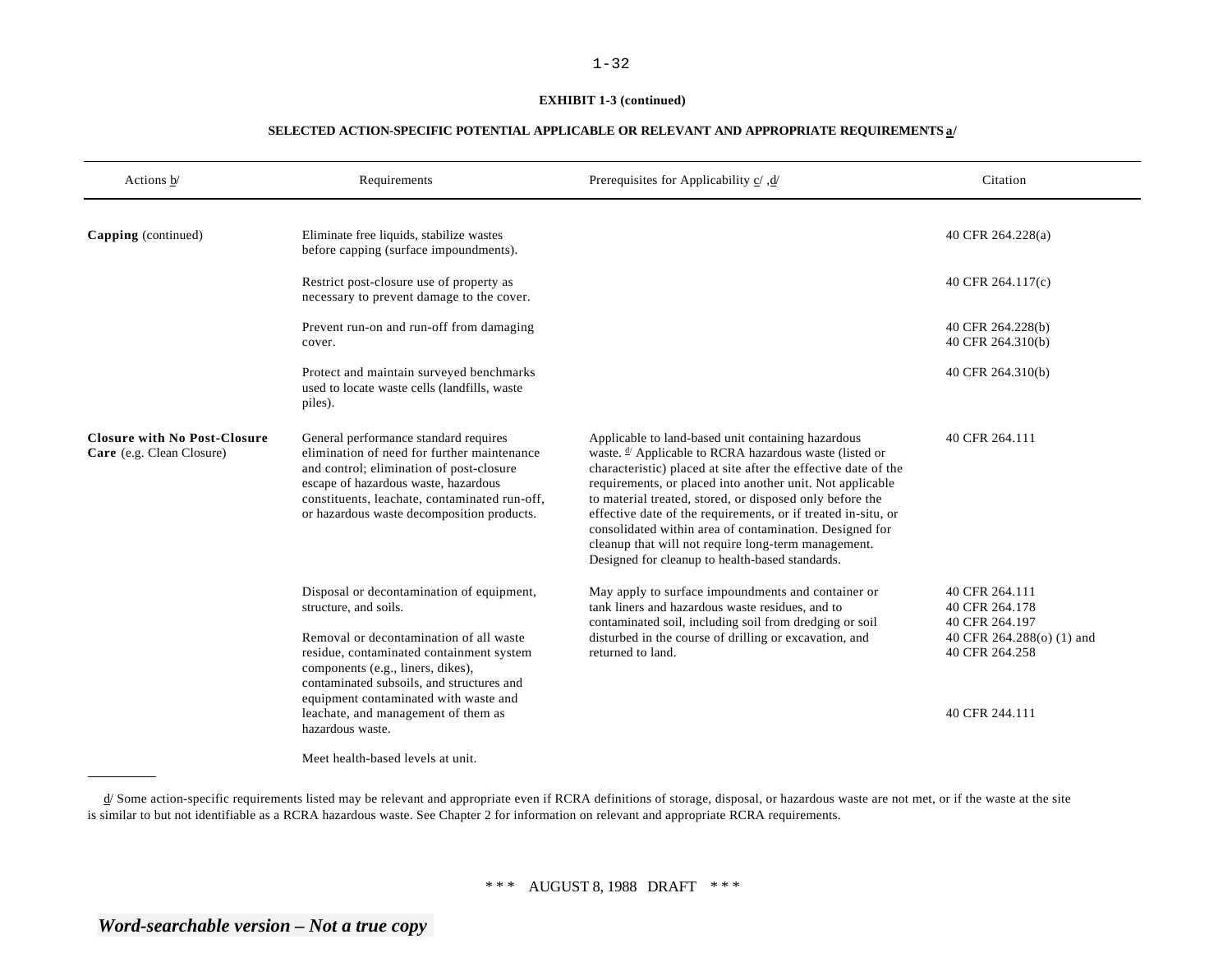**EXHIBIT 1-3 (continued)**

**SELECTED ACTION-SPECIFIC POTENTIAL APPLICABLE OR RELEVANT AND APPROPRIATE REQUIREMENTS a/**

| Actions b/ | Requirements | Prerequisites for Applicability c/ ,d/ | Citation |
|---|---|---|---|
| **Capping** (continued) | Eliminate free liquids, stabilize wastes before capping (surface impoundments). | | 40 CFR 264.228(a) |
| | Restrict post-closure use of property as necessary to prevent damage to the cover. | | 40 CFR 264.117(c) |
| | Prevent run-on and run-off from damaging cover. | | 40 CFR 264.228(b)<br>40 CFR 264.310(b) |
| | Protect and maintain surveyed benchmarks used to locate waste cells (landfills, waste piles). | | 40 CFR 264.310(b) |
| **Closure with No Post-Closure Care** (e.g. Clean Closure) | General performance standard requires elimination of need for further maintenance and control; elimination of post-closure escape of hazardous waste, hazardous constituents, leachate, contaminated run-off, or hazardous waste decomposition products. | Applicable to land-based unit containing hazardous waste. d/ Applicable to RCRA hazardous waste (listed or characteristic) placed at site after the effective date of the requirements, or placed into another unit. Not applicable to material treated, stored, or disposed only before the effective date of the requirements, or if treated in-situ, or consolidated within area of contamination. Designed for cleanup that will not require long-term management. Designed for cleanup to health-based standards. | 40 CFR 264.111 |
| | Disposal or decontamination of equipment, structure, and soils.<br><br>Removal or decontamination of all waste residue, contaminated containment system components (e.g., liners, dikes), contaminated subsoils, and structures and equipment contaminated with waste and leachate, and management of them as hazardous waste. | May apply to surface impoundments and container or tank liners and hazardous waste residues, and to contaminated soil, including soil from dredging or soil disturbed in the course of drilling or excavation, and returned to land. | 40 CFR 264.111<br>40 CFR 264.178<br>40 CFR 264.197<br>40 CFR 264.288(o) (1) and<br>40 CFR 264.258<br><br>40 CFR 244.111 |
| | Meet health-based levels at unit. | | |

d/ Some action-specific requirements listed may be relevant and appropriate even if RCRA definitions of storage, disposal, or hazardous waste are not met, or if the waste at the site is similar to but not identifiable as a RCRA hazardous waste. See Chapter 2 for information on relevant and appropriate RCRA requirements.

\*\*\* AUGUST 8, 1988 DRAFT \*\*\*

*Word-searchable version – Not a true copy*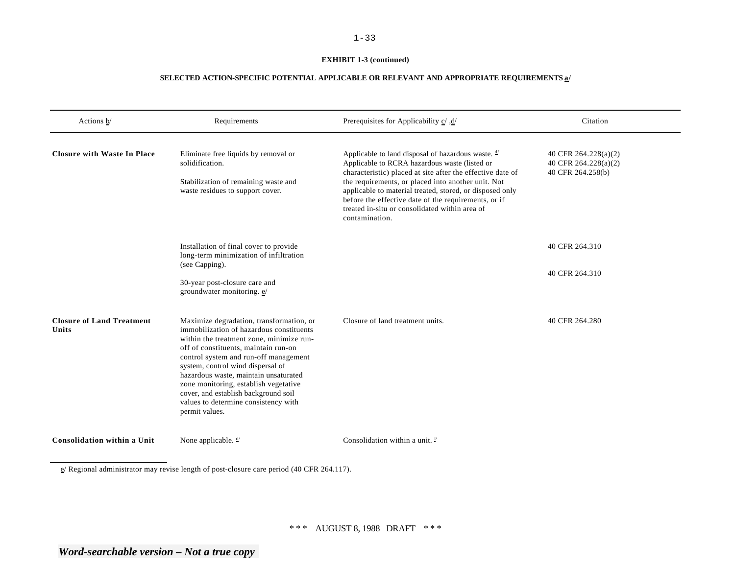**EXHIBIT 1-3 (continued)**

**SELECTED ACTION-SPECIFIC POTENTIAL APPLICABLE OR RELEVANT AND APPROPRIATE REQUIREMENTS a/**

| Actions b/ | Requirements | Prerequisites for Applicability c/ ,d/ | Citation |
|---|---|---|---|
| **Closure with Waste In Place** | Eliminate free liquids by removal or solidification.<br><br>Stabilization of remaining waste and waste residues to support cover. | Applicable to land disposal of hazardous waste. d/ Applicable to RCRA hazardous waste (listed or characteristic) placed at site after the effective date of the requirements, or placed into another unit. Not applicable to material treated, stored, or disposed only before the effective date of the requirements, or if treated in-situ or consolidated within area of contamination. | 40 CFR 264.228(a)(2)<br>40 CFR 264.228(a)(2)<br>40 CFR 264.258(b) |
| | Installation of final cover to provide long-term minimization of infiltration (see Capping).<br><br>30-year post-closure care and groundwater monitoring. e/ | | 40 CFR 264.310<br><br>40 CFR 264.310 |
| **Closure of Land Treatment Units** | Maximize degradation, transformation, or immobilization of hazardous constituents within the treatment zone, minimize run-off of constituents, maintain run-on control system and run-off management system, control wind dispersal of hazardous waste, maintain unsaturated zone monitoring, establish vegetative cover, and establish background soil values to determine consistency with permit values. | Closure of land treatment units. | 40 CFR 264.280 |
| **Consolidation within a Unit** | None applicable. d/ | Consolidation within a unit. f/ | |

e/ Regional administrator may revise length of post-closure care period (40 CFR 264.117).

\*\*\* AUGUST 8, 1988 DRAFT \*\*\*

*Word-searchable version – Not a true copy*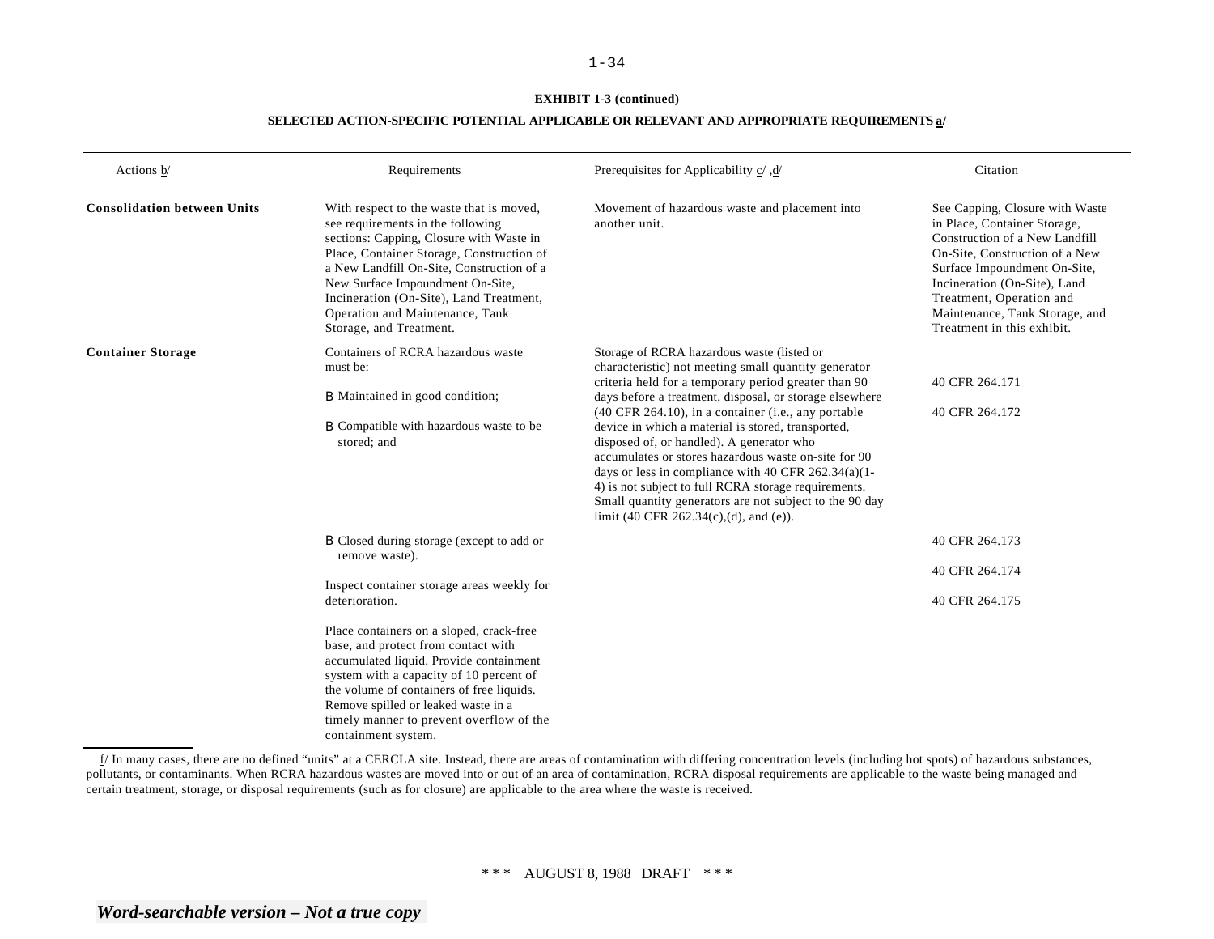**EXHIBIT 1-3 (continued)**

**SELECTED ACTION-SPECIFIC POTENTIAL APPLICABLE OR RELEVANT AND APPROPRIATE REQUIREMENTS a/**

| Actions b/ | Requirements | Prerequisites for Applicability c/ ,d/ | Citation |
|---|---|---|---|
| **Consolidation between Units** | With respect to the waste that is moved, see requirements in the following sections: Capping, Closure with Waste in Place, Container Storage, Construction of a New Landfill On-Site, Construction of a New Surface Impoundment On-Site, Incineration (On-Site), Land Treatment, Operation and Maintenance, Tank Storage, and Treatment. | Movement of hazardous waste and placement into another unit. | See Capping, Closure with Waste in Place, Container Storage, Construction of a New Landfill On-Site, Construction of a New Surface Impoundment On-Site, Incineration (On-Site), Land Treatment, Operation and Maintenance, Tank Storage, and Treatment in this exhibit. |
| **Container Storage** | Containers of RCRA hazardous waste must be: | Storage of RCRA hazardous waste (listed or characteristic) not meeting small quantity generator criteria held for a temporary period greater than 90 days before a treatment, disposal, or storage elsewhere (40 CFR 264.10), in a container (i.e., any portable device in which a material is stored, transported, disposed of, or handled). A generator who accumulates or stores hazardous waste on-site for 90 days or less in compliance with 40 CFR 262.34(a)(1-4) is not subject to full RCRA storage requirements. Small quantity generators are not subject to the 90 day limit (40 CFR 262.34(c),(d), and (e)). | |
| | B Maintained in good condition; | | 40 CFR 264.171 |
| | B Compatible with hazardous waste to be stored; and | | 40 CFR 264.172 |
| | B Closed during storage (except to add or remove waste). | | 40 CFR 264.173 |
| | Inspect container storage areas weekly for deterioration. | | 40 CFR 264.174 |
| | Place containers on a sloped, crack-free base, and protect from contact with accumulated liquid. Provide containment system with a capacity of 10 percent of the volume of containers of free liquids. Remove spilled or leaked waste in a timely manner to prevent overflow of the containment system. | | 40 CFR 264.175 |

f/ In many cases, there are no defined "units" at a CERCLA site. Instead, there are areas of contamination with differing concentration levels (including hot spots) of hazardous substances, pollutants, or contaminants. When RCRA hazardous wastes are moved into or out of an area of contamination, RCRA disposal requirements are applicable to the waste being managed and certain treatment, storage, or disposal requirements (such as for closure) are applicable to the area where the waste is received.

*** AUGUST 8, 1988 DRAFT ***

*Word-searchable version – Not a true copy*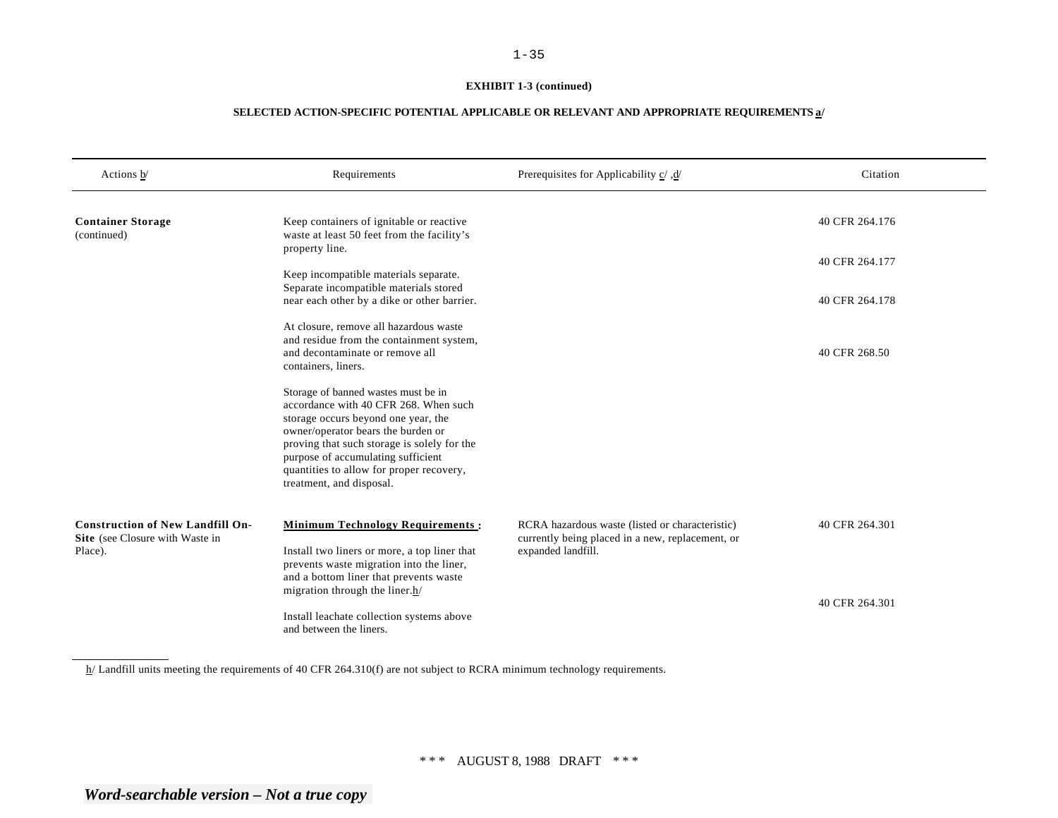**EXHIBIT 1-3 (continued)**

**SELECTED ACTION-SPECIFIC POTENTIAL APPLICABLE OR RELEVANT AND APPROPRIATE REQUIREMENTS a/**

| Actions b/ | Requirements | Prerequisites for Applicability c/ ,d/ | Citation |
|---|---|---|---|
| **Container Storage** (continued) | Keep containers of ignitable or reactive waste at least 50 feet from the facility's property line. | | 40 CFR 264.176 |
| | Keep incompatible materials separate. Separate incompatible materials stored near each other by a dike or other barrier. | | 40 CFR 264.177 |
| | At closure, remove all hazardous waste and residue from the containment system, and decontaminate or remove all containers, liners. | | 40 CFR 264.178 |
| | Storage of banned wastes must be in accordance with 40 CFR 268. When such storage occurs beyond one year, the owner/operator bears the burden or proving that such storage is solely for the purpose of accumulating sufficient quantities to allow for proper recovery, treatment, and disposal. | | 40 CFR 268.50 |
| **Construction of New Landfill On-Site** (see Closure with Waste in Place). | **Minimum Technology Requirements :** Install two liners or more, a top liner that prevents waste migration into the liner, and a bottom liner that prevents waste migration through the liner.h/ | RCRA hazardous waste (listed or characteristic) currently being placed in a new, replacement, or expanded landfill. | 40 CFR 264.301 |
| | Install leachate collection systems above and between the liners. | | 40 CFR 264.301 |

h/ Landfill units meeting the requirements of 40 CFR 264.310(f) are not subject to RCRA minimum technology requirements.

\*\*\* AUGUST 8, 1988 DRAFT \*\*\*

*Word-searchable version – Not a true copy*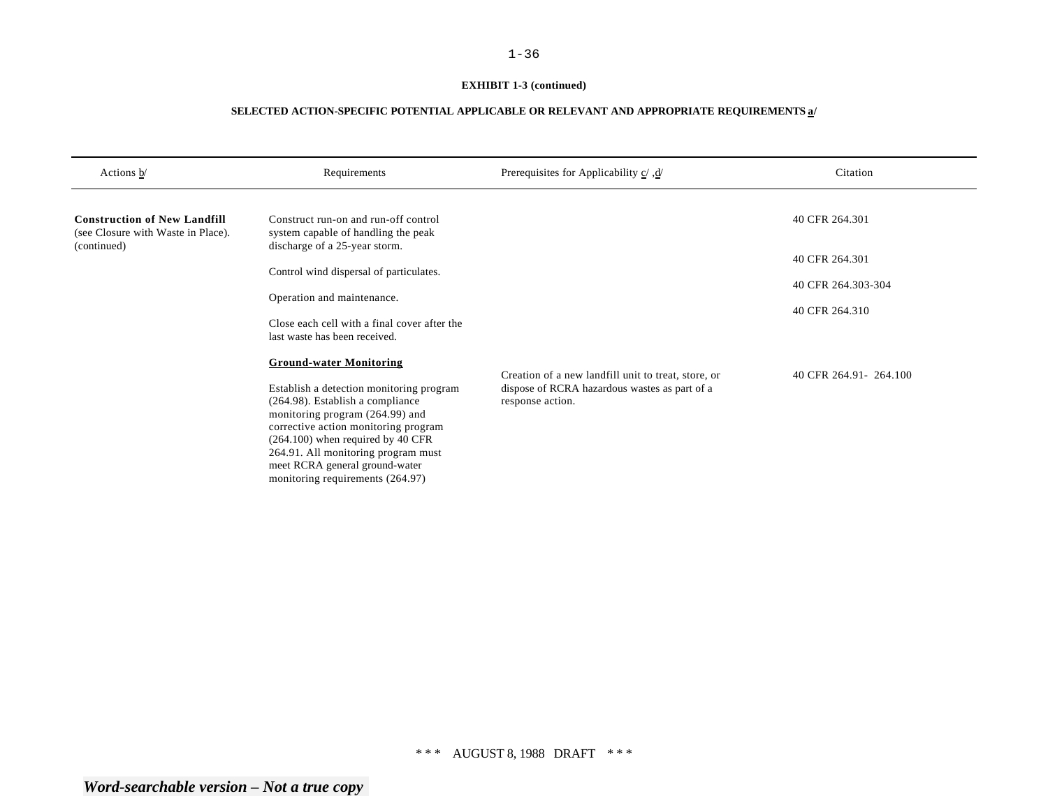**EXHIBIT 1-3 (continued)**

**SELECTED ACTION-SPECIFIC POTENTIAL APPLICABLE OR RELEVANT AND APPROPRIATE REQUIREMENTS a/**

| Actions b/ | Requirements | Prerequisites for Applicability c/ ,d/ | Citation |
|---|---|---|---|
| **Construction of New Landfill** (see Closure with Waste in Place). (continued) | Construct run-on and run-off control system capable of handling the peak discharge of a 25-year storm. | | 40 CFR 264.301 |
| | Control wind dispersal of particulates. | | 40 CFR 264.301 |
| | Operation and maintenance. | | 40 CFR 264.303-304 |
| | Close each cell with a final cover after the last waste has been received. | | 40 CFR 264.310 |
| | **Ground-water Monitoring**<br><br>Establish a detection monitoring program (264.98). Establish a compliance monitoring program (264.99) and corrective action monitoring program (264.100) when required by 40 CFR 264.91. All monitoring program must meet RCRA general ground-water monitoring requirements (264.97) | Creation of a new landfill unit to treat, store, or dispose of RCRA hazardous wastes as part of a response action. | 40 CFR 264.91- 264.100 |

\* \* \* AUGUST 8, 1988 DRAFT \* \* \*

***Word-searchable version – Not a true copy***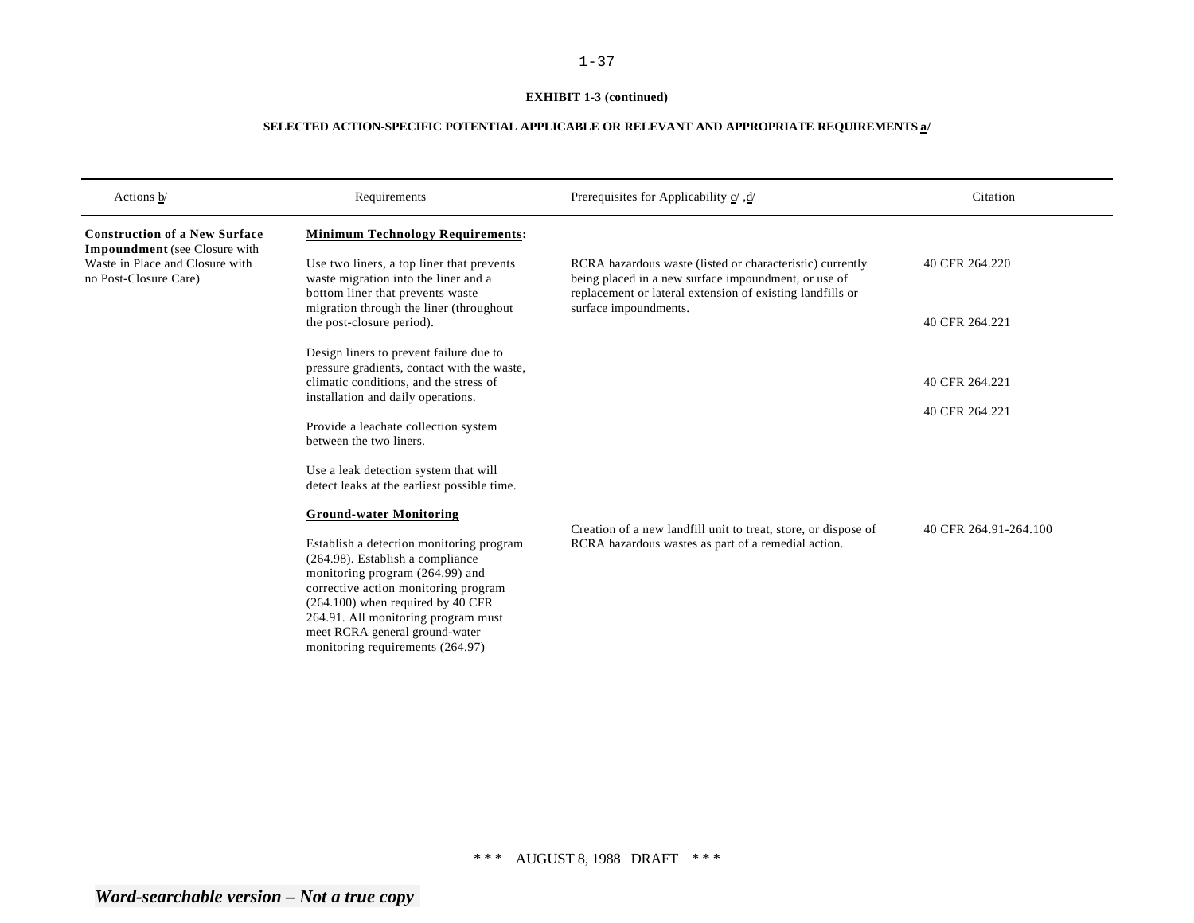**EXHIBIT 1-3 (continued)**

**SELECTED ACTION-SPECIFIC POTENTIAL APPLICABLE OR RELEVANT AND APPROPRIATE REQUIREMENTS a/**

| Actions b/ | Requirements | Prerequisites for Applicability c/ ,d/ | Citation |
|---|---|---|---|
| **Construction of a New Surface Impoundment** (see Closure with Waste in Place and Closure with no Post-Closure Care) | **Minimum Technology Requirements:** | | |
| | Use two liners, a top liner that prevents waste migration into the liner and a bottom liner that prevents waste migration through the liner (throughout the post-closure period). | RCRA hazardous waste (listed or characteristic) currently being placed in a new surface impoundment, or use of replacement or lateral extension of existing landfills or surface impoundments. | 40 CFR 264.220<br>40 CFR 264.221 |
| | Design liners to prevent failure due to pressure gradients, contact with the waste, climatic conditions, and the stress of installation and daily operations. | | 40 CFR 264.221 |
| | Provide a leachate collection system between the two liners. | | 40 CFR 264.221 |
| | Use a leak detection system that will detect leaks at the earliest possible time. | | |
| | **Ground-water Monitoring** | | |
| | Establish a detection monitoring program (264.98). Establish a compliance monitoring program (264.99) and corrective action monitoring program (264.100) when required by 40 CFR 264.91. All monitoring program must meet RCRA general ground-water monitoring requirements (264.97) | Creation of a new landfill unit to treat, store, or dispose of RCRA hazardous wastes as part of a remedial action. | 40 CFR 264.91-264.100 |

*** AUGUST 8, 1988 DRAFT ***

*Word-searchable version – Not a true copy*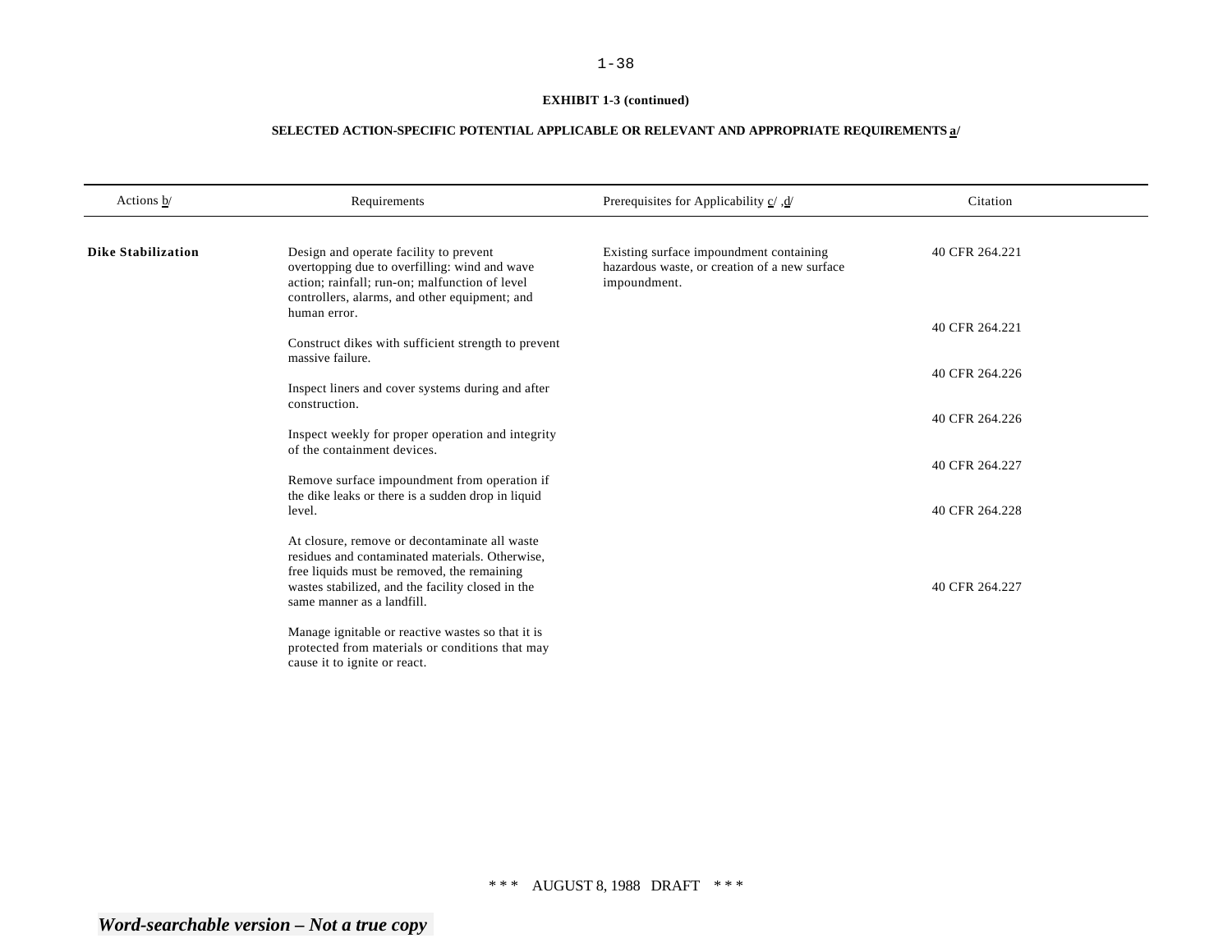**EXHIBIT 1-3 (continued)**

**SELECTED ACTION-SPECIFIC POTENTIAL APPLICABLE OR RELEVANT AND APPROPRIATE REQUIREMENTS a/**

| Actions b/ | Requirements | Prerequisites for Applicability c/ ,d/ | Citation |
|---|---|---|---|
| **Dike Stabilization** | Design and operate facility to prevent overtopping due to overfilling: wind and wave action; rainfall; run-on; malfunction of level controllers, alarms, and other equipment; and human error. | Existing surface impoundment containing hazardous waste, or creation of a new surface impoundment. | 40 CFR 264.221 |
| | Construct dikes with sufficient strength to prevent massive failure. | | 40 CFR 264.221 |
| | Inspect liners and cover systems during and after construction. | | 40 CFR 264.226 |
| | Inspect weekly for proper operation and integrity of the containment devices. | | 40 CFR 264.226 |
| | Remove surface impoundment from operation if the dike leaks or there is a sudden drop in liquid level. | | 40 CFR 264.227 |
| | At closure, remove or decontaminate all waste residues and contaminated materials. Otherwise, free liquids must be removed, the remaining wastes stabilized, and the facility closed in the same manner as a landfill. | | 40 CFR 264.228 |
| | Manage ignitable or reactive wastes so that it is protected from materials or conditions that may cause it to ignite or react. | | 40 CFR 264.227 |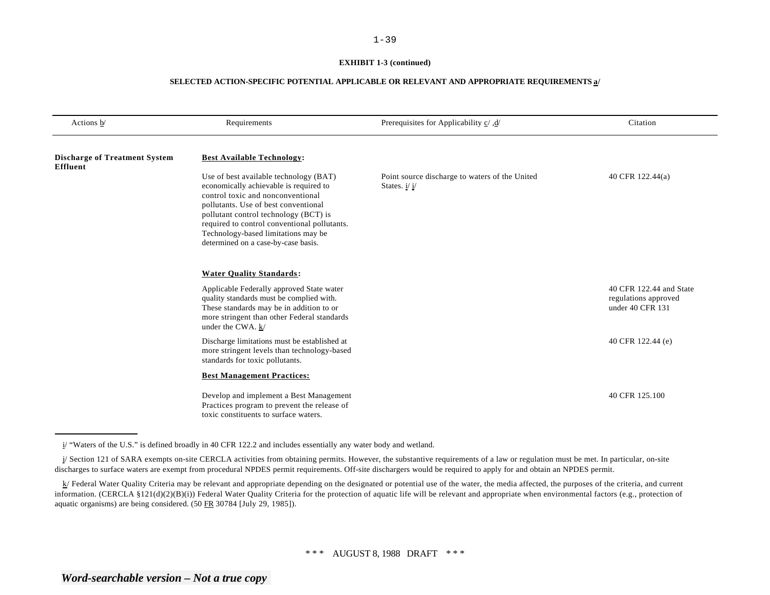**EXHIBIT 1-3 (continued)**

**SELECTED ACTION-SPECIFIC POTENTIAL APPLICABLE OR RELEVANT AND APPROPRIATE REQUIREMENTS a/**

| Actions b/ | Requirements | Prerequisites for Applicability c/ ,d/ | Citation |
|---|---|---|---|
| **Discharge of Treatment System Effluent** | **Best Available Technology:** | | |
| | Use of best available technology (BAT) economically achievable is required to control toxic and nonconventional pollutants. Use of best conventional pollutant control technology (BCT) is required to control conventional pollutants. Technology-based limitations may be determined on a case-by-case basis. | Point source discharge to waters of the United States. i/ j/ | 40 CFR 122.44(a) |
| | **Water Quality Standards:** | | |
| | Applicable Federally approved State water quality standards must be complied with. These standards may be in addition to or more stringent than other Federal standards under the CWA. k/ | | 40 CFR 122.44 and State regulations approved under 40 CFR 131 |
| | Discharge limitations must be established at more stringent levels than technology-based standards for toxic pollutants. | | 40 CFR 122.44 (e) |
| | **Best Management Practices:** | | |
| | Develop and implement a Best Management Practices program to prevent the release of toxic constituents to surface waters. | | 40 CFR 125.100 |

---

i/ "Waters of the U.S." is defined broadly in 40 CFR 122.2 and includes essentially any water body and wetland.

j/ Section 121 of SARA exempts on-site CERCLA activities from obtaining permits. However, the substantive requirements of a law or regulation must be met. In particular, on-site discharges to surface waters are exempt from procedural NPDES permit requirements. Off-site dischargers would be required to apply for and obtain an NPDES permit.

k/ Federal Water Quality Criteria may be relevant and appropriate depending on the designated or potential use of the water, the media affected, the purposes of the criteria, and current information. (CERCLA §121(d)(2)(B)(i)) Federal Water Quality Criteria for the protection of aquatic life will be relevant and appropriate when environmental factors (e.g., protection of aquatic organisms) are being considered. (50 FR 30784 [July 29, 1985]).

\*\*\* AUGUST 8, 1988 DRAFT \*\*\*

*Word-searchable version – Not a true copy*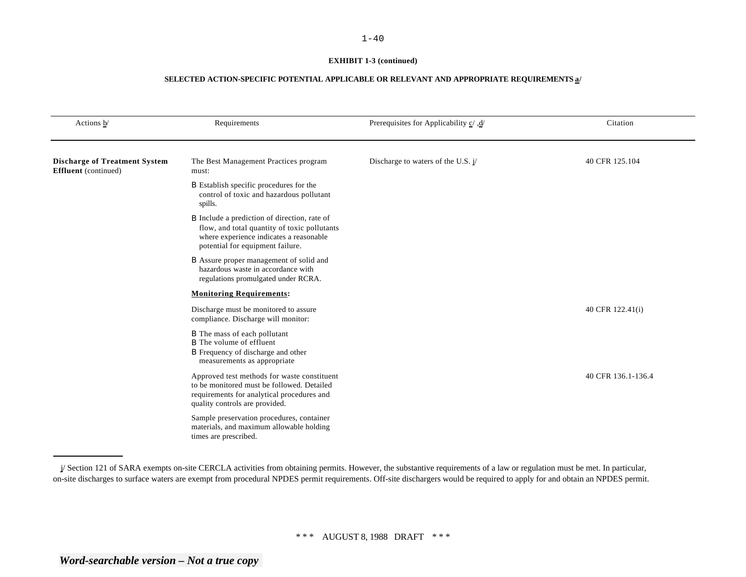**EXHIBIT 1-3 (continued)**

**SELECTED ACTION-SPECIFIC POTENTIAL APPLICABLE OR RELEVANT AND APPROPRIATE REQUIREMENTS a/**

| Actions b/ | Requirements | Prerequisites for Applicability c/ ,d/ | Citation |
|---|---|---|---|
| **Discharge of Treatment System Effluent** (continued) | The Best Management Practices program must:<br>B Establish specific procedures for the control of toxic and hazardous pollutant spills.<br>B Include a prediction of direction, rate of flow, and total quantity of toxic pollutants where experience indicates a reasonable potential for equipment failure.<br>B Assure proper management of solid and hazardous waste in accordance with regulations promulgated under RCRA. | Discharge to waters of the U.S. j/ | 40 CFR 125.104 |
| | **Monitoring Requirements:** | | |
| | Discharge must be monitored to assure compliance. Discharge will monitor:<br>B The mass of each pollutant<br>B The volume of effluent<br>B Frequency of discharge and other measurements as appropriate | | 40 CFR 122.41(i) |
| | Approved test methods for waste constituent to be monitored must be followed. Detailed requirements for analytical procedures and quality controls are provided.<br>Sample preservation procedures, container materials, and maximum allowable holding times are prescribed. | | 40 CFR 136.1-136.4 |

j/ Section 121 of SARA exempts on-site CERCLA activities from obtaining permits. However, the substantive requirements of a law or regulation must be met. In particular, on-site discharges to surface waters are exempt from procedural NPDES permit requirements. Off-site dischargers would be required to apply for and obtain an NPDES permit.

\* \* \* AUGUST 8, 1988 DRAFT \* \* \*

*Word-searchable version – Not a true copy*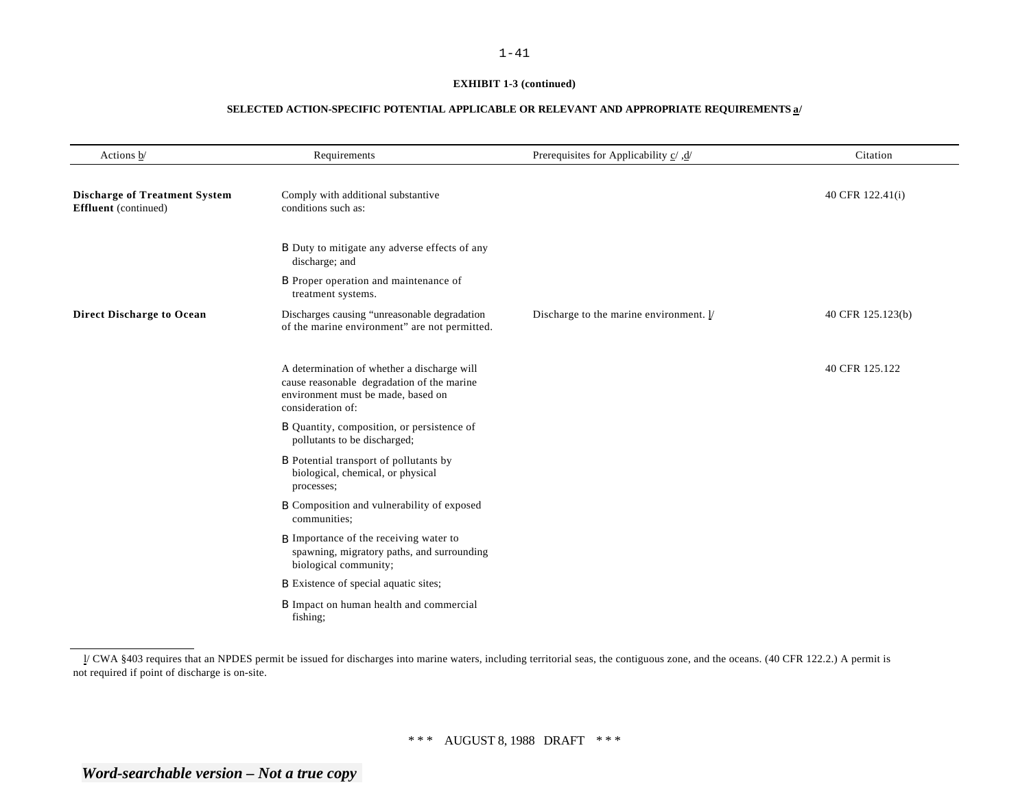**EXHIBIT 1-3 (continued)**

**SELECTED ACTION-SPECIFIC POTENTIAL APPLICABLE OR RELEVANT AND APPROPRIATE REQUIREMENTS a/**

| Actions b/ | Requirements | Prerequisites for Applicability c/ ,d/ | Citation |
|---|---|---|---|
| **Discharge of Treatment System Effluent** (continued) | Comply with additional substantive conditions such as: | | 40 CFR 122.41(i) |
| | B Duty to mitigate any adverse effects of any discharge; and | | |
| | B Proper operation and maintenance of treatment systems. | | |
| **Direct Discharge to Ocean** | Discharges causing "unreasonable degradation of the marine environment" are not permitted. | Discharge to the marine environment. l/ | 40 CFR 125.123(b) |
| | A determination of whether a discharge will cause reasonable degradation of the marine environment must be made, based on consideration of: | | 40 CFR 125.122 |
| | B Quantity, composition, or persistence of pollutants to be discharged; | | |
| | B Potential transport of pollutants by biological, chemical, or physical processes; | | |
| | B Composition and vulnerability of exposed communities; | | |
| | B Importance of the receiving water to spawning, migratory paths, and surrounding biological community; | | |
| | B Existence of special aquatic sites; | | |
| | B Impact on human health and commercial fishing; | | |

l/ CWA §403 requires that an NPDES permit be issued for discharges into marine waters, including territorial seas, the contiguous zone, and the oceans. (40 CFR 122.2.) A permit is not required if point of discharge is on-site.

\* \* \* AUGUST 8, 1988 DRAFT \* \* \*

*Word-searchable version – Not a true copy*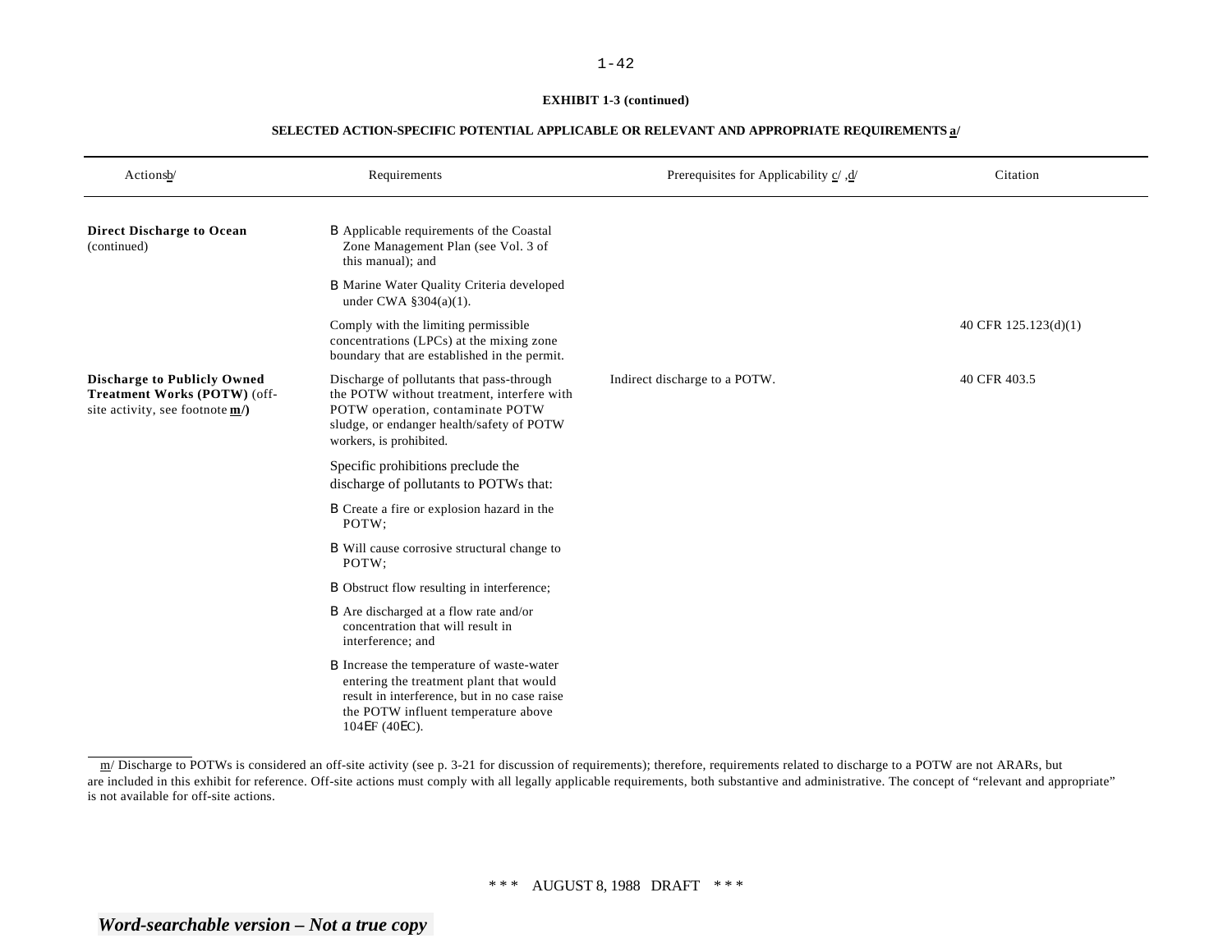**EXHIBIT 1-3 (continued)**

**SELECTED ACTION-SPECIFIC POTENTIAL APPLICABLE OR RELEVANT AND APPROPRIATE REQUIREMENTS a/**

| Actions b/ | Requirements | Prerequisites for Applicability c/ ,d/ | Citation |
|---|---|---|---|
| **Direct Discharge to Ocean** (continued) | B Applicable requirements of the Coastal Zone Management Plan (see Vol. 3 of this manual); and<br>B Marine Water Quality Criteria developed under CWA §304(a)(1). | | |
| | Comply with the limiting permissible concentrations (LPCs) at the mixing zone boundary that are established in the permit. | | 40 CFR 125.123(d)(1) |
| **Discharge to Publicly Owned Treatment Works (POTW)** (off-site activity, see footnote **m/**) | Discharge of pollutants that pass-through the POTW without treatment, interfere with POTW operation, contaminate POTW sludge, or endanger health/safety of POTW workers, is prohibited.<br>Specific prohibitions preclude the discharge of pollutants to POTWs that:<br>B Create a fire or explosion hazard in the POTW;<br>B Will cause corrosive structural change to POTW;<br>B Obstruct flow resulting in interference;<br>B Are discharged at a flow rate and/or concentration that will result in interference; and<br>B Increase the temperature of waste-water entering the treatment plant that would result in interference, but in no case raise the POTW influent temperature above 104EF (40EC). | Indirect discharge to a POTW. | 40 CFR 403.5 |

m/ Discharge to POTWs is considered an off-site activity (see p. 3-21 for discussion of requirements); therefore, requirements related to discharge to a POTW are not ARARs, but are included in this exhibit for reference. Off-site actions must comply with all legally applicable requirements, both substantive and administrative. The concept of "relevant and appropriate" is not available for off-site actions.

\*\*\* AUGUST 8, 1988 DRAFT \*\*\*

*Word-searchable version – Not a true copy*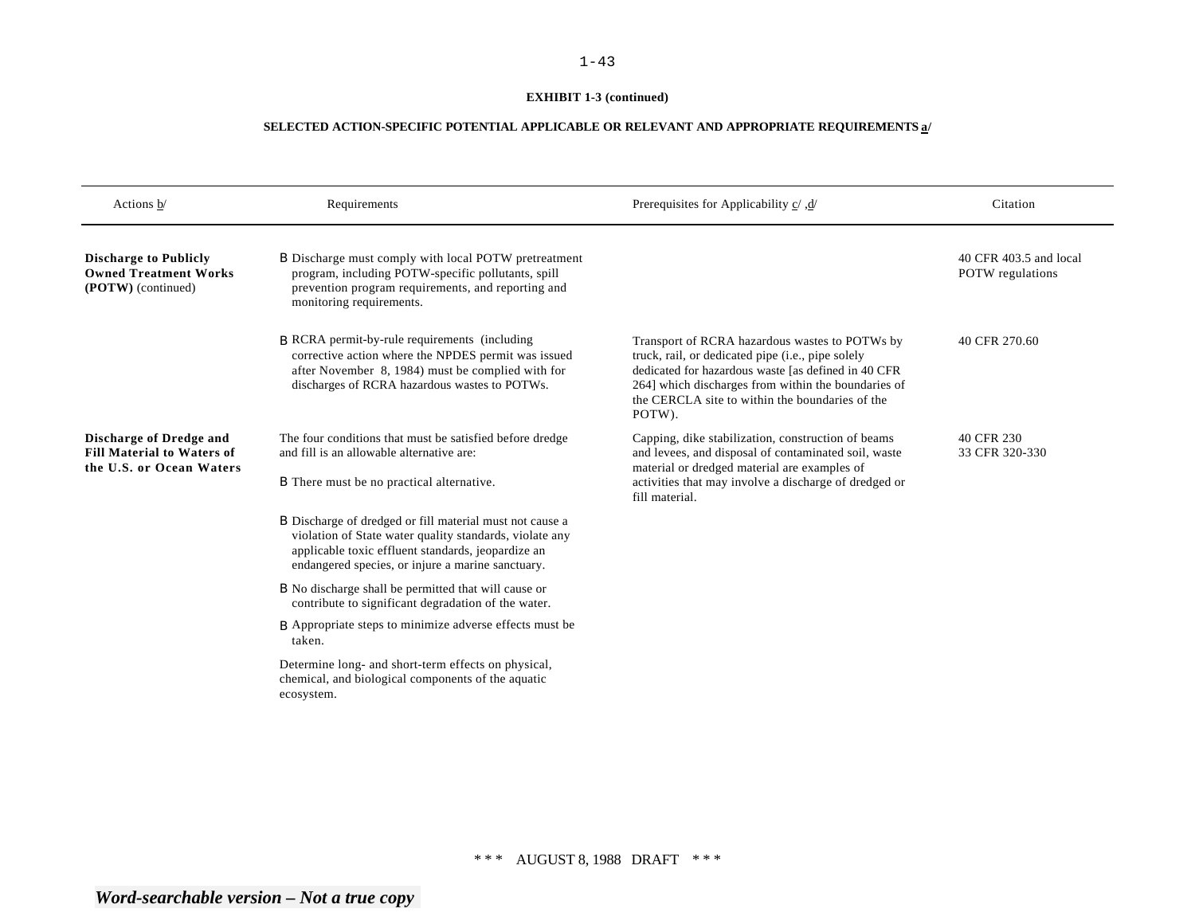**EXHIBIT 1-3 (continued)**

**SELECTED ACTION-SPECIFIC POTENTIAL APPLICABLE OR RELEVANT AND APPROPRIATE REQUIREMENTS a/**

| Actions b/ | Requirements | Prerequisites for Applicability c/ ,d/ | Citation |
|---|---|---|---|
| **Discharge to Publicly Owned Treatment Works (POTW)** (continued) | B Discharge must comply with local POTW pretreatment program, including POTW-specific pollutants, spill prevention program requirements, and reporting and monitoring requirements. | | 40 CFR 403.5 and local POTW regulations |
| | B RCRA permit-by-rule requirements (including corrective action where the NPDES permit was issued after November 8, 1984) must be complied with for discharges of RCRA hazardous wastes to POTWs. | Transport of RCRA hazardous wastes to POTWs by truck, rail, or dedicated pipe (i.e., pipe solely dedicated for hazardous waste [as defined in 40 CFR 264] which discharges from within the boundaries of the CERCLA site to within the boundaries of the POTW). | 40 CFR 270.60 |
| **Discharge of Dredge and Fill Material to Waters of the U.S. or Ocean Waters** | The four conditions that must be satisfied before dredge and fill is an allowable alternative are:<br><br>B There must be no practical alternative.<br><br>B Discharge of dredged or fill material must not cause a violation of State water quality standards, violate any applicable toxic effluent standards, jeopardize an endangered species, or injure a marine sanctuary.<br><br>B No discharge shall be permitted that will cause or contribute to significant degradation of the water.<br><br>B Appropriate steps to minimize adverse effects must be taken.<br><br>Determine long- and short-term effects on physical, chemical, and biological components of the aquatic ecosystem. | Capping, dike stabilization, construction of beams and levees, and disposal of contaminated soil, waste material or dredged material are examples of activities that may involve a discharge of dredged or fill material. | 40 CFR 230<br>33 CFR 320-330 |

\* \* \* AUGUST 8, 1988 DRAFT \* \* \*

*Word-searchable version – Not a true copy*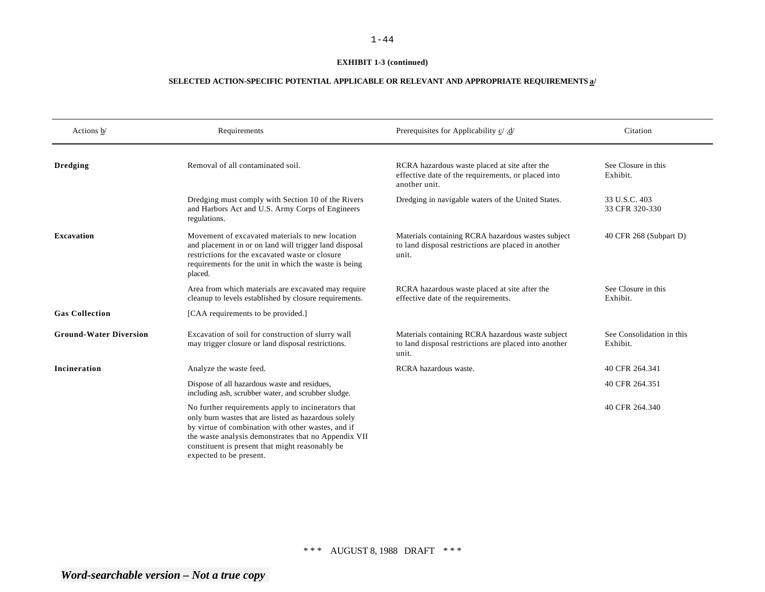**EXHIBIT 1-3 (continued)**

**SELECTED ACTION-SPECIFIC POTENTIAL APPLICABLE OR RELEVANT AND APPROPRIATE REQUIREMENTS a/**

| Actions b/ | Requirements | Prerequisites for Applicability c/ ,d/ | Citation |
|---|---|---|---|
| **Dredging** | Removal of all contaminated soil. | RCRA hazardous waste placed at site after the effective date of the requirements, or placed into another unit. | See Closure in this Exhibit. |
| | Dredging must comply with Section 10 of the Rivers and Harbors Act and U.S. Army Corps of Engineers regulations. | Dredging in navigable waters of the United States. | 33 U.S.C. 403<br>33 CFR 320-330 |
| **Excavation** | Movement of excavated materials to new location and placement in or on land will trigger land disposal restrictions for the excavated waste or closure requirements for the unit in which the waste is being placed. | Materials containing RCRA hazardous wastes subject to land disposal restrictions are placed in another unit. | 40 CFR 268 (Subpart D) |
| | Area from which materials are excavated may require cleanup to levels established by closure requirements. | RCRA hazardous waste placed at site after the effective date of the requirements. | See Closure in this Exhibit. |
| **Gas Collection** | [CAA requirements to be provided.] | | |
| **Ground-Water Diversion** | Excavation of soil for construction of slurry wall may trigger closure or land disposal restrictions. | Materials containing RCRA hazardous waste subject to land disposal restrictions are placed into another unit. | See Consolidation in this Exhibit. |
| **Incineration** | Analyze the waste feed. | RCRA hazardous waste. | 40 CFR 264.341 |
| | Dispose of all hazardous waste and residues, including ash, scrubber water, and scrubber sludge. | | 40 CFR 264.351 |
| | No further requirements apply to incinerators that only burn wastes that are listed as hazardous solely by virtue of combination with other wastes, and if the waste analysis demonstrates that no Appendix VII constituent is present that might reasonably be expected to be present. | | 40 CFR 264.340 |

\* \* \* AUGUST 8, 1988 DRAFT \* \* \*

*Word-searchable version – Not a true copy*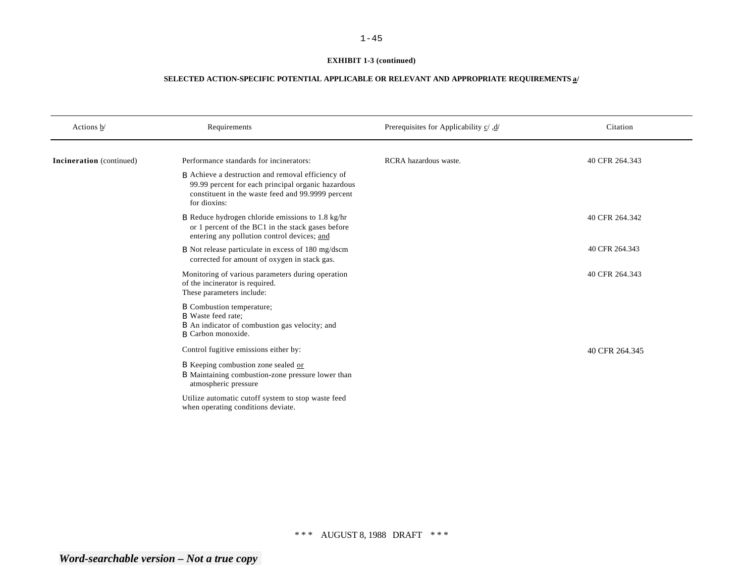**EXHIBIT 1-3 (continued)**

**SELECTED ACTION-SPECIFIC POTENTIAL APPLICABLE OR RELEVANT AND APPROPRIATE REQUIREMENTS a/**

| Actions b/ | Requirements | Prerequisites for Applicability c/ ,d/ | Citation |
|---|---|---|---|
| **Incineration** (continued) | Performance standards for incinerators: | RCRA hazardous waste. | 40 CFR 264.343 |
| | B Achieve a destruction and removal efficiency of 99.99 percent for each principal organic hazardous constituent in the waste feed and 99.9999 percent for dioxins: | | |
| | B Reduce hydrogen chloride emissions to 1.8 kg/hr or 1 percent of the BC1 in the stack gases before entering any pollution control devices; and | | 40 CFR 264.342 |
| | B Not release particulate in excess of 180 mg/dscm corrected for amount of oxygen in stack gas. | | 40 CFR 264.343 |
| | Monitoring of various parameters during operation of the incinerator is required. These parameters include: | | 40 CFR 264.343 |
| | B Combustion temperature; B Waste feed rate; B An indicator of combustion gas velocity; and B Carbon monoxide. | | |
| | Control fugitive emissions either by: | | 40 CFR 264.345 |
| | B Keeping combustion zone sealed or B Maintaining combustion-zone pressure lower than atmospheric pressure | | |
| | Utilize automatic cutoff system to stop waste feed when operating conditions deviate. | | |

\* \* \* AUGUST 8, 1988 DRAFT \* \* \*

*Word-searchable version – Not a true copy*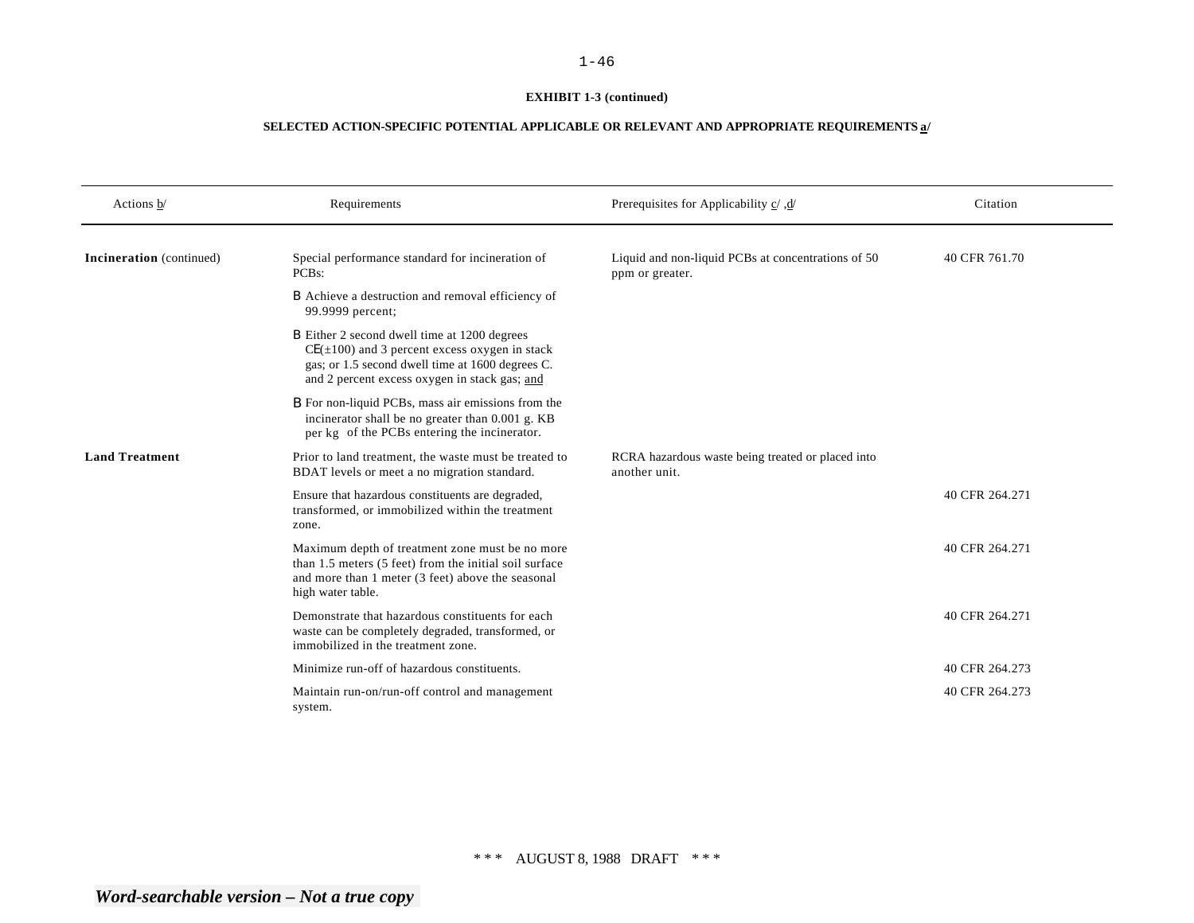**EXHIBIT 1-3 (continued)**

**SELECTED ACTION-SPECIFIC POTENTIAL APPLICABLE OR RELEVANT AND APPROPRIATE REQUIREMENTS a/**

| Actions b/ | Requirements | Prerequisites for Applicability c/ ,d/ | Citation |
|---|---|---|---|
| **Incineration** (continued) | Special performance standard for incineration of PCBs:<br>B Achieve a destruction and removal efficiency of 99.9999 percent;<br>B Either 2 second dwell time at 1200 degrees CE(±100) and 3 percent excess oxygen in stack gas; or 1.5 second dwell time at 1600 degrees C. and 2 percent excess oxygen in stack gas; and<br>B For non-liquid PCBs, mass air emissions from the incinerator shall be no greater than 0.001 g. KB per kg of the PCBs entering the incinerator. | Liquid and non-liquid PCBs at concentrations of 50 ppm or greater. | 40 CFR 761.70 |
| **Land Treatment** | Prior to land treatment, the waste must be treated to BDAT levels or meet a no migration standard. | RCRA hazardous waste being treated or placed into another unit. | |
| | Ensure that hazardous constituents are degraded, transformed, or immobilized within the treatment zone. | | 40 CFR 264.271 |
| | Maximum depth of treatment zone must be no more than 1.5 meters (5 feet) from the initial soil surface and more than 1 meter (3 feet) above the seasonal high water table. | | 40 CFR 264.271 |
| | Demonstrate that hazardous constituents for each waste can be completely degraded, transformed, or immobilized in the treatment zone. | | 40 CFR 264.271 |
| | Minimize run-off of hazardous constituents. | | 40 CFR 264.273 |
| | Maintain run-on/run-off control and management system. | | 40 CFR 264.273 |

\*\*\* AUGUST 8, 1988 DRAFT \*\*\*

*Word-searchable version – Not a true copy*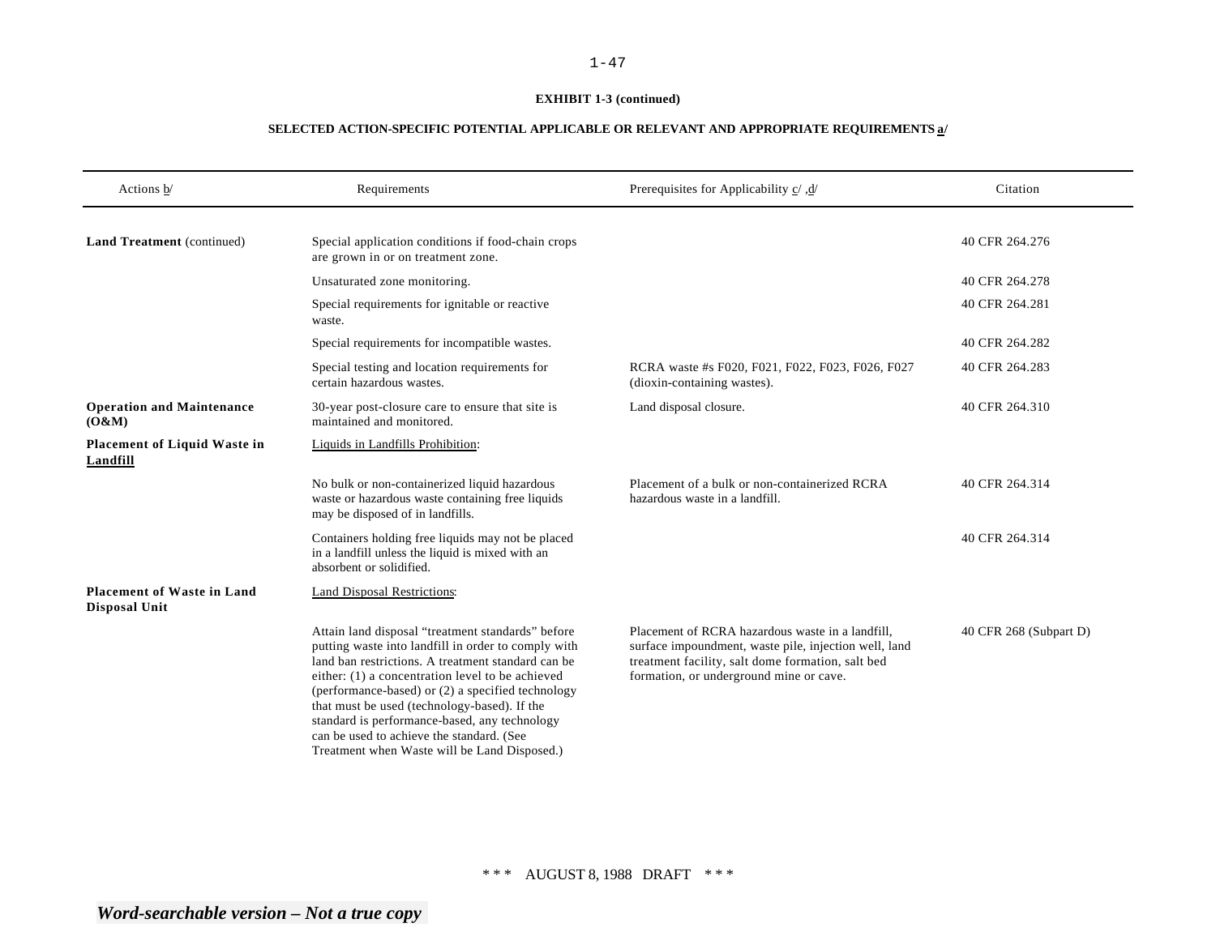**EXHIBIT 1-3 (continued)**

**SELECTED ACTION-SPECIFIC POTENTIAL APPLICABLE OR RELEVANT AND APPROPRIATE REQUIREMENTS a/**

| Actions b/ | Requirements | Prerequisites for Applicability c/ ,d/ | Citation |
|---|---|---|---|
| **Land Treatment** (continued) | Special application conditions if food-chain crops are grown in or on treatment zone. | | 40 CFR 264.276 |
| | Unsaturated zone monitoring. | | 40 CFR 264.278 |
| | Special requirements for ignitable or reactive waste. | | 40 CFR 264.281 |
| | Special requirements for incompatible wastes. | | 40 CFR 264.282 |
| | Special testing and location requirements for certain hazardous wastes. | RCRA waste #s F020, F021, F022, F023, F026, F027 (dioxin-containing wastes). | 40 CFR 264.283 |
| **Operation and Maintenance (O&M)** | 30-year post-closure care to ensure that site is maintained and monitored. | Land disposal closure. | 40 CFR 264.310 |
| **Placement of Liquid Waste in Landfill** | Liquids in Landfills Prohibition: | | |
| | No bulk or non-containerized liquid hazardous waste or hazardous waste containing free liquids may be disposed of in landfills. | Placement of a bulk or non-containerized RCRA hazardous waste in a landfill. | 40 CFR 264.314 |
| | Containers holding free liquids may not be placed in a landfill unless the liquid is mixed with an absorbent or solidified. | | 40 CFR 264.314 |
| **Placement of Waste in Land Disposal Unit** | Land Disposal Restrictions: | | |
| | Attain land disposal "treatment standards" before putting waste into landfill in order to comply with land ban restrictions. A treatment standard can be either: (1) a concentration level to be achieved (performance-based) or (2) a specified technology that must be used (technology-based). If the standard is performance-based, any technology can be used to achieve the standard. (See Treatment when Waste will be Land Disposed.) | Placement of RCRA hazardous waste in a landfill, surface impoundment, waste pile, injection well, land treatment facility, salt dome formation, salt bed formation, or underground mine or cave. | 40 CFR 268 (Subpart D) |

\*\*\* AUGUST 8, 1988 DRAFT \*\*\*

*Word-searchable version – Not a true copy*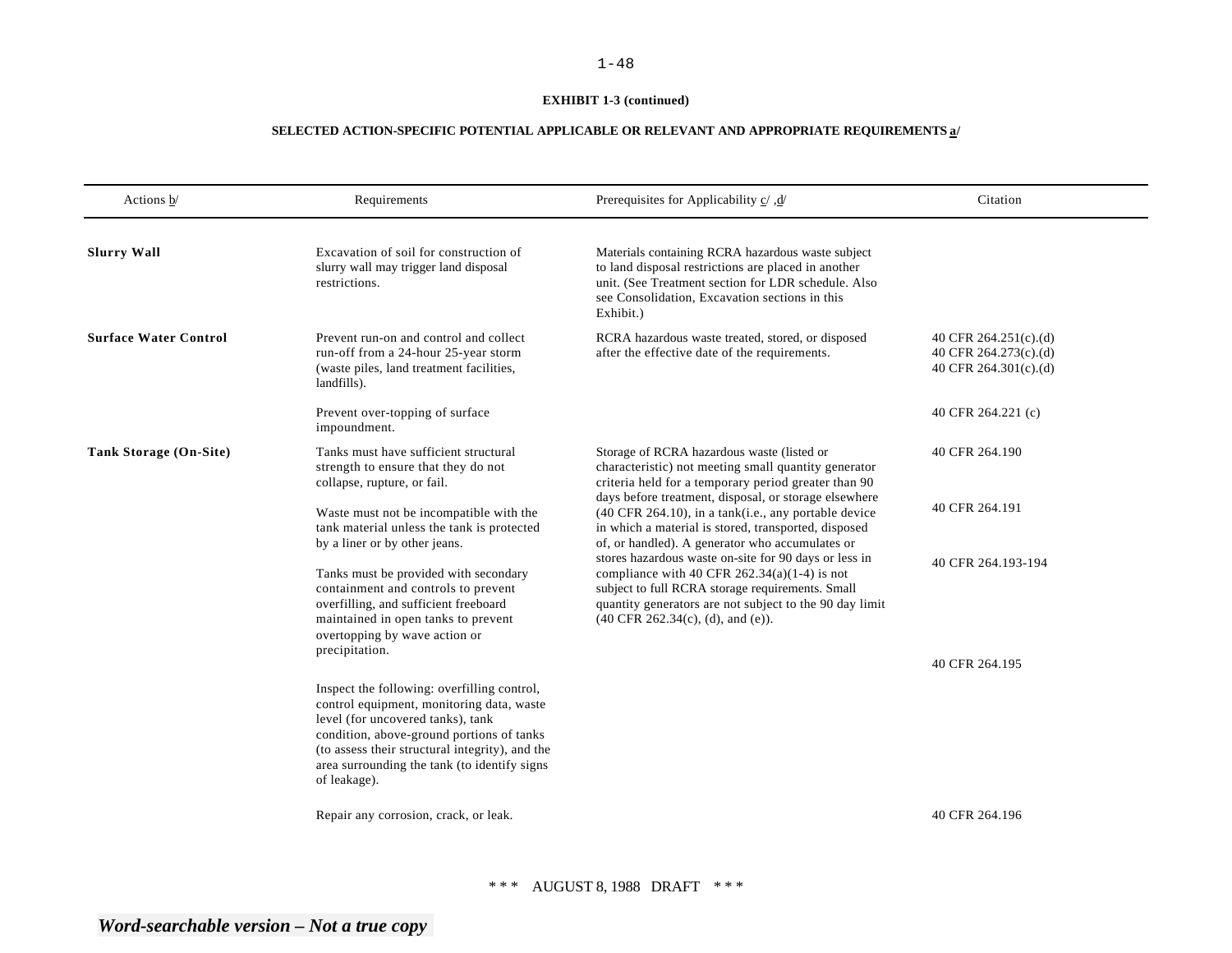**EXHIBIT 1-3 (continued)**

**SELECTED ACTION-SPECIFIC POTENTIAL APPLICABLE OR RELEVANT AND APPROPRIATE REQUIREMENTS a/**

| Actions b/ | Requirements | Prerequisites for Applicability c/ ,d/ | Citation |
|---|---|---|---|
| **Slurry Wall** | Excavation of soil for construction of slurry wall may trigger land disposal restrictions. | Materials containing RCRA hazardous waste subject to land disposal restrictions are placed in another unit. (See Treatment section for LDR schedule. Also see Consolidation, Excavation sections in this Exhibit.) | |
| **Surface Water Control** | Prevent run-on and control and collect run-off from a 24-hour 25-year storm (waste piles, land treatment facilities, landfills). | RCRA hazardous waste treated, stored, or disposed after the effective date of the requirements. | 40 CFR 264.251(c).(d)<br>40 CFR 264.273(c).(d)<br>40 CFR 264.301(c).(d) |
| | Prevent over-topping of surface impoundment. | | 40 CFR 264.221 (c) |
| **Tank Storage (On-Site)** | Tanks must have sufficient structural strength to ensure that they do not collapse, rupture, or fail. | Storage of RCRA hazardous waste (listed or characteristic) not meeting small quantity generator criteria held for a temporary period greater than 90 days before treatment, disposal, or storage elsewhere (40 CFR 264.10), in a tank(i.e., any portable device in which a material is stored, transported, disposed of, or handled). A generator who accumulates or stores hazardous waste on-site for 90 days or less in compliance with 40 CFR 262.34(a)(1-4) is not subject to full RCRA storage requirements. Small quantity generators are not subject to the 90 day limit (40 CFR 262.34(c), (d), and (e)). | 40 CFR 264.190 |
| | Waste must not be incompatible with the tank material unless the tank is protected by a liner or by other jeans. | | 40 CFR 264.191 |
| | Tanks must be provided with secondary containment and controls to prevent overfilling, and sufficient freeboard maintained in open tanks to prevent overtopping by wave action or precipitation. | | 40 CFR 264.193-194 |
| | Inspect the following: overfilling control, control equipment, monitoring data, waste level (for uncovered tanks), tank condition, above-ground portions of tanks (to assess their structural integrity), and the area surrounding the tank (to identify signs of leakage). | | 40 CFR 264.195 |
| | Repair any corrosion, crack, or leak. | | 40 CFR 264.196 |

\*\*\* AUGUST 8, 1988 DRAFT \*\*\*

*Word-searchable version – Not a true copy*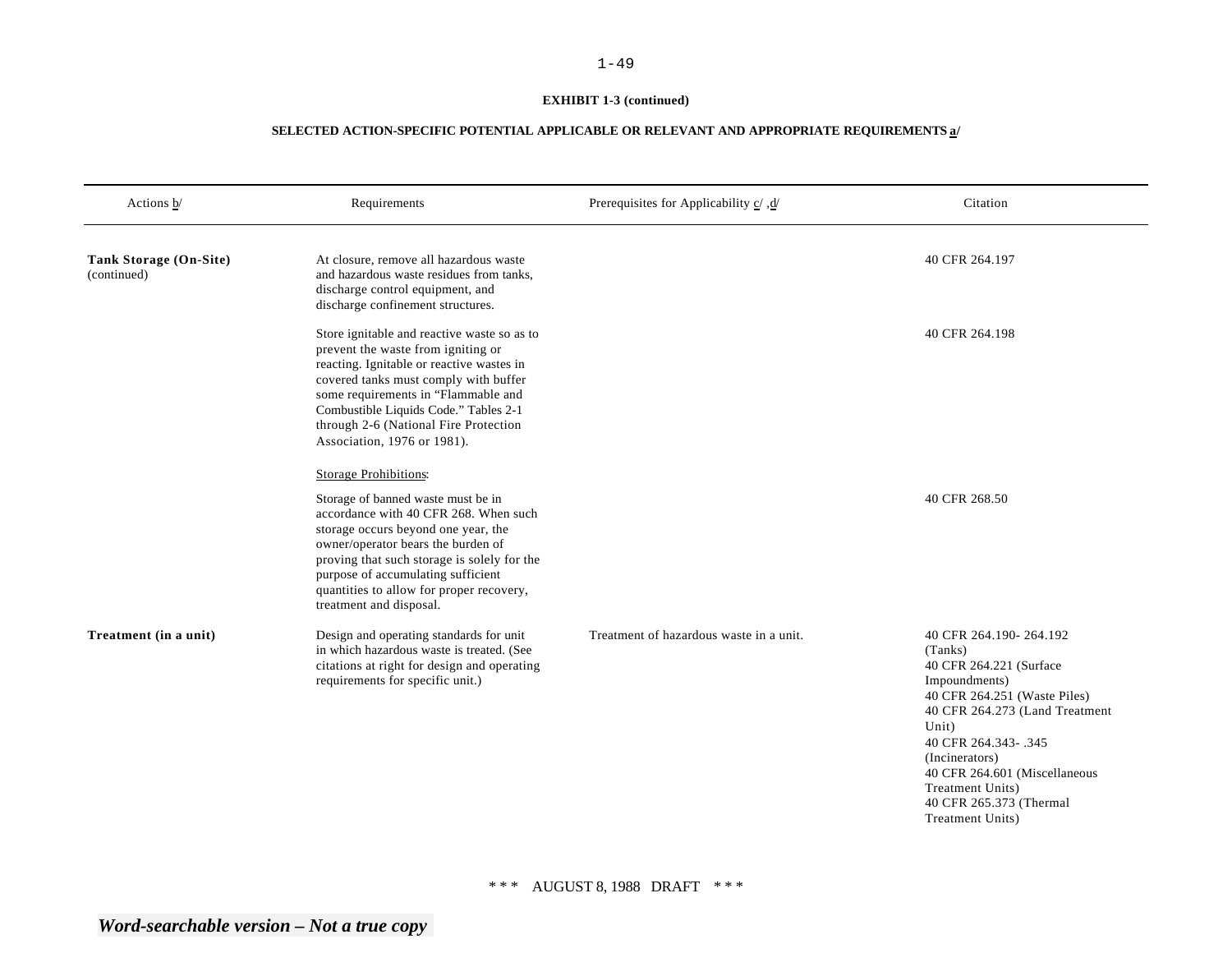**EXHIBIT 1-3 (continued)**

**SELECTED ACTION-SPECIFIC POTENTIAL APPLICABLE OR RELEVANT AND APPROPRIATE REQUIREMENTS a/**

| Actions b/ | Requirements | Prerequisites for Applicability c/ ,d/ | Citation |
|---|---|---|---|
| **Tank Storage (On-Site)** (continued) | At closure, remove all hazardous waste and hazardous waste residues from tanks, discharge control equipment, and discharge confinement structures. | | 40 CFR 264.197 |
| | Store ignitable and reactive waste so as to prevent the waste from igniting or reacting. Ignitable or reactive wastes in covered tanks must comply with buffer some requirements in "Flammable and Combustible Liquids Code." Tables 2-1 through 2-6 (National Fire Protection Association, 1976 or 1981). | | 40 CFR 264.198 |
| | Storage Prohibitions: | | |
| | Storage of banned waste must be in accordance with 40 CFR 268. When such storage occurs beyond one year, the owner/operator bears the burden of proving that such storage is solely for the purpose of accumulating sufficient quantities to allow for proper recovery, treatment and disposal. | | 40 CFR 268.50 |
| **Treatment (in a unit)** | Design and operating standards for unit in which hazardous waste is treated. (See citations at right for design and operating requirements for specific unit.) | Treatment of hazardous waste in a unit. | 40 CFR 264.190- 264.192 (Tanks)<br>40 CFR 264.221 (Surface Impoundments)<br>40 CFR 264.251 (Waste Piles)<br>40 CFR 264.273 (Land Treatment Unit)<br>40 CFR 264.343- .345 (Incinerators)<br>40 CFR 264.601 (Miscellaneous Treatment Units)<br>40 CFR 265.373 (Thermal Treatment Units) |

\* \* \* AUGUST 8, 1988 DRAFT \* \* \*

*Word-searchable version – Not a true copy*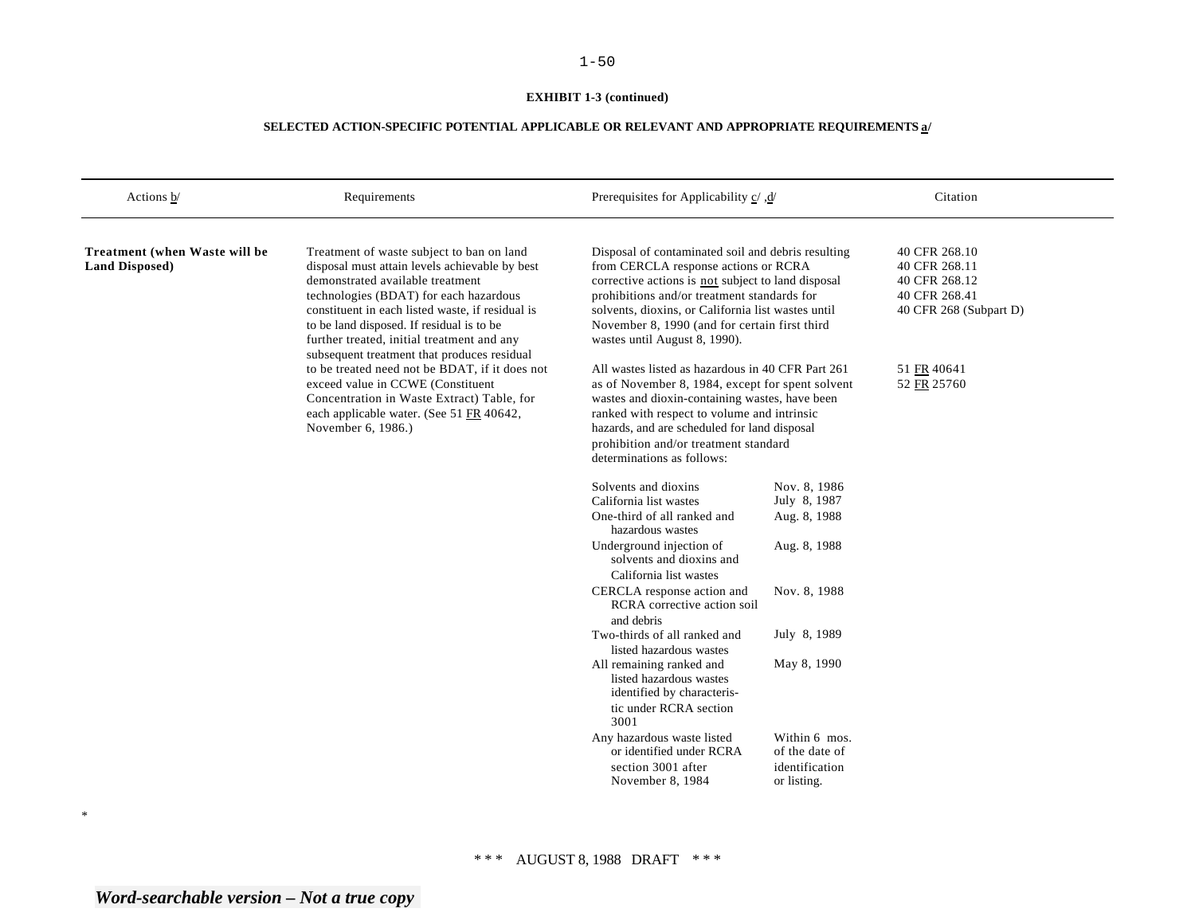**EXHIBIT 1-3 (continued)**

**SELECTED ACTION-SPECIFIC POTENTIAL APPLICABLE OR RELEVANT AND APPROPRIATE REQUIREMENTS a/**

| Actions b/ | Requirements | Prerequisites for Applicability c/ ,d/ | | Citation |
|---|---|---|---|---|
| **Treatment (when Waste will be Land Disposed)** | Treatment of waste subject to ban on land disposal must attain levels achievable by best demonstrated available treatment technologies (BDAT) for each hazardous constituent in each listed waste, if residual is to be land disposed. If residual is to be further treated, initial treatment and any subsequent treatment that produces residual to be treated need not be BDAT, if it does not exceed value in CCWE (Constituent Concentration in Waste Extract) Table, for each applicable water. (See 51 FR 40642, November 6, 1986.) | Disposal of contaminated soil and debris resulting from CERCLA response actions or RCRA corrective actions is not subject to land disposal prohibitions and/or treatment standards for solvents, dioxins, or California list wastes until November 8, 1990 (and for certain first third wastes until August 8, 1990). | | 40 CFR 268.10<br>40 CFR 268.11<br>40 CFR 268.12<br>40 CFR 268.41<br>40 CFR 268 (Subpart D) |
| | | All wastes listed as hazardous in 40 CFR Part 261 as of November 8, 1984, except for spent solvent wastes and dioxin-containing wastes, have been ranked with respect to volume and intrinsic hazards, and are scheduled for land disposal prohibition and/or treatment standard determinations as follows: | | 51 FR 40641<br>52 FR 25760 |
| | | Solvents and dioxins | Nov. 8, 1986 | |
| | | California list wastes | July 8, 1987 | |
| | | One-third of all ranked and hazardous wastes | Aug. 8, 1988 | |
| | | Underground injection of solvents and dioxins and California list wastes | Aug. 8, 1988 | |
| | | CERCLA response action and RCRA corrective action soil and debris | Nov. 8, 1988 | |
| | | Two-thirds of all ranked and listed hazardous wastes | July 8, 1989 | |
| | | All remaining ranked and listed hazardous wastes identified by characteristic under RCRA section 3001 | May 8, 1990 | |
| | | Any hazardous waste listed or identified under RCRA section 3001 after November 8, 1984 | Within 6 mos. of the date of identification or listing. | |

*

\*\*\* AUGUST 8, 1988 DRAFT \*\*\*

*Word-searchable version – Not a true copy*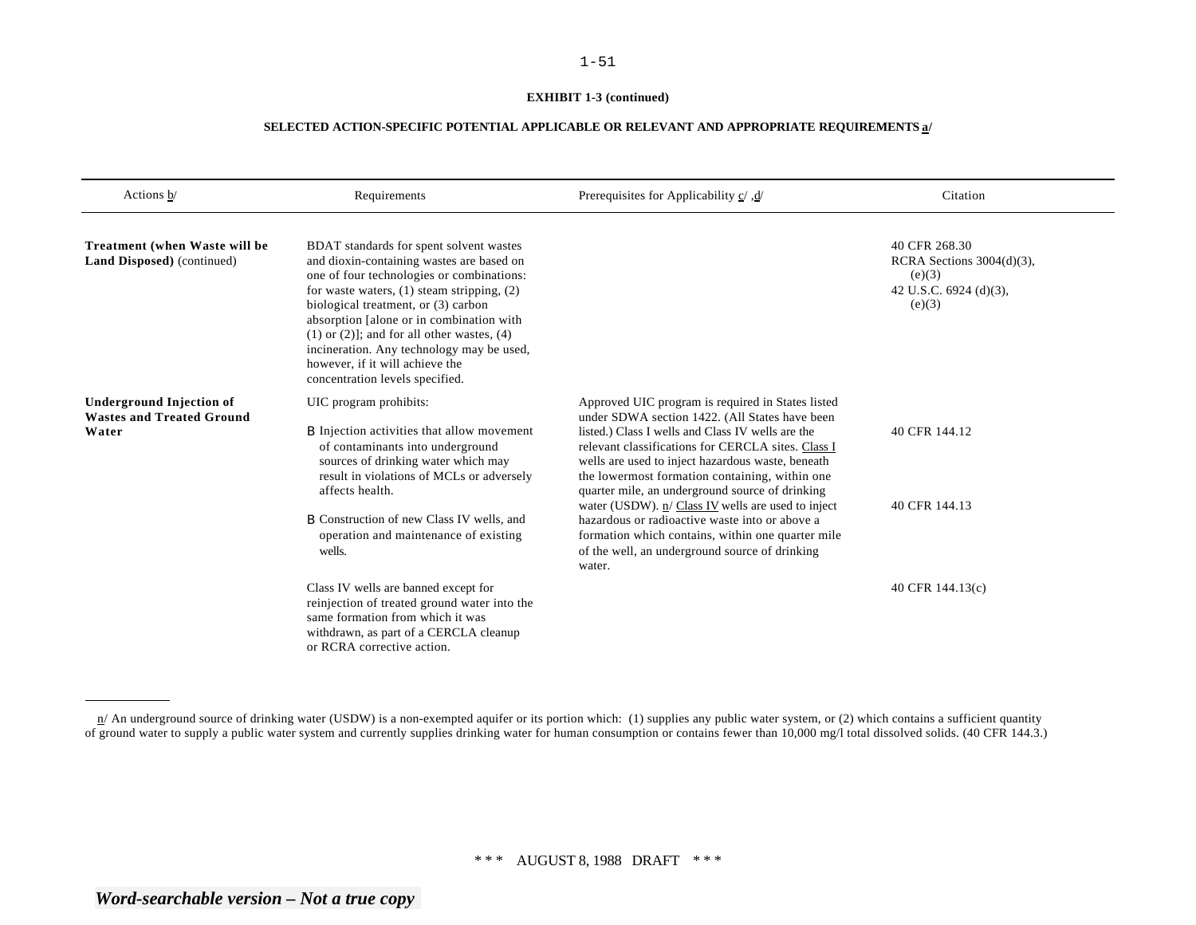**EXHIBIT 1-3 (continued)**

**SELECTED ACTION-SPECIFIC POTENTIAL APPLICABLE OR RELEVANT AND APPROPRIATE REQUIREMENTS a/**

| Actions b/ | Requirements | Prerequisites for Applicability c/ ,d/ | Citation |
|---|---|---|---|
| **Treatment (when Waste will be Land Disposed)** (continued) | BDAT standards for spent solvent wastes and dioxin-containing wastes are based on one of four technologies or combinations: for waste waters, (1) steam stripping, (2) biological treatment, or (3) carbon absorption [alone or in combination with (1) or (2)]; and for all other wastes, (4) incineration. Any technology may be used, however, if it will achieve the concentration levels specified. | | 40 CFR 268.30<br>RCRA Sections 3004(d)(3), (e)(3)<br>42 U.S.C. 6924 (d)(3), (e)(3) |
| **Underground Injection of Wastes and Treated Ground Water** | UIC program prohibits:<br>B Injection activities that allow movement of contaminants into underground sources of drinking water which may result in violations of MCLs or adversely affects health. | Approved UIC program is required in States listed under SDWA section 1422. (All States have been listed.) Class I wells and Class IV wells are the relevant classifications for CERCLA sites. Class I wells are used to inject hazardous waste, beneath the lowermost formation containing, within one quarter mile, an underground source of drinking water (USDW). n/ Class IV wells are used to inject hazardous or radioactive waste into or above a formation which contains, within one quarter mile of the well, an underground source of drinking water. | 40 CFR 144.12 |
| | B Construction of new Class IV wells, and operation and maintenance of existing wells. | | 40 CFR 144.13 |
| | Class IV wells are banned except for reinjection of treated ground water into the same formation from which it was withdrawn, as part of a CERCLA cleanup or RCRA corrective action. | | 40 CFR 144.13(c) |

n/ An underground source of drinking water (USDW) is a non-exempted aquifer or its portion which: (1) supplies any public water system, or (2) which contains a sufficient quantity of ground water to supply a public water system and currently supplies drinking water for human consumption or contains fewer than 10,000 mg/l total dissolved solids. (40 CFR 144.3.)

\* \* \* AUGUST 8, 1988 DRAFT \* \* \*

*Word-searchable version – Not a true copy*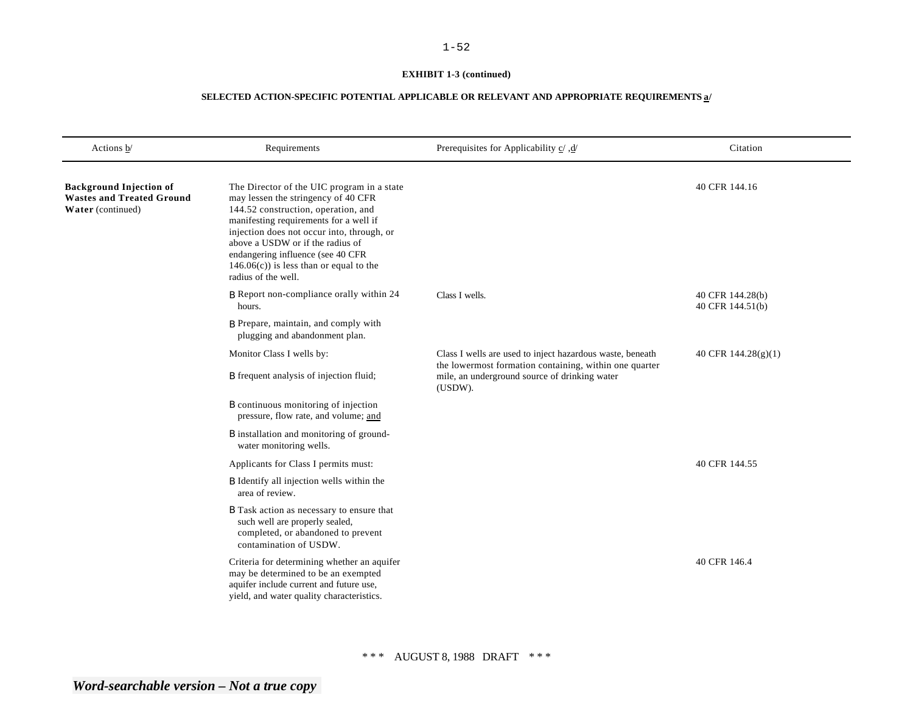**EXHIBIT 1-3 (continued)**

**SELECTED ACTION-SPECIFIC POTENTIAL APPLICABLE OR RELEVANT AND APPROPRIATE REQUIREMENTS a/**

| Actions b/ | Requirements | Prerequisites for Applicability c/ ,d/ | Citation |
|---|---|---|---|
| **Background Injection of Wastes and Treated Ground Water** (continued) | The Director of the UIC program in a state may lessen the stringency of 40 CFR 144.52 construction, operation, and manifesting requirements for a well if injection does not occur into, through, or above a USDW or if the radius of endangering influence (see 40 CFR 146.06(c)) is less than or equal to the radius of the well. | | 40 CFR 144.16 |
| | B Report non-compliance orally within 24 hours. | Class I wells. | 40 CFR 144.28(b)<br>40 CFR 144.51(b) |
| | B Prepare, maintain, and comply with plugging and abandonment plan. | | |
| | Monitor Class I wells by:<br>B frequent analysis of injection fluid;<br>B continuous monitoring of injection pressure, flow rate, and volume; and<br>B installation and monitoring of ground-water monitoring wells. | Class I wells are used to inject hazardous waste, beneath the lowermost formation containing, within one quarter mile, an underground source of drinking water (USDW). | 40 CFR 144.28(g)(1) |
| | Applicants for Class I permits must:<br>B Identify all injection wells within the area of review.<br>B Task action as necessary to ensure that such well are properly sealed, completed, or abandoned to prevent contamination of USDW. | | 40 CFR 144.55 |
| | Criteria for determining whether an aquifer may be determined to be an exempted aquifer include current and future use, yield, and water quality characteristics. | | 40 CFR 146.4 |

\* \* \* AUGUST 8, 1988 DRAFT \* \* \*

*Word-searchable version – Not a true copy*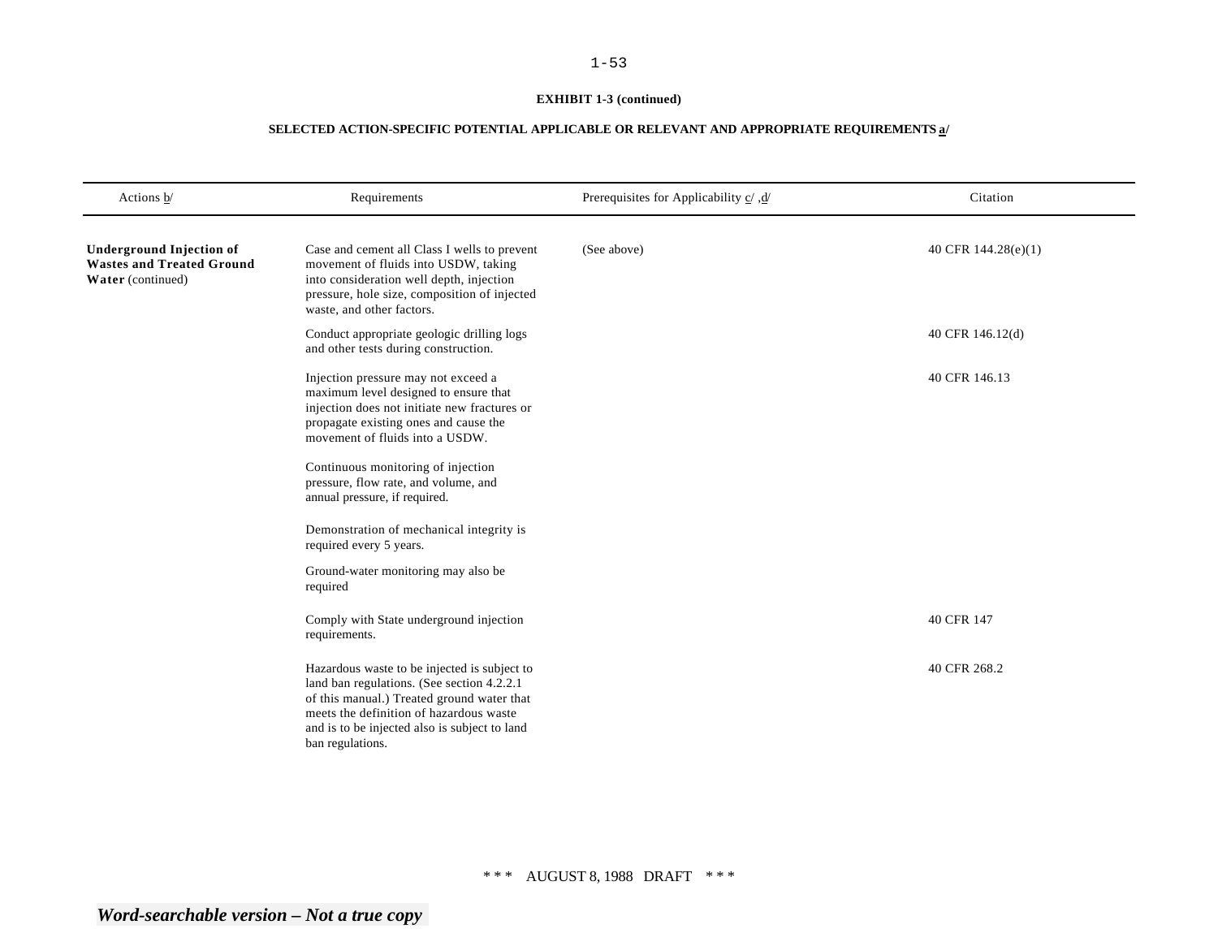**EXHIBIT 1-3 (continued)**

**SELECTED ACTION-SPECIFIC POTENTIAL APPLICABLE OR RELEVANT AND APPROPRIATE REQUIREMENTS a/**

| Actions b/ | Requirements | Prerequisites for Applicability c/ ,d/ | Citation |
|---|---|---|---|
| **Underground Injection of Wastes and Treated Ground Water** (continued) | Case and cement all Class I wells to prevent movement of fluids into USDW, taking into consideration well depth, injection pressure, hole size, composition of injected waste, and other factors. | (See above) | 40 CFR 144.28(e)(1) |
| | Conduct appropriate geologic drilling logs and other tests during construction. | | 40 CFR 146.12(d) |
| | Injection pressure may not exceed a maximum level designed to ensure that injection does not initiate new fractures or propagate existing ones and cause the movement of fluids into a USDW. | | 40 CFR 146.13 |
| | Continuous monitoring of injection pressure, flow rate, and volume, and annual pressure, if required. | | |
| | Demonstration of mechanical integrity is required every 5 years. | | |
| | Ground-water monitoring may also be required | | |
| | Comply with State underground injection requirements. | | 40 CFR 147 |
| | Hazardous waste to be injected is subject to land ban regulations. (See section 4.2.2.1 of this manual.) Treated ground water that meets the definition of hazardous waste and is to be injected also is subject to land ban regulations. | | 40 CFR 268.2 |

\* \* \* AUGUST 8, 1988 DRAFT \* \* \*

*Word-searchable version – Not a true copy*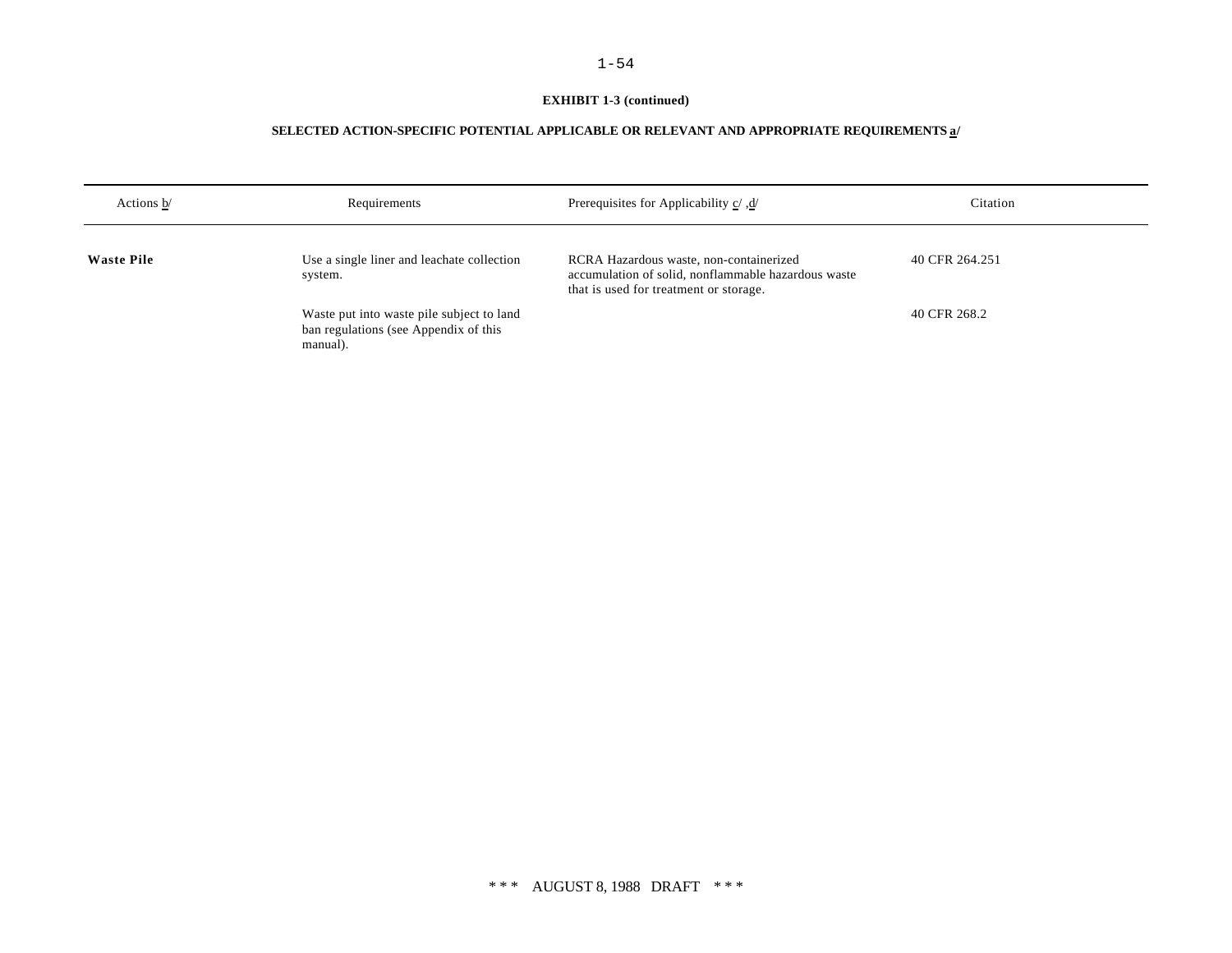**EXHIBIT 1-3 (continued)**

**SELECTED ACTION-SPECIFIC POTENTIAL APPLICABLE OR RELEVANT AND APPROPRIATE REQUIREMENTS a/**

| Actions b/ | Requirements | Prerequisites for Applicability c/ ,d/ | Citation |
|---|---|---|---|
| **Waste Pile** | Use a single liner and leachate collection system. | RCRA Hazardous waste, non-containerized accumulation of solid, nonflammable hazardous waste that is used for treatment or storage. | 40 CFR 264.251 |
| | Waste put into waste pile subject to land ban regulations (see Appendix of this manual). | | 40 CFR 268.2 |

\*\*\* AUGUST 8, 1988 DRAFT \*\*\*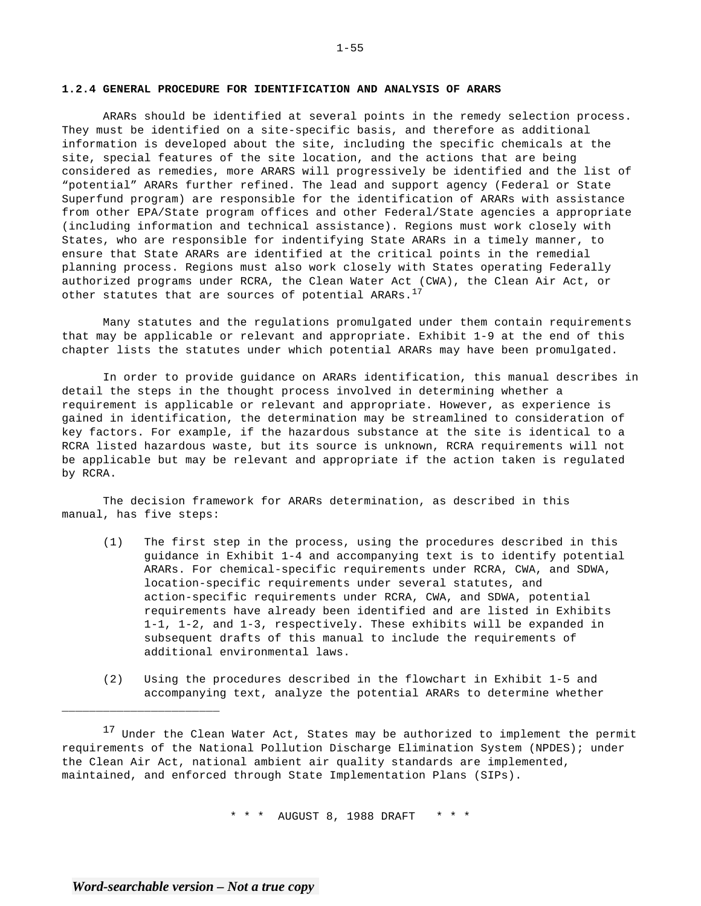### 1.2.4 GENERAL PROCEDURE FOR IDENTIFICATION AND ANALYSIS OF ARARS

ARARs should be identified at several points in the remedy selection process. They must be identified on a site-specific basis, and therefore as additional information is developed about the site, including the specific chemicals at the site, special features of the site location, and the actions that are being considered as remedies, more ARARS will progressively be identified and the list of "potential" ARARs further refined. The lead and support agency (Federal or State Superfund program) are responsible for the identification of ARARs with assistance from other EPA/State program offices and other Federal/State agencies a appropriate (including information and technical assistance). Regions must work closely with States, who are responsible for indentifying State ARARs in a timely manner, to ensure that State ARARs are identified at the critical points in the remedial planning process. Regions must also work closely with States operating Federally authorized programs under RCRA, the Clean Water Act (CWA), the Clean Air Act, or other statutes that are sources of potential ARARs.[17]

Many statutes and the regulations promulgated under them contain requirements that may be applicable or relevant and appropriate. Exhibit 1-9 at the end of this chapter lists the statutes under which potential ARARs may have been promulgated.

In order to provide guidance on ARARs identification, this manual describes in detail the steps in the thought process involved in determining whether a requirement is applicable or relevant and appropriate. However, as experience is gained in identification, the determination may be streamlined to consideration of key factors. For example, if the hazardous substance at the site is identical to a RCRA listed hazardous waste, but its source is unknown, RCRA requirements will not be applicable but may be relevant and appropriate if the action taken is regulated by RCRA.

The decision framework for ARARs determination, as described in this manual, has five steps:

(1) The first step in the process, using the procedures described in this guidance in Exhibit 1-4 and accompanying text is to identify potential ARARs. For chemical-specific requirements under RCRA, CWA, and SDWA, location-specific requirements under several statutes, and action-specific requirements under RCRA, CWA, and SDWA, potential requirements have already been identified and are listed in Exhibits 1-1, 1-2, and 1-3, respectively. These exhibits will be expanded in subsequent drafts of this manual to include the requirements of additional environmental laws.

(2) Using the procedures described in the flowchart in Exhibit 1-5 and accompanying text, analyze the potential ARARs to determine whether

---

[17] Under the Clean Water Act, States may be authorized to implement the permit requirements of the National Pollution Discharge Elimination System (NPDES); under the Clean Air Act, national ambient air quality standards are implemented, maintained, and enforced through State Implementation Plans (SIPs).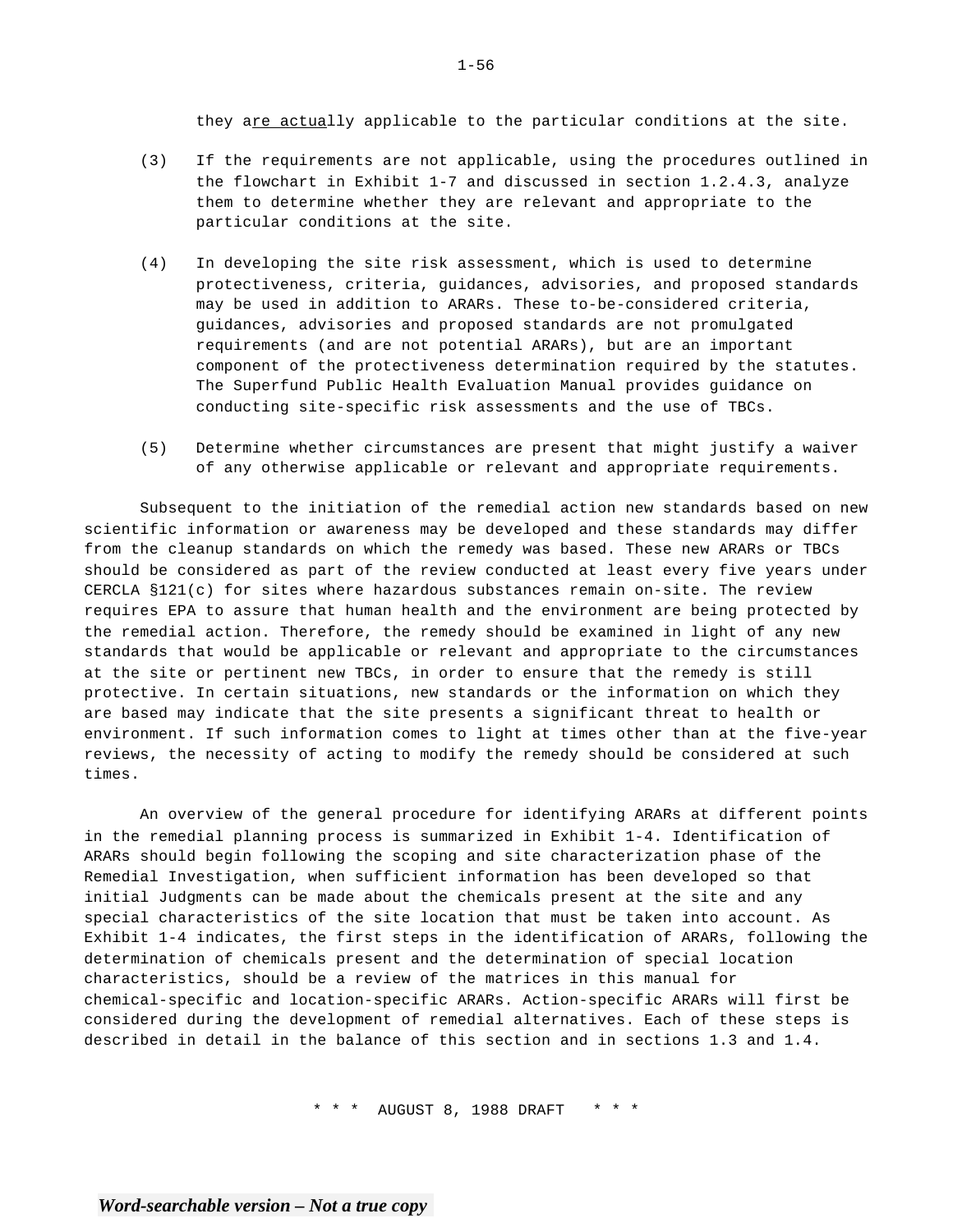they are actually applicable to the particular conditions at the site.

(3) If the requirements are not applicable, using the procedures outlined in the flowchart in Exhibit 1-7 and discussed in section 1.2.4.3, analyze them to determine whether they are relevant and appropriate to the particular conditions at the site.

(4) In developing the site risk assessment, which is used to determine protectiveness, criteria, guidances, advisories, and proposed standards may be used in addition to ARARs. These to-be-considered criteria, guidances, advisories and proposed standards are not promulgated requirements (and are not potential ARARs), but are an important component of the protectiveness determination required by the statutes. The Superfund Public Health Evaluation Manual provides guidance on conducting site-specific risk assessments and the use of TBCs.

(5) Determine whether circumstances are present that might justify a waiver of any otherwise applicable or relevant and appropriate requirements.

Subsequent to the initiation of the remedial action new standards based on new scientific information or awareness may be developed and these standards may differ from the cleanup standards on which the remedy was based. These new ARARs or TBCs should be considered as part of the review conducted at least every five years under CERCLA §121(c) for sites where hazardous substances remain on-site. The review requires EPA to assure that human health and the environment are being protected by the remedial action. Therefore, the remedy should be examined in light of any new standards that would be applicable or relevant and appropriate to the circumstances at the site or pertinent new TBCs, in order to ensure that the remedy is still protective. In certain situations, new standards or the information on which they are based may indicate that the site presents a significant threat to health or environment. If such information comes to light at times other than at the five-year reviews, the necessity of acting to modify the remedy should be considered at such times.

An overview of the general procedure for identifying ARARs at different points in the remedial planning process is summarized in Exhibit 1-4. Identification of ARARs should begin following the scoping and site characterization phase of the Remedial Investigation, when sufficient information has been developed so that initial Judgments can be made about the chemicals present at the site and any special characteristics of the site location that must be taken into account. As Exhibit 1-4 indicates, the first steps in the identification of ARARs, following the determination of chemicals present and the determination of special location characteristics, should be a review of the matrices in this manual for chemical-specific and location-specific ARARs. Action-specific ARARs will first be considered during the development of remedial alternatives. Each of these steps is described in detail in the balance of this section and in sections 1.3 and 1.4.

* * * AUGUST 8, 1988 DRAFT * * *

*Word-searchable version – Not a true copy*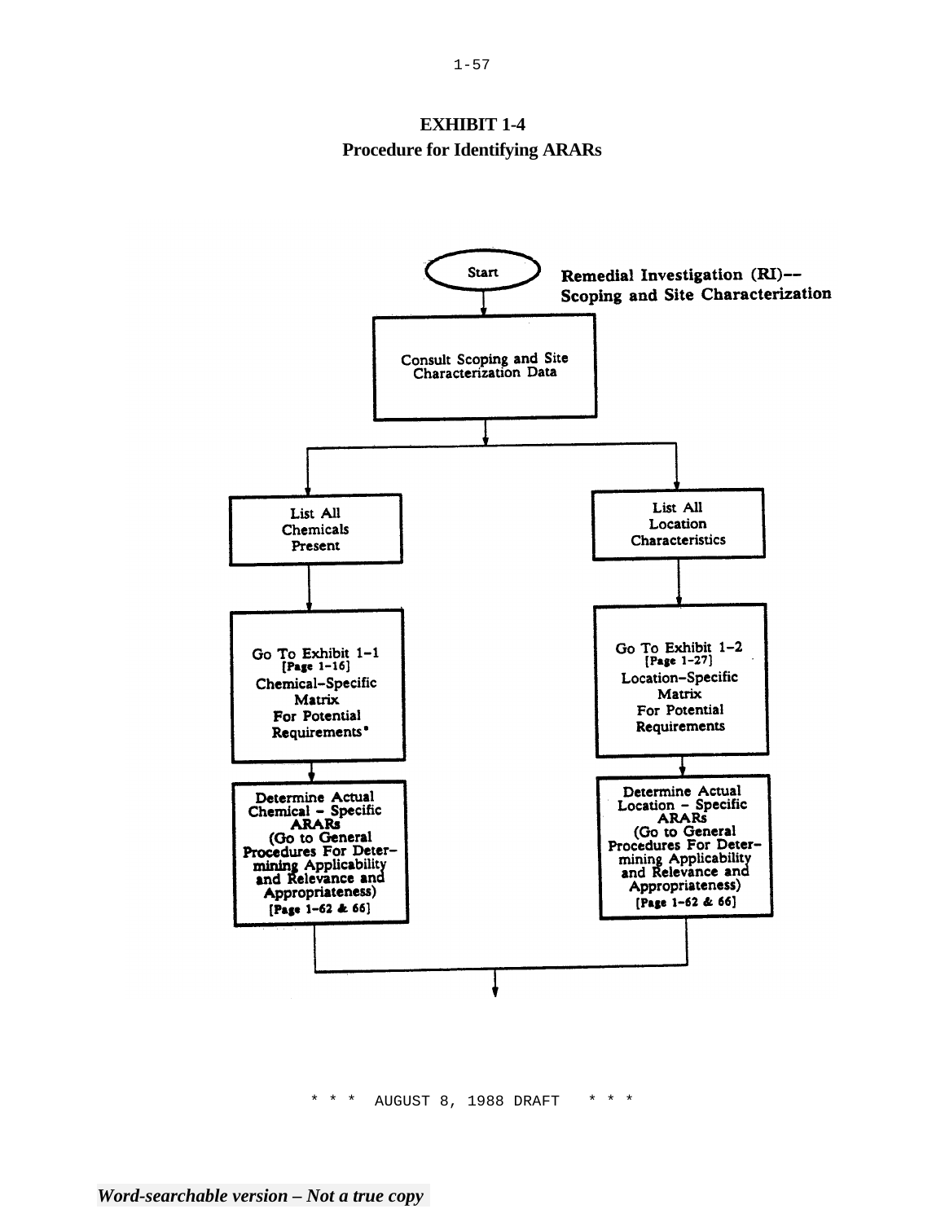**EXHIBIT 1-4**
**Procedure for Identifying ARARs**

Start

**Remedial Investigation (RI)-- Scoping and Site Characterization**

Consult Scoping and Site Characterization Data

List All Chemicals Present

Go To Exhibit 1-1 [Page 1-16] Chemical-Specific Matrix For Potential Requirements*

Determine Actual Chemical - Specific ARARs (Go to General Procedures For Determining Applicability and Relevance and Appropriateness) [Page 1-62 & 66]

List All Location Characteristics

Go To Exhibit 1-2 [Page 1-27] Location-Specific Matrix For Potential Requirements

Determine Actual Location - Specific ARARs (Go to General Procedures For Determining Applicability and Relevance and Appropriateness) [Page 1-62 & 66]

\* \* \* AUGUST 8, 1988 DRAFT \* \* \*

*Word-searchable version – Not a true copy*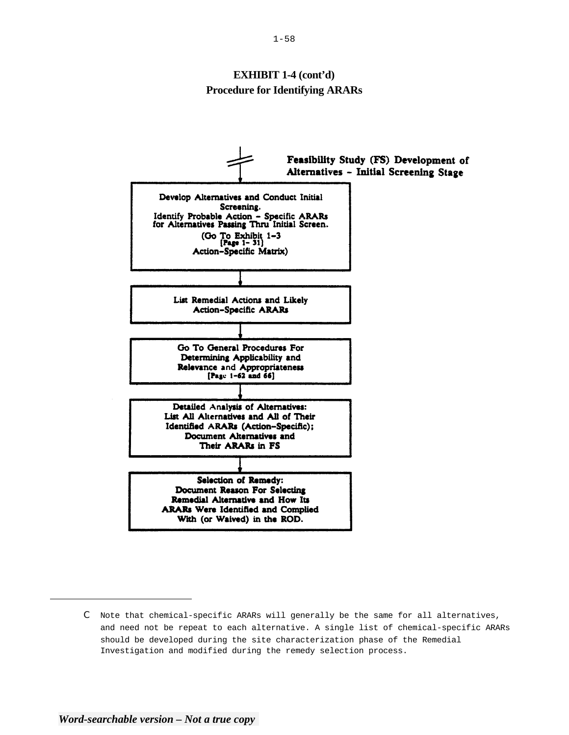**EXHIBIT 1-4 (cont'd)**
**Procedure for Identifying ARARs**

**Feasibility Study (FS) Development of Alternatives - Initial Screening Stage**

↓

**Develop Alternatives and Conduct Initial Screening.**
**Identify Probable Action - Specific ARARs for Alternatives Passing Thru Initial Screen.**
**(Go To Exhibit 1-3 [Page 1- 31] Action-Specific Matrix)**

↓

**List Remedial Actions and Likely Action-Specific ARARs**

↓

**Go To General Procedures For Determining Applicability and Relevance and Appropriateness [Page 1-62 and 66]**

↓

**Detailed Analysis of Alternatives: List All Alternatives and All of Their Identified ARARs (Action-Specific); Document Alternatives and Their ARARs in FS**

↓

**Selection of Remedy: Document Reason For Selecting Remedial Alternative and How Its ARARs Were Identified and Complied With (or Waived) in the ROD.**

---

C Note that chemical-specific ARARs will generally be the same for all alternatives, and need not be repeat to each alternative. A single list of chemical-specific ARARs should be developed during the site characterization phase of the Remedial Investigation and modified during the remedy selection process.

*Word-searchable version – Not a true copy*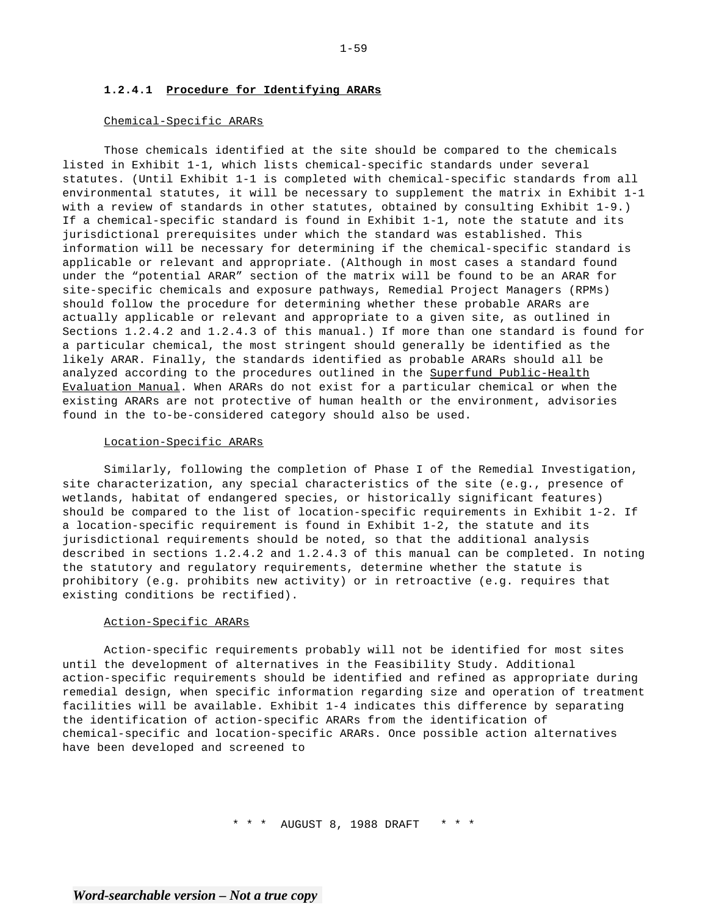### 1.2.4.1 **Procedure for Identifying ARARs**

Chemical-Specific ARARs

Those chemicals identified at the site should be compared to the chemicals listed in Exhibit 1-1, which lists chemical-specific standards under several statutes. (Until Exhibit 1-1 is completed with chemical-specific standards from all environmental statutes, it will be necessary to supplement the matrix in Exhibit 1-1 with a review of standards in other statutes, obtained by consulting Exhibit 1-9.) If a chemical-specific standard is found in Exhibit 1-1, note the statute and its jurisdictional prerequisites under which the standard was established. This information will be necessary for determining if the chemical-specific standard is applicable or relevant and appropriate. (Although in most cases a standard found under the "potential ARAR" section of the matrix will be found to be an ARAR for site-specific chemicals and exposure pathways, Remedial Project Managers (RPMs) should follow the procedure for determining whether these probable ARARs are actually applicable or relevant and appropriate to a given site, as outlined in Sections 1.2.4.2 and 1.2.4.3 of this manual.) If more than one standard is found for a particular chemical, the most stringent should generally be identified as the likely ARAR. Finally, the standards identified as probable ARARs should all be analyzed according to the procedures outlined in the Superfund Public-Health Evaluation Manual. When ARARs do not exist for a particular chemical or when the existing ARARs are not protective of human health or the environment, advisories found in the to-be-considered category should also be used.

Location-Specific ARARs

Similarly, following the completion of Phase I of the Remedial Investigation, site characterization, any special characteristics of the site (e.g., presence of wetlands, habitat of endangered species, or historically significant features) should be compared to the list of location-specific requirements in Exhibit 1-2. If a location-specific requirement is found in Exhibit 1-2, the statute and its jurisdictional requirements should be noted, so that the additional analysis described in sections 1.2.4.2 and 1.2.4.3 of this manual can be completed. In noting the statutory and regulatory requirements, determine whether the statute is prohibitory (e.g. prohibits new activity) or in retroactive (e.g. requires that existing conditions be rectified).

Action-Specific ARARs

Action-specific requirements probably will not be identified for most sites until the development of alternatives in the Feasibility Study. Additional action-specific requirements should be identified and refined as appropriate during remedial design, when specific information regarding size and operation of treatment facilities will be available. Exhibit 1-4 indicates this difference by separating the identification of action-specific ARARs from the identification of chemical-specific and location-specific ARARs. Once possible action alternatives have been developed and screened to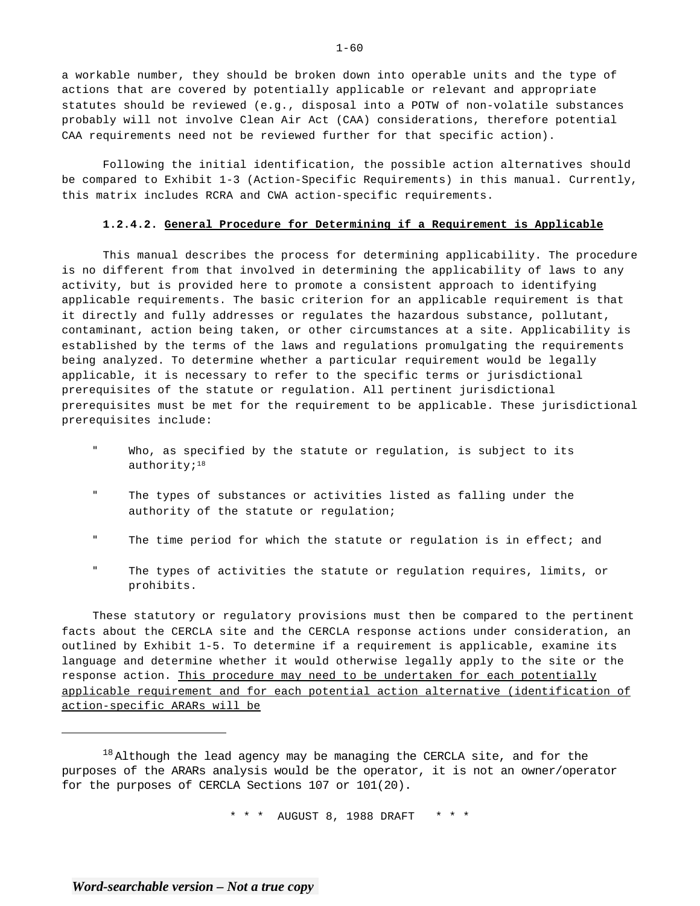a workable number, they should be broken down into operable units and the type of actions that are covered by potentially applicable or relevant and appropriate statutes should be reviewed (e.g., disposal into a POTW of non-volatile substances probably will not involve Clean Air Act (CAA) considerations, therefore potential CAA requirements need not be reviewed further for that specific action).

Following the initial identification, the possible action alternatives should be compared to Exhibit 1-3 (Action-Specific Requirements) in this manual. Currently, this matrix includes RCRA and CWA action-specific requirements.

#### 1.2.4.2. General Procedure for Determining if a Requirement is Applicable

This manual describes the process for determining applicability. The procedure is no different from that involved in determining the applicability of laws to any activity, but is provided here to promote a consistent approach to identifying applicable requirements. The basic criterion for an applicable requirement is that it directly and fully addresses or regulates the hazardous substance, pollutant, contaminant, action being taken, or other circumstances at a site. Applicability is established by the terms of the laws and regulations promulgating the requirements being analyzed. To determine whether a particular requirement would be legally applicable, it is necessary to refer to the specific terms or jurisdictional prerequisites of the statute or regulation. All pertinent jurisdictional prerequisites must be met for the requirement to be applicable. These jurisdictional prerequisites include:

- Who, as specified by the statute or regulation, is subject to its authority;[18]
- The types of substances or activities listed as falling under the authority of the statute or regulation;
- The time period for which the statute or regulation is in effect; and
- The types of activities the statute or regulation requires, limits, or prohibits.

These statutory or regulatory provisions must then be compared to the pertinent facts about the CERCLA site and the CERCLA response actions under consideration, an outlined by Exhibit 1-5. To determine if a requirement is applicable, examine its language and determine whether it would otherwise legally apply to the site or the response action. <u>This procedure may need to be undertaken for each potentially applicable requirement and for each potential action alternative (identification of action-specific ARARs will be</u>

---

[18] Although the lead agency may be managing the CERCLA site, and for the purposes of the ARARs analysis would be the operator, it is not an owner/operator for the purposes of CERCLA Sections 107 or 101(20).

\* \* \* AUGUST 8, 1988 DRAFT \* \* \*

*Word-searchable version – Not a true copy*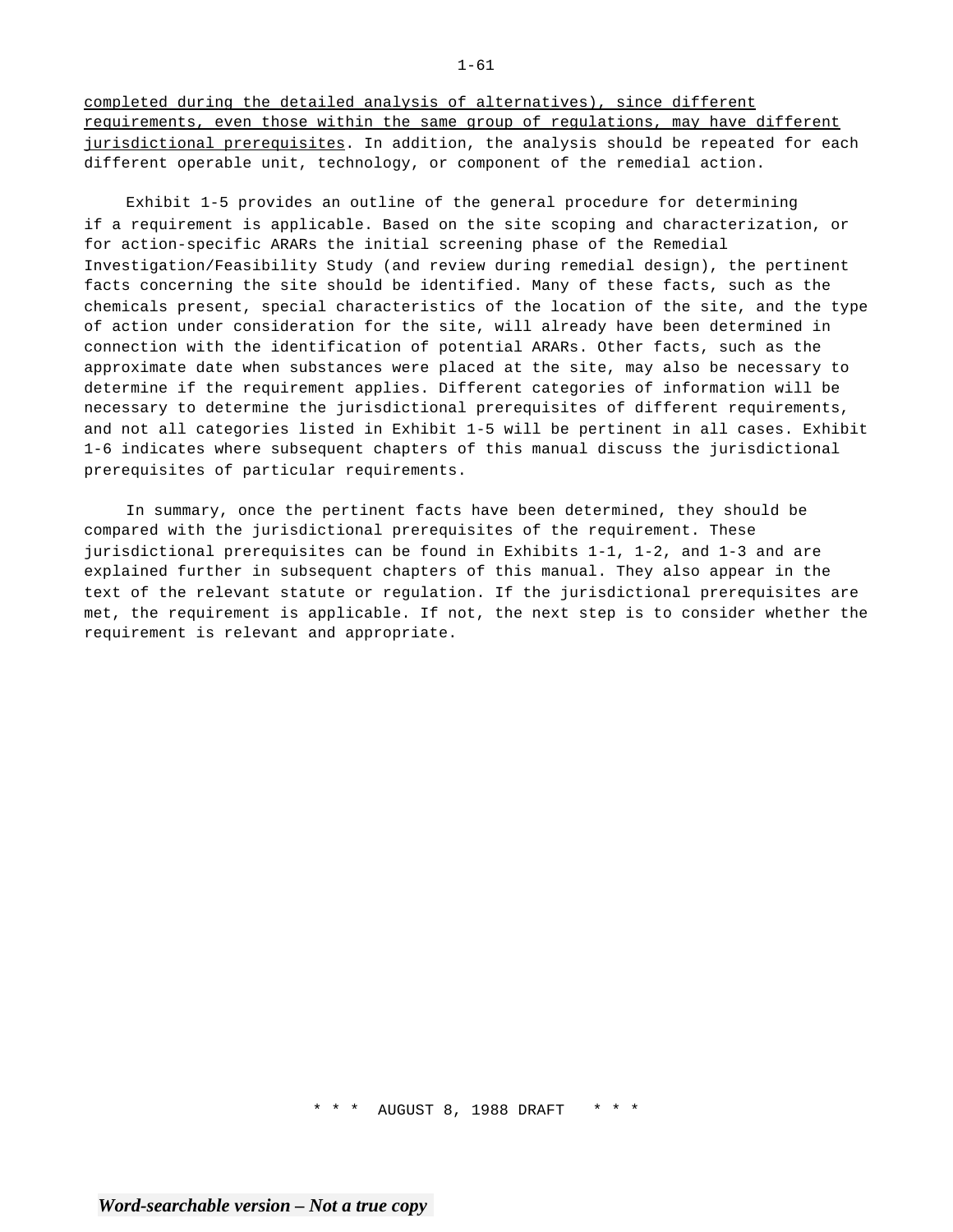completed during the detailed analysis of alternatives), since different requirements, even those within the same group of regulations, may have different jurisdictional prerequisites. In addition, the analysis should be repeated for each different operable unit, technology, or component of the remedial action.

Exhibit 1-5 provides an outline of the general procedure for determining if a requirement is applicable. Based on the site scoping and characterization, or for action-specific ARARs the initial screening phase of the Remedial Investigation/Feasibility Study (and review during remedial design), the pertinent facts concerning the site should be identified. Many of these facts, such as the chemicals present, special characteristics of the location of the site, and the type of action under consideration for the site, will already have been determined in connection with the identification of potential ARARs. Other facts, such as the approximate date when substances were placed at the site, may also be necessary to determine if the requirement applies. Different categories of information will be necessary to determine the jurisdictional prerequisites of different requirements, and not all categories listed in Exhibit 1-5 will be pertinent in all cases. Exhibit 1-6 indicates where subsequent chapters of this manual discuss the jurisdictional prerequisites of particular requirements.

In summary, once the pertinent facts have been determined, they should be compared with the jurisdictional prerequisites of the requirement. These jurisdictional prerequisites can be found in Exhibits 1-1, 1-2, and 1-3 and are explained further in subsequent chapters of this manual. They also appear in the text of the relevant statute or regulation. If the jurisdictional prerequisites are met, the requirement is applicable. If not, the next step is to consider whether the requirement is relevant and appropriate.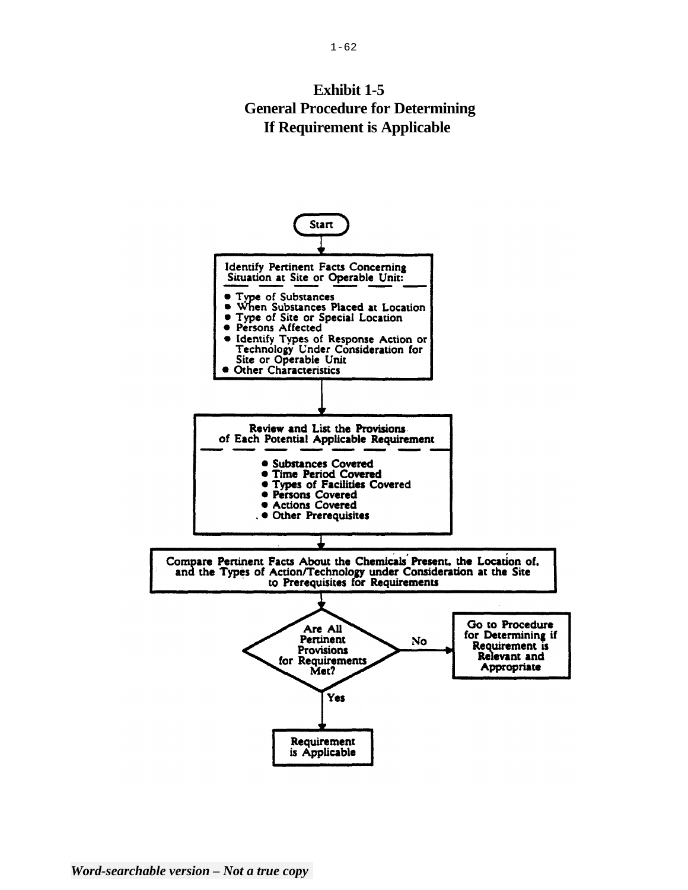# Exhibit 1-5
## General Procedure for Determining If Requirement is Applicable

Start

**Identify Pertinent Facts Concerning Situation at Site or Operable Unit:**

- Type of Substances
- When Substances Placed at Location
- Type of Site or Special Location
- Persons Affected
- Identify Types of Response Action or Technology Under Consideration for Site or Operable Unit
- Other Characteristics

**Review and List the Provisions of Each Potential Applicable Requirement**

- Substances Covered
- Time Period Covered
- Types of Facilities Covered
- Persons Covered
- Actions Covered
- Other Prerequisites

**Compare Pertinent Facts About the Chemicals Present, the Location of, and the Types of Action/Technology under Consideration at the Site to Prerequisites for Requirements**

**Are All Pertinent Provisions for Requirements Met?**

- No → Go to Procedure for Determining if Requirement is Relevant and Appropriate
- Yes → Requirement is Applicable

*Word-searchable version – Not a true copy*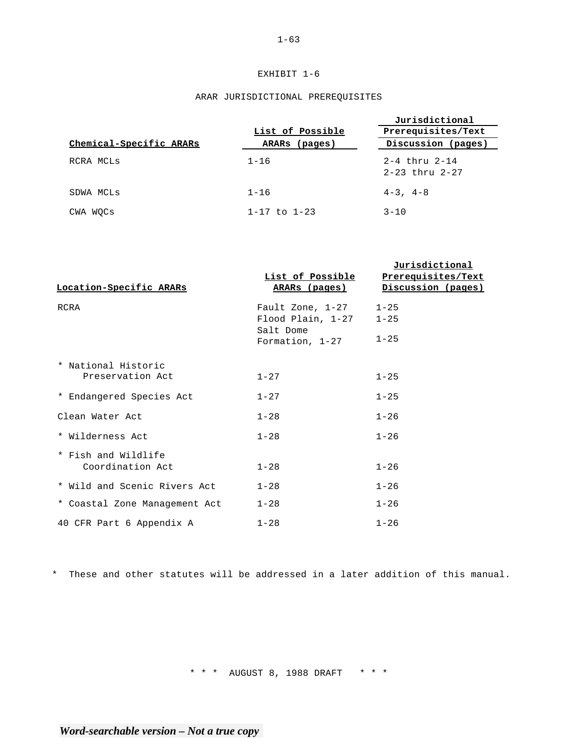# EXHIBIT 1-6

## ARAR JURISDICTIONAL PREREQUISITES

| Chemical-Specific ARARs | List of Possible ARARs (pages) | Jurisdictional Prerequisites/Text Discussion (pages) |
|---|---|---|
| RCRA MCLs | 1-16 | 2-4 thru 2-14<br>2-23 thru 2-27 |
| SDWA MCLs | 1-16 | 4-3, 4-8 |
| CWA WQCs | 1-17 to 1-23 | 3-10 |

| Location-Specific ARARs | List of Possible ARARs (pages) | Jurisdictional Prerequisites/Text Discussion (pages) |
|---|---|---|
| RCRA | Fault Zone, 1-27<br>Flood Plain, 1-27<br>Salt Dome Formation, 1-27 | 1-25<br>1-25<br>1-25 |
| * National Historic Preservation Act | 1-27 | 1-25 |
| * Endangered Species Act | 1-27 | 1-25 |
| Clean Water Act | 1-28 | 1-26 |
| * Wilderness Act | 1-28 | 1-26 |
| * Fish and Wildlife Coordination Act | 1-28 | 1-26 |
| * Wild and Scenic Rivers Act | 1-28 | 1-26 |
| * Coastal Zone Management Act | 1-28 | 1-26 |
| 40 CFR Part 6 Appendix A | 1-28 | 1-26 |

\* These and other statutes will be addressed in a later addition of this manual.

\* \* \* AUGUST 8, 1988 DRAFT \* \* \*

*Word-searchable version – Not a true copy*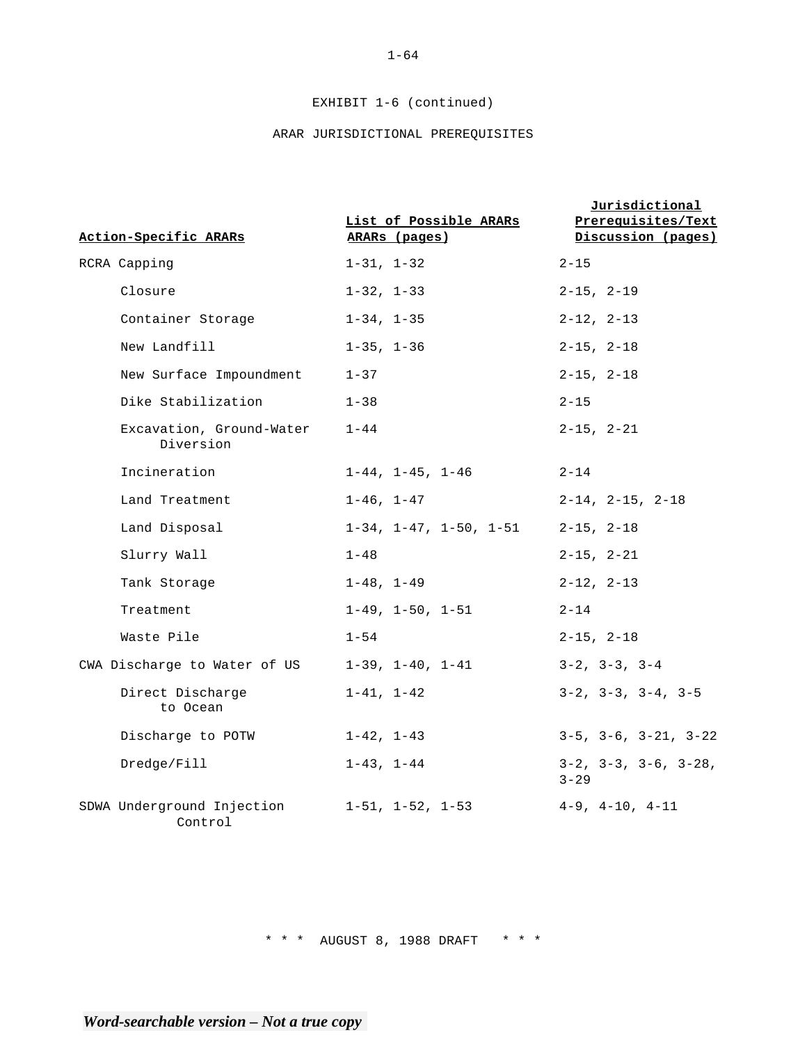EXHIBIT 1-6 (continued)

ARAR JURISDICTIONAL PREREQUISITES

| Action-Specific ARARs | List of Possible ARARs ARARs (pages) | Jurisdictional Prerequisites/Text Discussion (pages) |
|---|---|---|
| RCRA Capping | 1-31, 1-32 | 2-15 |
| Closure | 1-32, 1-33 | 2-15, 2-19 |
| Container Storage | 1-34, 1-35 | 2-12, 2-13 |
| New Landfill | 1-35, 1-36 | 2-15, 2-18 |
| New Surface Impoundment | 1-37 | 2-15, 2-18 |
| Dike Stabilization | 1-38 | 2-15 |
| Excavation, Ground-Water Diversion | 1-44 | 2-15, 2-21 |
| Incineration | 1-44, 1-45, 1-46 | 2-14 |
| Land Treatment | 1-46, 1-47 | 2-14, 2-15, 2-18 |
| Land Disposal | 1-34, 1-47, 1-50, 1-51 | 2-15, 2-18 |
| Slurry Wall | 1-48 | 2-15, 2-21 |
| Tank Storage | 1-48, 1-49 | 2-12, 2-13 |
| Treatment | 1-49, 1-50, 1-51 | 2-14 |
| Waste Pile | 1-54 | 2-15, 2-18 |
| CWA Discharge to Water of US | 1-39, 1-40, 1-41 | 3-2, 3-3, 3-4 |
| Direct Discharge to Ocean | 1-41, 1-42 | 3-2, 3-3, 3-4, 3-5 |
| Discharge to POTW | 1-42, 1-43 | 3-5, 3-6, 3-21, 3-22 |
| Dredge/Fill | 1-43, 1-44 | 3-2, 3-3, 3-6, 3-28, 3-29 |
| SDWA Underground Injection Control | 1-51, 1-52, 1-53 | 4-9, 4-10, 4-11 |

* * * AUGUST 8, 1988 DRAFT * * *

*Word-searchable version – Not a true copy*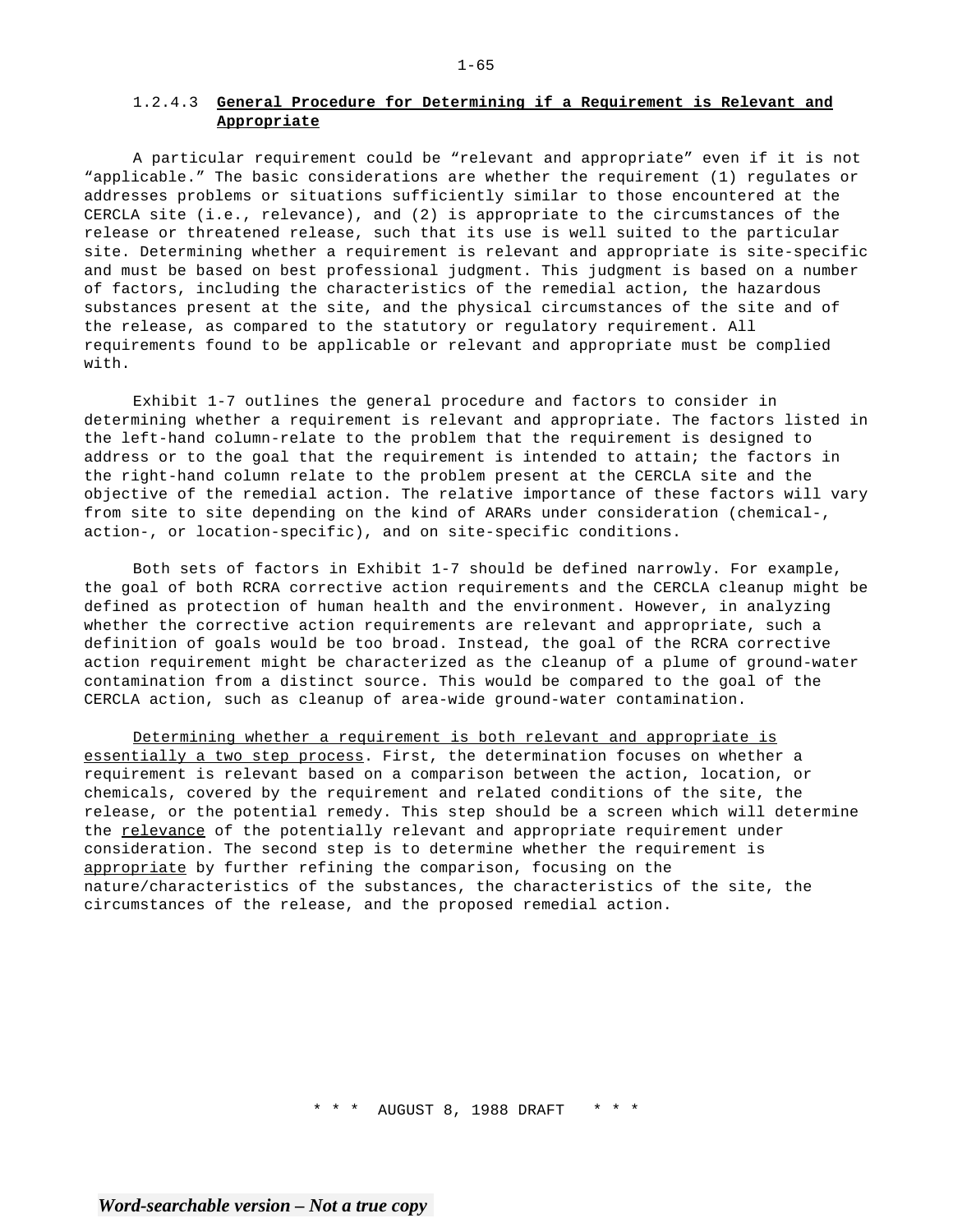### 1.2.4.3 **General Procedure for Determining if a Requirement is Relevant and Appropriate**

A particular requirement could be "relevant and appropriate" even if it is not "applicable." The basic considerations are whether the requirement (1) regulates or addresses problems or situations sufficiently similar to those encountered at the CERCLA site (i.e., relevance), and (2) is appropriate to the circumstances of the release or threatened release, such that its use is well suited to the particular site. Determining whether a requirement is relevant and appropriate is site-specific and must be based on best professional judgment. This judgment is based on a number of factors, including the characteristics of the remedial action, the hazardous substances present at the site, and the physical circumstances of the site and of the release, as compared to the statutory or regulatory requirement. All requirements found to be applicable or relevant and appropriate must be complied with.

Exhibit 1-7 outlines the general procedure and factors to consider in determining whether a requirement is relevant and appropriate. The factors listed in the left-hand column-relate to the problem that the requirement is designed to address or to the goal that the requirement is intended to attain; the factors in the right-hand column relate to the problem present at the CERCLA site and the objective of the remedial action. The relative importance of these factors will vary from site to site depending on the kind of ARARs under consideration (chemical-, action-, or location-specific), and on site-specific conditions.

Both sets of factors in Exhibit 1-7 should be defined narrowly. For example, the goal of both RCRA corrective action requirements and the CERCLA cleanup might be defined as protection of human health and the environment. However, in analyzing whether the corrective action requirements are relevant and appropriate, such a definition of goals would be too broad. Instead, the goal of the RCRA corrective action requirement might be characterized as the cleanup of a plume of ground-water contamination from a distinct source. This would be compared to the goal of the CERCLA action, such as cleanup of area-wide ground-water contamination.

<u>Determining whether a requirement is both relevant and appropriate is essentially a two step process</u>. First, the determination focuses on whether a requirement is relevant based on a comparison between the action, location, or chemicals, covered by the requirement and related conditions of the site, the release, or the potential remedy. This step should be a screen which will determine the <u>relevance</u> of the potentially relevant and appropriate requirement under consideration. The second step is to determine whether the requirement is <u>appropriate</u> by further refining the comparison, focusing on the nature/characteristics of the substances, the characteristics of the site, the circumstances of the release, and the proposed remedial action.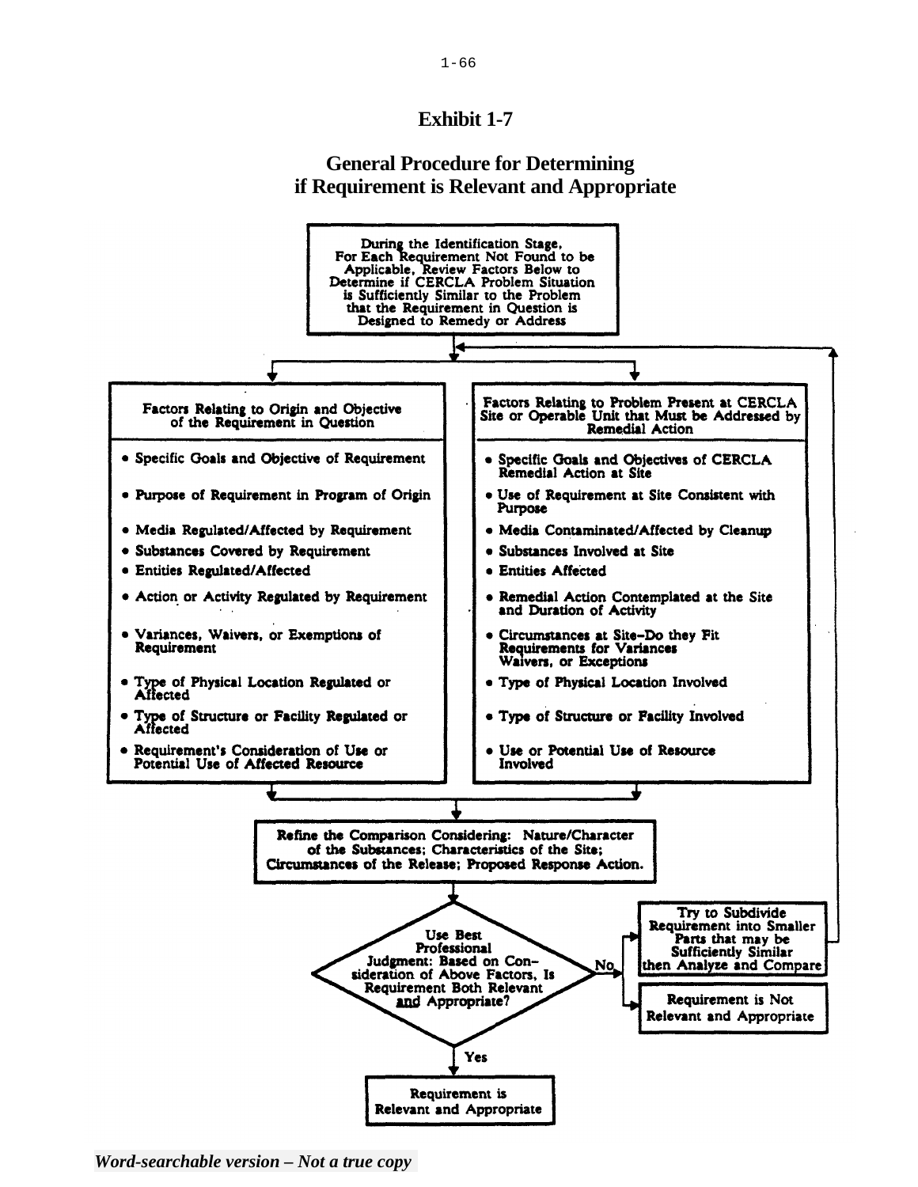# Exhibit 1-7

## General Procedure for Determining if Requirement is Relevant and Appropriate

**During the Identification Stage, For Each Requirement Not Found to be Applicable, Review Factors Below to Determine if CERCLA Problem Situation is Sufficiently Similar to the Problem that the Requirement in Question is Designed to Remedy or Address**

| Factors Relating to Origin and Objective of the Requirement in Question | Factors Relating to Problem Present at CERCLA Site or Operable Unit that Must be Addressed by Remedial Action |
|---|---|
| • Specific Goals and Objective of Requirement | • Specific Goals and Objectives of CERCLA Remedial Action at Site |
| • Purpose of Requirement in Program of Origin | • Use of Requirement at Site Consistent with Purpose |
| • Media Regulated/Affected by Requirement | • Media Contaminated/Affected by Cleanup |
| • Substances Covered by Requirement | • Substances Involved at Site |
| • Entities Regulated/Affected | • Entities Affected |
| • Action or Activity Regulated by Requirement | • Remedial Action Contemplated at the Site and Duration of Activity |
| • Variances, Waivers, or Exemptions of Requirement | • Circumstances at Site–Do they Fit Requirements for Variances Waivers, or Exceptions |
| • Type of Physical Location Regulated or Affected | • Type of Physical Location Involved |
| • Type of Structure or Facility Regulated or Affected | • Type of Structure or Facility Involved |
| • Requirement's Consideration of Use or Potential Use of Affected Resource | • Use or Potential Use of Resource Involved |

**Refine the Comparison Considering: Nature/Character of the Substances; Characteristics of the Site; Circumstances of the Release; Proposed Response Action.**

**Use Best Professional Judgment: Based on Consideration of Above Factors, Is Requirement Both Relevant and Appropriate?**

- **Yes** → Requirement is Relevant and Appropriate
- **No** →
  - Try to Subdivide Requirement into Smaller Parts that may be Sufficiently Similar then Analyze and Compare (return to review of factors)
  - Requirement is Not Relevant and Appropriate

*Word-searchable version – Not a true copy*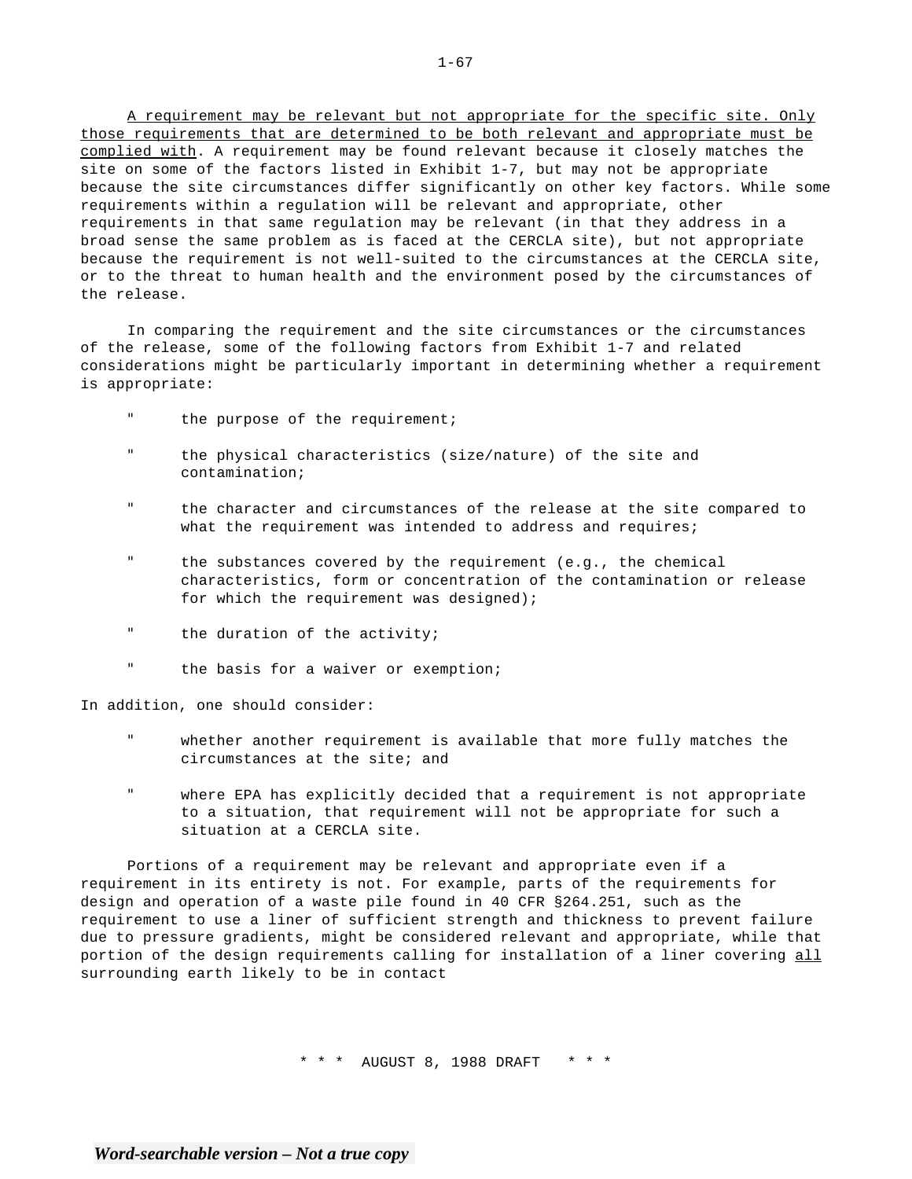<u>A requirement may be relevant but not appropriate for the specific site. Only those requirements that are determined to be both relevant and appropriate must be complied with</u>. A requirement may be found relevant because it closely matches the site on some of the factors listed in Exhibit 1-7, but may not be appropriate because the site circumstances differ significantly on other key factors. While some requirements within a regulation will be relevant and appropriate, other requirements in that same regulation may be relevant (in that they address in a broad sense the same problem as is faced at the CERCLA site), but not appropriate because the requirement is not well-suited to the circumstances at the CERCLA site, or to the threat to human health and the environment posed by the circumstances of the release.

In comparing the requirement and the site circumstances or the circumstances of the release, some of the following factors from Exhibit 1-7 and related considerations might be particularly important in determining whether a requirement is appropriate:

- the purpose of the requirement;
- the physical characteristics (size/nature) of the site and contamination;
- the character and circumstances of the release at the site compared to what the requirement was intended to address and requires;
- the substances covered by the requirement (e.g., the chemical characteristics, form or concentration of the contamination or release for which the requirement was designed);
- the duration of the activity;
- the basis for a waiver or exemption;

In addition, one should consider:

- whether another requirement is available that more fully matches the circumstances at the site; and
- where EPA has explicitly decided that a requirement is not appropriate to a situation, that requirement will not be appropriate for such a situation at a CERCLA site.

Portions of a requirement may be relevant and appropriate even if a requirement in its entirety is not. For example, parts of the requirements for design and operation of a waste pile found in 40 CFR §264.251, such as the requirement to use a liner of sufficient strength and thickness to prevent failure due to pressure gradients, might be considered relevant and appropriate, while that portion of the design requirements calling for installation of a liner covering <u>all</u> surrounding earth likely to be in contact

\* \* \* AUGUST 8, 1988 DRAFT \* \* \*

*Word-searchable version – Not a true copy*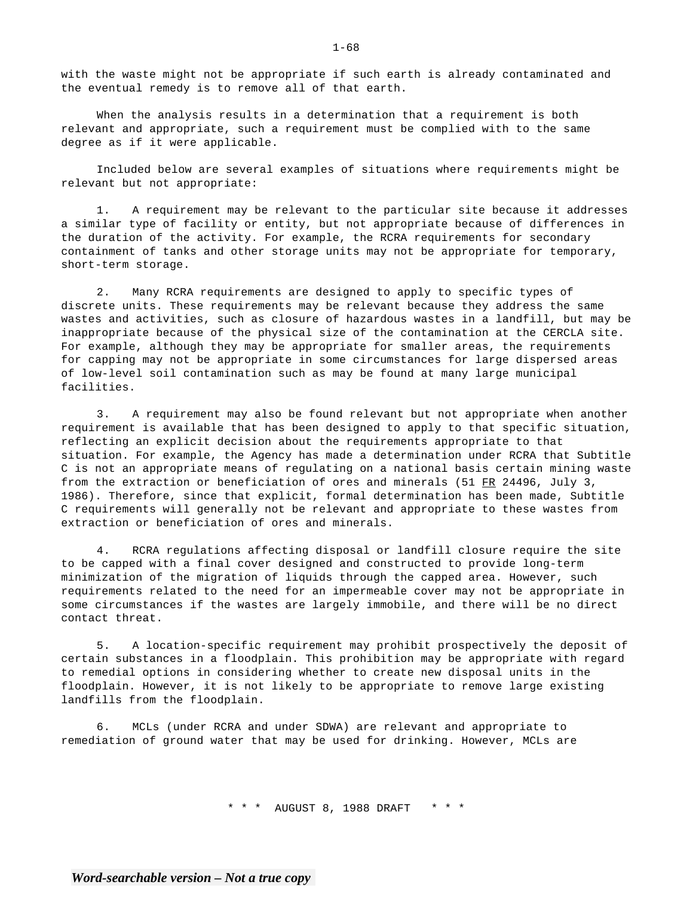with the waste might not be appropriate if such earth is already contaminated and the eventual remedy is to remove all of that earth.

When the analysis results in a determination that a requirement is both relevant and appropriate, such a requirement must be complied with to the same degree as if it were applicable.

Included below are several examples of situations where requirements might be relevant but not appropriate:

1. A requirement may be relevant to the particular site because it addresses a similar type of facility or entity, but not appropriate because of differences in the duration of the activity. For example, the RCRA requirements for secondary containment of tanks and other storage units may not be appropriate for temporary, short-term storage.

2. Many RCRA requirements are designed to apply to specific types of discrete units. These requirements may be relevant because they address the same wastes and activities, such as closure of hazardous wastes in a landfill, but may be inappropriate because of the physical size of the contamination at the CERCLA site. For example, although they may be appropriate for smaller areas, the requirements for capping may not be appropriate in some circumstances for large dispersed areas of low-level soil contamination such as may be found at many large municipal facilities.

3. A requirement may also be found relevant but not appropriate when another requirement is available that has been designed to apply to that specific situation, reflecting an explicit decision about the requirements appropriate to that situation. For example, the Agency has made a determination under RCRA that Subtitle C is not an appropriate means of regulating on a national basis certain mining waste from the extraction or beneficiation of ores and minerals (51 FR 24496, July 3, 1986). Therefore, since that explicit, formal determination has been made, Subtitle C requirements will generally not be relevant and appropriate to these wastes from extraction or beneficiation of ores and minerals.

4. RCRA regulations affecting disposal or landfill closure require the site to be capped with a final cover designed and constructed to provide long-term minimization of the migration of liquids through the capped area. However, such requirements related to the need for an impermeable cover may not be appropriate in some circumstances if the wastes are largely immobile, and there will be no direct contact threat.

5. A location-specific requirement may prohibit prospectively the deposit of certain substances in a floodplain. This prohibition may be appropriate with regard to remedial options in considering whether to create new disposal units in the floodplain. However, it is not likely to be appropriate to remove large existing landfills from the floodplain.

6. MCLs (under RCRA and under SDWA) are relevant and appropriate to remediation of ground water that may be used for drinking. However, MCLs are

\* \* \* AUGUST 8, 1988 DRAFT \* \* \*

*Word-searchable version – Not a true copy*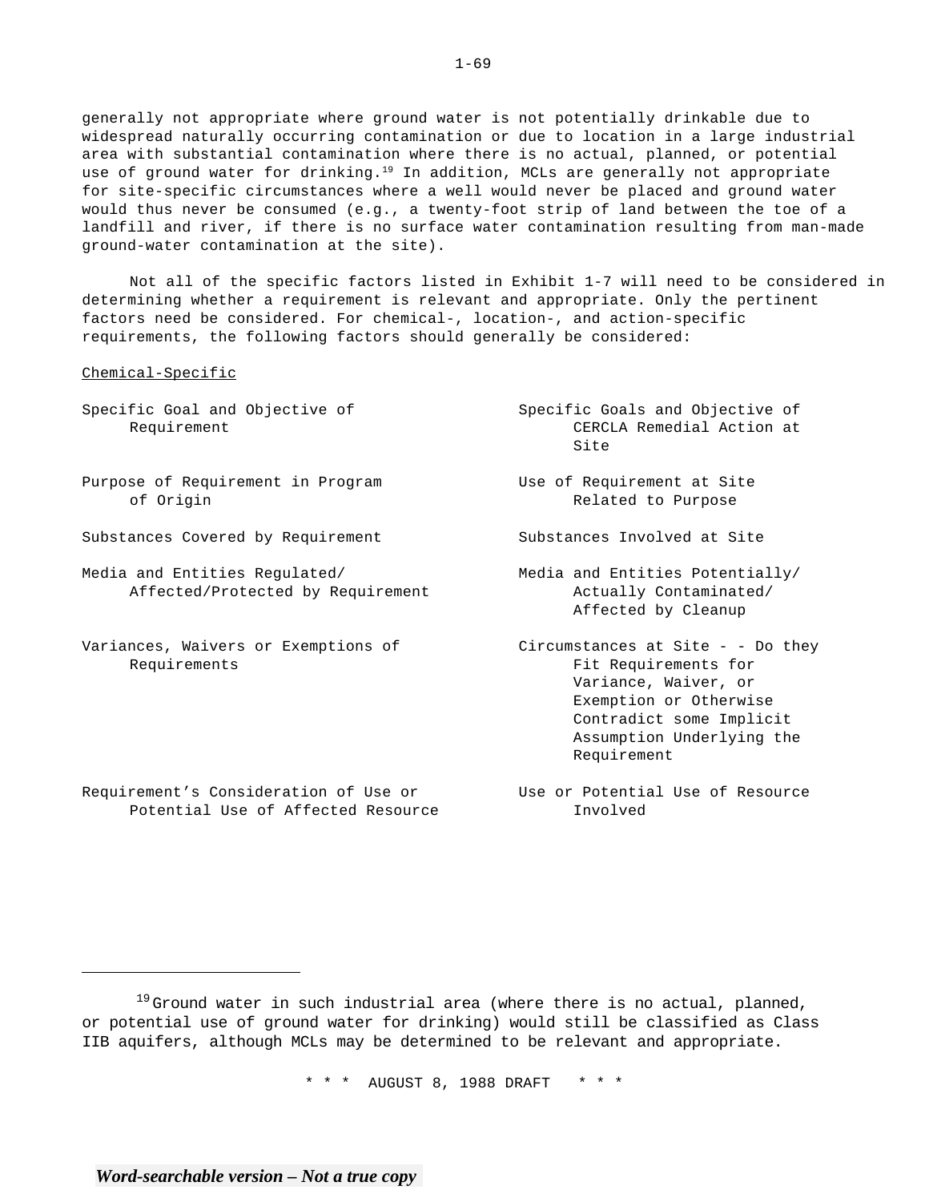generally not appropriate where ground water is not potentially drinkable due to widespread naturally occurring contamination or due to location in a large industrial area with substantial contamination where there is no actual, planned, or potential use of ground water for drinking.[19] In addition, MCLs are generally not appropriate for site-specific circumstances where a well would never be placed and ground water would thus never be consumed (e.g., a twenty-foot strip of land between the toe of a landfill and river, if there is no surface water contamination resulting from man-made ground-water contamination at the site).

Not all of the specific factors listed in Exhibit 1-7 will need to be considered in determining whether a requirement is relevant and appropriate. Only the pertinent factors need be considered. For chemical-, location-, and action-specific requirements, the following factors should generally be considered:

Chemical-Specific

| | |
|---|---|
| Specific Goal and Objective of Requirement | Specific Goals and Objective of CERCLA Remedial Action at Site |
| Purpose of Requirement in Program of Origin | Use of Requirement at Site Related to Purpose |
| Substances Covered by Requirement | Substances Involved at Site |
| Media and Entities Regulated/ Affected/Protected by Requirement | Media and Entities Potentially/ Actually Contaminated/ Affected by Cleanup |
| Variances, Waivers or Exemptions of Requirements | Circumstances at Site - - Do they Fit Requirements for Variance, Waiver, or Exemption or Otherwise Contradict some Implicit Assumption Underlying the Requirement |
| Requirement's Consideration of Use or Potential Use of Affected Resource | Use or Potential Use of Resource Involved |

[19] Ground water in such industrial area (where there is no actual, planned, or potential use of ground water for drinking) would still be classified as Class IIB aquifers, although MCLs may be determined to be relevant and appropriate.

\* \* \* AUGUST 8, 1988 DRAFT \* \* \*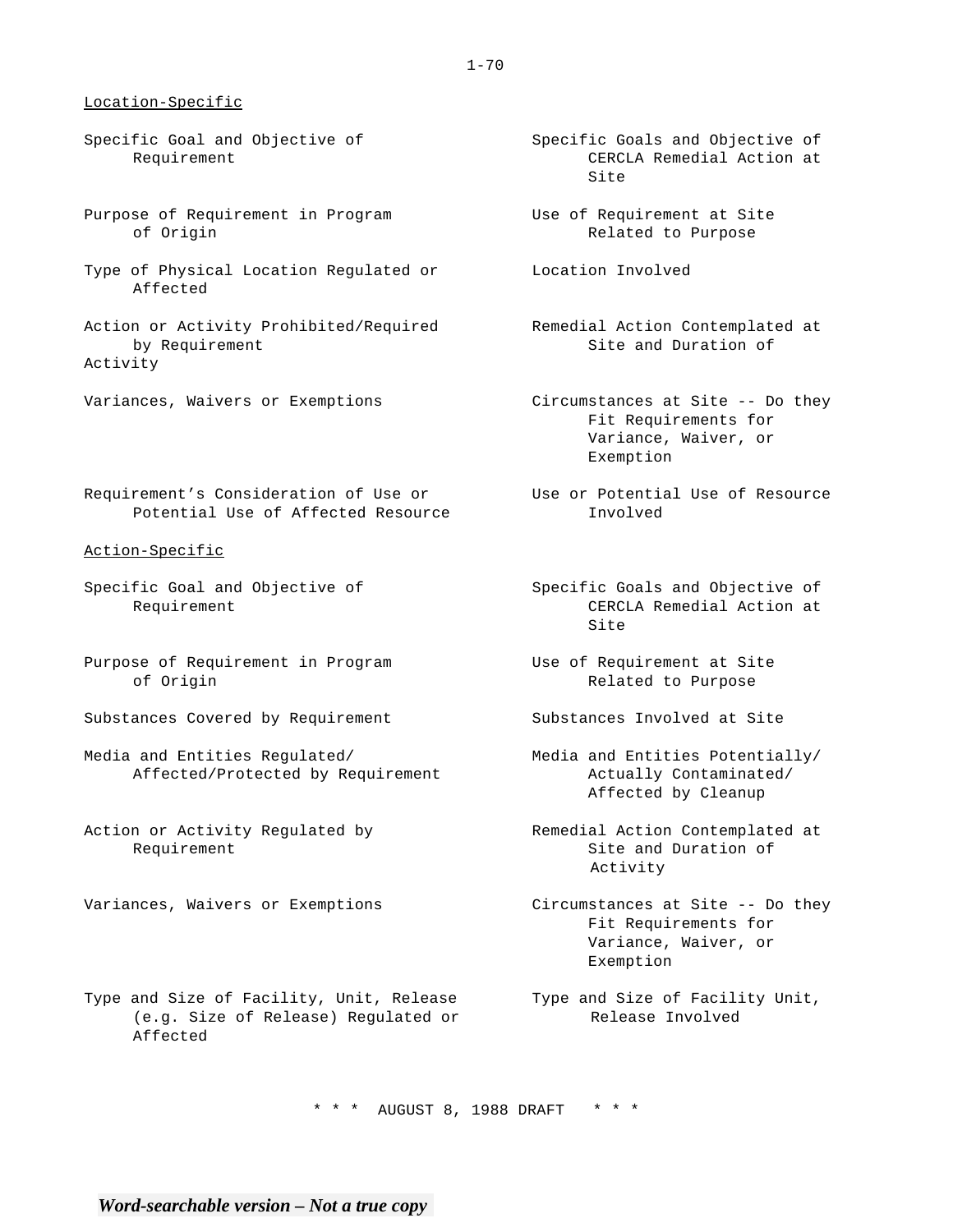<u>Location-Specific</u>

| | |
|---|---|
| Specific Goal and Objective of Requirement | Specific Goals and Objective of CERCLA Remedial Action at Site |
| Purpose of Requirement in Program of Origin | Use of Requirement at Site Related to Purpose |
| Type of Physical Location Regulated or Affected | Location Involved |
| Action or Activity Prohibited/Required by Requirement | Remedial Action Contemplated at Site and Duration of Activity |
| Variances, Waivers or Exemptions | Circumstances at Site -- Do they Fit Requirements for Variance, Waiver, or Exemption |
| Requirement's Consideration of Use or Potential Use of Affected Resource | Use or Potential Use of Resource Involved |

<u>Action-Specific</u>

| | |
|---|---|
| Specific Goal and Objective of Requirement | Specific Goals and Objective of CERCLA Remedial Action at Site |
| Purpose of Requirement in Program of Origin | Use of Requirement at Site Related to Purpose |
| Substances Covered by Requirement | Substances Involved at Site |
| Media and Entities Regulated/ Affected/Protected by Requirement | Media and Entities Potentially/ Actually Contaminated/ Affected by Cleanup |
| Action or Activity Regulated by Requirement | Remedial Action Contemplated at Site and Duration of Activity |
| Variances, Waivers or Exemptions | Circumstances at Site -- Do they Fit Requirements for Variance, Waiver, or Exemption |
| Type and Size of Facility, Unit, Release (e.g. Size of Release) Regulated or Affected | Type and Size of Facility Unit, Release Involved |

\* \* \* AUGUST 8, 1988 DRAFT \* \* \*

*Word-searchable version – Not a true copy*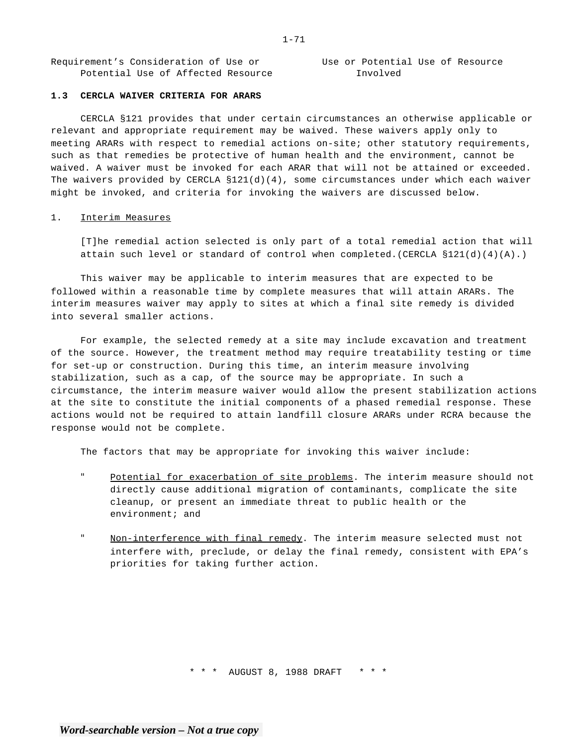Requirement's Consideration of Use or Potential Use of Affected Resource | Use or Potential Use of Resource Involved

### 1.3 CERCLA WAIVER CRITERIA FOR ARARS

CERCLA §121 provides that under certain circumstances an otherwise applicable or relevant and appropriate requirement may be waived. These waivers apply only to meeting ARARs with respect to remedial actions on-site; other statutory requirements, such as that remedies be protective of human health and the environment, cannot be waived. A waiver must be invoked for each ARAR that will not be attained or exceeded. The waivers provided by CERCLA §121(d)(4), some circumstances under which each waiver might be invoked, and criteria for invoking the waivers are discussed below.

1. Interim Measures

> [T]he remedial action selected is only part of a total remedial action that will attain such level or standard of control when completed.(CERCLA §121(d)(4)(A).)

This waiver may be applicable to interim measures that are expected to be followed within a reasonable time by complete measures that will attain ARARs. The interim measures waiver may apply to sites at which a final site remedy is divided into several smaller actions.

For example, the selected remedy at a site may include excavation and treatment of the source. However, the treatment method may require treatability testing or time for set-up or construction. During this time, an interim measure involving stabilization, such as a cap, of the source may be appropriate. In such a circumstance, the interim measure waiver would allow the present stabilization actions at the site to constitute the initial components of a phased remedial response. These actions would not be required to attain landfill closure ARARs under RCRA because the response would not be complete.

The factors that may be appropriate for invoking this waiver include:

- Potential for exacerbation of site problems. The interim measure should not directly cause additional migration of contaminants, complicate the site cleanup, or present an immediate threat to public health or the environment; and

- Non-interference with final remedy. The interim measure selected must not interfere with, preclude, or delay the final remedy, consistent with EPA's priorities for taking further action.

\* \* \* AUGUST 8, 1988 DRAFT \* \* \*

*Word-searchable version – Not a true copy*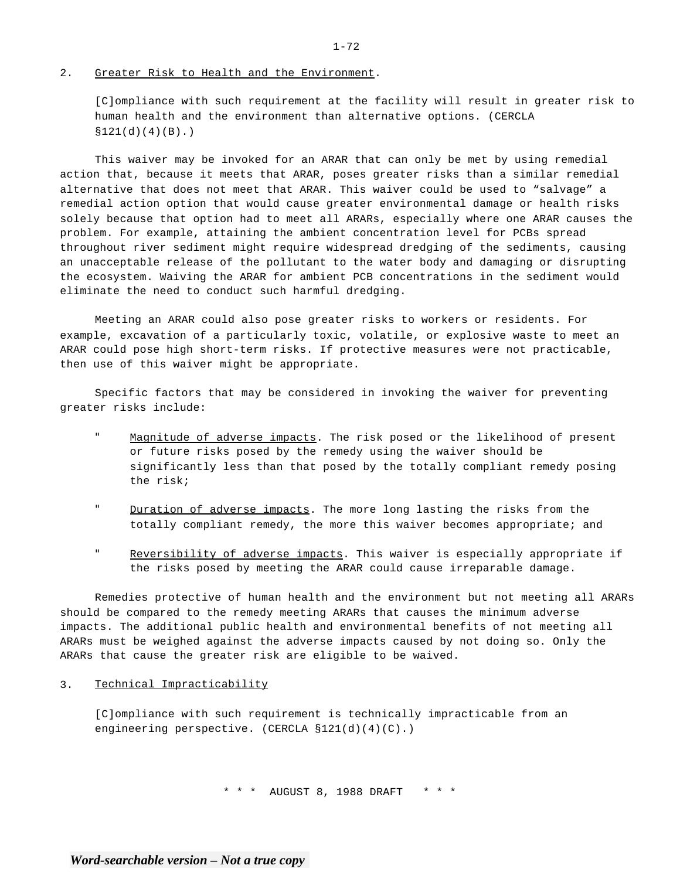## 2. Greater Risk to Health and the Environment.

> [C]ompliance with such requirement at the facility will result in greater risk to human health and the environment than alternative options. (CERCLA §121(d)(4)(B).)

This waiver may be invoked for an ARAR that can only be met by using remedial action that, because it meets that ARAR, poses greater risks than a similar remedial alternative that does not meet that ARAR. This waiver could be used to "salvage" a remedial action option that would cause greater environmental damage or health risks solely because that option had to meet all ARARs, especially where one ARAR causes the problem. For example, attaining the ambient concentration level for PCBs spread throughout river sediment might require widespread dredging of the sediments, causing an unacceptable release of the pollutant to the water body and damaging or disrupting the ecosystem. Waiving the ARAR for ambient PCB concentrations in the sediment would eliminate the need to conduct such harmful dredging.

Meeting an ARAR could also pose greater risks to workers or residents. For example, excavation of a particularly toxic, volatile, or explosive waste to meet an ARAR could pose high short-term risks. If protective measures were not practicable, then use of this waiver might be appropriate.

Specific factors that may be considered in invoking the waiver for preventing greater risks include:

- Magnitude of adverse impacts. The risk posed or the likelihood of present or future risks posed by the remedy using the waiver should be significantly less than that posed by the totally compliant remedy posing the risk;
- Duration of adverse impacts. The more long lasting the risks from the totally compliant remedy, the more this waiver becomes appropriate; and
- Reversibility of adverse impacts. This waiver is especially appropriate if the risks posed by meeting the ARAR could cause irreparable damage.

Remedies protective of human health and the environment but not meeting all ARARs should be compared to the remedy meeting ARARs that causes the minimum adverse impacts. The additional public health and environmental benefits of not meeting all ARARs must be weighed against the adverse impacts caused by not doing so. Only the ARARs that cause the greater risk are eligible to be waived.

## 3. Technical Impracticability

> [C]ompliance with such requirement is technically impracticable from an engineering perspective. (CERCLA §121(d)(4)(C).)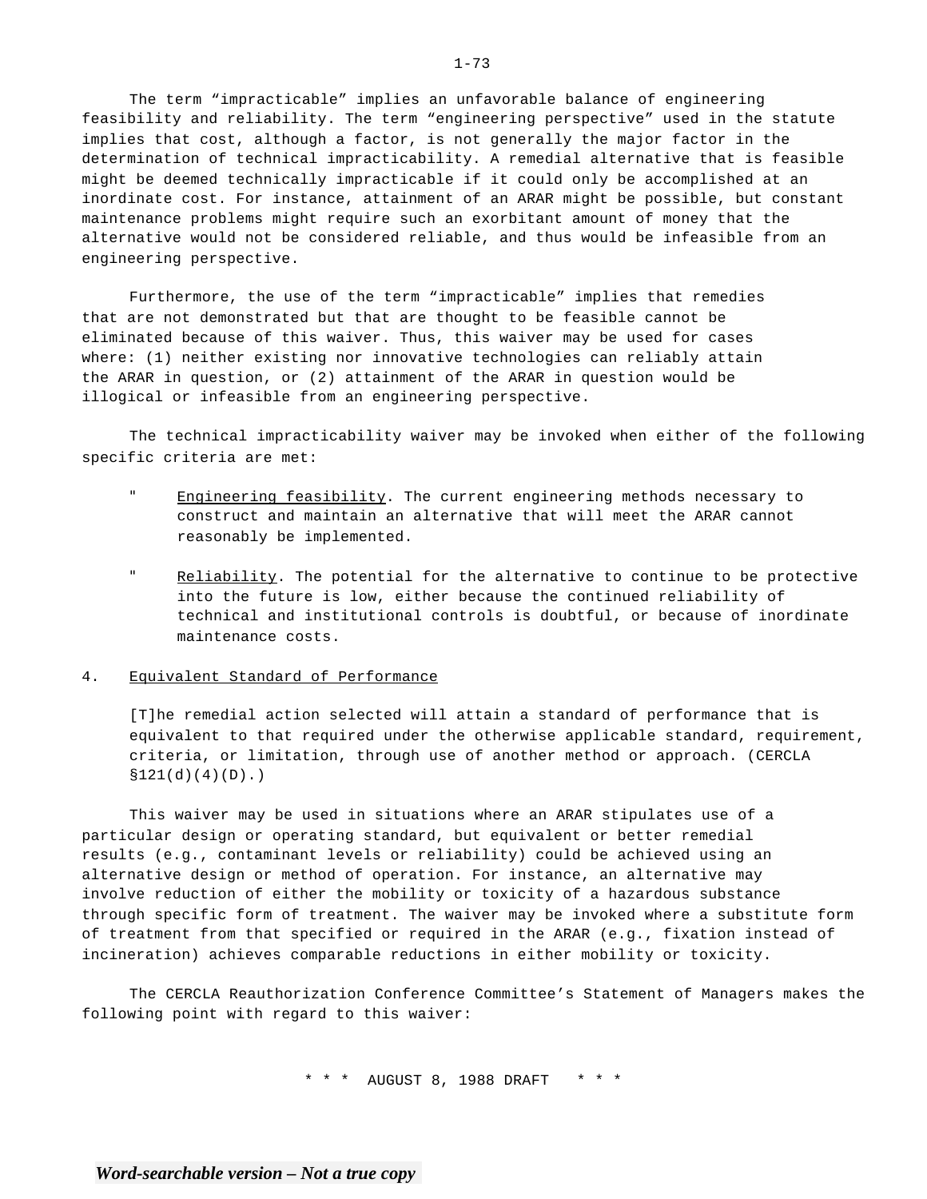The term “impracticable” implies an unfavorable balance of engineering feasibility and reliability. The term “engineering perspective” used in the statute implies that cost, although a factor, is not generally the major factor in the determination of technical impracticability. A remedial alternative that is feasible might be deemed technically impracticable if it could only be accomplished at an inordinate cost. For instance, attainment of an ARAR might be possible, but constant maintenance problems might require such an exorbitant amount of money that the alternative would not be considered reliable, and thus would be infeasible from an engineering perspective.

Furthermore, the use of the term “impracticable” implies that remedies that are not demonstrated but that are thought to be feasible cannot be eliminated because of this waiver. Thus, this waiver may be used for cases where: (1) neither existing nor innovative technologies can reliably attain the ARAR in question, or (2) attainment of the ARAR in question would be illogical or infeasible from an engineering perspective.

The technical impracticability waiver may be invoked when either of the following specific criteria are met:

- Engineering feasibility. The current engineering methods necessary to construct and maintain an alternative that will meet the ARAR cannot reasonably be implemented.

- Reliability. The potential for the alternative to continue to be protective into the future is low, either because the continued reliability of technical and institutional controls is doubtful, or because of inordinate maintenance costs.

## 4. Equivalent Standard of Performance

> [T]he remedial action selected will attain a standard of performance that is equivalent to that required under the otherwise applicable standard, requirement, criteria, or limitation, through use of another method or approach. (CERCLA §121(d)(4)(D).)

This waiver may be used in situations where an ARAR stipulates use of a particular design or operating standard, but equivalent or better remedial results (e.g., contaminant levels or reliability) could be achieved using an alternative design or method of operation. For instance, an alternative may involve reduction of either the mobility or toxicity of a hazardous substance through specific form of treatment. The waiver may be invoked where a substitute form of treatment from that specified or required in the ARAR (e.g., fixation instead of incineration) achieves comparable reductions in either mobility or toxicity.

The CERCLA Reauthorization Conference Committee’s Statement of Managers makes the following point with regard to this waiver: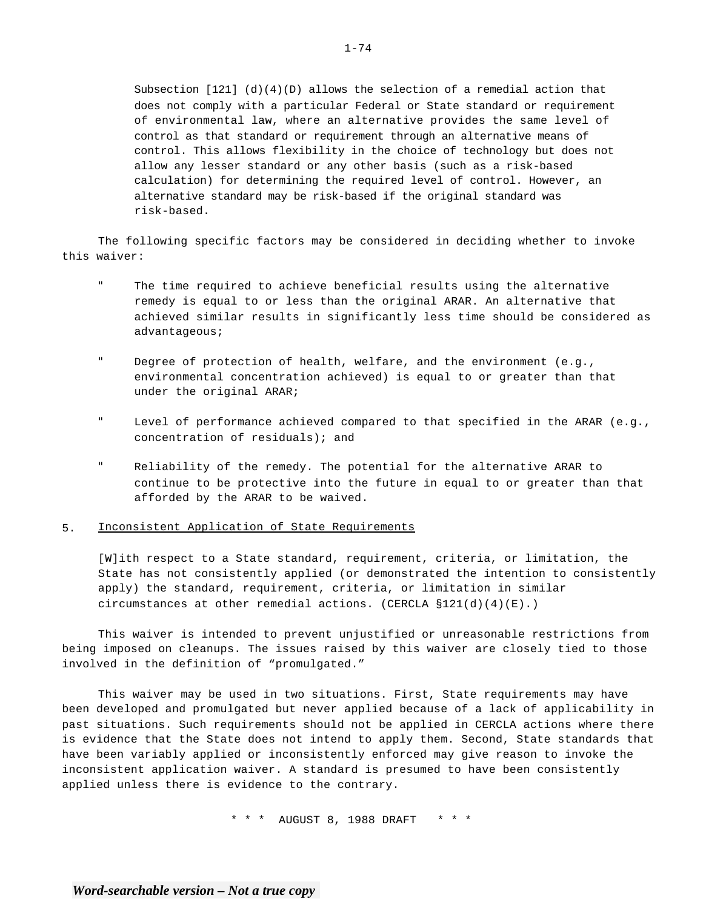> Subsection [121] (d)(4)(D) allows the selection of a remedial action that does not comply with a particular Federal or State standard or requirement of environmental law, where an alternative provides the same level of control as that standard or requirement through an alternative means of control. This allows flexibility in the choice of technology but does not allow any lesser standard or any other basis (such as a risk-based calculation) for determining the required level of control. However, an alternative standard may be risk-based if the original standard was risk-based.

The following specific factors may be considered in deciding whether to invoke this waiver:

- The time required to achieve beneficial results using the alternative remedy is equal to or less than the original ARAR. An alternative that achieved similar results in significantly less time should be considered as advantageous;

- Degree of protection of health, welfare, and the environment (e.g., environmental concentration achieved) is equal to or greater than that under the original ARAR;

- Level of performance achieved compared to that specified in the ARAR (e.g., concentration of residuals); and

- Reliability of the remedy. The potential for the alternative ARAR to continue to be protective into the future in equal to or greater than that afforded by the ARAR to be waived.

5. <u>Inconsistent Application of State Requirements</u>

> [W]ith respect to a State standard, requirement, criteria, or limitation, the State has not consistently applied (or demonstrated the intention to consistently apply) the standard, requirement, criteria, or limitation in similar circumstances at other remedial actions. (CERCLA §121(d)(4)(E).)

This waiver is intended to prevent unjustified or unreasonable restrictions from being imposed on cleanups. The issues raised by this waiver are closely tied to those involved in the definition of "promulgated."

This waiver may be used in two situations. First, State requirements may have been developed and promulgated but never applied because of a lack of applicability in past situations. Such requirements should not be applied in CERCLA actions where there is evidence that the State does not intend to apply them. Second, State standards that have been variably applied or inconsistently enforced may give reason to invoke the inconsistent application waiver. A standard is presumed to have been consistently applied unless there is evidence to the contrary.

\* \* \* AUGUST 8, 1988 DRAFT \* \* \*

*Word-searchable version – Not a true copy*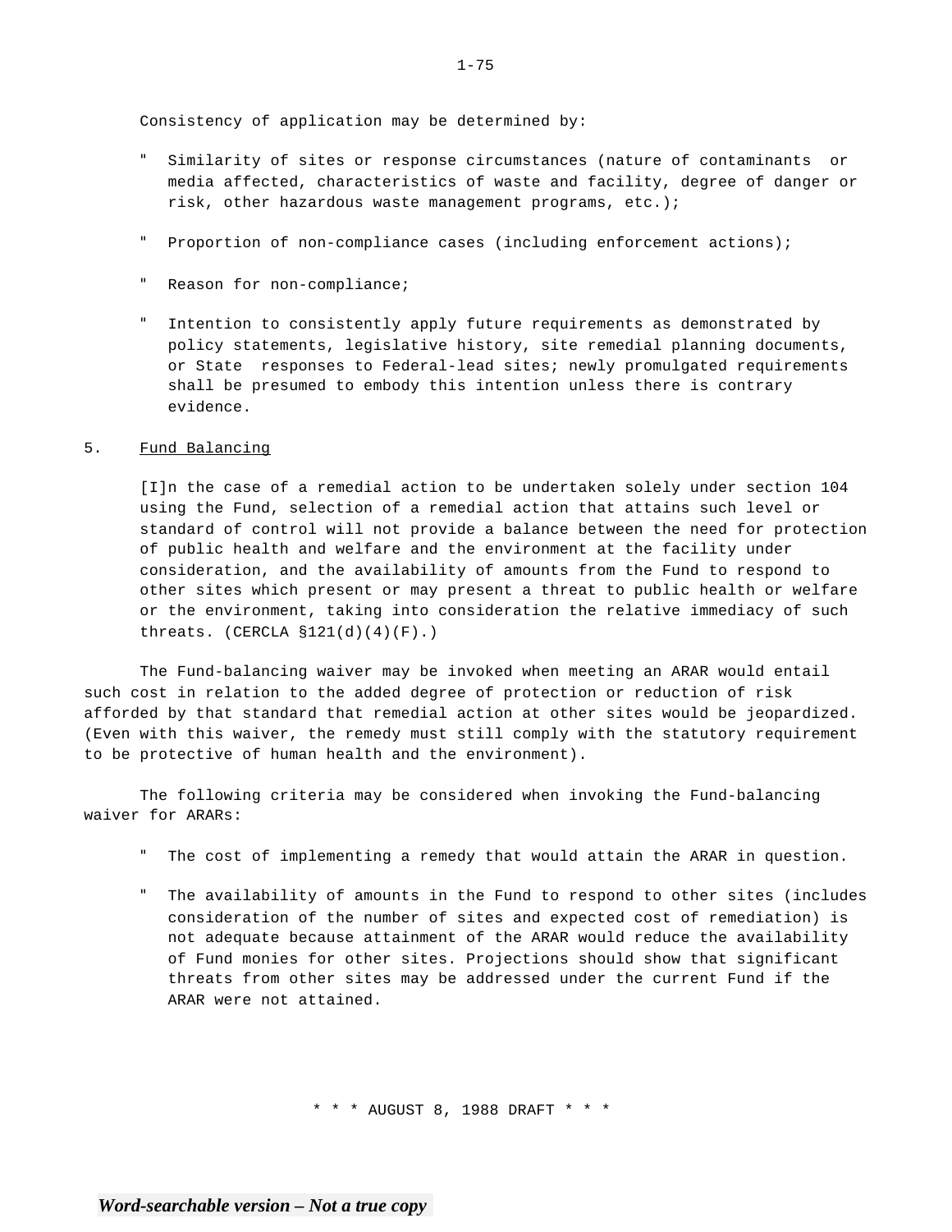Consistency of application may be determined by:

- Similarity of sites or response circumstances (nature of contaminants or media affected, characteristics of waste and facility, degree of danger or risk, other hazardous waste management programs, etc.);

- Proportion of non-compliance cases (including enforcement actions);

- Reason for non-compliance;

- Intention to consistently apply future requirements as demonstrated by policy statements, legislative history, site remedial planning documents, or State responses to Federal-lead sites; newly promulgated requirements shall be presumed to embody this intention unless there is contrary evidence.

5. Fund Balancing

> [I]n the case of a remedial action to be undertaken solely under section 104 using the Fund, selection of a remedial action that attains such level or standard of control will not provide a balance between the need for protection of public health and welfare and the environment at the facility under consideration, and the availability of amounts from the Fund to respond to other sites which present or may present a threat to public health or welfare or the environment, taking into consideration the relative immediacy of such threats. (CERCLA §121(d)(4)(F).)

The Fund-balancing waiver may be invoked when meeting an ARAR would entail such cost in relation to the added degree of protection or reduction of risk afforded by that standard that remedial action at other sites would be jeopardized. (Even with this waiver, the remedy must still comply with the statutory requirement to be protective of human health and the environment).

The following criteria may be considered when invoking the Fund-balancing waiver for ARARs:

- The cost of implementing a remedy that would attain the ARAR in question.

- The availability of amounts in the Fund to respond to other sites (includes consideration of the number of sites and expected cost of remediation) is not adequate because attainment of the ARAR would reduce the availability of Fund monies for other sites. Projections should show that significant threats from other sites may be addressed under the current Fund if the ARAR were not attained.

\* \* \* AUGUST 8, 1988 DRAFT \* \* \*

*Word-searchable version – Not a true copy*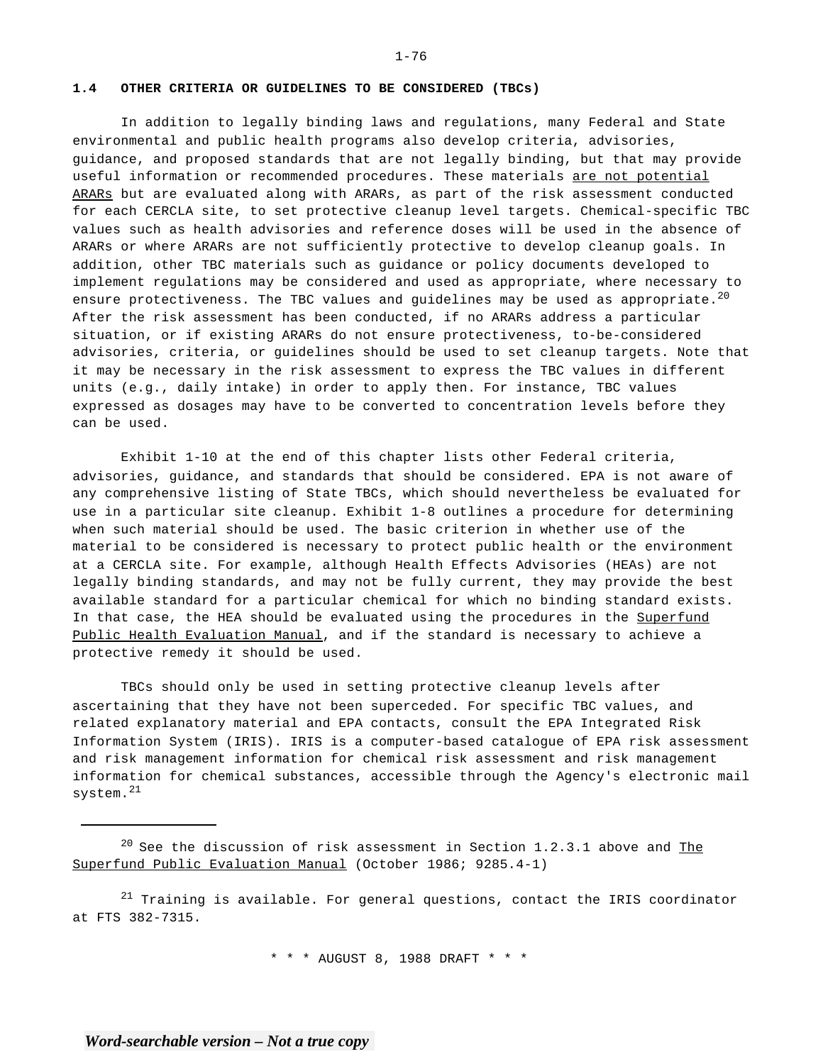### 1.4 OTHER CRITERIA OR GUIDELINES TO BE CONSIDERED (TBCs)

In addition to legally binding laws and regulations, many Federal and State environmental and public health programs also develop criteria, advisories, guidance, and proposed standards that are not legally binding, but that may provide useful information or recommended procedures. These materials <u>are not potential ARARs</u> but are evaluated along with ARARs, as part of the risk assessment conducted for each CERCLA site, to set protective cleanup level targets. Chemical-specific TBC values such as health advisories and reference doses will be used in the absence of ARARs or where ARARs are not sufficiently protective to develop cleanup goals. In addition, other TBC materials such as guidance or policy documents developed to implement regulations may be considered and used as appropriate, where necessary to ensure protectiveness. The TBC values and guidelines may be used as appropriate.[20] After the risk assessment has been conducted, if no ARARs address a particular situation, or if existing ARARs do not ensure protectiveness, to-be-considered advisories, criteria, or guidelines should be used to set cleanup targets. Note that it may be necessary in the risk assessment to express the TBC values in different units (e.g., daily intake) in order to apply then. For instance, TBC values expressed as dosages may have to be converted to concentration levels before they can be used.

Exhibit 1-10 at the end of this chapter lists other Federal criteria, advisories, guidance, and standards that should be considered. EPA is not aware of any comprehensive listing of State TBCs, which should nevertheless be evaluated for use in a particular site cleanup. Exhibit 1-8 outlines a procedure for determining when such material should be used. The basic criterion in whether use of the material to be considered is necessary to protect public health or the environment at a CERCLA site. For example, although Health Effects Advisories (HEAs) are not legally binding standards, and may not be fully current, they may provide the best available standard for a particular chemical for which no binding standard exists. In that case, the HEA should be evaluated using the procedures in the <u>Superfund Public Health Evaluation Manual</u>, and if the standard is necessary to achieve a protective remedy it should be used.

TBCs should only be used in setting protective cleanup levels after ascertaining that they have not been superceded. For specific TBC values, and related explanatory material and EPA contacts, consult the EPA Integrated Risk Information System (IRIS). IRIS is a computer-based catalogue of EPA risk assessment and risk management information for chemical risk assessment and risk management information for chemical substances, accessible through the Agency's electronic mail system.[21]

---

[20] See the discussion of risk assessment in Section 1.2.3.1 above and <u>The Superfund Public Evaluation Manual</u> (October 1986; 9285.4-1)

[21] Training is available. For general questions, contact the IRIS coordinator at FTS 382-7315.

\* \* \* AUGUST 8, 1988 DRAFT \* \* \*

*Word-searchable version – Not a true copy*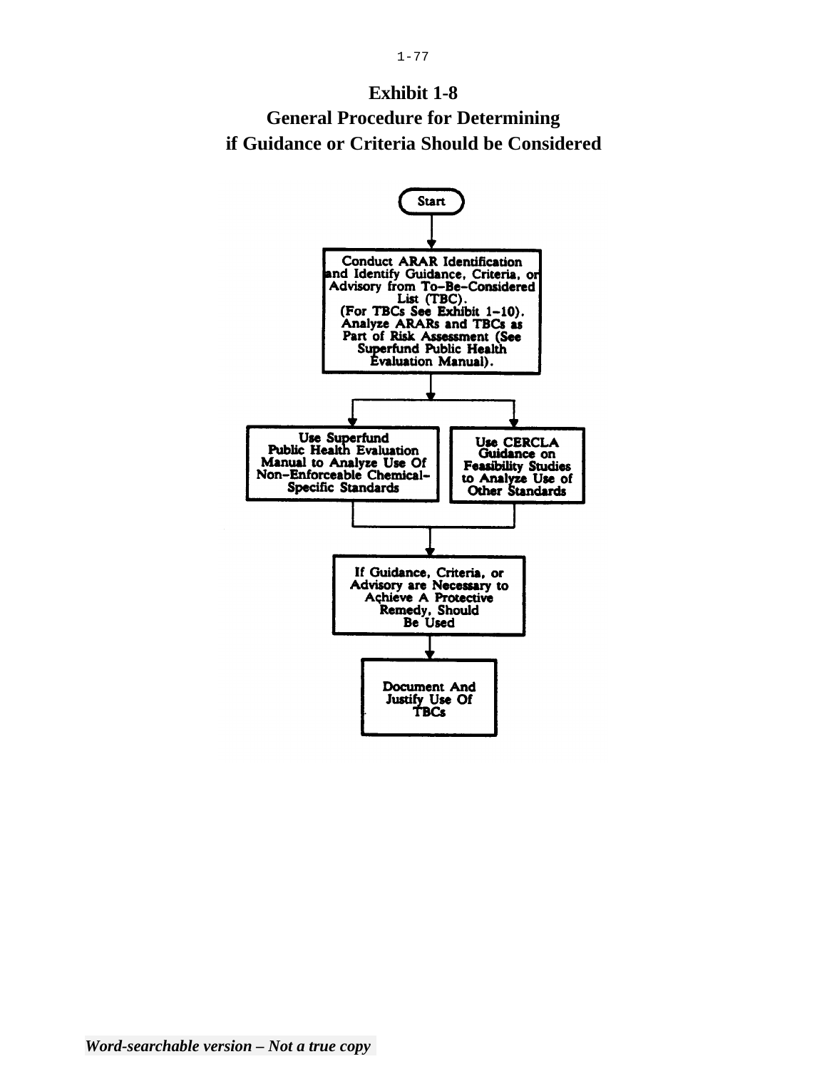# Exhibit 1-8
## General Procedure for Determining if Guidance or Criteria Should be Considered

Start

↓

Conduct ARAR Identification and Identify Guidance, Criteria, or Advisory from To-Be-Considered List (TBC). (For TBCs See Exhibit 1-10). Analyze ARARs and TBCs as Part of Risk Assessment (See Superfund Public Health Evaluation Manual).

↓

- Use Superfund Public Health Evaluation Manual to Analyze Use Of Non-Enforceable Chemical-Specific Standards
- Use CERCLA Guidance on Feasibility Studies to Analyze Use of Other Standards

↓

If Guidance, Criteria, or Advisory are Necessary to Achieve A Protective Remedy, Should Be Used

↓

Document And Justify Use Of TBCs

*Word-searchable version – Not a true copy*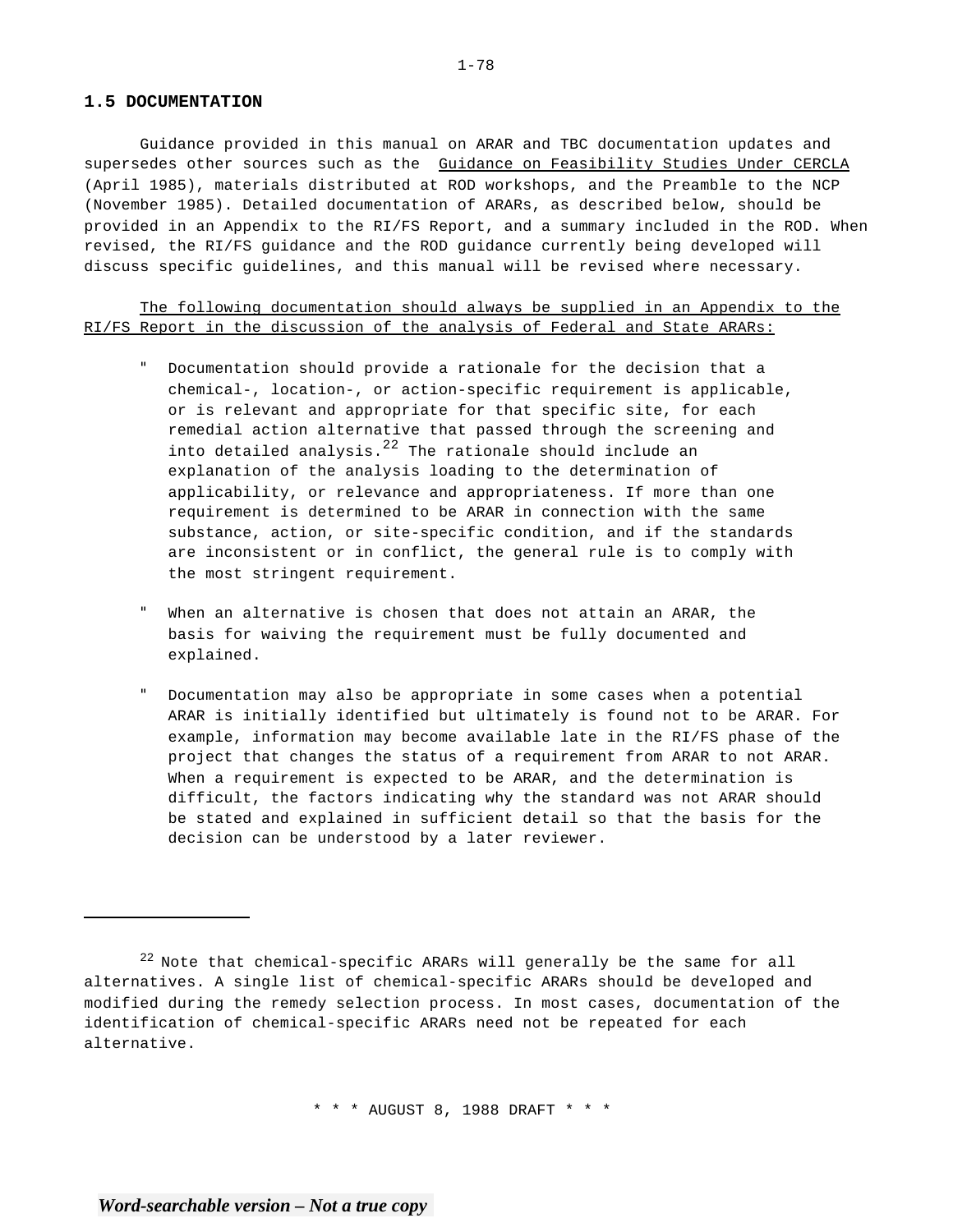## 1.5 DOCUMENTATION

Guidance provided in this manual on ARAR and TBC documentation updates and supersedes other sources such as the Guidance on Feasibility Studies Under CERCLA (April 1985), materials distributed at ROD workshops, and the Preamble to the NCP (November 1985). Detailed documentation of ARARs, as described below, should be provided in an Appendix to the RI/FS Report, and a summary included in the ROD. When revised, the RI/FS guidance and the ROD guidance currently being developed will discuss specific guidelines, and this manual will be revised where necessary.

The following documentation should always be supplied in an Appendix to the RI/FS Report in the discussion of the analysis of Federal and State ARARs:

- Documentation should provide a rationale for the decision that a chemical-, location-, or action-specific requirement is applicable, or is relevant and appropriate for that specific site, for each remedial action alternative that passed through the screening and into detailed analysis.[22] The rationale should include an explanation of the analysis loading to the determination of applicability, or relevance and appropriateness. If more than one requirement is determined to be ARAR in connection with the same substance, action, or site-specific condition, and if the standards are inconsistent or in conflict, the general rule is to comply with the most stringent requirement.

- When an alternative is chosen that does not attain an ARAR, the basis for waiving the requirement must be fully documented and explained.

- Documentation may also be appropriate in some cases when a potential ARAR is initially identified but ultimately is found not to be ARAR. For example, information may become available late in the RI/FS phase of the project that changes the status of a requirement from ARAR to not ARAR. When a requirement is expected to be ARAR, and the determination is difficult, the factors indicating why the standard was not ARAR should be stated and explained in sufficient detail so that the basis for the decision can be understood by a later reviewer.

---

[22] Note that chemical-specific ARARs will generally be the same for all alternatives. A single list of chemical-specific ARARs should be developed and modified during the remedy selection process. In most cases, documentation of the identification of chemical-specific ARARs need not be repeated for each alternative.

\* \* \* AUGUST 8, 1988 DRAFT \* \* \*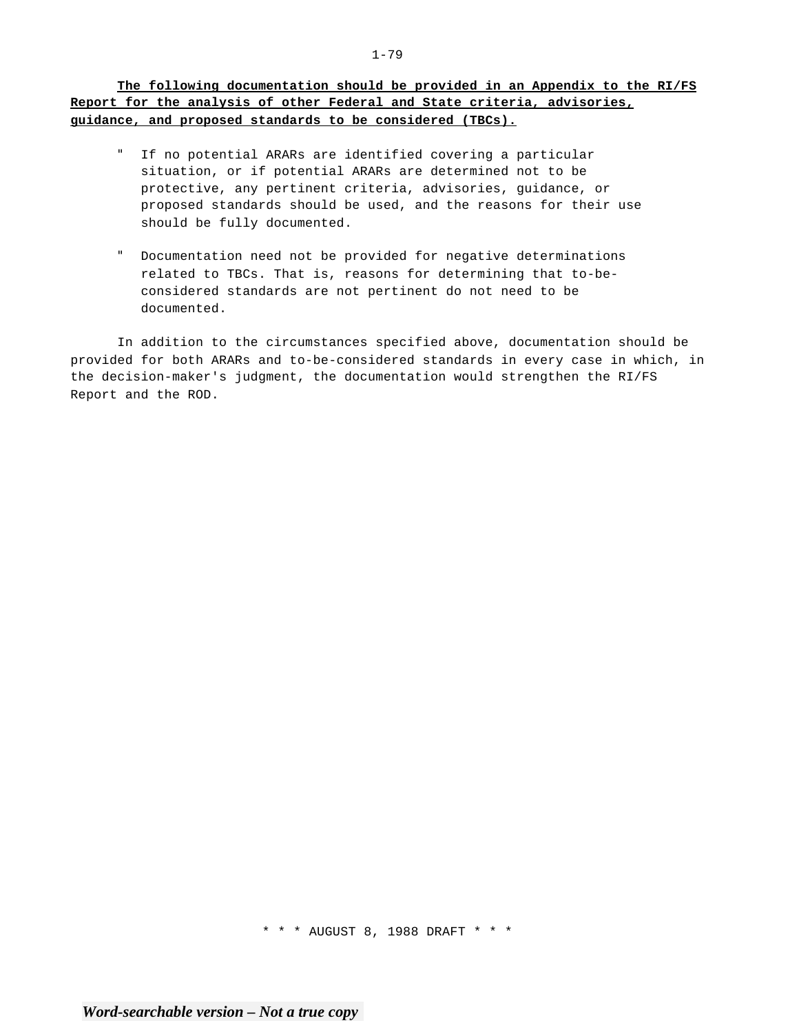**The following documentation should be provided in an Appendix to the RI/FS Report for the analysis of other Federal and State criteria, advisories, guidance, and proposed standards to be considered (TBCs).**

- If no potential ARARs are identified covering a particular situation, or if potential ARARs are determined not to be protective, any pertinent criteria, advisories, guidance, or proposed standards should be used, and the reasons for their use should be fully documented.

- Documentation need not be provided for negative determinations related to TBCs. That is, reasons for determining that to-be-considered standards are not pertinent do not need to be documented.

In addition to the circumstances specified above, documentation should be provided for both ARARs and to-be-considered standards in every case in which, in the decision-maker's judgment, the documentation would strengthen the RI/FS Report and the ROD.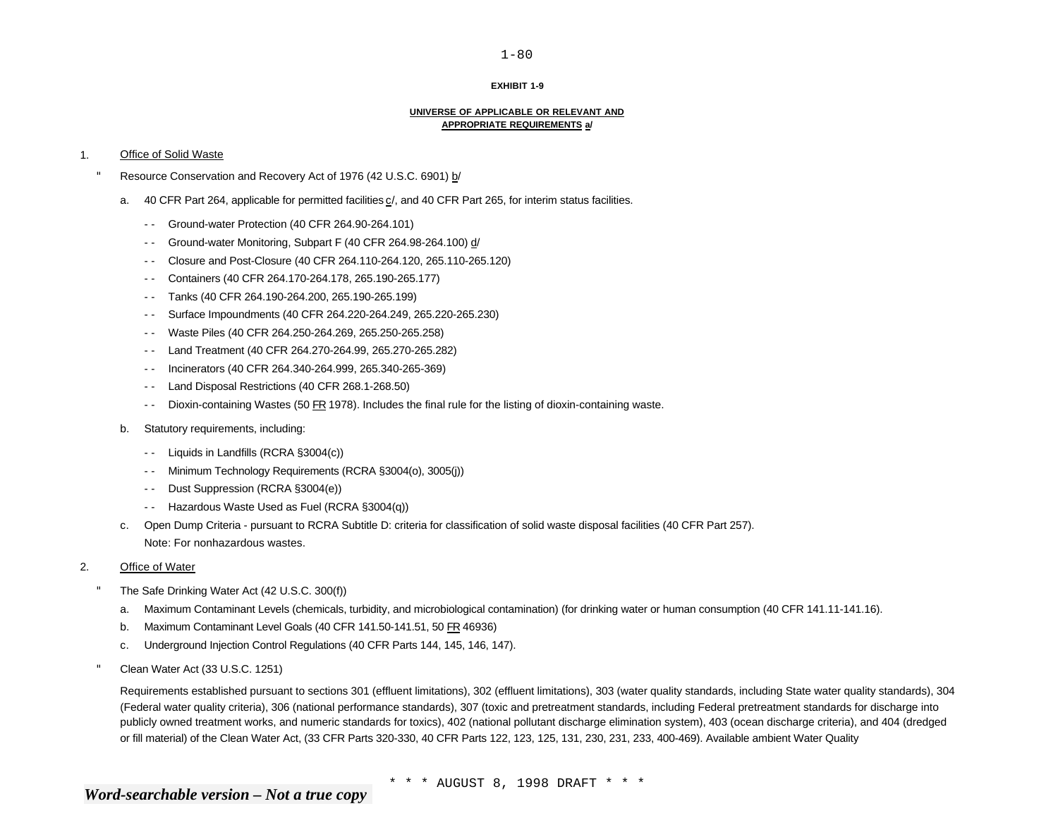**EXHIBIT 1-9**

**UNIVERSE OF APPLICABLE OR RELEVANT AND APPROPRIATE REQUIREMENTS a/**

1. Office of Solid Waste

   " Resource Conservation and Recovery Act of 1976 (42 U.S.C. 6901) b/

   a. 40 CFR Part 264, applicable for permitted facilities c/, and 40 CFR Part 265, for interim status facilities.

      - - Ground-water Protection (40 CFR 264.90-264.101)
      - - Ground-water Monitoring, Subpart F (40 CFR 264.98-264.100) d/
      - - Closure and Post-Closure (40 CFR 264.110-264.120, 265.110-265.120)
      - - Containers (40 CFR 264.170-264.178, 265.190-265.177)
      - - Tanks (40 CFR 264.190-264.200, 265.190-265.199)
      - - Surface Impoundments (40 CFR 264.220-264.249, 265.220-265.230)
      - - Waste Piles (40 CFR 264.250-264.269, 265.250-265.258)
      - - Land Treatment (40 CFR 264.270-264.99, 265.270-265.282)
      - - Incinerators (40 CFR 264.340-264.999, 265.340-265-369)
      - - Land Disposal Restrictions (40 CFR 268.1-268.50)
      - - Dioxin-containing Wastes (50 FR 1978). Includes the final rule for the listing of dioxin-containing waste.

   b. Statutory requirements, including:

      - - Liquids in Landfills (RCRA §3004(c))
      - - Minimum Technology Requirements (RCRA §3004(o), 3005(j))
      - - Dust Suppression (RCRA §3004(e))
      - - Hazardous Waste Used as Fuel (RCRA §3004(q))

   c. Open Dump Criteria - pursuant to RCRA Subtitle D: criteria for classification of solid waste disposal facilities (40 CFR Part 257).
      Note: For nonhazardous wastes.

2. Office of Water

   " The Safe Drinking Water Act (42 U.S.C. 300(f))

   a. Maximum Contaminant Levels (chemicals, turbidity, and microbiological contamination) (for drinking water or human consumption (40 CFR 141.11-141.16).
   b. Maximum Contaminant Level Goals (40 CFR 141.50-141.51, 50 FR 46936)
   c. Underground Injection Control Regulations (40 CFR Parts 144, 145, 146, 147).

   " Clean Water Act (33 U.S.C. 1251)

   Requirements established pursuant to sections 301 (effluent limitations), 302 (effluent limitations), 303 (water quality standards, including State water quality standards), 304 (Federal water quality criteria), 306 (national performance standards), 307 (toxic and pretreatment standards, including Federal pretreatment standards for discharge into publicly owned treatment works, and numeric standards for toxics), 402 (national pollutant discharge elimination system), 403 (ocean discharge criteria), and 404 (dredged or fill material) of the Clean Water Act, (33 CFR Parts 320-330, 40 CFR Parts 122, 123, 125, 131, 230, 231, 233, 400-469). Available ambient Water Quality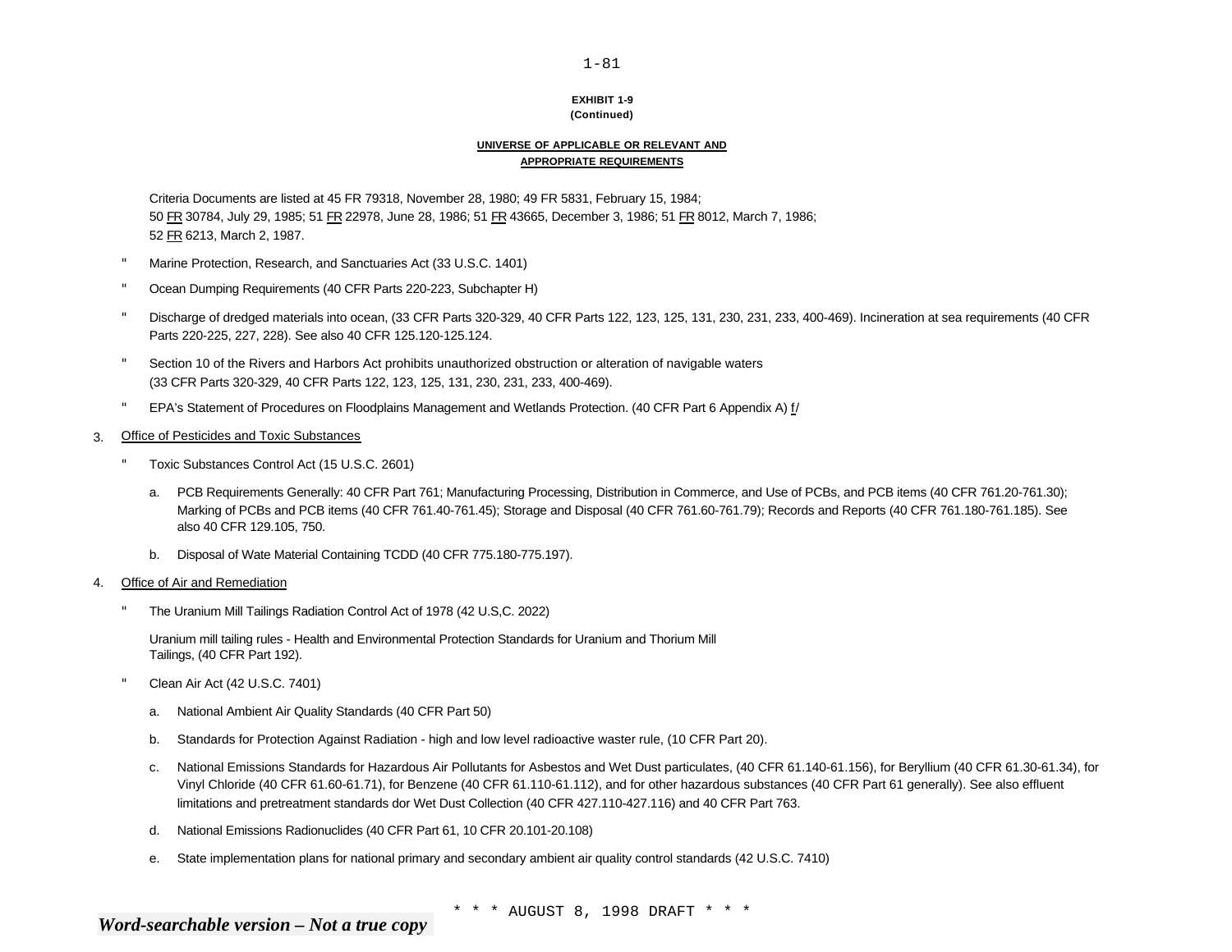**EXHIBIT 1-9**
**(Continued)**

**UNIVERSE OF APPLICABLE OR RELEVANT AND APPROPRIATE REQUIREMENTS**

Criteria Documents are listed at 45 FR 79318, November 28, 1980; 49 FR 5831, February 15, 1984; 50 FR 30784, July 29, 1985; 51 FR 22978, June 28, 1986; 51 FR 43665, December 3, 1986; 51 FR 8012, March 7, 1986; 52 FR 6213, March 2, 1987.

- Marine Protection, Research, and Sanctuaries Act (33 U.S.C. 1401)
- Ocean Dumping Requirements (40 CFR Parts 220-223, Subchapter H)
- Discharge of dredged materials into ocean, (33 CFR Parts 320-329, 40 CFR Parts 122, 123, 125, 131, 230, 231, 233, 400-469). Incineration at sea requirements (40 CFR Parts 220-225, 227, 228). See also 40 CFR 125.120-125.124.
- Section 10 of the Rivers and Harbors Act prohibits unauthorized obstruction or alteration of navigable waters (33 CFR Parts 320-329, 40 CFR Parts 122, 123, 125, 131, 230, 231, 233, 400-469).
- EPA's Statement of Procedures on Floodplains Management and Wetlands Protection. (40 CFR Part 6 Appendix A) f/

3. Office of Pesticides and Toxic Substances

- Toxic Substances Control Act (15 U.S.C. 2601)

  a. PCB Requirements Generally: 40 CFR Part 761; Manufacturing Processing, Distribution in Commerce, and Use of PCBs, and PCB items (40 CFR 761.20-761.30); Marking of PCBs and PCB items (40 CFR 761.40-761.45); Storage and Disposal (40 CFR 761.60-761.79); Records and Reports (40 CFR 761.180-761.185). See also 40 CFR 129.105, 750.

  b. Disposal of Wate Material Containing TCDD (40 CFR 775.180-775.197).

4. Office of Air and Remediation

- The Uranium Mill Tailings Radiation Control Act of 1978 (42 U.S,C. 2022)

  Uranium mill tailing rules - Health and Environmental Protection Standards for Uranium and Thorium Mill Tailings, (40 CFR Part 192).

- Clean Air Act (42 U.S.C. 7401)

  a. National Ambient Air Quality Standards (40 CFR Part 50)

  b. Standards for Protection Against Radiation - high and low level radioactive waster rule, (10 CFR Part 20).

  c. National Emissions Standards for Hazardous Air Pollutants for Asbestos and Wet Dust particulates, (40 CFR 61.140-61.156), for Beryllium (40 CFR 61.30-61.34), for Vinyl Chloride (40 CFR 61.60-61.71), for Benzene (40 CFR 61.110-61.112), and for other hazardous substances (40 CFR Part 61 generally). See also effluent limitations and pretreatment standards dor Wet Dust Collection (40 CFR 427.110-427.116) and 40 CFR Part 763.

  d. National Emissions Radionuclides (40 CFR Part 61, 10 CFR 20.101-20.108)

  e. State implementation plans for national primary and secondary ambient air quality control standards (42 U.S.C. 7410)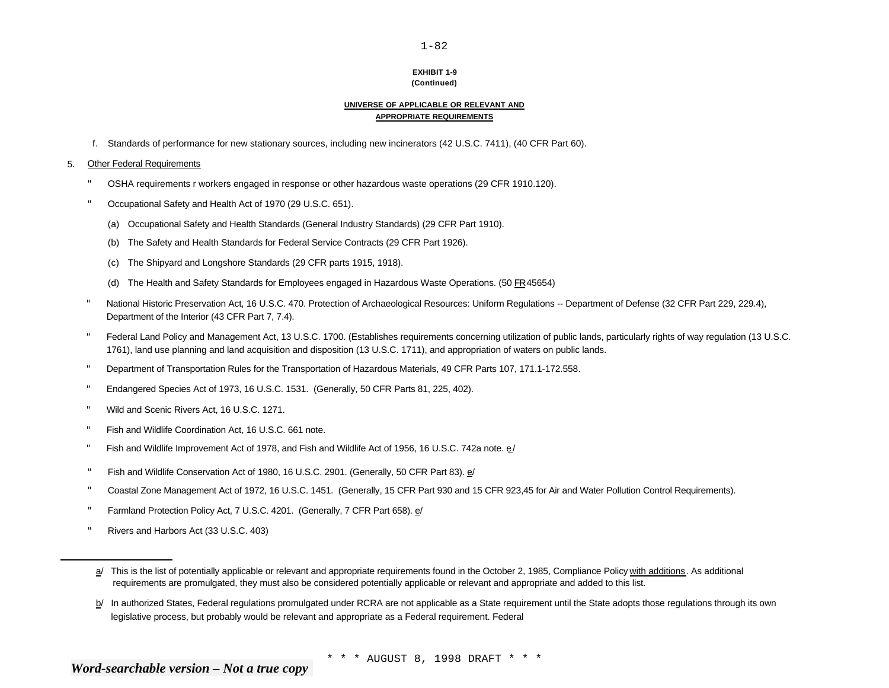**EXHIBIT 1-9**
**(Continued)**

**UNIVERSE OF APPLICABLE OR RELEVANT AND APPROPRIATE REQUIREMENTS**

f. Standards of performance for new stationary sources, including new incinerators (42 U.S.C. 7411), (40 CFR Part 60).

5. Other Federal Requirements

- OSHA requirements r workers engaged in response or other hazardous waste operations (29 CFR 1910.120).
- Occupational Safety and Health Act of 1970 (29 U.S.C. 651).
  - (a) Occupational Safety and Health Standards (General Industry Standards) (29 CFR Part 1910).
  - (b) The Safety and Health Standards for Federal Service Contracts (29 CFR Part 1926).
  - (c) The Shipyard and Longshore Standards (29 CFR parts 1915, 1918).
  - (d) The Health and Safety Standards for Employees engaged in Hazardous Waste Operations. (50 FR 45654)
- National Historic Preservation Act, 16 U.S.C. 470. Protection of Archaeological Resources: Uniform Regulations -- Department of Defense (32 CFR Part 229, 229.4), Department of the Interior (43 CFR Part 7, 7.4).
- Federal Land Policy and Management Act, 13 U.S.C. 1700. (Establishes requirements concerning utilization of public lands, particularly rights of way regulation (13 U.S.C. 1761), land use planning and land acquisition and disposition (13 U.S.C. 1711), and appropriation of waters on public lands.
- Department of Transportation Rules for the Transportation of Hazardous Materials, 49 CFR Parts 107, 171.1-172.558.
- Endangered Species Act of 1973, 16 U.S.C. 1531. (Generally, 50 CFR Parts 81, 225, 402).
- Wild and Scenic Rivers Act, 16 U.S.C. 1271.
- Fish and Wildlife Coordination Act, 16 U.S.C. 661 note.
- Fish and Wildlife Improvement Act of 1978, and Fish and Wildlife Act of 1956, 16 U.S.C. 742a note. e/
- Fish and Wildlife Conservation Act of 1980, 16 U.S.C. 2901. (Generally, 50 CFR Part 83). e/
- Coastal Zone Management Act of 1972, 16 U.S.C. 1451. (Generally, 15 CFR Part 930 and 15 CFR 923,45 for Air and Water Pollution Control Requirements).
- Farmland Protection Policy Act, 7 U.S.C. 4201. (Generally, 7 CFR Part 658). e/
- Rivers and Harbors Act (33 U.S.C. 403)

---

a/ This is the list of potentially applicable or relevant and appropriate requirements found in the October 2, 1985, Compliance Policy with additions. As additional requirements are promulgated, they must also be considered potentially applicable or relevant and appropriate and added to this list.

b/ In authorized States, Federal regulations promulgated under RCRA are not applicable as a State requirement until the State adopts those regulations through its own legislative process, but probably would be relevant and appropriate as a Federal requirement. Federal

\* \* \* AUGUST 8, 1998 DRAFT \* \* \*

*Word-searchable version – Not a true copy*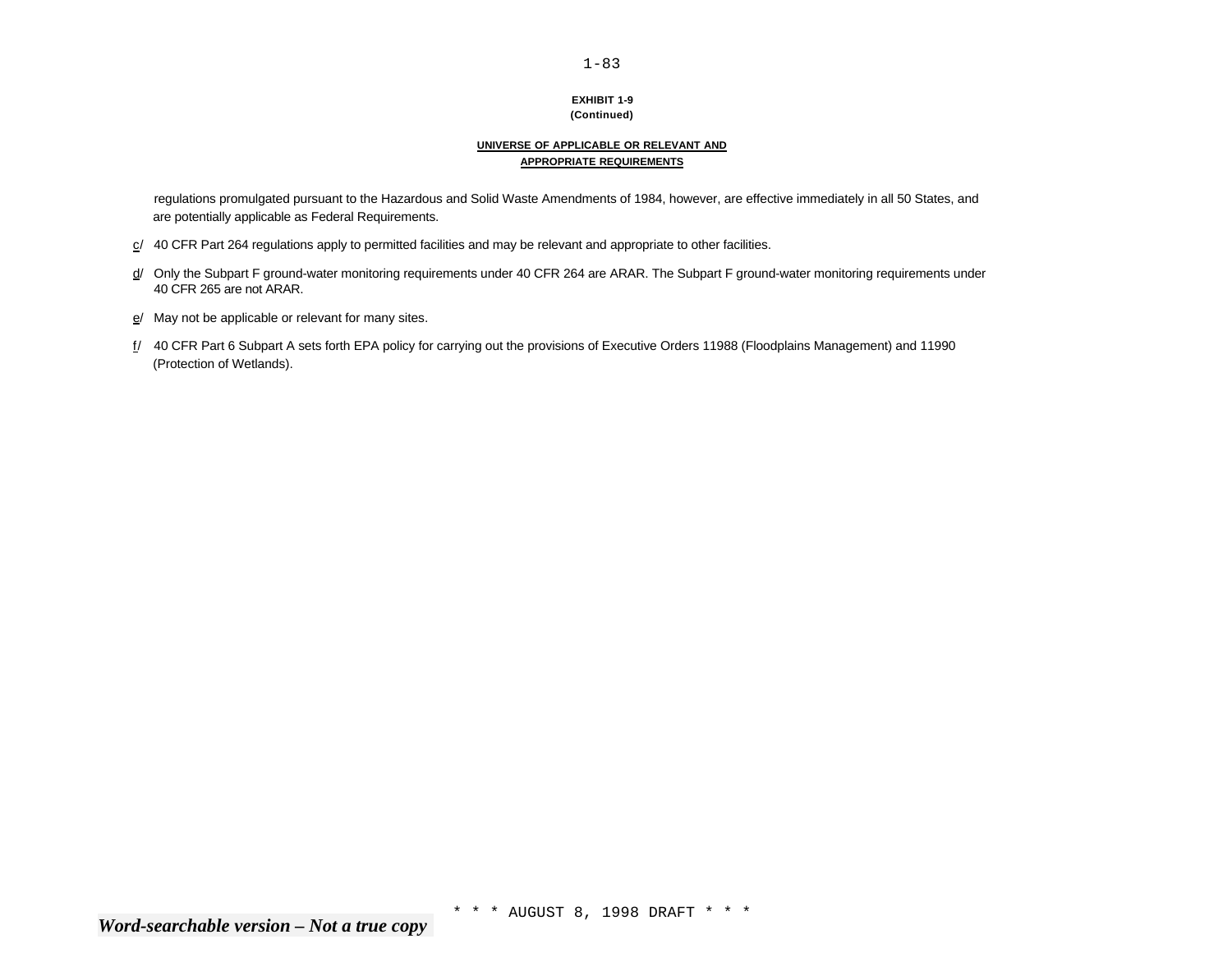**EXHIBIT 1-9**
**(Continued)**

**UNIVERSE OF APPLICABLE OR RELEVANT AND APPROPRIATE REQUIREMENTS**

regulations promulgated pursuant to the Hazardous and Solid Waste Amendments of 1984, however, are effective immediately in all 50 States, and are potentially applicable as Federal Requirements.

c/ 40 CFR Part 264 regulations apply to permitted facilities and may be relevant and appropriate to other facilities.

d/ Only the Subpart F ground-water monitoring requirements under 40 CFR 264 are ARAR. The Subpart F ground-water monitoring requirements under 40 CFR 265 are not ARAR.

e/ May not be applicable or relevant for many sites.

f/ 40 CFR Part 6 Subpart A sets forth EPA policy for carrying out the provisions of Executive Orders 11988 (Floodplains Management) and 11990 (Protection of Wetlands).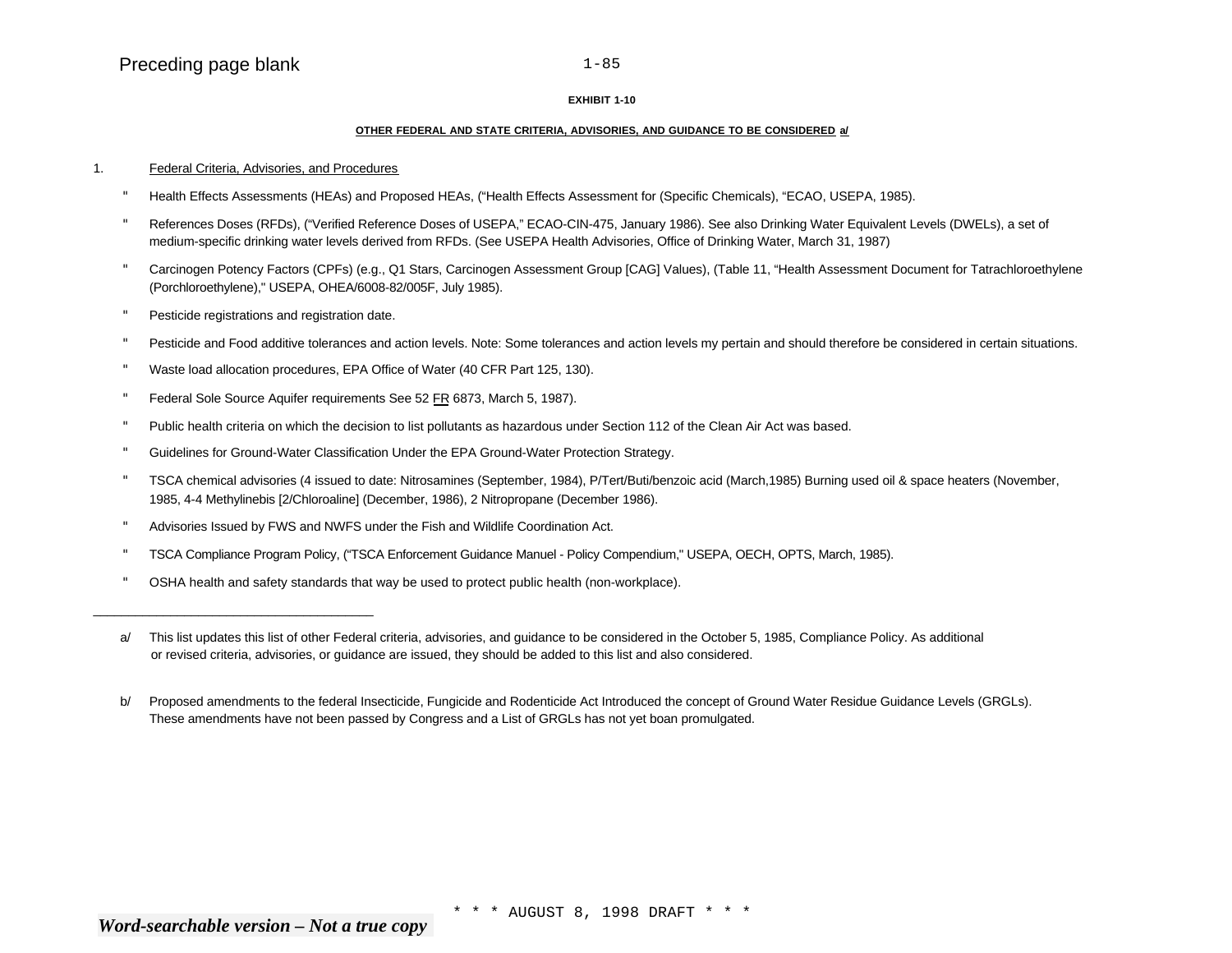**EXHIBIT 1-10**

**OTHER FEDERAL AND STATE CRITERIA, ADVISORIES, AND GUIDANCE TO BE CONSIDERED a/**

1. Federal Criteria, Advisories, and Procedures

- Health Effects Assessments (HEAs) and Proposed HEAs, ("Health Effects Assessment for (Specific Chemicals), "ECAO, USEPA, 1985).
- References Doses (RFDs), ("Verified Reference Doses of USEPA," ECAO-CIN-475, January 1986). See also Drinking Water Equivalent Levels (DWELs), a set of medium-specific drinking water levels derived from RFDs. (See USEPA Health Advisories, Office of Drinking Water, March 31, 1987)
- Carcinogen Potency Factors (CPFs) (e.g., Q1 Stars, Carcinogen Assessment Group [CAG] Values), (Table 11, "Health Assessment Document for Tatrachloroethylene (Porchloroethylene)," USEPA, OHEA/6008-82/005F, July 1985).
- Pesticide registrations and registration date.
- Pesticide and Food additive tolerances and action levels. Note: Some tolerances and action levels my pertain and should therefore be considered in certain situations.
- Waste load allocation procedures, EPA Office of Water (40 CFR Part 125, 130).
- Federal Sole Source Aquifer requirements See 52 FR 6873, March 5, 1987).
- Public health criteria on which the decision to list pollutants as hazardous under Section 112 of the Clean Air Act was based.
- Guidelines for Ground-Water Classification Under the EPA Ground-Water Protection Strategy.
- TSCA chemical advisories (4 issued to date: Nitrosamines (September, 1984), P/Tert/Buti/benzoic acid (March,1985) Burning used oil & space heaters (November, 1985, 4-4 Methylinebis [2/Chloroaline] (December, 1986), 2 Nitropropane (December 1986).
- Advisories Issued by FWS and NWFS under the Fish and Wildlife Coordination Act.
- TSCA Compliance Program Policy, ("TSCA Enforcement Guidance Manuel - Policy Compendium," USEPA, OECH, OPTS, March, 1985).
- OSHA health and safety standards that way be used to protect public health (non-workplace).

---

a/ This list updates this list of other Federal criteria, advisories, and guidance to be considered in the October 5, 1985, Compliance Policy. As additional or revised criteria, advisories, or guidance are issued, they should be added to this list and also considered.

b/ Proposed amendments to the federal Insecticide, Fungicide and Rodenticide Act Introduced the concept of Ground Water Residue Guidance Levels (GRGLs). These amendments have not been passed by Congress and a List of GRGLs has not yet boan promulgated.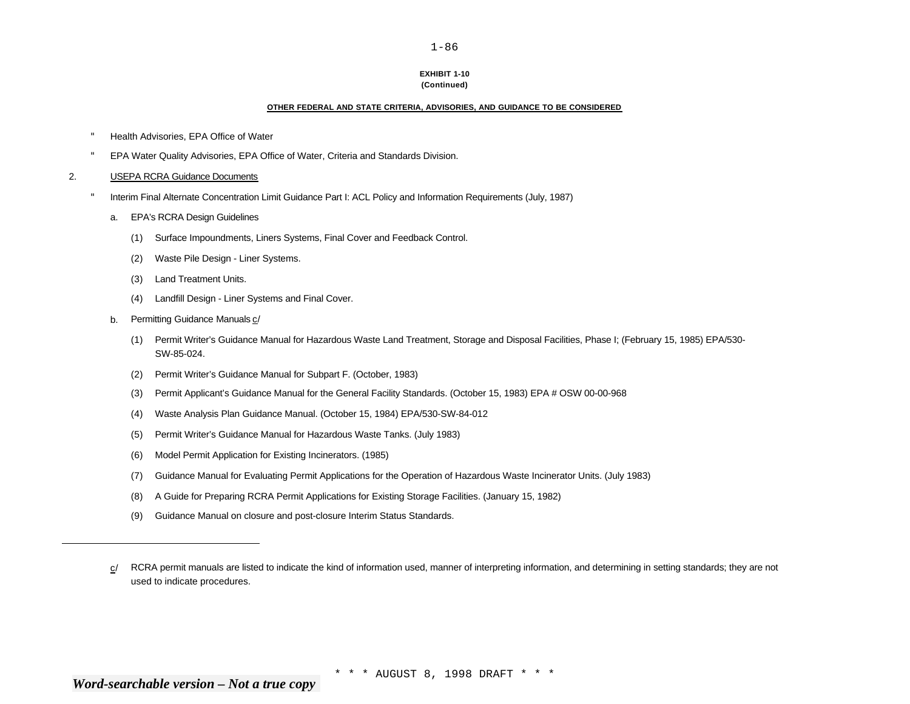**EXHIBIT 1-10**
**(Continued)**

**OTHER FEDERAL AND STATE CRITERIA, ADVISORIES, AND GUIDANCE TO BE CONSIDERED**

- Health Advisories, EPA Office of Water
- EPA Water Quality Advisories, EPA Office of Water, Criteria and Standards Division.

2. USEPA RCRA Guidance Documents

- Interim Final Alternate Concentration Limit Guidance Part I: ACL Policy and Information Requirements (July, 1987)

   a. EPA's RCRA Design Guidelines

      (1) Surface Impoundments, Liners Systems, Final Cover and Feedback Control.

      (2) Waste Pile Design - Liner Systems.

      (3) Land Treatment Units.

      (4) Landfill Design - Liner Systems and Final Cover.

   b. Permitting Guidance Manuals c/

      (1) Permit Writer's Guidance Manual for Hazardous Waste Land Treatment, Storage and Disposal Facilities, Phase I; (February 15, 1985) EPA/530-SW-85-024.

      (2) Permit Writer's Guidance Manual for Subpart F. (October, 1983)

      (3) Permit Applicant's Guidance Manual for the General Facility Standards. (October 15, 1983) EPA # OSW 00-00-968

      (4) Waste Analysis Plan Guidance Manual. (October 15, 1984) EPA/530-SW-84-012

      (5) Permit Writer's Guidance Manual for Hazardous Waste Tanks. (July 1983)

      (6) Model Permit Application for Existing Incinerators. (1985)

      (7) Guidance Manual for Evaluating Permit Applications for the Operation of Hazardous Waste Incinerator Units. (July 1983)

      (8) A Guide for Preparing RCRA Permit Applications for Existing Storage Facilities. (January 15, 1982)

      (9) Guidance Manual on closure and post-closure Interim Status Standards.

---

c/ RCRA permit manuals are listed to indicate the kind of information used, manner of interpreting information, and determining in setting standards; they are not used to indicate procedures.

\* \* \* AUGUST 8, 1998 DRAFT \* \* \*

*Word-searchable version – Not a true copy*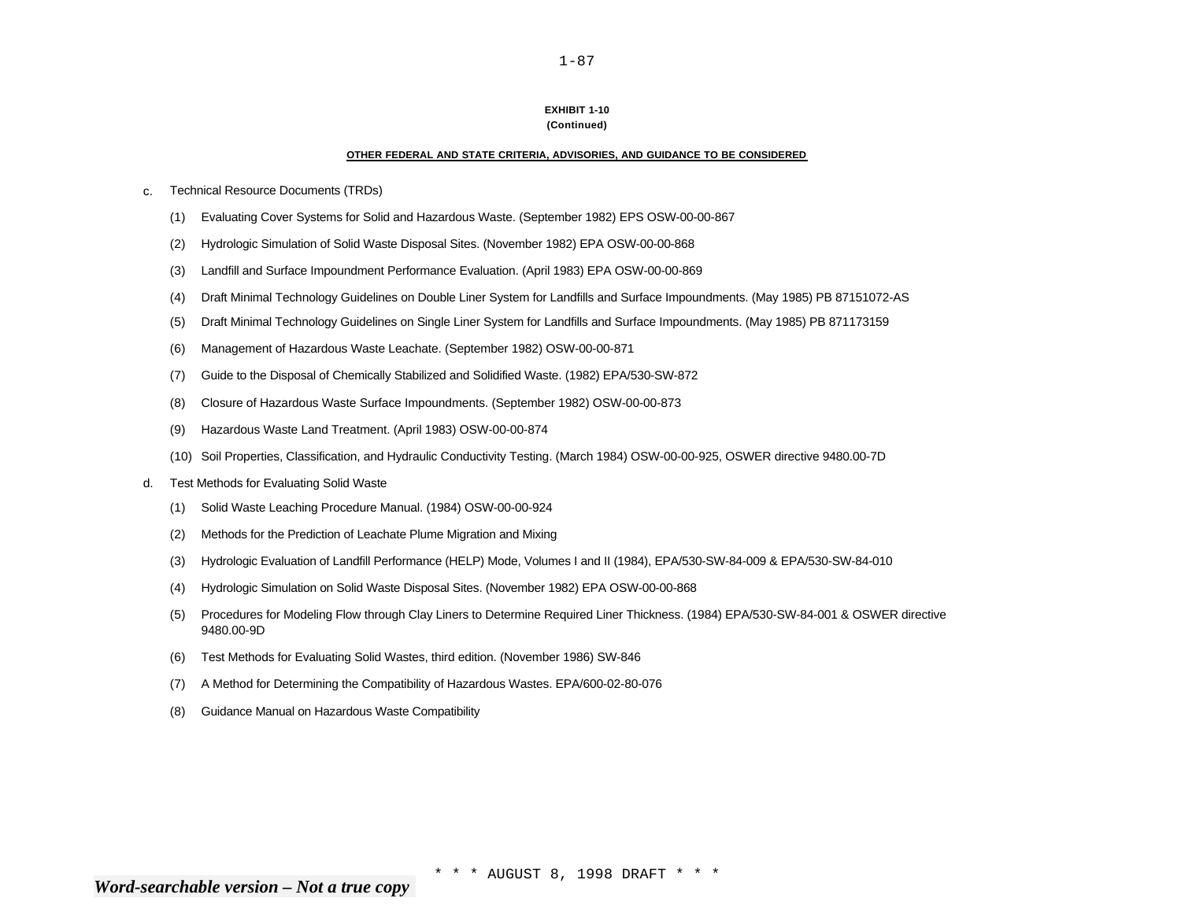**EXHIBIT 1-10**
**(Continued)**

**OTHER FEDERAL AND STATE CRITERIA, ADVISORIES, AND GUIDANCE TO BE CONSIDERED**

c. Technical Resource Documents (TRDs)

   (1) Evaluating Cover Systems for Solid and Hazardous Waste. (September 1982) EPS OSW-00-00-867

   (2) Hydrologic Simulation of Solid Waste Disposal Sites. (November 1982) EPA OSW-00-00-868

   (3) Landfill and Surface Impoundment Performance Evaluation. (April 1983) EPA OSW-00-00-869

   (4) Draft Minimal Technology Guidelines on Double Liner System for Landfills and Surface Impoundments. (May 1985) PB 87151072-AS

   (5) Draft Minimal Technology Guidelines on Single Liner System for Landfills and Surface Impoundments. (May 1985) PB 871173159

   (6) Management of Hazardous Waste Leachate. (September 1982) OSW-00-00-871

   (7) Guide to the Disposal of Chemically Stabilized and Solidified Waste. (1982) EPA/530-SW-872

   (8) Closure of Hazardous Waste Surface Impoundments. (September 1982) OSW-00-00-873

   (9) Hazardous Waste Land Treatment. (April 1983) OSW-00-00-874

   (10) Soil Properties, Classification, and Hydraulic Conductivity Testing. (March 1984) OSW-00-00-925, OSWER directive 9480.00-7D

d. Test Methods for Evaluating Solid Waste

   (1) Solid Waste Leaching Procedure Manual. (1984) OSW-00-00-924

   (2) Methods for the Prediction of Leachate Plume Migration and Mixing

   (3) Hydrologic Evaluation of Landfill Performance (HELP) Mode, Volumes I and II (1984), EPA/530-SW-84-009 & EPA/530-SW-84-010

   (4) Hydrologic Simulation on Solid Waste Disposal Sites. (November 1982) EPA OSW-00-00-868

   (5) Procedures for Modeling Flow through Clay Liners to Determine Required Liner Thickness. (1984) EPA/530-SW-84-001 & OSWER directive 9480.00-9D

   (6) Test Methods for Evaluating Solid Wastes, third edition. (November 1986) SW-846

   (7) A Method for Determining the Compatibility of Hazardous Wastes. EPA/600-02-80-076

   (8) Guidance Manual on Hazardous Waste Compatibility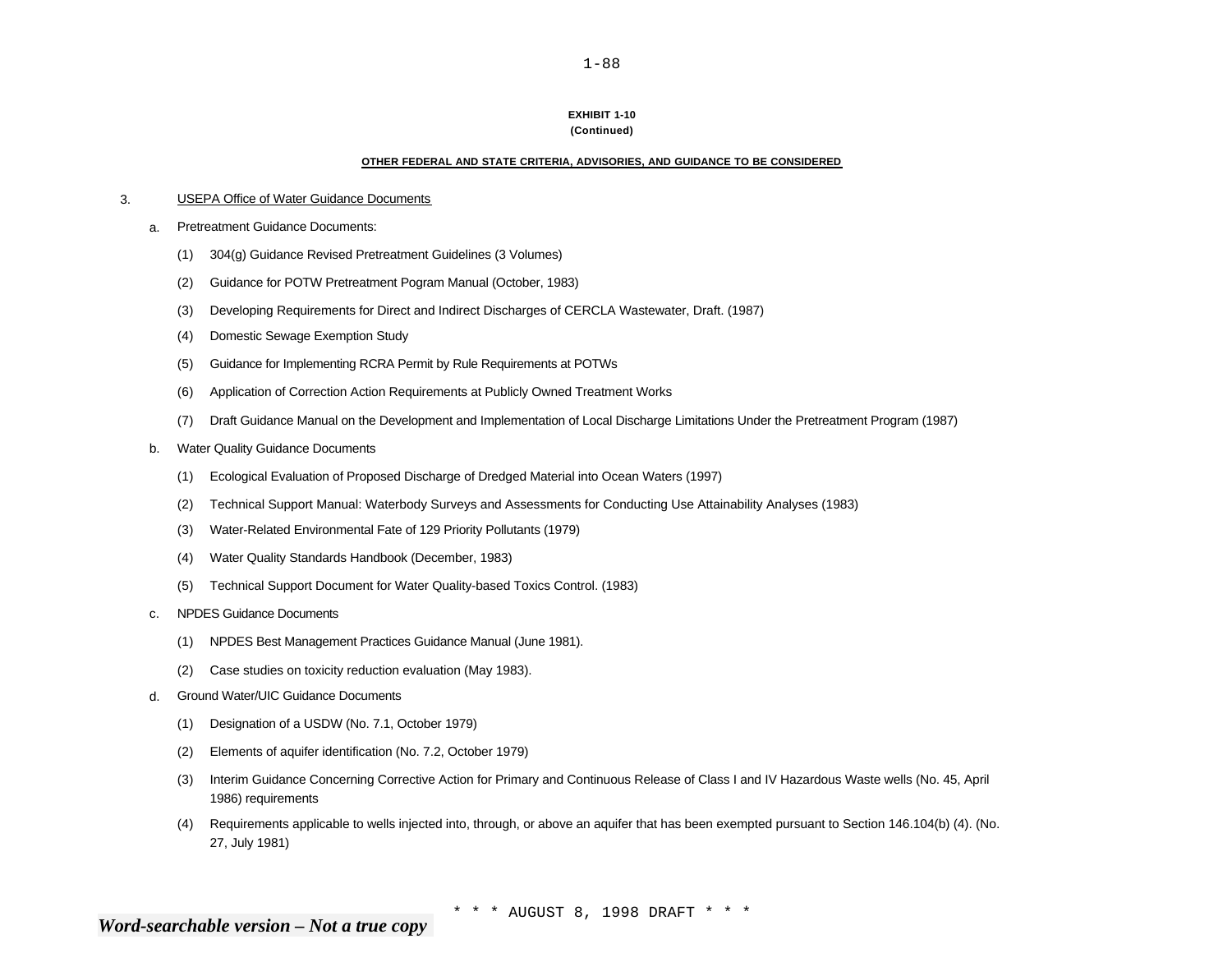**EXHIBIT 1-10**
**(Continued)**

**OTHER FEDERAL AND STATE CRITERIA, ADVISORIES, AND GUIDANCE TO BE CONSIDERED**

3. USEPA Office of Water Guidance Documents

   a. Pretreatment Guidance Documents:

      (1) 304(g) Guidance Revised Pretreatment Guidelines (3 Volumes)

      (2) Guidance for POTW Pretreatment Pogram Manual (October, 1983)

      (3) Developing Requirements for Direct and Indirect Discharges of CERCLA Wastewater, Draft. (1987)

      (4) Domestic Sewage Exemption Study

      (5) Guidance for Implementing RCRA Permit by Rule Requirements at POTWs

      (6) Application of Correction Action Requirements at Publicly Owned Treatment Works

      (7) Draft Guidance Manual on the Development and Implementation of Local Discharge Limitations Under the Pretreatment Program (1987)

   b. Water Quality Guidance Documents

      (1) Ecological Evaluation of Proposed Discharge of Dredged Material into Ocean Waters (1997)

      (2) Technical Support Manual: Waterbody Surveys and Assessments for Conducting Use Attainability Analyses (1983)

      (3) Water-Related Environmental Fate of 129 Priority Pollutants (1979)

      (4) Water Quality Standards Handbook (December, 1983)

      (5) Technical Support Document for Water Quality-based Toxics Control. (1983)

   c. NPDES Guidance Documents

      (1) NPDES Best Management Practices Guidance Manual (June 1981).

      (2) Case studies on toxicity reduction evaluation (May 1983).

   d. Ground Water/UIC Guidance Documents

      (1) Designation of a USDW (No. 7.1, October 1979)

      (2) Elements of aquifer identification (No. 7.2, October 1979)

      (3) Interim Guidance Concerning Corrective Action for Primary and Continuous Release of Class I and IV Hazardous Waste wells (No. 45, April 1986) requirements

      (4) Requirements applicable to wells injected into, through, or above an aquifer that has been exempted pursuant to Section 146.104(b) (4). (No. 27, July 1981)

* * * AUGUST 8, 1998 DRAFT * * *

*Word-searchable version – Not a true copy*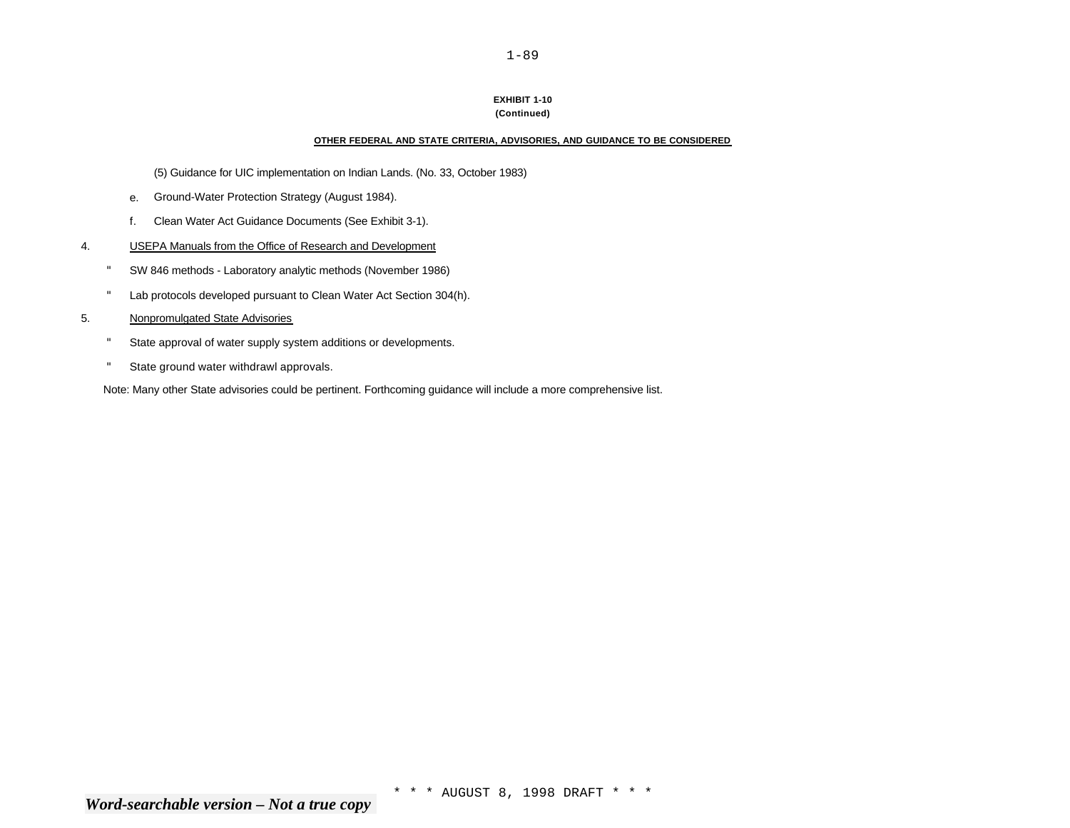**EXHIBIT 1-10**
**(Continued)**

**OTHER FEDERAL AND STATE CRITERIA, ADVISORIES, AND GUIDANCE TO BE CONSIDERED**

(5) Guidance for UIC implementation on Indian Lands. (No. 33, October 1983)

e. Ground-Water Protection Strategy (August 1984).

f. Clean Water Act Guidance Documents (See Exhibit 3-1).

4. USEPA Manuals from the Office of Research and Development

- SW 846 methods - Laboratory analytic methods (November 1986)
- Lab protocols developed pursuant to Clean Water Act Section 304(h).

5. Nonpromulgated State Advisories

- State approval of water supply system additions or developments.
- State ground water withdrawl approvals.

Note: Many other State advisories could be pertinent. Forthcoming guidance will include a more comprehensive list.

* * * AUGUST 8, 1998 DRAFT * * *

*Word-searchable version – Not a true copy*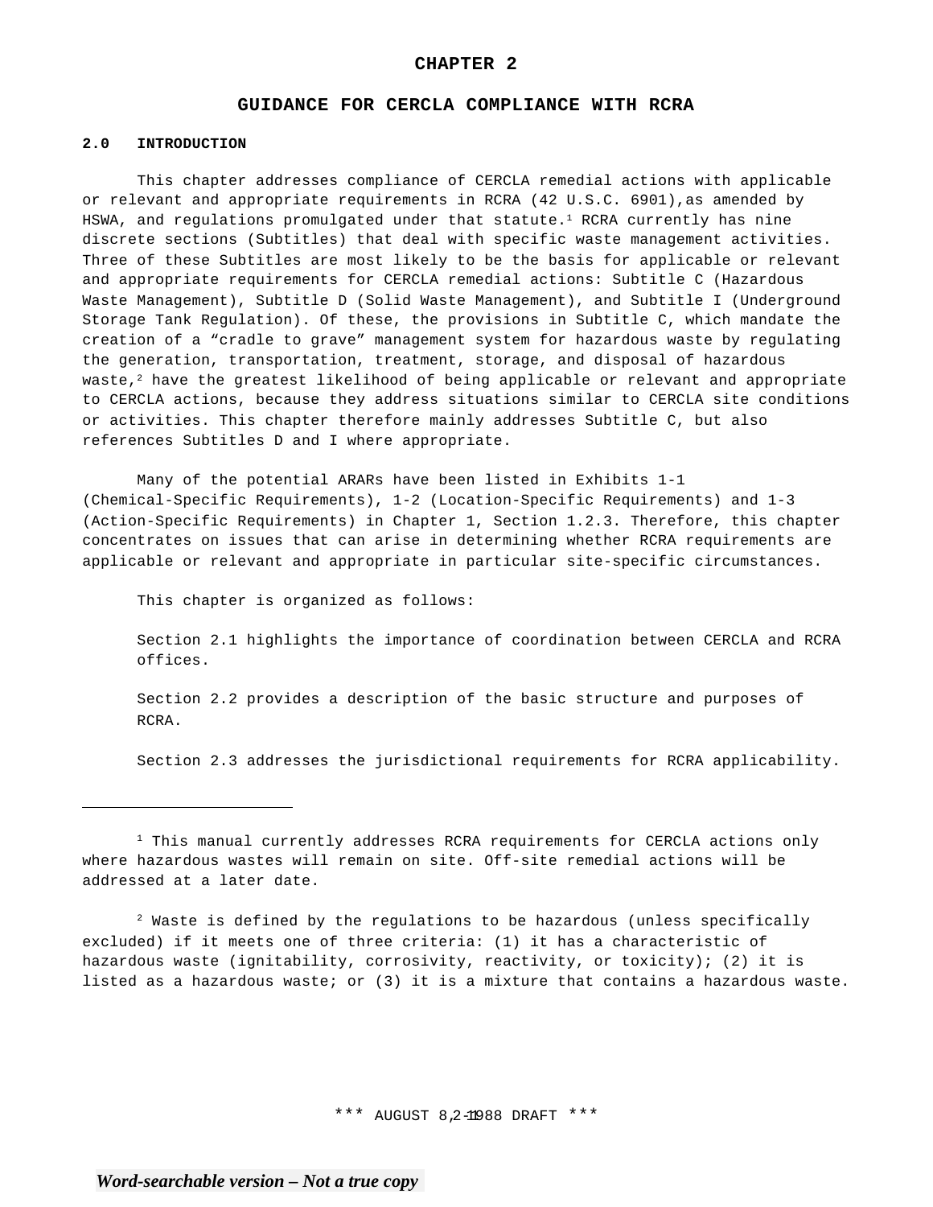# CHAPTER 2

## GUIDANCE FOR CERCLA COMPLIANCE WITH RCRA

### 2.0 INTRODUCTION

This chapter addresses compliance of CERCLA remedial actions with applicable or relevant and appropriate requirements in RCRA (42 U.S.C. 6901),as amended by HSWA, and regulations promulgated under that statute.[1] RCRA currently has nine discrete sections (Subtitles) that deal with specific waste management activities. Three of these Subtitles are most likely to be the basis for applicable or relevant and appropriate requirements for CERCLA remedial actions: Subtitle C (Hazardous Waste Management), Subtitle D (Solid Waste Management), and Subtitle I (Underground Storage Tank Regulation). Of these, the provisions in Subtitle C, which mandate the creation of a "cradle to grave" management system for hazardous waste by regulating the generation, transportation, treatment, storage, and disposal of hazardous waste,[2] have the greatest likelihood of being applicable or relevant and appropriate to CERCLA actions, because they address situations similar to CERCLA site conditions or activities. This chapter therefore mainly addresses Subtitle C, but also references Subtitles D and I where appropriate.

Many of the potential ARARs have been listed in Exhibits 1-1 (Chemical-Specific Requirements), 1-2 (Location-Specific Requirements) and 1-3 (Action-Specific Requirements) in Chapter 1, Section 1.2.3. Therefore, this chapter concentrates on issues that can arise in determining whether RCRA requirements are applicable or relevant and appropriate in particular site-specific circumstances.

This chapter is organized as follows:

Section 2.1 highlights the importance of coordination between CERCLA and RCRA offices.

Section 2.2 provides a description of the basic structure and purposes of RCRA.

Section 2.3 addresses the jurisdictional requirements for RCRA applicability.

---

[1] This manual currently addresses RCRA requirements for CERCLA actions only where hazardous wastes will remain on site. Off-site remedial actions will be addressed at a later date.

[2] Waste is defined by the regulations to be hazardous (unless specifically excluded) if it meets one of three criteria: (1) it has a characteristic of hazardous waste (ignitability, corrosivity, reactivity, or toxicity); (2) it is listed as a hazardous waste; or (3) it is a mixture that contains a hazardous waste.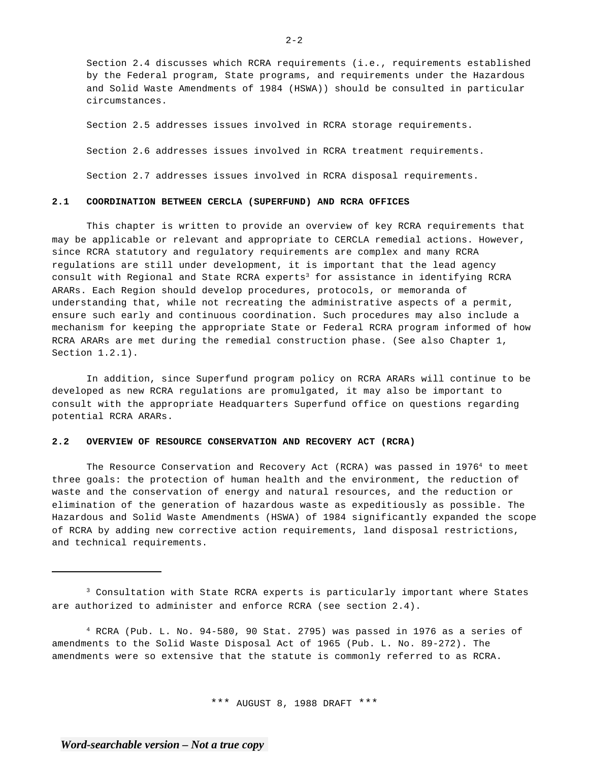Section 2.4 discusses which RCRA requirements (i.e., requirements established by the Federal program, State programs, and requirements under the Hazardous and Solid Waste Amendments of 1984 (HSWA)) should be consulted in particular circumstances.

Section 2.5 addresses issues involved in RCRA storage requirements.

Section 2.6 addresses issues involved in RCRA treatment requirements.

Section 2.7 addresses issues involved in RCRA disposal requirements.

## 2.1 COORDINATION BETWEEN CERCLA (SUPERFUND) AND RCRA OFFICES

This chapter is written to provide an overview of key RCRA requirements that may be applicable or relevant and appropriate to CERCLA remedial actions. However, since RCRA statutory and regulatory requirements are complex and many RCRA regulations are still under development, it is important that the lead agency consult with Regional and State RCRA experts[3] for assistance in identifying RCRA ARARs. Each Region should develop procedures, protocols, or memoranda of understanding that, while not recreating the administrative aspects of a permit, ensure such early and continuous coordination. Such procedures may also include a mechanism for keeping the appropriate State or Federal RCRA program informed of how RCRA ARARs are met during the remedial construction phase. (See also Chapter 1, Section 1.2.1).

In addition, since Superfund program policy on RCRA ARARs will continue to be developed as new RCRA regulations are promulgated, it may also be important to consult with the appropriate Headquarters Superfund office on questions regarding potential RCRA ARARs.

## 2.2 OVERVIEW OF RESOURCE CONSERVATION AND RECOVERY ACT (RCRA)

The Resource Conservation and Recovery Act (RCRA) was passed in 1976[4] to meet three goals: the protection of human health and the environment, the reduction of waste and the conservation of energy and natural resources, and the reduction or elimination of the generation of hazardous waste as expeditiously as possible. The Hazardous and Solid Waste Amendments (HSWA) of 1984 significantly expanded the scope of RCRA by adding new corrective action requirements, land disposal restrictions, and technical requirements.

---

[3] Consultation with State RCRA experts is particularly important where States are authorized to administer and enforce RCRA (see section 2.4).

[4] RCRA (Pub. L. No. 94-580, 90 Stat. 2795) was passed in 1976 as a series of amendments to the Solid Waste Disposal Act of 1965 (Pub. L. No. 89-272). The amendments were so extensive that the statute is commonly referred to as RCRA.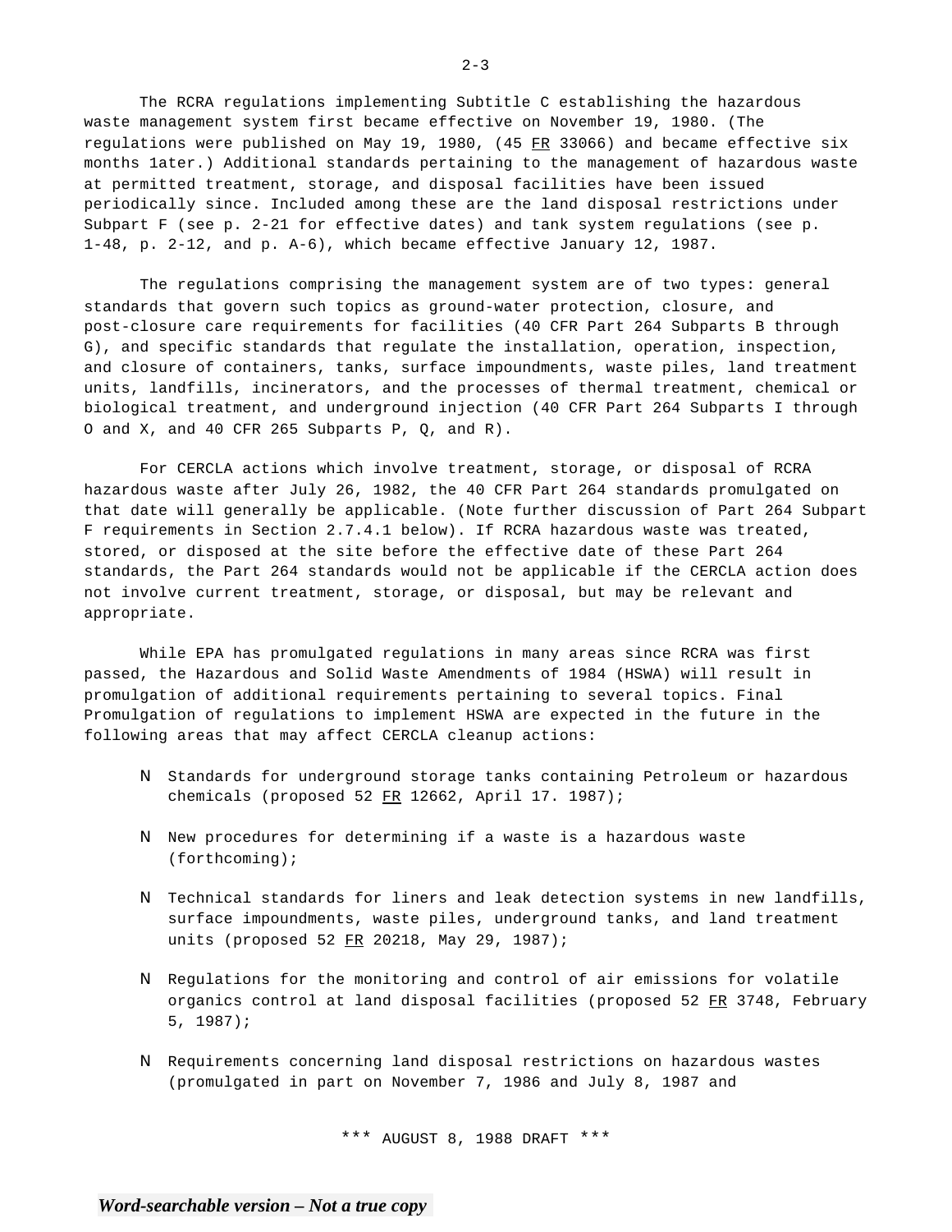The RCRA regulations implementing Subtitle C establishing the hazardous waste management system first became effective on November 19, 1980. (The regulations were published on May 19, 1980, (45 FR 33066) and became effective six months 1ater.) Additional standards pertaining to the management of hazardous waste at permitted treatment, storage, and disposal facilities have been issued periodically since. Included among these are the land disposal restrictions under Subpart F (see p. 2-21 for effective dates) and tank system regulations (see p. 1-48, p. 2-12, and p. A-6), which became effective January 12, 1987.

The regulations comprising the management system are of two types: general standards that govern such topics as ground-water protection, closure, and post-closure care requirements for facilities (40 CFR Part 264 Subparts B through G), and specific standards that regulate the installation, operation, inspection, and closure of containers, tanks, surface impoundments, waste piles, land treatment units, landfills, incinerators, and the processes of thermal treatment, chemical or biological treatment, and underground injection (40 CFR Part 264 Subparts I through O and X, and 40 CFR 265 Subparts P, Q, and R).

For CERCLA actions which involve treatment, storage, or disposal of RCRA hazardous waste after July 26, 1982, the 40 CFR Part 264 standards promulgated on that date will generally be applicable. (Note further discussion of Part 264 Subpart F requirements in Section 2.7.4.1 below). If RCRA hazardous waste was treated, stored, or disposed at the site before the effective date of these Part 264 standards, the Part 264 standards would not be applicable if the CERCLA action does not involve current treatment, storage, or disposal, but may be relevant and appropriate.

While EPA has promulgated regulations in many areas since RCRA was first passed, the Hazardous and Solid Waste Amendments of 1984 (HSWA) will result in promulgation of additional requirements pertaining to several topics. Final Promulgation of regulations to implement HSWA are expected in the future in the following areas that may affect CERCLA cleanup actions:

- Standards for underground storage tanks containing Petroleum or hazardous chemicals (proposed 52 FR 12662, April 17. 1987);
- New procedures for determining if a waste is a hazardous waste (forthcoming);
- Technical standards for liners and leak detection systems in new landfills, surface impoundments, waste piles, underground tanks, and land treatment units (proposed 52 FR 20218, May 29, 1987);
- Regulations for the monitoring and control of air emissions for volatile organics control at land disposal facilities (proposed 52 FR 3748, February 5, 1987);
- Requirements concerning land disposal restrictions on hazardous wastes (promulgated in part on November 7, 1986 and July 8, 1987 and

\*\*\* AUGUST 8, 1988 DRAFT \*\*\*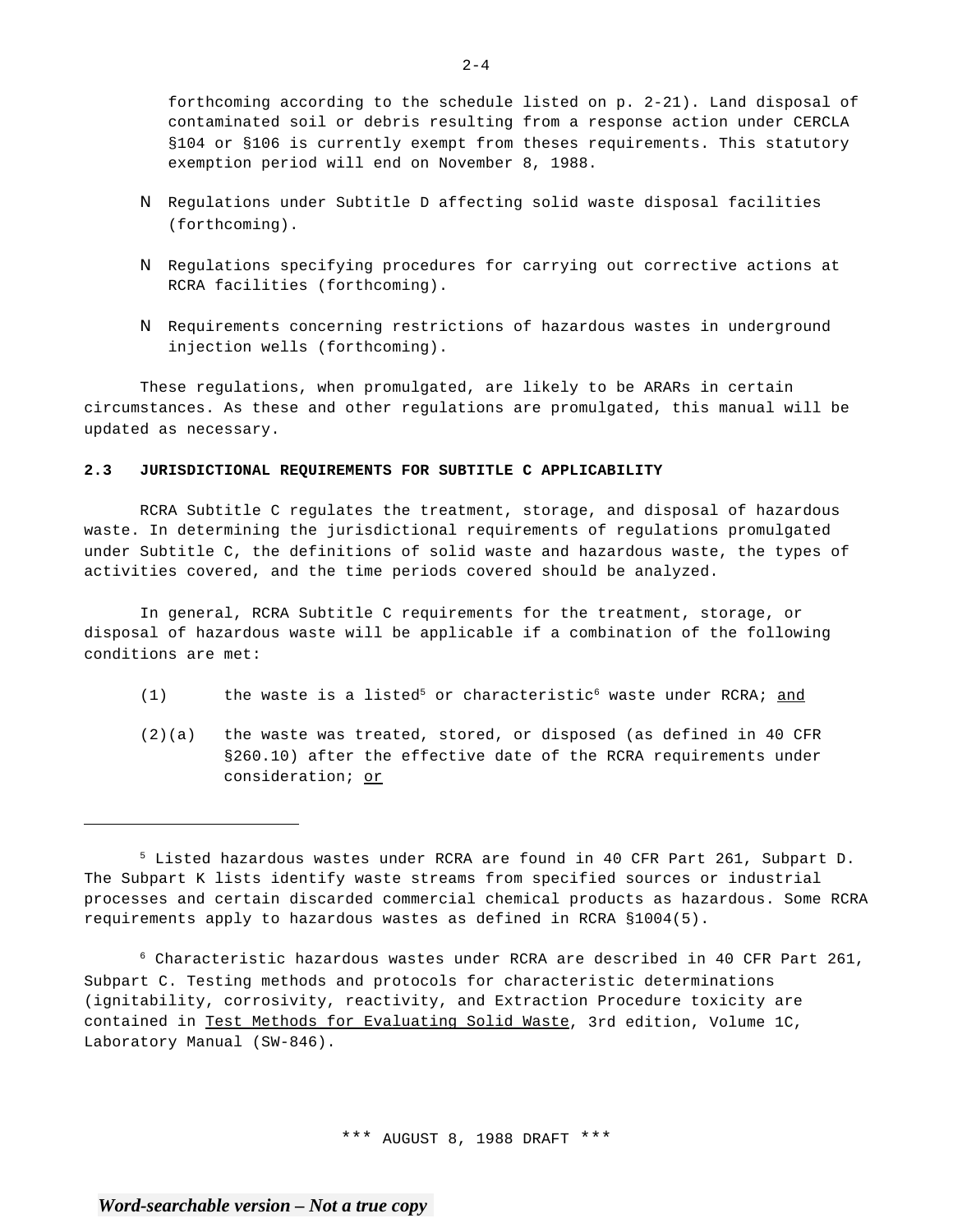forthcoming according to the schedule listed on p. 2-21). Land disposal of contaminated soil or debris resulting from a response action under CERCLA §104 or §106 is currently exempt from theses requirements. This statutory exemption period will end on November 8, 1988.

- Regulations under Subtitle D affecting solid waste disposal facilities (forthcoming).
- Regulations specifying procedures for carrying out corrective actions at RCRA facilities (forthcoming).
- Requirements concerning restrictions of hazardous wastes in underground injection wells (forthcoming).

These regulations, when promulgated, are likely to be ARARs in certain circumstances. As these and other regulations are promulgated, this manual will be updated as necessary.

## 2.3 JURISDICTIONAL REQUIREMENTS FOR SUBTITLE C APPLICABILITY

RCRA Subtitle C regulates the treatment, storage, and disposal of hazardous waste. In determining the jurisdictional requirements of regulations promulgated under Subtitle C, the definitions of solid waste and hazardous waste, the types of activities covered, and the time periods covered should be analyzed.

In general, RCRA Subtitle C requirements for the treatment, storage, or disposal of hazardous waste will be applicable if a combination of the following conditions are met:

(1) the waste is a listed[5] or characteristic[6] waste under RCRA; and

(2)(a) the waste was treated, stored, or disposed (as defined in 40 CFR §260.10) after the effective date of the RCRA requirements under consideration; or

---

[5] Listed hazardous wastes under RCRA are found in 40 CFR Part 261, Subpart D. The Subpart K lists identify waste streams from specified sources or industrial processes and certain discarded commercial chemical products as hazardous. Some RCRA requirements apply to hazardous wastes as defined in RCRA §1004(5).

[6] Characteristic hazardous wastes under RCRA are described in 40 CFR Part 261, Subpart C. Testing methods and protocols for characteristic determinations (ignitability, corrosivity, reactivity, and Extraction Procedure toxicity are contained in Test Methods for Evaluating Solid Waste, 3rd edition, Volume 1C, Laboratory Manual (SW-846).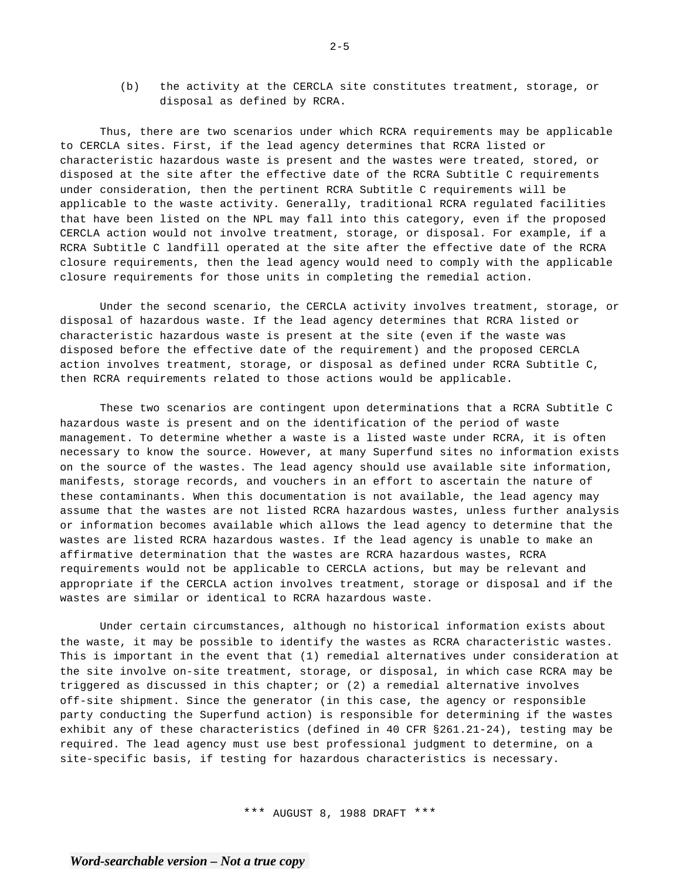(b) the activity at the CERCLA site constitutes treatment, storage, or disposal as defined by RCRA.

Thus, there are two scenarios under which RCRA requirements may be applicable to CERCLA sites. First, if the lead agency determines that RCRA listed or characteristic hazardous waste is present and the wastes were treated, stored, or disposed at the site after the effective date of the RCRA Subtitle C requirements under consideration, then the pertinent RCRA Subtitle C requirements will be applicable to the waste activity. Generally, traditional RCRA regulated facilities that have been listed on the NPL may fall into this category, even if the proposed CERCLA action would not involve treatment, storage, or disposal. For example, if a RCRA Subtitle C landfill operated at the site after the effective date of the RCRA closure requirements, then the lead agency would need to comply with the applicable closure requirements for those units in completing the remedial action.

Under the second scenario, the CERCLA activity involves treatment, storage, or disposal of hazardous waste. If the lead agency determines that RCRA listed or characteristic hazardous waste is present at the site (even if the waste was disposed before the effective date of the requirement) and the proposed CERCLA action involves treatment, storage, or disposal as defined under RCRA Subtitle C, then RCRA requirements related to those actions would be applicable.

These two scenarios are contingent upon determinations that a RCRA Subtitle C hazardous waste is present and on the identification of the period of waste management. To determine whether a waste is a listed waste under RCRA, it is often necessary to know the source. However, at many Superfund sites no information exists on the source of the wastes. The lead agency should use available site information, manifests, storage records, and vouchers in an effort to ascertain the nature of these contaminants. When this documentation is not available, the lead agency may assume that the wastes are not listed RCRA hazardous wastes, unless further analysis or information becomes available which allows the lead agency to determine that the wastes are listed RCRA hazardous wastes. If the lead agency is unable to make an affirmative determination that the wastes are RCRA hazardous wastes, RCRA requirements would not be applicable to CERCLA actions, but may be relevant and appropriate if the CERCLA action involves treatment, storage or disposal and if the wastes are similar or identical to RCRA hazardous waste.

Under certain circumstances, although no historical information exists about the waste, it may be possible to identify the wastes as RCRA characteristic wastes. This is important in the event that (1) remedial alternatives under consideration at the site involve on-site treatment, storage, or disposal, in which case RCRA may be triggered as discussed in this chapter; or (2) a remedial alternative involves off-site shipment. Since the generator (in this case, the agency or responsible party conducting the Superfund action) is responsible for determining if the wastes exhibit any of these characteristics (defined in 40 CFR §261.21-24), testing may be required. The lead agency must use best professional judgment to determine, on a site-specific basis, if testing for hazardous characteristics is necessary.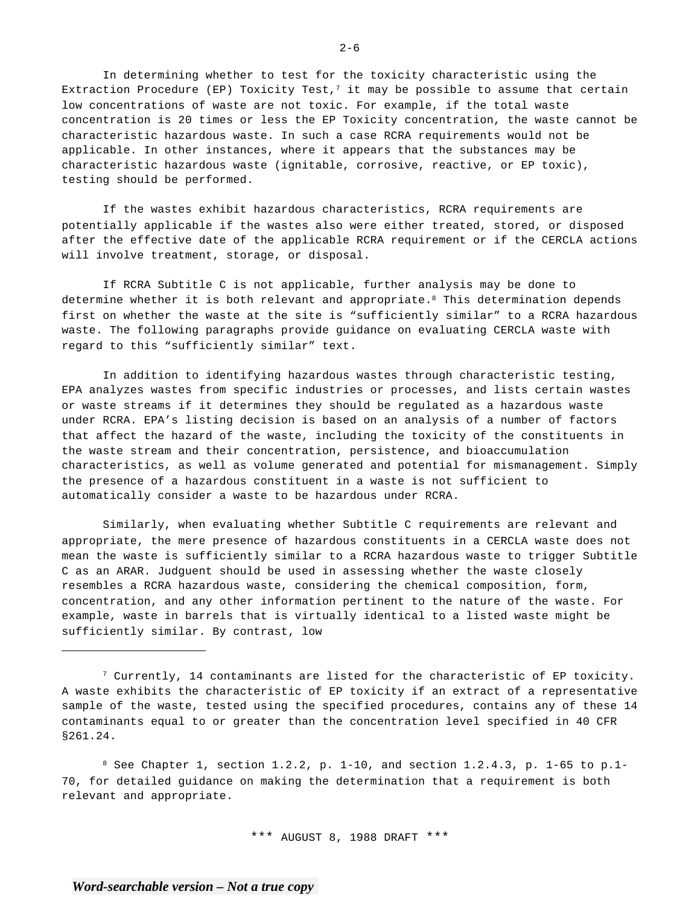In determining whether to test for the toxicity characteristic using the Extraction Procedure (EP) Toxicity Test,[7] it may be possible to assume that certain low concentrations of waste are not toxic. For example, if the total waste concentration is 20 times or less the EP Toxicity concentration, the waste cannot be characteristic hazardous waste. In such a case RCRA requirements would not be applicable. In other instances, where it appears that the substances may be characteristic hazardous waste (ignitable, corrosive, reactive, or EP toxic), testing should be performed.

If the wastes exhibit hazardous characteristics, RCRA requirements are potentially applicable if the wastes also were either treated, stored, or disposed after the effective date of the applicable RCRA requirement or if the CERCLA actions will involve treatment, storage, or disposal.

If RCRA Subtitle C is not applicable, further analysis may be done to determine whether it is both relevant and appropriate.[8] This determination depends first on whether the waste at the site is "sufficiently similar" to a RCRA hazardous waste. The following paragraphs provide guidance on evaluating CERCLA waste with regard to this "sufficiently similar" text.

In addition to identifying hazardous wastes through characteristic testing, EPA analyzes wastes from specific industries or processes, and lists certain wastes or waste streams if it determines they should be regulated as a hazardous waste under RCRA. EPA's listing decision is based on an analysis of a number of factors that affect the hazard of the waste, including the toxicity of the constituents in the waste stream and their concentration, persistence, and bioaccumulation characteristics, as well as volume generated and potential for mismanagement. Simply the presence of a hazardous constituent in a waste is not sufficient to automatically consider a waste to be hazardous under RCRA.

Similarly, when evaluating whether Subtitle C requirements are relevant and appropriate, the mere presence of hazardous constituents in a CERCLA waste does not mean the waste is sufficiently similar to a RCRA hazardous waste to trigger Subtitle C as an ARAR. Judguent should be used in assessing whether the waste closely resembles a RCRA hazardous waste, considering the chemical composition, form, concentration, and any other information pertinent to the nature of the waste. For example, waste in barrels that is virtually identical to a listed waste might be sufficiently similar. By contrast, low

---

[7] Currently, 14 contaminants are listed for the characteristic of EP toxicity. A waste exhibits the characteristic of EP toxicity if an extract of a representative sample of the waste, tested using the specified procedures, contains any of these 14 contaminants equal to or greater than the concentration level specified in 40 CFR §261.24.

[8] See Chapter 1, section 1.2.2, p. 1-10, and section 1.2.4.3, p. 1-65 to p.1-70, for detailed guidance on making the determination that a requirement is both relevant and appropriate.

\*\*\* AUGUST 8, 1988 DRAFT \*\*\*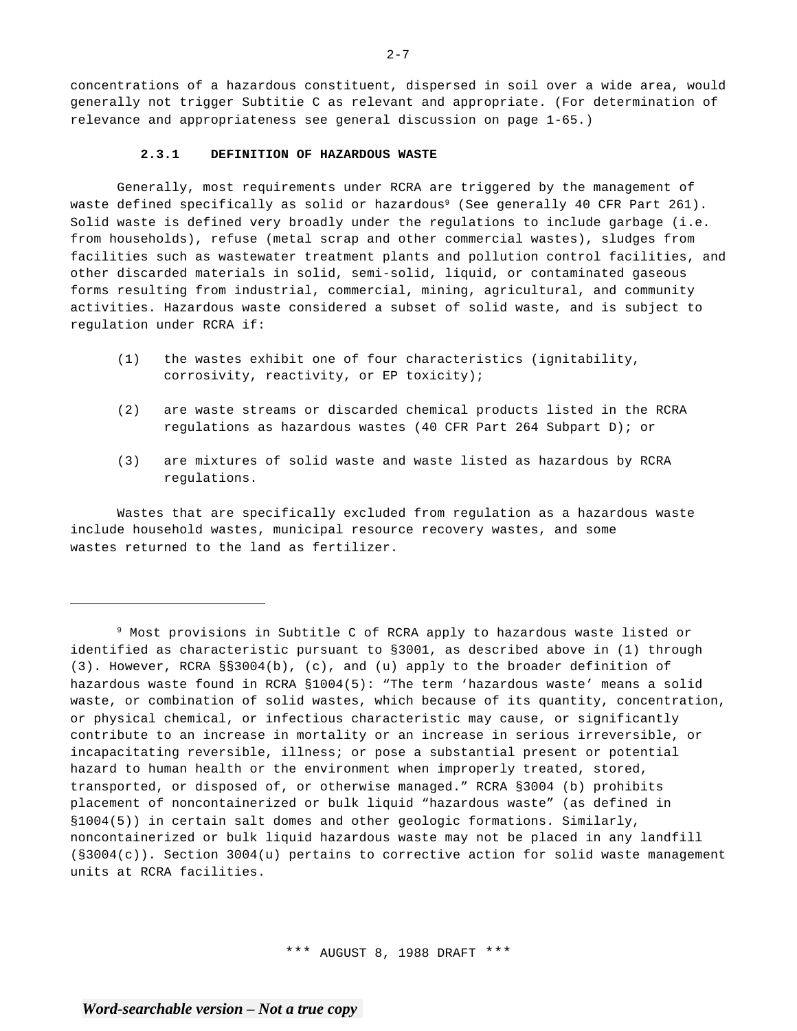concentrations of a hazardous constituent, dispersed in soil over a wide area, would generally not trigger Subtitie C as relevant and appropriate. (For determination of relevance and appropriateness see general discussion on page 1-65.)

### 2.3.1 DEFINITION OF HAZARDOUS WASTE

Generally, most requirements under RCRA are triggered by the management of waste defined specifically as solid or hazardous[9] (See generally 40 CFR Part 261). Solid waste is defined very broadly under the regulations to include garbage (i.e. from households), refuse (metal scrap and other commercial wastes), sludges from facilities such as wastewater treatment plants and pollution control facilities, and other discarded materials in solid, semi-solid, liquid, or contaminated gaseous forms resulting from industrial, commercial, mining, agricultural, and community activities. Hazardous waste considered a subset of solid waste, and is subject to regulation under RCRA if:

(1) the wastes exhibit one of four characteristics (ignitability, corrosivity, reactivity, or EP toxicity);

(2) are waste streams or discarded chemical products listed in the RCRA regulations as hazardous wastes (40 CFR Part 264 Subpart D); or

(3) are mixtures of solid waste and waste listed as hazardous by RCRA regulations.

Wastes that are specifically excluded from regulation as a hazardous waste include household wastes, municipal resource recovery wastes, and some wastes returned to the land as fertilizer.

---

[9] Most provisions in Subtitle C of RCRA apply to hazardous waste listed or identified as characteristic pursuant to §3001, as described above in (1) through (3). However, RCRA §§3004(b), (c), and (u) apply to the broader definition of hazardous waste found in RCRA §1004(5): "The term 'hazardous waste' means a solid waste, or combination of solid wastes, which because of its quantity, concentration, or physical chemical, or infectious characteristic may cause, or significantly contribute to an increase in mortality or an increase in serious irreversible, or incapacitating reversible, illness; or pose a substantial present or potential hazard to human health or the environment when improperly treated, stored, transported, or disposed of, or otherwise managed." RCRA §3004 (b) prohibits placement of noncontainerized or bulk liquid "hazardous waste" (as defined in §1004(5)) in certain salt domes and other geologic formations. Similarly, noncontainerized or bulk liquid hazardous waste may not be placed in any landfill (§3004(c)). Section 3004(u) pertains to corrective action for solid waste management units at RCRA facilities.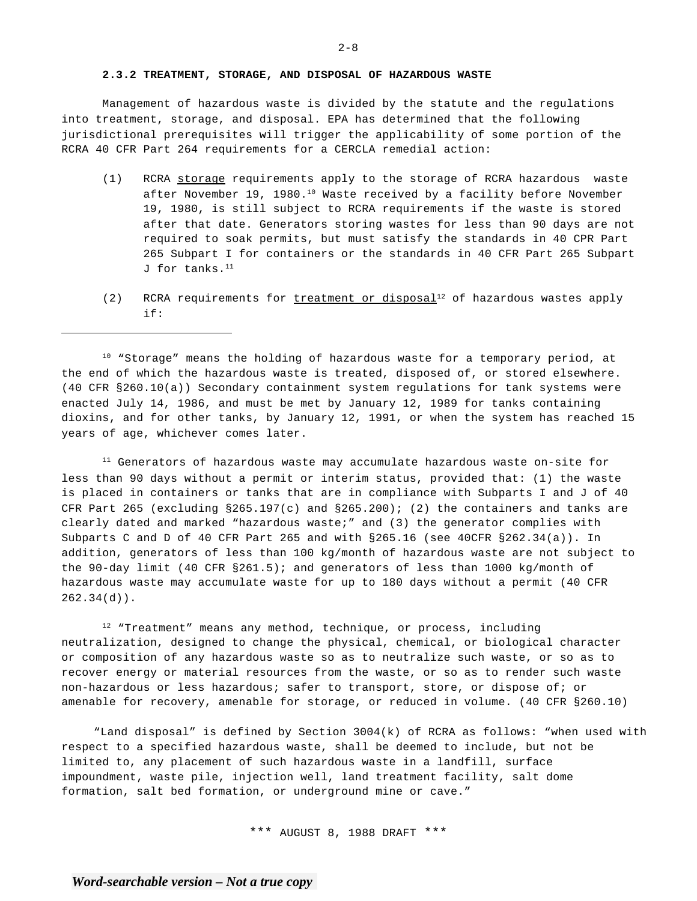### 2.3.2 TREATMENT, STORAGE, AND DISPOSAL OF HAZARDOUS WASTE

Management of hazardous waste is divided by the statute and the regulations into treatment, storage, and disposal. EPA has determined that the following jurisdictional prerequisites will trigger the applicability of some portion of the RCRA 40 CFR Part 264 requirements for a CERCLA remedial action:

(1) RCRA storage requirements apply to the storage of RCRA hazardous waste after November 19, 1980.[10] Waste received by a facility before November 19, 1980, is still subject to RCRA requirements if the waste is stored after that date. Generators storing wastes for less than 90 days are not required to soak permits, but must satisfy the standards in 40 CPR Part 265 Subpart I for containers or the standards in 40 CFR Part 265 Subpart J for tanks.[11]

(2) RCRA requirements for treatment or disposal[12] of hazardous wastes apply if:

---

[10] "Storage" means the holding of hazardous waste for a temporary period, at the end of which the hazardous waste is treated, disposed of, or stored elsewhere. (40 CFR §260.10(a)) Secondary containment system regulations for tank systems were enacted July 14, 1986, and must be met by January 12, 1989 for tanks containing dioxins, and for other tanks, by January 12, 1991, or when the system has reached 15 years of age, whichever comes later.

[11] Generators of hazardous waste may accumulate hazardous waste on-site for less than 90 days without a permit or interim status, provided that: (1) the waste is placed in containers or tanks that are in compliance with Subparts I and J of 40 CFR Part 265 (excluding §265.197(c) and §265.200); (2) the containers and tanks are clearly dated and marked "hazardous waste;" and (3) the generator complies with Subparts C and D of 40 CFR Part 265 and with §265.16 (see 40CFR §262.34(a)). In addition, generators of less than 100 kg/month of hazardous waste are not subject to the 90-day limit (40 CFR §261.5); and generators of less than 1000 kg/month of hazardous waste may accumulate waste for up to 180 days without a permit (40 CFR 262.34(d)).

[12] "Treatment" means any method, technique, or process, including neutralization, designed to change the physical, chemical, or biological character or composition of any hazardous waste so as to neutralize such waste, or so as to recover energy or material resources from the waste, or so as to render such waste non-hazardous or less hazardous; safer to transport, store, or dispose of; or amenable for recovery, amenable for storage, or reduced in volume. (40 CFR §260.10)

"Land disposal" is defined by Section 3004(k) of RCRA as follows: "when used with respect to a specified hazardous waste, shall be deemed to include, but not be limited to, any placement of such hazardous waste in a landfill, surface impoundment, waste pile, injection well, land treatment facility, salt dome formation, salt bed formation, or underground mine or cave."

\*\*\* AUGUST 8, 1988 DRAFT \*\*\*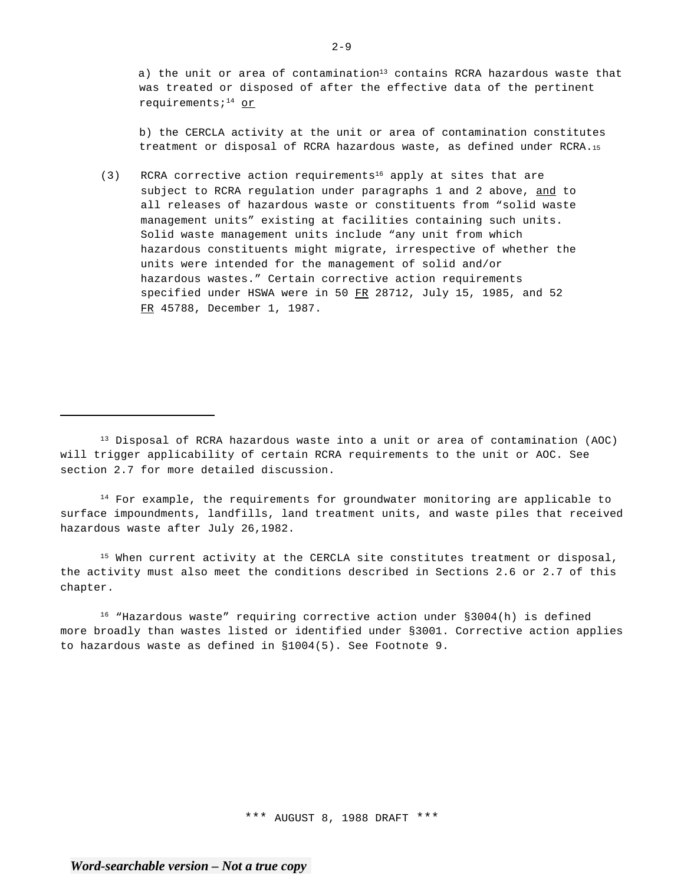a) the unit or area of contamination[13] contains RCRA hazardous waste that was treated or disposed of after the effective data of the pertinent requirements;[14] or

b) the CERCLA activity at the unit or area of contamination constitutes treatment or disposal of RCRA hazardous waste, as defined under RCRA.[15]

(3) RCRA corrective action requirements[16] apply at sites that are subject to RCRA regulation under paragraphs 1 and 2 above, and to all releases of hazardous waste or constituents from "solid waste management units" existing at facilities containing such units. Solid waste management units include "any unit from which hazardous constituents might migrate, irrespective of whether the units were intended for the management of solid and/or hazardous wastes." Certain corrective action requirements specified under HSWA were in 50 FR 28712, July 15, 1985, and 52 FR 45788, December 1, 1987.

---

[13] Disposal of RCRA hazardous waste into a unit or area of contamination (AOC) will trigger applicability of certain RCRA requirements to the unit or AOC. See section 2.7 for more detailed discussion.

[14] For example, the requirements for groundwater monitoring are applicable to surface impoundments, landfills, land treatment units, and waste piles that received hazardous waste after July 26,1982.

[15] When current activity at the CERCLA site constitutes treatment or disposal, the activity must also meet the conditions described in Sections 2.6 or 2.7 of this chapter.

[16] "Hazardous waste" requiring corrective action under §3004(h) is defined more broadly than wastes listed or identified under §3001. Corrective action applies to hazardous waste as defined in §1004(5). See Footnote 9.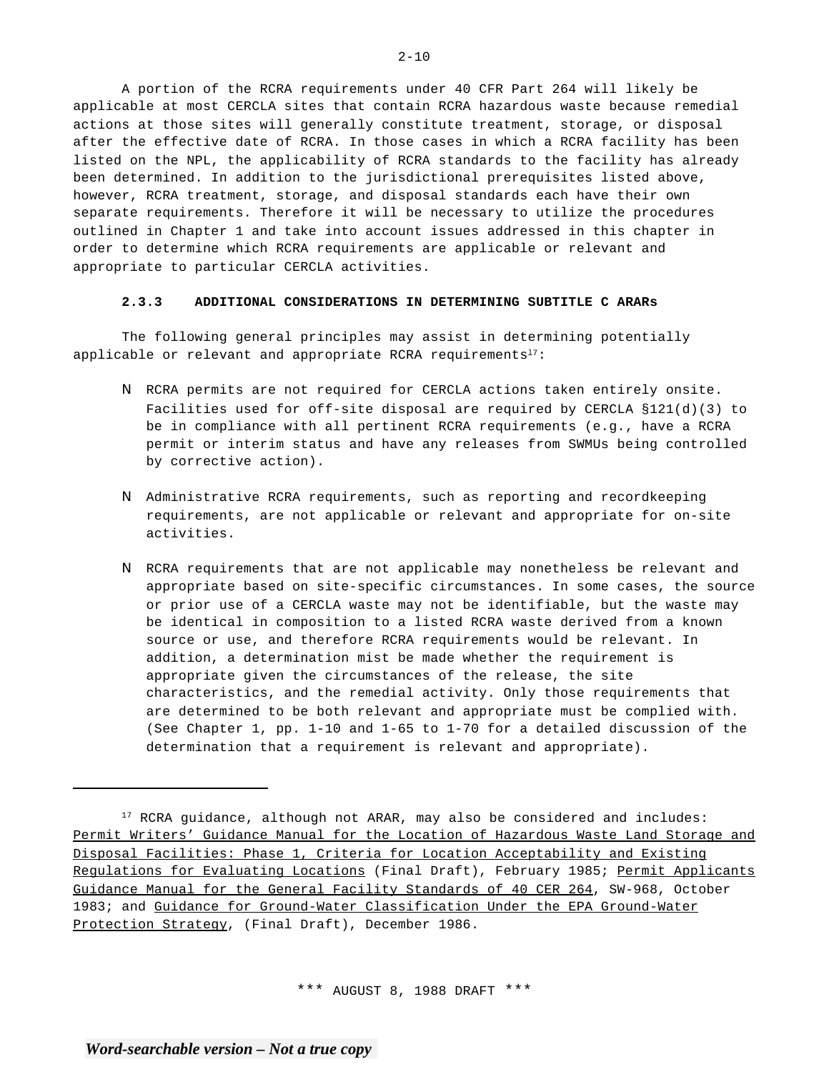A portion of the RCRA requirements under 40 CFR Part 264 will likely be applicable at most CERCLA sites that contain RCRA hazardous waste because remedial actions at those sites will generally constitute treatment, storage, or disposal after the effective date of RCRA. In those cases in which a RCRA facility has been listed on the NPL, the applicability of RCRA standards to the facility has already been determined. In addition to the jurisdictional prerequisites listed above, however, RCRA treatment, storage, and disposal standards each have their own separate requirements. Therefore it will be necessary to utilize the procedures outlined in Chapter 1 and take into account issues addressed in this chapter in order to determine which RCRA requirements are applicable or relevant and appropriate to particular CERCLA activities.

### 2.3.3 ADDITIONAL CONSIDERATIONS IN DETERMINING SUBTITLE C ARARs

The following general principles may assist in determining potentially applicable or relevant and appropriate RCRA requirements[17]:

- RCRA permits are not required for CERCLA actions taken entirely onsite. Facilities used for off-site disposal are required by CERCLA §121(d)(3) to be in compliance with all pertinent RCRA requirements (e.g., have a RCRA permit or interim status and have any releases from SWMUs being controlled by corrective action).

- Administrative RCRA requirements, such as reporting and recordkeeping requirements, are not applicable or relevant and appropriate for on-site activities.

- RCRA requirements that are not applicable may nonetheless be relevant and appropriate based on site-specific circumstances. In some cases, the source or prior use of a CERCLA waste may not be identifiable, but the waste may be identical in composition to a listed RCRA waste derived from a known source or use, and therefore RCRA requirements would be relevant. In addition, a determination mist be made whether the requirement is appropriate given the circumstances of the release, the site characteristics, and the remedial activity. Only those requirements that are determined to be both relevant and appropriate must be complied with. (See Chapter 1, pp. 1-10 and 1-65 to 1-70 for a detailed discussion of the determination that a requirement is relevant and appropriate).

---

[17] RCRA guidance, although not ARAR, may also be considered and includes: Permit Writers' Guidance Manual for the Location of Hazardous Waste Land Storage and Disposal Facilities: Phase 1, Criteria for Location Acceptability and Existing Regulations for Evaluating Locations (Final Draft), February 1985; Permit Applicants Guidance Manual for the General Facility Standards of 40 CER 264, SW-968, October 1983; and Guidance for Ground-Water Classification Under the EPA Ground-Water Protection Strategy, (Final Draft), December 1986.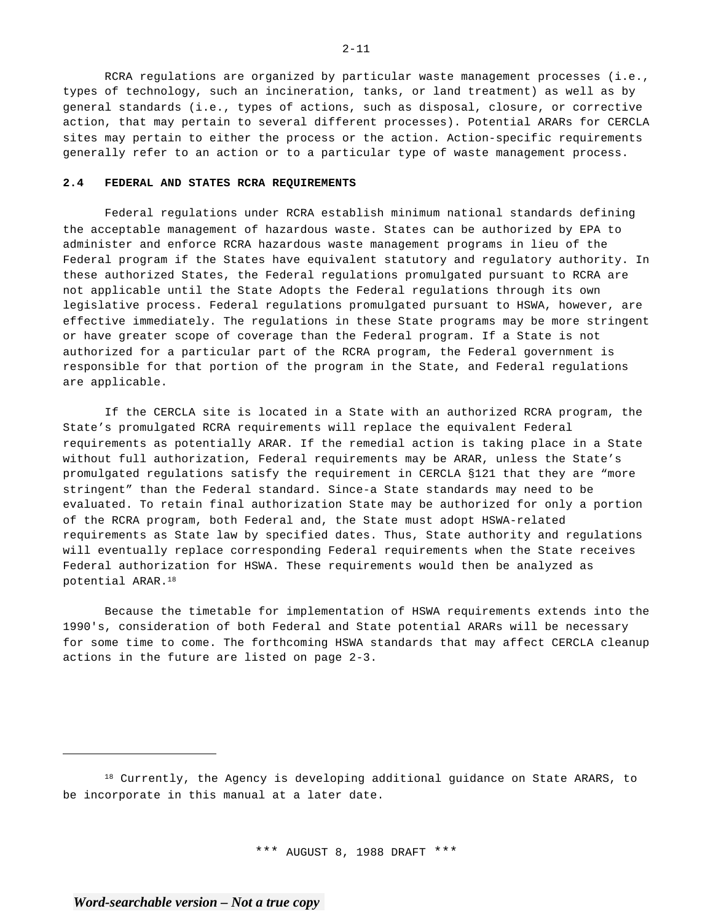RCRA regulations are organized by particular waste management processes (i.e., types of technology, such an incineration, tanks, or land treatment) as well as by general standards (i.e., types of actions, such as disposal, closure, or corrective action, that may pertain to several different processes). Potential ARARs for CERCLA sites may pertain to either the process or the action. Action-specific requirements generally refer to an action or to a particular type of waste management process.

**2.4 FEDERAL AND STATES RCRA REQUIREMENTS**

Federal regulations under RCRA establish minimum national standards defining the acceptable management of hazardous waste. States can be authorized by EPA to administer and enforce RCRA hazardous waste management programs in lieu of the Federal program if the States have equivalent statutory and regulatory authority. In these authorized States, the Federal regulations promulgated pursuant to RCRA are not applicable until the State Adopts the Federal regulations through its own legislative process. Federal regulations promulgated pursuant to HSWA, however, are effective immediately. The regulations in these State programs may be more stringent or have greater scope of coverage than the Federal program. If a State is not authorized for a particular part of the RCRA program, the Federal government is responsible for that portion of the program in the State, and Federal regulations are applicable.

If the CERCLA site is located in a State with an authorized RCRA program, the State's promulgated RCRA requirements will replace the equivalent Federal requirements as potentially ARAR. If the remedial action is taking place in a State without full authorization, Federal requirements may be ARAR, unless the State's promulgated regulations satisfy the requirement in CERCLA §121 that they are "more stringent" than the Federal standard. Since-a State standards may need to be evaluated. To retain final authorization State may be authorized for only a portion of the RCRA program, both Federal and, the State must adopt HSWA-related requirements as State law by specified dates. Thus, State authority and regulations will eventually replace corresponding Federal requirements when the State receives Federal authorization for HSWA. These requirements would then be analyzed as potential ARAR.[18]

Because the timetable for implementation of HSWA requirements extends into the 1990's, consideration of both Federal and State potential ARARs will be necessary for some time to come. The forthcoming HSWA standards that may affect CERCLA cleanup actions in the future are listed on page 2-3.

---

[18] Currently, the Agency is developing additional guidance on State ARARS, to be incorporate in this manual at a later date.

\*\*\* AUGUST 8, 1988 DRAFT \*\*\*

*Word-searchable version – Not a true copy*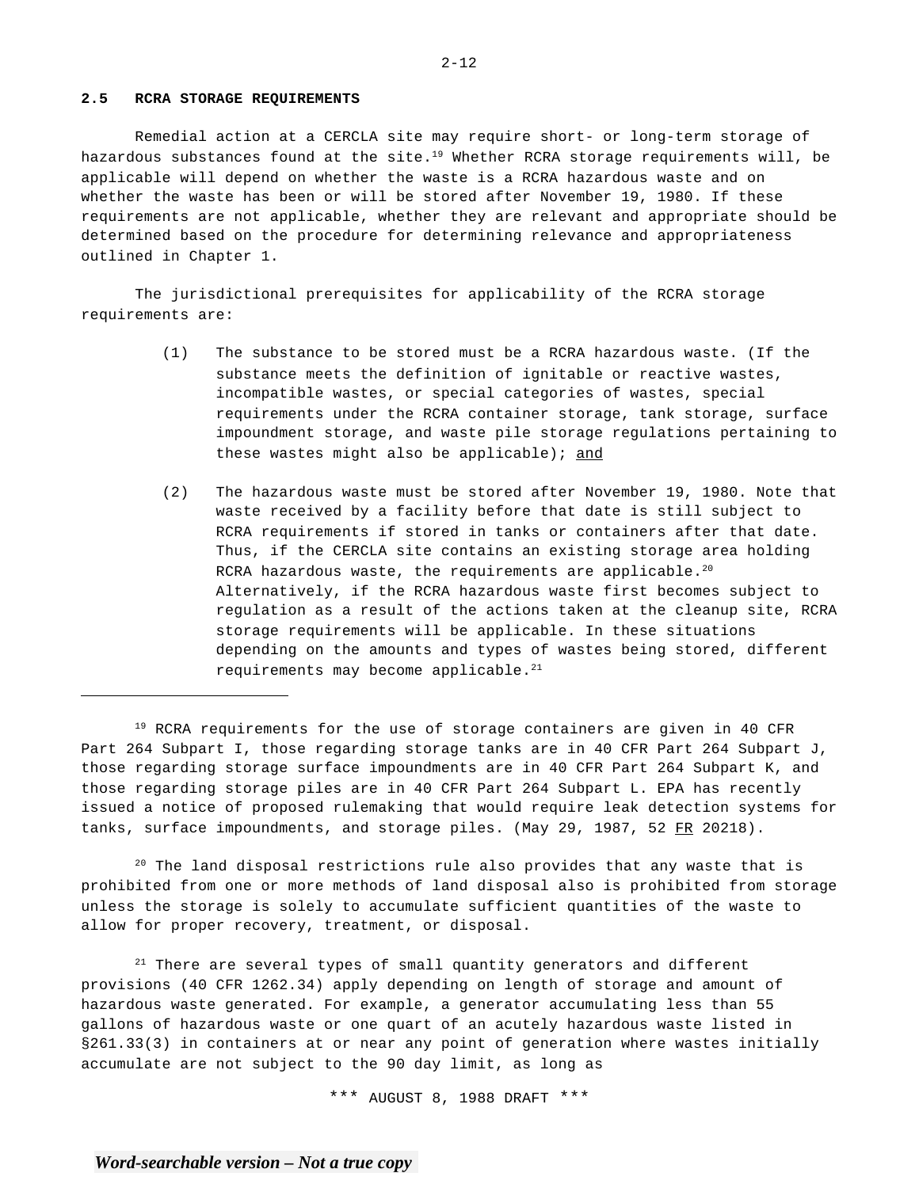## 2.5 RCRA STORAGE REQUIREMENTS

Remedial action at a CERCLA site may require short- or long-term storage of hazardous substances found at the site.[19] Whether RCRA storage requirements will, be applicable will depend on whether the waste is a RCRA hazardous waste and on whether the waste has been or will be stored after November 19, 1980. If these requirements are not applicable, whether they are relevant and appropriate should be determined based on the procedure for determining relevance and appropriateness outlined in Chapter 1.

The jurisdictional prerequisites for applicability of the RCRA storage requirements are:

(1) The substance to be stored must be a RCRA hazardous waste. (If the substance meets the definition of ignitable or reactive wastes, incompatible wastes, or special categories of wastes, special requirements under the RCRA container storage, tank storage, surface impoundment storage, and waste pile storage regulations pertaining to these wastes might also be applicable); and

(2) The hazardous waste must be stored after November 19, 1980. Note that waste received by a facility before that date is still subject to RCRA requirements if stored in tanks or containers after that date. Thus, if the CERCLA site contains an existing storage area holding RCRA hazardous waste, the requirements are applicable.[20] Alternatively, if the RCRA hazardous waste first becomes subject to regulation as a result of the actions taken at the cleanup site, RCRA storage requirements will be applicable. In these situations depending on the amounts and types of wastes being stored, different requirements may become applicable.[21]

---

[19] RCRA requirements for the use of storage containers are given in 40 CFR Part 264 Subpart I, those regarding storage tanks are in 40 CFR Part 264 Subpart J, those regarding storage surface impoundments are in 40 CFR Part 264 Subpart K, and those regarding storage piles are in 40 CFR Part 264 Subpart L. EPA has recently issued a notice of proposed rulemaking that would require leak detection systems for tanks, surface impoundments, and storage piles. (May 29, 1987, 52 FR 20218).

[20] The land disposal restrictions rule also provides that any waste that is prohibited from one or more methods of land disposal also is prohibited from storage unless the storage is solely to accumulate sufficient quantities of the waste to allow for proper recovery, treatment, or disposal.

[21] There are several types of small quantity generators and different provisions (40 CFR 1262.34) apply depending on length of storage and amount of hazardous waste generated. For example, a generator accumulating less than 55 gallons of hazardous waste or one quart of an acutely hazardous waste listed in §261.33(3) in containers at or near any point of generation where wastes initially accumulate are not subject to the 90 day limit, as long as

\*\*\* AUGUST 8, 1988 DRAFT \*\*\*

*Word-searchable version – Not a true copy*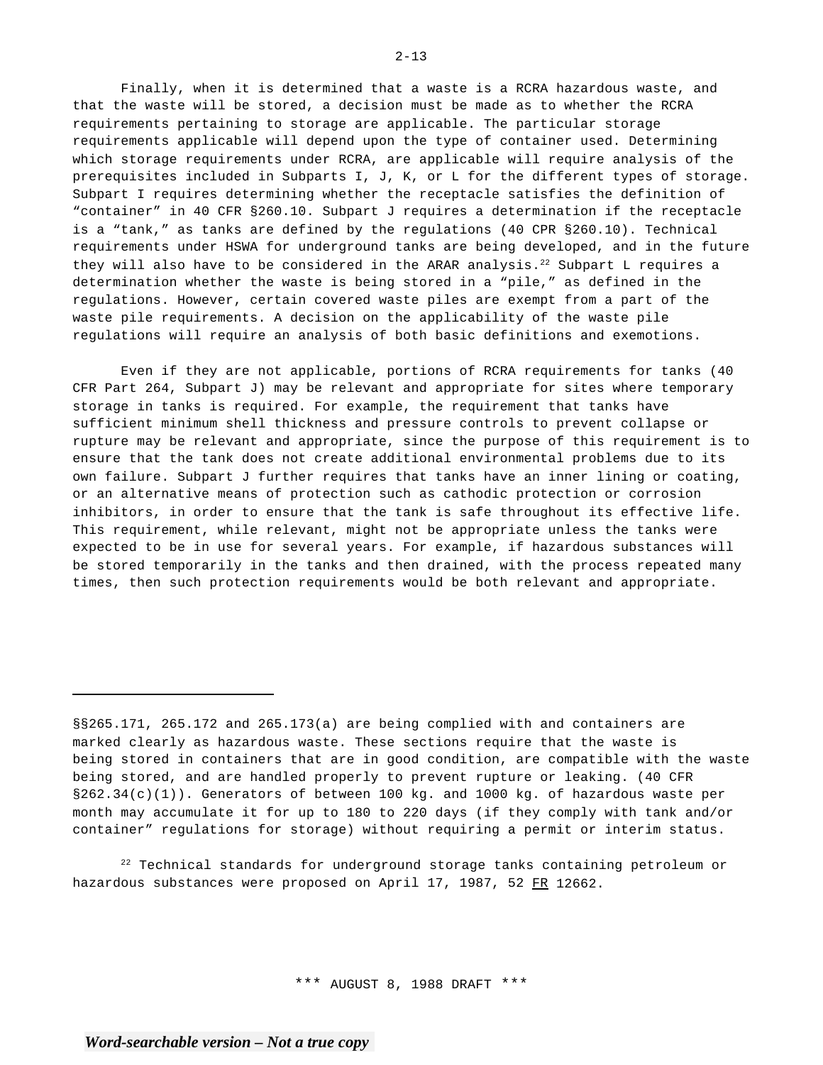Finally, when it is determined that a waste is a RCRA hazardous waste, and that the waste will be stored, a decision must be made as to whether the RCRA requirements pertaining to storage are applicable. The particular storage requirements applicable will depend upon the type of container used. Determining which storage requirements under RCRA, are applicable will require analysis of the prerequisites included in Subparts I, J, K, or L for the different types of storage. Subpart I requires determining whether the receptacle satisfies the definition of "container" in 40 CFR §260.10. Subpart J requires a determination if the receptacle is a "tank," as tanks are defined by the regulations (40 CPR §260.10). Technical requirements under HSWA for underground tanks are being developed, and in the future they will also have to be considered in the ARAR analysis.[22] Subpart L requires a determination whether the waste is being stored in a "pile," as defined in the regulations. However, certain covered waste piles are exempt from a part of the waste pile requirements. A decision on the applicability of the waste pile regulations will require an analysis of both basic definitions and exemotions.

Even if they are not applicable, portions of RCRA requirements for tanks (40 CFR Part 264, Subpart J) may be relevant and appropriate for sites where temporary storage in tanks is required. For example, the requirement that tanks have sufficient minimum shell thickness and pressure controls to prevent collapse or rupture may be relevant and appropriate, since the purpose of this requirement is to ensure that the tank does not create additional environmental problems due to its own failure. Subpart J further requires that tanks have an inner lining or coating, or an alternative means of protection such as cathodic protection or corrosion inhibitors, in order to ensure that the tank is safe throughout its effective life. This requirement, while relevant, might not be appropriate unless the tanks were expected to be in use for several years. For example, if hazardous substances will be stored temporarily in the tanks and then drained, with the process repeated many times, then such protection requirements would be both relevant and appropriate.

---

§§265.171, 265.172 and 265.173(a) are being complied with and containers are marked clearly as hazardous waste. These sections require that the waste is being stored in containers that are in good condition, are compatible with the waste being stored, and are handled properly to prevent rupture or leaking. (40 CFR §262.34(c)(1)). Generators of between 100 kg. and 1000 kg. of hazardous waste per month may accumulate it for up to 180 to 220 days (if they comply with tank and/or container" regulations for storage) without requiring a permit or interim status.

[22] Technical standards for underground storage tanks containing petroleum or hazardous substances were proposed on April 17, 1987, 52 FR 12662.

\*\*\* AUGUST 8, 1988 DRAFT \*\*\*

*Word-searchable version – Not a true copy*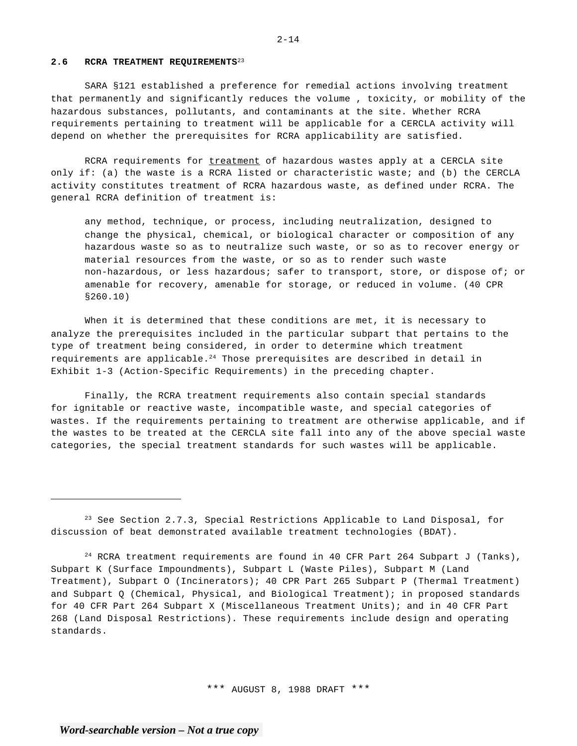## 2.6 RCRA TREATMENT REQUIREMENTS[23]

SARA §121 established a preference for remedial actions involving treatment that permanently and significantly reduces the volume , toxicity, or mobility of the hazardous substances, pollutants, and contaminants at the site. Whether RCRA requirements pertaining to treatment will be applicable for a CERCLA activity will depend on whether the prerequisites for RCRA applicability are satisfied.

RCRA requirements for <u>treatment</u> of hazardous wastes apply at a CERCLA site only if: (a) the waste is a RCRA listed or characteristic waste; and (b) the CERCLA activity constitutes treatment of RCRA hazardous waste, as defined under RCRA. The general RCRA definition of treatment is:

> any method, technique, or process, including neutralization, designed to change the physical, chemical, or biological character or composition of any hazardous waste so as to neutralize such waste, or so as to recover energy or material resources from the waste, or so as to render such waste non-hazardous, or less hazardous; safer to transport, store, or dispose of; or amenable for recovery, amenable for storage, or reduced in volume. (40 CPR §260.10)

When it is determined that these conditions are met, it is necessary to analyze the prerequisites included in the particular subpart that pertains to the type of treatment being considered, in order to determine which treatment requirements are applicable.[24] Those prerequisites are described in detail in Exhibit 1-3 (Action-Specific Requirements) in the preceding chapter.

Finally, the RCRA treatment requirements also contain special standards for ignitable or reactive waste, incompatible waste, and special categories of wastes. If the requirements pertaining to treatment are otherwise applicable, and if the wastes to be treated at the CERCLA site fall into any of the above special waste categories, the special treatment standards for such wastes will be applicable.

---

[23] See Section 2.7.3, Special Restrictions Applicable to Land Disposal, for discussion of beat demonstrated available treatment technologies (BDAT).

[24] RCRA treatment requirements are found in 40 CFR Part 264 Subpart J (Tanks), Subpart K (Surface Impoundments), Subpart L (Waste Piles), Subpart M (Land Treatment), Subpart O (Incinerators); 40 CPR Part 265 Subpart P (Thermal Treatment) and Subpart Q (Chemical, Physical, and Biological Treatment); in proposed standards for 40 CFR Part 264 Subpart X (Miscellaneous Treatment Units); and in 40 CFR Part 268 (Land Disposal Restrictions). These requirements include design and operating standards.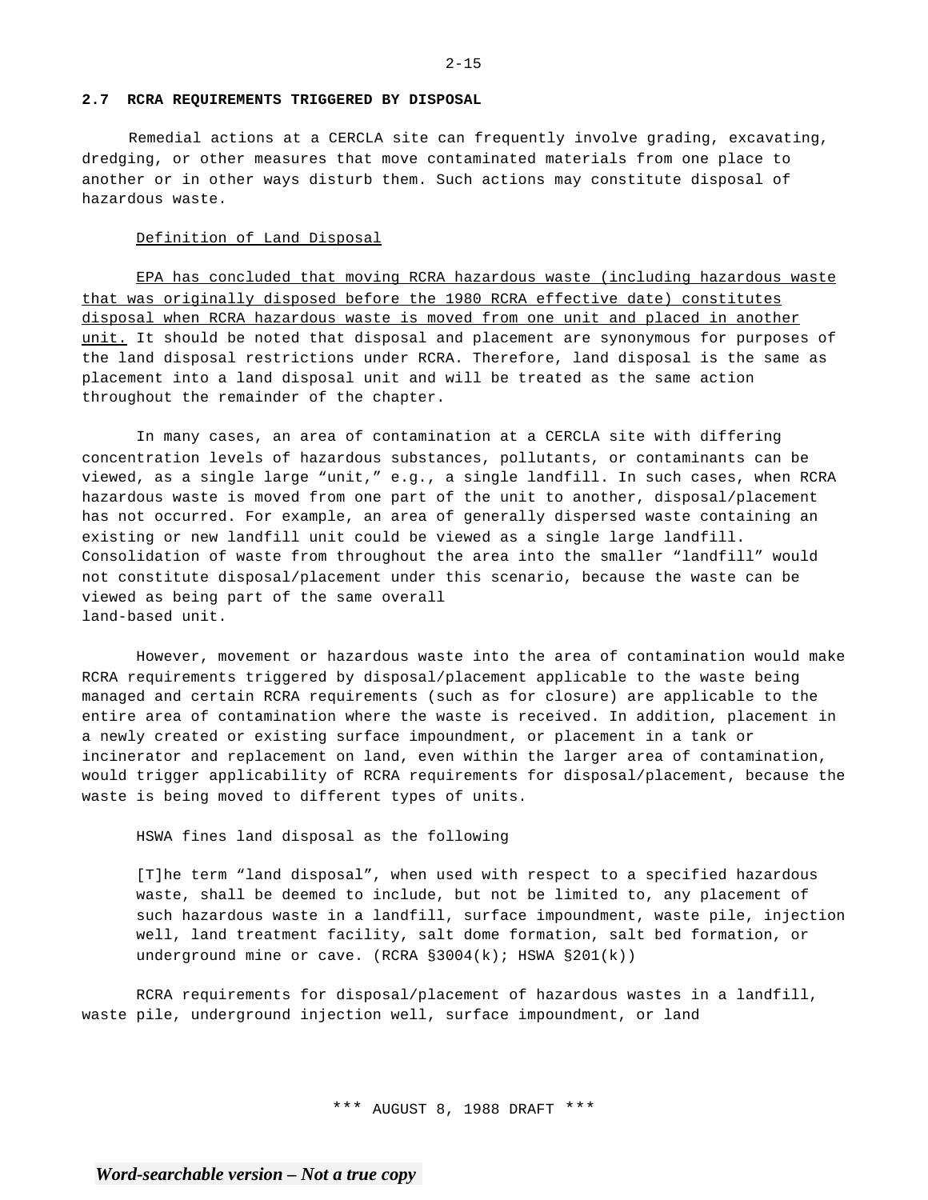## 2.7 RCRA REQUIREMENTS TRIGGERED BY DISPOSAL

Remedial actions at a CERCLA site can frequently involve grading, excavating, dredging, or other measures that move contaminated materials from one place to another or in other ways disturb them. Such actions may constitute disposal of hazardous waste.

<u>Definition of Land Disposal</u>

<u>EPA has concluded that moving RCRA hazardous waste (including hazardous waste that was originally disposed before the 1980 RCRA effective date) constitutes disposal when RCRA hazardous waste is moved from one unit and placed in another unit.</u> It should be noted that disposal and placement are synonymous for purposes of the land disposal restrictions under RCRA. Therefore, land disposal is the same as placement into a land disposal unit and will be treated as the same action throughout the remainder of the chapter.

In many cases, an area of contamination at a CERCLA site with differing concentration levels of hazardous substances, pollutants, or contaminants can be viewed, as a single large "unit," e.g., a single landfill. In such cases, when RCRA hazardous waste is moved from one part of the unit to another, disposal/placement has not occurred. For example, an area of generally dispersed waste containing an existing or new landfill unit could be viewed as a single large landfill. Consolidation of waste from throughout the area into the smaller "landfill" would not constitute disposal/placement under this scenario, because the waste can be viewed as being part of the same overall land-based unit.

However, movement or hazardous waste into the area of contamination would make RCRA requirements triggered by disposal/placement applicable to the waste being managed and certain RCRA requirements (such as for closure) are applicable to the entire area of contamination where the waste is received. In addition, placement in a newly created or existing surface impoundment, or placement in a tank or incinerator and replacement on land, even within the larger area of contamination, would trigger applicability of RCRA requirements for disposal/placement, because the waste is being moved to different types of units.

HSWA fines land disposal as the following

> [T]he term "land disposal", when used with respect to a specified hazardous waste, shall be deemed to include, but not be limited to, any placement of such hazardous waste in a landfill, surface impoundment, waste pile, injection well, land treatment facility, salt dome formation, salt bed formation, or underground mine or cave. (RCRA §3004(k); HSWA §201(k))

RCRA requirements for disposal/placement of hazardous wastes in a landfill, waste pile, underground injection well, surface impoundment, or land

\*\*\* AUGUST 8, 1988 DRAFT \*\*\*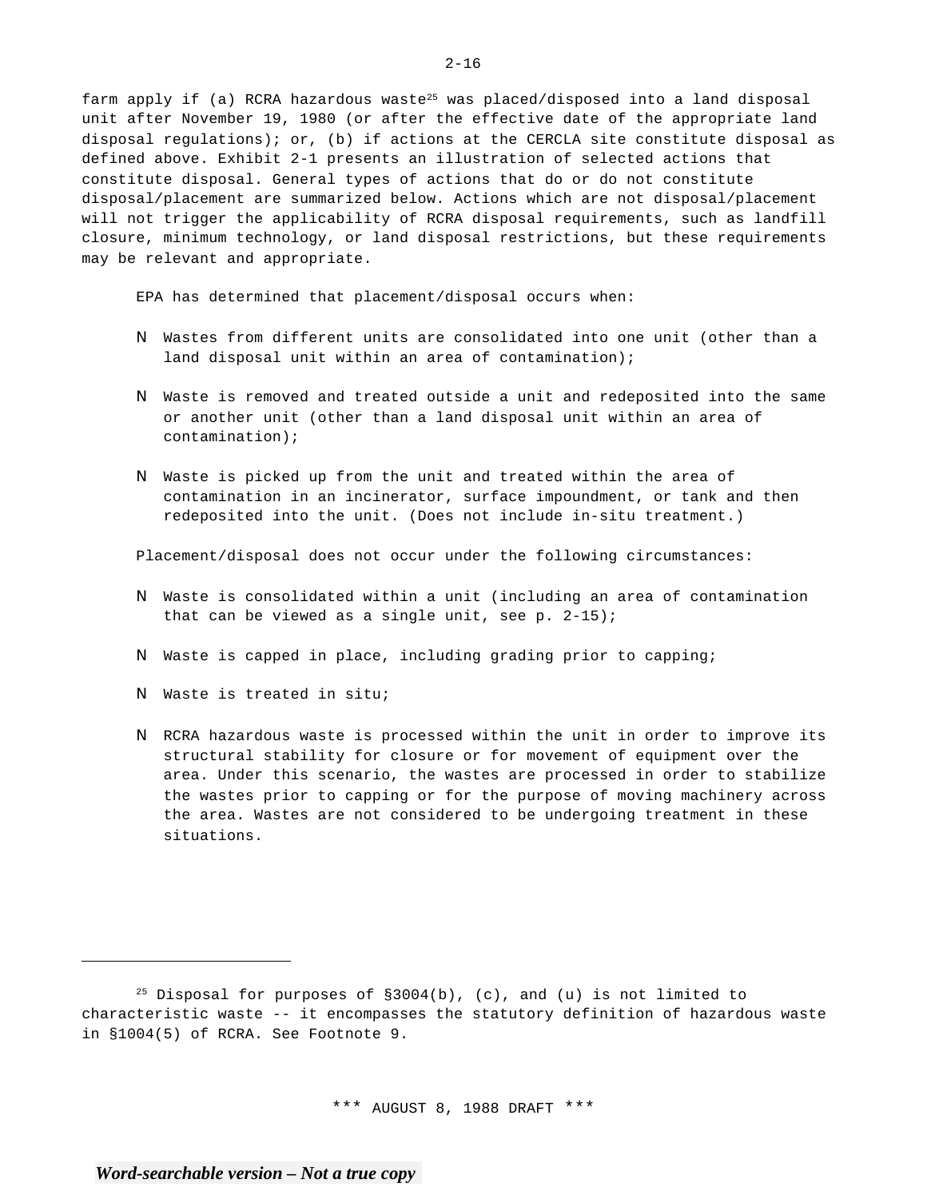farm apply if (a) RCRA hazardous waste[25] was placed/disposed into a land disposal unit after November 19, 1980 (or after the effective date of the appropriate land disposal regulations); or, (b) if actions at the CERCLA site constitute disposal as defined above. Exhibit 2-1 presents an illustration of selected actions that constitute disposal. General types of actions that do or do not constitute disposal/placement are summarized below. Actions which are not disposal/placement will not trigger the applicability of RCRA disposal requirements, such as landfill closure, minimum technology, or land disposal restrictions, but these requirements may be relevant and appropriate.

EPA has determined that placement/disposal occurs when:

- Wastes from different units are consolidated into one unit (other than a land disposal unit within an area of contamination);
- Waste is removed and treated outside a unit and redeposited into the same or another unit (other than a land disposal unit within an area of contamination);
- Waste is picked up from the unit and treated within the area of contamination in an incinerator, surface impoundment, or tank and then redeposited into the unit. (Does not include in-situ treatment.)

Placement/disposal does not occur under the following circumstances:

- Waste is consolidated within a unit (including an area of contamination that can be viewed as a single unit, see p. 2-15);
- Waste is capped in place, including grading prior to capping;
- Waste is treated in situ;
- RCRA hazardous waste is processed within the unit in order to improve its structural stability for closure or for movement of equipment over the area. Under this scenario, the wastes are processed in order to stabilize the wastes prior to capping or for the purpose of moving machinery across the area. Wastes are not considered to be undergoing treatment in these situations.

---

[25] Disposal for purposes of §3004(b), (c), and (u) is not limited to characteristic waste -- it encompasses the statutory definition of hazardous waste in §1004(5) of RCRA. See Footnote 9.

\*\*\* AUGUST 8, 1988 DRAFT \*\*\*

*Word-searchable version – Not a true copy*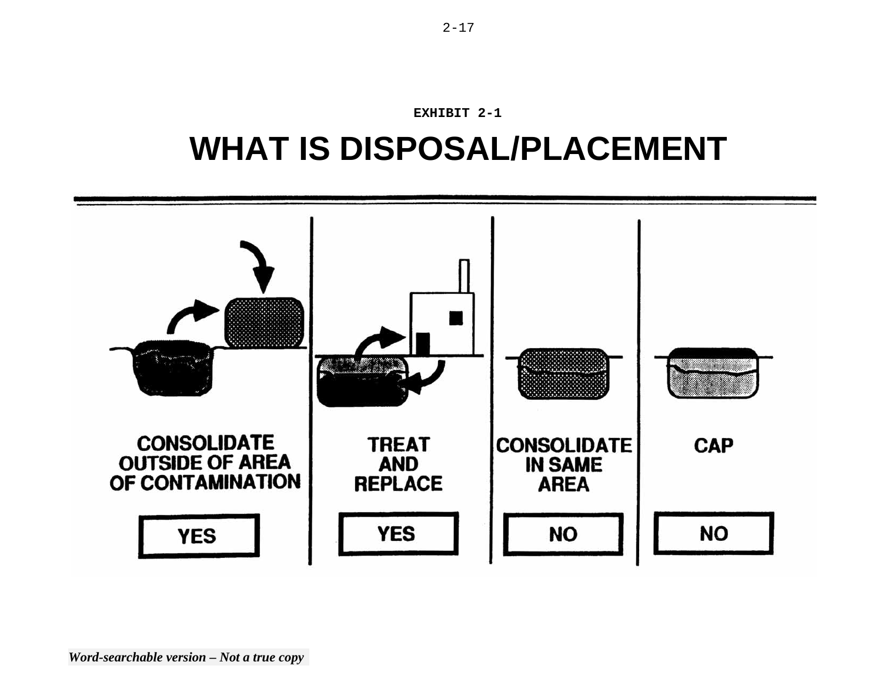**EXHIBIT 2-1**

# WHAT IS DISPOSAL/PLACEMENT

| CONSOLIDATE OUTSIDE OF AREA OF CONTAMINATION | TREAT AND REPLACE | CONSOLIDATE IN SAME AREA | CAP |
|---|---|---|---|
| YES | YES | NO | NO |

*Word-searchable version – Not a true copy*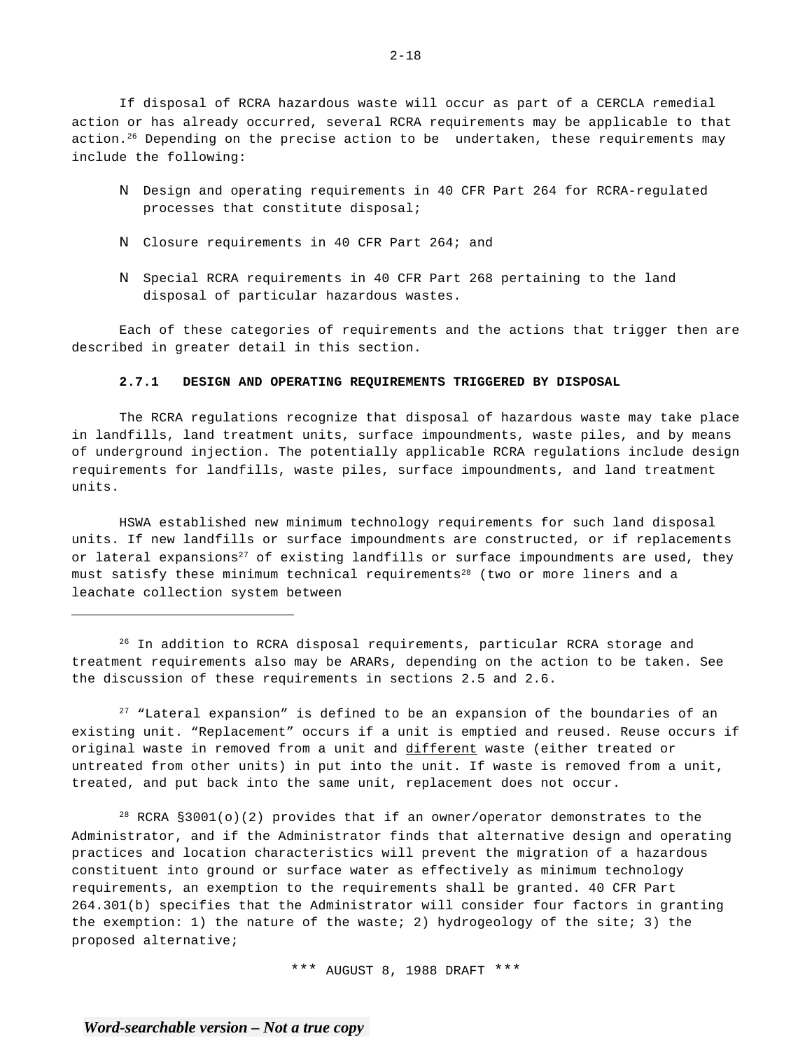If disposal of RCRA hazardous waste will occur as part of a CERCLA remedial action or has already occurred, several RCRA requirements may be applicable to that action.[26] Depending on the precise action to be undertaken, these requirements may include the following:

- Design and operating requirements in 40 CFR Part 264 for RCRA-regulated processes that constitute disposal;
- Closure requirements in 40 CFR Part 264; and
- Special RCRA requirements in 40 CFR Part 268 pertaining to the land disposal of particular hazardous wastes.

Each of these categories of requirements and the actions that trigger then are described in greater detail in this section.

### 2.7.1 DESIGN AND OPERATING REQUIREMENTS TRIGGERED BY DISPOSAL

The RCRA regulations recognize that disposal of hazardous waste may take place in landfills, land treatment units, surface impoundments, waste piles, and by means of underground injection. The potentially applicable RCRA regulations include design requirements for landfills, waste piles, surface impoundments, and land treatment units.

HSWA established new minimum technology requirements for such land disposal units. If new landfills or surface impoundments are constructed, or if replacements or lateral expansions[27] of existing landfills or surface impoundments are used, they must satisfy these minimum technical requirements[28] (two or more liners and a leachate collection system between

---

[26] In addition to RCRA disposal requirements, particular RCRA storage and treatment requirements also may be ARARs, depending on the action to be taken. See the discussion of these requirements in sections 2.5 and 2.6.

[27] "Lateral expansion" is defined to be an expansion of the boundaries of an existing unit. "Replacement" occurs if a unit is emptied and reused. Reuse occurs if original waste in removed from a unit and <u>different</u> waste (either treated or untreated from other units) in put into the unit. If waste is removed from a unit, treated, and put back into the same unit, replacement does not occur.

[28] RCRA §3001(o)(2) provides that if an owner/operator demonstrates to the Administrator, and if the Administrator finds that alternative design and operating practices and location characteristics will prevent the migration of a hazardous constituent into ground or surface water as effectively as minimum technology requirements, an exemption to the requirements shall be granted. 40 CFR Part 264.301(b) specifies that the Administrator will consider four factors in granting the exemption: 1) the nature of the waste; 2) hydrogeology of the site; 3) the proposed alternative;

*** AUGUST 8, 1988 DRAFT ***

***Word-searchable version – Not a true copy***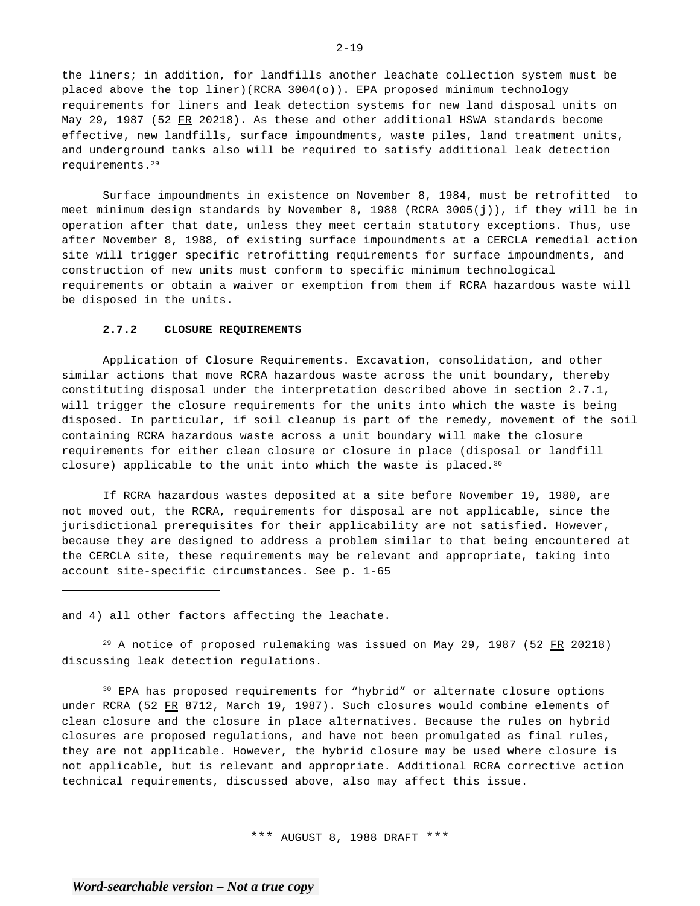the liners; in addition, for landfills another leachate collection system must be placed above the top liner)(RCRA 3004(o)). EPA proposed minimum technology requirements for liners and leak detection systems for new land disposal units on May 29, 1987 (52 FR 20218). As these and other additional HSWA standards become effective, new landfills, surface impoundments, waste piles, land treatment units, and underground tanks also will be required to satisfy additional leak detection requirements.[29]

Surface impoundments in existence on November 8, 1984, must be retrofitted to meet minimum design standards by November 8, 1988 (RCRA 3005(j)), if they will be in operation after that date, unless they meet certain statutory exceptions. Thus, use after November 8, 1988, of existing surface impoundments at a CERCLA remedial action site will trigger specific retrofitting requirements for surface impoundments, and construction of new units must conform to specific minimum technological requirements or obtain a waiver or exemption from them if RCRA hazardous waste will be disposed in the units.

### 2.7.2 CLOSURE REQUIREMENTS

Application of Closure Requirements. Excavation, consolidation, and other similar actions that move RCRA hazardous waste across the unit boundary, thereby constituting disposal under the interpretation described above in section 2.7.1, will trigger the closure requirements for the units into which the waste is being disposed. In particular, if soil cleanup is part of the remedy, movement of the soil containing RCRA hazardous waste across a unit boundary will make the closure requirements for either clean closure or closure in place (disposal or landfill closure) applicable to the unit into which the waste is placed.[30]

If RCRA hazardous wastes deposited at a site before November 19, 1980, are not moved out, the RCRA, requirements for disposal are not applicable, since the jurisdictional prerequisites for their applicability are not satisfied. However, because they are designed to address a problem similar to that being encountered at the CERCLA site, these requirements may be relevant and appropriate, taking into account site-specific circumstances. See p. 1-65

---

and 4) all other factors affecting the leachate.

[29] A notice of proposed rulemaking was issued on May 29, 1987 (52 FR 20218) discussing leak detection regulations.

[30] EPA has proposed requirements for "hybrid" or alternate closure options under RCRA (52 FR 8712, March 19, 1987). Such closures would combine elements of clean closure and the closure in place alternatives. Because the rules on hybrid closures are proposed regulations, and have not been promulgated as final rules, they are not applicable. However, the hybrid closure may be used where closure is not applicable, but is relevant and appropriate. Additional RCRA corrective action technical requirements, discussed above, also may affect this issue.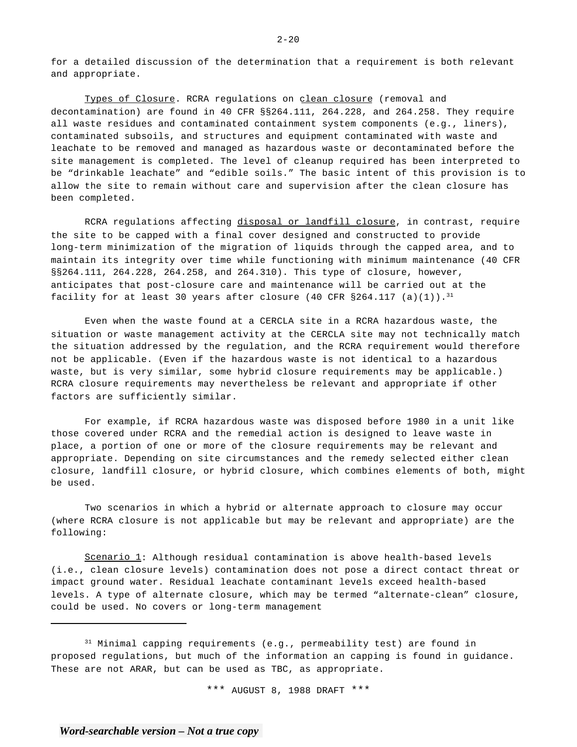for a detailed discussion of the determination that a requirement is both relevant and appropriate.

Types of Closure. RCRA regulations on clean closure (removal and decontamination) are found in 40 CFR §§264.111, 264.228, and 264.258. They require all waste residues and contaminated containment system components (e.g., liners), contaminated subsoils, and structures and equipment contaminated with waste and leachate to be removed and managed as hazardous waste or decontaminated before the site management is completed. The level of cleanup required has been interpreted to be "drinkable leachate" and "edible soils." The basic intent of this provision is to allow the site to remain without care and supervision after the clean closure has been completed.

RCRA regulations affecting disposal or landfill closure, in contrast, require the site to be capped with a final cover designed and constructed to provide long-term minimization of the migration of liquids through the capped area, and to maintain its integrity over time while functioning with minimum maintenance (40 CFR §§264.111, 264.228, 264.258, and 264.310). This type of closure, however, anticipates that post-closure care and maintenance will be carried out at the facility for at least 30 years after closure (40 CFR §264.117 (a)(1)).[31]

Even when the waste found at a CERCLA site in a RCRA hazardous waste, the situation or waste management activity at the CERCLA site may not technically match the situation addressed by the regulation, and the RCRA requirement would therefore not be applicable. (Even if the hazardous waste is not identical to a hazardous waste, but is very similar, some hybrid closure requirements may be applicable.) RCRA closure requirements may nevertheless be relevant and appropriate if other factors are sufficiently similar.

For example, if RCRA hazardous waste was disposed before 1980 in a unit like those covered under RCRA and the remedial action is designed to leave waste in place, a portion of one or more of the closure requirements may be relevant and appropriate. Depending on site circumstances and the remedy selected either clean closure, landfill closure, or hybrid closure, which combines elements of both, might be used.

Two scenarios in which a hybrid or alternate approach to closure may occur (where RCRA closure is not applicable but may be relevant and appropriate) are the following:

Scenario 1: Although residual contamination is above health-based levels (i.e., clean closure levels) contamination does not pose a direct contact threat or impact ground water. Residual leachate contaminant levels exceed health-based levels. A type of alternate closure, which may be termed "alternate-clean" closure, could be used. No covers or long-term management

[31] Minimal capping requirements (e.g., permeability test) are found in proposed regulations, but much of the information an capping is found in guidance. These are not ARAR, but can be used as TBC, as appropriate.

\*\*\* AUGUST 8, 1988 DRAFT \*\*\*

*Word-searchable version – Not a true copy*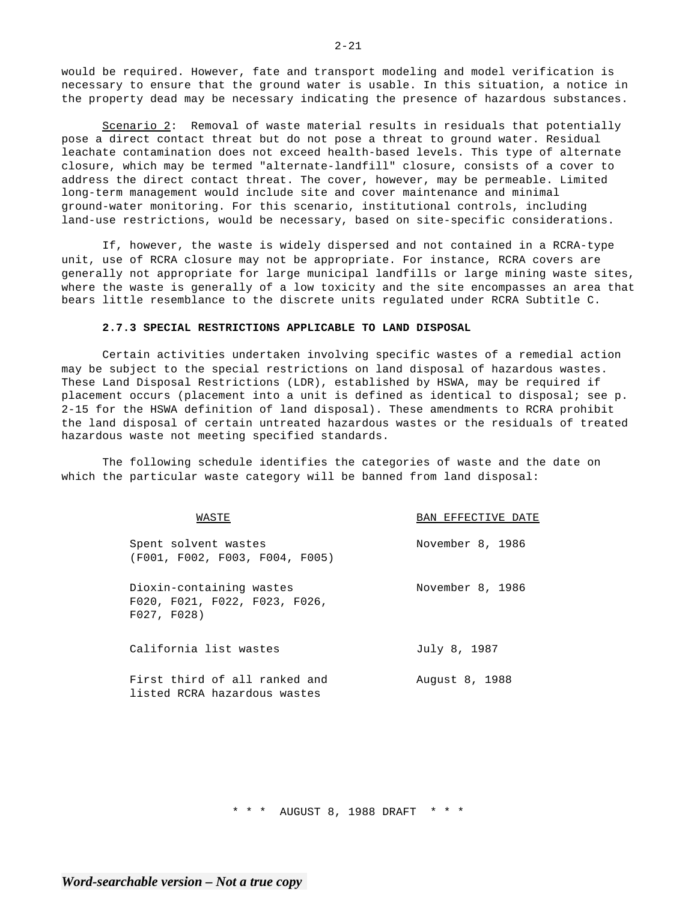would be required. However, fate and transport modeling and model verification is necessary to ensure that the ground water is usable. In this situation, a notice in the property dead may be necessary indicating the presence of hazardous substances.

Scenario 2: Removal of waste material results in residuals that potentially pose a direct contact threat but do not pose a threat to ground water. Residual leachate contamination does not exceed health-based levels. This type of alternate closure, which may be termed "alternate-landfill" closure, consists of a cover to address the direct contact threat. The cover, however, may be permeable. Limited long-term management would include site and cover maintenance and minimal ground-water monitoring. For this scenario, institutional controls, including land-use restrictions, would be necessary, based on site-specific considerations.

If, however, the waste is widely dispersed and not contained in a RCRA-type unit, use of RCRA closure may not be appropriate. For instance, RCRA covers are generally not appropriate for large municipal landfills or large mining waste sites, where the waste is generally of a low toxicity and the site encompasses an area that bears little resemblance to the discrete units regulated under RCRA Subtitle C.

### 2.7.3 SPECIAL RESTRICTIONS APPLICABLE TO LAND DISPOSAL

Certain activities undertaken involving specific wastes of a remedial action may be subject to the special restrictions on land disposal of hazardous wastes. These Land Disposal Restrictions (LDR), established by HSWA, may be required if placement occurs (placement into a unit is defined as identical to disposal; see p. 2-15 for the HSWA definition of land disposal). These amendments to RCRA prohibit the land disposal of certain untreated hazardous wastes or the residuals of treated hazardous waste not meeting specified standards.

The following schedule identifies the categories of waste and the date on which the particular waste category will be banned from land disposal:

| WASTE | BAN EFFECTIVE DATE |
|---|---|
| Spent solvent wastes (F001, F002, F003, F004, F005) | November 8, 1986 |
| Dioxin-containing wastes F020, F021, F022, F023, F026, F027, F028) | November 8, 1986 |
| California list wastes | July 8, 1987 |
| First third of all ranked and listed RCRA hazardous wastes | August 8, 1988 |

* * * AUGUST 8, 1988 DRAFT * * *

*Word-searchable version – Not a true copy*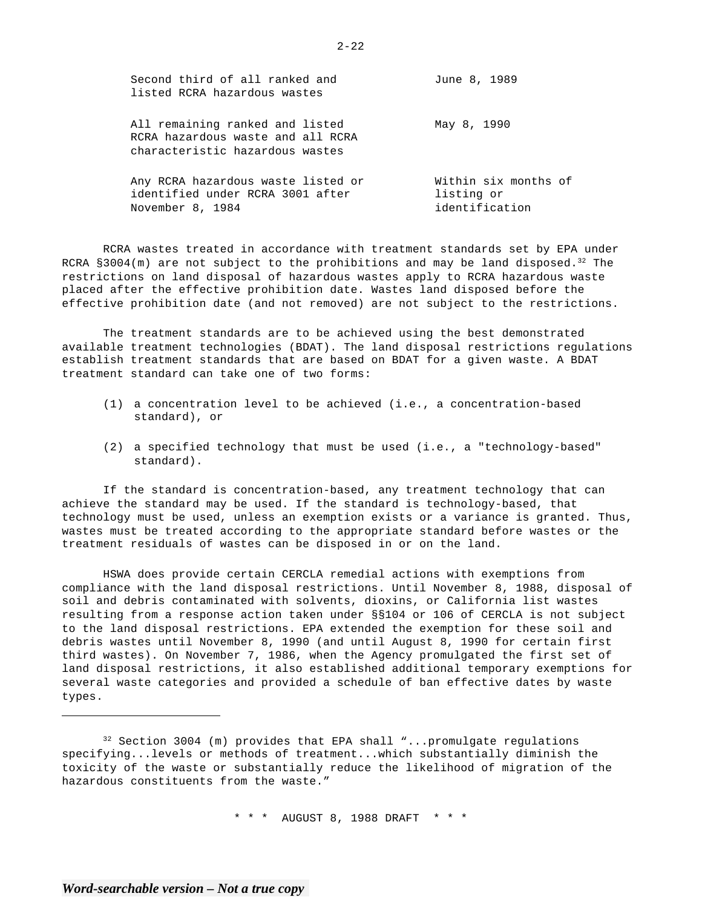| | |
|---|---|
| Second third of all ranked and listed RCRA hazardous wastes | June 8, 1989 |
| All remaining ranked and listed RCRA hazardous waste and all RCRA characteristic hazardous wastes | May 8, 1990 |
| Any RCRA hazardous waste listed or identified under RCRA 3001 after November 8, 1984 | Within six months of listing or identification |

RCRA wastes treated in accordance with treatment standards set by EPA under RCRA §3004(m) are not subject to the prohibitions and may be land disposed.[32] The restrictions on land disposal of hazardous wastes apply to RCRA hazardous waste placed after the effective prohibition date. Wastes land disposed before the effective prohibition date (and not removed) are not subject to the restrictions.

The treatment standards are to be achieved using the best demonstrated available treatment technologies (BDAT). The land disposal restrictions regulations establish treatment standards that are based on BDAT for a given waste. A BDAT treatment standard can take one of two forms:

(1) a concentration level to be achieved (i.e., a concentration-based standard), or

(2) a specified technology that must be used (i.e., a "technology-based" standard).

If the standard is concentration-based, any treatment technology that can achieve the standard may be used. If the standard is technology-based, that technology must be used, unless an exemption exists or a variance is granted. Thus, wastes must be treated according to the appropriate standard before wastes or the treatment residuals of wastes can be disposed in or on the land.

HSWA does provide certain CERCLA remedial actions with exemptions from compliance with the land disposal restrictions. Until November 8, 1988, disposal of soil and debris contaminated with solvents, dioxins, or California list wastes resulting from a response action taken under §§104 or 106 of CERCLA is not subject to the land disposal restrictions. EPA extended the exemption for these soil and debris wastes until November 8, 1990 (and until August 8, 1990 for certain first third wastes). On November 7, 1986, when the Agency promulgated the first set of land disposal restrictions, it also established additional temporary exemptions for several waste categories and provided a schedule of ban effective dates by waste types.

---

[32] Section 3004 (m) provides that EPA shall "...promulgate regulations specifying...levels or methods of treatment...which substantially diminish the toxicity of the waste or substantially reduce the likelihood of migration of the hazardous constituents from the waste."

* * * AUGUST 8, 1988 DRAFT * * *

*Word-searchable version – Not a true copy*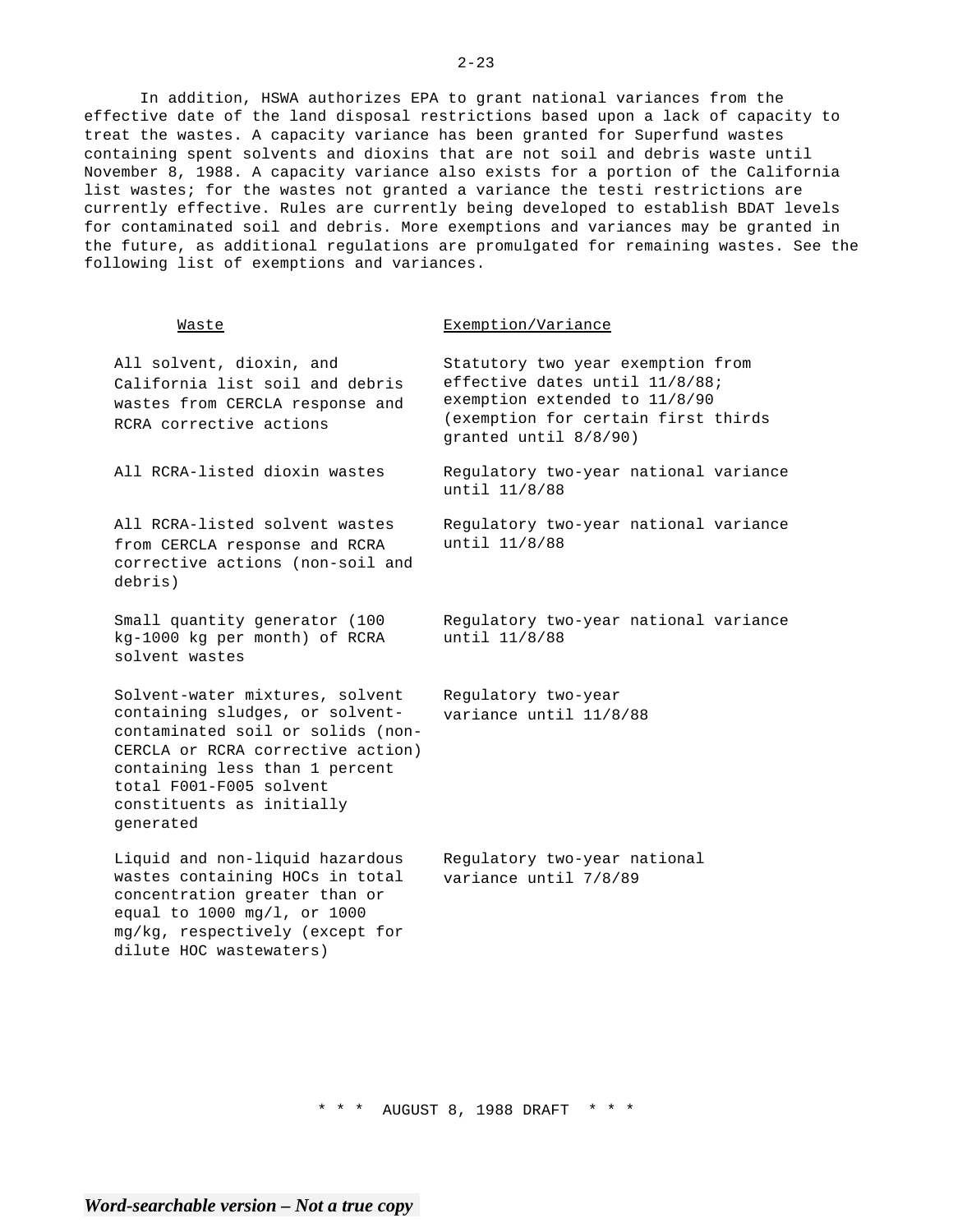In addition, HSWA authorizes EPA to grant national variances from the effective date of the land disposal restrictions based upon a lack of capacity to treat the wastes. A capacity variance has been granted for Superfund wastes containing spent solvents and dioxins that are not soil and debris waste until November 8, 1988. A capacity variance also exists for a portion of the California list wastes; for the wastes not granted a variance the testi restrictions are currently effective. Rules are currently being developed to establish BDAT levels for contaminated soil and debris. More exemptions and variances may be granted in the future, as additional regulations are promulgated for remaining wastes. See the following list of exemptions and variances.

| Waste | Exemption/Variance |
|---|---|
| All solvent, dioxin, and California list soil and debris wastes from CERCLA response and RCRA corrective actions | Statutory two year exemption from effective dates until 11/8/88; exemption extended to 11/8/90 (exemption for certain first thirds granted until 8/8/90) |
| All RCRA-listed dioxin wastes | Regulatory two-year national variance until 11/8/88 |
| All RCRA-listed solvent wastes from CERCLA response and RCRA corrective actions (non-soil and debris) | Regulatory two-year national variance until 11/8/88 |
| Small quantity generator (100 kg-1000 kg per month) of RCRA solvent wastes | Regulatory two-year national variance until 11/8/88 |
| Solvent-water mixtures, solvent containing sludges, or solvent-contaminated soil or solids (non-CERCLA or RCRA corrective action) containing less than 1 percent total F001-F005 solvent constituents as initially generated | Regulatory two-year variance until 11/8/88 |
| Liquid and non-liquid hazardous wastes containing HOCs in total concentration greater than or equal to 1000 mg/l, or 1000 mg/kg, respectively (except for dilute HOC wastewaters) | Regulatory two-year national variance until 7/8/89 |

\* \* \* AUGUST 8, 1988 DRAFT \* \* \*

*Word-searchable version – Not a true copy*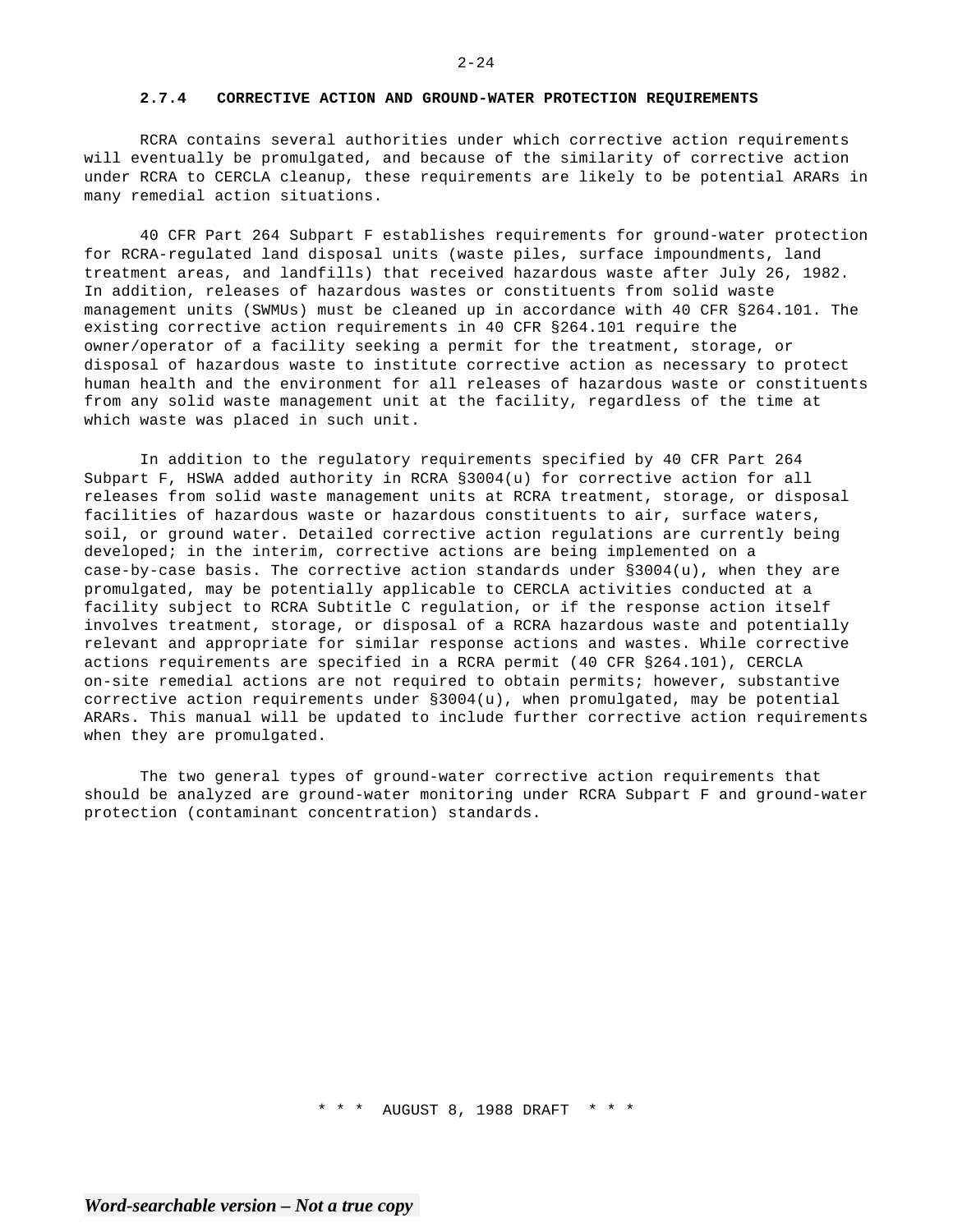### 2.7.4 CORRECTIVE ACTION AND GROUND-WATER PROTECTION REQUIREMENTS

RCRA contains several authorities under which corrective action requirements will eventually be promulgated, and because of the similarity of corrective action under RCRA to CERCLA cleanup, these requirements are likely to be potential ARARs in many remedial action situations.

40 CFR Part 264 Subpart F establishes requirements for ground-water protection for RCRA-regulated land disposal units (waste piles, surface impoundments, land treatment areas, and landfills) that received hazardous waste after July 26, 1982. In addition, releases of hazardous wastes or constituents from solid waste management units (SWMUs) must be cleaned up in accordance with 40 CFR §264.101. The existing corrective action requirements in 40 CFR §264.101 require the owner/operator of a facility seeking a permit for the treatment, storage, or disposal of hazardous waste to institute corrective action as necessary to protect human health and the environment for all releases of hazardous waste or constituents from any solid waste management unit at the facility, regardless of the time at which waste was placed in such unit.

In addition to the regulatory requirements specified by 40 CFR Part 264 Subpart F, HSWA added authority in RCRA §3004(u) for corrective action for all releases from solid waste management units at RCRA treatment, storage, or disposal facilities of hazardous waste or hazardous constituents to air, surface waters, soil, or ground water. Detailed corrective action regulations are currently being developed; in the interim, corrective actions are being implemented on a case-by-case basis. The corrective action standards under §3004(u), when they are promulgated, may be potentially applicable to CERCLA activities conducted at a facility subject to RCRA Subtitle C regulation, or if the response action itself involves treatment, storage, or disposal of a RCRA hazardous waste and potentially relevant and appropriate for similar response actions and wastes. While corrective actions requirements are specified in a RCRA permit (40 CFR §264.101), CERCLA on-site remedial actions are not required to obtain permits; however, substantive corrective action requirements under §3004(u), when promulgated, may be potential ARARs. This manual will be updated to include further corrective action requirements when they are promulgated.

The two general types of ground-water corrective action requirements that should be analyzed are ground-water monitoring under RCRA Subpart F and ground-water protection (contaminant concentration) standards.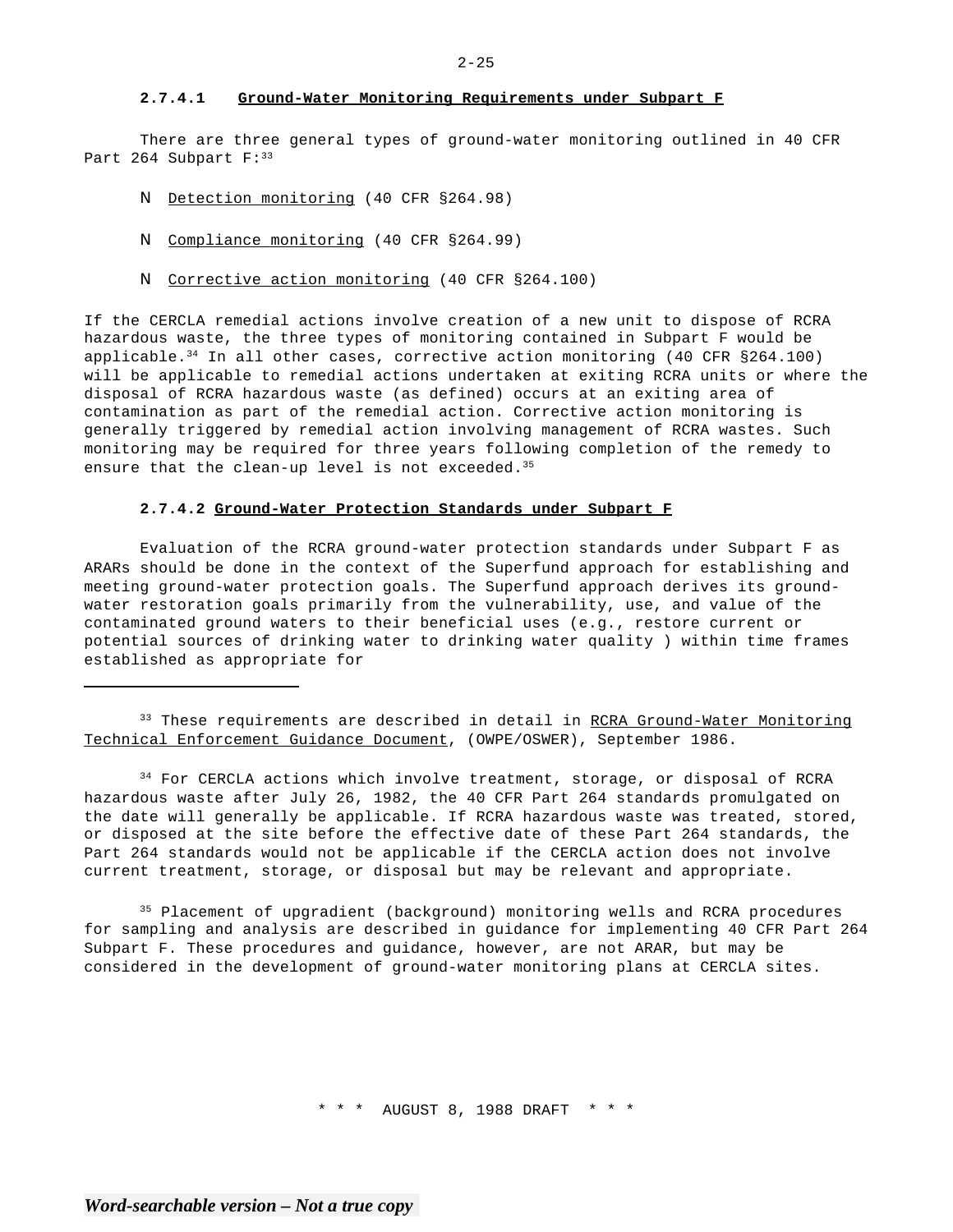#### 2.7.4.1 Ground-Water Monitoring Requirements under Subpart F

There are three general types of ground-water monitoring outlined in 40 CFR Part 264 Subpart F:[33]

- Detection monitoring (40 CFR §264.98)
- Compliance monitoring (40 CFR §264.99)
- Corrective action monitoring (40 CFR §264.100)

If the CERCLA remedial actions involve creation of a new unit to dispose of RCRA hazardous waste, the three types of monitoring contained in Subpart F would be applicable.[34] In all other cases, corrective action monitoring (40 CFR §264.100) will be applicable to remedial actions undertaken at exiting RCRA units or where the disposal of RCRA hazardous waste (as defined) occurs at an exiting area of contamination as part of the remedial action. Corrective action monitoring is generally triggered by remedial action involving management of RCRA wastes. Such monitoring may be required for three years following completion of the remedy to ensure that the clean-up level is not exceeded.[35]

#### 2.7.4.2 Ground-Water Protection Standards under Subpart F

Evaluation of the RCRA ground-water protection standards under Subpart F as ARARs should be done in the context of the Superfund approach for establishing and meeting ground-water protection goals. The Superfund approach derives its ground-water restoration goals primarily from the vulnerability, use, and value of the contaminated ground waters to their beneficial uses (e.g., restore current or potential sources of drinking water to drinking water quality ) within time frames established as appropriate for

---

[33] These requirements are described in detail in RCRA Ground-Water Monitoring Technical Enforcement Guidance Document, (OWPE/OSWER), September 1986.

[34] For CERCLA actions which involve treatment, storage, or disposal of RCRA hazardous waste after July 26, 1982, the 40 CFR Part 264 standards promulgated on the date will generally be applicable. If RCRA hazardous waste was treated, stored, or disposed at the site before the effective date of these Part 264 standards, the Part 264 standards would not be applicable if the CERCLA action does not involve current treatment, storage, or disposal but may be relevant and appropriate.

[35] Placement of upgradient (background) monitoring wells and RCRA procedures for sampling and analysis are described in guidance for implementing 40 CFR Part 264 Subpart F. These procedures and guidance, however, are not ARAR, but may be considered in the development of ground-water monitoring plans at CERCLA sites.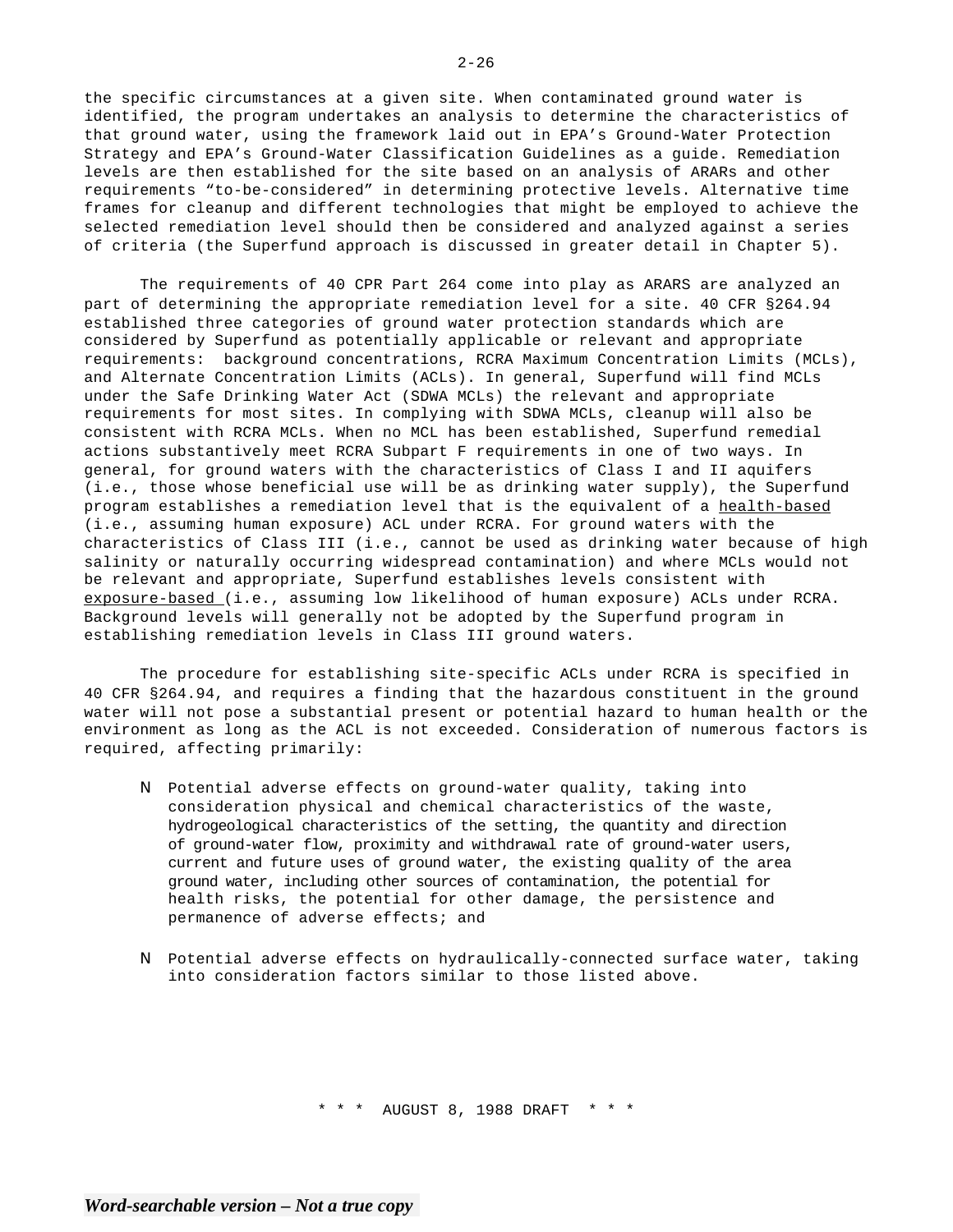the specific circumstances at a given site. When contaminated ground water is identified, the program undertakes an analysis to determine the characteristics of that ground water, using the framework laid out in EPA's Ground-Water Protection Strategy and EPA's Ground-Water Classification Guidelines as a guide. Remediation levels are then established for the site based on an analysis of ARARs and other requirements "to-be-considered" in determining protective levels. Alternative time frames for cleanup and different technologies that might be employed to achieve the selected remediation level should then be considered and analyzed against a series of criteria (the Superfund approach is discussed in greater detail in Chapter 5).

The requirements of 40 CPR Part 264 come into play as ARARS are analyzed an part of determining the appropriate remediation level for a site. 40 CFR §264.94 established three categories of ground water protection standards which are considered by Superfund as potentially applicable or relevant and appropriate requirements: background concentrations, RCRA Maximum Concentration Limits (MCLs), and Alternate Concentration Limits (ACLs). In general, Superfund will find MCLs under the Safe Drinking Water Act (SDWA MCLs) the relevant and appropriate requirements for most sites. In complying with SDWA MCLs, cleanup will also be consistent with RCRA MCLs. When no MCL has been established, Superfund remedial actions substantively meet RCRA Subpart F requirements in one of two ways. In general, for ground waters with the characteristics of Class I and II aquifers (i.e., those whose beneficial use will be as drinking water supply), the Superfund program establishes a remediation level that is the equivalent of a <u>health-based</u> (i.e., assuming human exposure) ACL under RCRA. For ground waters with the characteristics of Class III (i.e., cannot be used as drinking water because of high salinity or naturally occurring widespread contamination) and where MCLs would not be relevant and appropriate, Superfund establishes levels consistent with <u>exposure-based</u> (i.e., assuming low likelihood of human exposure) ACLs under RCRA. Background levels will generally not be adopted by the Superfund program in establishing remediation levels in Class III ground waters.

The procedure for establishing site-specific ACLs under RCRA is specified in 40 CFR §264.94, and requires a finding that the hazardous constituent in the ground water will not pose a substantial present or potential hazard to human health or the environment as long as the ACL is not exceeded. Consideration of numerous factors is required, affecting primarily:

- Potential adverse effects on ground-water quality, taking into consideration physical and chemical characteristics of the waste, hydrogeological characteristics of the setting, the quantity and direction of ground-water flow, proximity and withdrawal rate of ground-water users, current and future uses of ground water, the existing quality of the area ground water, including other sources of contamination, the potential for health risks, the potential for other damage, the persistence and permanence of adverse effects; and

- Potential adverse effects on hydraulically-connected surface water, taking into consideration factors similar to those listed above.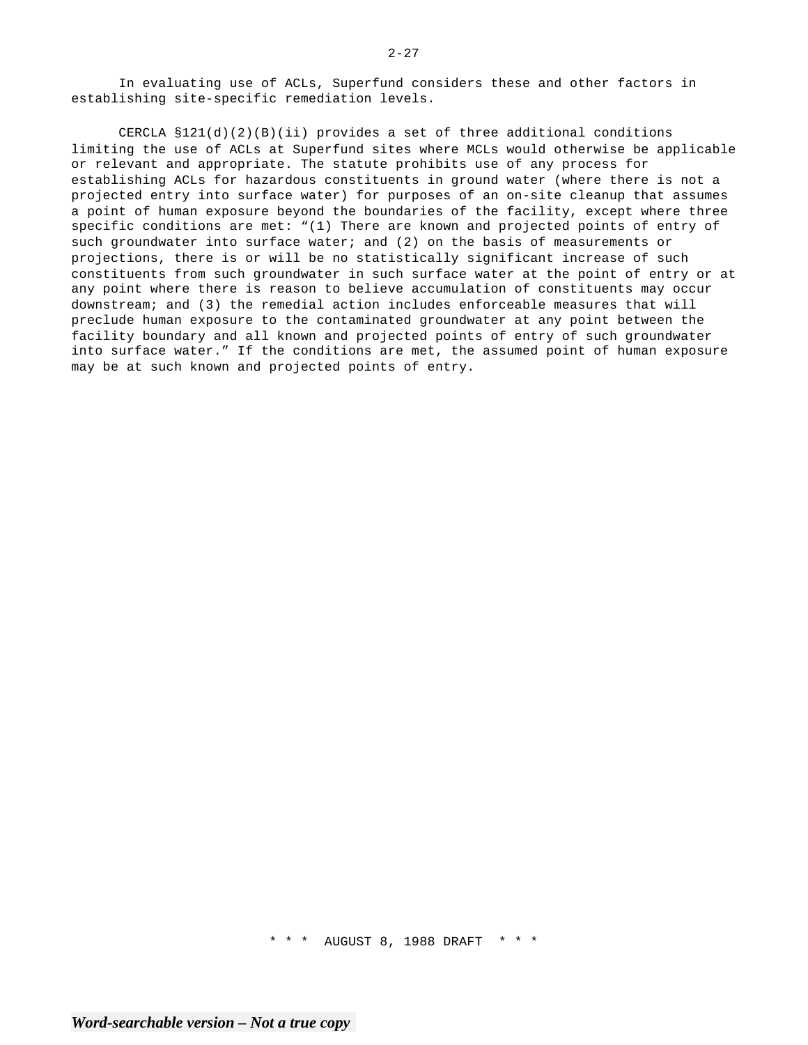In evaluating use of ACLs, Superfund considers these and other factors in establishing site-specific remediation levels.

CERCLA §121(d)(2)(B)(ii) provides a set of three additional conditions limiting the use of ACLs at Superfund sites where MCLs would otherwise be applicable or relevant and appropriate. The statute prohibits use of any process for establishing ACLs for hazardous constituents in ground water (where there is not a projected entry into surface water) for purposes of an on-site cleanup that assumes a point of human exposure beyond the boundaries of the facility, except where three specific conditions are met: "(1) There are known and projected points of entry of such groundwater into surface water; and (2) on the basis of measurements or projections, there is or will be no statistically significant increase of such constituents from such groundwater in such surface water at the point of entry or at any point where there is reason to believe accumulation of constituents may occur downstream; and (3) the remedial action includes enforceable measures that will preclude human exposure to the contaminated groundwater at any point between the facility boundary and all known and projected points of entry of such groundwater into surface water." If the conditions are met, the assumed point of human exposure may be at such known and projected points of entry.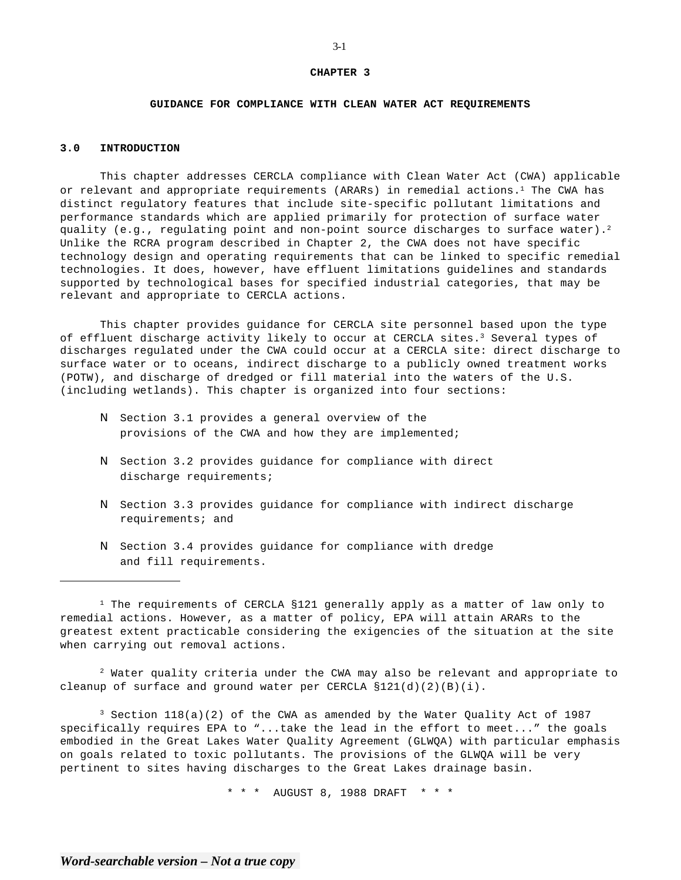# CHAPTER 3

# GUIDANCE FOR COMPLIANCE WITH CLEAN WATER ACT REQUIREMENTS

## 3.0 INTRODUCTION

This chapter addresses CERCLA compliance with Clean Water Act (CWA) applicable or relevant and appropriate requirements (ARARs) in remedial actions.[1] The CWA has distinct regulatory features that include site-specific pollutant limitations and performance standards which are applied primarily for protection of surface water quality (e.g., regulating point and non-point source discharges to surface water).[2] Unlike the RCRA program described in Chapter 2, the CWA does not have specific technology design and operating requirements that can be linked to specific remedial technologies. It does, however, have effluent limitations guidelines and standards supported by technological bases for specified industrial categories, that may be relevant and appropriate to CERCLA actions.

This chapter provides guidance for CERCLA site personnel based upon the type of effluent discharge activity likely to occur at CERCLA sites.[3] Several types of discharges regulated under the CWA could occur at a CERCLA site: direct discharge to surface water or to oceans, indirect discharge to a publicly owned treatment works (POTW), and discharge of dredged or fill material into the waters of the U.S. (including wetlands). This chapter is organized into four sections:

- Section 3.1 provides a general overview of the provisions of the CWA and how they are implemented;
- Section 3.2 provides guidance for compliance with direct discharge requirements;
- Section 3.3 provides guidance for compliance with indirect discharge requirements; and
- Section 3.4 provides guidance for compliance with dredge and fill requirements.

---

[1] The requirements of CERCLA §121 generally apply as a matter of law only to remedial actions. However, as a matter of policy, EPA will attain ARARs to the greatest extent practicable considering the exigencies of the situation at the site when carrying out removal actions.

[2] Water quality criteria under the CWA may also be relevant and appropriate to cleanup of surface and ground water per CERCLA §121(d)(2)(B)(i).

[3] Section 118(a)(2) of the CWA as amended by the Water Quality Act of 1987 specifically requires EPA to "...take the lead in the effort to meet..." the goals embodied in the Great Lakes Water Quality Agreement (GLWQA) with particular emphasis on goals related to toxic pollutants. The provisions of the GLWQA will be very pertinent to sites having discharges to the Great Lakes drainage basin.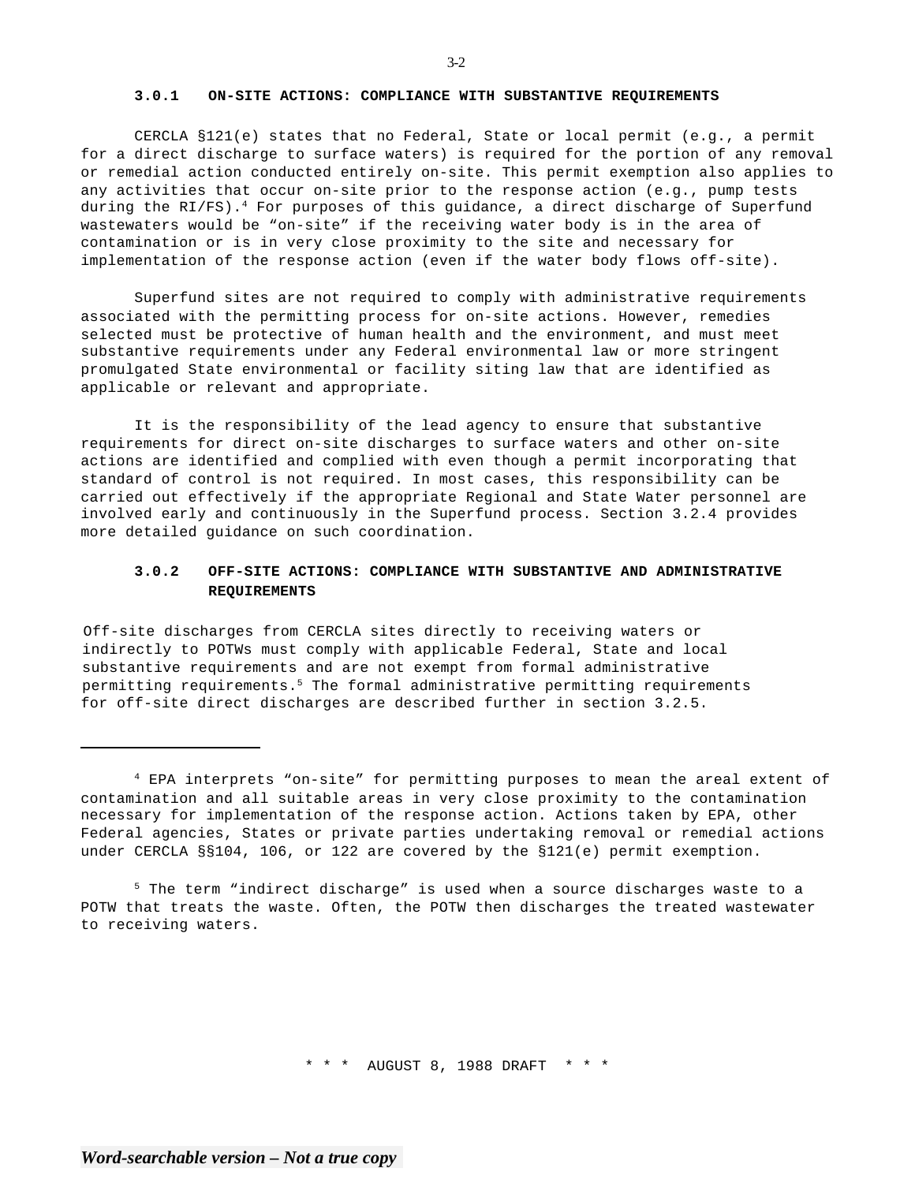### 3.0.1 ON-SITE ACTIONS: COMPLIANCE WITH SUBSTANTIVE REQUIREMENTS

CERCLA §121(e) states that no Federal, State or local permit (e.g., a permit for a direct discharge to surface waters) is required for the portion of any removal or remedial action conducted entirely on-site. This permit exemption also applies to any activities that occur on-site prior to the response action (e.g., pump tests during the RI/FS).[4] For purposes of this guidance, a direct discharge of Superfund wastewaters would be "on-site" if the receiving water body is in the area of contamination or is in very close proximity to the site and necessary for implementation of the response action (even if the water body flows off-site).

Superfund sites are not required to comply with administrative requirements associated with the permitting process for on-site actions. However, remedies selected must be protective of human health and the environment, and must meet substantive requirements under any Federal environmental law or more stringent promulgated State environmental or facility siting law that are identified as applicable or relevant and appropriate.

It is the responsibility of the lead agency to ensure that substantive requirements for direct on-site discharges to surface waters and other on-site actions are identified and complied with even though a permit incorporating that standard of control is not required. In most cases, this responsibility can be carried out effectively if the appropriate Regional and State Water personnel are involved early and continuously in the Superfund process. Section 3.2.4 provides more detailed guidance on such coordination.

### 3.0.2 OFF-SITE ACTIONS: COMPLIANCE WITH SUBSTANTIVE AND ADMINISTRATIVE REQUIREMENTS

Off-site discharges from CERCLA sites directly to receiving waters or indirectly to POTWs must comply with applicable Federal, State and local substantive requirements and are not exempt from formal administrative permitting requirements.[5] The formal administrative permitting requirements for off-site direct discharges are described further in section 3.2.5.

---

[4] EPA interprets "on-site" for permitting purposes to mean the areal extent of contamination and all suitable areas in very close proximity to the contamination necessary for implementation of the response action. Actions taken by EPA, other Federal agencies, States or private parties undertaking removal or remedial actions under CERCLA §§104, 106, or 122 are covered by the §121(e) permit exemption.

[5] The term "indirect discharge" is used when a source discharges waste to a POTW that treats the waste. Often, the POTW then discharges the treated wastewater to receiving waters.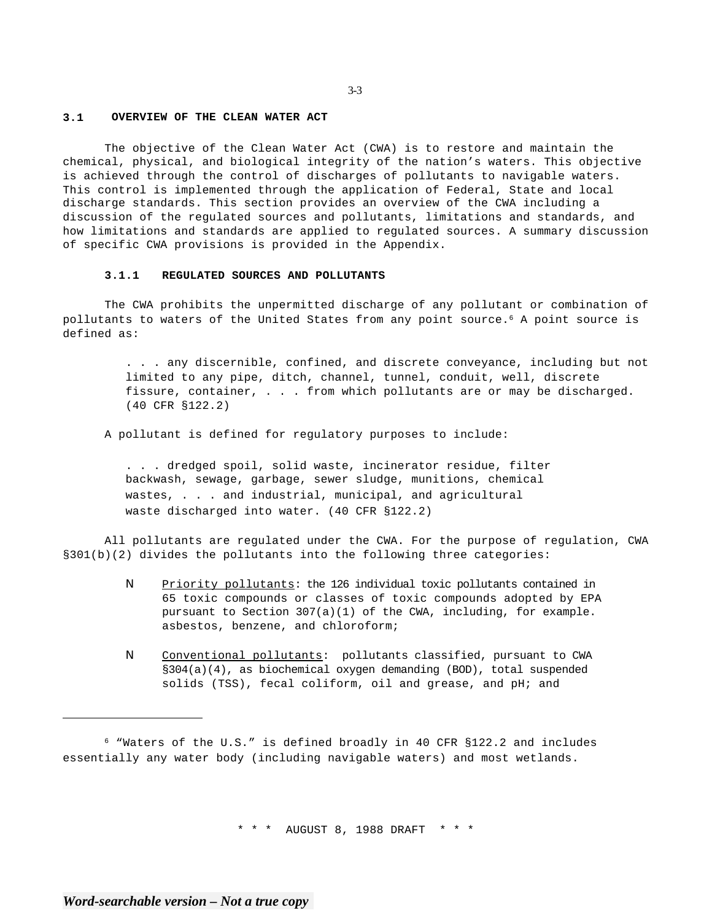## 3.1 OVERVIEW OF THE CLEAN WATER ACT

The objective of the Clean Water Act (CWA) is to restore and maintain the chemical, physical, and biological integrity of the nation's waters. This objective is achieved through the control of discharges of pollutants to navigable waters. This control is implemented through the application of Federal, State and local discharge standards. This section provides an overview of the CWA including a discussion of the regulated sources and pollutants, limitations and standards, and how limitations and standards are applied to regulated sources. A summary discussion of specific CWA provisions is provided in the Appendix.

### 3.1.1 REGULATED SOURCES AND POLLUTANTS

The CWA prohibits the unpermitted discharge of any pollutant or combination of pollutants to waters of the United States from any point source.[6] A point source is defined as:

> . . . any discernible, confined, and discrete conveyance, including but not limited to any pipe, ditch, channel, tunnel, conduit, well, discrete fissure, container, . . . from which pollutants are or may be discharged. (40 CFR §122.2)

A pollutant is defined for regulatory purposes to include:

> . . . dredged spoil, solid waste, incinerator residue, filter backwash, sewage, garbage, sewer sludge, munitions, chemical wastes, . . . and industrial, municipal, and agricultural waste discharged into water. (40 CFR §122.2)

All pollutants are regulated under the CWA. For the purpose of regulation, CWA §301(b)(2) divides the pollutants into the following three categories:

- <u>Priority pollutants</u>: the 126 individual toxic pollutants contained in 65 toxic compounds or classes of toxic compounds adopted by EPA pursuant to Section 307(a)(1) of the CWA, including, for example. asbestos, benzene, and chloroform;

- <u>Conventional pollutants</u>: pollutants classified, pursuant to CWA §304(a)(4), as biochemical oxygen demanding (BOD), total suspended solids (TSS), fecal coliform, oil and grease, and pH; and

---

[6] "Waters of the U.S." is defined broadly in 40 CFR §122.2 and includes essentially any water body (including navigable waters) and most wetlands.

\* \* \* AUGUST 8, 1988 DRAFT \* \* \*

*Word-searchable version – Not a true copy*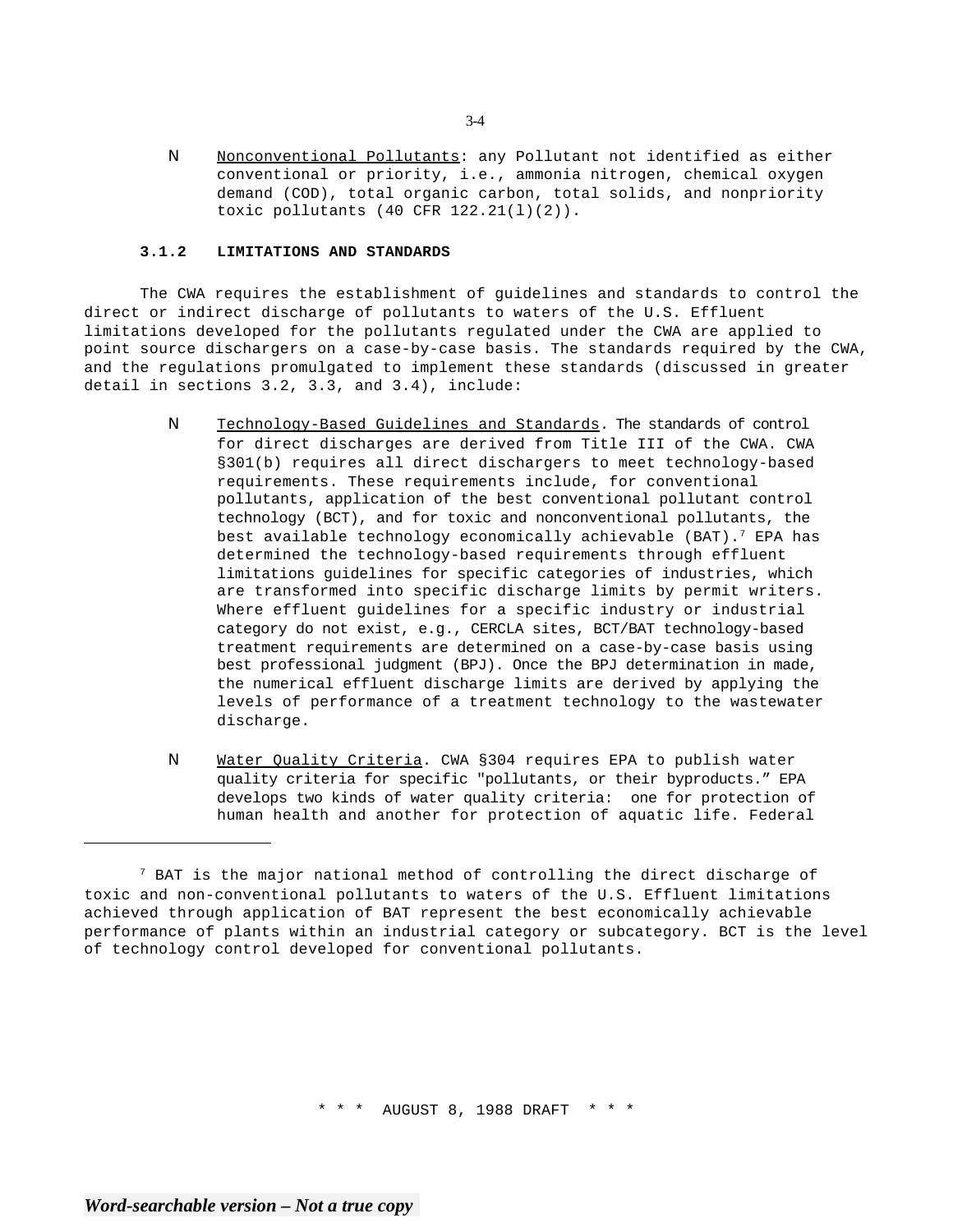- Nonconventional Pollutants: any Pollutant not identified as either conventional or priority, i.e., ammonia nitrogen, chemical oxygen demand (COD), total organic carbon, total solids, and nonpriority toxic pollutants (40 CFR 122.21(l)(2)).

### 3.1.2 LIMITATIONS AND STANDARDS

The CWA requires the establishment of guidelines and standards to control the direct or indirect discharge of pollutants to waters of the U.S. Effluent limitations developed for the pollutants regulated under the CWA are applied to point source dischargers on a case-by-case basis. The standards required by the CWA, and the regulations promulgated to implement these standards (discussed in greater detail in sections 3.2, 3.3, and 3.4), include:

- Technology-Based Guidelines and Standards. The standards of control for direct discharges are derived from Title III of the CWA. CWA §301(b) requires all direct dischargers to meet technology-based requirements. These requirements include, for conventional pollutants, application of the best conventional pollutant control technology (BCT), and for toxic and nonconventional pollutants, the best available technology economically achievable (BAT).[7] EPA has determined the technology-based requirements through effluent limitations guidelines for specific categories of industries, which are transformed into specific discharge limits by permit writers. Where effluent guidelines for a specific industry or industrial category do not exist, e.g., CERCLA sites, BCT/BAT technology-based treatment requirements are determined on a case-by-case basis using best professional judgment (BPJ). Once the BPJ determination in made, the numerical effluent discharge limits are derived by applying the levels of performance of a treatment technology to the wastewater discharge.

- Water Quality Criteria. CWA §304 requires EPA to publish water quality criteria for specific "pollutants, or their byproducts." EPA develops two kinds of water quality criteria: one for protection of human health and another for protection of aquatic life. Federal

---

[7] BAT is the major national method of controlling the direct discharge of toxic and non-conventional pollutants to waters of the U.S. Effluent limitations achieved through application of BAT represent the best economically achievable performance of plants within an industrial category or subcategory. BCT is the level of technology control developed for conventional pollutants.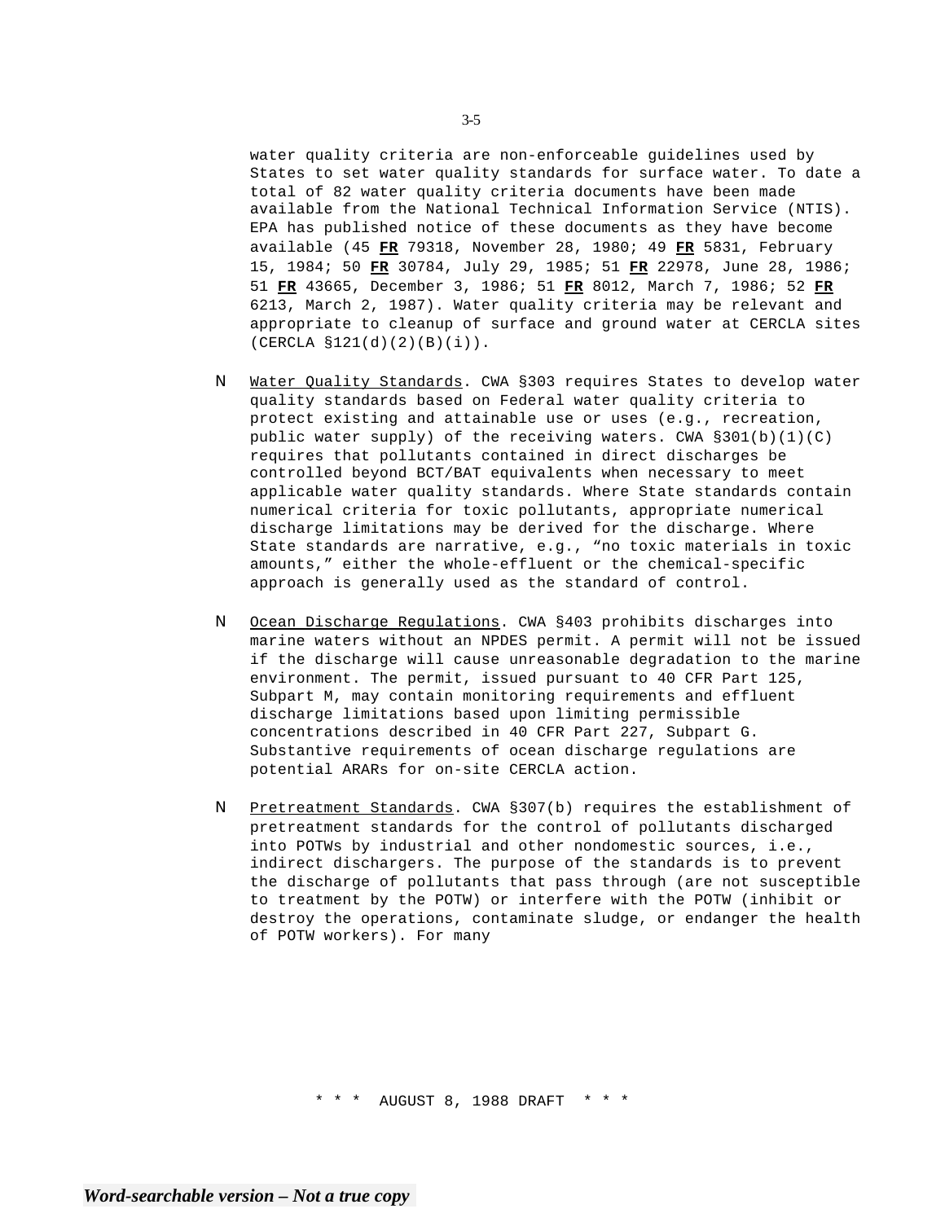water quality criteria are non-enforceable guidelines used by States to set water quality standards for surface water. To date a total of 82 water quality criteria documents have been made available from the National Technical Information Service (NTIS). EPA has published notice of these documents as they have become available (45 **FR** 79318, November 28, 1980; 49 **FR** 5831, February 15, 1984; 50 **FR** 30784, July 29, 1985; 51 **FR** 22978, June 28, 1986; 51 **FR** 43665, December 3, 1986; 51 **FR** 8012, March 7, 1986; 52 **FR** 6213, March 2, 1987). Water quality criteria may be relevant and appropriate to cleanup of surface and ground water at CERCLA sites (CERCLA §121(d)(2)(B)(i)).

- Water Quality Standards. CWA §303 requires States to develop water quality standards based on Federal water quality criteria to protect existing and attainable use or uses (e.g., recreation, public water supply) of the receiving waters. CWA §301(b)(1)(C) requires that pollutants contained in direct discharges be controlled beyond BCT/BAT equivalents when necessary to meet applicable water quality standards. Where State standards contain numerical criteria for toxic pollutants, appropriate numerical discharge limitations may be derived for the discharge. Where State standards are narrative, e.g., “no toxic materials in toxic amounts,” either the whole-effluent or the chemical-specific approach is generally used as the standard of control.

- Ocean Discharge Regulations. CWA §403 prohibits discharges into marine waters without an NPDES permit. A permit will not be issued if the discharge will cause unreasonable degradation to the marine environment. The permit, issued pursuant to 40 CFR Part 125, Subpart M, may contain monitoring requirements and effluent discharge limitations based upon limiting permissible concentrations described in 40 CFR Part 227, Subpart G. Substantive requirements of ocean discharge regulations are potential ARARs for on-site CERCLA action.

- Pretreatment Standards. CWA §307(b) requires the establishment of pretreatment standards for the control of pollutants discharged into POTWs by industrial and other nondomestic sources, i.e., indirect dischargers. The purpose of the standards is to prevent the discharge of pollutants that pass through (are not susceptible to treatment by the POTW) or interfere with the POTW (inhibit or destroy the operations, contaminate sludge, or endanger the health of POTW workers). For many

\* \* \* AUGUST 8, 1988 DRAFT \* \* \*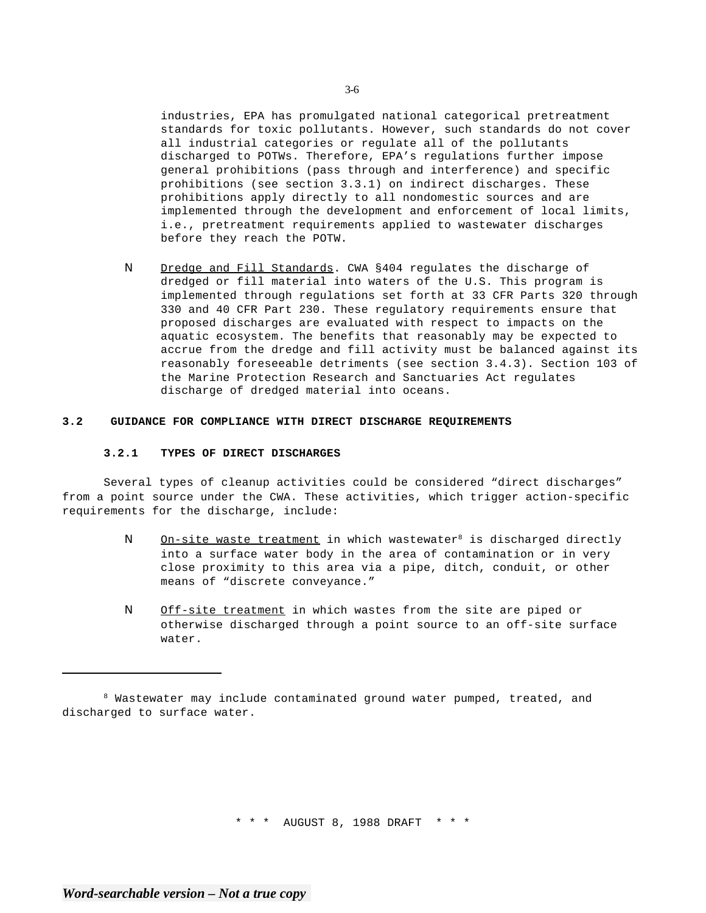industries, EPA has promulgated national categorical pretreatment standards for toxic pollutants. However, such standards do not cover all industrial categories or regulate all of the pollutants discharged to POTWs. Therefore, EPA's regulations further impose general prohibitions (pass through and interference) and specific prohibitions (see section 3.3.1) on indirect discharges. These prohibitions apply directly to all nondomestic sources and are implemented through the development and enforcement of local limits, i.e., pretreatment requirements applied to wastewater discharges before they reach the POTW.

- Dredge and Fill Standards. CWA §404 regulates the discharge of dredged or fill material into waters of the U.S. This program is implemented through regulations set forth at 33 CFR Parts 320 through 330 and 40 CFR Part 230. These regulatory requirements ensure that proposed discharges are evaluated with respect to impacts on the aquatic ecosystem. The benefits that reasonably may be expected to accrue from the dredge and fill activity must be balanced against its reasonably foreseeable detriments (see section 3.4.3). Section 103 of the Marine Protection Research and Sanctuaries Act regulates discharge of dredged material into oceans.

## 3.2 GUIDANCE FOR COMPLIANCE WITH DIRECT DISCHARGE REQUIREMENTS

### 3.2.1 TYPES OF DIRECT DISCHARGES

Several types of cleanup activities could be considered "direct discharges" from a point source under the CWA. These activities, which trigger action-specific requirements for the discharge, include:

- On-site waste treatment in which wastewater[8] is discharged directly into a surface water body in the area of contamination or in very close proximity to this area via a pipe, ditch, conduit, or other means of "discrete conveyance."

- Off-site treatment in which wastes from the site are piped or otherwise discharged through a point source to an off-site surface water.

---

[8] Wastewater may include contaminated ground water pumped, treated, and discharged to surface water.

\* \* \* AUGUST 8, 1988 DRAFT \* \* \*

*Word-searchable version – Not a true copy*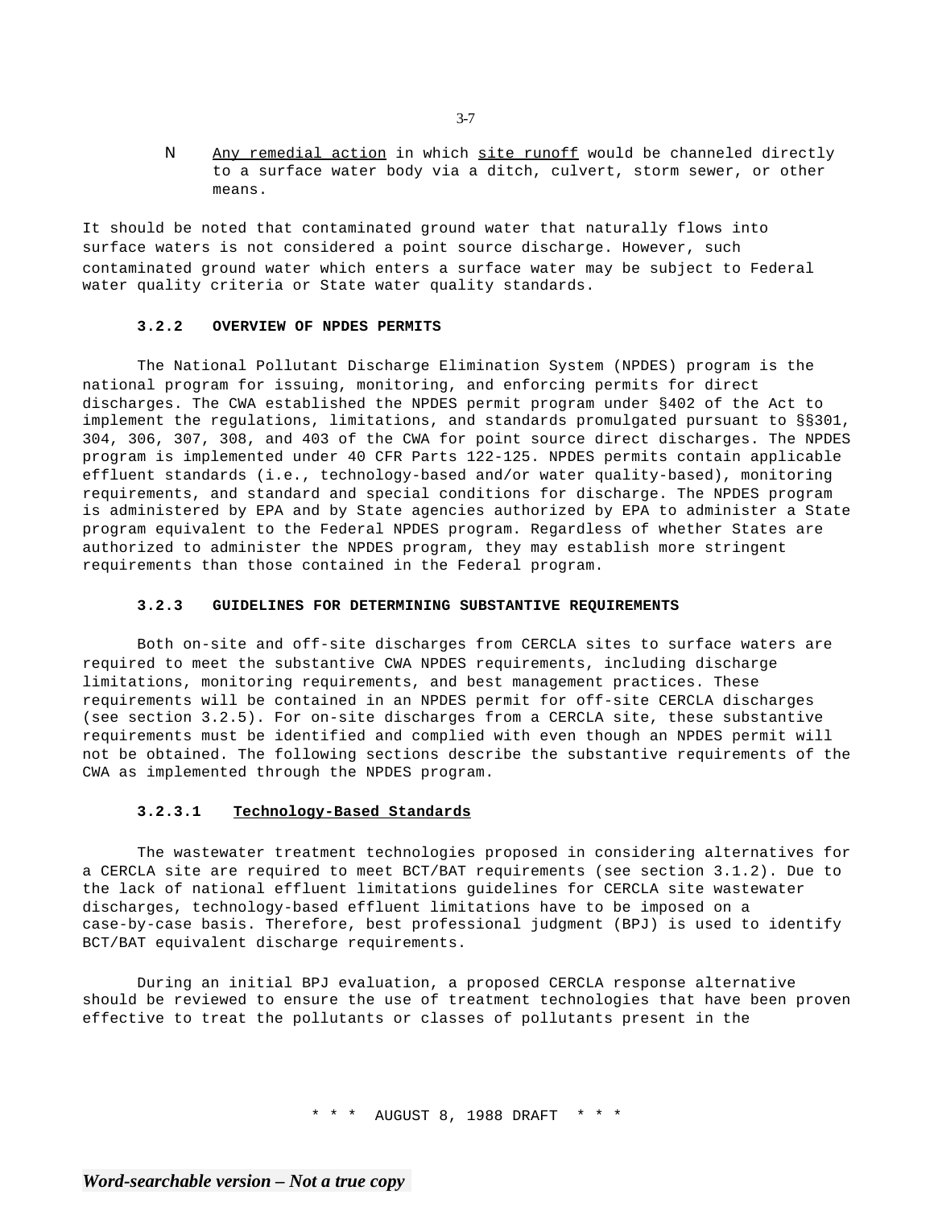- <u>Any remedial action</u> in which <u>site runoff</u> would be channeled directly to a surface water body via a ditch, culvert, storm sewer, or other means.

It should be noted that contaminated ground water that naturally flows into surface waters is not considered a point source discharge. However, such contaminated ground water which enters a surface water may be subject to Federal water quality criteria or State water quality standards.

### 3.2.2 OVERVIEW OF NPDES PERMITS

The National Pollutant Discharge Elimination System (NPDES) program is the national program for issuing, monitoring, and enforcing permits for direct discharges. The CWA established the NPDES permit program under §402 of the Act to implement the regulations, limitations, and standards promulgated pursuant to §§301, 304, 306, 307, 308, and 403 of the CWA for point source direct discharges. The NPDES program is implemented under 40 CFR Parts 122-125. NPDES permits contain applicable effluent standards (i.e., technology-based and/or water quality-based), monitoring requirements, and standard and special conditions for discharge. The NPDES program is administered by EPA and by State agencies authorized by EPA to administer a State program equivalent to the Federal NPDES program. Regardless of whether States are authorized to administer the NPDES program, they may establish more stringent requirements than those contained in the Federal program.

### 3.2.3 GUIDELINES FOR DETERMINING SUBSTANTIVE REQUIREMENTS

Both on-site and off-site discharges from CERCLA sites to surface waters are required to meet the substantive CWA NPDES requirements, including discharge limitations, monitoring requirements, and best management practices. These requirements will be contained in an NPDES permit for off-site CERCLA discharges (see section 3.2.5). For on-site discharges from a CERCLA site, these substantive requirements must be identified and complied with even though an NPDES permit will not be obtained. The following sections describe the substantive requirements of the CWA as implemented through the NPDES program.

#### 3.2.3.1 <u>Technology-Based Standards</u>

The wastewater treatment technologies proposed in considering alternatives for a CERCLA site are required to meet BCT/BAT requirements (see section 3.1.2). Due to the lack of national effluent limitations guidelines for CERCLA site wastewater discharges, technology-based effluent limitations have to be imposed on a case-by-case basis. Therefore, best professional judgment (BPJ) is used to identify BCT/BAT equivalent discharge requirements.

During an initial BPJ evaluation, a proposed CERCLA response alternative should be reviewed to ensure the use of treatment technologies that have been proven effective to treat the pollutants or classes of pollutants present in the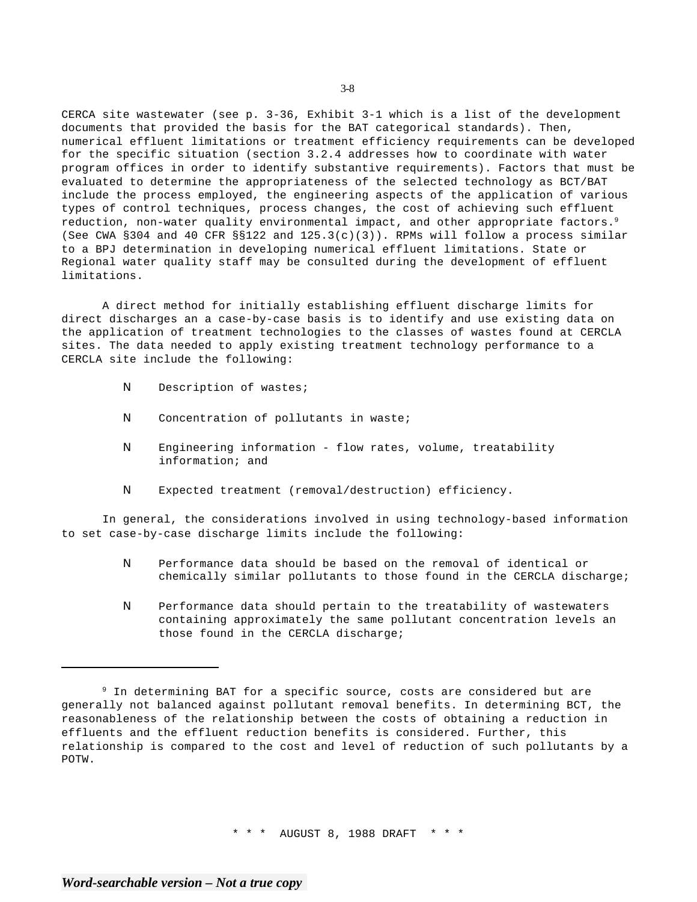CERCA site wastewater (see p. 3-36, Exhibit 3-1 which is a list of the development documents that provided the basis for the BAT categorical standards). Then, numerical effluent limitations or treatment efficiency requirements can be developed for the specific situation (section 3.2.4 addresses how to coordinate with water program offices in order to identify substantive requirements). Factors that must be evaluated to determine the appropriateness of the selected technology as BCT/BAT include the process employed, the engineering aspects of the application of various types of control techniques, process changes, the cost of achieving such effluent reduction, non-water quality environmental impact, and other appropriate factors.[9] (See CWA §304 and 40 CFR §§122 and 125.3(c)(3)). RPMs will follow a process similar to a BPJ determination in developing numerical effluent limitations. State or Regional water quality staff may be consulted during the development of effluent limitations.

A direct method for initially establishing effluent discharge limits for direct discharges an a case-by-case basis is to identify and use existing data on the application of treatment technologies to the classes of wastes found at CERCLA sites. The data needed to apply existing treatment technology performance to a CERCLA site include the following:

- Description of wastes;
- Concentration of pollutants in waste;
- Engineering information - flow rates, volume, treatability information; and
- Expected treatment (removal/destruction) efficiency.

In general, the considerations involved in using technology-based information to set case-by-case discharge limits include the following:

- Performance data should be based on the removal of identical or chemically similar pollutants to those found in the CERCLA discharge;
- Performance data should pertain to the treatability of wastewaters containing approximately the same pollutant concentration levels an those found in the CERCLA discharge;

---

[9] In determining BAT for a specific source, costs are considered but are generally not balanced against pollutant removal benefits. In determining BCT, the reasonableness of the relationship between the costs of obtaining a reduction in effluents and the effluent reduction benefits is considered. Further, this relationship is compared to the cost and level of reduction of such pollutants by a POTW.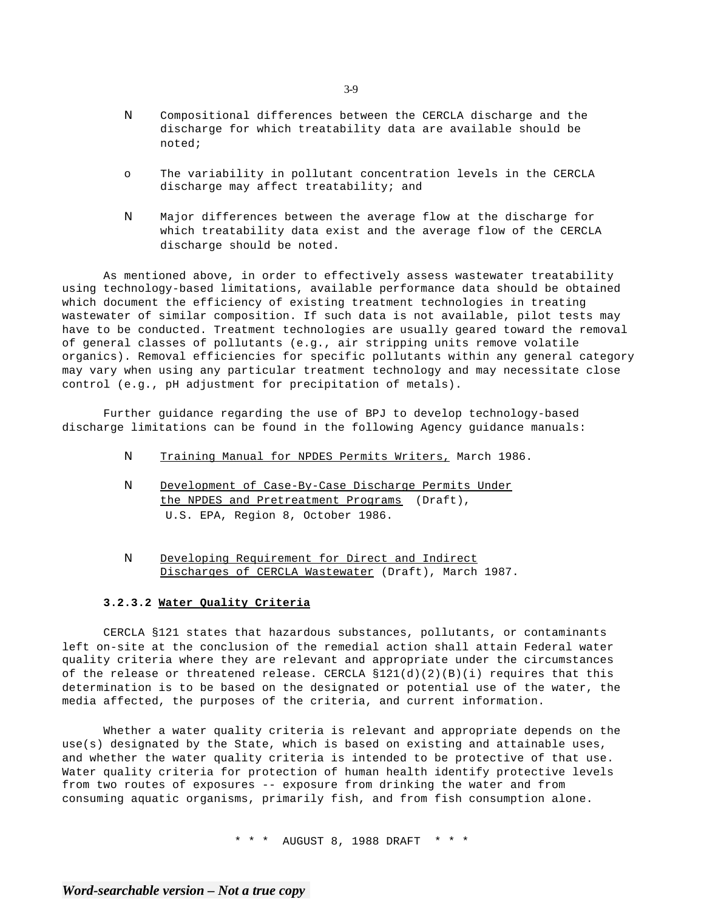- Compositional differences between the CERCLA discharge and the discharge for which treatability data are available should be noted;

- The variability in pollutant concentration levels in the CERCLA discharge may affect treatability; and

- Major differences between the average flow at the discharge for which treatability data exist and the average flow of the CERCLA discharge should be noted.

As mentioned above, in order to effectively assess wastewater treatability using technology-based limitations, available performance data should be obtained which document the efficiency of existing treatment technologies in treating wastewater of similar composition. If such data is not available, pilot tests may have to be conducted. Treatment technologies are usually geared toward the removal of general classes of pollutants (e.g., air stripping units remove volatile organics). Removal efficiencies for specific pollutants within any general category may vary when using any particular treatment technology and may necessitate close control (e.g., pH adjustment for precipitation of metals).

Further guidance regarding the use of BPJ to develop technology-based discharge limitations can be found in the following Agency guidance manuals:

- Training Manual for NPDES Permits Writers, March 1986.

- Development of Case-By-Case Discharge Permits Under the NPDES and Pretreatment Programs (Draft), U.S. EPA, Region 8, October 1986.

- Developing Requirement for Direct and Indirect Discharges of CERCLA Wastewater (Draft), March 1987.

#### 3.2.3.2 Water Quality Criteria

CERCLA §121 states that hazardous substances, pollutants, or contaminants left on-site at the conclusion of the remedial action shall attain Federal water quality criteria where they are relevant and appropriate under the circumstances of the release or threatened release. CERCLA §121(d)(2)(B)(i) requires that this determination is to be based on the designated or potential use of the water, the media affected, the purposes of the criteria, and current information.

Whether a water quality criteria is relevant and appropriate depends on the use(s) designated by the State, which is based on existing and attainable uses, and whether the water quality criteria is intended to be protective of that use. Water quality criteria for protection of human health identify protective levels from two routes of exposures -- exposure from drinking the water and from consuming aquatic organisms, primarily fish, and from fish consumption alone.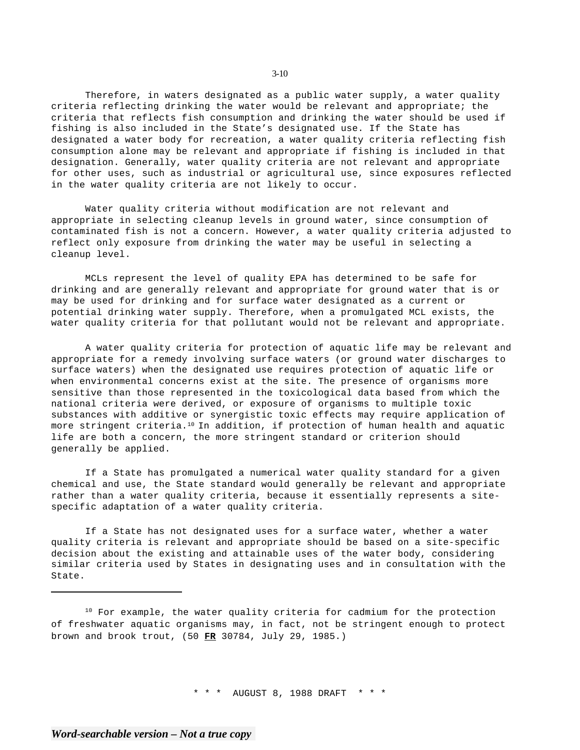Therefore, in waters designated as a public water supply, a water quality criteria reflecting drinking the water would be relevant and appropriate; the criteria that reflects fish consumption and drinking the water should be used if fishing is also included in the State's designated use. If the State has designated a water body for recreation, a water quality criteria reflecting fish consumption alone may be relevant and appropriate if fishing is included in that designation. Generally, water quality criteria are not relevant and appropriate for other uses, such as industrial or agricultural use, since exposures reflected in the water quality criteria are not likely to occur.

Water quality criteria without modification are not relevant and appropriate in selecting cleanup levels in ground water, since consumption of contaminated fish is not a concern. However, a water quality criteria adjusted to reflect only exposure from drinking the water may be useful in selecting a cleanup level.

MCLs represent the level of quality EPA has determined to be safe for drinking and are generally relevant and appropriate for ground water that is or may be used for drinking and for surface water designated as a current or potential drinking water supply. Therefore, when a promulgated MCL exists, the water quality criteria for that pollutant would not be relevant and appropriate.

A water quality criteria for protection of aquatic life may be relevant and appropriate for a remedy involving surface waters (or ground water discharges to surface waters) when the designated use requires protection of aquatic life or when environmental concerns exist at the site. The presence of organisms more sensitive than those represented in the toxicological data based from which the national criteria were derived, or exposure of organisms to multiple toxic substances with additive or synergistic toxic effects may require application of more stringent criteria.[10] In addition, if protection of human health and aquatic life are both a concern, the more stringent standard or criterion should generally be applied.

If a State has promulgated a numerical water quality standard for a given chemical and use, the State standard would generally be relevant and appropriate rather than a water quality criteria, because it essentially represents a site-specific adaptation of a water quality criteria.

If a State has not designated uses for a surface water, whether a water quality criteria is relevant and appropriate should be based on a site-specific decision about the existing and attainable uses of the water body, considering similar criteria used by States in designating uses and in consultation with the State.

---

[10] For example, the water quality criteria for cadmium for the protection of freshwater aquatic organisms may, in fact, not be stringent enough to protect brown and brook trout, (50 **FR** 30784, July 29, 1985.)

\* \* \* AUGUST 8, 1988 DRAFT \* \* \*

*Word-searchable version – Not a true copy*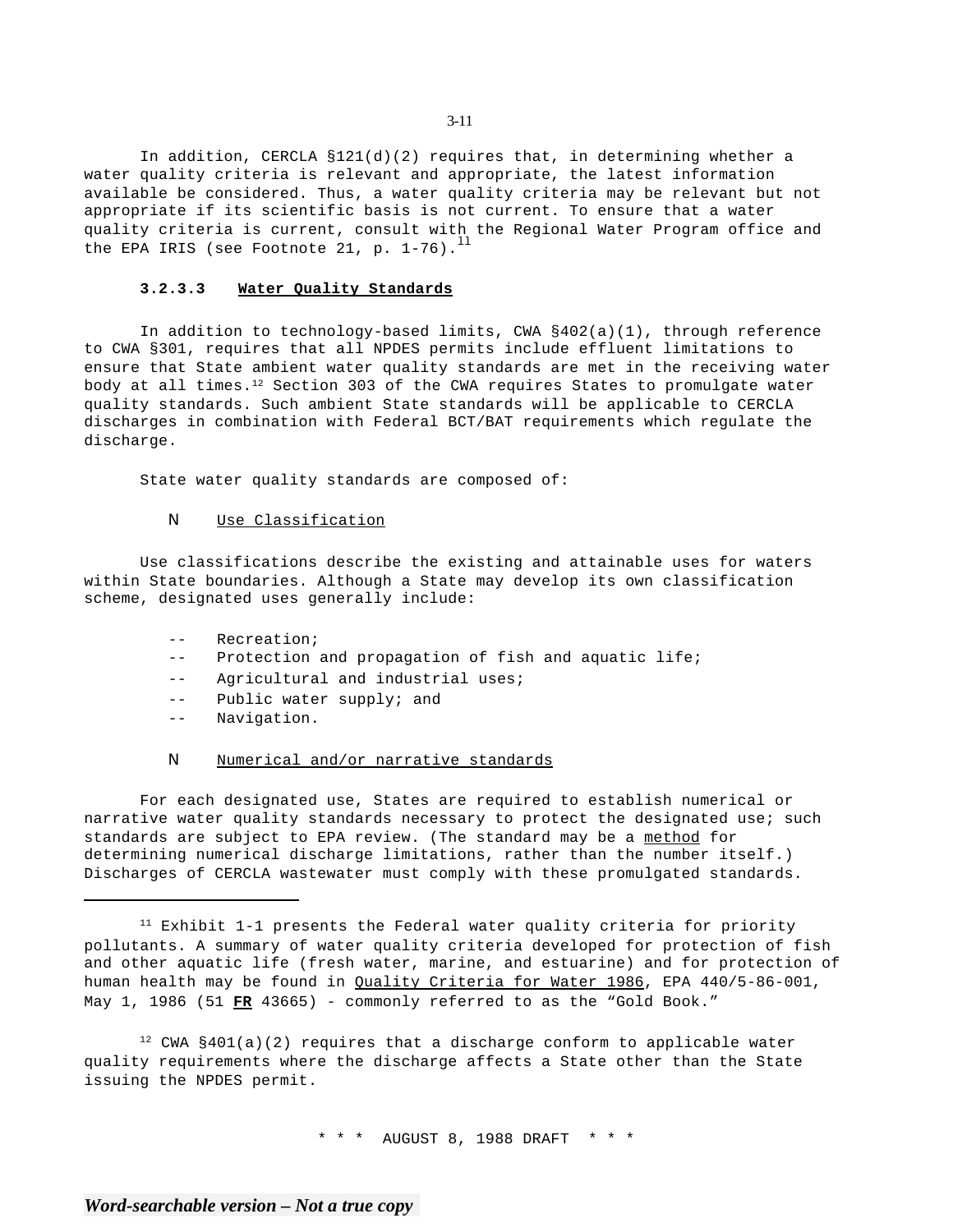In addition, CERCLA §121(d)(2) requires that, in determining whether a water quality criteria is relevant and appropriate, the latest information available be considered. Thus, a water quality criteria may be relevant but not appropriate if its scientific basis is not current. To ensure that a water quality criteria is current, consult with the Regional Water Program office and the EPA IRIS (see Footnote 21, p. 1-76).[11]

#### 3.2.3.3 Water Quality Standards

In addition to technology-based limits, CWA §402(a)(1), through reference to CWA §301, requires that all NPDES permits include effluent limitations to ensure that State ambient water quality standards are met in the receiving water body at all times.[12] Section 303 of the CWA requires States to promulgate water quality standards. Such ambient State standards will be applicable to CERCLA discharges in combination with Federal BCT/BAT requirements which regulate the discharge.

State water quality standards are composed of:

- Use Classification

Use classifications describe the existing and attainable uses for waters within State boundaries. Although a State may develop its own classification scheme, designated uses generally include:

- Recreation;
- Protection and propagation of fish and aquatic life;
- Agricultural and industrial uses;
- Public water supply; and
- Navigation.

- Numerical and/or narrative standards

For each designated use, States are required to establish numerical or narrative water quality standards necessary to protect the designated use; such standards are subject to EPA review. (The standard may be a method for determining numerical discharge limitations, rather than the number itself.) Discharges of CERCLA wastewater must comply with these promulgated standards.

---

[11] Exhibit 1-1 presents the Federal water quality criteria for priority pollutants. A summary of water quality criteria developed for protection of fish and other aquatic life (fresh water, marine, and estuarine) and for protection of human health may be found in Quality Criteria for Water 1986, EPA 440/5-86-001, May 1, 1986 (51 **FR** 43665) - commonly referred to as the "Gold Book."

[12] CWA §401(a)(2) requires that a discharge conform to applicable water quality requirements where the discharge affects a State other than the State issuing the NPDES permit.

\* \* \* AUGUST 8, 1988 DRAFT \* \* \*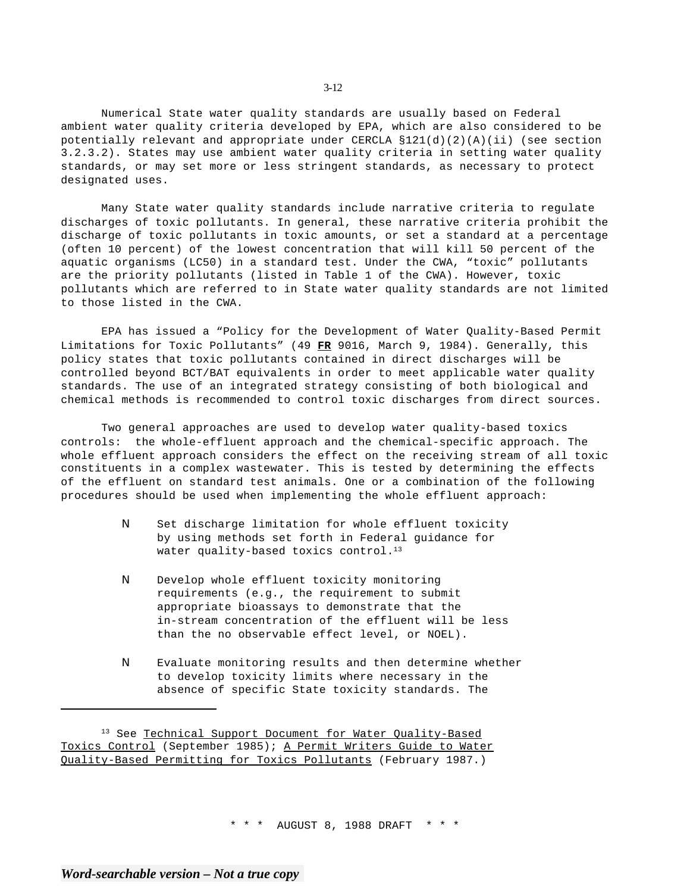Numerical State water quality standards are usually based on Federal ambient water quality criteria developed by EPA, which are also considered to be potentially relevant and appropriate under CERCLA §121(d)(2)(A)(ii) (see section 3.2.3.2). States may use ambient water quality criteria in setting water quality standards, or may set more or less stringent standards, as necessary to protect designated uses.

Many State water quality standards include narrative criteria to regulate discharges of toxic pollutants. In general, these narrative criteria prohibit the discharge of toxic pollutants in toxic amounts, or set a standard at a percentage (often 10 percent) of the lowest concentration that will kill 50 percent of the aquatic organisms (LC50) in a standard test. Under the CWA, "toxic" pollutants are the priority pollutants (listed in Table 1 of the CWA). However, toxic pollutants which are referred to in State water quality standards are not limited to those listed in the CWA.

EPA has issued a "Policy for the Development of Water Quality-Based Permit Limitations for Toxic Pollutants" (49 **FR** 9016, March 9, 1984). Generally, this policy states that toxic pollutants contained in direct discharges will be controlled beyond BCT/BAT equivalents in order to meet applicable water quality standards. The use of an integrated strategy consisting of both biological and chemical methods is recommended to control toxic discharges from direct sources.

Two general approaches are used to develop water quality-based toxics controls: the whole-effluent approach and the chemical-specific approach. The whole effluent approach considers the effect on the receiving stream of all toxic constituents in a complex wastewater. This is tested by determining the effects of the effluent on standard test animals. One or a combination of the following procedures should be used when implementing the whole effluent approach:

- Set discharge limitation for whole effluent toxicity by using methods set forth in Federal guidance for water quality-based toxics control.[13]

- Develop whole effluent toxicity monitoring requirements (e.g., the requirement to submit appropriate bioassays to demonstrate that the in-stream concentration of the effluent will be less than the no observable effect level, or NOEL).

- Evaluate monitoring results and then determine whether to develop toxicity limits where necessary in the absence of specific State toxicity standards. The

[13] See Technical Support Document for Water Quality-Based Toxics Control (September 1985); A Permit Writers Guide to Water Quality-Based Permitting for Toxics Pollutants (February 1987.)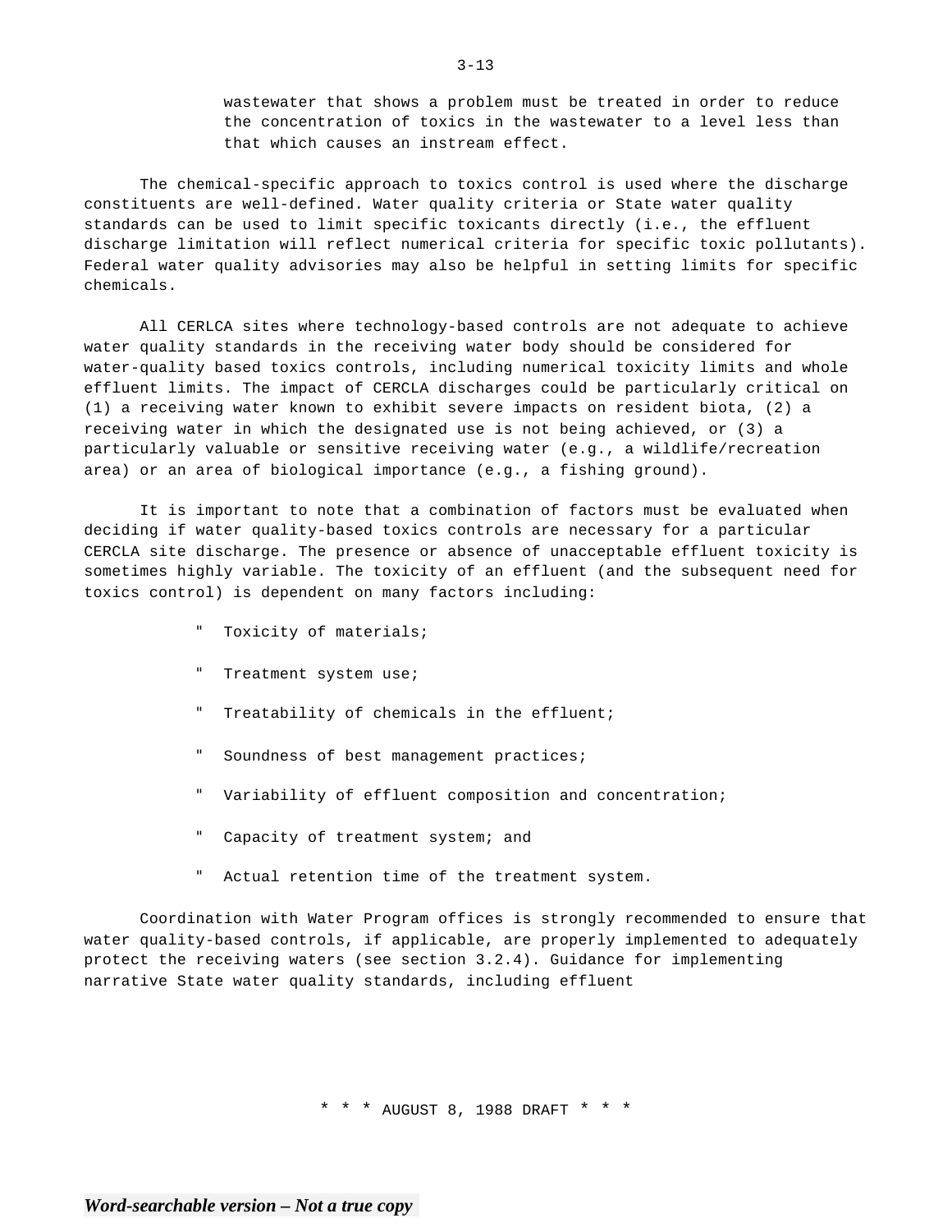wastewater that shows a problem must be treated in order to reduce the concentration of toxics in the wastewater to a level less than that which causes an instream effect.

The chemical-specific approach to toxics control is used where the discharge constituents are well-defined. Water quality criteria or State water quality standards can be used to limit specific toxicants directly (i.e., the effluent discharge limitation will reflect numerical criteria for specific toxic pollutants). Federal water quality advisories may also be helpful in setting limits for specific chemicals.

All CERLCA sites where technology-based controls are not adequate to achieve water quality standards in the receiving water body should be considered for water-quality based toxics controls, including numerical toxicity limits and whole effluent limits. The impact of CERCLA discharges could be particularly critical on (1) a receiving water known to exhibit severe impacts on resident biota, (2) a receiving water in which the designated use is not being achieved, or (3) a particularly valuable or sensitive receiving water (e.g., a wildlife/recreation area) or an area of biological importance (e.g., a fishing ground).

It is important to note that a combination of factors must be evaluated when deciding if water quality-based toxics controls are necessary for a particular CERCLA site discharge. The presence or absence of unacceptable effluent toxicity is sometimes highly variable. The toxicity of an effluent (and the subsequent need for toxics control) is dependent on many factors including:

- Toxicity of materials;
- Treatment system use;
- Treatability of chemicals in the effluent;
- Soundness of best management practices;
- Variability of effluent composition and concentration;
- Capacity of treatment system; and
- Actual retention time of the treatment system.

Coordination with Water Program offices is strongly recommended to ensure that water quality-based controls, if applicable, are properly implemented to adequately protect the receiving waters (see section 3.2.4). Guidance for implementing narrative State water quality standards, including effluent

* * * AUGUST 8, 1988 DRAFT * * *

*Word-searchable version – Not a true copy*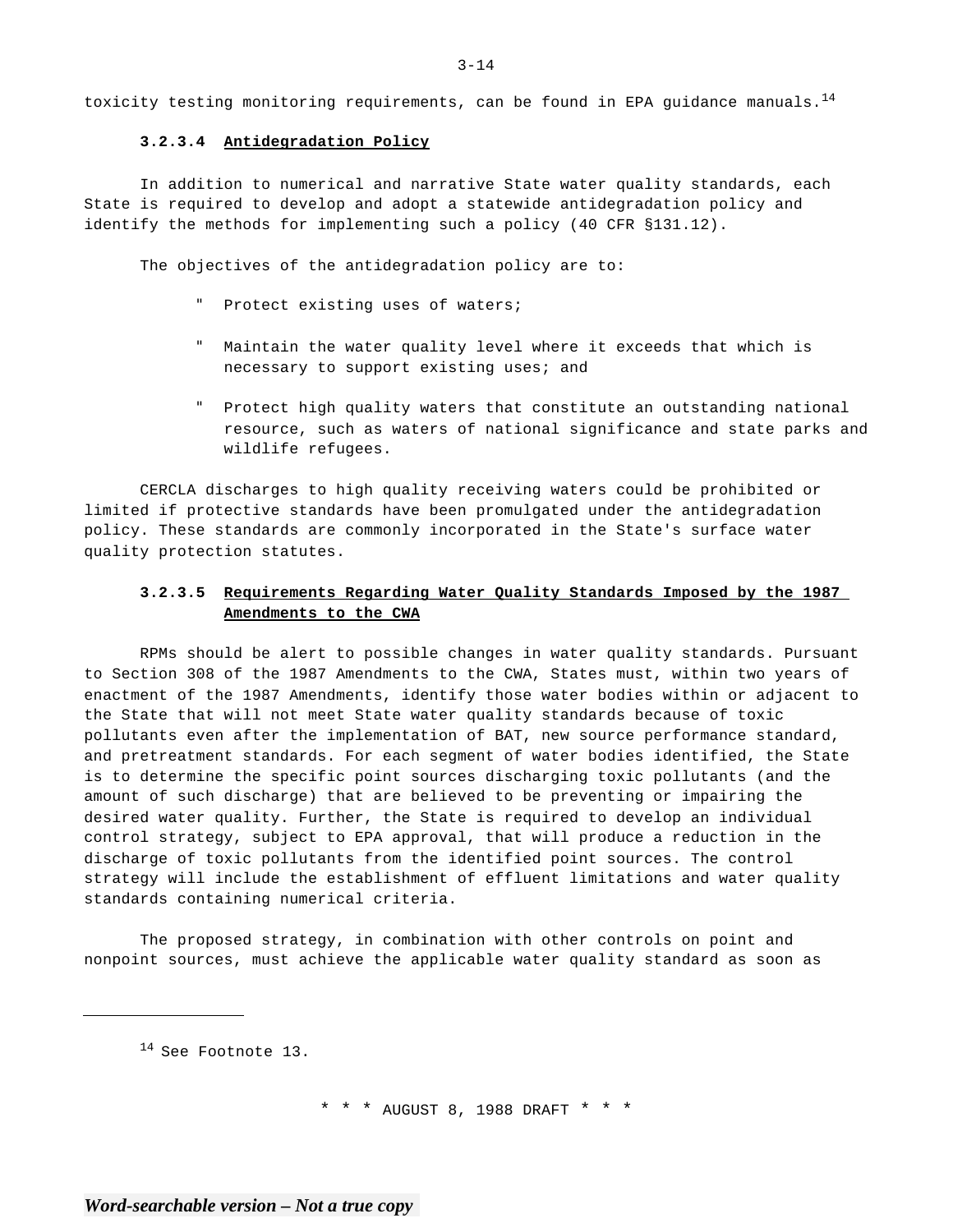toxicity testing monitoring requirements, can be found in EPA guidance manuals.[14]

#### 3.2.3.4 Antidegradation Policy

In addition to numerical and narrative State water quality standards, each State is required to develop and adopt a statewide antidegradation policy and identify the methods for implementing such a policy (40 CFR §131.12).

The objectives of the antidegradation policy are to:

- Protect existing uses of waters;
- Maintain the water quality level where it exceeds that which is necessary to support existing uses; and
- Protect high quality waters that constitute an outstanding national resource, such as waters of national significance and state parks and wildlife refugees.

CERCLA discharges to high quality receiving waters could be prohibited or limited if protective standards have been promulgated under the antidegradation policy. These standards are commonly incorporated in the State's surface water quality protection statutes.

#### 3.2.3.5 Requirements Regarding Water Quality Standards Imposed by the 1987 Amendments to the CWA

RPMs should be alert to possible changes in water quality standards. Pursuant to Section 308 of the 1987 Amendments to the CWA, States must, within two years of enactment of the 1987 Amendments, identify those water bodies within or adjacent to the State that will not meet State water quality standards because of toxic pollutants even after the implementation of BAT, new source performance standard, and pretreatment standards. For each segment of water bodies identified, the State is to determine the specific point sources discharging toxic pollutants (and the amount of such discharge) that are believed to be preventing or impairing the desired water quality. Further, the State is required to develop an individual control strategy, subject to EPA approval, that will produce a reduction in the discharge of toxic pollutants from the identified point sources. The control strategy will include the establishment of effluent limitations and water quality standards containing numerical criteria.

The proposed strategy, in combination with other controls on point and nonpoint sources, must achieve the applicable water quality standard as soon as

---

[14] See Footnote 13.

\* \* \* AUGUST 8, 1988 DRAFT \* \* \*

*Word-searchable version – Not a true copy*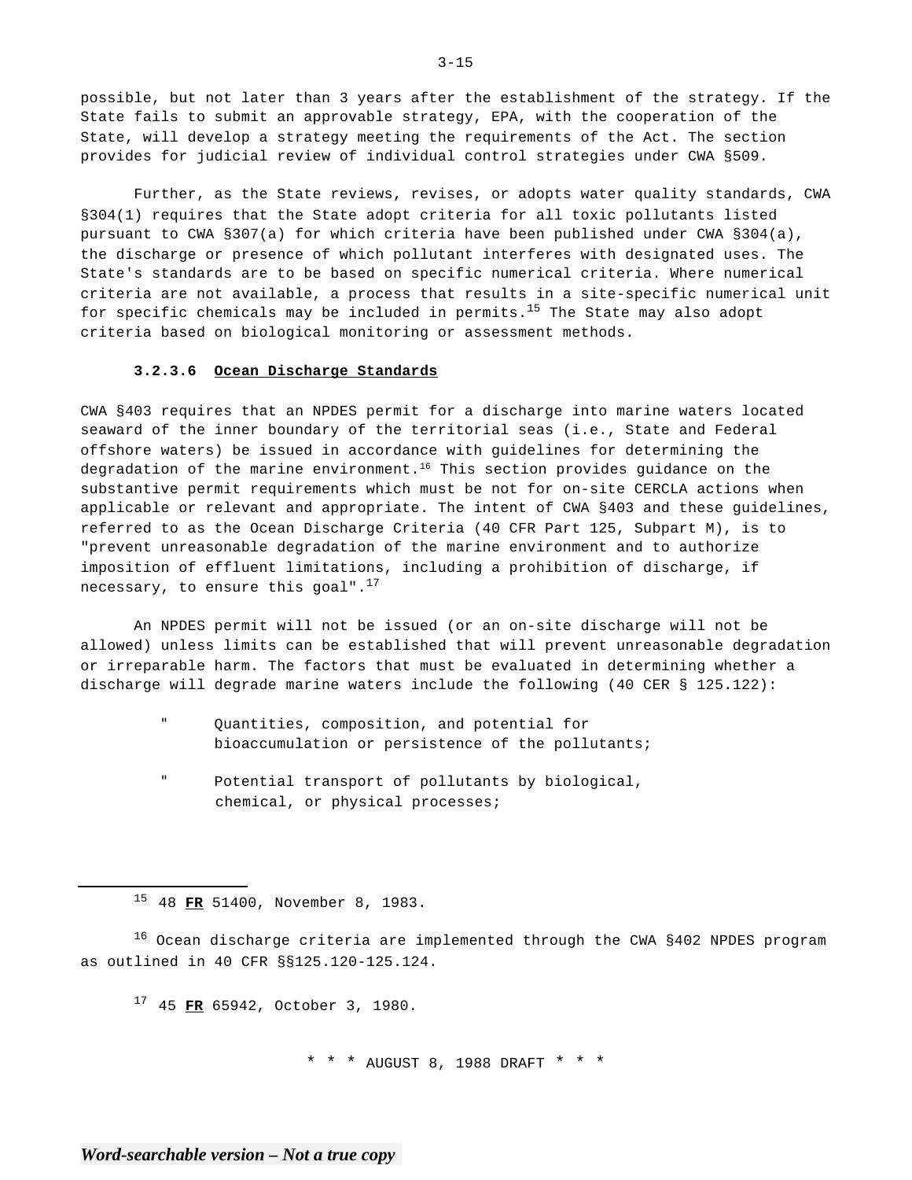possible, but not later than 3 years after the establishment of the strategy. If the State fails to submit an approvable strategy, EPA, with the cooperation of the State, will develop a strategy meeting the requirements of the Act. The section provides for judicial review of individual control strategies under CWA §509.

Further, as the State reviews, revises, or adopts water quality standards, CWA §304(1) requires that the State adopt criteria for all toxic pollutants listed pursuant to CWA §307(a) for which criteria have been published under CWA §304(a), the discharge or presence of which pollutant interferes with designated uses. The State's standards are to be based on specific numerical criteria. Where numerical criteria are not available, a process that results in a site-specific numerical unit for specific chemicals may be included in permits.[15] The State may also adopt criteria based on biological monitoring or assessment methods.

#### 3.2.3.6 Ocean Discharge Standards

CWA §403 requires that an NPDES permit for a discharge into marine waters located seaward of the inner boundary of the territorial seas (i.e., State and Federal offshore waters) be issued in accordance with guidelines for determining the degradation of the marine environment.[16] This section provides guidance on the substantive permit requirements which must be not for on-site CERCLA actions when applicable or relevant and appropriate. The intent of CWA §403 and these guidelines, referred to as the Ocean Discharge Criteria (40 CFR Part 125, Subpart M), is to "prevent unreasonable degradation of the marine environment and to authorize imposition of effluent limitations, including a prohibition of discharge, if necessary, to ensure this goal".[17]

An NPDES permit will not be issued (or an on-site discharge will not be allowed) unless limits can be established that will prevent unreasonable degradation or irreparable harm. The factors that must be evaluated in determining whether a discharge will degrade marine waters include the following (40 CER § 125.122):

- Quantities, composition, and potential for bioaccumulation or persistence of the pollutants;
- Potential transport of pollutants by biological, chemical, or physical processes;

---

[15] 48 **FR** 51400, November 8, 1983.

[16] Ocean discharge criteria are implemented through the CWA §402 NPDES program as outlined in 40 CFR §§125.120-125.124.

[17] 45 **FR** 65942, October 3, 1980.

\* \* \* AUGUST 8, 1988 DRAFT \* \* \*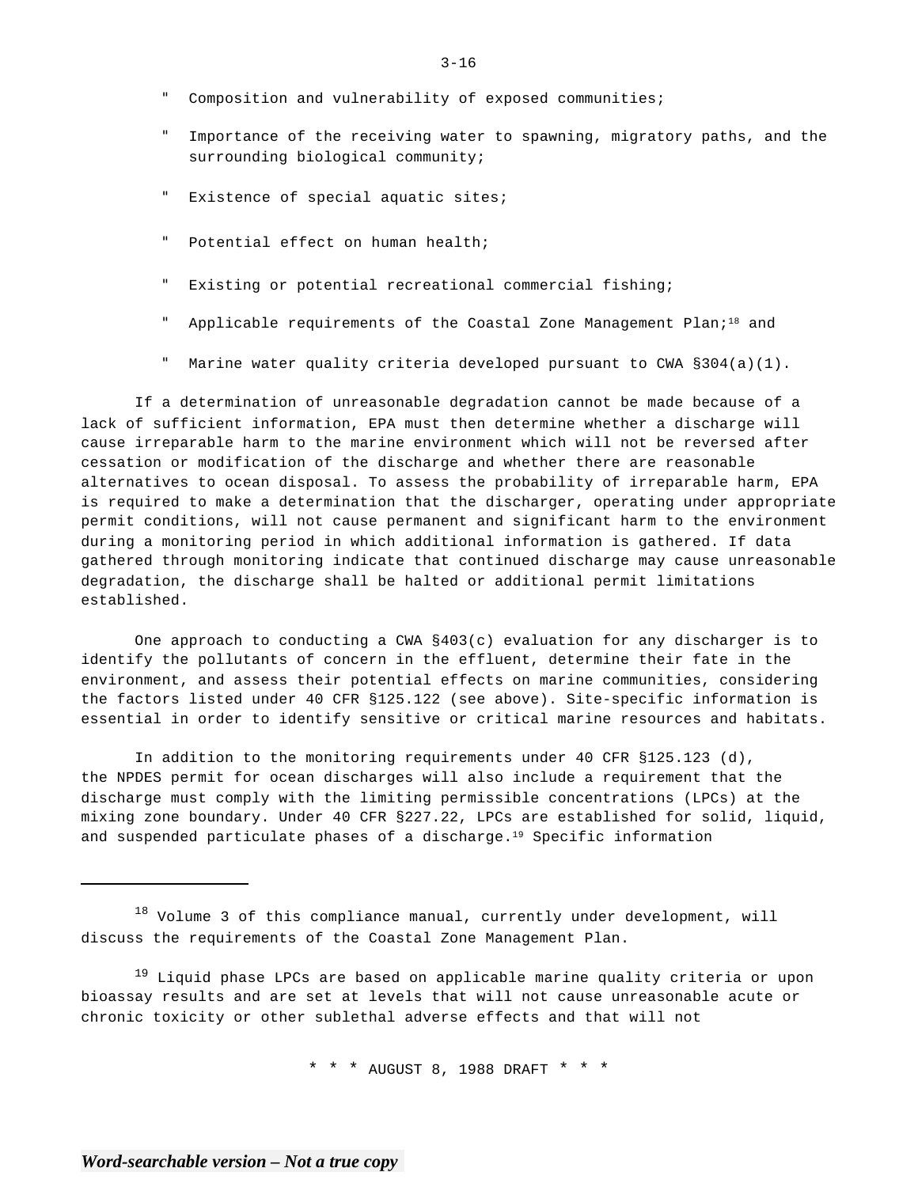- Composition and vulnerability of exposed communities;
- Importance of the receiving water to spawning, migratory paths, and the surrounding biological community;
- Existence of special aquatic sites;
- Potential effect on human health;
- Existing or potential recreational commercial fishing;
- Applicable requirements of the Coastal Zone Management Plan;[18] and
- Marine water quality criteria developed pursuant to CWA §304(a)(1).

If a determination of unreasonable degradation cannot be made because of a lack of sufficient information, EPA must then determine whether a discharge will cause irreparable harm to the marine environment which will not be reversed after cessation or modification of the discharge and whether there are reasonable alternatives to ocean disposal. To assess the probability of irreparable harm, EPA is required to make a determination that the discharger, operating under appropriate permit conditions, will not cause permanent and significant harm to the environment during a monitoring period in which additional information is gathered. If data gathered through monitoring indicate that continued discharge may cause unreasonable degradation, the discharge shall be halted or additional permit limitations established.

One approach to conducting a CWA §403(c) evaluation for any discharger is to identify the pollutants of concern in the effluent, determine their fate in the environment, and assess their potential effects on marine communities, considering the factors listed under 40 CFR §125.122 (see above). Site-specific information is essential in order to identify sensitive or critical marine resources and habitats.

In addition to the monitoring requirements under 40 CFR §125.123 (d), the NPDES permit for ocean discharges will also include a requirement that the discharge must comply with the limiting permissible concentrations (LPCs) at the mixing zone boundary. Under 40 CFR §227.22, LPCs are established for solid, liquid, and suspended particulate phases of a discharge.[19] Specific information

---

[18] Volume 3 of this compliance manual, currently under development, will discuss the requirements of the Coastal Zone Management Plan.

[19] Liquid phase LPCs are based on applicable marine quality criteria or upon bioassay results and are set at levels that will not cause unreasonable acute or chronic toxicity or other sublethal adverse effects and that will not

\* \* \* AUGUST 8, 1988 DRAFT \* \* \*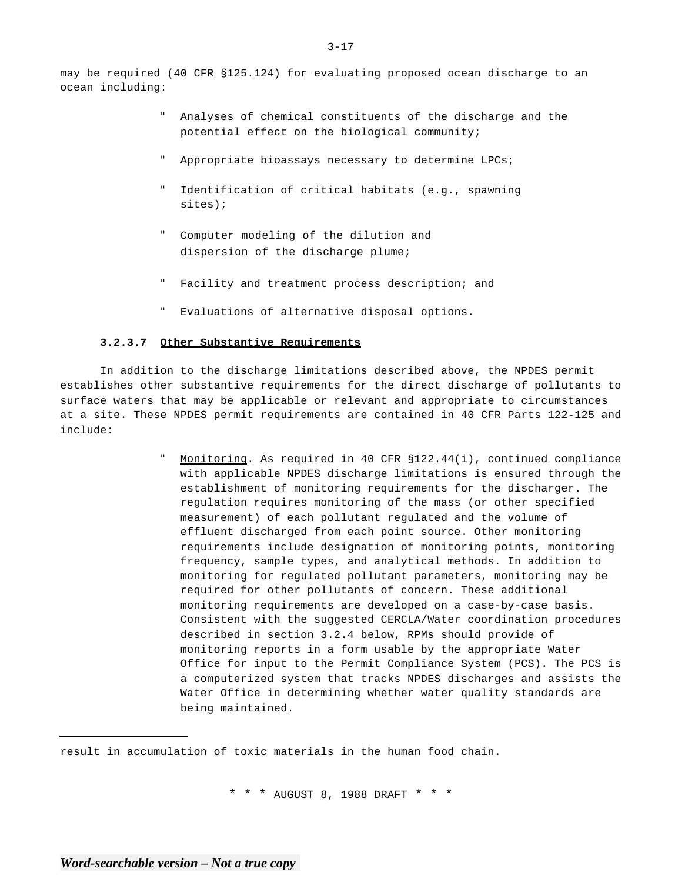may be required (40 CFR §125.124) for evaluating proposed ocean discharge to an ocean including:

- Analyses of chemical constituents of the discharge and the potential effect on the biological community;
- Appropriate bioassays necessary to determine LPCs;
- Identification of critical habitats (e.g., spawning sites);
- Computer modeling of the dilution and dispersion of the discharge plume;
- Facility and treatment process description; and
- Evaluations of alternative disposal options.

#### 3.2.3.7 Other Substantive Requirements

In addition to the discharge limitations described above, the NPDES permit establishes other substantive requirements for the direct discharge of pollutants to surface waters that may be applicable or relevant and appropriate to circumstances at a site. These NPDES permit requirements are contained in 40 CFR Parts 122-125 and include:

- Monitoring. As required in 40 CFR §122.44(i), continued compliance with applicable NPDES discharge limitations is ensured through the establishment of monitoring requirements for the discharger. The regulation requires monitoring of the mass (or other specified measurement) of each pollutant regulated and the volume of effluent discharged from each point source. Other monitoring requirements include designation of monitoring points, monitoring frequency, sample types, and analytical methods. In addition to monitoring for regulated pollutant parameters, monitoring may be required for other pollutants of concern. These additional monitoring requirements are developed on a case-by-case basis. Consistent with the suggested CERCLA/Water coordination procedures described in section 3.2.4 below, RPMs should provide of monitoring reports in a form usable by the appropriate Water Office for input to the Permit Compliance System (PCS). The PCS is a computerized system that tracks NPDES discharges and assists the Water Office in determining whether water quality standards are being maintained.

---

result in accumulation of toxic materials in the human food chain.

* * * AUGUST 8, 1988 DRAFT * * *

*Word-searchable version – Not a true copy*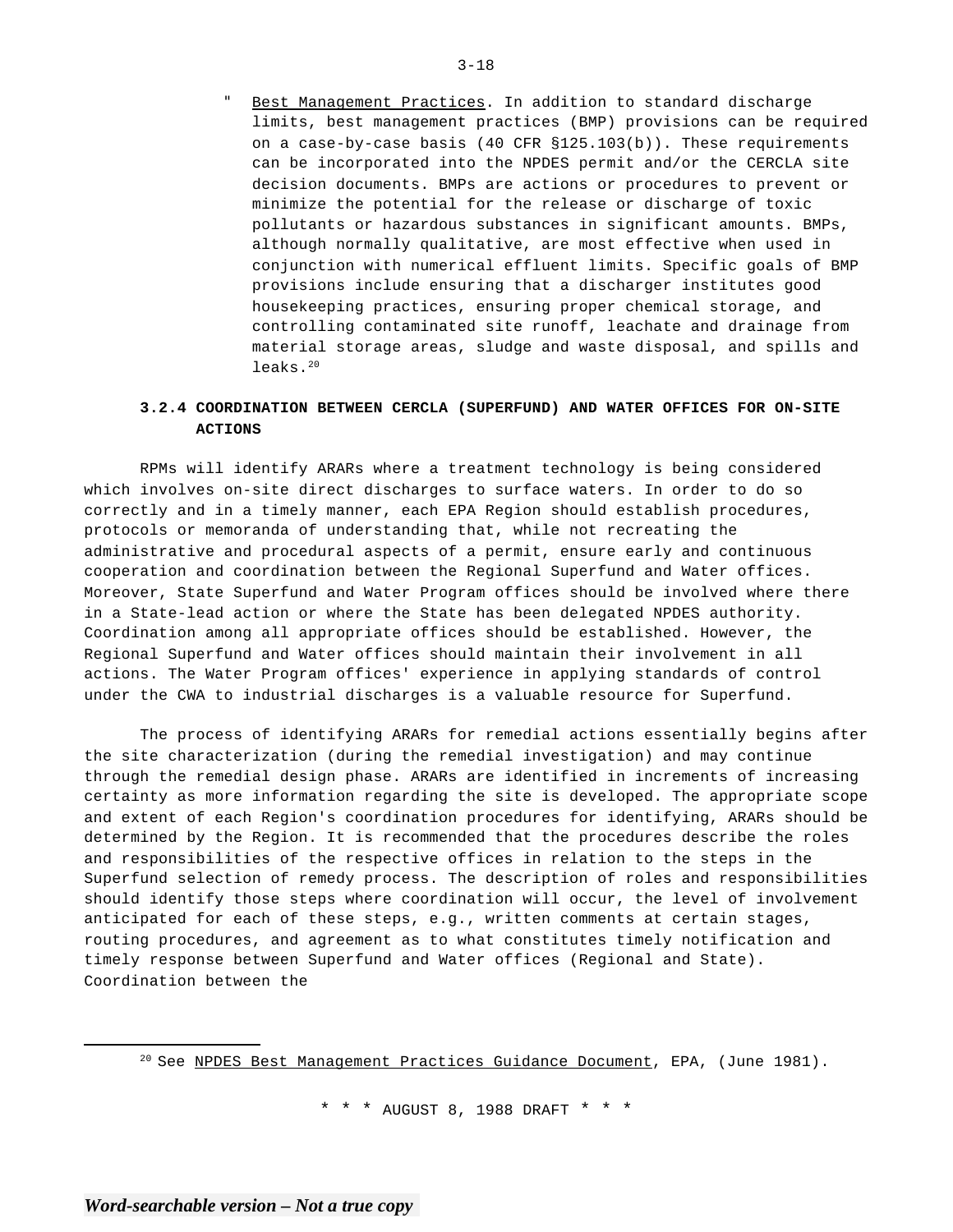" Best Management Practices. In addition to standard discharge limits, best management practices (BMP) provisions can be required on a case-by-case basis (40 CFR §125.103(b)). These requirements can be incorporated into the NPDES permit and/or the CERCLA site decision documents. BMPs are actions or procedures to prevent or minimize the potential for the release or discharge of toxic pollutants or hazardous substances in significant amounts. BMPs, although normally qualitative, are most effective when used in conjunction with numerical effluent limits. Specific goals of BMP provisions include ensuring that a discharger institutes good housekeeping practices, ensuring proper chemical storage, and controlling contaminated site runoff, leachate and drainage from material storage areas, sludge and waste disposal, and spills and leaks.[20]

### 3.2.4 COORDINATION BETWEEN CERCLA (SUPERFUND) AND WATER OFFICES FOR ON-SITE ACTIONS

RPMs will identify ARARs where a treatment technology is being considered which involves on-site direct discharges to surface waters. In order to do so correctly and in a timely manner, each EPA Region should establish procedures, protocols or memoranda of understanding that, while not recreating the administrative and procedural aspects of a permit, ensure early and continuous cooperation and coordination between the Regional Superfund and Water offices. Moreover, State Superfund and Water Program offices should be involved where there in a State-lead action or where the State has been delegated NPDES authority. Coordination among all appropriate offices should be established. However, the Regional Superfund and Water offices should maintain their involvement in all actions. The Water Program offices' experience in applying standards of control under the CWA to industrial discharges is a valuable resource for Superfund.

The process of identifying ARARs for remedial actions essentially begins after the site characterization (during the remedial investigation) and may continue through the remedial design phase. ARARs are identified in increments of increasing certainty as more information regarding the site is developed. The appropriate scope and extent of each Region's coordination procedures for identifying, ARARs should be determined by the Region. It is recommended that the procedures describe the roles and responsibilities of the respective offices in relation to the steps in the Superfund selection of remedy process. The description of roles and responsibilities should identify those steps where coordination will occur, the level of involvement anticipated for each of these steps, e.g., written comments at certain stages, routing procedures, and agreement as to what constitutes timely notification and timely response between Superfund and Water offices (Regional and State). Coordination between the

[20] See NPDES Best Management Practices Guidance Document, EPA, (June 1981).

\* \* \* AUGUST 8, 1988 DRAFT \* \* \*

*Word-searchable version – Not a true copy*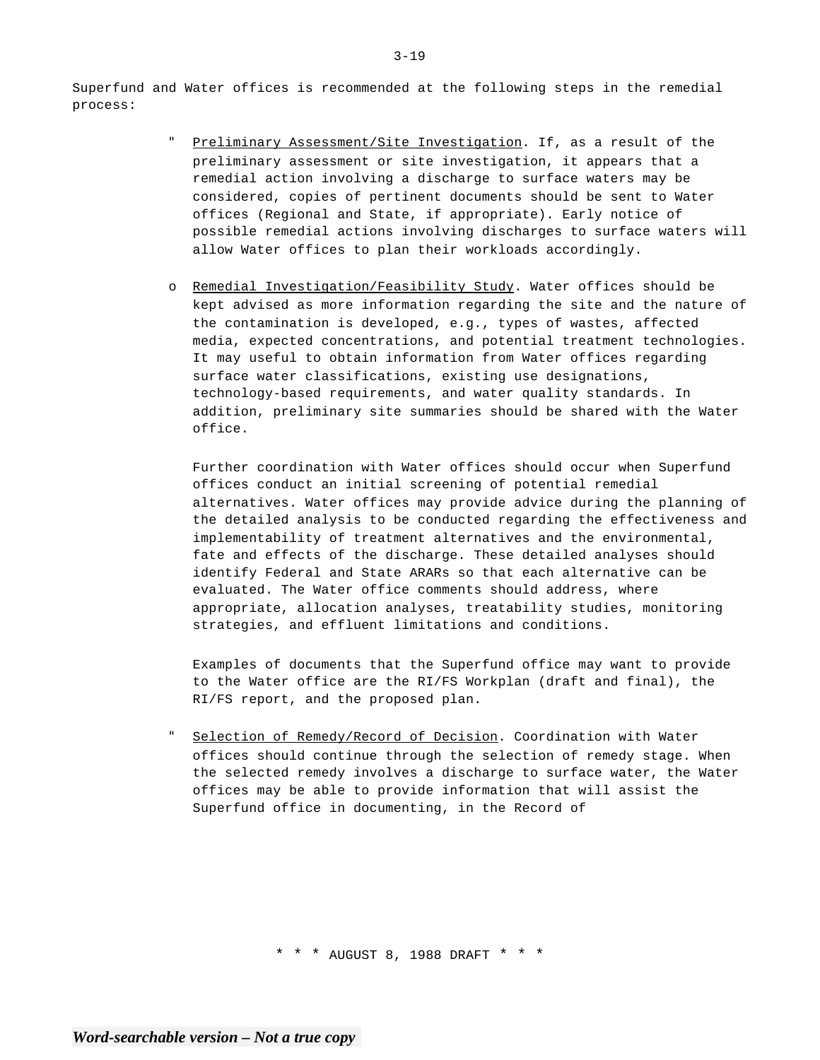Superfund and Water offices is recommended at the following steps in the remedial process:

- Preliminary Assessment/Site Investigation. If, as a result of the preliminary assessment or site investigation, it appears that a remedial action involving a discharge to surface waters may be considered, copies of pertinent documents should be sent to Water offices (Regional and State, if appropriate). Early notice of possible remedial actions involving discharges to surface waters will allow Water offices to plan their workloads accordingly.

- Remedial Investigation/Feasibility Study. Water offices should be kept advised as more information regarding the site and the nature of the contamination is developed, e.g., types of wastes, affected media, expected concentrations, and potential treatment technologies. It may useful to obtain information from Water offices regarding surface water classifications, existing use designations, technology-based requirements, and water quality standards. In addition, preliminary site summaries should be shared with the Water office.

  Further coordination with Water offices should occur when Superfund offices conduct an initial screening of potential remedial alternatives. Water offices may provide advice during the planning of the detailed analysis to be conducted regarding the effectiveness and implementability of treatment alternatives and the environmental, fate and effects of the discharge. These detailed analyses should identify Federal and State ARARs so that each alternative can be evaluated. The Water office comments should address, where appropriate, allocation analyses, treatability studies, monitoring strategies, and effluent limitations and conditions.

  Examples of documents that the Superfund office may want to provide to the Water office are the RI/FS Workplan (draft and final), the RI/FS report, and the proposed plan.

- Selection of Remedy/Record of Decision. Coordination with Water offices should continue through the selection of remedy stage. When the selected remedy involves a discharge to surface water, the Water offices may be able to provide information that will assist the Superfund office in documenting, in the Record of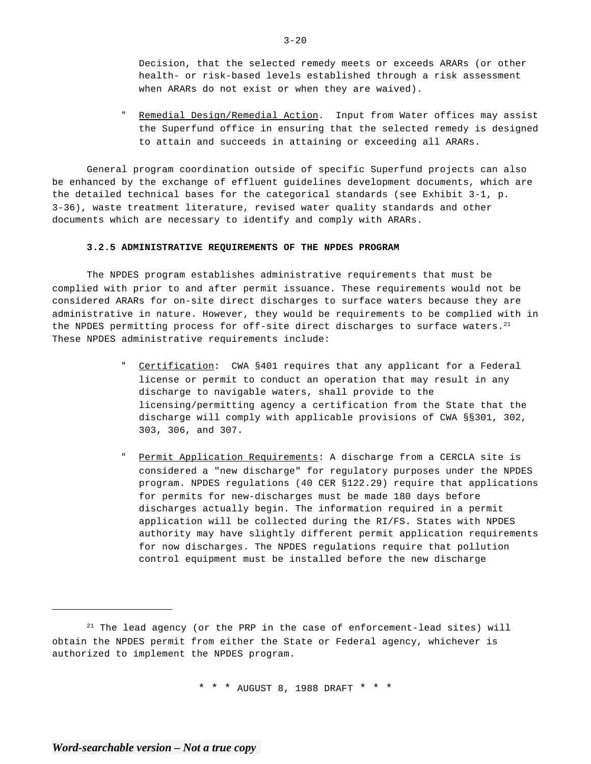Decision, that the selected remedy meets or exceeds ARARs (or other health- or risk-based levels established through a risk assessment when ARARs do not exist or when they are waived).

- Remedial Design/Remedial Action. Input from Water offices may assist the Superfund office in ensuring that the selected remedy is designed to attain and succeeds in attaining or exceeding all ARARs.

General program coordination outside of specific Superfund projects can also be enhanced by the exchange of effluent guidelines development documents, which are the detailed technical bases for the categorical standards (see Exhibit 3-1, p. 3-36), waste treatment literature, revised water quality standards and other documents which are necessary to identify and comply with ARARs.

### 3.2.5 ADMINISTRATIVE REQUIREMENTS OF THE NPDES PROGRAM

The NPDES program establishes administrative requirements that must be complied with prior to and after permit issuance. These requirements would not be considered ARARs for on-site direct discharges to surface waters because they are administrative in nature. However, they would be requirements to be complied with in the NPDES permitting process for off-site direct discharges to surface waters.[21] These NPDES administrative requirements include:

- Certification: CWA §401 requires that any applicant for a Federal license or permit to conduct an operation that may result in any discharge to navigable waters, shall provide to the licensing/permitting agency a certification from the State that the discharge will comply with applicable provisions of CWA §§301, 302, 303, 306, and 307.

- Permit Application Requirements: A discharge from a CERCLA site is considered a "new discharge" for regulatory purposes under the NPDES program. NPDES regulations (40 CER §122.29) require that applications for permits for new-discharges must be made 180 days before discharges actually begin. The information required in a permit application will be collected during the RI/FS. States with NPDES authority may have slightly different permit application requirements for now discharges. The NPDES regulations require that pollution control equipment must be installed before the new discharge

---

[21] The lead agency (or the PRP in the case of enforcement-lead sites) will obtain the NPDES permit from either the State or Federal agency, whichever is authorized to implement the NPDES program.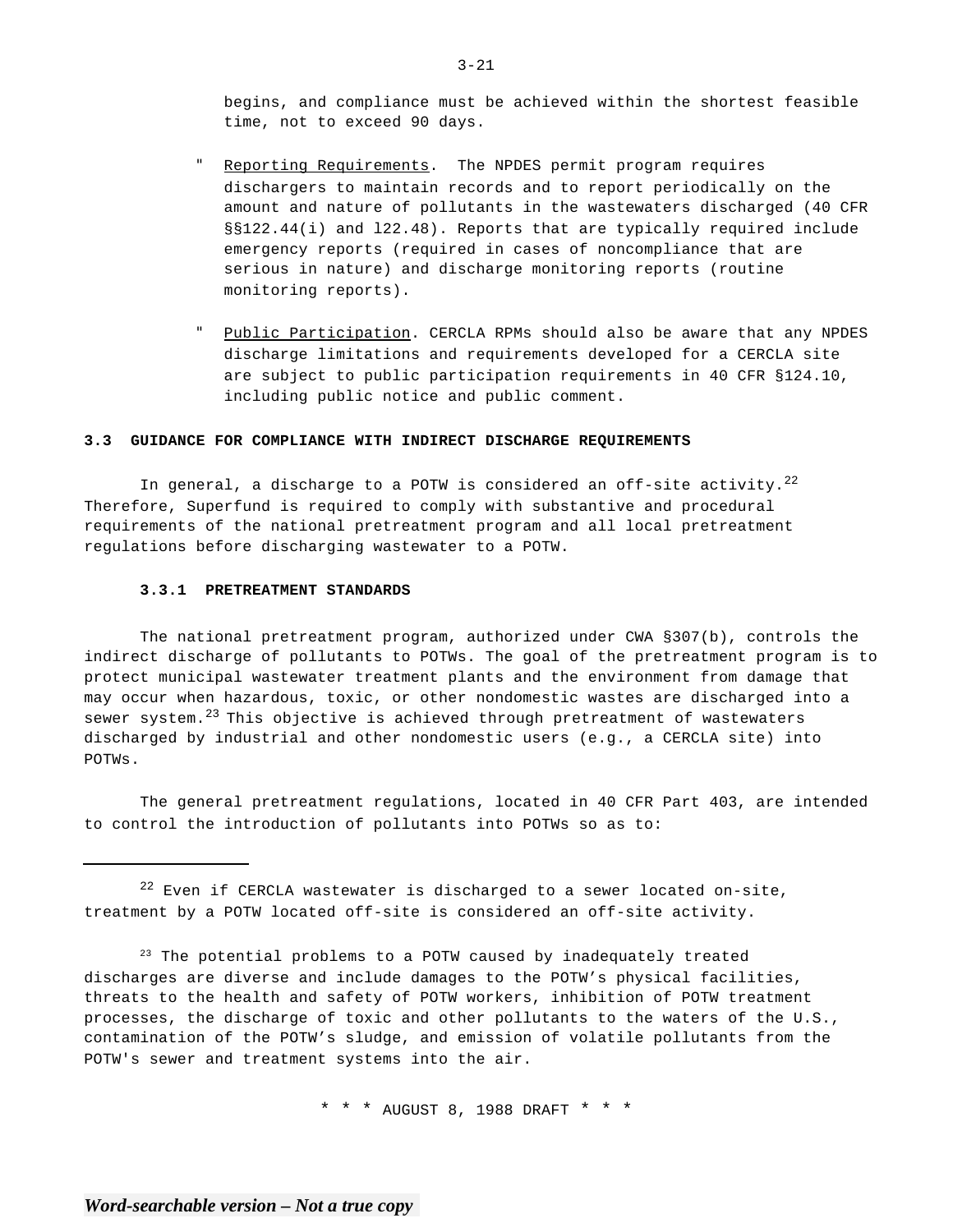begins, and compliance must be achieved within the shortest feasible time, not to exceed 90 days.

- Reporting Requirements. The NPDES permit program requires dischargers to maintain records and to report periodically on the amount and nature of pollutants in the wastewaters discharged (40 CFR §§122.44(i) and l22.48). Reports that are typically required include emergency reports (required in cases of noncompliance that are serious in nature) and discharge monitoring reports (routine monitoring reports).

- Public Participation. CERCLA RPMs should also be aware that any NPDES discharge limitations and requirements developed for a CERCLA site are subject to public participation requirements in 40 CFR §124.10, including public notice and public comment.

## 3.3 GUIDANCE FOR COMPLIANCE WITH INDIRECT DISCHARGE REQUIREMENTS

In general, a discharge to a POTW is considered an off-site activity.[22] Therefore, Superfund is required to comply with substantive and procedural requirements of the national pretreatment program and all local pretreatment regulations before discharging wastewater to a POTW.

### 3.3.1 PRETREATMENT STANDARDS

The national pretreatment program, authorized under CWA §307(b), controls the indirect discharge of pollutants to POTWs. The goal of the pretreatment program is to protect municipal wastewater treatment plants and the environment from damage that may occur when hazardous, toxic, or other nondomestic wastes are discharged into a sewer system.[23] This objective is achieved through pretreatment of wastewaters discharged by industrial and other nondomestic users (e.g., a CERCLA site) into POTWs.

The general pretreatment regulations, located in 40 CFR Part 403, are intended to control the introduction of pollutants into POTWs so as to:

---

[22] Even if CERCLA wastewater is discharged to a sewer located on-site, treatment by a POTW located off-site is considered an off-site activity.

[23] The potential problems to a POTW caused by inadequately treated discharges are diverse and include damages to the POTW's physical facilities, threats to the health and safety of POTW workers, inhibition of POTW treatment processes, the discharge of toxic and other pollutants to the waters of the U.S., contamination of the POTW's sludge, and emission of volatile pollutants from the POTW's sewer and treatment systems into the air.

\* \* \* AUGUST 8, 1988 DRAFT \* \* \*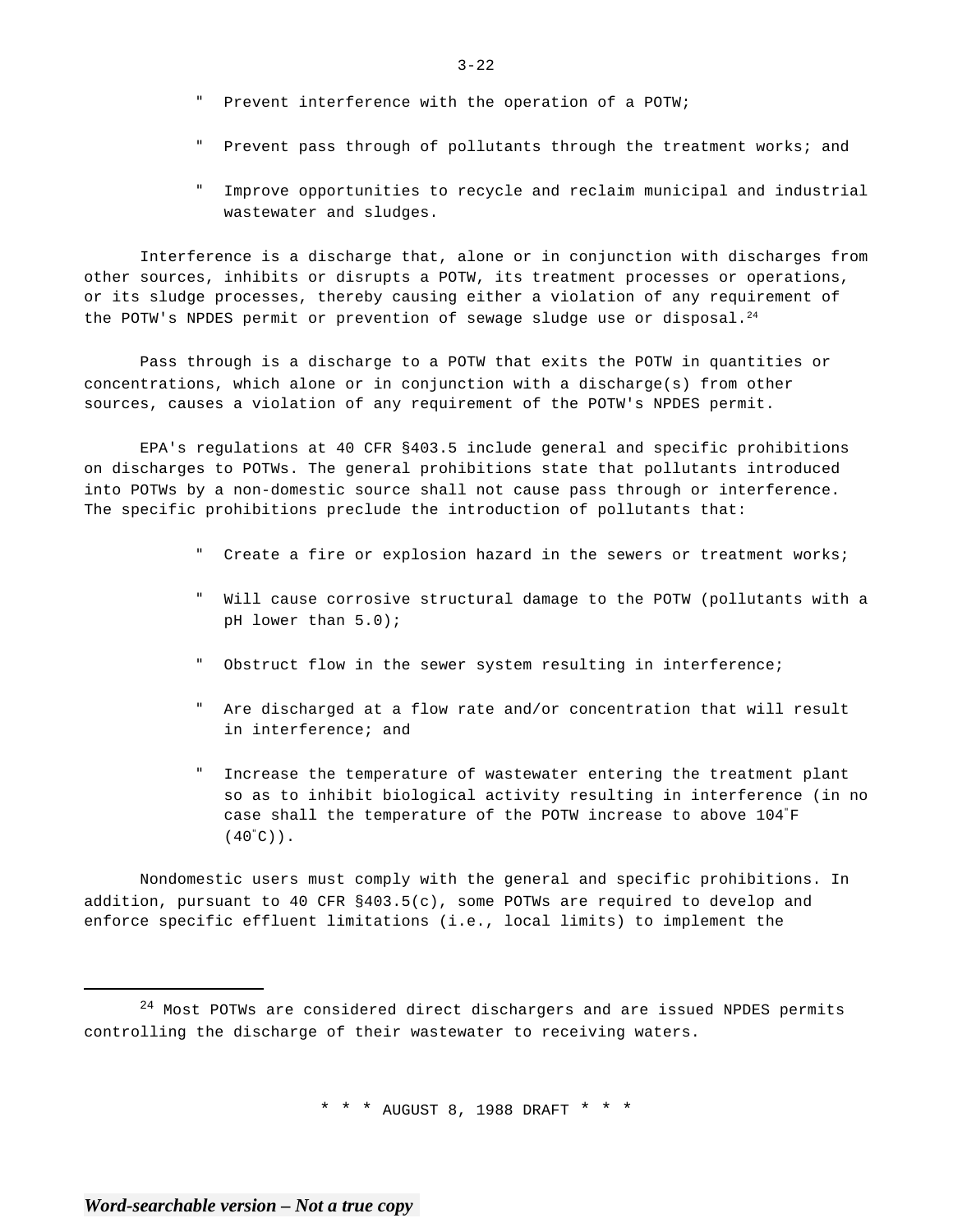- Prevent interference with the operation of a POTW;
- Prevent pass through of pollutants through the treatment works; and
- Improve opportunities to recycle and reclaim municipal and industrial wastewater and sludges.

Interference is a discharge that, alone or in conjunction with discharges from other sources, inhibits or disrupts a POTW, its treatment processes or operations, or its sludge processes, thereby causing either a violation of any requirement of the POTW's NPDES permit or prevention of sewage sludge use or disposal.[24]

Pass through is a discharge to a POTW that exits the POTW in quantities or concentrations, which alone or in conjunction with a discharge(s) from other sources, causes a violation of any requirement of the POTW's NPDES permit.

EPA's regulations at 40 CFR §403.5 include general and specific prohibitions on discharges to POTWs. The general prohibitions state that pollutants introduced into POTWs by a non-domestic source shall not cause pass through or interference. The specific prohibitions preclude the introduction of pollutants that:

- Create a fire or explosion hazard in the sewers or treatment works;
- Will cause corrosive structural damage to the POTW (pollutants with a pH lower than 5.0);
- Obstruct flow in the sewer system resulting in interference;
- Are discharged at a flow rate and/or concentration that will result in interference; and
- Increase the temperature of wastewater entering the treatment plant so as to inhibit biological activity resulting in interference (in no case shall the temperature of the POTW increase to above 104°F (40°C)).

Nondomestic users must comply with the general and specific prohibitions. In addition, pursuant to 40 CFR §403.5(c), some POTWs are required to develop and enforce specific effluent limitations (i.e., local limits) to implement the

---

[24] Most POTWs are considered direct dischargers and are issued NPDES permits controlling the discharge of their wastewater to receiving waters.

\* \* \* AUGUST 8, 1988 DRAFT \* \* \*

*Word-searchable version – Not a true copy*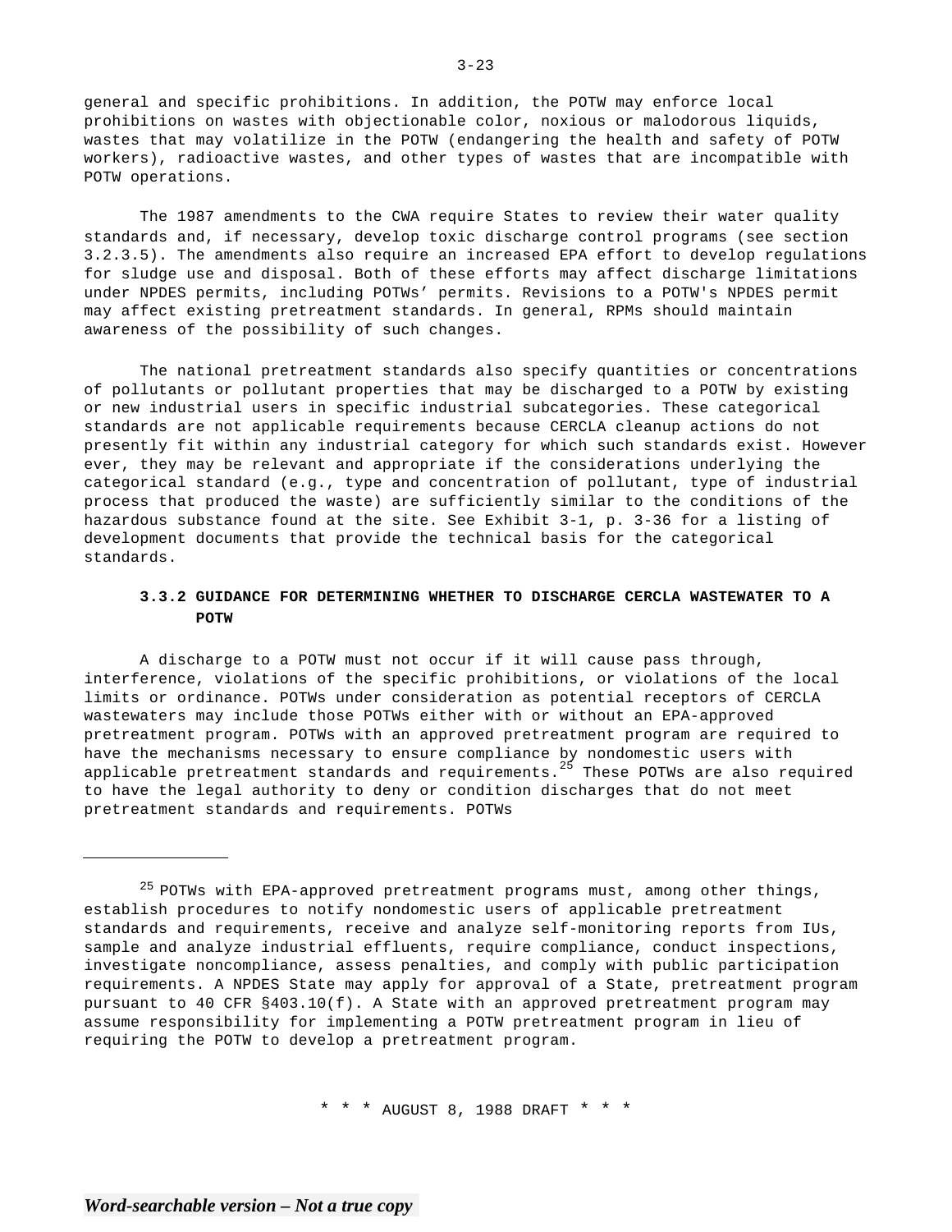general and specific prohibitions. In addition, the POTW may enforce local prohibitions on wastes with objectionable color, noxious or malodorous liquids, wastes that may volatilize in the POTW (endangering the health and safety of POTW workers), radioactive wastes, and other types of wastes that are incompatible with POTW operations.

The 1987 amendments to the CWA require States to review their water quality standards and, if necessary, develop toxic discharge control programs (see section 3.2.3.5). The amendments also require an increased EPA effort to develop regulations for sludge use and disposal. Both of these efforts may affect discharge limitations under NPDES permits, including POTWs' permits. Revisions to a POTW's NPDES permit may affect existing pretreatment standards. In general, RPMs should maintain awareness of the possibility of such changes.

The national pretreatment standards also specify quantities or concentrations of pollutants or pollutant properties that may be discharged to a POTW by existing or new industrial users in specific industrial subcategories. These categorical standards are not applicable requirements because CERCLA cleanup actions do not presently fit within any industrial category for which such standards exist. However ever, they may be relevant and appropriate if the considerations underlying the categorical standard (e.g., type and concentration of pollutant, type of industrial process that produced the waste) are sufficiently similar to the conditions of the hazardous substance found at the site. See Exhibit 3-1, p. 3-36 for a listing of development documents that provide the technical basis for the categorical standards.

### 3.3.2 GUIDANCE FOR DETERMINING WHETHER TO DISCHARGE CERCLA WASTEWATER TO A POTW

A discharge to a POTW must not occur if it will cause pass through, interference, violations of the specific prohibitions, or violations of the local limits or ordinance. POTWs under consideration as potential receptors of CERCLA wastewaters may include those POTWs either with or without an EPA-approved pretreatment program. POTWs with an approved pretreatment program are required to have the mechanisms necessary to ensure compliance by nondomestic users with applicable pretreatment standards and requirements.[25] These POTWs are also required to have the legal authority to deny or condition discharges that do not meet pretreatment standards and requirements. POTWs

---

[25] POTWs with EPA-approved pretreatment programs must, among other things, establish procedures to notify nondomestic users of applicable pretreatment standards and requirements, receive and analyze self-monitoring reports from IUs, sample and analyze industrial effluents, require compliance, conduct inspections, investigate noncompliance, assess penalties, and comply with public participation requirements. A NPDES State may apply for approval of a State, pretreatment program pursuant to 40 CFR §403.10(f). A State with an approved pretreatment program may assume responsibility for implementing a POTW pretreatment program in lieu of requiring the POTW to develop a pretreatment program.

\* \* \* AUGUST 8, 1988 DRAFT \* \* \*

*Word-searchable version – Not a true copy*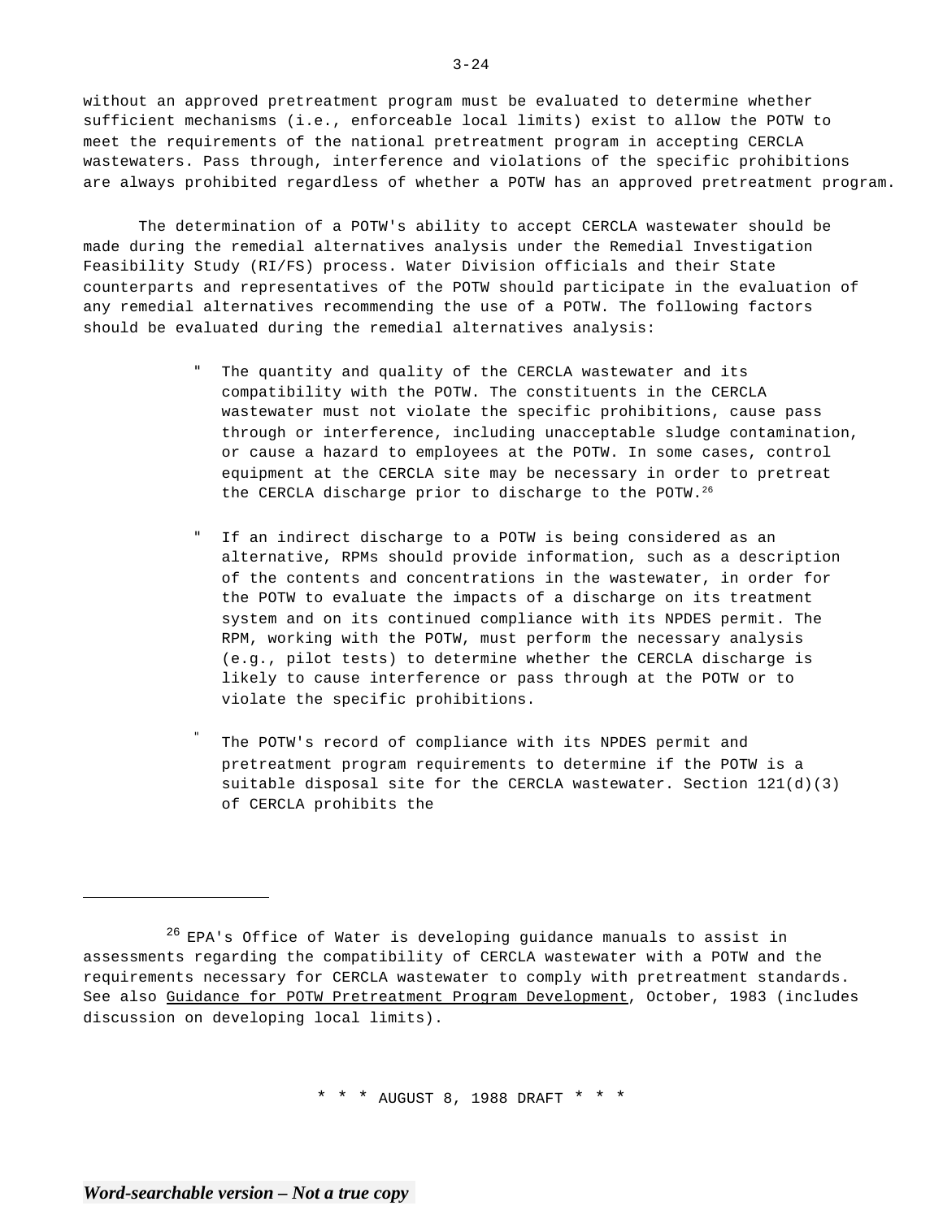without an approved pretreatment program must be evaluated to determine whether sufficient mechanisms (i.e., enforceable local limits) exist to allow the POTW to meet the requirements of the national pretreatment program in accepting CERCLA wastewaters. Pass through, interference and violations of the specific prohibitions are always prohibited regardless of whether a POTW has an approved pretreatment program.

The determination of a POTW's ability to accept CERCLA wastewater should be made during the remedial alternatives analysis under the Remedial Investigation Feasibility Study (RI/FS) process. Water Division officials and their State counterparts and representatives of the POTW should participate in the evaluation of any remedial alternatives recommending the use of a POTW. The following factors should be evaluated during the remedial alternatives analysis:

- The quantity and quality of the CERCLA wastewater and its compatibility with the POTW. The constituents in the CERCLA wastewater must not violate the specific prohibitions, cause pass through or interference, including unacceptable sludge contamination, or cause a hazard to employees at the POTW. In some cases, control equipment at the CERCLA site may be necessary in order to pretreat the CERCLA discharge prior to discharge to the POTW.[26]

- If an indirect discharge to a POTW is being considered as an alternative, RPMs should provide information, such as a description of the contents and concentrations in the wastewater, in order for the POTW to evaluate the impacts of a discharge on its treatment system and on its continued compliance with its NPDES permit. The RPM, working with the POTW, must perform the necessary analysis (e.g., pilot tests) to determine whether the CERCLA discharge is likely to cause interference or pass through at the POTW or to violate the specific prohibitions.

- The POTW's record of compliance with its NPDES permit and pretreatment program requirements to determine if the POTW is a suitable disposal site for the CERCLA wastewater. Section 121(d)(3) of CERCLA prohibits the

---

[26] EPA's Office of Water is developing guidance manuals to assist in assessments regarding the compatibility of CERCLA wastewater with a POTW and the requirements necessary for CERCLA wastewater to comply with pretreatment standards. See also Guidance for POTW Pretreatment Program Development, October, 1983 (includes discussion on developing local limits).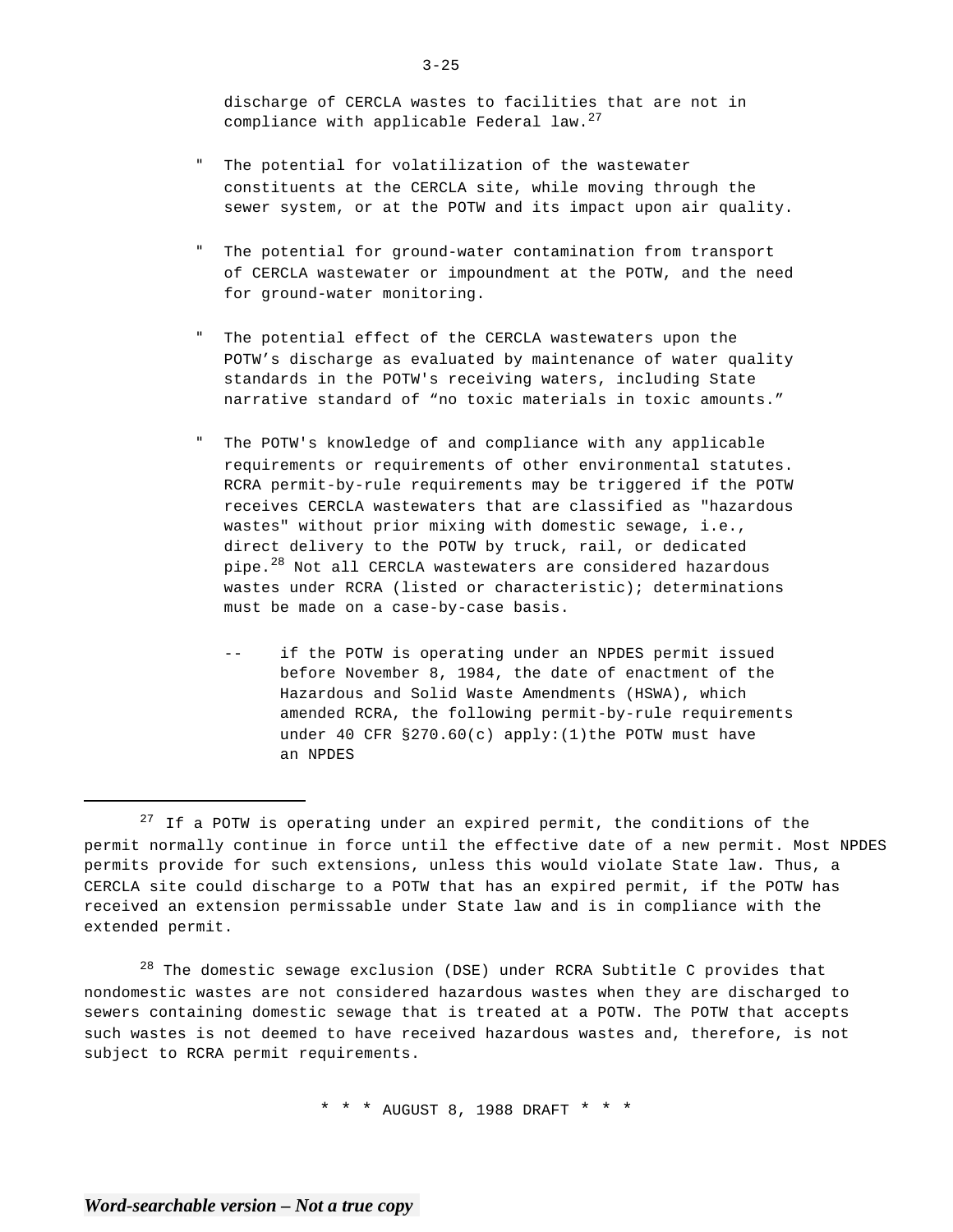discharge of CERCLA wastes to facilities that are not in compliance with applicable Federal law.[27]

- The potential for volatilization of the wastewater constituents at the CERCLA site, while moving through the sewer system, or at the POTW and its impact upon air quality.

- The potential for ground-water contamination from transport of CERCLA wastewater or impoundment at the POTW, and the need for ground-water monitoring.

- The potential effect of the CERCLA wastewaters upon the POTW's discharge as evaluated by maintenance of water quality standards in the POTW's receiving waters, including State narrative standard of "no toxic materials in toxic amounts."

- The POTW's knowledge of and compliance with any applicable requirements or requirements of other environmental statutes. RCRA permit-by-rule requirements may be triggered if the POTW receives CERCLA wastewaters that are classified as "hazardous wastes" without prior mixing with domestic sewage, i.e., direct delivery to the POTW by truck, rail, or dedicated pipe.[28] Not all CERCLA wastewaters are considered hazardous wastes under RCRA (listed or characteristic); determinations must be made on a case-by-case basis.

  -- if the POTW is operating under an NPDES permit issued before November 8, 1984, the date of enactment of the Hazardous and Solid Waste Amendments (HSWA), which amended RCRA, the following permit-by-rule requirements under 40 CFR §270.60(c) apply:(1)the POTW must have an NPDES

---

[27] If a POTW is operating under an expired permit, the conditions of the permit normally continue in force until the effective date of a new permit. Most NPDES permits provide for such extensions, unless this would violate State law. Thus, a CERCLA site could discharge to a POTW that has an expired permit, if the POTW has received an extension permissable under State law and is in compliance with the extended permit.

[28] The domestic sewage exclusion (DSE) under RCRA Subtitle C provides that nondomestic wastes are not considered hazardous wastes when they are discharged to sewers containing domestic sewage that is treated at a POTW. The POTW that accepts such wastes is not deemed to have received hazardous wastes and, therefore, is not subject to RCRA permit requirements.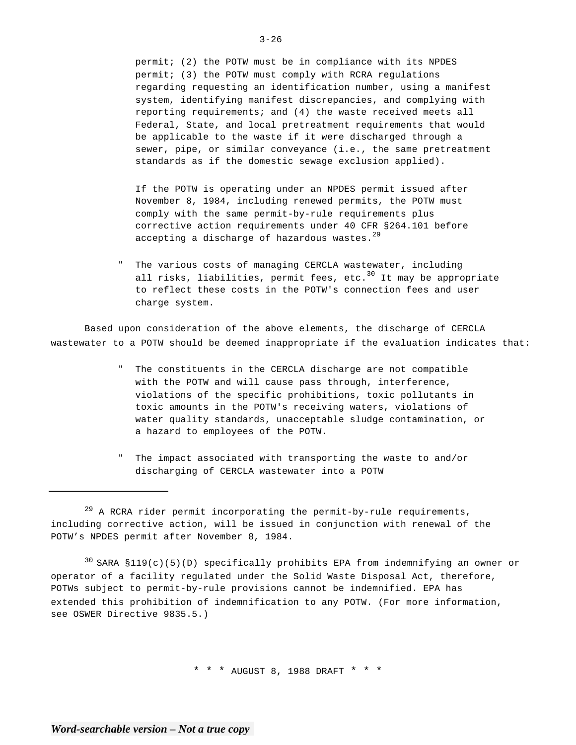permit; (2) the POTW must be in compliance with its NPDES permit; (3) the POTW must comply with RCRA regulations regarding requesting an identification number, using a manifest system, identifying manifest discrepancies, and complying with reporting requirements; and (4) the waste received meets all Federal, State, and local pretreatment requirements that would be applicable to the waste if it were discharged through a sewer, pipe, or similar conveyance (i.e., the same pretreatment standards as if the domestic sewage exclusion applied).

If the POTW is operating under an NPDES permit issued after November 8, 1984, including renewed permits, the POTW must comply with the same permit-by-rule requirements plus corrective action requirements under 40 CFR §264.101 before accepting a discharge of hazardous wastes.[29]

- The various costs of managing CERCLA wastewater, including all risks, liabilities, permit fees, etc.[30] It may be appropriate to reflect these costs in the POTW's connection fees and user charge system.

Based upon consideration of the above elements, the discharge of CERCLA wastewater to a POTW should be deemed inappropriate if the evaluation indicates that:

- The constituents in the CERCLA discharge are not compatible with the POTW and will cause pass through, interference, violations of the specific prohibitions, toxic pollutants in toxic amounts in the POTW's receiving waters, violations of water quality standards, unacceptable sludge contamination, or a hazard to employees of the POTW.

- The impact associated with transporting the waste to and/or discharging of CERCLA wastewater into a POTW

---

[29] A RCRA rider permit incorporating the permit-by-rule requirements, including corrective action, will be issued in conjunction with renewal of the POTW's NPDES permit after November 8, 1984.

[30] SARA §119(c)(5)(D) specifically prohibits EPA from indemnifying an owner or operator of a facility regulated under the Solid Waste Disposal Act, therefore, POTWs subject to permit-by-rule provisions cannot be indemnified. EPA has extended this prohibition of indemnification to any POTW. (For more information, see OSWER Directive 9835.5.)

* * * AUGUST 8, 1988 DRAFT * * *

*Word-searchable version – Not a true copy*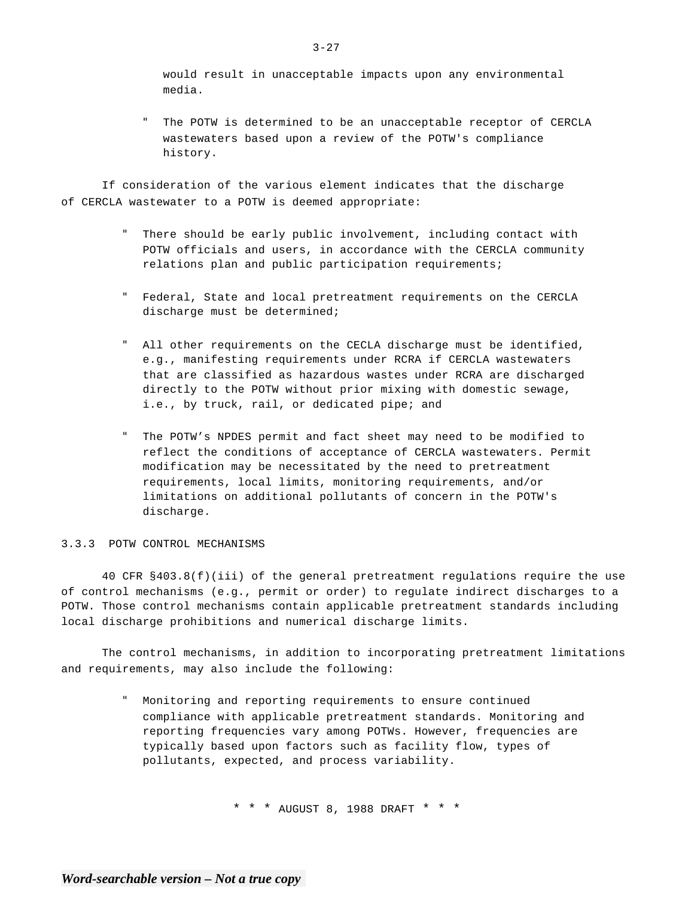would result in unacceptable impacts upon any environmental media.

- The POTW is determined to be an unacceptable receptor of CERCLA wastewaters based upon a review of the POTW's compliance history.

If consideration of the various element indicates that the discharge of CERCLA wastewater to a POTW is deemed appropriate:

- There should be early public involvement, including contact with POTW officials and users, in accordance with the CERCLA community relations plan and public participation requirements;
- Federal, State and local pretreatment requirements on the CERCLA discharge must be determined;
- All other requirements on the CECLA discharge must be identified, e.g., manifesting requirements under RCRA if CERCLA wastewaters that are classified as hazardous wastes under RCRA are discharged directly to the POTW without prior mixing with domestic sewage, i.e., by truck, rail, or dedicated pipe; and
- The POTW's NPDES permit and fact sheet may need to be modified to reflect the conditions of acceptance of CERCLA wastewaters. Permit modification may be necessitated by the need to pretreatment requirements, local limits, monitoring requirements, and/or limitations on additional pollutants of concern in the POTW's discharge.

### 3.3.3 POTW CONTROL MECHANISMS

40 CFR §403.8(f)(iii) of the general pretreatment regulations require the use of control mechanisms (e.g., permit or order) to regulate indirect discharges to a POTW. Those control mechanisms contain applicable pretreatment standards including local discharge prohibitions and numerical discharge limits.

The control mechanisms, in addition to incorporating pretreatment limitations and requirements, may also include the following:

- Monitoring and reporting requirements to ensure continued compliance with applicable pretreatment standards. Monitoring and reporting frequencies vary among POTWs. However, frequencies are typically based upon factors such as facility flow, types of pollutants, expected, and process variability.

* * * AUGUST 8, 1988 DRAFT * * *

*Word-searchable version – Not a true copy*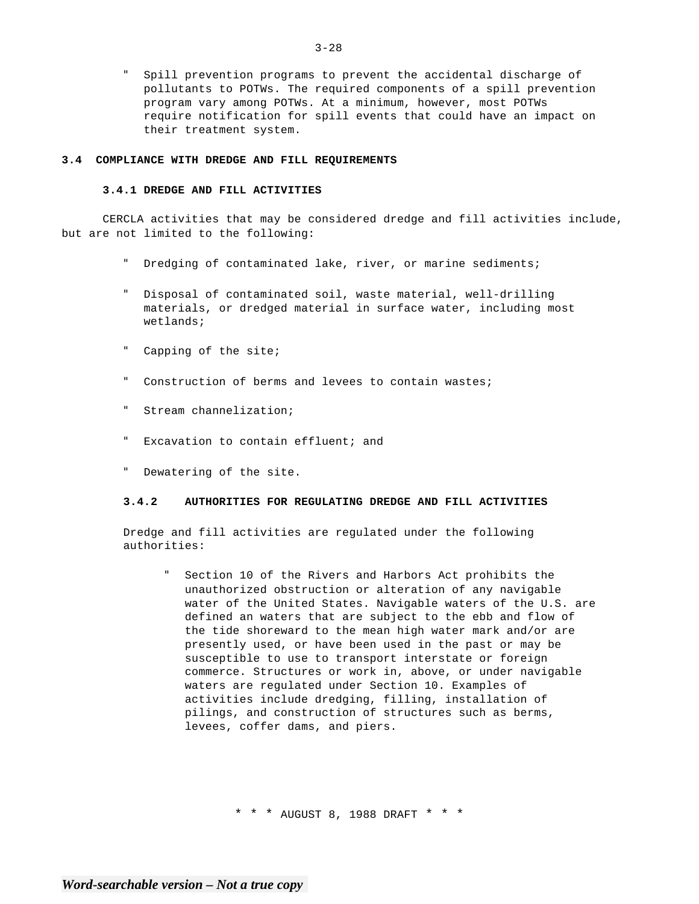- Spill prevention programs to prevent the accidental discharge of pollutants to POTWs. The required components of a spill prevention program vary among POTWs. At a minimum, however, most POTWs require notification for spill events that could have an impact on their treatment system.

## 3.4 COMPLIANCE WITH DREDGE AND FILL REQUIREMENTS

### 3.4.1 DREDGE AND FILL ACTIVITIES

CERCLA activities that may be considered dredge and fill activities include, but are not limited to the following:

- Dredging of contaminated lake, river, or marine sediments;
- Disposal of contaminated soil, waste material, well-drilling materials, or dredged material in surface water, including most wetlands;
- Capping of the site;
- Construction of berms and levees to contain wastes;
- Stream channelization;
- Excavation to contain effluent; and
- Dewatering of the site.

### 3.4.2 AUTHORITIES FOR REGULATING DREDGE AND FILL ACTIVITIES

Dredge and fill activities are regulated under the following authorities:

- Section 10 of the Rivers and Harbors Act prohibits the unauthorized obstruction or alteration of any navigable water of the United States. Navigable waters of the U.S. are defined an waters that are subject to the ebb and flow of the tide shoreward to the mean high water mark and/or are presently used, or have been used in the past or may be susceptible to use to transport interstate or foreign commerce. Structures or work in, above, or under navigable waters are regulated under Section 10. Examples of activities include dredging, filling, installation of pilings, and construction of structures such as berms, levees, coffer dams, and piers.

* * * AUGUST 8, 1988 DRAFT * * *

*Word-searchable version – Not a true copy*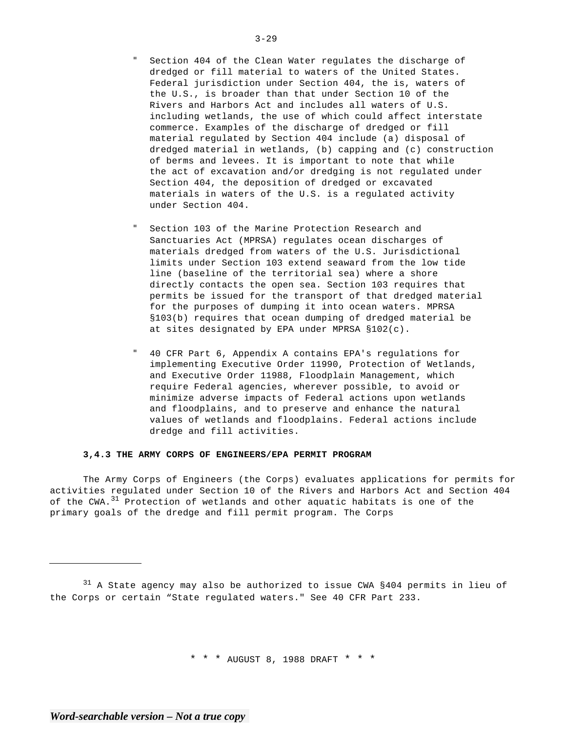- Section 404 of the Clean Water regulates the discharge of dredged or fill material to waters of the United States. Federal jurisdiction under Section 404, the is, waters of the U.S., is broader than that under Section 10 of the Rivers and Harbors Act and includes all waters of U.S. including wetlands, the use of which could affect interstate commerce. Examples of the discharge of dredged or fill material regulated by Section 404 include (a) disposal of dredged material in wetlands, (b) capping and (c) construction of berms and levees. It is important to note that while the act of excavation and/or dredging is not regulated under Section 404, the deposition of dredged or excavated materials in waters of the U.S. is a regulated activity under Section 404.

- Section 103 of the Marine Protection Research and Sanctuaries Act (MPRSA) regulates ocean discharges of materials dredged from waters of the U.S. Jurisdictional limits under Section 103 extend seaward from the low tide line (baseline of the territorial sea) where a shore directly contacts the open sea. Section 103 requires that permits be issued for the transport of that dredged material for the purposes of dumping it into ocean waters. MPRSA §103(b) requires that ocean dumping of dredged material be at sites designated by EPA under MPRSA §102(c).

- 40 CFR Part 6, Appendix A contains EPA's regulations for implementing Executive Order 11990, Protection of Wetlands, and Executive Order 11988, Floodplain Management, which require Federal agencies, wherever possible, to avoid or minimize adverse impacts of Federal actions upon wetlands and floodplains, and to preserve and enhance the natural values of wetlands and floodplains. Federal actions include dredge and fill activities.

### 3,4.3 THE ARMY CORPS OF ENGINEERS/EPA PERMIT PROGRAM

The Army Corps of Engineers (the Corps) evaluates applications for permits for activities regulated under Section 10 of the Rivers and Harbors Act and Section 404 of the CWA.[31] Protection of wetlands and other aquatic habitats is one of the primary goals of the dredge and fill permit program. The Corps

---

[31] A State agency may also be authorized to issue CWA §404 permits in lieu of the Corps or certain "State regulated waters." See 40 CFR Part 233.

\* \* \* AUGUST 8, 1988 DRAFT \* \* \*

*Word-searchable version – Not a true copy*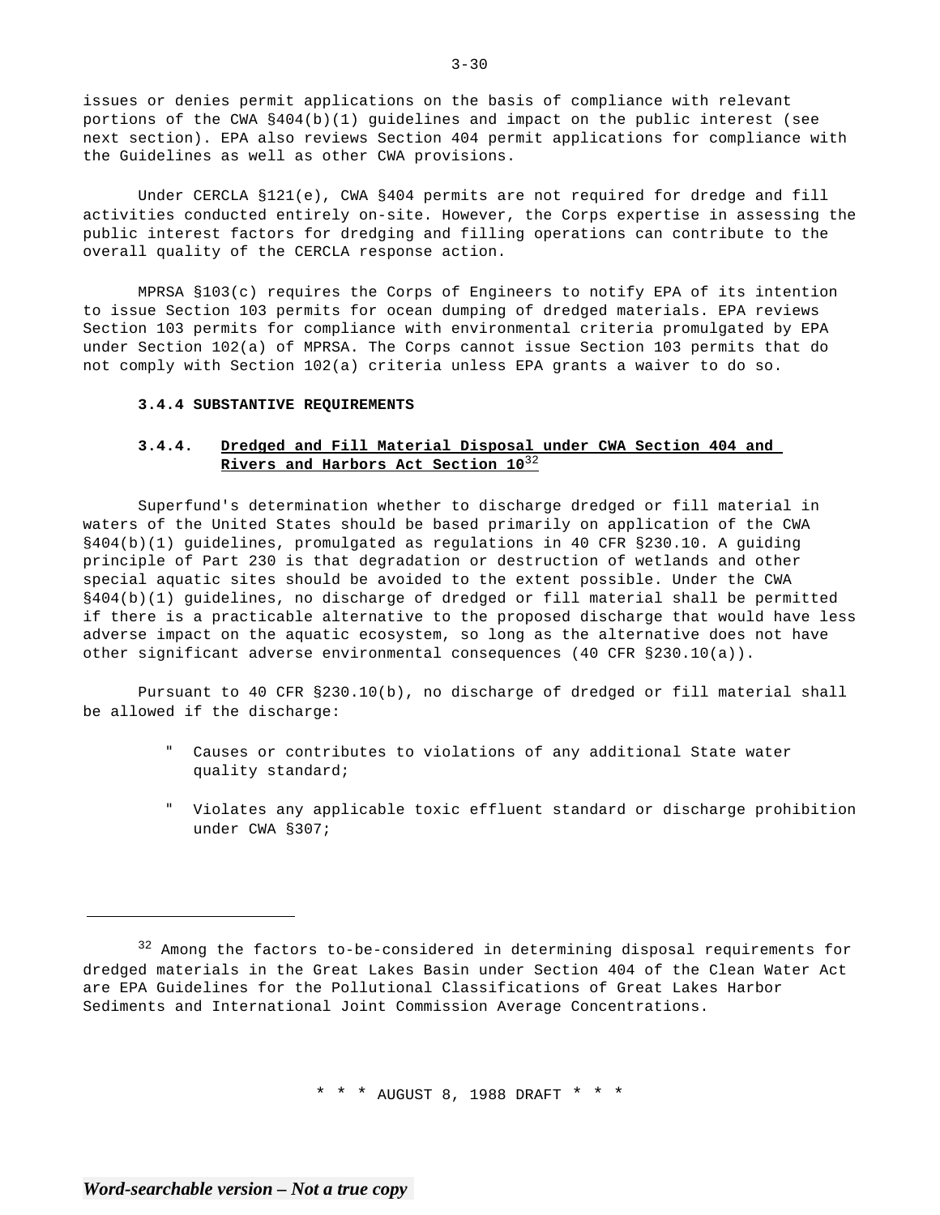issues or denies permit applications on the basis of compliance with relevant portions of the CWA §404(b)(1) guidelines and impact on the public interest (see next section). EPA also reviews Section 404 permit applications for compliance with the Guidelines as well as other CWA provisions.

Under CERCLA §121(e), CWA §404 permits are not required for dredge and fill activities conducted entirely on-site. However, the Corps expertise in assessing the public interest factors for dredging and filling operations can contribute to the overall quality of the CERCLA response action.

MPRSA §103(c) requires the Corps of Engineers to notify EPA of its intention to issue Section 103 permits for ocean dumping of dredged materials. EPA reviews Section 103 permits for compliance with environmental criteria promulgated by EPA under Section 102(a) of MPRSA. The Corps cannot issue Section 103 permits that do not comply with Section 102(a) criteria unless EPA grants a waiver to do so.

### 3.4.4 SUBSTANTIVE REQUIREMENTS

#### 3.4.4. Dredged and Fill Material Disposal under CWA Section 404 and Rivers and Harbors Act Section 10[32]

Superfund's determination whether to discharge dredged or fill material in waters of the United States should be based primarily on application of the CWA §404(b)(1) guidelines, promulgated as regulations in 40 CFR §230.10. A guiding principle of Part 230 is that degradation or destruction of wetlands and other special aquatic sites should be avoided to the extent possible. Under the CWA §404(b)(1) guidelines, no discharge of dredged or fill material shall be permitted if there is a practicable alternative to the proposed discharge that would have less adverse impact on the aquatic ecosystem, so long as the alternative does not have other significant adverse environmental consequences (40 CFR §230.10(a)).

Pursuant to 40 CFR §230.10(b), no discharge of dredged or fill material shall be allowed if the discharge:

- Causes or contributes to violations of any additional State water quality standard;
- Violates any applicable toxic effluent standard or discharge prohibition under CWA §307;

---

[32] Among the factors to-be-considered in determining disposal requirements for dredged materials in the Great Lakes Basin under Section 404 of the Clean Water Act are EPA Guidelines for the Pollutional Classifications of Great Lakes Harbor Sediments and International Joint Commission Average Concentrations.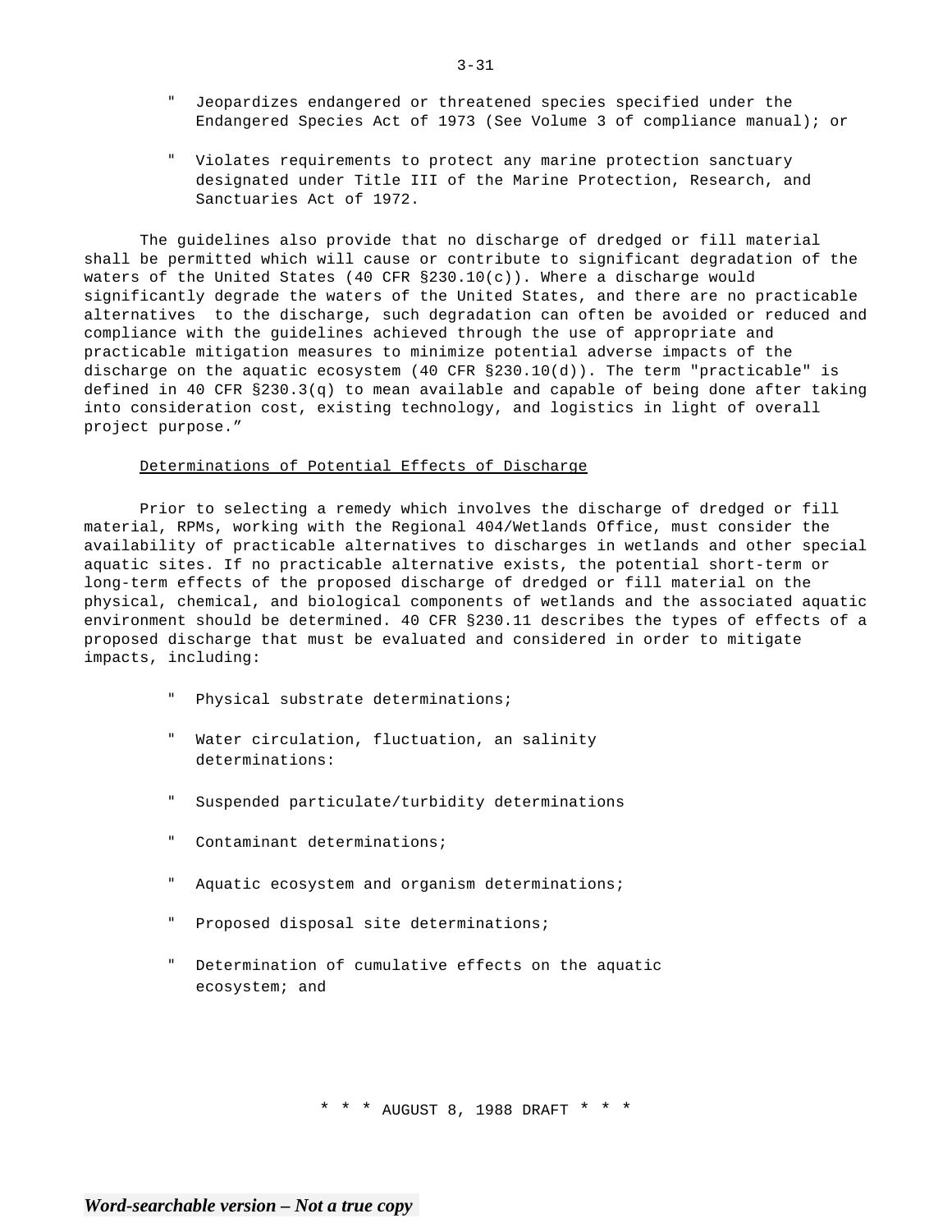- Jeopardizes endangered or threatened species specified under the Endangered Species Act of 1973 (See Volume 3 of compliance manual); or

- Violates requirements to protect any marine protection sanctuary designated under Title III of the Marine Protection, Research, and Sanctuaries Act of 1972.

The guidelines also provide that no discharge of dredged or fill material shall be permitted which will cause or contribute to significant degradation of the waters of the United States (40 CFR §230.10(c)). Where a discharge would significantly degrade the waters of the United States, and there are no practicable alternatives to the discharge, such degradation can often be avoided or reduced and compliance with the guidelines achieved through the use of appropriate and practicable mitigation measures to minimize potential adverse impacts of the discharge on the aquatic ecosystem (40 CFR §230.10(d)). The term "practicable" is defined in 40 CFR §230.3(q) to mean available and capable of being done after taking into consideration cost, existing technology, and logistics in light of overall project purpose."

Determinations of Potential Effects of Discharge

Prior to selecting a remedy which involves the discharge of dredged or fill material, RPMs, working with the Regional 404/Wetlands Office, must consider the availability of practicable alternatives to discharges in wetlands and other special aquatic sites. If no practicable alternative exists, the potential short-term or long-term effects of the proposed discharge of dredged or fill material on the physical, chemical, and biological components of wetlands and the associated aquatic environment should be determined. 40 CFR §230.11 describes the types of effects of a proposed discharge that must be evaluated and considered in order to mitigate impacts, including:

- Physical substrate determinations;

- Water circulation, fluctuation, an salinity determinations:

- Suspended particulate/turbidity determinations

- Contaminant determinations;

- Aquatic ecosystem and organism determinations;

- Proposed disposal site determinations;

- Determination of cumulative effects on the aquatic ecosystem; and

\* \* \* AUGUST 8, 1988 DRAFT \* \* \*

*Word-searchable version – Not a true copy*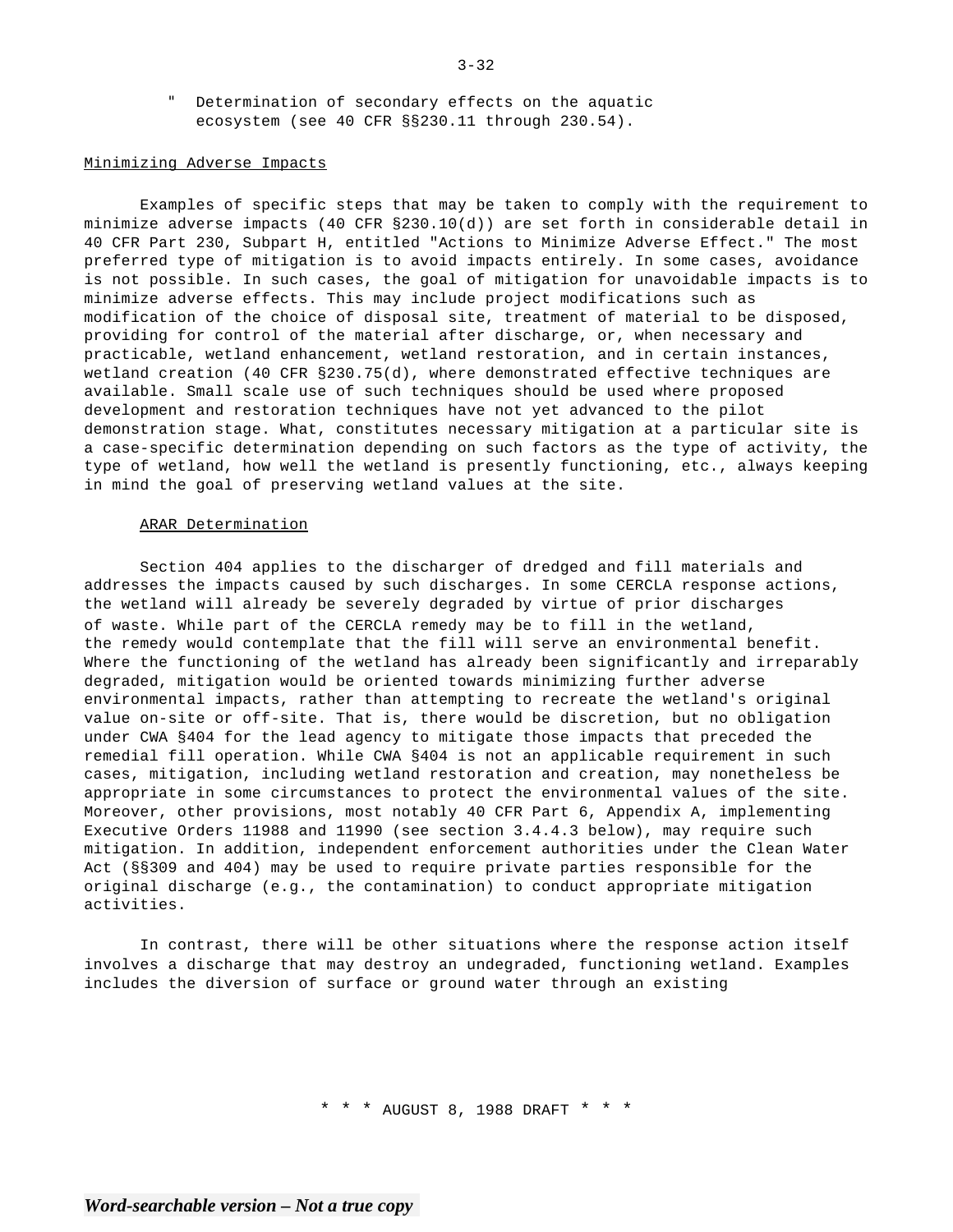- Determination of secondary effects on the aquatic ecosystem (see 40 CFR §§230.11 through 230.54).

Minimizing Adverse Impacts

Examples of specific steps that may be taken to comply with the requirement to minimize adverse impacts (40 CFR §230.10(d)) are set forth in considerable detail in 40 CFR Part 230, Subpart H, entitled "Actions to Minimize Adverse Effect." The most preferred type of mitigation is to avoid impacts entirely. In some cases, avoidance is not possible. In such cases, the goal of mitigation for unavoidable impacts is to minimize adverse effects. This may include project modifications such as modification of the choice of disposal site, treatment of material to be disposed, providing for control of the material after discharge, or, when necessary and practicable, wetland enhancement, wetland restoration, and in certain instances, wetland creation (40 CFR §230.75(d), where demonstrated effective techniques are available. Small scale use of such techniques should be used where proposed development and restoration techniques have not yet advanced to the pilot demonstration stage. What, constitutes necessary mitigation at a particular site is a case-specific determination depending on such factors as the type of activity, the type of wetland, how well the wetland is presently functioning, etc., always keeping in mind the goal of preserving wetland values at the site.

ARAR Determination

Section 404 applies to the discharger of dredged and fill materials and addresses the impacts caused by such discharges. In some CERCLA response actions, the wetland will already be severely degraded by virtue of prior discharges of waste. While part of the CERCLA remedy may be to fill in the wetland, the remedy would contemplate that the fill will serve an environmental benefit. Where the functioning of the wetland has already been significantly and irreparably degraded, mitigation would be oriented towards minimizing further adverse environmental impacts, rather than attempting to recreate the wetland's original value on-site or off-site. That is, there would be discretion, but no obligation under CWA §404 for the lead agency to mitigate those impacts that preceded the remedial fill operation. While CWA §404 is not an applicable requirement in such cases, mitigation, including wetland restoration and creation, may nonetheless be appropriate in some circumstances to protect the environmental values of the site. Moreover, other provisions, most notably 40 CFR Part 6, Appendix A, implementing Executive Orders 11988 and 11990 (see section 3.4.4.3 below), may require such mitigation. In addition, independent enforcement authorities under the Clean Water Act (§§309 and 404) may be used to require private parties responsible for the original discharge (e.g., the contamination) to conduct appropriate mitigation activities.

In contrast, there will be other situations where the response action itself involves a discharge that may destroy an undegraded, functioning wetland. Examples includes the diversion of surface or ground water through an existing

* * * AUGUST 8, 1988 DRAFT * * *

*Word-searchable version – Not a true copy*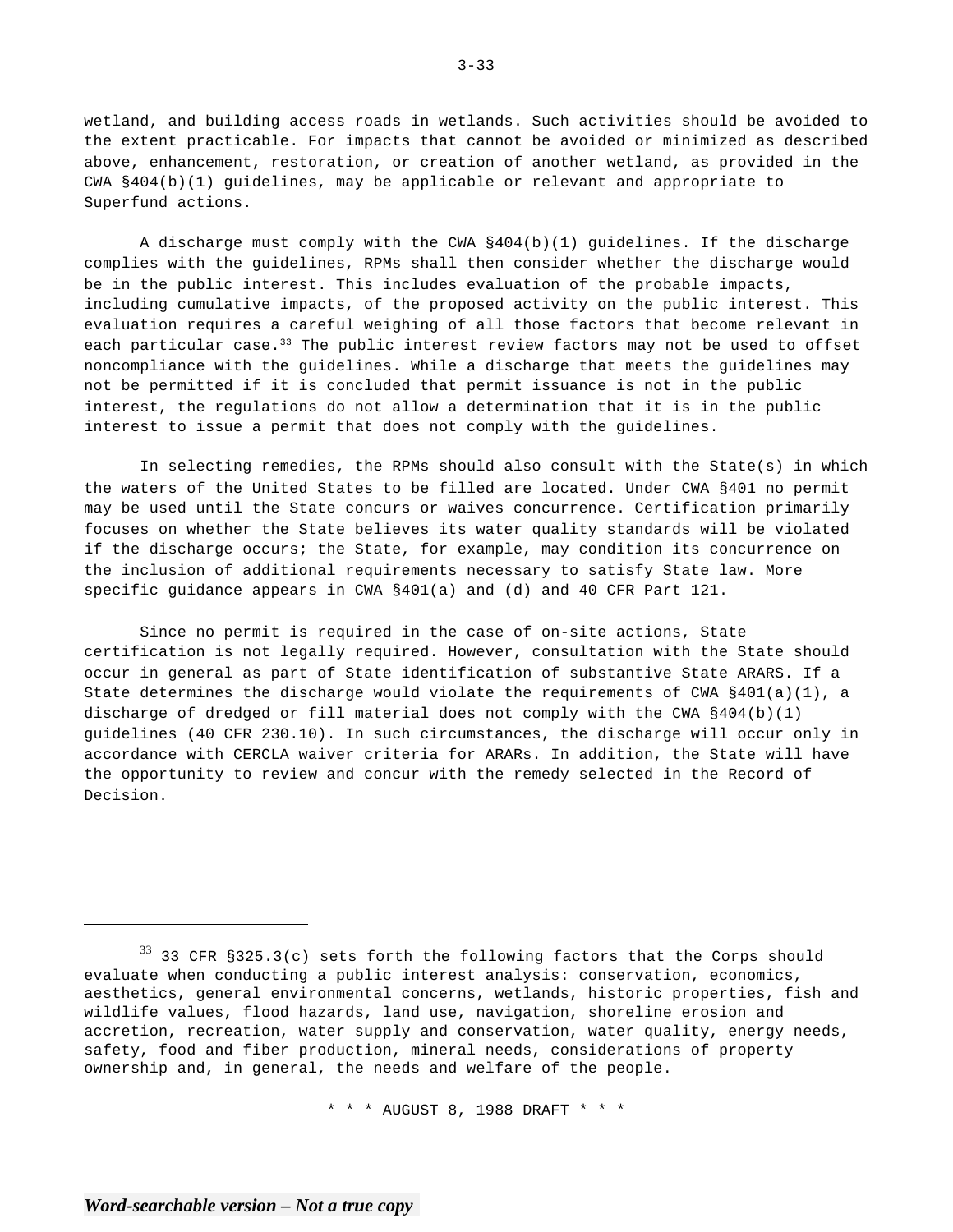wetland, and building access roads in wetlands. Such activities should be avoided to the extent practicable. For impacts that cannot be avoided or minimized as described above, enhancement, restoration, or creation of another wetland, as provided in the CWA §404(b)(1) guidelines, may be applicable or relevant and appropriate to Superfund actions.

A discharge must comply with the CWA §404(b)(1) guidelines. If the discharge complies with the guidelines, RPMs shall then consider whether the discharge would be in the public interest. This includes evaluation of the probable impacts, including cumulative impacts, of the proposed activity on the public interest. This evaluation requires a careful weighing of all those factors that become relevant in each particular case.[33] The public interest review factors may not be used to offset noncompliance with the guidelines. While a discharge that meets the guidelines may not be permitted if it is concluded that permit issuance is not in the public interest, the regulations do not allow a determination that it is in the public interest to issue a permit that does not comply with the guidelines.

In selecting remedies, the RPMs should also consult with the State(s) in which the waters of the United States to be filled are located. Under CWA §401 no permit may be used until the State concurs or waives concurrence. Certification primarily focuses on whether the State believes its water quality standards will be violated if the discharge occurs; the State, for example, may condition its concurrence on the inclusion of additional requirements necessary to satisfy State law. More specific guidance appears in CWA §401(a) and (d) and 40 CFR Part 121.

Since no permit is required in the case of on-site actions, State certification is not legally required. However, consultation with the State should occur in general as part of State identification of substantive State ARARS. If a State determines the discharge would violate the requirements of CWA §401(a)(1), a discharge of dredged or fill material does not comply with the CWA §404(b)(1) guidelines (40 CFR 230.10). In such circumstances, the discharge will occur only in accordance with CERCLA waiver criteria for ARARs. In addition, the State will have the opportunity to review and concur with the remedy selected in the Record of Decision.

---

[33] 33 CFR §325.3(c) sets forth the following factors that the Corps should evaluate when conducting a public interest analysis: conservation, economics, aesthetics, general environmental concerns, wetlands, historic properties, fish and wildlife values, flood hazards, land use, navigation, shoreline erosion and accretion, recreation, water supply and conservation, water quality, energy needs, safety, food and fiber production, mineral needs, considerations of property ownership and, in general, the needs and welfare of the people.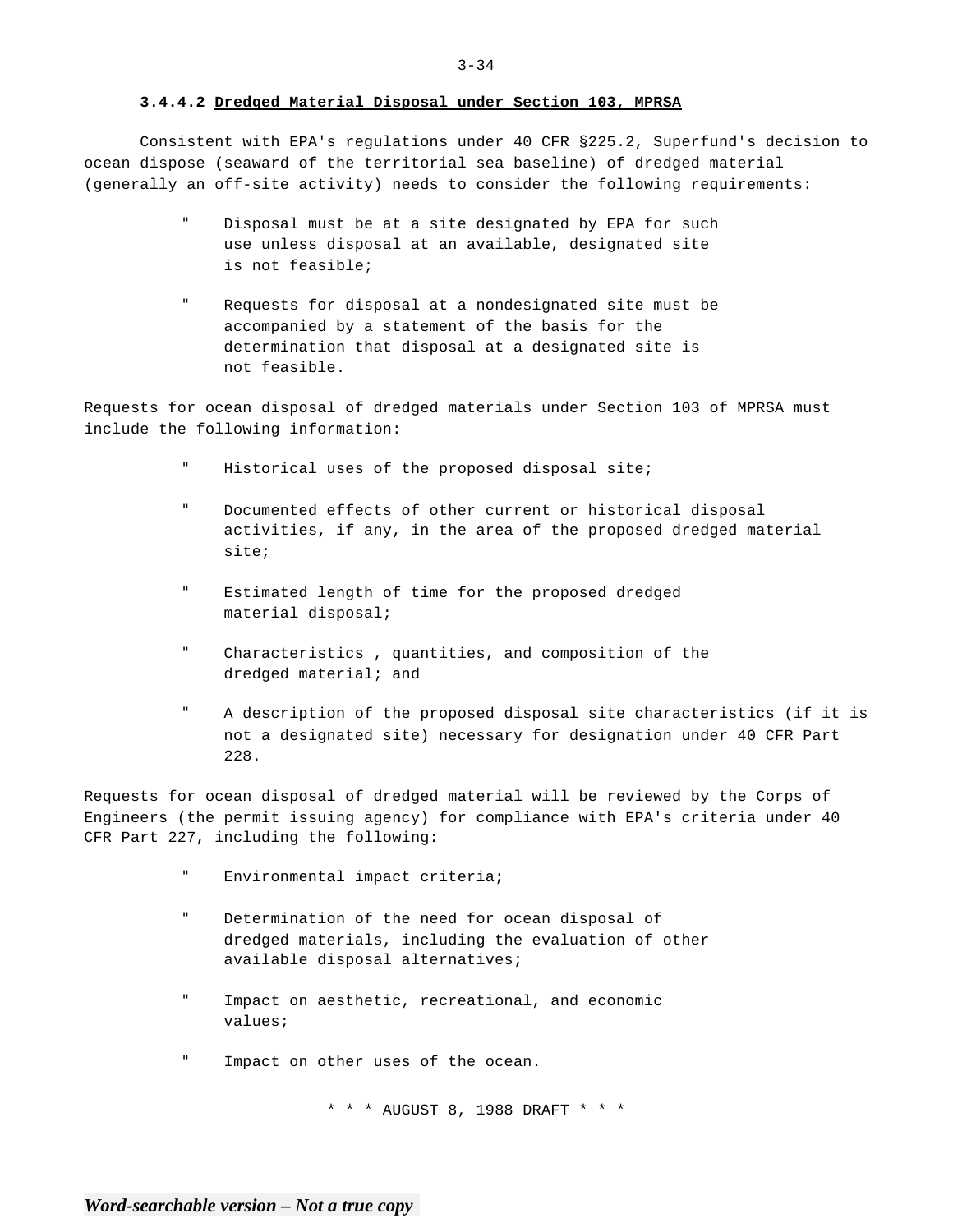#### 3.4.4.2 Dredged Material Disposal under Section 103, MPRSA

Consistent with EPA's regulations under 40 CFR §225.2, Superfund's decision to ocean dispose (seaward of the territorial sea baseline) of dredged material (generally an off-site activity) needs to consider the following requirements:

- Disposal must be at a site designated by EPA for such use unless disposal at an available, designated site is not feasible;
- Requests for disposal at a nondesignated site must be accompanied by a statement of the basis for the determination that disposal at a designated site is not feasible.

Requests for ocean disposal of dredged materials under Section 103 of MPRSA must include the following information:

- Historical uses of the proposed disposal site;
- Documented effects of other current or historical disposal activities, if any, in the area of the proposed dredged material site;
- Estimated length of time for the proposed dredged material disposal;
- Characteristics , quantities, and composition of the dredged material; and
- A description of the proposed disposal site characteristics (if it is not a designated site) necessary for designation under 40 CFR Part 228.

Requests for ocean disposal of dredged material will be reviewed by the Corps of Engineers (the permit issuing agency) for compliance with EPA's criteria under 40 CFR Part 227, including the following:

- Environmental impact criteria;
- Determination of the need for ocean disposal of dredged materials, including the evaluation of other available disposal alternatives;
- Impact on aesthetic, recreational, and economic values;
- Impact on other uses of the ocean.

\* \* \* AUGUST 8, 1988 DRAFT \* \* \*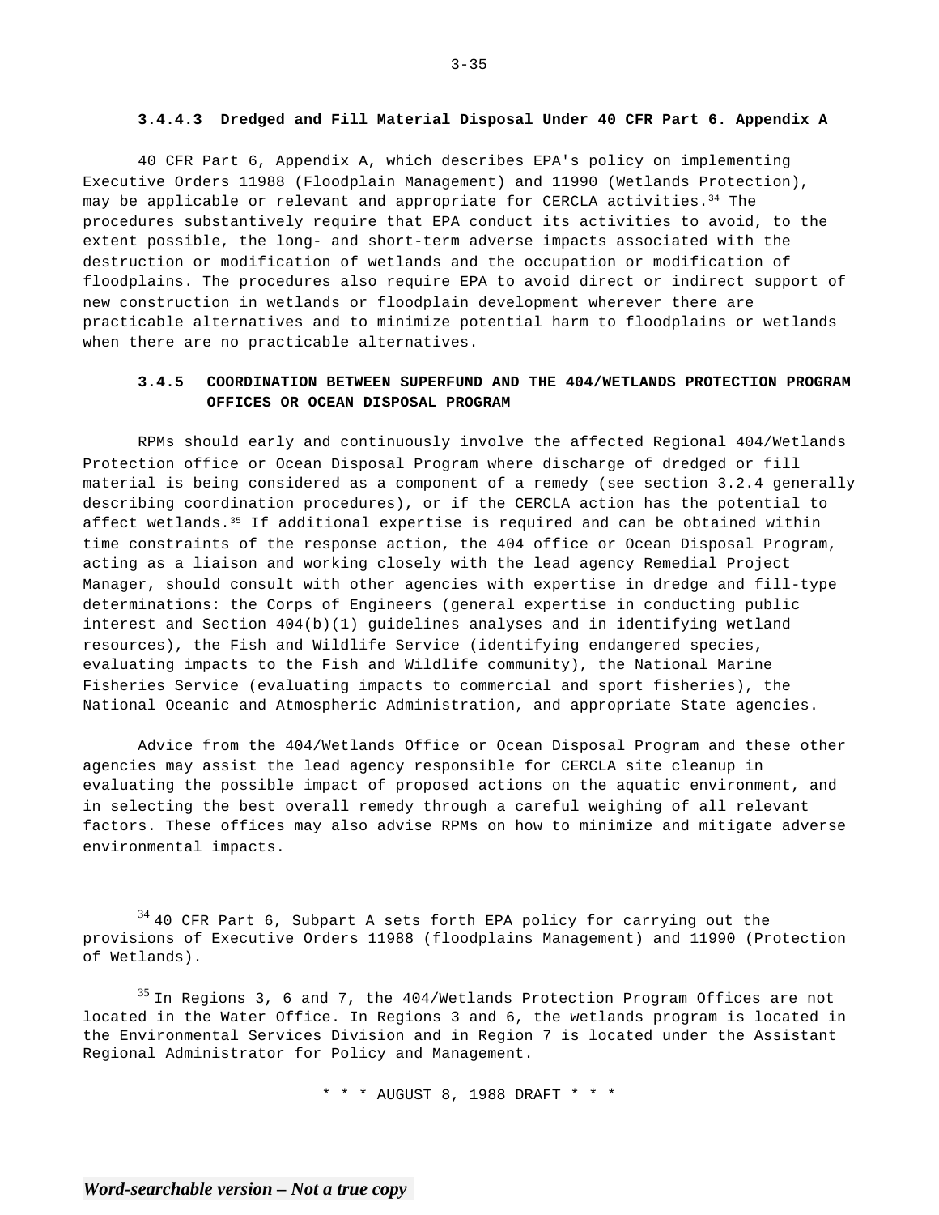#### 3.4.4.3 Dredged and Fill Material Disposal Under 40 CFR Part 6. Appendix A

40 CFR Part 6, Appendix A, which describes EPA's policy on implementing Executive Orders 11988 (Floodplain Management) and 11990 (Wetlands Protection), may be applicable or relevant and appropriate for CERCLA activities.[34] The procedures substantively require that EPA conduct its activities to avoid, to the extent possible, the long- and short-term adverse impacts associated with the destruction or modification of wetlands and the occupation or modification of floodplains. The procedures also require EPA to avoid direct or indirect support of new construction in wetlands or floodplain development wherever there are practicable alternatives and to minimize potential harm to floodplains or wetlands when there are no practicable alternatives.

### 3.4.5 COORDINATION BETWEEN SUPERFUND AND THE 404/WETLANDS PROTECTION PROGRAM OFFICES OR OCEAN DISPOSAL PROGRAM

RPMs should early and continuously involve the affected Regional 404/Wetlands Protection office or Ocean Disposal Program where discharge of dredged or fill material is being considered as a component of a remedy (see section 3.2.4 generally describing coordination procedures), or if the CERCLA action has the potential to affect wetlands.[35] If additional expertise is required and can be obtained within time constraints of the response action, the 404 office or Ocean Disposal Program, acting as a liaison and working closely with the lead agency Remedial Project Manager, should consult with other agencies with expertise in dredge and fill-type determinations: the Corps of Engineers (general expertise in conducting public interest and Section 404(b)(1) guidelines analyses and in identifying wetland resources), the Fish and Wildlife Service (identifying endangered species, evaluating impacts to the Fish and Wildlife community), the National Marine Fisheries Service (evaluating impacts to commercial and sport fisheries), the National Oceanic and Atmospheric Administration, and appropriate State agencies.

Advice from the 404/Wetlands Office or Ocean Disposal Program and these other agencies may assist the lead agency responsible for CERCLA site cleanup in evaluating the possible impact of proposed actions on the aquatic environment, and in selecting the best overall remedy through a careful weighing of all relevant factors. These offices may also advise RPMs on how to minimize and mitigate adverse environmental impacts.

---

[34] 40 CFR Part 6, Subpart A sets forth EPA policy for carrying out the provisions of Executive Orders 11988 (floodplains Management) and 11990 (Protection of Wetlands).

[35] In Regions 3, 6 and 7, the 404/Wetlands Protection Program Offices are not located in the Water Office. In Regions 3 and 6, the wetlands program is located in the Environmental Services Division and in Region 7 is located under the Assistant Regional Administrator for Policy and Management.

* * * AUGUST 8, 1988 DRAFT * * *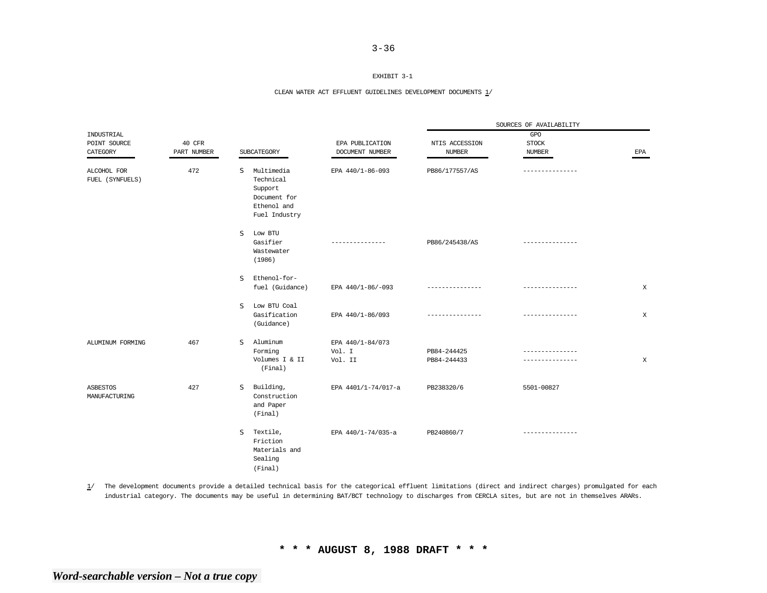EXHIBIT 3-1

CLEAN WATER ACT EFFLUENT GUIDELINES DEVELOPMENT DOCUMENTS 1/

| INDUSTRIAL POINT SOURCE CATEGORY | 40 CFR PART NUMBER | SUBCATEGORY | EPA PUBLICATION DOCUMENT NUMBER | SOURCES OF AVAILABILITY: NTIS ACCESSION NUMBER | GPO STOCK NUMBER | EPA |
|---|---|---|---|---|---|---|
| ALCOHOL FOR FUEL (SYNFUELS) | 472 | S Multimedia Technical Support Document for Ethenol and Fuel Industry | EPA 440/1-86-093 | PB86/177557/AS | --------------- | |
| | | S Low BTU Gasifier Wastewater (1986) | --------------- | PB86/245438/AS | --------------- | |
| | | S Ethenol-for-fuel (Guidance) | EPA 440/1-86/-093 | --------------- | --------------- | X |
| | | S Low BTU Coal Gasification (Guidance) | EPA 440/1-86/093 | --------------- | --------------- | X |
| ALUMINUM FORMING | 467 | S Aluminum Forming Volumes I & II (Final) | EPA 440/1-84/073 Vol. I Vol. II | PB84-244425 PB84-244433 | --------------- --------------- | X |
| ASBESTOS MANUFACTURING | 427 | S Building, Construction and Paper (Final) | EPA 4401/1-74/017-a | PB238320/6 | 5501-00827 | |
| | | S Textile, Friction Materials and Sealing (Final) | EPA 440/1-74/035-a | PB240860/7 | --------------- | |

1/ The development documents provide a detailed technical basis for the categorical effluent limitations (direct and indirect charges) promulgated for each industrial category. The documents may be useful in determining BAT/BCT technology to discharges from CERCLA sites, but are not in themselves ARARs.

**\* \* \* AUGUST 8, 1988 DRAFT \* \* \***

***Word-searchable version – Not a true copy***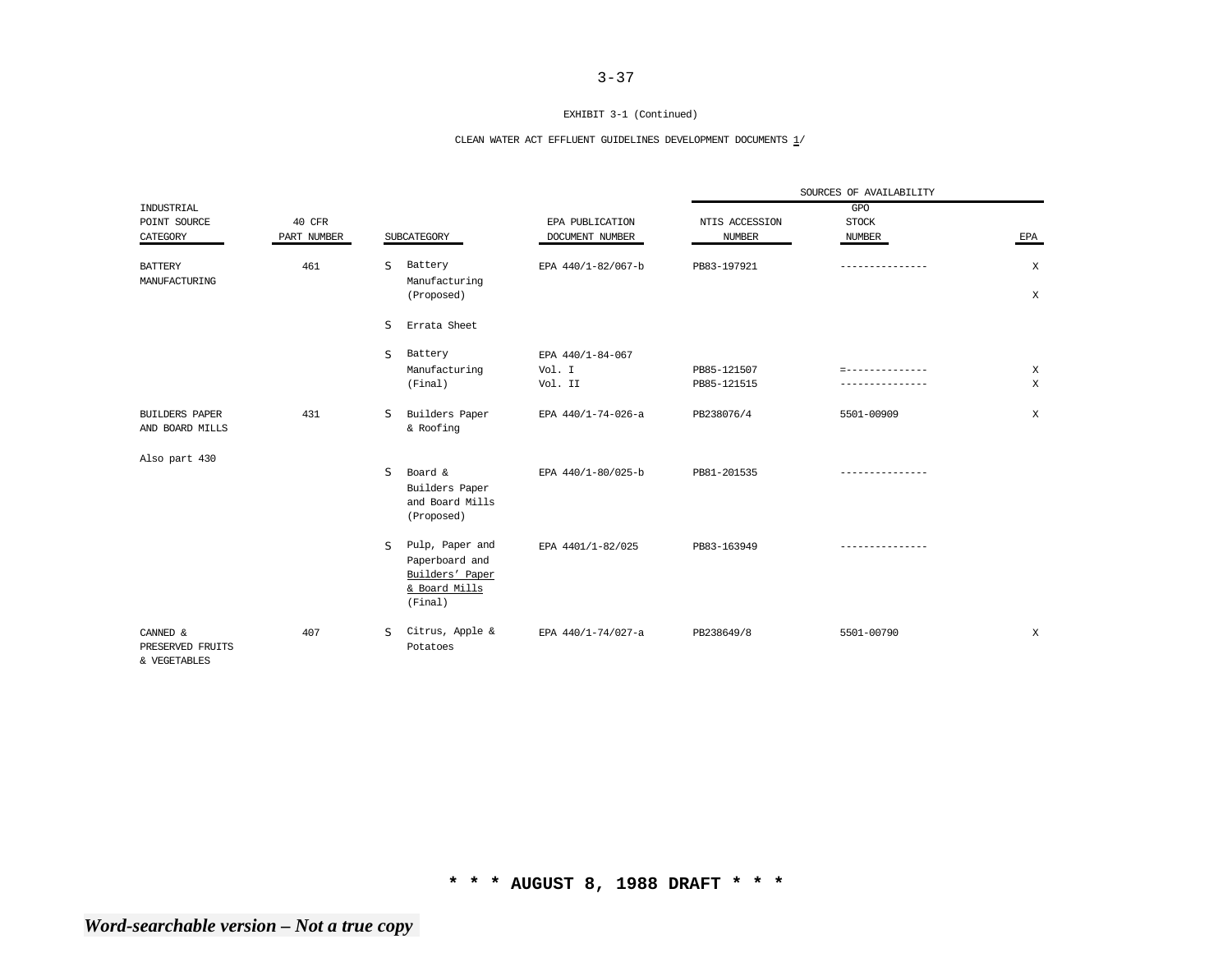EXHIBIT 3-1 (Continued)

CLEAN WATER ACT EFFLUENT GUIDELINES DEVELOPMENT DOCUMENTS 1/

| INDUSTRIAL POINT SOURCE CATEGORY | 40 CFR PART NUMBER | | SUBCATEGORY | EPA PUBLICATION DOCUMENT NUMBER | SOURCES OF AVAILABILITY | | |
|---|---|---|---|---|---|---|---|
| | | | | | NTIS ACCESSION NUMBER | GPO STOCK NUMBER | EPA |
| BATTERY MANUFACTURING | 461 | S | Battery Manufacturing (Proposed) | EPA 440/1-82/067-b | PB83-197921 | --------------- | X |
| | | | | | | | X |
| | | S | Errata Sheet | | | | |
| | | S | Battery Manufacturing (Final) | EPA 440/1-84-067 | | | |
| | | | | Vol. I | PB85-121507 | =-------------- | X |
| | | | | Vol. II | PB85-121515 | --------------- | X |
| BUILDERS PAPER AND BOARD MILLS | 431 | S | Builders Paper & Roofing | EPA 440/1-74-026-a | PB238076/4 | 5501-00909 | X |
| Also part 430 | | | | | | | |
| | | S | Board & Builders Paper and Board Mills (Proposed) | EPA 440/1-80/025-b | PB81-201535 | --------------- | |
| | | S | Pulp, Paper and Paperboard and Builders' Paper & Board Mills (Final) | EPA 4401/1-82/025 | PB83-163949 | --------------- | |
| CANNED & PRESERVED FRUITS & VEGETABLES | 407 | S | Citrus, Apple & Potatoes | EPA 440/1-74/027-a | PB238649/8 | 5501-00790 | X |

**\* \* \* AUGUST 8, 1988 DRAFT \* \* \***

***Word-searchable version – Not a true copy***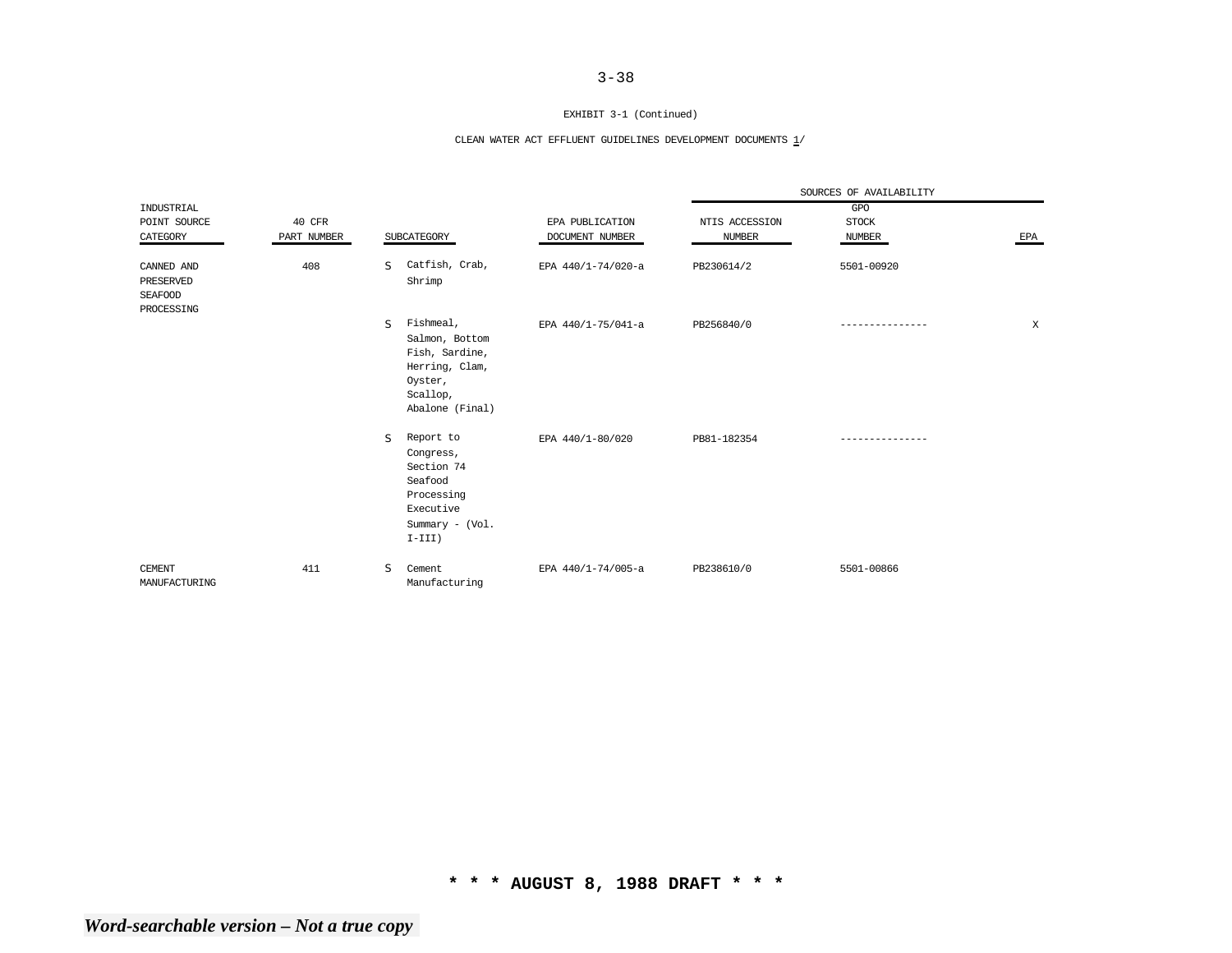EXHIBIT 3-1 (Continued)

CLEAN WATER ACT EFFLUENT GUIDELINES DEVELOPMENT DOCUMENTS 1/

| INDUSTRIAL POINT SOURCE CATEGORY | 40 CFR PART NUMBER | SUBCATEGORY | EPA PUBLICATION DOCUMENT NUMBER | SOURCES OF AVAILABILITY NTIS ACCESSION NUMBER | GPO STOCK NUMBER | EPA |
|---|---|---|---|---|---|---|
| CANNED AND PRESERVED SEAFOOD PROCESSING | 408 | S Catfish, Crab, Shrimp | EPA 440/1-74/020-a | PB230614/2 | 5501-00920 | |
| | | S Fishmeal, Salmon, Bottom Fish, Sardine, Herring, Clam, Oyster, Scallop, Abalone (Final) | EPA 440/1-75/041-a | PB256840/0 | --------------- | X |
| | | S Report to Congress, Section 74 Seafood Processing Executive Summary - (Vol. I-III) | EPA 440/1-80/020 | PB81-182354 | --------------- | |
| CEMENT MANUFACTURING | 411 | S Cement Manufacturing | EPA 440/1-74/005-a | PB238610/0 | 5501-00866 | |

**\* \* \* AUGUST 8, 1988 DRAFT \* \* \***

***Word-searchable version – Not a true copy***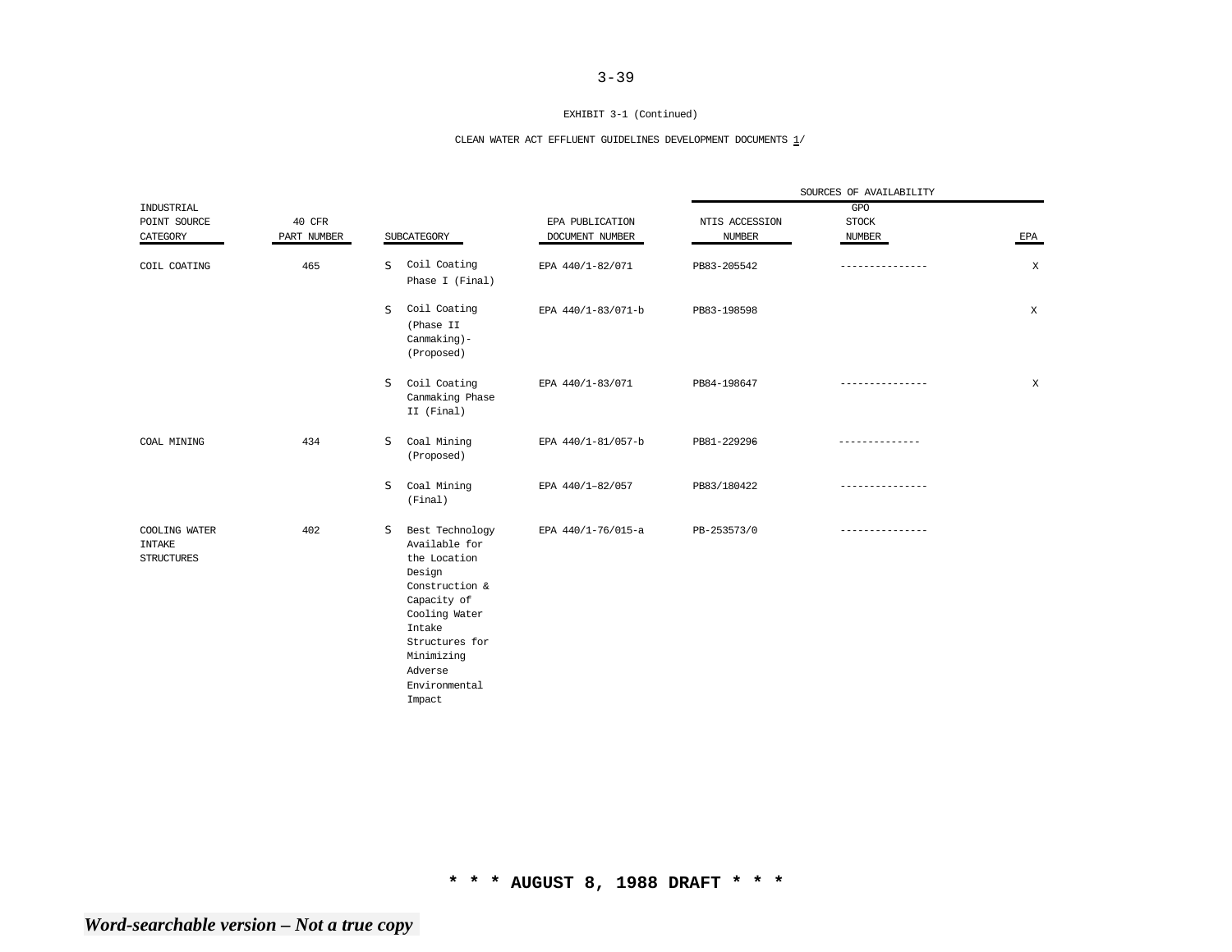EXHIBIT 3-1 (Continued)

CLEAN WATER ACT EFFLUENT GUIDELINES DEVELOPMENT DOCUMENTS 1/

| INDUSTRIAL POINT SOURCE CATEGORY | 40 CFR PART NUMBER | SUBCATEGORY | EPA PUBLICATION DOCUMENT NUMBER | SOURCES OF AVAILABILITY | | |
|---|---|---|---|---|---|---|
| | | | | NTIS ACCESSION NUMBER | GPO STOCK NUMBER | EPA |
| COIL COATING | 465 | S Coil Coating Phase I (Final) | EPA 440/1-82/071 | PB83-205542 | --------------- | X |
| | | S Coil Coating (Phase II Canmaking)- (Proposed) | EPA 440/1-83/071-b | PB83-198598 | | X |
| | | S Coil Coating Canmaking Phase II (Final) | EPA 440/1-83/071 | PB84-198647 | --------------- | X |
| COAL MINING | 434 | S Coal Mining (Proposed) | EPA 440/1-81/057-b | PB81-229296 | -------------- | |
| | | S Coal Mining (Final) | EPA 440/1-82/057 | PB83/180422 | --------------- | |
| COOLING WATER INTAKE STRUCTURES | 402 | S Best Technology Available for the Location Design Construction & Capacity of Cooling Water Intake Structures for Minimizing Adverse Environmental Impact | EPA 440/1-76/015-a | PB-253573/0 | --------------- | |

**\* \* \* AUGUST 8, 1988 DRAFT \* \* \***

***Word-searchable version – Not a true copy***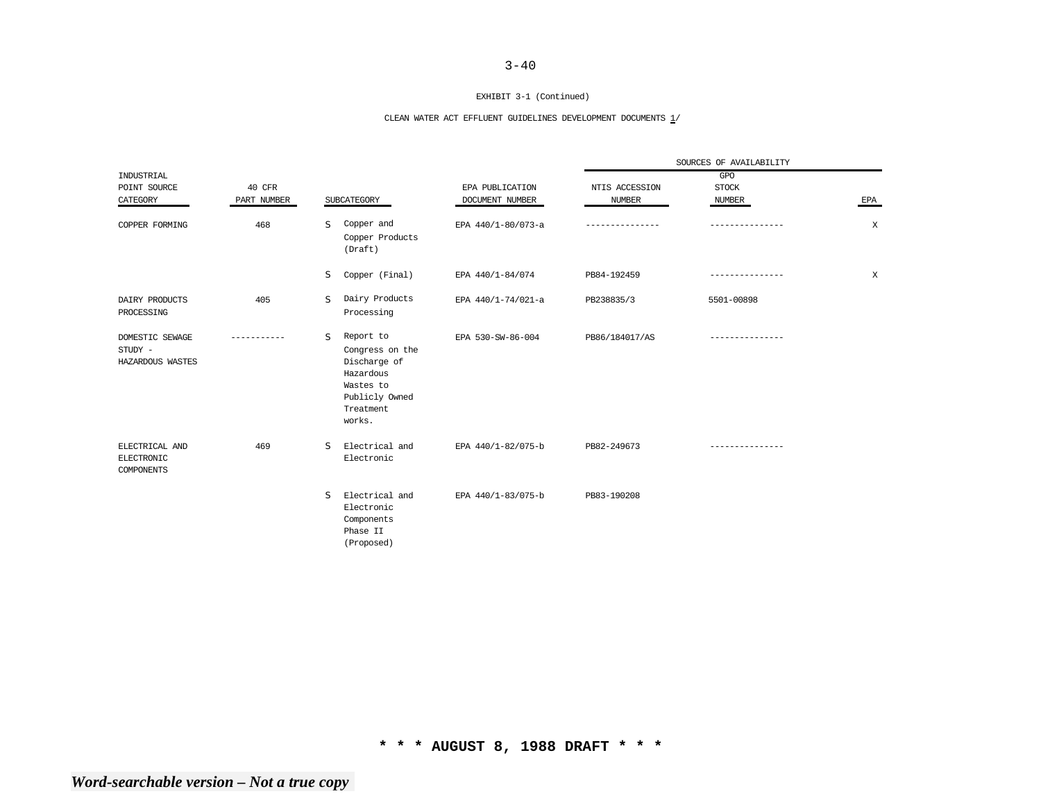EXHIBIT 3-1 (Continued)

CLEAN WATER ACT EFFLUENT GUIDELINES DEVELOPMENT DOCUMENTS 1/

| INDUSTRIAL POINT SOURCE CATEGORY | 40 CFR PART NUMBER | SUBCATEGORY | EPA PUBLICATION DOCUMENT NUMBER | SOURCES OF AVAILABILITY NTIS ACCESSION NUMBER | GPO STOCK NUMBER | EPA |
|---|---|---|---|---|---|---|
| COPPER FORMING | 468 | S Copper and Copper Products (Draft) | EPA 440/1-80/073-a | --------------- | --------------- | X |
| | | S Copper (Final) | EPA 440/1-84/074 | PB84-192459 | --------------- | X |
| DAIRY PRODUCTS PROCESSING | 405 | S Dairy Products Processing | EPA 440/1-74/021-a | PB238835/3 | 5501-00898 | |
| DOMESTIC SEWAGE STUDY - HAZARDOUS WASTES | ----------- | S Report to Congress on the Discharge of Hazardous Wastes to Publicly Owned Treatment works. | EPA 530-SW-86-004 | PB86/184017/AS | --------------- | |
| ELECTRICAL AND ELECTRONIC COMPONENTS | 469 | S Electrical and Electronic | EPA 440/1-82/075-b | PB82-249673 | --------------- | |
| | | S Electrical and Electronic Components Phase II (Proposed) | EPA 440/1-83/075-b | PB83-190208 | | |

**\* \* \* AUGUST 8, 1988 DRAFT \* \* \***

***Word-searchable version – Not a true copy***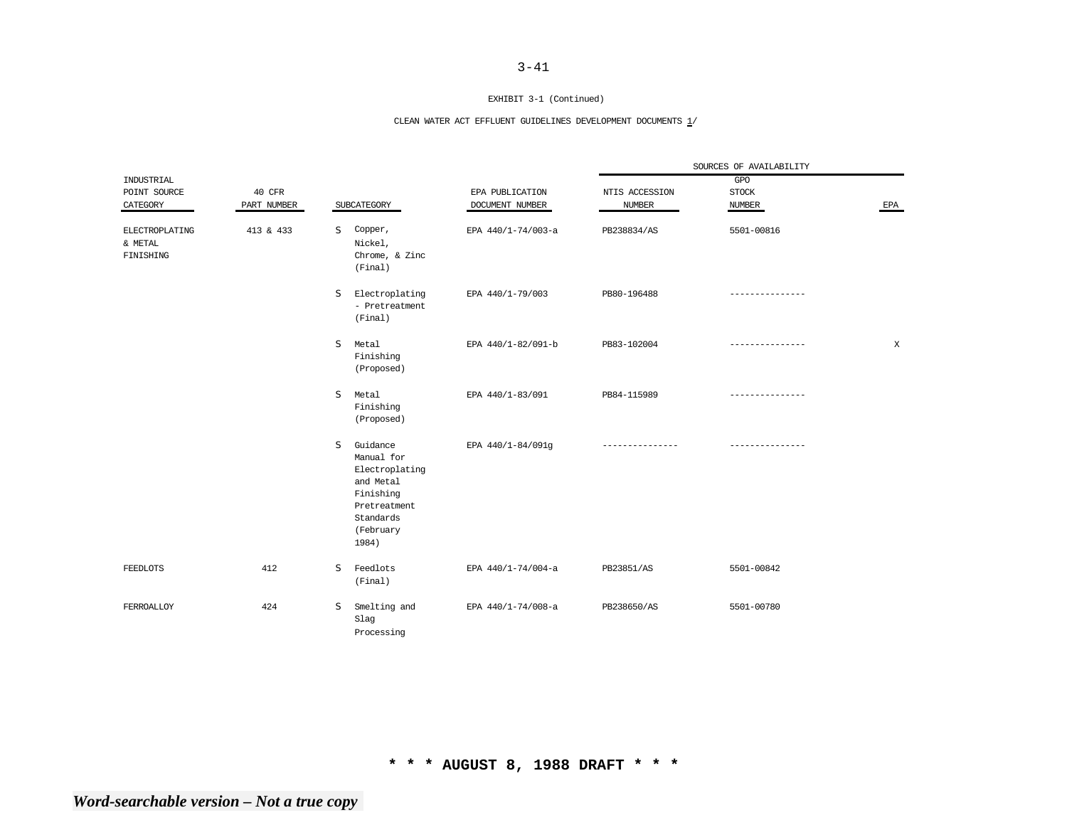EXHIBIT 3-1 (Continued)

CLEAN WATER ACT EFFLUENT GUIDELINES DEVELOPMENT DOCUMENTS 1/

| INDUSTRIAL POINT SOURCE CATEGORY | 40 CFR PART NUMBER | SUBCATEGORY | EPA PUBLICATION DOCUMENT NUMBER | SOURCES OF AVAILABILITY | | |
|---|---|---|---|---|---|---|
| | | | | NTIS ACCESSION NUMBER | GPO STOCK NUMBER | EPA |
| ELECTROPLATING & METAL FINISHING | 413 & 433 | S Copper, Nickel, Chrome, & Zinc (Final) | EPA 440/1-74/003-a | PB238834/AS | 5501-00816 | |
| | | S Electroplating - Pretreatment (Final) | EPA 440/1-79/003 | PB80-196488 | --------------- | |
| | | S Metal Finishing (Proposed) | EPA 440/1-82/091-b | PB83-102004 | --------------- | X |
| | | S Metal Finishing (Proposed) | EPA 440/1-83/091 | PB84-115989 | --------------- | |
| | | S Guidance Manual for Electroplating and Metal Finishing Pretreatment Standards (February 1984) | EPA 440/1-84/091g | --------------- | --------------- | |
| FEEDLOTS | 412 | S Feedlots (Final) | EPA 440/1-74/004-a | PB23851/AS | 5501-00842 | |
| FERROALLOY | 424 | S Smelting and Slag Processing | EPA 440/1-74/008-a | PB238650/AS | 5501-00780 | |

**\* \* \* AUGUST 8, 1988 DRAFT \* \* \***

***Word-searchable version – Not a true copy***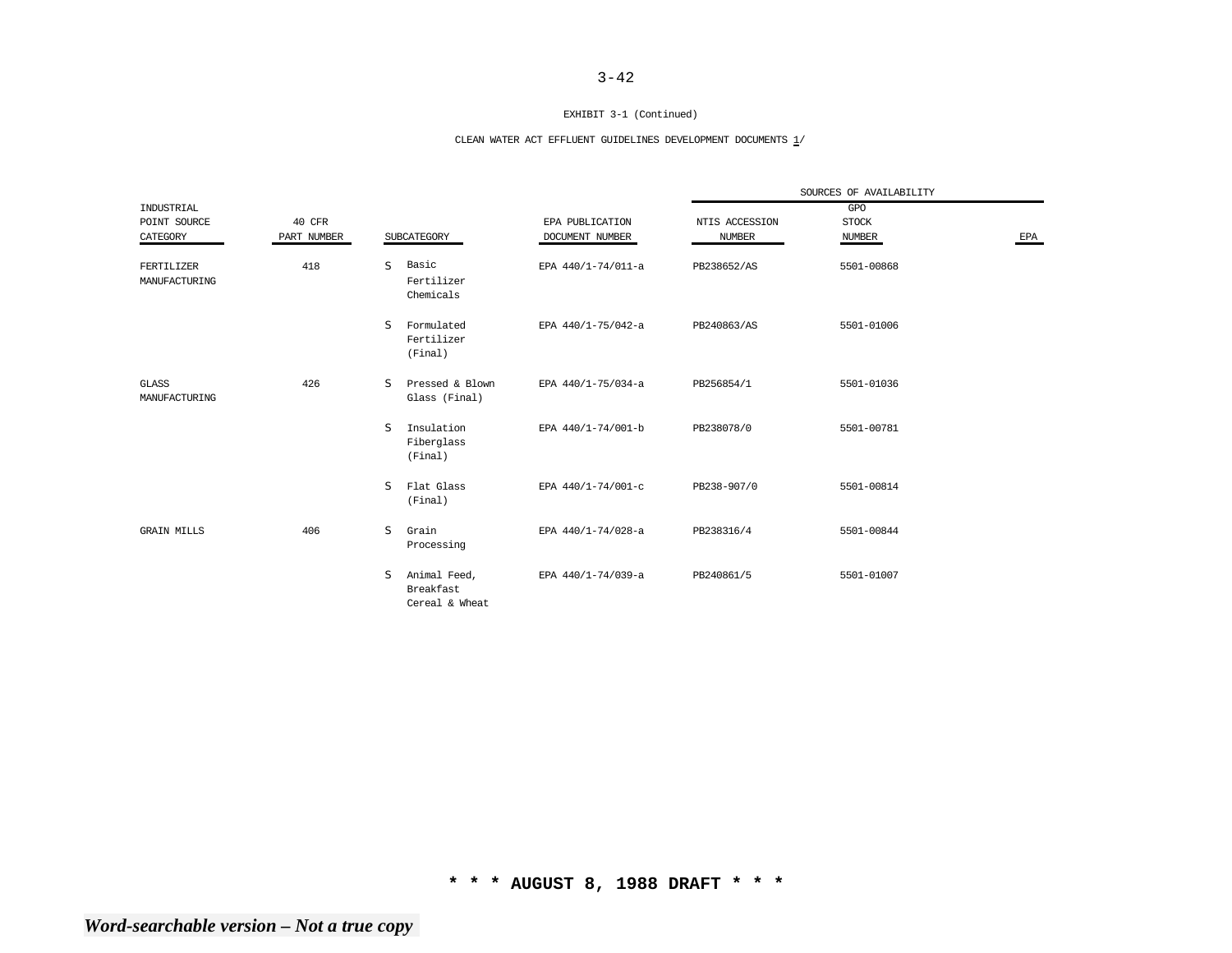EXHIBIT 3-1 (Continued)

CLEAN WATER ACT EFFLUENT GUIDELINES DEVELOPMENT DOCUMENTS 1/

| INDUSTRIAL POINT SOURCE CATEGORY | 40 CFR PART NUMBER | SUBCATEGORY | EPA PUBLICATION DOCUMENT NUMBER | SOURCES OF AVAILABILITY | | |
|---|---|---|---|---|---|---|
| | | | | NTIS ACCESSION NUMBER | GPO STOCK NUMBER | EPA |
| FERTILIZER MANUFACTURING | 418 | S Basic Fertilizer Chemicals | EPA 440/1-74/011-a | PB238652/AS | 5501-00868 | |
| | | S Formulated Fertilizer (Final) | EPA 440/1-75/042-a | PB240863/AS | 5501-01006 | |
| GLASS MANUFACTURING | 426 | S Pressed & Blown Glass (Final) | EPA 440/1-75/034-a | PB256854/1 | 5501-01036 | |
| | | S Insulation Fiberglass (Final) | EPA 440/1-74/001-b | PB238078/0 | 5501-00781 | |
| | | S Flat Glass (Final) | EPA 440/1-74/001-c | PB238-907/0 | 5501-00814 | |
| GRAIN MILLS | 406 | S Grain Processing | EPA 440/1-74/028-a | PB238316/4 | 5501-00844 | |
| | | S Animal Feed, Breakfast Cereal & Wheat | EPA 440/1-74/039-a | PB240861/5 | 5501-01007 | |

**\* \* \* AUGUST 8, 1988 DRAFT \* \* \***

***Word-searchable version – Not a true copy***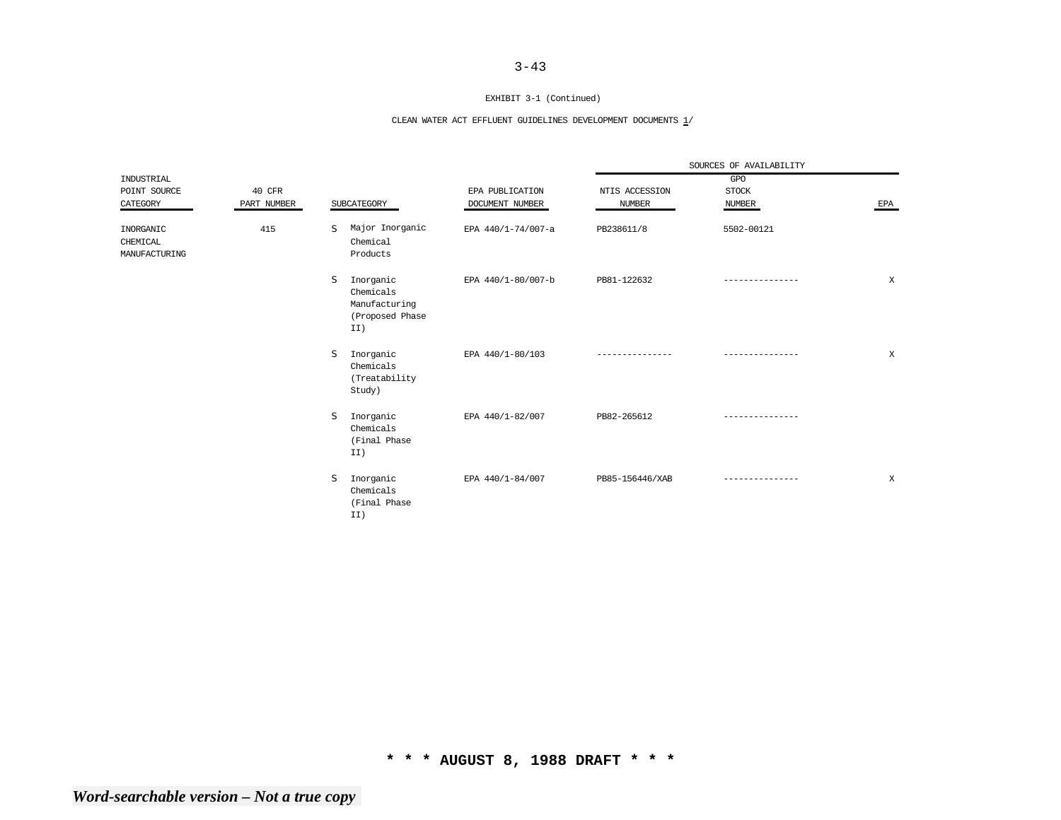EXHIBIT 3-1 (Continued)

CLEAN WATER ACT EFFLUENT GUIDELINES DEVELOPMENT DOCUMENTS 1/

| INDUSTRIAL POINT SOURCE CATEGORY | 40 CFR PART NUMBER | SUBCATEGORY | EPA PUBLICATION DOCUMENT NUMBER | SOURCES OF AVAILABILITY NTIS ACCESSION NUMBER | GPO STOCK NUMBER | EPA |
|---|---|---|---|---|---|---|
| INORGANIC CHEMICAL MANUFACTURING | 415 | S Major Inorganic Chemical Products | EPA 440/1-74/007-a | PB238611/8 | 5502-00121 | |
| | | S Inorganic Chemicals Manufacturing (Proposed Phase II) | EPA 440/1-80/007-b | PB81-122632 | --------------- | X |
| | | S Inorganic Chemicals (Treatability Study) | EPA 440/1-80/103 | --------------- | --------------- | X |
| | | S Inorganic Chemicals (Final Phase II) | EPA 440/1-82/007 | PB82-265612 | --------------- | |
| | | S Inorganic Chemicals (Final Phase II) | EPA 440/1-84/007 | PB85-156446/XAB | --------------- | X |

**\* \* \* AUGUST 8, 1988 DRAFT \* \* \***

***Word-searchable version – Not a true copy***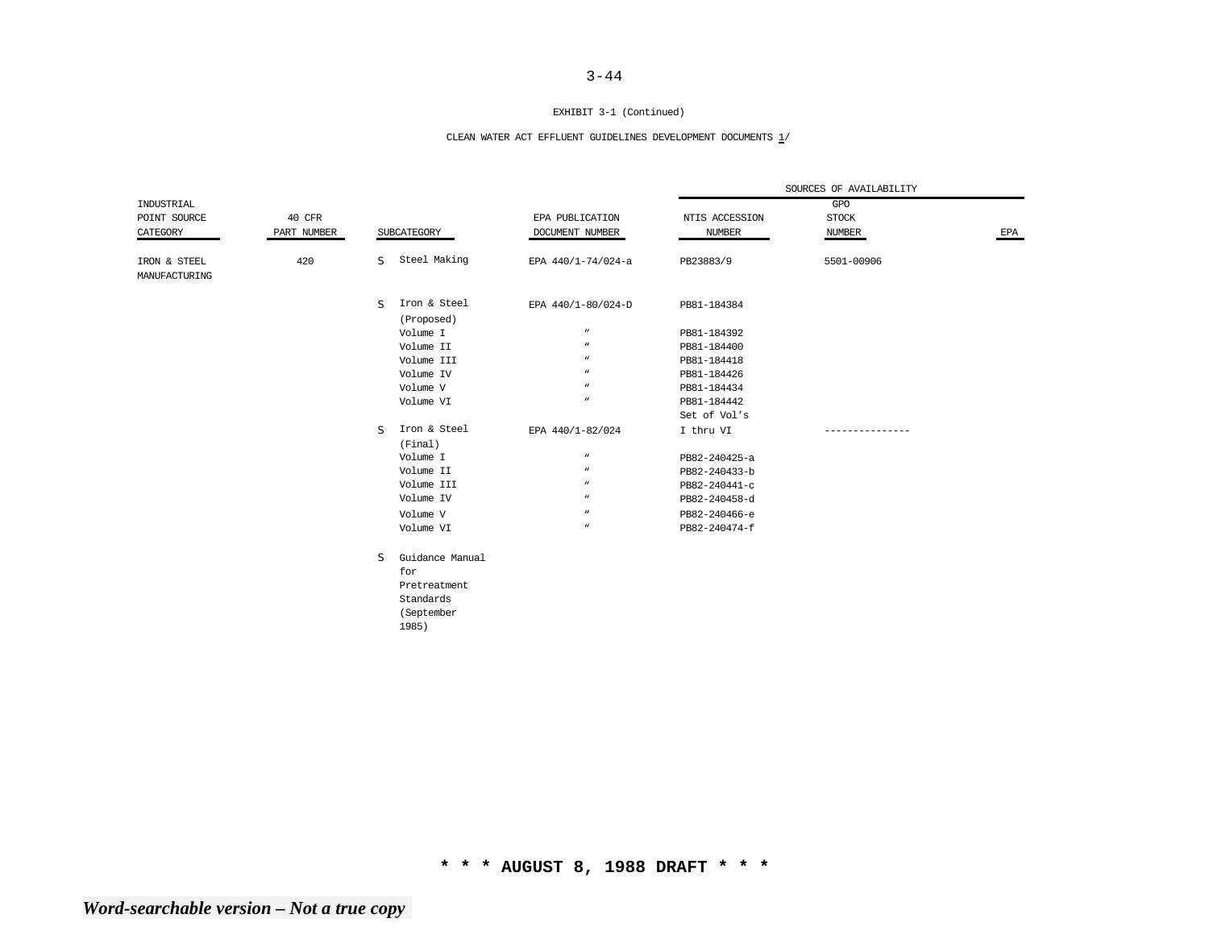EXHIBIT 3-1 (Continued)

CLEAN WATER ACT EFFLUENT GUIDELINES DEVELOPMENT DOCUMENTS 1/

| INDUSTRIAL POINT SOURCE CATEGORY | 40 CFR PART NUMBER | SUBCATEGORY | EPA PUBLICATION DOCUMENT NUMBER | SOURCES OF AVAILABILITY | | |
|---|---|---|---|---|---|---|
| | | | | NTIS ACCESSION NUMBER | GPO STOCK NUMBER | EPA |
| IRON & STEEL MANUFACTURING | 420 | S Steel Making | EPA 440/1-74/024-a | PB23883/9 | 5501-00906 | |
| | | S Iron & Steel (Proposed) | EPA 440/1-80/024-D | PB81-184384 | | |
| | | Volume I | " | PB81-184392 | | |
| | | Volume II | " | PB81-184400 | | |
| | | Volume III | " | PB81-184418 | | |
| | | Volume IV | " | PB81-184426 | | |
| | | Volume V | " | PB81-184434 | | |
| | | Volume VI | " | PB81-184442 | | |
| | | S Iron & Steel (Final) | EPA 440/1-82/024 | Set of Vol's I thru VI | --------------- | |
| | | Volume I | " | PB82-240425-a | | |
| | | Volume II | " | PB82-240433-b | | |
| | | Volume III | " | PB82-240441-c | | |
| | | Volume IV | " | PB82-240458-d | | |
| | | Volume V | " | PB82-240466-e | | |
| | | Volume VI | " | PB82-240474-f | | |
| | | S Guidance Manual for Pretreatment Standards (September 1985) | | | | |

**\* \* \* AUGUST 8, 1988 DRAFT \* \* \***

***Word-searchable version – Not a true copy***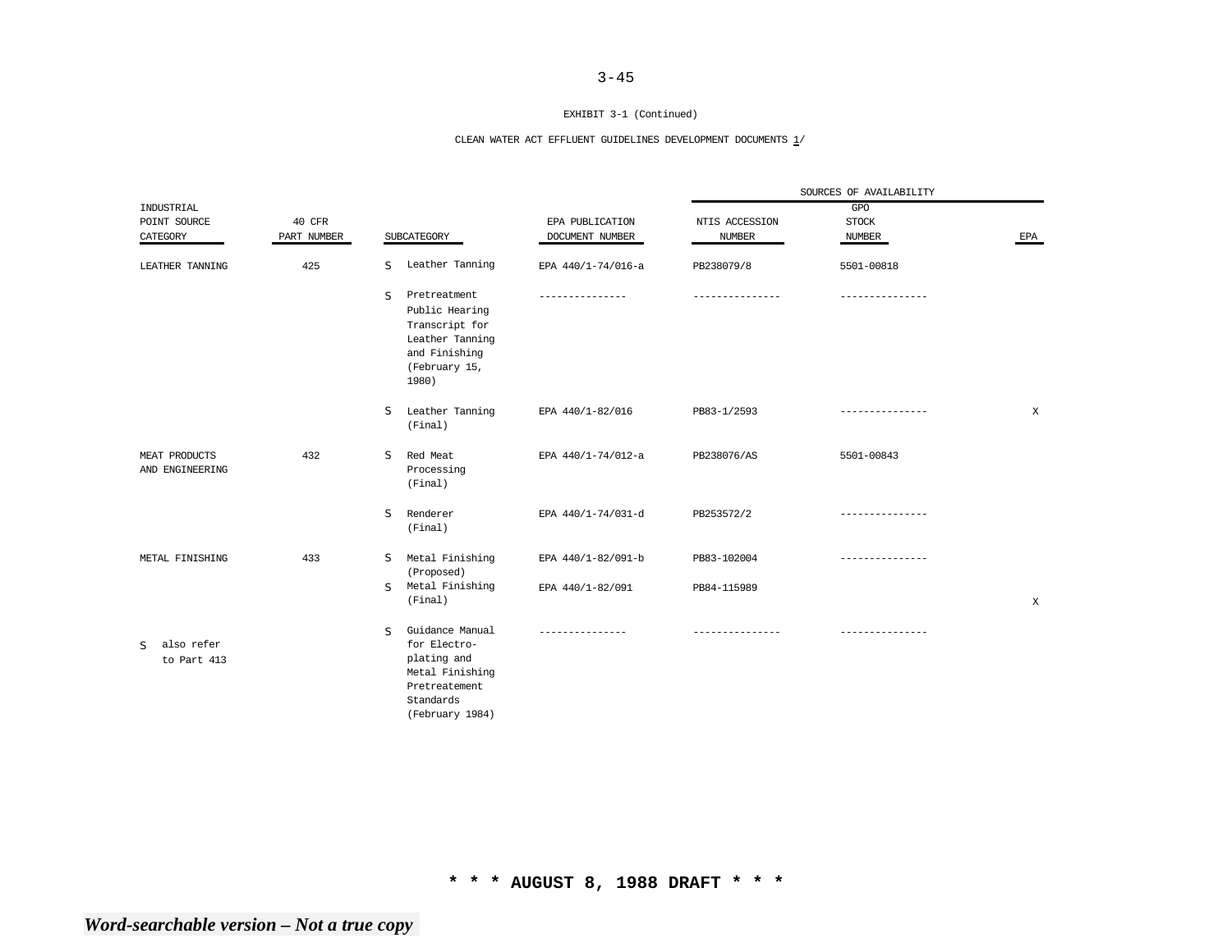EXHIBIT 3-1 (Continued)

CLEAN WATER ACT EFFLUENT GUIDELINES DEVELOPMENT DOCUMENTS 1/

| INDUSTRIAL POINT SOURCE CATEGORY | 40 CFR PART NUMBER | SUBCATEGORY | EPA PUBLICATION DOCUMENT NUMBER | SOURCES OF AVAILABILITY NTIS ACCESSION NUMBER | GPO STOCK NUMBER | EPA |
|---|---|---|---|---|---|---|
| LEATHER TANNING | 425 | S Leather Tanning | EPA 440/1-74/016-a | PB238079/8 | 5501-00818 | |
| | | S Pretreatment Public Hearing Transcript for Leather Tanning and Finishing (February 15, 1980) | --------------- | --------------- | --------------- | |
| | | S Leather Tanning (Final) | EPA 440/1-82/016 | PB83-1/2593 | --------------- | X |
| MEAT PRODUCTS AND ENGINEERING | 432 | S Red Meat Processing (Final) | EPA 440/1-74/012-a | PB238076/AS | 5501-00843 | |
| | | S Renderer (Final) | EPA 440/1-74/031-d | PB253572/2 | --------------- | |
| METAL FINISHING | 433 | S Metal Finishing (Proposed) | EPA 440/1-82/091-b | PB83-102004 | --------------- | |
| | | S Metal Finishing (Final) | EPA 440/1-82/091 | PB84-115989 | | X |
| S also refer to Part 413 | | S Guidance Manual for Electro-plating and Metal Finishing Pretreatement Standards (February 1984) | --------------- | --------------- | --------------- | |

**\* \* \* AUGUST 8, 1988 DRAFT \* \* \***

***Word-searchable version – Not a true copy***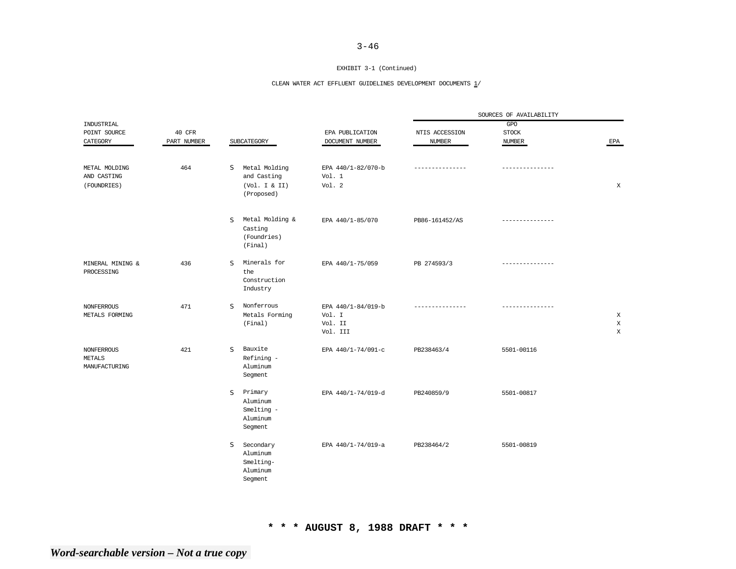EXHIBIT 3-1 (Continued)

CLEAN WATER ACT EFFLUENT GUIDELINES DEVELOPMENT DOCUMENTS 1/

| INDUSTRIAL POINT SOURCE CATEGORY | 40 CFR PART NUMBER | SUBCATEGORY | EPA PUBLICATION DOCUMENT NUMBER | SOURCES OF AVAILABILITY: NTIS ACCESSION NUMBER | GPO STOCK NUMBER | EPA |
|---|---|---|---|---|---|---|
| METAL MOLDING AND CASTING (FOUNDRIES) | 464 | S Metal Molding and Casting (Vol. I & II) (Proposed) | EPA 440/1-82/070-b Vol. 1 Vol. 2 | --------------- | --------------- | X |
| | | S Metal Molding & Casting (Foundries) (Final) | EPA 440/1-85/070 | PB86-161452/AS | --------------- | |
| MINERAL MINING & PROCESSING | 436 | S Minerals for the Construction Industry | EPA 440/1-75/059 | PB 274593/3 | --------------- | |
| NONFERROUS METALS FORMING | 471 | S Nonferrous Metals Forming (Final) | EPA 440/1-84/019-b | --------------- | --------------- | |
| | | | Vol. I | | | X |
| | | | Vol. II | | | X |
| | | | Vol. III | | | X |
| NONFERROUS METALS MANUFACTURING | 421 | S Bauxite Refining - Aluminum Segment | EPA 440/1-74/091-c | PB238463/4 | 5501-00116 | |
| | | S Primary Aluminum Smelting - Aluminum Segment | EPA 440/1-74/019-d | PB240859/9 | 5501-00817 | |
| | | S Secondary Aluminum Smelting- Aluminum Segment | EPA 440/1-74/019-a | PB238464/2 | 5501-00819 | |

**\* \* \* AUGUST 8, 1988 DRAFT \* \* \***

***Word-searchable version – Not a true copy***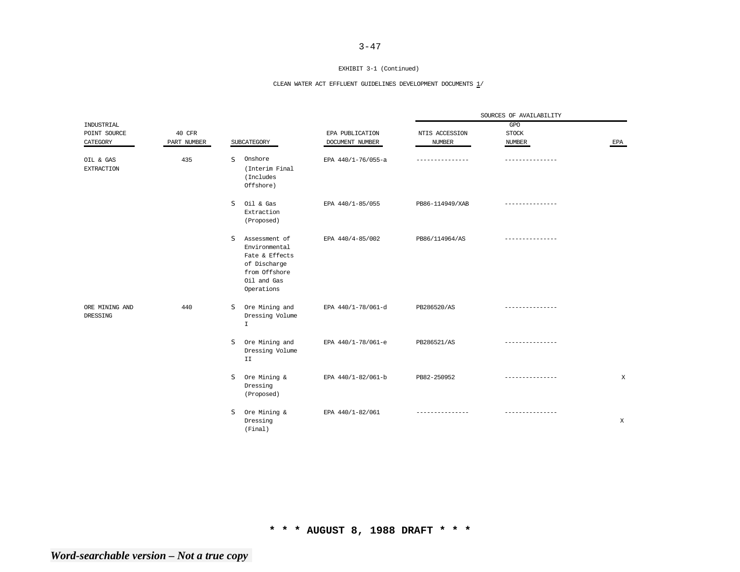EXHIBIT 3-1 (Continued)

CLEAN WATER ACT EFFLUENT GUIDELINES DEVELOPMENT DOCUMENTS 1/

| INDUSTRIAL POINT SOURCE CATEGORY | 40 CFR PART NUMBER | SUBCATEGORY | EPA PUBLICATION DOCUMENT NUMBER | SOURCES OF AVAILABILITY | | |
|---|---|---|---|---|---|---|
| | | | | NTIS ACCESSION NUMBER | GPO STOCK NUMBER | EPA |
| OIL & GAS EXTRACTION | 435 | S Onshore (Interim Final (Includes Offshore) | EPA 440/1-76/055-a | --------------- | --------------- | |
| | | S Oil & Gas Extraction (Proposed) | EPA 440/1-85/055 | PB86-114949/XAB | --------------- | |
| | | S Assessment of Environmental Fate & Effects of Discharge from Offshore Oil and Gas Operations | EPA 440/4-85/002 | PB86/114964/AS | --------------- | |
| ORE MINING AND DRESSING | 440 | S Ore Mining and Dressing Volume I | EPA 440/1-78/061-d | PB286520/AS | --------------- | |
| | | S Ore Mining and Dressing Volume II | EPA 440/1-78/061-e | PB286521/AS | --------------- | |
| | | S Ore Mining & Dressing (Proposed) | EPA 440/1-82/061-b | PB82-250952 | --------------- | X |
| | | S Ore Mining & Dressing (Final) | EPA 440/1-82/061 | --------------- | --------------- | X |

**\* \* \* AUGUST 8, 1988 DRAFT \* \* \***

*Word-searchable version – Not a true copy*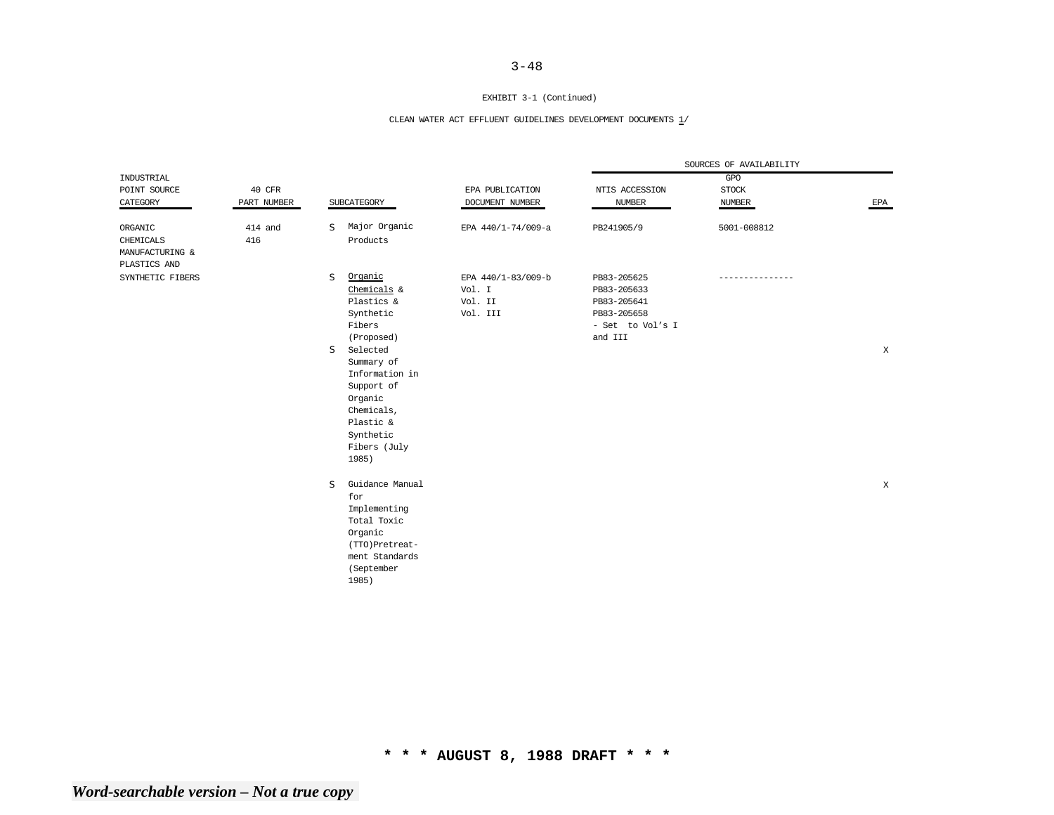EXHIBIT 3-1 (Continued)

CLEAN WATER ACT EFFLUENT GUIDELINES DEVELOPMENT DOCUMENTS 1/

| INDUSTRIAL POINT SOURCE CATEGORY | 40 CFR PART NUMBER | SUBCATEGORY | EPA PUBLICATION DOCUMENT NUMBER | SOURCES OF AVAILABILITY | | |
|---|---|---|---|---|---|---|
| | | | | NTIS ACCESSION NUMBER | GPO STOCK NUMBER | EPA |
| ORGANIC CHEMICALS MANUFACTURING & PLASTICS AND SYNTHETIC FIBERS | 414 and 416 | S Major Organic Products | EPA 440/1-74/009-a | PB241905/9 | 5001-008812 | |
| | | S Organic Chemicals & Plastics & Synthetic Fibers (Proposed) | EPA 440/1-83/009-b Vol. I Vol. II Vol. III | PB83-205625 PB83-205633 PB83-205641 PB83-205658 - Set to Vol's I and III | --------------- | |
| | | S Selected Summary of Information in Support of Organic Chemicals, Plastic & Synthetic Fibers (July 1985) | | | | X |
| | | S Guidance Manual for Implementing Total Toxic Organic (TTO)Pretreat-ment Standards (September 1985) | | | | X |

**\* \* \* AUGUST 8, 1988 DRAFT \* \* \***

***Word-searchable version – Not a true copy***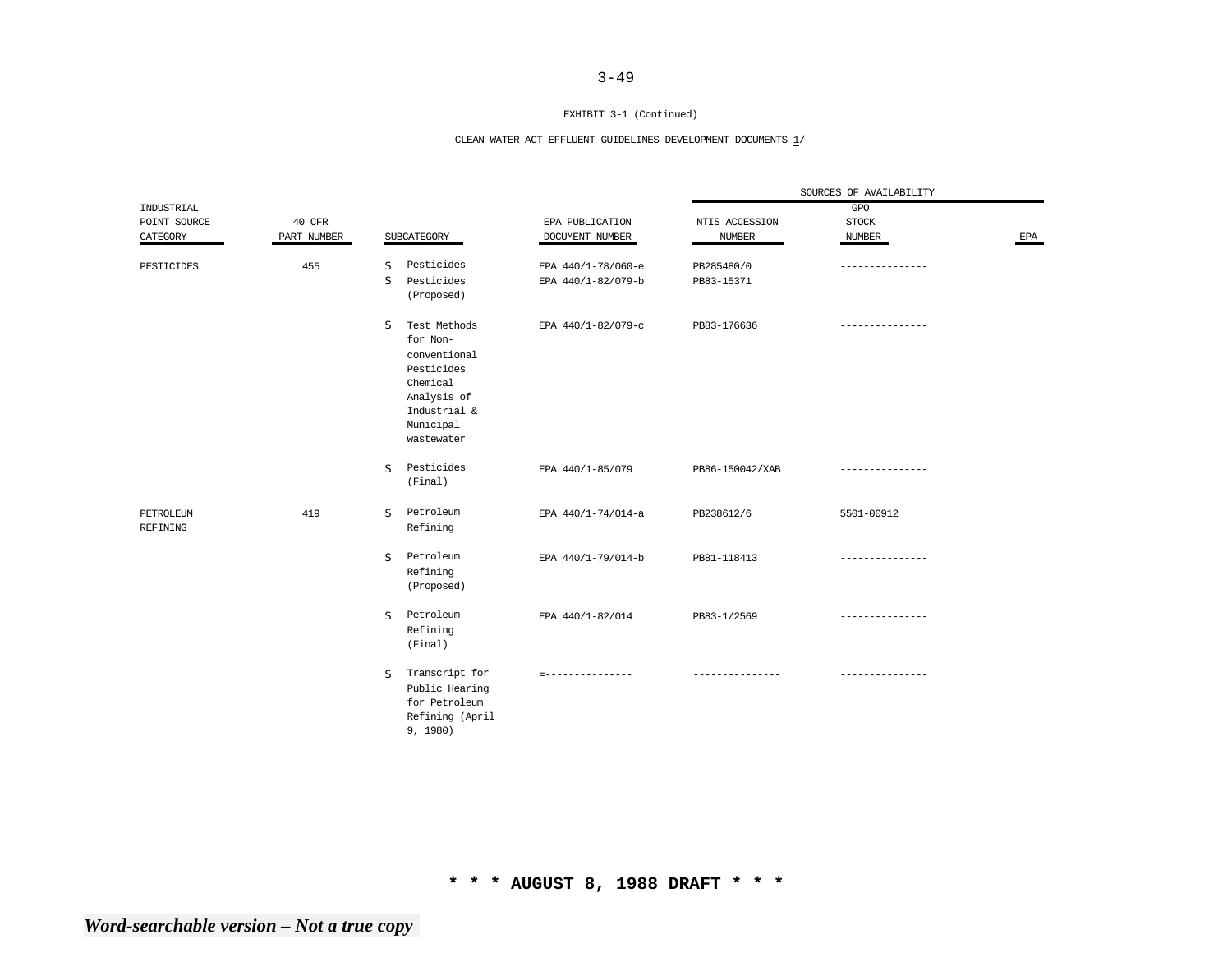EXHIBIT 3-1 (Continued)

CLEAN WATER ACT EFFLUENT GUIDELINES DEVELOPMENT DOCUMENTS 1/

| INDUSTRIAL POINT SOURCE CATEGORY | 40 CFR PART NUMBER | SUBCATEGORY | EPA PUBLICATION DOCUMENT NUMBER | SOURCES OF AVAILABILITY NTIS ACCESSION NUMBER | GPO STOCK NUMBER | EPA |
|---|---|---|---|---|---|---|
| PESTICIDES | 455 | S Pesticides | EPA 440/1-78/060-e | PB285480/0 | --------------- | |
| | | S Pesticides (Proposed) | EPA 440/1-82/079-b | PB83-15371 | | |
| | | S Test Methods for Non-conventional Pesticides Chemical Analysis of Industrial & Municipal wastewater | EPA 440/1-82/079-c | PB83-176636 | --------------- | |
| | | S Pesticides (Final) | EPA 440/1-85/079 | PB86-150042/XAB | --------------- | |
| PETROLEUM REFINING | 419 | S Petroleum Refining | EPA 440/1-74/014-a | PB238612/6 | 5501-00912 | |
| | | S Petroleum Refining (Proposed) | EPA 440/1-79/014-b | PB81-118413 | --------------- | |
| | | S Petroleum Refining (Final) | EPA 440/1-82/014 | PB83-1/2569 | --------------- | |
| | | S Transcript for Public Hearing for Petroleum Refining (April 9, 1980) | =--------------- | --------------- | --------------- | |

* * * AUGUST 8, 1988 DRAFT * * *

*Word-searchable version – Not a true copy*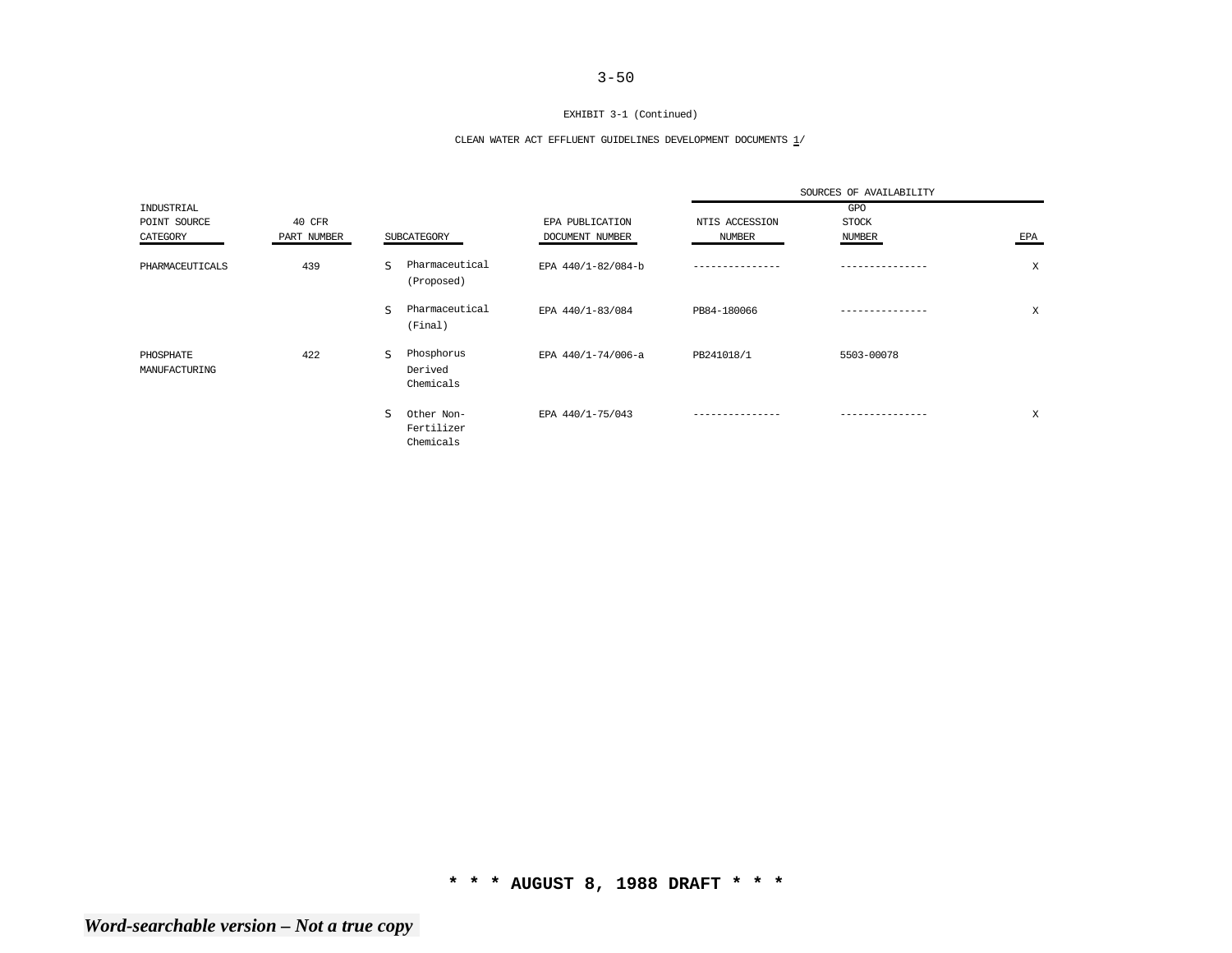EXHIBIT 3-1 (Continued)

CLEAN WATER ACT EFFLUENT GUIDELINES DEVELOPMENT DOCUMENTS 1/

| INDUSTRIAL POINT SOURCE CATEGORY | 40 CFR PART NUMBER | SUBCATEGORY | EPA PUBLICATION DOCUMENT NUMBER | SOURCES OF AVAILABILITY | | |
|---|---|---|---|---|---|---|
| | | | | NTIS ACCESSION NUMBER | GPO STOCK NUMBER | EPA |
| PHARMACEUTICALS | 439 | S Pharmaceutical (Proposed) | EPA 440/1-82/084-b | --------------- | --------------- | X |
| | | S Pharmaceutical (Final) | EPA 440/1-83/084 | PB84-180066 | --------------- | X |
| PHOSPHATE MANUFACTURING | 422 | S Phosphorus Derived Chemicals | EPA 440/1-74/006-a | PB241018/1 | 5503-00078 | |
| | | S Other Non-Fertilizer Chemicals | EPA 440/1-75/043 | --------------- | --------------- | X |

\* \* \* AUGUST 8, 1988 DRAFT \* \* \*

*Word-searchable version – Not a true copy*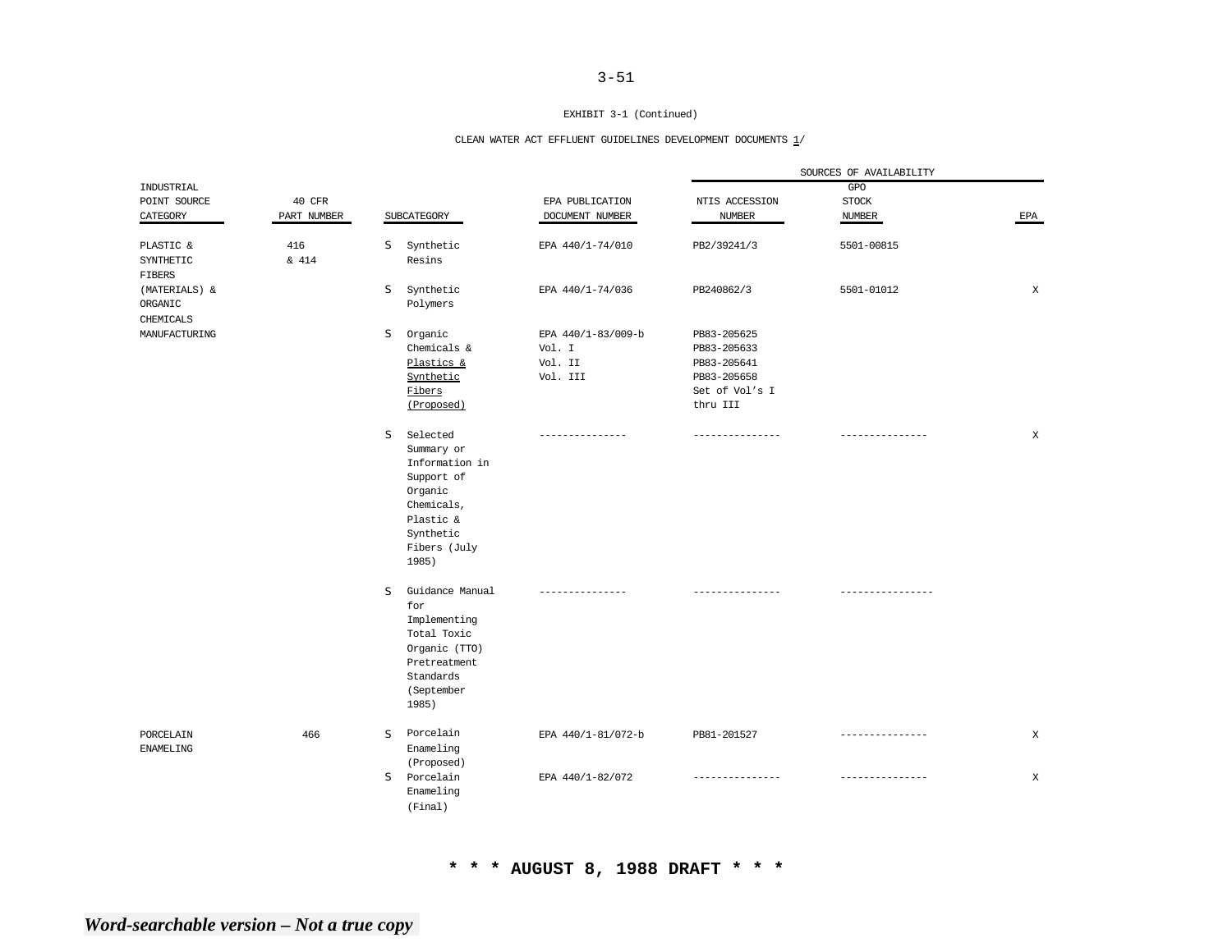EXHIBIT 3-1 (Continued)

CLEAN WATER ACT EFFLUENT GUIDELINES DEVELOPMENT DOCUMENTS 1/

| INDUSTRIAL POINT SOURCE CATEGORY | 40 CFR PART NUMBER | SUBCATEGORY | EPA PUBLICATION DOCUMENT NUMBER | SOURCES OF AVAILABILITY: NTIS ACCESSION NUMBER | GPO STOCK NUMBER | EPA |
|---|---|---|---|---|---|---|
| PLASTIC & SYNTHETIC FIBERS (MATERIALS) & ORGANIC CHEMICALS MANUFACTURING | 416 & 414 | S Synthetic Resins | EPA 440/1-74/010 | PB2/39241/3 | 5501-00815 | |
| | | S Synthetic Polymers | EPA 440/1-74/036 | PB240862/3 | 5501-01012 | X |
| | | S Organic Chemicals & Plastics & Synthetic Fibers (Proposed) | EPA 440/1-83/009-b Vol. I Vol. II Vol. III | PB83-205625 PB83-205633 PB83-205641 PB83-205658 Set of Vol's I thru III | | |
| | | S Selected Summary or Information in Support of Organic Chemicals, Plastic & Synthetic Fibers (July 1985) | --------------- | --------------- | --------------- | X |
| | | S Guidance Manual for Implementing Total Toxic Organic (TTO) Pretreatment Standards (September 1985) | --------------- | --------------- | ---------------- | |
| PORCELAIN ENAMELING | 466 | S Porcelain Enameling (Proposed) | EPA 440/1-81/072-b | PB81-201527 | --------------- | X |
| | | S Porcelain Enameling (Final) | EPA 440/1-82/072 | --------------- | --------------- | X |

**\* \* \* AUGUST 8, 1988 DRAFT \* \* \***

***Word-searchable version – Not a true copy***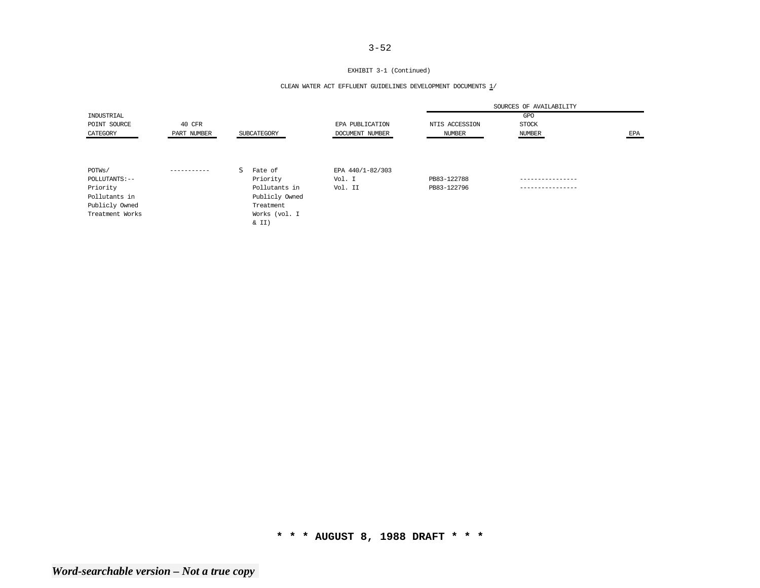EXHIBIT 3-1 (Continued)

CLEAN WATER ACT EFFLUENT GUIDELINES DEVELOPMENT DOCUMENTS 1/

| INDUSTRIAL POINT SOURCE CATEGORY | 40 CFR PART NUMBER | SUBCATEGORY | EPA PUBLICATION DOCUMENT NUMBER | SOURCES OF AVAILABILITY | | |
|---|---|---|---|---|---|---|
| | | | | NTIS ACCESSION NUMBER | GPO STOCK NUMBER | EPA |
| POTWs/ POLLUTANTS:-- Priority Pollutants in Publicly Owned Treatment Works | ----------- | S Fate of Priority Pollutants in Publicly Owned Treatment Works (vol. I & II) | EPA 440/1-82/303 | | | |
| | | | Vol. I | PB83-122788 | ---------------- | |
| | | | Vol. II | PB83-122796 | ---------------- | |

\* \* \* **AUGUST 8, 1988 DRAFT** \* \* \*

***Word-searchable version – Not a true copy***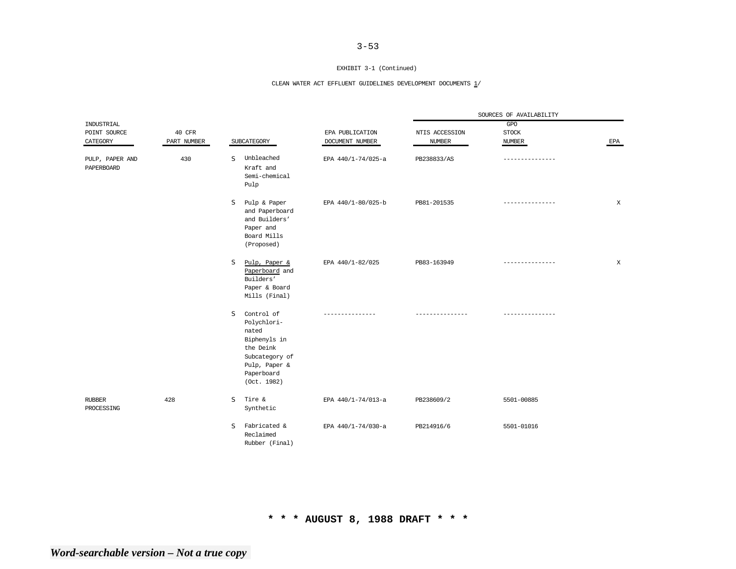EXHIBIT 3-1 (Continued)

CLEAN WATER ACT EFFLUENT GUIDELINES DEVELOPMENT DOCUMENTS 1/

| INDUSTRIAL POINT SOURCE CATEGORY | 40 CFR PART NUMBER | | SUBCATEGORY | EPA PUBLICATION DOCUMENT NUMBER | SOURCES OF AVAILABILITY | | |
|---|---|---|---|---|---|---|---|
| | | | | | NTIS ACCESSION NUMBER | GPO STOCK NUMBER | EPA |
| PULP, PAPER AND PAPERBOARD | 430 | S | Unbleached Kraft and Semi-chemical Pulp | EPA 440/1-74/025-a | PB238833/AS | --------------- | |
| | | S | Pulp & Paper and Paperboard and Builders' Paper and Board Mills (Proposed) | EPA 440/1-80/025-b | PB81-201535 | --------------- | X |
| | | S | Pulp, Paper & Paperboard and Builders' Paper & Board Mills (Final) | EPA 440/1-82/025 | PB83-163949 | --------------- | X |
| | | S | Control of Polychlorinated Biphenyls in the Deink Subcategory of Pulp, Paper & Paperboard (Oct. 1982) | --------------- | --------------- | --------------- | |
| RUBBER PROCESSING | 428 | S | Tire & Synthetic | EPA 440/1-74/013-a | PB238609/2 | 5501-00885 | |
| | | S | Fabricated & Reclaimed Rubber (Final) | EPA 440/1-74/030-a | PB214916/6 | 5501-01016 | |

**\* \* \* AUGUST 8, 1988 DRAFT \* \* \***

*Word-searchable version – Not a true copy*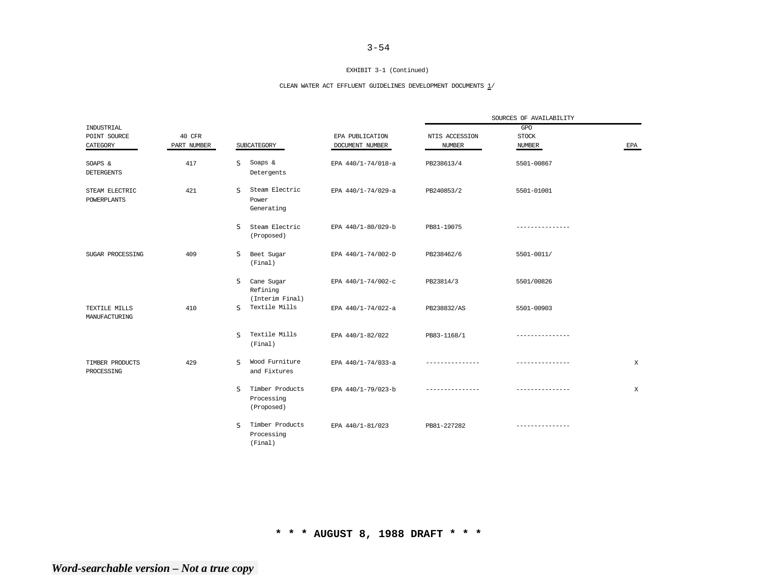EXHIBIT 3-1 (Continued)

CLEAN WATER ACT EFFLUENT GUIDELINES DEVELOPMENT DOCUMENTS 1/

| INDUSTRIAL POINT SOURCE CATEGORY | 40 CFR PART NUMBER | | SUBCATEGORY | EPA PUBLICATION DOCUMENT NUMBER | SOURCES OF AVAILABILITY | | |
|---|---|---|---|---|---|---|---|
| | | | | | NTIS ACCESSION NUMBER | GPO STOCK NUMBER | EPA |
| SOAPS & DETERGENTS | 417 | S | Soaps & Detergents | EPA 440/1-74/018-a | PB238613/4 | 5501-00867 | |
| STEAM ELECTRIC POWERPLANTS | 421 | S | Steam Electric Power Generating | EPA 440/1-74/029-a | PB240853/2 | 5501-01001 | |
| | | S | Steam Electric (Proposed) | EPA 440/1-80/029-b | PB81-19075 | --------------- | |
| SUGAR PROCESSING | 409 | S | Beet Sugar (Final) | EPA 440/1-74/002-D | PB238462/6 | 5501-0011/ | |
| | | S | Cane Sugar Refining (Interim Final) | EPA 440/1-74/002-c | PB23814/3 | 5501/00826 | |
| TEXTILE MILLS MANUFACTURING | 410 | S | Textile Mills | EPA 440/1-74/022-a | PB238832/AS | 5501-00903 | |
| | | S | Textile Mills (Final) | EPA 440/1-82/022 | PB83-1168/1 | --------------- | |
| TIMBER PRODUCTS PROCESSING | 429 | S | Wood Furniture and Fixtures | EPA 440/1-74/033-a | --------------- | --------------- | X |
| | | S | Timber Products Processing (Proposed) | EPA 440/1-79/023-b | --------------- | --------------- | X |
| | | S | Timber Products Processing (Final) | EPA 440/1-81/023 | PB81-227282 | --------------- | |

**\* \* \* AUGUST 8, 1988 DRAFT \* \* \***

***Word-searchable version – Not a true copy***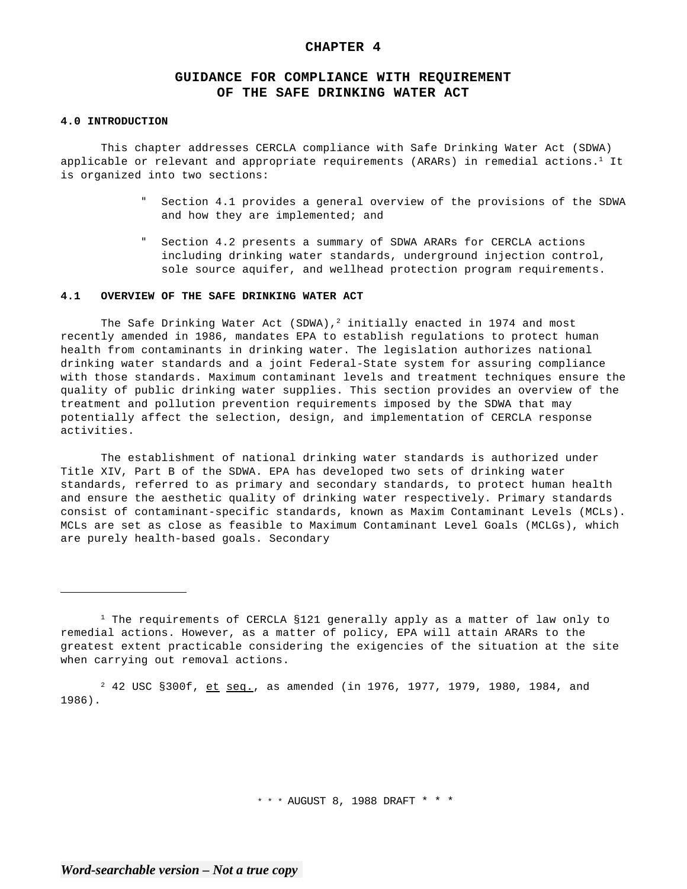# CHAPTER 4

## GUIDANCE FOR COMPLIANCE WITH REQUIREMENT OF THE SAFE DRINKING WATER ACT

### 4.0 INTRODUCTION

This chapter addresses CERCLA compliance with Safe Drinking Water Act (SDWA) applicable or relevant and appropriate requirements (ARARs) in remedial actions.[1] It is organized into two sections:

- Section 4.1 provides a general overview of the provisions of the SDWA and how they are implemented; and
- Section 4.2 presents a summary of SDWA ARARs for CERCLA actions including drinking water standards, underground injection control, sole source aquifer, and wellhead protection program requirements.

### 4.1 OVERVIEW OF THE SAFE DRINKING WATER ACT

The Safe Drinking Water Act (SDWA),[2] initially enacted in 1974 and most recently amended in 1986, mandates EPA to establish regulations to protect human health from contaminants in drinking water. The legislation authorizes national drinking water standards and a joint Federal-State system for assuring compliance with those standards. Maximum contaminant levels and treatment techniques ensure the quality of public drinking water supplies. This section provides an overview of the treatment and pollution prevention requirements imposed by the SDWA that may potentially affect the selection, design, and implementation of CERCLA response activities.

The establishment of national drinking water standards is authorized under Title XIV, Part B of the SDWA. EPA has developed two sets of drinking water standards, referred to as primary and secondary standards, to protect human health and ensure the aesthetic quality of drinking water respectively. Primary standards consist of contaminant-specific standards, known as Maxim Contaminant Levels (MCLs). MCLs are set as close as feasible to Maximum Contaminant Level Goals (MCLGs), which are purely health-based goals. Secondary

---

[1] The requirements of CERCLA §121 generally apply as a matter of law only to remedial actions. However, as a matter of policy, EPA will attain ARARs to the greatest extent practicable considering the exigencies of the situation at the site when carrying out removal actions.

[2] 42 USC §300f, et seq., as amended (in 1976, 1977, 1979, 1980, 1984, and 1986).

\* \* \* AUGUST 8, 1988 DRAFT \* \* \*

*Word-searchable version – Not a true copy*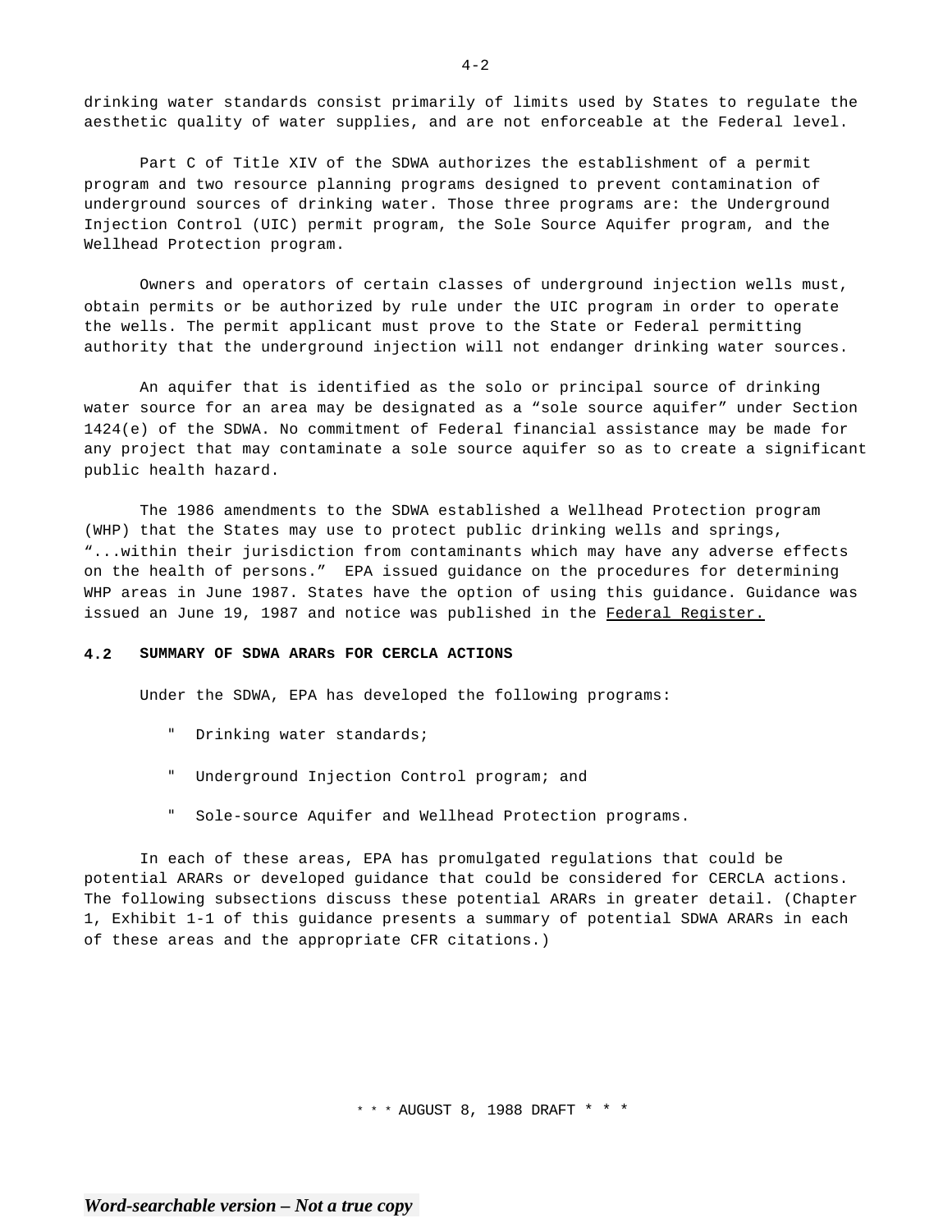drinking water standards consist primarily of limits used by States to regulate the aesthetic quality of water supplies, and are not enforceable at the Federal level.

Part C of Title XIV of the SDWA authorizes the establishment of a permit program and two resource planning programs designed to prevent contamination of underground sources of drinking water. Those three programs are: the Underground Injection Control (UIC) permit program, the Sole Source Aquifer program, and the Wellhead Protection program.

Owners and operators of certain classes of underground injection wells must, obtain permits or be authorized by rule under the UIC program in order to operate the wells. The permit applicant must prove to the State or Federal permitting authority that the underground injection will not endanger drinking water sources.

An aquifer that is identified as the solo or principal source of drinking water source for an area may be designated as a "sole source aquifer" under Section 1424(e) of the SDWA. No commitment of Federal financial assistance may be made for any project that may contaminate a sole source aquifer so as to create a significant public health hazard.

The 1986 amendments to the SDWA established a Wellhead Protection program (WHP) that the States may use to protect public drinking wells and springs, "...within their jurisdiction from contaminants which may have any adverse effects on the health of persons." EPA issued guidance on the procedures for determining WHP areas in June 1987. States have the option of using this guidance. Guidance was issued an June 19, 1987 and notice was published in the <u>Federal Register.</u>

## 4.2 SUMMARY OF SDWA ARARs FOR CERCLA ACTIONS

Under the SDWA, EPA has developed the following programs:

- Drinking water standards;
- Underground Injection Control program; and
- Sole-source Aquifer and Wellhead Protection programs.

In each of these areas, EPA has promulgated regulations that could be potential ARARs or developed guidance that could be considered for CERCLA actions. The following subsections discuss these potential ARARs in greater detail. (Chapter 1, Exhibit 1-1 of this guidance presents a summary of potential SDWA ARARs in each of these areas and the appropriate CFR citations.)

\* \* \* AUGUST 8, 1988 DRAFT \* \* \*

***Word-searchable version – Not a true copy***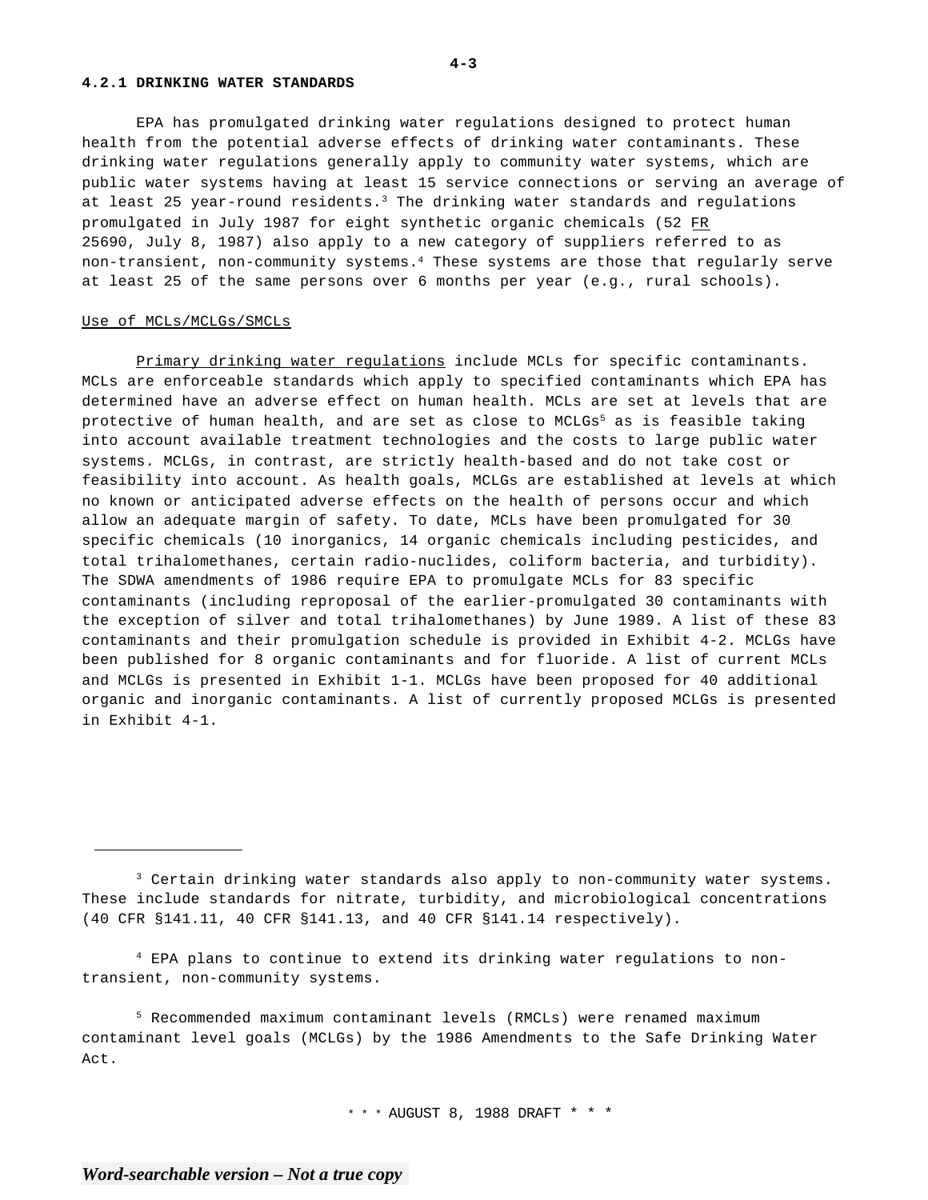### 4.2.1 DRINKING WATER STANDARDS

EPA has promulgated drinking water regulations designed to protect human health from the potential adverse effects of drinking water contaminants. These drinking water regulations generally apply to community water systems, which are public water systems having at least 15 service connections or serving an average of at least 25 year-round residents.[3] The drinking water standards and regulations promulgated in July 1987 for eight synthetic organic chemicals (52 FR 25690, July 8, 1987) also apply to a new category of suppliers referred to as non-transient, non-community systems.[4] These systems are those that regularly serve at least 25 of the same persons over 6 months per year (e.g., rural schools).

Use of MCLs/MCLGs/SMCLs

Primary drinking water regulations include MCLs for specific contaminants. MCLs are enforceable standards which apply to specified contaminants which EPA has determined have an adverse effect on human health. MCLs are set at levels that are protective of human health, and are set as close to MCLGs[5] as is feasible taking into account available treatment technologies and the costs to large public water systems. MCLGs, in contrast, are strictly health-based and do not take cost or feasibility into account. As health goals, MCLGs are established at levels at which no known or anticipated adverse effects on the health of persons occur and which allow an adequate margin of safety. To date, MCLs have been promulgated for 30 specific chemicals (10 inorganics, 14 organic chemicals including pesticides, and total trihalomethanes, certain radio-nuclides, coliform bacteria, and turbidity). The SDWA amendments of 1986 require EPA to promulgate MCLs for 83 specific contaminants (including reproposal of the earlier-promulgated 30 contaminants with the exception of silver and total trihalomethanes) by June 1989. A list of these 83 contaminants and their promulgation schedule is provided in Exhibit 4-2. MCLGs have been published for 8 organic contaminants and for fluoride. A list of current MCLs and MCLGs is presented in Exhibit 1-1. MCLGs have been proposed for 40 additional organic and inorganic contaminants. A list of currently proposed MCLGs is presented in Exhibit 4-1.

---

[3] Certain drinking water standards also apply to non-community water systems. These include standards for nitrate, turbidity, and microbiological concentrations (40 CFR §141.11, 40 CFR §141.13, and 40 CFR §141.14 respectively).

[4] EPA plans to continue to extend its drinking water regulations to non-transient, non-community systems.

[5] Recommended maximum contaminant levels (RMCLs) were renamed maximum contaminant level goals (MCLGs) by the 1986 Amendments to the Safe Drinking Water Act.

* * * AUGUST 8, 1988 DRAFT * * *

*Word-searchable version – Not a true copy*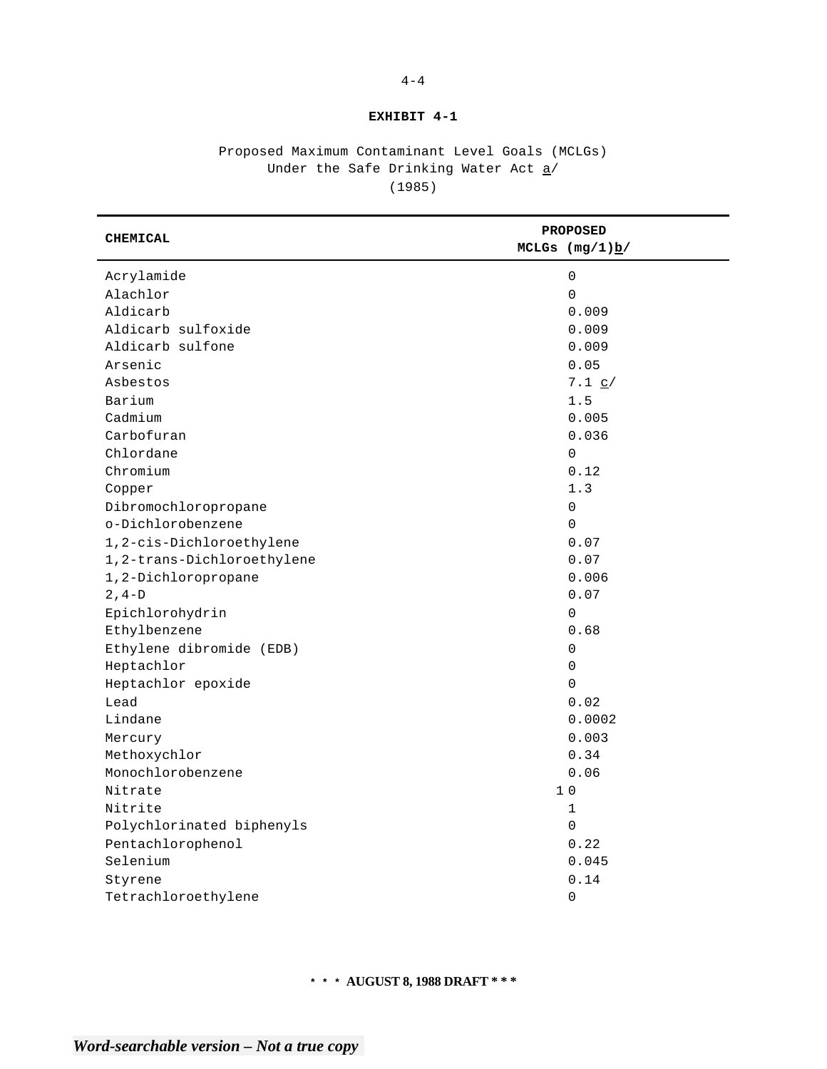**EXHIBIT 4-1**

Proposed Maximum Contaminant Level Goals (MCLGs)
Under the Safe Drinking Water Act a/
(1985)

| CHEMICAL | PROPOSED MCLGs (mg/1)b/ |
|---|---|
| Acrylamide | 0 |
| Alachlor | 0 |
| Aldicarb | 0.009 |
| Aldicarb sulfoxide | 0.009 |
| Aldicarb sulfone | 0.009 |
| Arsenic | 0.05 |
| Asbestos | 7.1 c/ |
| Barium | 1.5 |
| Cadmium | 0.005 |
| Carbofuran | 0.036 |
| Chlordane | 0 |
| Chromium | 0.12 |
| Copper | 1.3 |
| Dibromochloropropane | 0 |
| o-Dichlorobenzene | 0 |
| 1,2-cis-Dichloroethylene | 0.07 |
| 1,2-trans-Dichloroethylene | 0.07 |
| 1,2-Dichloropropane | 0.006 |
| 2,4-D | 0.07 |
| Epichlorohydrin | 0 |
| Ethylbenzene | 0.68 |
| Ethylene dibromide (EDB) | 0 |
| Heptachlor | 0 |
| Heptachlor epoxide | 0 |
| Lead | 0.02 |
| Lindane | 0.0002 |
| Mercury | 0.003 |
| Methoxychlor | 0.34 |
| Monochlorobenzene | 0.06 |
| Nitrate | 10 |
| Nitrite | 1 |
| Polychlorinated biphenyls | 0 |
| Pentachlorophenol | 0.22 |
| Selenium | 0.045 |
| Styrene | 0.14 |
| Tetrachloroethylene | 0 |

*** AUGUST 8, 1988 DRAFT ***

*Word-searchable version – Not a true copy*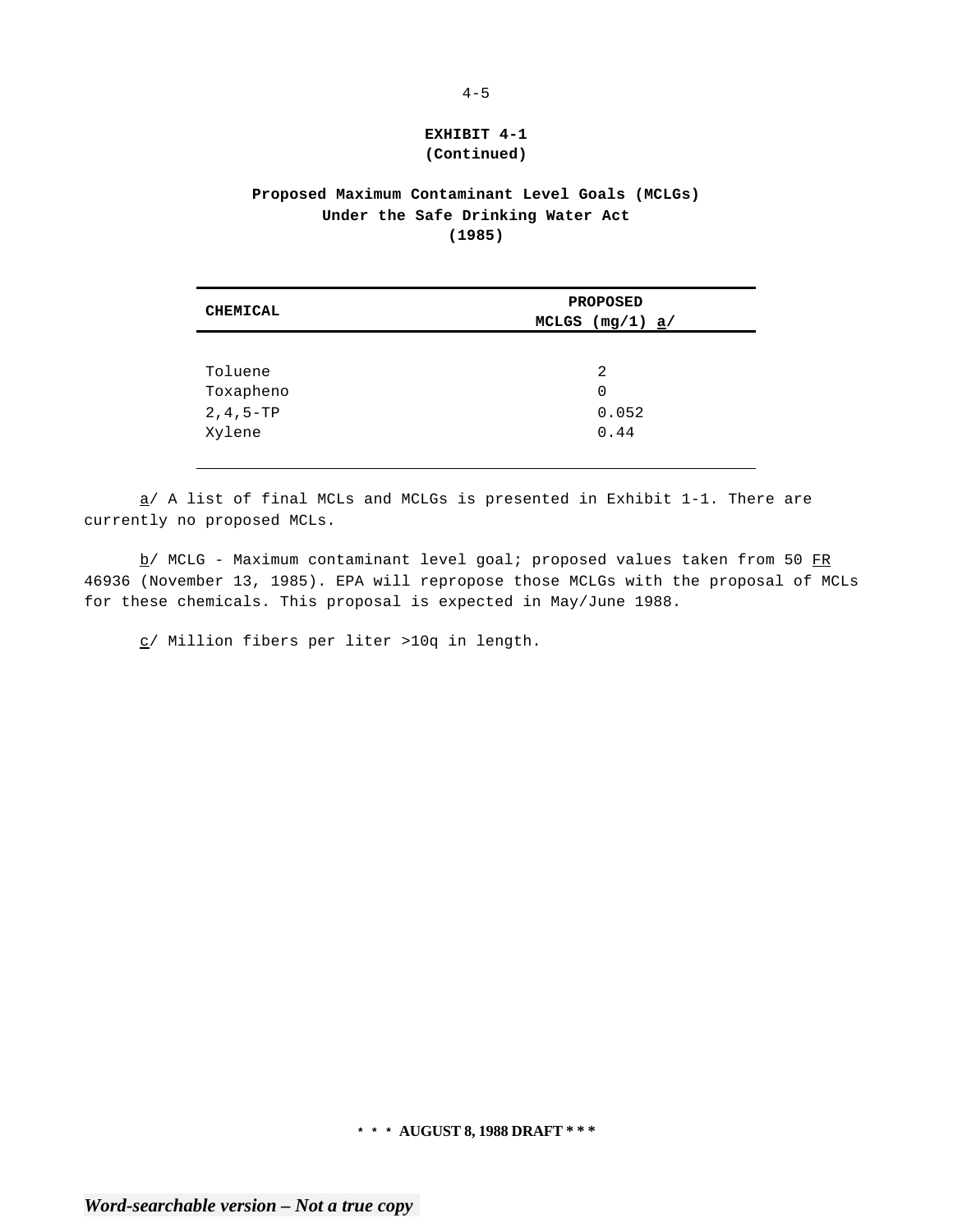**EXHIBIT 4-1**
**(Continued)**

**Proposed Maximum Contaminant Level Goals (MCLGs)**
**Under the Safe Drinking Water Act**
**(1985)**

| CHEMICAL | PROPOSED MCLGS (mg/1) a/ |
|---|---|
| Toluene | 2 |
| Toxapheno | 0 |
| 2,4,5-TP | 0.052 |
| Xylene | 0.44 |

a/ A list of final MCLs and MCLGs is presented in Exhibit 1-1. There are currently no proposed MCLs.

b/ MCLG - Maximum contaminant level goal; proposed values taken from 50 FR 46936 (November 13, 1985). EPA will repropose those MCLGs with the proposal of MCLs for these chemicals. This proposal is expected in May/June 1988.

c/ Million fibers per liter >10q in length.

*** AUGUST 8, 1988 DRAFT ***

*Word-searchable version – Not a true copy*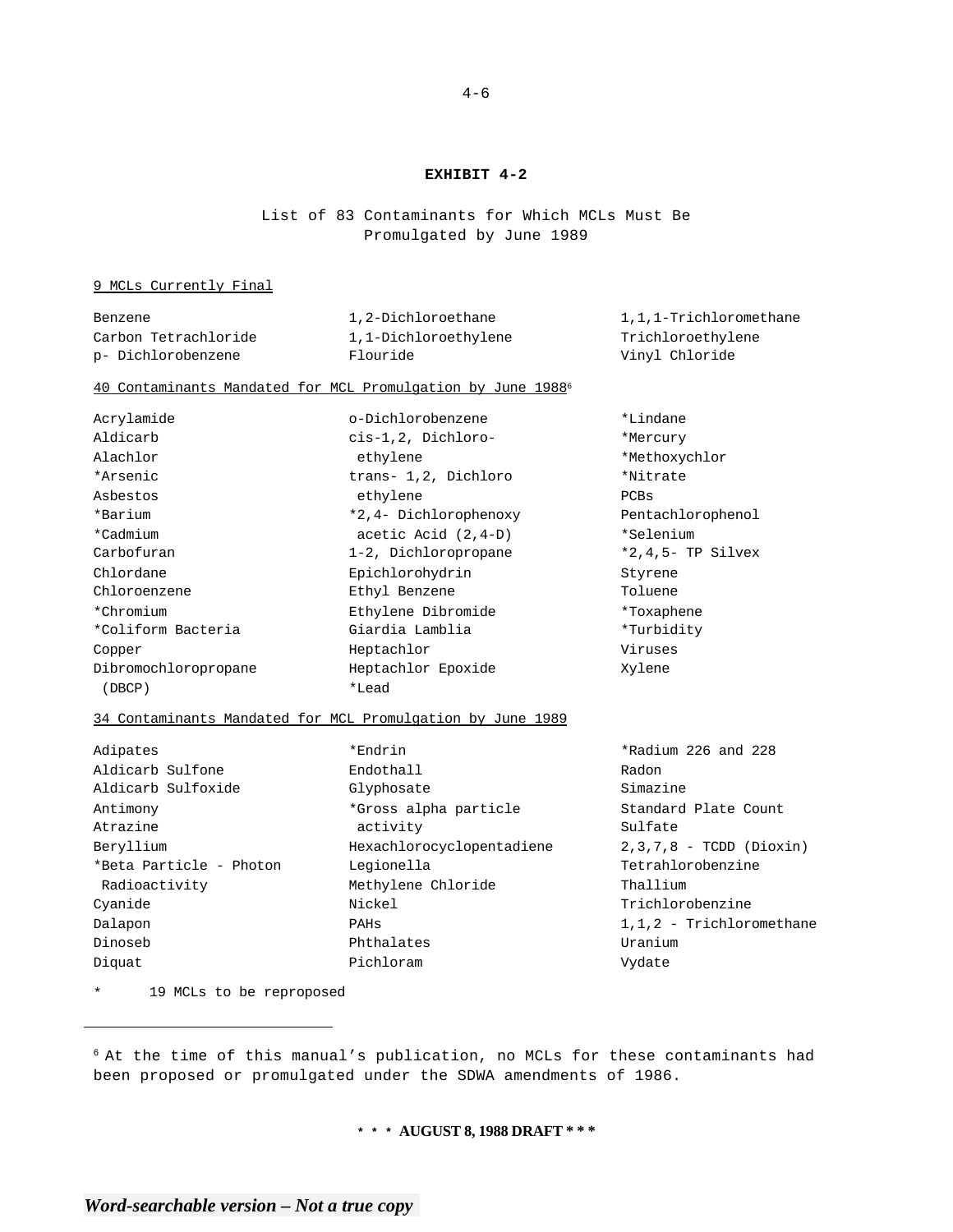**EXHIBIT 4-2**

List of 83 Contaminants for Which MCLs Must Be Promulgated by June 1989

9 MCLs Currently Final

| | | |
|---|---|---|
| Benzene | 1,2-Dichloroethane | 1,1,1-Trichloromethane |
| Carbon Tetrachloride | 1,1-Dichloroethylene | Trichloroethylene |
| p- Dichlorobenzene | Flouride | Vinyl Chloride |

40 Contaminants Mandated for MCL Promulgation by June 1988[6]

| | | |
|---|---|---|
| Acrylamide | o-Dichlorobenzene | *Lindane |
| Aldicarb | cis-1,2, Dichloro- ethylene | *Mercury |
| Alachlor | trans- 1,2, Dichloro ethylene | *Methoxychlor |
| *Arsenic | *2,4- Dichlorophenoxy acetic Acid (2,4-D) | *Nitrate |
| Asbestos | 1-2, Dichloropropane | PCBs |
| *Barium | Epichlorohydrin | Pentachlorophenol |
| *Cadmium | Ethyl Benzene | *Selenium |
| Carbofuran | Ethylene Dibromide | *2,4,5- TP Silvex |
| Chlordane | Giardia Lamblia | Styrene |
| Chloroenzene | Heptachlor | Toluene |
| *Chromium | Heptachlor Epoxide | *Toxaphene |
| *Coliform Bacteria | *Lead | *Turbidity |
| Copper | | Viruses |
| Dibromochloropropane (DBCP) | | Xylene |

34 Contaminants Mandated for MCL Promulgation by June 1989

| | | |
|---|---|---|
| Adipates | *Endrin | *Radium 226 and 228 |
| Aldicarb Sulfone | Endothall | Radon |
| Aldicarb Sulfoxide | Glyphosate | Simazine |
| Antimony | *Gross alpha particle activity | Standard Plate Count |
| Atrazine | Hexachlorocyclopentadiene | Sulfate |
| Beryllium | Legionella | 2,3,7,8 - TCDD (Dioxin) |
| *Beta Particle - Photon Radioactivity | Methylene Chloride | Tetrahlorobenzine |
| Cyanide | Nickel | Thallium |
| Dalapon | PAHs | Trichlorobenzine |
| Dinoseb | Phthalates | 1,1,2 - Trichloromethane |
| Diquat | Pichloram | Uranium |
| | | Vydate |

\* 19 MCLs to be reproposed

[6] At the time of this manual's publication, no MCLs for these contaminants had been proposed or promulgated under the SDWA amendments of 1986.

\* \* \* **AUGUST 8, 1988 DRAFT** \* \* \*

***Word-searchable version – Not a true copy***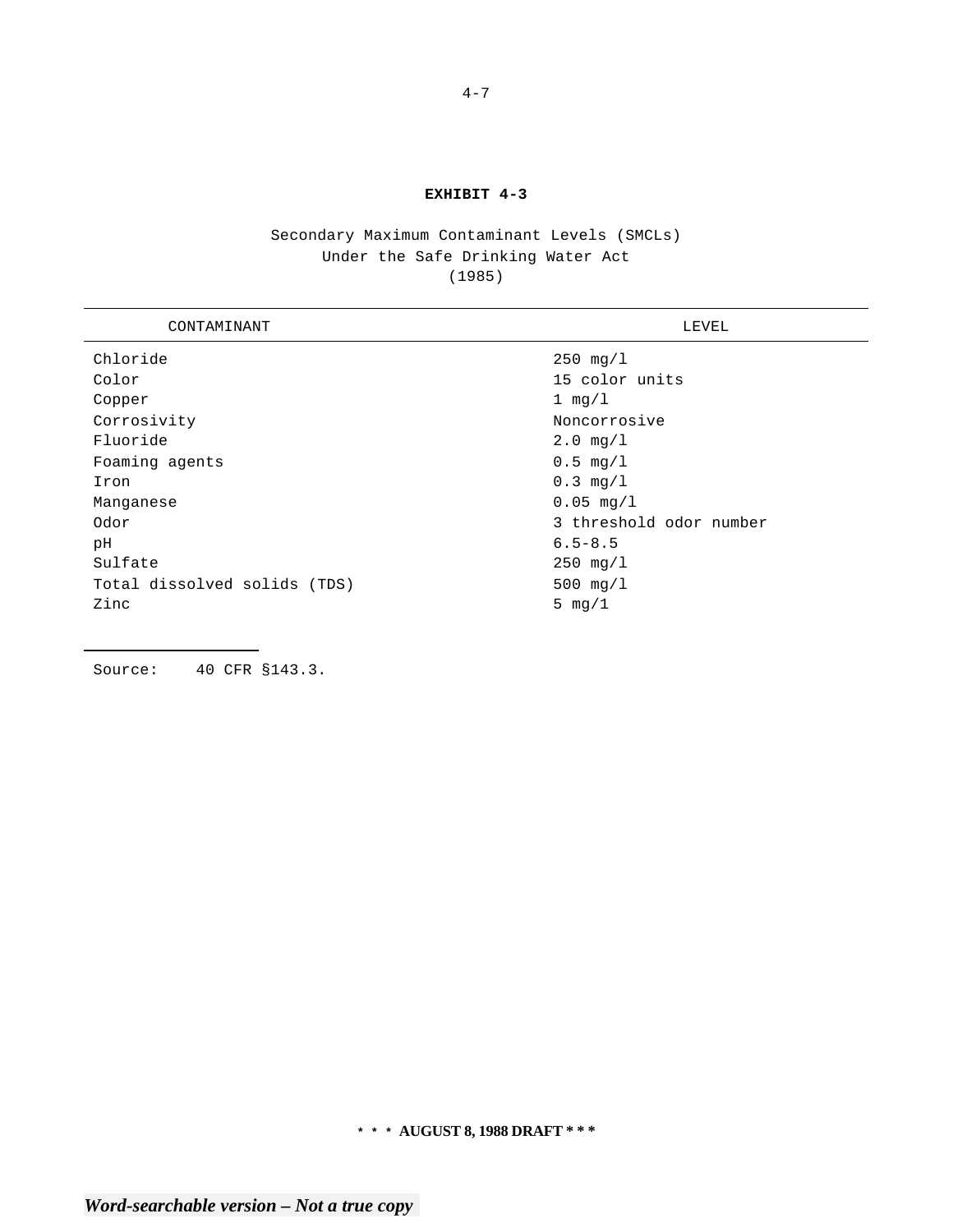**EXHIBIT 4-3**

Secondary Maximum Contaminant Levels (SMCLs)
Under the Safe Drinking Water Act
(1985)

| CONTAMINANT | LEVEL |
|---|---|
| Chloride | 250 mg/l |
| Color | 15 color units |
| Copper | 1 mg/l |
| Corrosivity | Noncorrosive |
| Fluoride | 2.0 mg/l |
| Foaming agents | 0.5 mg/l |
| Iron | 0.3 mg/l |
| Manganese | 0.05 mg/l |
| Odor | 3 threshold odor number |
| pH | 6.5-8.5 |
| Sulfate | 250 mg/l |
| Total dissolved solids (TDS) | 500 mg/l |
| Zinc | 5 mg/1 |

Source: 40 CFR §143.3.

\* \* \* AUGUST 8, 1988 DRAFT \* \* \*

*Word-searchable version – Not a true copy*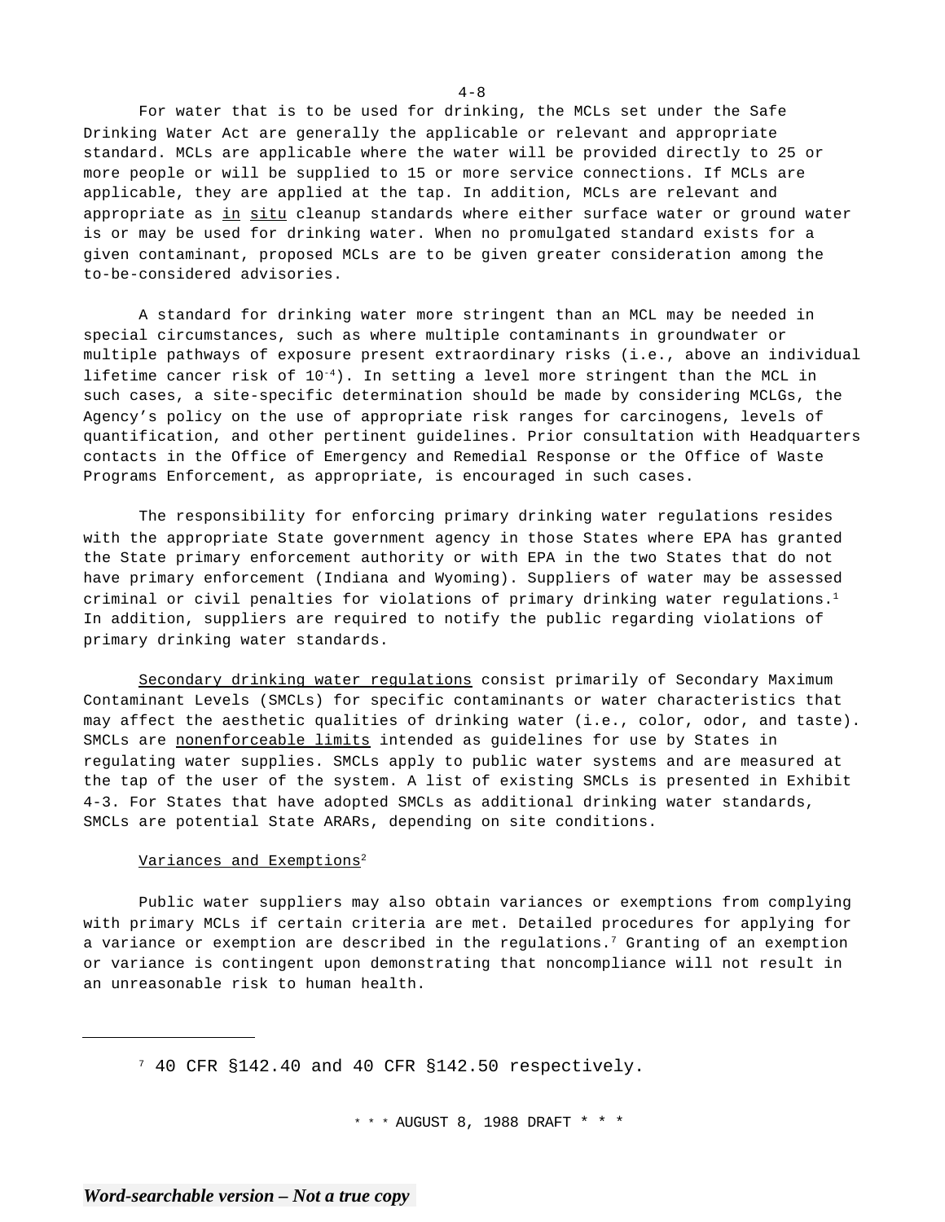For water that is to be used for drinking, the MCLs set under the Safe Drinking Water Act are generally the applicable or relevant and appropriate standard. MCLs are applicable where the water will be provided directly to 25 or more people or will be supplied to 15 or more service connections. If MCLs are applicable, they are applied at the tap. In addition, MCLs are relevant and appropriate as <u>in situ</u> cleanup standards where either surface water or ground water is or may be used for drinking water. When no promulgated standard exists for a given contaminant, proposed MCLs are to be given greater consideration among the to-be-considered advisories.

A standard for drinking water more stringent than an MCL may be needed in special circumstances, such as where multiple contaminants in groundwater or multiple pathways of exposure present extraordinary risks (i.e., above an individual lifetime cancer risk of $10^{-4}$). In setting a level more stringent than the MCL in such cases, a site-specific determination should be made by considering MCLGs, the Agency's policy on the use of appropriate risk ranges for carcinogens, levels of quantification, and other pertinent guidelines. Prior consultation with Headquarters contacts in the Office of Emergency and Remedial Response or the Office of Waste Programs Enforcement, as appropriate, is encouraged in such cases.

The responsibility for enforcing primary drinking water regulations resides with the appropriate State government agency in those States where EPA has granted the State primary enforcement authority or with EPA in the two States that do not have primary enforcement (Indiana and Wyoming). Suppliers of water may be assessed criminal or civil penalties for violations of primary drinking water regulations.[1] In addition, suppliers are required to notify the public regarding violations of primary drinking water standards.

<u>Secondary drinking water regulations</u> consist primarily of Secondary Maximum Contaminant Levels (SMCLs) for specific contaminants or water characteristics that may affect the aesthetic qualities of drinking water (i.e., color, odor, and taste). SMCLs are <u>nonenforceable limits</u> intended as guidelines for use by States in regulating water supplies. SMCLs apply to public water systems and are measured at the tap of the user of the system. A list of existing SMCLs is presented in Exhibit 4-3. For States that have adopted SMCLs as additional drinking water standards, SMCLs are potential State ARARs, depending on site conditions.

<u>Variances and Exemptions</u>[2]

Public water suppliers may also obtain variances or exemptions from complying with primary MCLs if certain criteria are met. Detailed procedures for applying for a variance or exemption are described in the regulations.[7] Granting of an exemption or variance is contingent upon demonstrating that noncompliance will not result in an unreasonable risk to human health.

---

[7] 40 CFR §142.40 and 40 CFR §142.50 respectively.

* * * AUGUST 8, 1988 DRAFT * * *

*Word-searchable version – Not a true copy*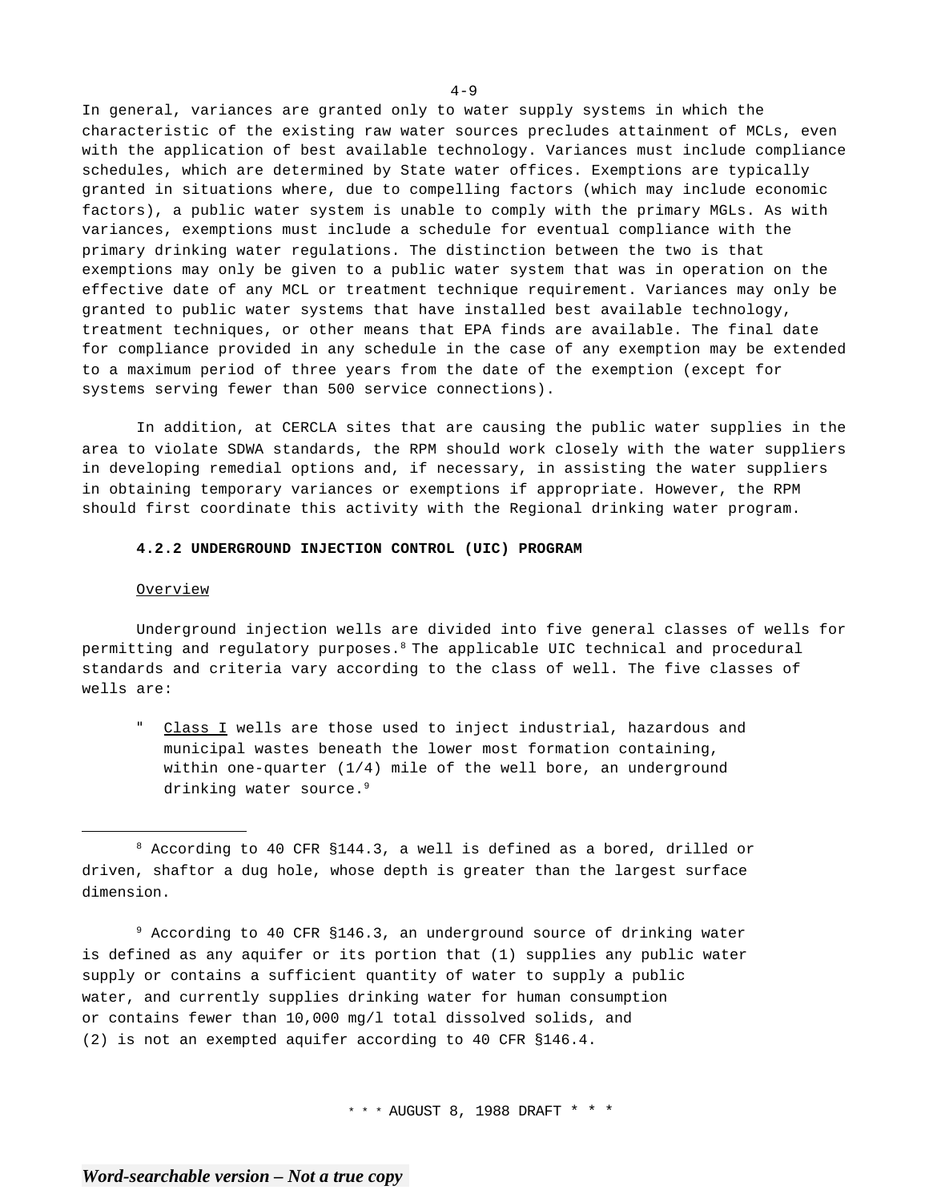In general, variances are granted only to water supply systems in which the characteristic of the existing raw water sources precludes attainment of MCLs, even with the application of best available technology. Variances must include compliance schedules, which are determined by State water offices. Exemptions are typically granted in situations where, due to compelling factors (which may include economic factors), a public water system is unable to comply with the primary MGLs. As with variances, exemptions must include a schedule for eventual compliance with the primary drinking water regulations. The distinction between the two is that exemptions may only be given to a public water system that was in operation on the effective date of any MCL or treatment technique requirement. Variances may only be granted to public water systems that have installed best available technology, treatment techniques, or other means that EPA finds are available. The final date for compliance provided in any schedule in the case of any exemption may be extended to a maximum period of three years from the date of the exemption (except for systems serving fewer than 500 service connections).

In addition, at CERCLA sites that are causing the public water supplies in the area to violate SDWA standards, the RPM should work closely with the water suppliers in developing remedial options and, if necessary, in assisting the water suppliers in obtaining temporary variances or exemptions if appropriate. However, the RPM should first coordinate this activity with the Regional drinking water program.

### 4.2.2 UNDERGROUND INJECTION CONTROL (UIC) PROGRAM

Overview

Underground injection wells are divided into five general classes of wells for permitting and regulatory purposes.[8] The applicable UIC technical and procedural standards and criteria vary according to the class of well. The five classes of wells are:

- Class I wells are those used to inject industrial, hazardous and municipal wastes beneath the lower most formation containing, within one-quarter (1/4) mile of the well bore, an underground drinking water source.[9]

---

[8] According to 40 CFR §144.3, a well is defined as a bored, drilled or driven, shaftor a dug hole, whose depth is greater than the largest surface dimension.

[9] According to 40 CFR §146.3, an underground source of drinking water is defined as any aquifer or its portion that (1) supplies any public water supply or contains a sufficient quantity of water to supply a public water, and currently supplies drinking water for human consumption or contains fewer than 10,000 mg/l total dissolved solids, and (2) is not an exempted aquifer according to 40 CFR §146.4.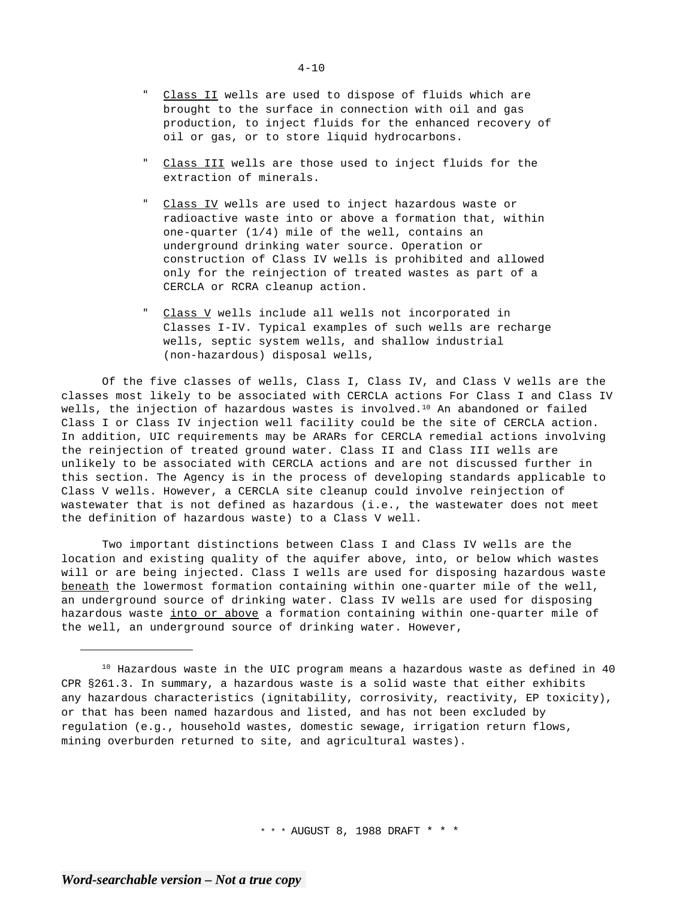- Class II wells are used to dispose of fluids which are brought to the surface in connection with oil and gas production, to inject fluids for the enhanced recovery of oil or gas, or to store liquid hydrocarbons.

- Class III wells are those used to inject fluids for the extraction of minerals.

- Class IV wells are used to inject hazardous waste or radioactive waste into or above a formation that, within one-quarter (1/4) mile of the well, contains an underground drinking water source. Operation or construction of Class IV wells is prohibited and allowed only for the reinjection of treated wastes as part of a CERCLA or RCRA cleanup action.

- Class V wells include all wells not incorporated in Classes I-IV. Typical examples of such wells are recharge wells, septic system wells, and shallow industrial (non-hazardous) disposal wells,

Of the five classes of wells, Class I, Class IV, and Class V wells are the classes most likely to be associated with CERCLA actions For Class I and Class IV wells, the injection of hazardous wastes is involved.[10] An abandoned or failed Class I or Class IV injection well facility could be the site of CERCLA action. In addition, UIC requirements may be ARARs for CERCLA remedial actions involving the reinjection of treated ground water. Class II and Class III wells are unlikely to be associated with CERCLA actions and are not discussed further in this section. The Agency is in the process of developing standards applicable to Class V wells. However, a CERCLA site cleanup could involve reinjection of wastewater that is not defined as hazardous (i.e., the wastewater does not meet the definition of hazardous waste) to a Class V well.

Two important distinctions between Class I and Class IV wells are the location and existing quality of the aquifer above, into, or below which wastes will or are being injected. Class I wells are used for disposing hazardous waste beneath the lowermost formation containing within one-quarter mile of the well, an underground source of drinking water. Class IV wells are used for disposing hazardous waste into or above a formation containing within one-quarter mile of the well, an underground source of drinking water. However,

---

[10] Hazardous waste in the UIC program means a hazardous waste as defined in 40 CPR §261.3. In summary, a hazardous waste is a solid waste that either exhibits any hazardous characteristics (ignitability, corrosivity, reactivity, EP toxicity), or that has been named hazardous and listed, and has not been excluded by regulation (e.g., household wastes, domestic sewage, irrigation return flows, mining overburden returned to site, and agricultural wastes).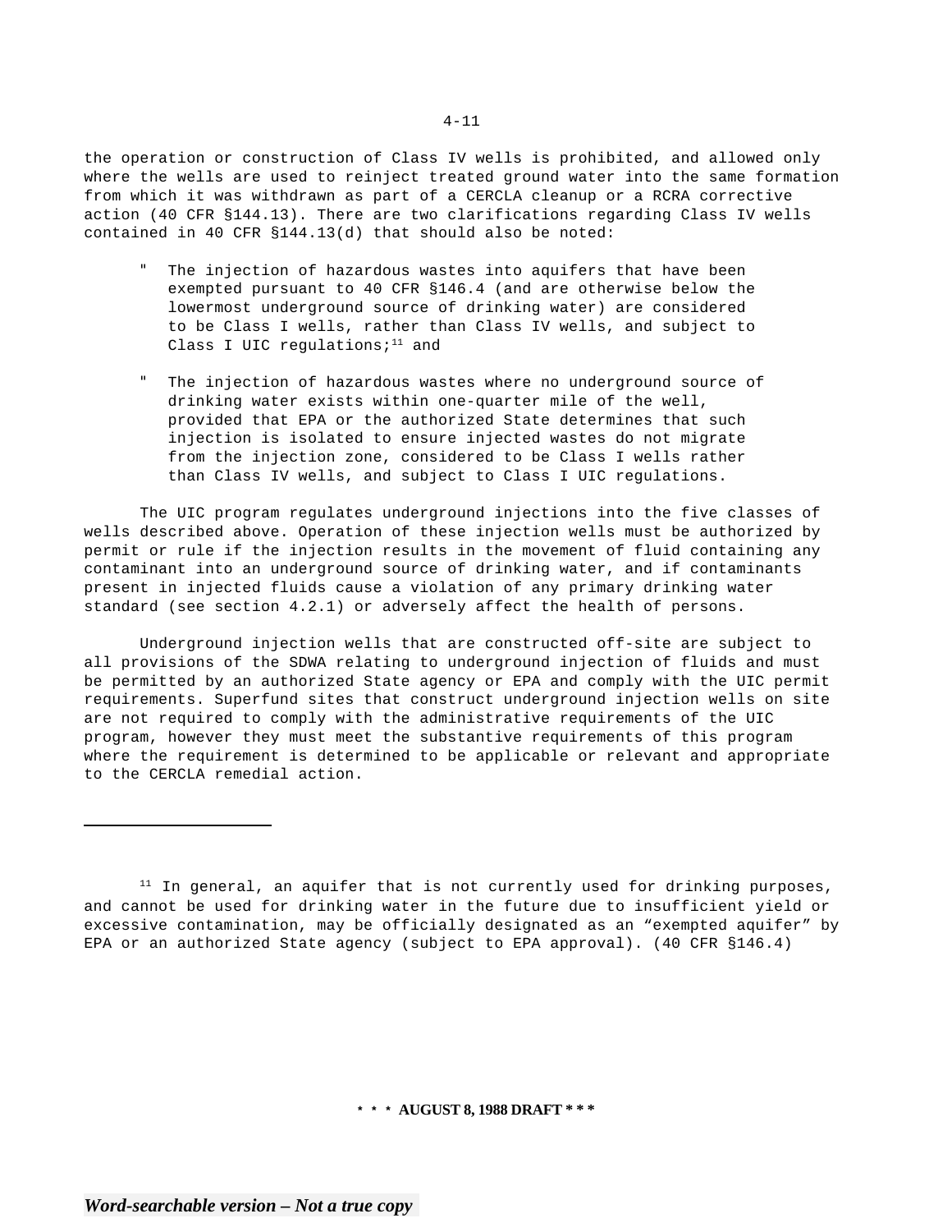the operation or construction of Class IV wells is prohibited, and allowed only where the wells are used to reinject treated ground water into the same formation from which it was withdrawn as part of a CERCLA cleanup or a RCRA corrective action (40 CFR §144.13). There are two clarifications regarding Class IV wells contained in 40 CFR §144.13(d) that should also be noted:

- The injection of hazardous wastes into aquifers that have been exempted pursuant to 40 CFR §146.4 (and are otherwise below the lowermost underground source of drinking water) are considered to be Class I wells, rather than Class IV wells, and subject to Class I UIC regulations;[11] and

- The injection of hazardous wastes where no underground source of drinking water exists within one-quarter mile of the well, provided that EPA or the authorized State determines that such injection is isolated to ensure injected wastes do not migrate from the injection zone, considered to be Class I wells rather than Class IV wells, and subject to Class I UIC regulations.

The UIC program regulates underground injections into the five classes of wells described above. Operation of these injection wells must be authorized by permit or rule if the injection results in the movement of fluid containing any contaminant into an underground source of drinking water, and if contaminants present in injected fluids cause a violation of any primary drinking water standard (see section 4.2.1) or adversely affect the health of persons.

Underground injection wells that are constructed off-site are subject to all provisions of the SDWA relating to underground injection of fluids and must be permitted by an authorized State agency or EPA and comply with the UIC permit requirements. Superfund sites that construct underground injection wells on site are not required to comply with the administrative requirements of the UIC program, however they must meet the substantive requirements of this program where the requirement is determined to be applicable or relevant and appropriate to the CERCLA remedial action.

---

[11] In general, an aquifer that is not currently used for drinking purposes, and cannot be used for drinking water in the future due to insufficient yield or excessive contamination, may be officially designated as an "exempted aquifer" by EPA or an authorized State agency (subject to EPA approval). (40 CFR §146.4)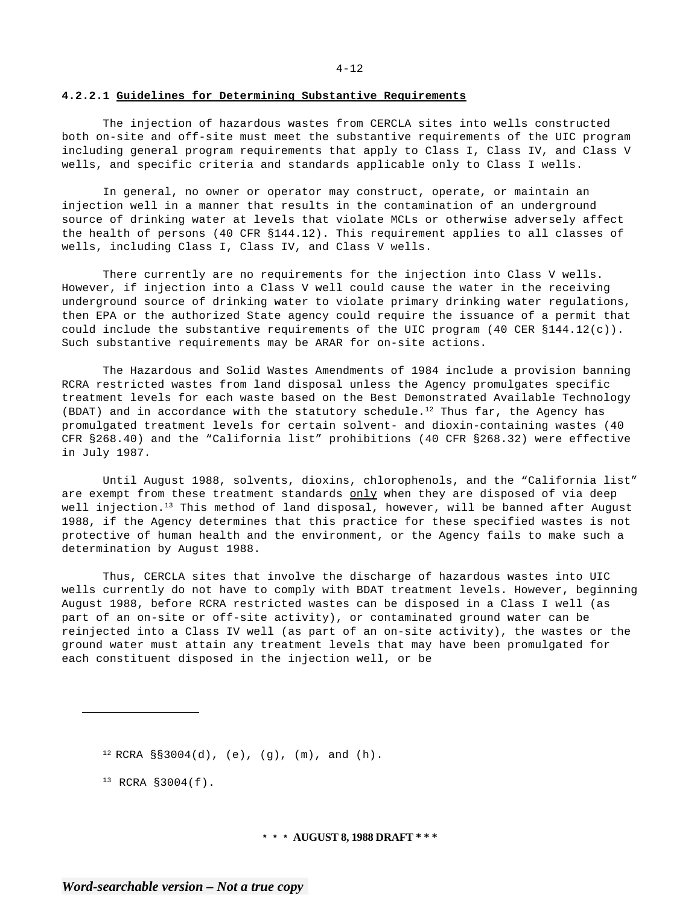#### 4.2.2.1 Guidelines for Determining Substantive Requirements

The injection of hazardous wastes from CERCLA sites into wells constructed both on-site and off-site must meet the substantive requirements of the UIC program including general program requirements that apply to Class I, Class IV, and Class V wells, and specific criteria and standards applicable only to Class I wells.

In general, no owner or operator may construct, operate, or maintain an injection well in a manner that results in the contamination of an underground source of drinking water at levels that violate MCLs or otherwise adversely affect the health of persons (40 CFR §144.12). This requirement applies to all classes of wells, including Class I, Class IV, and Class V wells.

There currently are no requirements for the injection into Class V wells. However, if injection into a Class V well could cause the water in the receiving underground source of drinking water to violate primary drinking water regulations, then EPA or the authorized State agency could require the issuance of a permit that could include the substantive requirements of the UIC program (40 CER §144.12(c)). Such substantive requirements may be ARAR for on-site actions.

The Hazardous and Solid Wastes Amendments of 1984 include a provision banning RCRA restricted wastes from land disposal unless the Agency promulgates specific treatment levels for each waste based on the Best Demonstrated Available Technology (BDAT) and in accordance with the statutory schedule.[12] Thus far, the Agency has promulgated treatment levels for certain solvent- and dioxin-containing wastes (40 CFR §268.40) and the "California list" prohibitions (40 CFR §268.32) were effective in July 1987.

Until August 1988, solvents, dioxins, chlorophenols, and the "California list" are exempt from these treatment standards <u>only</u> when they are disposed of via deep well injection.[13] This method of land disposal, however, will be banned after August 1988, if the Agency determines that this practice for these specified wastes is not protective of human health and the environment, or the Agency fails to make such a determination by August 1988.

Thus, CERCLA sites that involve the discharge of hazardous wastes into UIC wells currently do not have to comply with BDAT treatment levels. However, beginning August 1988, before RCRA restricted wastes can be disposed in a Class I well (as part of an on-site or off-site activity), or contaminated ground water can be reinjected into a Class IV well (as part of an on-site activity), the wastes or the ground water must attain any treatment levels that may have been promulgated for each constituent disposed in the injection well, or be

---

[12] RCRA §§3004(d), (e), (g), (m), and (h).

[13] RCRA §3004(f).

**\* \* \* AUGUST 8, 1988 DRAFT \* \* \***

*Word-searchable version – Not a true copy*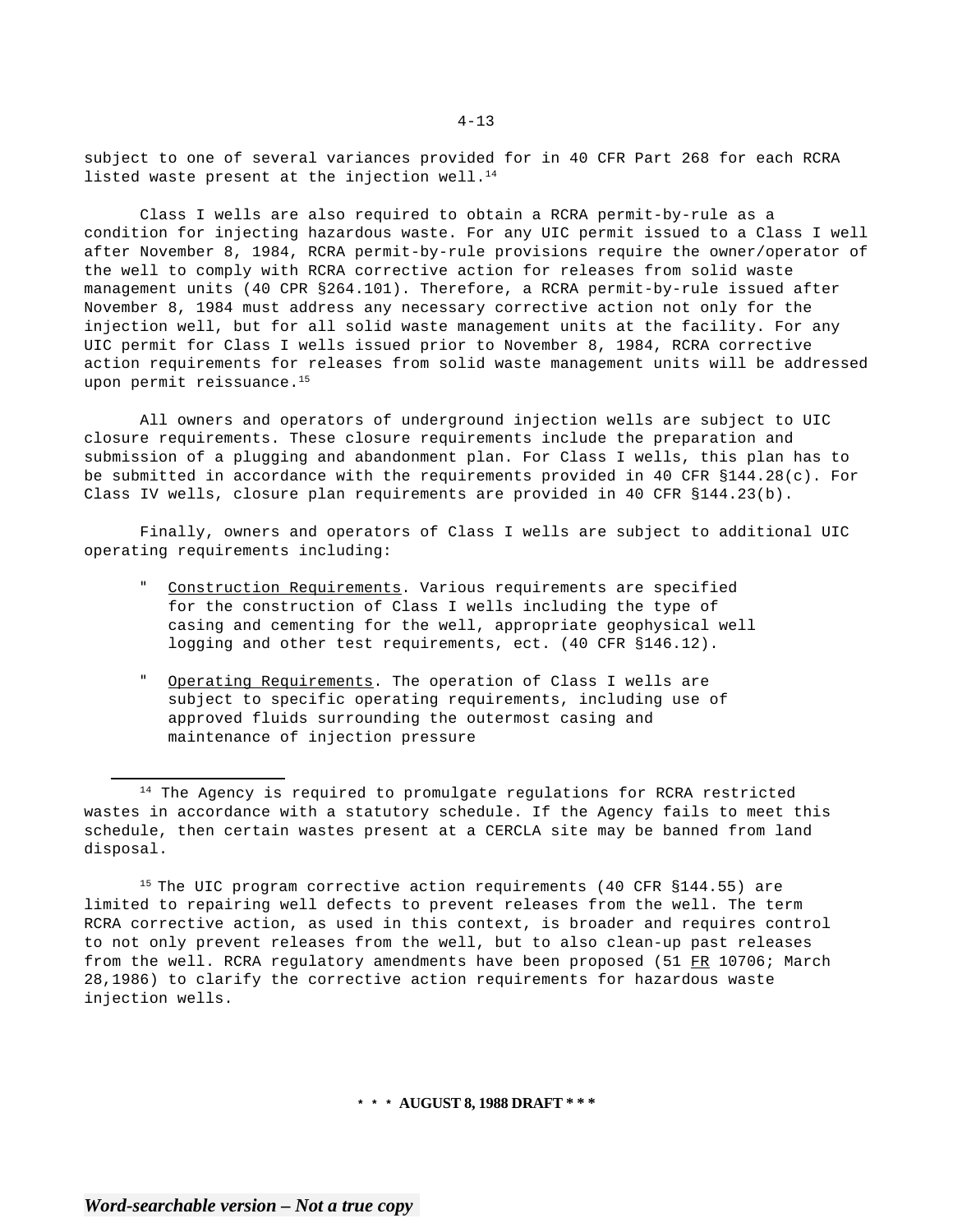subject to one of several variances provided for in 40 CFR Part 268 for each RCRA listed waste present at the injection well.[14]

Class I wells are also required to obtain a RCRA permit-by-rule as a condition for injecting hazardous waste. For any UIC permit issued to a Class I well after November 8, 1984, RCRA permit-by-rule provisions require the owner/operator of the well to comply with RCRA corrective action for releases from solid waste management units (40 CPR §264.101). Therefore, a RCRA permit-by-rule issued after November 8, 1984 must address any necessary corrective action not only for the injection well, but for all solid waste management units at the facility. For any UIC permit for Class I wells issued prior to November 8, 1984, RCRA corrective action requirements for releases from solid waste management units will be addressed upon permit reissuance.[15]

All owners and operators of underground injection wells are subject to UIC closure requirements. These closure requirements include the preparation and submission of a plugging and abandonment plan. For Class I wells, this plan has to be submitted in accordance with the requirements provided in 40 CFR §144.28(c). For Class IV wells, closure plan requirements are provided in 40 CFR §144.23(b).

Finally, owners and operators of Class I wells are subject to additional UIC operating requirements including:

- Construction Requirements. Various requirements are specified for the construction of Class I wells including the type of casing and cementing for the well, appropriate geophysical well logging and other test requirements, ect. (40 CFR §146.12).

- Operating Requirements. The operation of Class I wells are subject to specific operating requirements, including use of approved fluids surrounding the outermost casing and maintenance of injection pressure

---

[14] The Agency is required to promulgate regulations for RCRA restricted wastes in accordance with a statutory schedule. If the Agency fails to meet this schedule, then certain wastes present at a CERCLA site may be banned from land disposal.

[15] The UIC program corrective action requirements (40 CFR §144.55) are limited to repairing well defects to prevent releases from the well. The term RCRA corrective action, as used in this context, is broader and requires control to not only prevent releases from the well, but to also clean-up past releases from the well. RCRA regulatory amendments have been proposed (51 FR 10706; March 28,1986) to clarify the corrective action requirements for hazardous waste injection wells.

**\* \* \* AUGUST 8, 1988 DRAFT \* \* \***

*Word-searchable version – Not a true copy*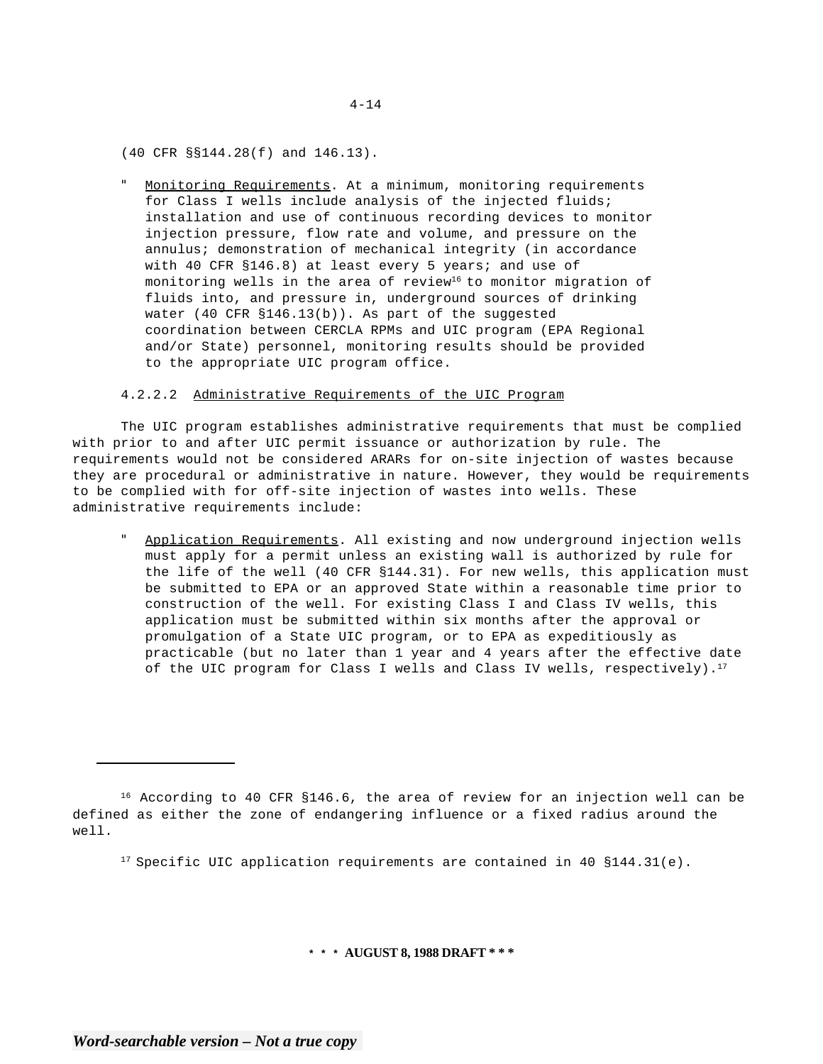(40 CFR §§144.28(f) and 146.13).

" Monitoring Requirements. At a minimum, monitoring requirements for Class I wells include analysis of the injected fluids; installation and use of continuous recording devices to monitor injection pressure, flow rate and volume, and pressure on the annulus; demonstration of mechanical integrity (in accordance with 40 CFR §146.8) at least every 5 years; and use of monitoring wells in the area of review[16] to monitor migration of fluids into, and pressure in, underground sources of drinking water (40 CFR §146.13(b)). As part of the suggested coordination between CERCLA RPMs and UIC program (EPA Regional and/or State) personnel, monitoring results should be provided to the appropriate UIC program office.

#### 4.2.2.2 Administrative Requirements of the UIC Program

The UIC program establishes administrative requirements that must be complied with prior to and after UIC permit issuance or authorization by rule. The requirements would not be considered ARARs for on-site injection of wastes because they are procedural or administrative in nature. However, they would be requirements to be complied with for off-site injection of wastes into wells. These administrative requirements include:

" Application Requirements. All existing and now underground injection wells must apply for a permit unless an existing wall is authorized by rule for the life of the well (40 CFR §144.31). For new wells, this application must be submitted to EPA or an approved State within a reasonable time prior to construction of the well. For existing Class I and Class IV wells, this application must be submitted within six months after the approval or promulgation of a State UIC program, or to EPA as expeditiously as practicable (but no later than 1 year and 4 years after the effective date of the UIC program for Class I wells and Class IV wells, respectively).[17]

---

[16] According to 40 CFR §146.6, the area of review for an injection well can be defined as either the zone of endangering influence or a fixed radius around the well.

[17] Specific UIC application requirements are contained in 40 §144.31(e).

* * * **AUGUST 8, 1988 DRAFT * * ***

***Word-searchable version – Not a true copy***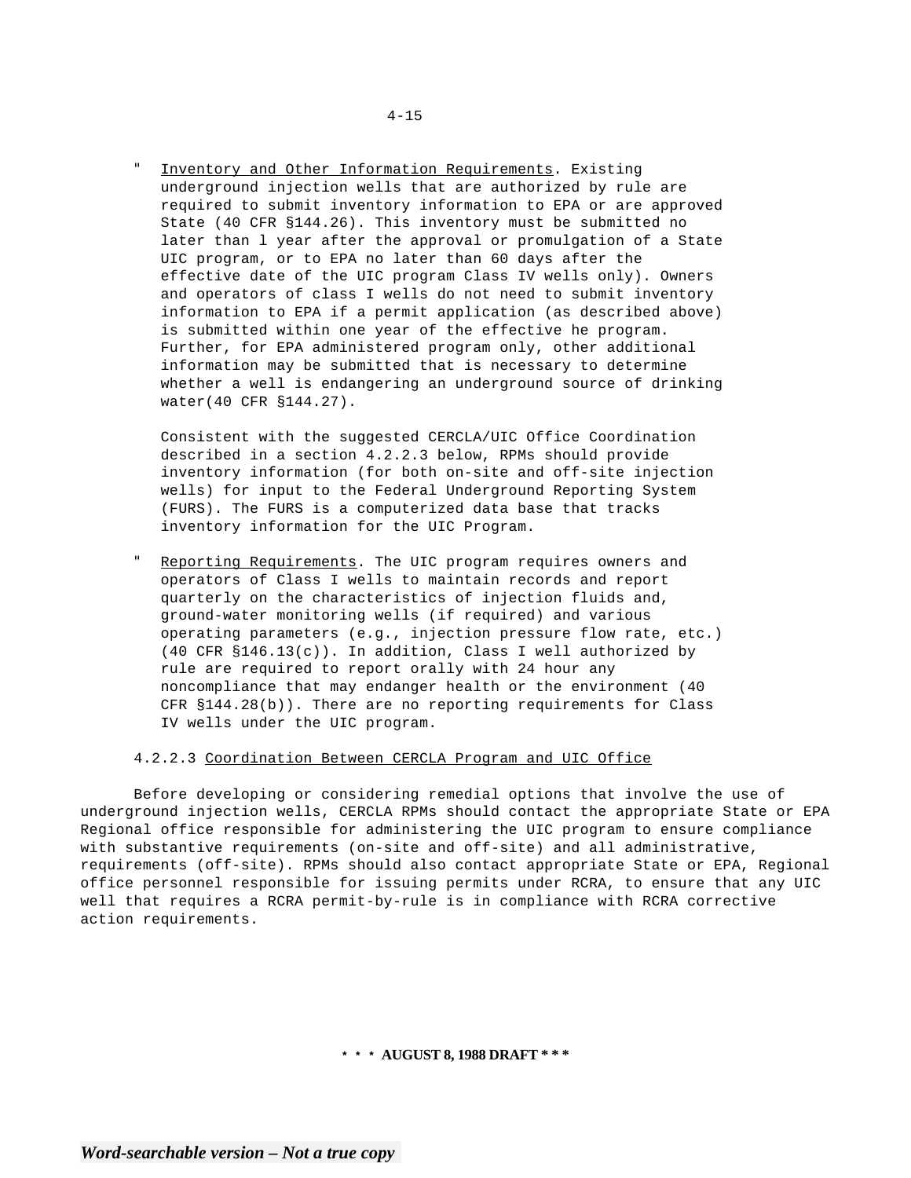- Inventory and Other Information Requirements. Existing underground injection wells that are authorized by rule are required to submit inventory information to EPA or are approved State (40 CFR §144.26). This inventory must be submitted no later than l year after the approval or promulgation of a State UIC program, or to EPA no later than 60 days after the effective date of the UIC program Class IV wells only). Owners and operators of class I wells do not need to submit inventory information to EPA if a permit application (as described above) is submitted within one year of the effective he program. Further, for EPA administered program only, other additional information may be submitted that is necessary to determine whether a well is endangering an underground source of drinking water(40 CFR §144.27).

  Consistent with the suggested CERCLA/UIC Office Coordination described in a section 4.2.2.3 below, RPMs should provide inventory information (for both on-site and off-site injection wells) for input to the Federal Underground Reporting System (FURS). The FURS is a computerized data base that tracks inventory information for the UIC Program.

- Reporting Requirements. The UIC program requires owners and operators of Class I wells to maintain records and report quarterly on the characteristics of injection fluids and, ground-water monitoring wells (if required) and various operating parameters (e.g., injection pressure flow rate, etc.) (40 CFR §146.13(c)). In addition, Class I well authorized by rule are required to report orally with 24 hour any noncompliance that may endanger health or the environment (40 CFR §144.28(b)). There are no reporting requirements for Class IV wells under the UIC program.

#### 4.2.2.3 Coordination Between CERCLA Program and UIC Office

Before developing or considering remedial options that involve the use of underground injection wells, CERCLA RPMs should contact the appropriate State or EPA Regional office responsible for administering the UIC program to ensure compliance with substantive requirements (on-site and off-site) and all administrative, requirements (off-site). RPMs should also contact appropriate State or EPA, Regional office personnel responsible for issuing permits under RCRA, to ensure that any UIC well that requires a RCRA permit-by-rule is in compliance with RCRA corrective action requirements.

**\* \* \* AUGUST 8, 1988 DRAFT \* \* \***

***Word-searchable version – Not a true copy***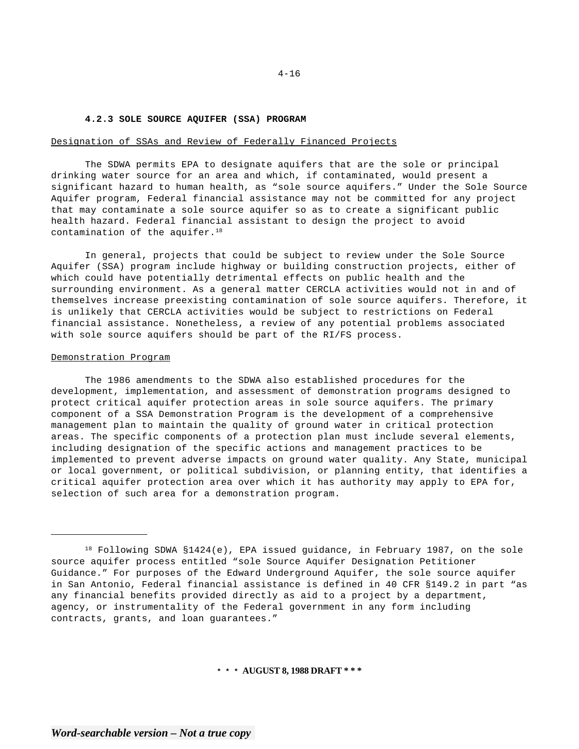### 4.2.3 SOLE SOURCE AQUIFER (SSA) PROGRAM

<u>Designation of SSAs and Review of Federally Financed Projects</u>

The SDWA permits EPA to designate aquifers that are the sole or principal drinking water source for an area and which, if contaminated, would present a significant hazard to human health, as “sole source aquifers.” Under the Sole Source Aquifer program, Federal financial assistance may not be committed for any project that may contaminate a sole source aquifer so as to create a significant public health hazard. Federal financial assistant to design the project to avoid contamination of the aquifer.[18]

In general, projects that could be subject to review under the Sole Source Aquifer (SSA) program include highway or building construction projects, either of which could have potentially detrimental effects on public health and the surrounding environment. As a general matter CERCLA activities would not in and of themselves increase preexisting contamination of sole source aquifers. Therefore, it is unlikely that CERCLA activities would be subject to restrictions on Federal financial assistance. Nonetheless, a review of any potential problems associated with sole source aquifers should be part of the RI/FS process.

<u>Demonstration Program</u>

The 1986 amendments to the SDWA also established procedures for the development, implementation, and assessment of demonstration programs designed to protect critical aquifer protection areas in sole source aquifers. The primary component of a SSA Demonstration Program is the development of a comprehensive management plan to maintain the quality of ground water in critical protection areas. The specific components of a protection plan must include several elements, including designation of the specific actions and management practices to be implemented to prevent adverse impacts on ground water quality. Any State, municipal or local government, or political subdivision, or planning entity, that identifies a critical aquifer protection area over which it has authority may apply to EPA for, selection of such area for a demonstration program.

---

[18] Following SDWA §1424(e), EPA issued guidance, in February 1987, on the sole source aquifer process entitled “sole Source Aquifer Designation Petitioner Guidance.” For purposes of the Edward Underground Aquifer, the sole source aquifer in San Antonio, Federal financial assistance is defined in 40 CFR §149.2 in part “as any financial benefits provided directly as aid to a project by a department, agency, or instrumentality of the Federal government in any form including contracts, grants, and loan guarantees.”

**\* \* \* AUGUST 8, 1988 DRAFT \* \* \***

***Word-searchable version – Not a true copy***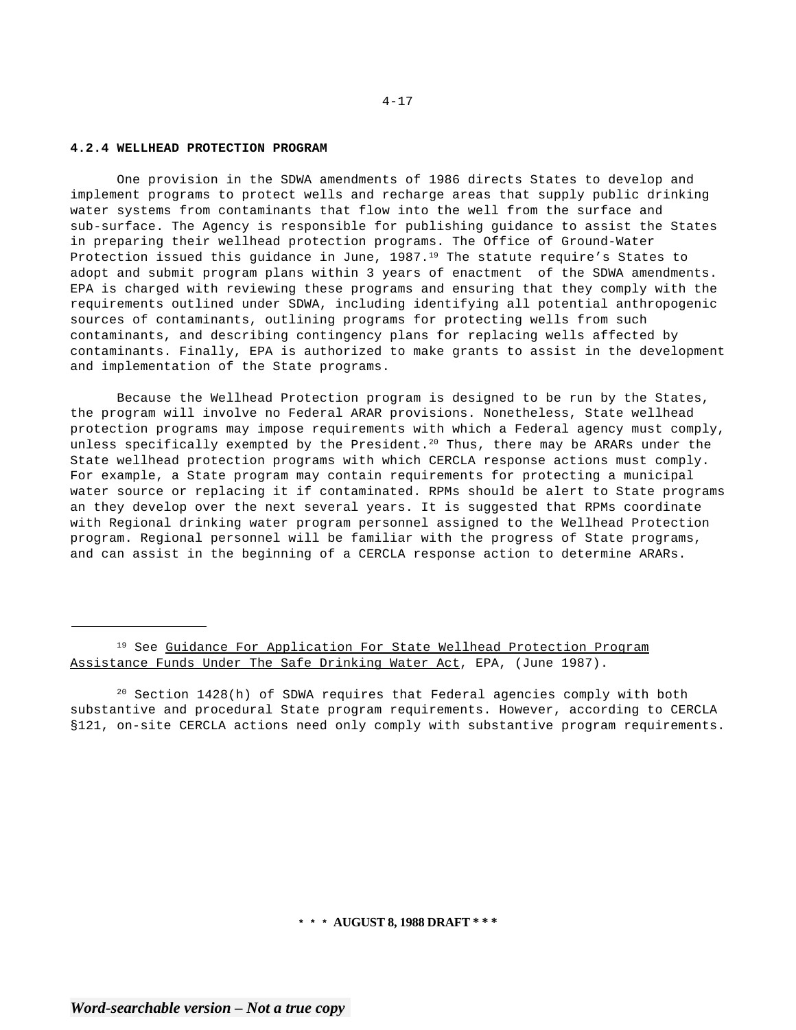#### 4.2.4 WELLHEAD PROTECTION PROGRAM

One provision in the SDWA amendments of 1986 directs States to develop and implement programs to protect wells and recharge areas that supply public drinking water systems from contaminants that flow into the well from the surface and sub-surface. The Agency is responsible for publishing guidance to assist the States in preparing their wellhead protection programs. The Office of Ground-Water Protection issued this guidance in June, 1987.[19] The statute require's States to adopt and submit program plans within 3 years of enactment of the SDWA amendments. EPA is charged with reviewing these programs and ensuring that they comply with the requirements outlined under SDWA, including identifying all potential anthropogenic sources of contaminants, outlining programs for protecting wells from such contaminants, and describing contingency plans for replacing wells affected by contaminants. Finally, EPA is authorized to make grants to assist in the development and implementation of the State programs.

Because the Wellhead Protection program is designed to be run by the States, the program will involve no Federal ARAR provisions. Nonetheless, State wellhead protection programs may impose requirements with which a Federal agency must comply, unless specifically exempted by the President.[20] Thus, there may be ARARs under the State wellhead protection programs with which CERCLA response actions must comply. For example, a State program may contain requirements for protecting a municipal water source or replacing it if contaminated. RPMs should be alert to State programs an they develop over the next several years. It is suggested that RPMs coordinate with Regional drinking water program personnel assigned to the Wellhead Protection program. Regional personnel will be familiar with the progress of State programs, and can assist in the beginning of a CERCLA response action to determine ARARs.

---

[19] See Guidance For Application For State Wellhead Protection Program Assistance Funds Under The Safe Drinking Water Act, EPA, (June 1987).

[20] Section 1428(h) of SDWA requires that Federal agencies comply with both substantive and procedural State program requirements. However, according to CERCLA §121, on-site CERCLA actions need only comply with substantive program requirements.

\* \* \* **AUGUST 8, 1988 DRAFT \* \* \***

***Word-searchable version – Not a true copy***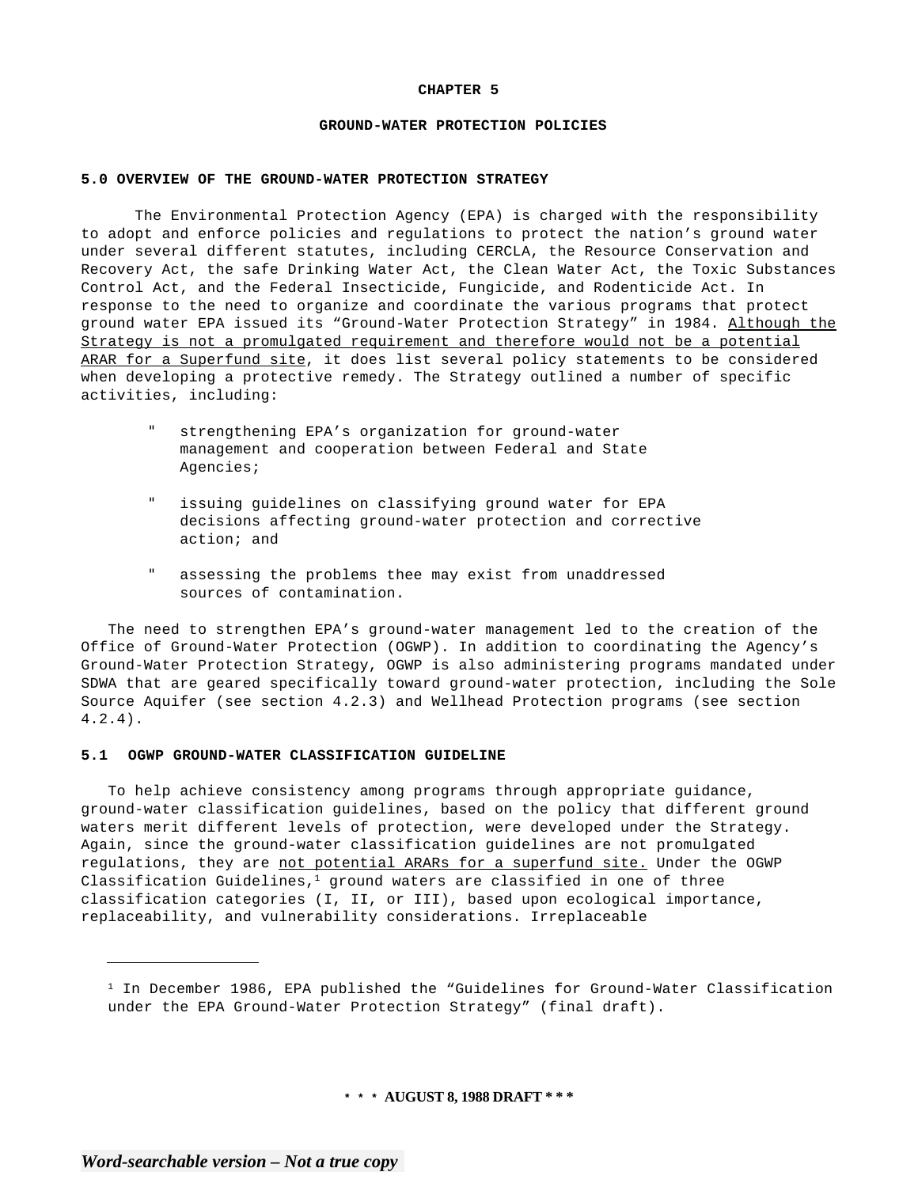**CHAPTER 5**

**GROUND-WATER PROTECTION POLICIES**

### 5.0 OVERVIEW OF THE GROUND-WATER PROTECTION STRATEGY

The Environmental Protection Agency (EPA) is charged with the responsibility to adopt and enforce policies and regulations to protect the nation's ground water under several different statutes, including CERCLA, the Resource Conservation and Recovery Act, the safe Drinking Water Act, the Clean Water Act, the Toxic Substances Control Act, and the Federal Insecticide, Fungicide, and Rodenticide Act. In response to the need to organize and coordinate the various programs that protect ground water EPA issued its "Ground-Water Protection Strategy" in 1984. <u>Although the Strategy is not a promulgated requirement and therefore would not be a potential ARAR for a Superfund site</u>, it does list several policy statements to be considered when developing a protective remedy. The Strategy outlined a number of specific activities, including:

- strengthening EPA's organization for ground-water management and cooperation between Federal and State Agencies;
- issuing guidelines on classifying ground water for EPA decisions affecting ground-water protection and corrective action; and
- assessing the problems thee may exist from unaddressed sources of contamination.

The need to strengthen EPA's ground-water management led to the creation of the Office of Ground-Water Protection (OGWP). In addition to coordinating the Agency's Ground-Water Protection Strategy, OGWP is also administering programs mandated under SDWA that are geared specifically toward ground-water protection, including the Sole Source Aquifer (see section 4.2.3) and Wellhead Protection programs (see section 4.2.4).

### 5.1 OGWP GROUND-WATER CLASSIFICATION GUIDELINE

To help achieve consistency among programs through appropriate guidance, ground-water classification guidelines, based on the policy that different ground waters merit different levels of protection, were developed under the Strategy. Again, since the ground-water classification guidelines are not promulgated regulations, they are <u>not potential ARARs for a superfund site.</u> Under the OGWP Classification Guidelines,[1] ground waters are classified in one of three classification categories (I, II, or III), based upon ecological importance, replaceability, and vulnerability considerations. Irreplaceable

[1] In December 1986, EPA published the "Guidelines for Ground-Water Classification under the EPA Ground-Water Protection Strategy" (final draft).

*** AUGUST 8, 1988 DRAFT ***

*Word-searchable version – Not a true copy*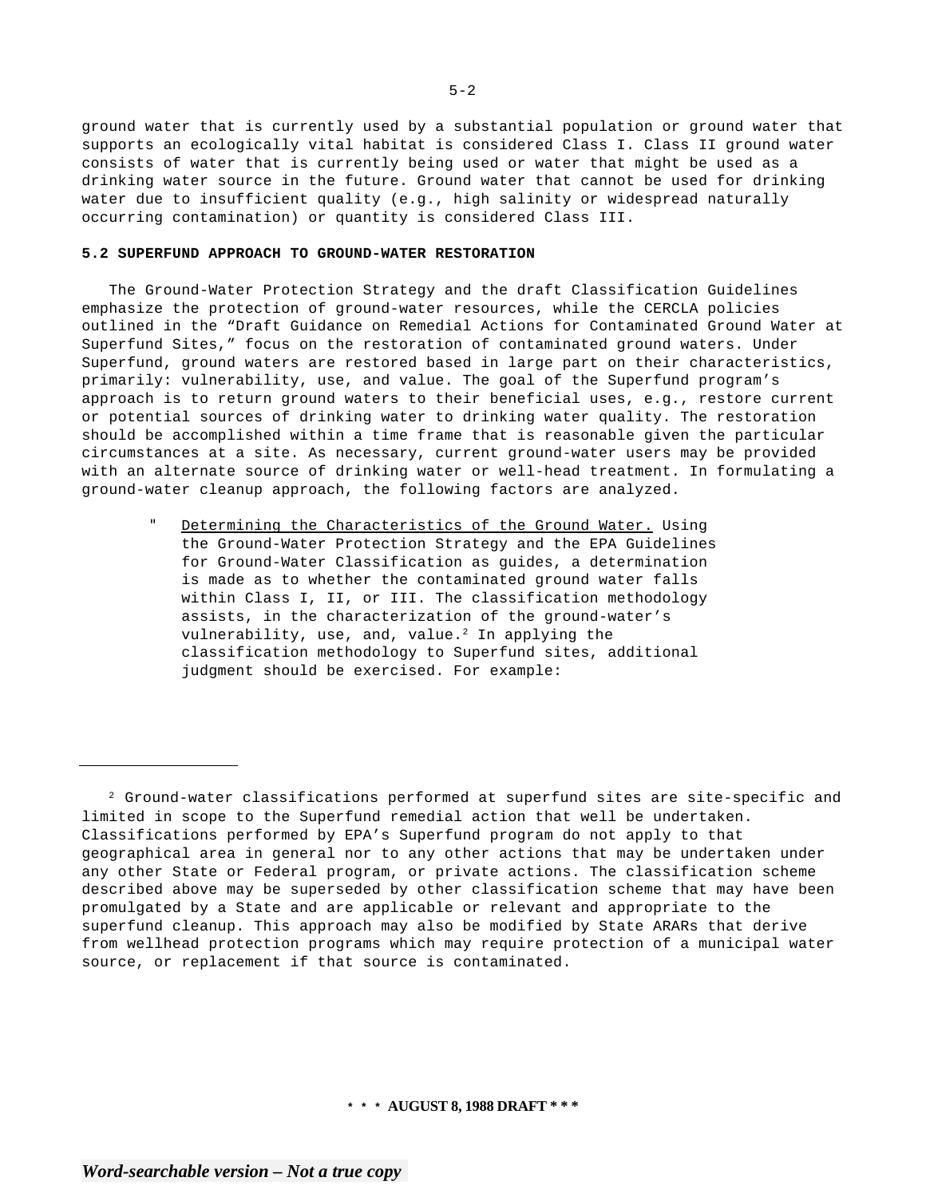ground water that is currently used by a substantial population or ground water that supports an ecologically vital habitat is considered Class I. Class II ground water consists of water that is currently being used or water that might be used as a drinking water source in the future. Ground water that cannot be used for drinking water due to insufficient quality (e.g., high salinity or widespread naturally occurring contamination) or quantity is considered Class III.

### 5.2 SUPERFUND APPROACH TO GROUND-WATER RESTORATION

The Ground-Water Protection Strategy and the draft Classification Guidelines emphasize the protection of ground-water resources, while the CERCLA policies outlined in the "Draft Guidance on Remedial Actions for Contaminated Ground Water at Superfund Sites," focus on the restoration of contaminated ground waters. Under Superfund, ground waters are restored based in large part on their characteristics, primarily: vulnerability, use, and value. The goal of the Superfund program's approach is to return ground waters to their beneficial uses, e.g., restore current or potential sources of drinking water to drinking water quality. The restoration should be accomplished within a time frame that is reasonable given the particular circumstances at a site. As necessary, current ground-water users may be provided with an alternate source of drinking water or well-head treatment. In formulating a ground-water cleanup approach, the following factors are analyzed.

- Determining the Characteristics of the Ground Water. Using the Ground-Water Protection Strategy and the EPA Guidelines for Ground-Water Classification as guides, a determination is made as to whether the contaminated ground water falls within Class I, II, or III. The classification methodology assists, in the characterization of the ground-water's vulnerability, use, and, value.[2] In applying the classification methodology to Superfund sites, additional judgment should be exercised. For example:

---

[2] Ground-water classifications performed at superfund sites are site-specific and limited in scope to the Superfund remedial action that well be undertaken. Classifications performed by EPA's Superfund program do not apply to that geographical area in general nor to any other actions that may be undertaken under any other State or Federal program, or private actions. The classification scheme described above may be superseded by other classification scheme that may have been promulgated by a State and are applicable or relevant and appropriate to the superfund cleanup. This approach may also be modified by State ARARs that derive from wellhead protection programs which may require protection of a municipal water source, or replacement if that source is contaminated.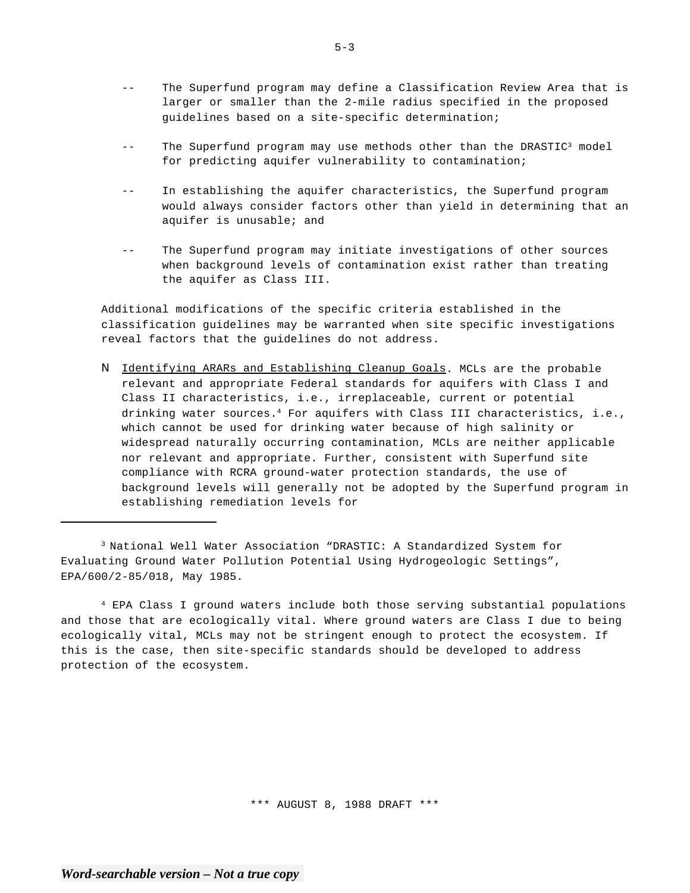-- The Superfund program may define a Classification Review Area that is larger or smaller than the 2-mile radius specified in the proposed guidelines based on a site-specific determination;

-- The Superfund program may use methods other than the DRASTIC[3] model for predicting aquifer vulnerability to contamination;

-- In establishing the aquifer characteristics, the Superfund program would always consider factors other than yield in determining that an aquifer is unusable; and

-- The Superfund program may initiate investigations of other sources when background levels of contamination exist rather than treating the aquifer as Class III.

Additional modifications of the specific criteria established in the classification guidelines may be warranted when site specific investigations reveal factors that the guidelines do not address.

N <u>Identifying ARARs and Establishing Cleanup Goals</u>. MCLs are the probable relevant and appropriate Federal standards for aquifers with Class I and Class II characteristics, i.e., irreplaceable, current or potential drinking water sources.[4] For aquifers with Class III characteristics, i.e., which cannot be used for drinking water because of high salinity or widespread naturally occurring contamination, MCLs are neither applicable nor relevant and appropriate. Further, consistent with Superfund site compliance with RCRA ground-water protection standards, the use of background levels will generally not be adopted by the Superfund program in establishing remediation levels for

---

[3] National Well Water Association "DRASTIC: A Standardized System for Evaluating Ground Water Pollution Potential Using Hydrogeologic Settings", EPA/600/2-85/018, May 1985.

[4] EPA Class I ground waters include both those serving substantial populations and those that are ecologically vital. Where ground waters are Class I due to being ecologically vital, MCLs may not be stringent enough to protect the ecosystem. If this is the case, then site-specific standards should be developed to address protection of the ecosystem.

*** AUGUST 8, 1988 DRAFT ***

***Word-searchable version – Not a true copy***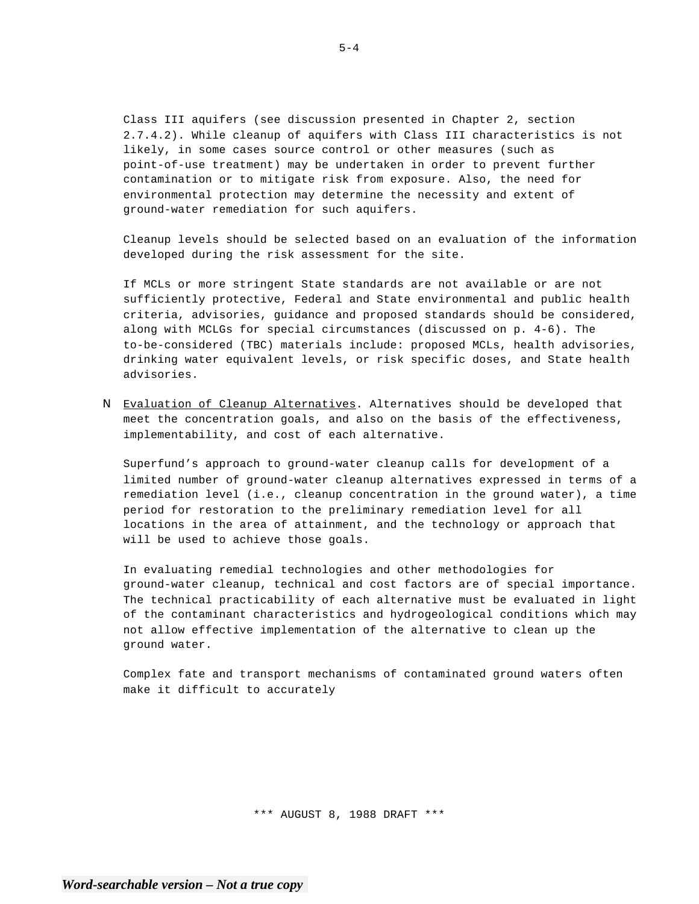Class III aquifers (see discussion presented in Chapter 2, section 2.7.4.2). While cleanup of aquifers with Class III characteristics is not likely, in some cases source control or other measures (such as point-of-use treatment) may be undertaken in order to prevent further contamination or to mitigate risk from exposure. Also, the need for environmental protection may determine the necessity and extent of ground-water remediation for such aquifers.

Cleanup levels should be selected based on an evaluation of the information developed during the risk assessment for the site.

If MCLs or more stringent State standards are not available or are not sufficiently protective, Federal and State environmental and public health criteria, advisories, guidance and proposed standards should be considered, along with MCLGs for special circumstances (discussed on p. 4-6). The to-be-considered (TBC) materials include: proposed MCLs, health advisories, drinking water equivalent levels, or risk specific doses, and State health advisories.

- Evaluation of Cleanup Alternatives. Alternatives should be developed that meet the concentration goals, and also on the basis of the effectiveness, implementability, and cost of each alternative.

  Superfund's approach to ground-water cleanup calls for development of a limited number of ground-water cleanup alternatives expressed in terms of a remediation level (i.e., cleanup concentration in the ground water), a time period for restoration to the preliminary remediation level for all locations in the area of attainment, and the technology or approach that will be used to achieve those goals.

  In evaluating remedial technologies and other methodologies for ground-water cleanup, technical and cost factors are of special importance. The technical practicability of each alternative must be evaluated in light of the contaminant characteristics and hydrogeological conditions which may not allow effective implementation of the alternative to clean up the ground water.

  Complex fate and transport mechanisms of contaminated ground waters often make it difficult to accurately

*** AUGUST 8, 1988 DRAFT ***

*Word-searchable version – Not a true copy*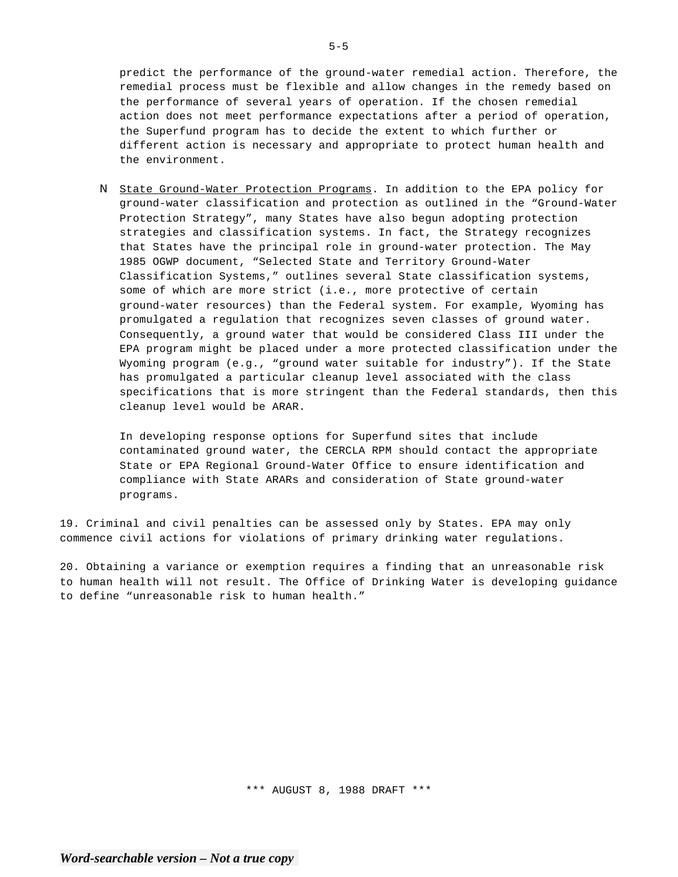predict the performance of the ground-water remedial action. Therefore, the remedial process must be flexible and allow changes in the remedy based on the performance of several years of operation. If the chosen remedial action does not meet performance expectations after a period of operation, the Superfund program has to decide the extent to which further or different action is necessary and appropriate to protect human health and the environment.

- State Ground-Water Protection Programs. In addition to the EPA policy for ground-water classification and protection as outlined in the "Ground-Water Protection Strategy", many States have also begun adopting protection strategies and classification systems. In fact, the Strategy recognizes that States have the principal role in ground-water protection. The May 1985 OGWP document, "Selected State and Territory Ground-Water Classification Systems," outlines several State classification systems, some of which are more strict (i.e., more protective of certain ground-water resources) than the Federal system. For example, Wyoming has promulgated a regulation that recognizes seven classes of ground water. Consequently, a ground water that would be considered Class III under the EPA program might be placed under a more protected classification under the Wyoming program (e.g., "ground water suitable for industry"). If the State has promulgated a particular cleanup level associated with the class specifications that is more stringent than the Federal standards, then this cleanup level would be ARAR.

  In developing response options for Superfund sites that include contaminated ground water, the CERCLA RPM should contact the appropriate State or EPA Regional Ground-Water Office to ensure identification and compliance with State ARARs and consideration of State ground-water programs.

19. Criminal and civil penalties can be assessed only by States. EPA may only commence civil actions for violations of primary drinking water regulations.

20. Obtaining a variance or exemption requires a finding that an unreasonable risk to human health will not result. The Office of Drinking Water is developing guidance to define "unreasonable risk to human health."

*** AUGUST 8, 1988 DRAFT ***

***Word-searchable version – Not a true copy***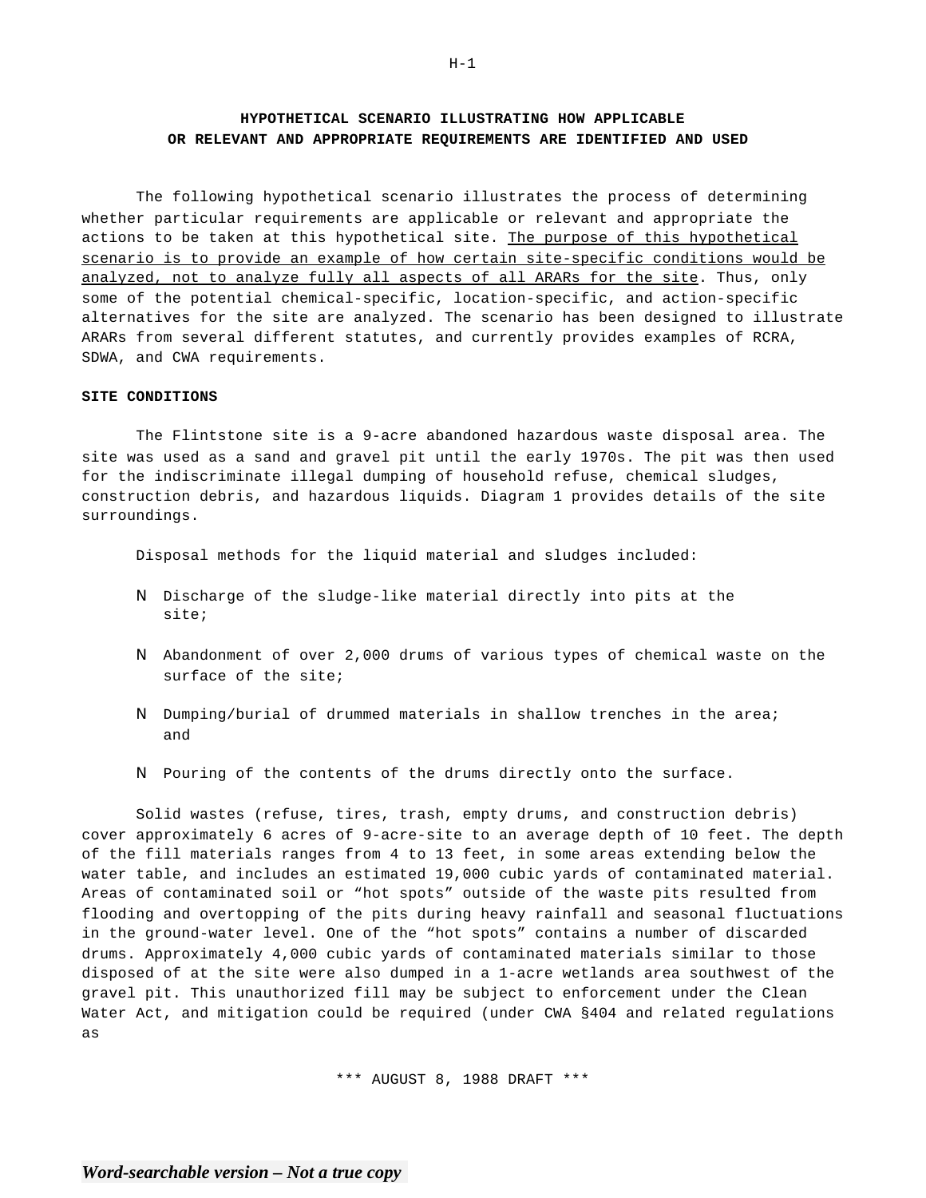**HYPOTHETICAL SCENARIO ILLUSTRATING HOW APPLICABLE OR RELEVANT AND APPROPRIATE REQUIREMENTS ARE IDENTIFIED AND USED**

The following hypothetical scenario illustrates the process of determining whether particular requirements are applicable or relevant and appropriate the actions to be taken at this hypothetical site. <u>The purpose of this hypothetical scenario is to provide an example of how certain site-specific conditions would be analyzed, not to analyze fully all aspects of all ARARs for the site</u>. Thus, only some of the potential chemical-specific, location-specific, and action-specific alternatives for the site are analyzed. The scenario has been designed to illustrate ARARs from several different statutes, and currently provides examples of RCRA, SDWA, and CWA requirements.

**SITE CONDITIONS**

The Flintstone site is a 9-acre abandoned hazardous waste disposal area. The site was used as a sand and gravel pit until the early 1970s. The pit was then used for the indiscriminate illegal dumping of household refuse, chemical sludges, construction debris, and hazardous liquids. Diagram 1 provides details of the site surroundings.

Disposal methods for the liquid material and sludges included:

- Discharge of the sludge-like material directly into pits at the site;
- Abandonment of over 2,000 drums of various types of chemical waste on the surface of the site;
- Dumping/burial of drummed materials in shallow trenches in the area; and
- Pouring of the contents of the drums directly onto the surface.

Solid wastes (refuse, tires, trash, empty drums, and construction debris) cover approximately 6 acres of 9-acre-site to an average depth of 10 feet. The depth of the fill materials ranges from 4 to 13 feet, in some areas extending below the water table, and includes an estimated 19,000 cubic yards of contaminated material. Areas of contaminated soil or "hot spots" outside of the waste pits resulted from flooding and overtopping of the pits during heavy rainfall and seasonal fluctuations in the ground-water level. One of the "hot spots" contains a number of discarded drums. Approximately 4,000 cubic yards of contaminated materials similar to those disposed of at the site were also dumped in a 1-acre wetlands area southwest of the gravel pit. This unauthorized fill may be subject to enforcement under the Clean Water Act, and mitigation could be required (under CWA §404 and related regulations as

\*\*\* AUGUST 8, 1988 DRAFT \*\*\*

*Word-searchable version – Not a true copy*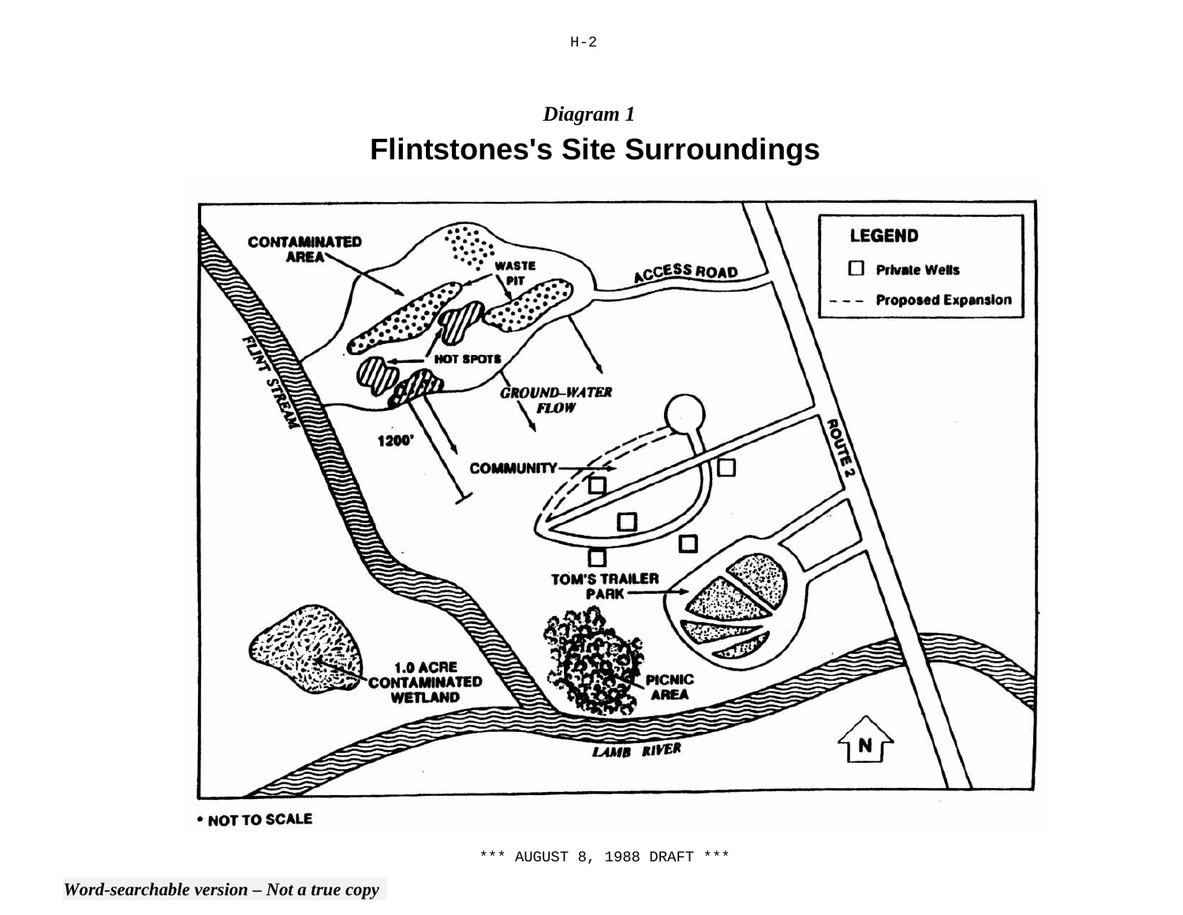*Diagram 1*

## Flintstones's Site Surroundings

CONTAMINATED AREA

WASTE PIT

ACCESS ROAD

HOT SPOTS

GROUND-WATER FLOW

FLINT STREAM

1200'

COMMUNITY

ROUTE 2

TOM'S TRAILER PARK

1.0 ACRE CONTAMINATED WETLAND

PICNIC AREA

LAMB RIVER

N

**LEGEND**

- □ Private Wells
- - - - Proposed Expansion

\* NOT TO SCALE

\*\*\* AUGUST 8, 1988 DRAFT \*\*\*

*Word-searchable version – Not a true copy*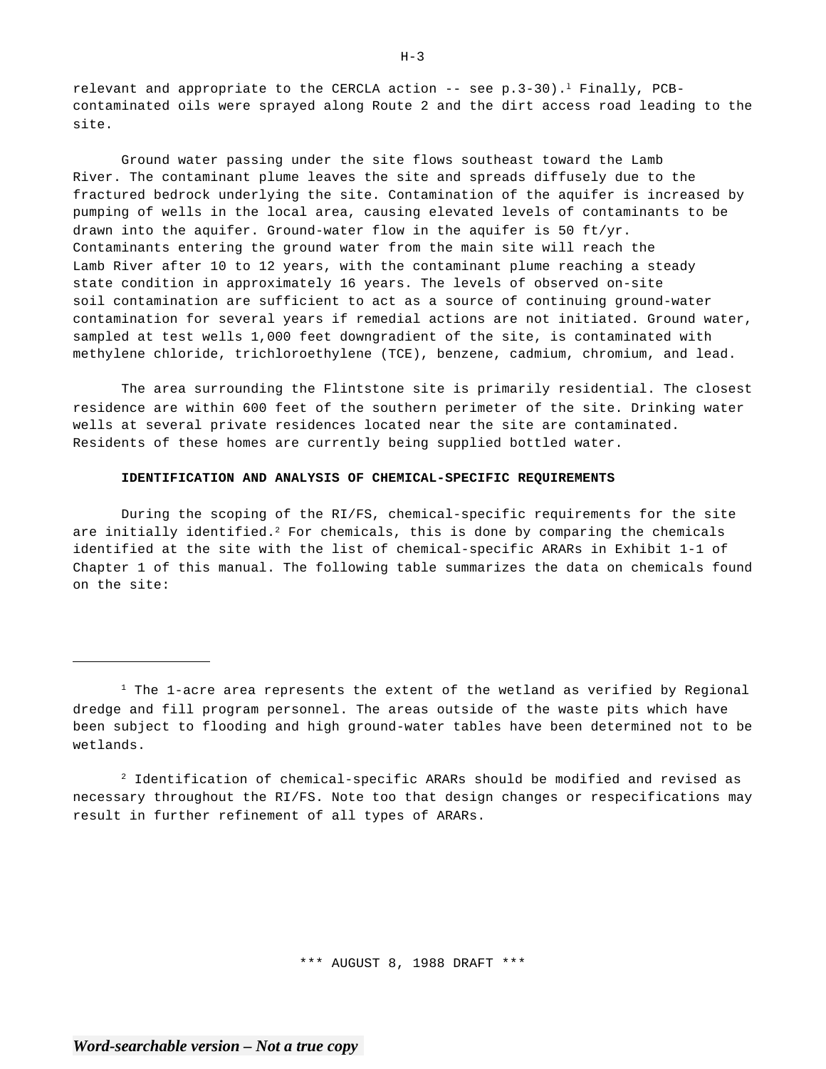relevant and appropriate to the CERCLA action -- see p.3-30).[1] Finally, PCB-contaminated oils were sprayed along Route 2 and the dirt access road leading to the site.

Ground water passing under the site flows southeast toward the Lamb River. The contaminant plume leaves the site and spreads diffusely due to the fractured bedrock underlying the site. Contamination of the aquifer is increased by pumping of wells in the local area, causing elevated levels of contaminants to be drawn into the aquifer. Ground-water flow in the aquifer is 50 ft/yr. Contaminants entering the ground water from the main site will reach the Lamb River after 10 to 12 years, with the contaminant plume reaching a steady state condition in approximately 16 years. The levels of observed on-site soil contamination are sufficient to act as a source of continuing ground-water contamination for several years if remedial actions are not initiated. Ground water, sampled at test wells 1,000 feet downgradient of the site, is contaminated with methylene chloride, trichloroethylene (TCE), benzene, cadmium, chromium, and lead.

The area surrounding the Flintstone site is primarily residential. The closest residence are within 600 feet of the southern perimeter of the site. Drinking water wells at several private residences located near the site are contaminated. Residents of these homes are currently being supplied bottled water.

**IDENTIFICATION AND ANALYSIS OF CHEMICAL-SPECIFIC REQUIREMENTS**

During the scoping of the RI/FS, chemical-specific requirements for the site are initially identified.[2] For chemicals, this is done by comparing the chemicals identified at the site with the list of chemical-specific ARARs in Exhibit 1-1 of Chapter 1 of this manual. The following table summarizes the data on chemicals found on the site:

---

[1] The 1-acre area represents the extent of the wetland as verified by Regional dredge and fill program personnel. The areas outside of the waste pits which have been subject to flooding and high ground-water tables have been determined not to be wetlands.

[2] Identification of chemical-specific ARARs should be modified and revised as necessary throughout the RI/FS. Note too that design changes or respecifications may result in further refinement of all types of ARARs.

\*\*\* AUGUST 8, 1988 DRAFT \*\*\*

*Word-searchable version – Not a true copy*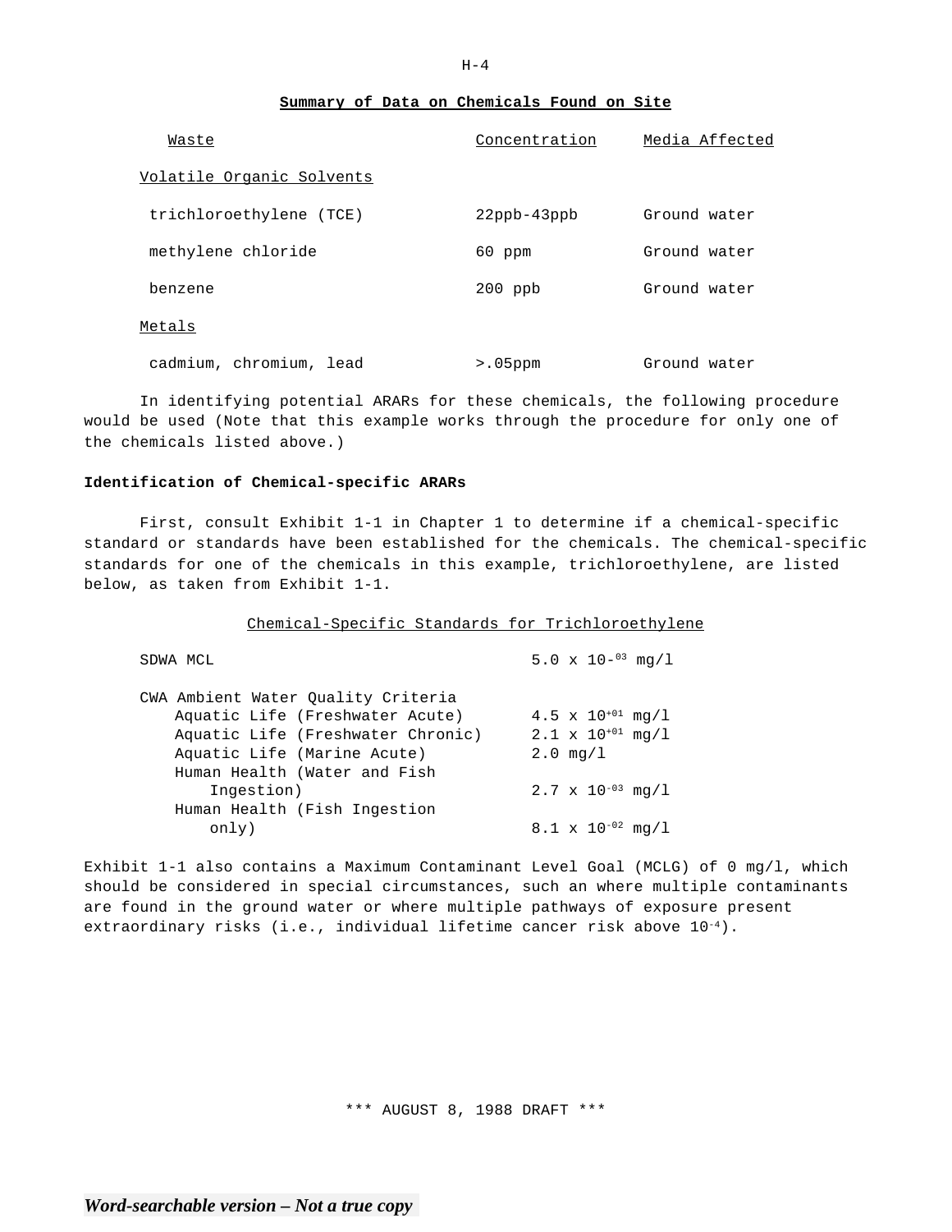## Summary of Data on Chemicals Found on Site

| Waste | Concentration | Media Affected |
|---|---|---|
| Volatile Organic Solvents | | |
| trichloroethylene (TCE) | 22ppb-43ppb | Ground water |
| methylene chloride | 60 ppm | Ground water |
| benzene | 200 ppb | Ground water |
| Metals | | |
| cadmium, chromium, lead | >.05ppm | Ground water |

In identifying potential ARARs for these chemicals, the following procedure would be used (Note that this example works through the procedure for only one of the chemicals listed above.)

**Identification of Chemical-specific ARARs**

First, consult Exhibit 1-1 in Chapter 1 to determine if a chemical-specific standard or standards have been established for the chemicals. The chemical-specific standards for one of the chemicals in this example, trichloroethylene, are listed below, as taken from Exhibit 1-1.

Chemical-Specific Standards for Trichloroethylene

| Standard | Value |
|---|---|
| SDWA MCL | $5.0 \times 10^{-03}$ mg/l |
| CWA Ambient Water Quality Criteria | |
| Aquatic Life (Freshwater Acute) | $4.5 \times 10^{+01}$ mg/l |
| Aquatic Life (Freshwater Chronic) | $2.1 \times 10^{+01}$ mg/l |
| Aquatic Life (Marine Acute) | 2.0 mg/l |
| Human Health (Water and Fish Ingestion) | $2.7 \times 10^{-03}$ mg/l |
| Human Health (Fish Ingestion only) | $8.1 \times 10^{-02}$ mg/l |

Exhibit 1-1 also contains a Maximum Contaminant Level Goal (MCLG) of 0 mg/l, which should be considered in special circumstances, such an where multiple contaminants are found in the ground water or where multiple pathways of exposure present extraordinary risks (i.e., individual lifetime cancer risk above $10^{-4}$).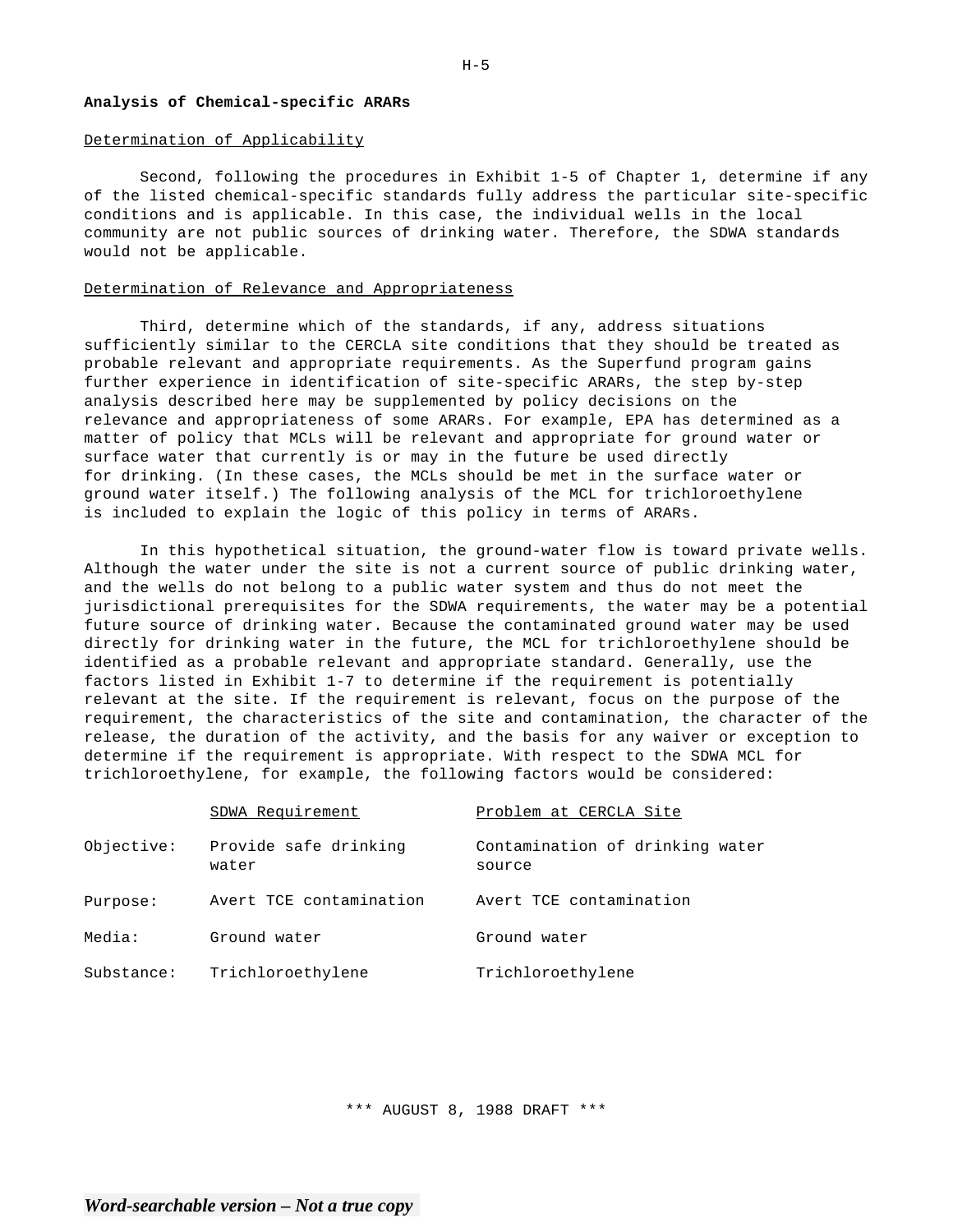**Analysis of Chemical-specific ARARs**

Determination of Applicability

Second, following the procedures in Exhibit 1-5 of Chapter 1, determine if any of the listed chemical-specific standards fully address the particular site-specific conditions and is applicable. In this case, the individual wells in the local community are not public sources of drinking water. Therefore, the SDWA standards would not be applicable.

Determination of Relevance and Appropriateness

Third, determine which of the standards, if any, address situations sufficiently similar to the CERCLA site conditions that they should be treated as probable relevant and appropriate requirements. As the Superfund program gains further experience in identification of site-specific ARARs, the step by-step analysis described here may be supplemented by policy decisions on the relevance and appropriateness of some ARARs. For example, EPA has determined as a matter of policy that MCLs will be relevant and appropriate for ground water or surface water that currently is or may in the future be used directly for drinking. (In these cases, the MCLs should be met in the surface water or ground water itself.) The following analysis of the MCL for trichloroethylene is included to explain the logic of this policy in terms of ARARs.

In this hypothetical situation, the ground-water flow is toward private wells. Although the water under the site is not a current source of public drinking water, and the wells do not belong to a public water system and thus do not meet the jurisdictional prerequisites for the SDWA requirements, the water may be a potential future source of drinking water. Because the contaminated ground water may be used directly for drinking water in the future, the MCL for trichloroethylene should be identified as a probable relevant and appropriate standard. Generally, use the factors listed in Exhibit 1-7 to determine if the requirement is potentially relevant at the site. If the requirement is relevant, focus on the purpose of the requirement, the characteristics of the site and contamination, the character of the release, the duration of the activity, and the basis for any waiver or exception to determine if the requirement is appropriate. With respect to the SDWA MCL for trichloroethylene, for example, the following factors would be considered:

| | SDWA Requirement | Problem at CERCLA Site |
|---|---|---|
| Objective: | Provide safe drinking water | Contamination of drinking water source |
| Purpose: | Avert TCE contamination | Avert TCE contamination |
| Media: | Ground water | Ground water |
| Substance: | Trichloroethylene | Trichloroethylene |

\*\*\* AUGUST 8, 1988 DRAFT \*\*\*

*Word-searchable version – Not a true copy*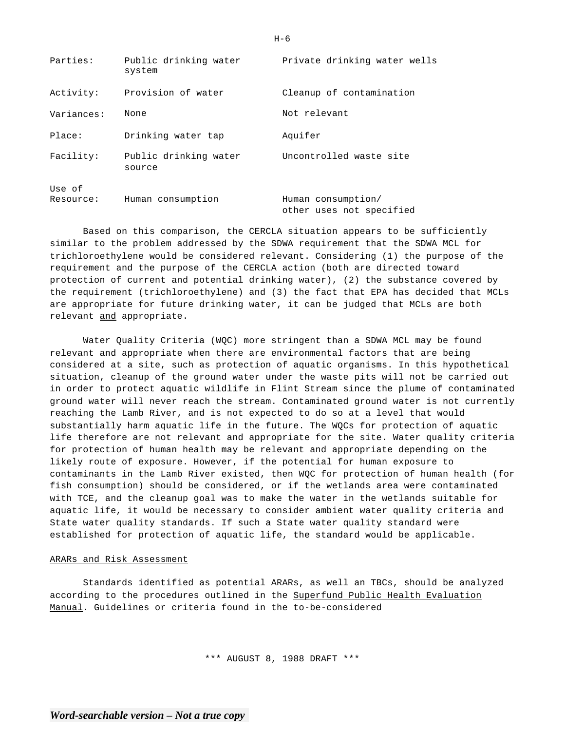| | | |
|---|---|---|
| Parties: | Public drinking water system | Private drinking water wells |
| Activity: | Provision of water | Cleanup of contamination |
| Variances: | None | Not relevant |
| Place: | Drinking water tap | Aquifer |
| Facility: | Public drinking water source | Uncontrolled waste site |
| Use of Resource: | Human consumption | Human consumption/ other uses not specified |

Based on this comparison, the CERCLA situation appears to be sufficiently similar to the problem addressed by the SDWA requirement that the SDWA MCL for trichloroethylene would be considered relevant. Considering (1) the purpose of the requirement and the purpose of the CERCLA action (both are directed toward protection of current and potential drinking water), (2) the substance covered by the requirement (trichloroethylene) and (3) the fact that EPA has decided that MCLs are appropriate for future drinking water, it can be judged that MCLs are both relevant <u>and</u> appropriate.

Water Quality Criteria (WQC) more stringent than a SDWA MCL may be found relevant and appropriate when there are environmental factors that are being considered at a site, such as protection of aquatic organisms. In this hypothetical situation, cleanup of the ground water under the waste pits will not be carried out in order to protect aquatic wildlife in Flint Stream since the plume of contaminated ground water will never reach the stream. Contaminated ground water is not currently reaching the Lamb River, and is not expected to do so at a level that would substantially harm aquatic life in the future. The WQCs for protection of aquatic life therefore are not relevant and appropriate for the site. Water quality criteria for protection of human health may be relevant and appropriate depending on the likely route of exposure. However, if the potential for human exposure to contaminants in the Lamb River existed, then WQC for protection of human health (for fish consumption) should be considered, or if the wetlands area were contaminated with TCE, and the cleanup goal was to make the water in the wetlands suitable for aquatic life, it would be necessary to consider ambient water quality criteria and State water quality standards. If such a State water quality standard were established for protection of aquatic life, the standard would be applicable.

<u>ARARs and Risk Assessment</u>

Standards identified as potential ARARs, as well an TBCs, should be analyzed according to the procedures outlined in the <u>Superfund Public Health Evaluation Manual</u>. Guidelines or criteria found in the to-be-considered

*** AUGUST 8, 1988 DRAFT ***

***Word-searchable version – Not a true copy***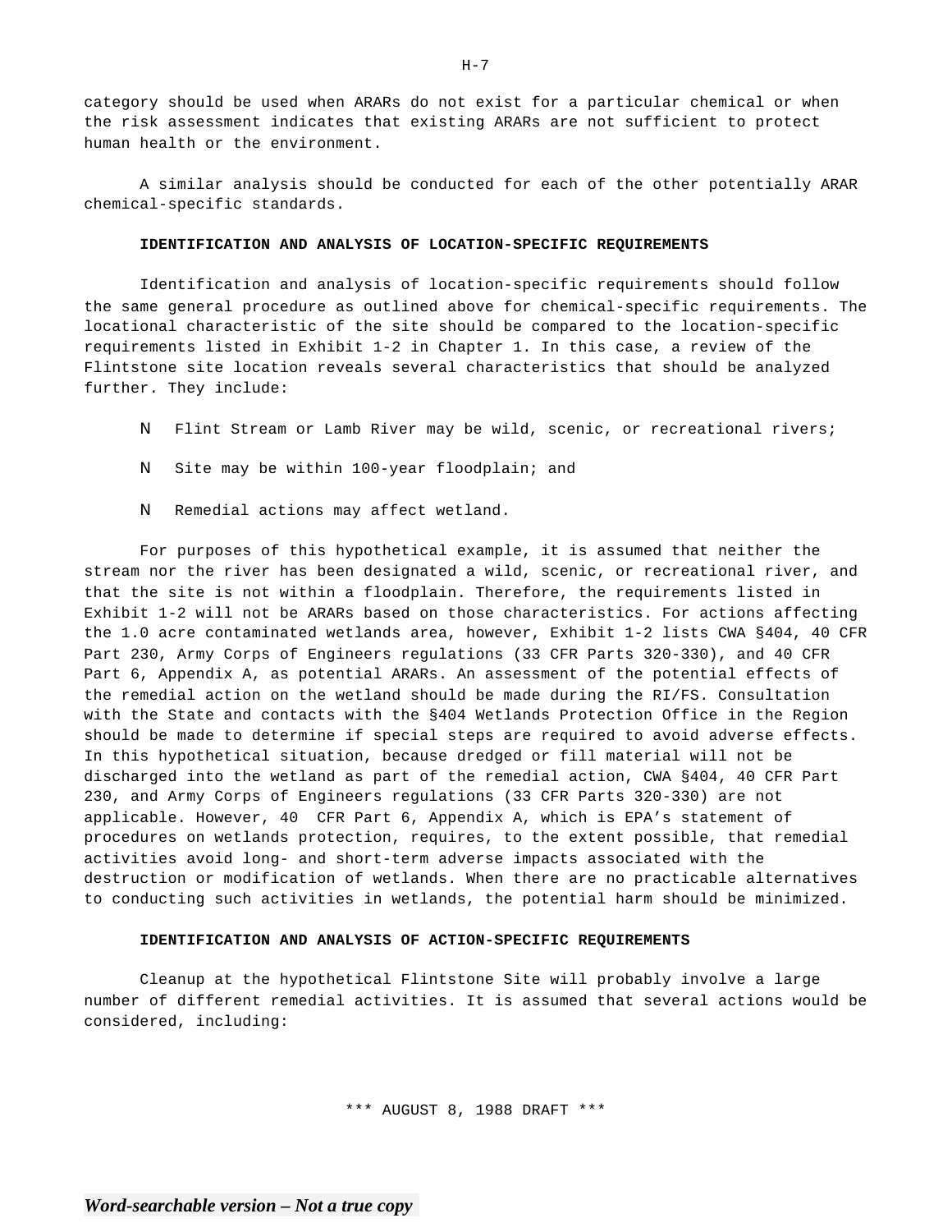category should be used when ARARs do not exist for a particular chemical or when the risk assessment indicates that existing ARARs are not sufficient to protect human health or the environment.

A similar analysis should be conducted for each of the other potentially ARAR chemical-specific standards.

**IDENTIFICATION AND ANALYSIS OF LOCATION-SPECIFIC REQUIREMENTS**

Identification and analysis of location-specific requirements should follow the same general procedure as outlined above for chemical-specific requirements. The locational characteristic of the site should be compared to the location-specific requirements listed in Exhibit 1-2 in Chapter 1. In this case, a review of the Flintstone site location reveals several characteristics that should be analyzed further. They include:

- Flint Stream or Lamb River may be wild, scenic, or recreational rivers;
- Site may be within 100-year floodplain; and
- Remedial actions may affect wetland.

For purposes of this hypothetical example, it is assumed that neither the stream nor the river has been designated a wild, scenic, or recreational river, and that the site is not within a floodplain. Therefore, the requirements listed in Exhibit 1-2 will not be ARARs based on those characteristics. For actions affecting the 1.0 acre contaminated wetlands area, however, Exhibit 1-2 lists CWA §404, 40 CFR Part 230, Army Corps of Engineers regulations (33 CFR Parts 320-330), and 40 CFR Part 6, Appendix A, as potential ARARs. An assessment of the potential effects of the remedial action on the wetland should be made during the RI/FS. Consultation with the State and contacts with the §404 Wetlands Protection Office in the Region should be made to determine if special steps are required to avoid adverse effects. In this hypothetical situation, because dredged or fill material will not be discharged into the wetland as part of the remedial action, CWA §404, 40 CFR Part 230, and Army Corps of Engineers regulations (33 CFR Parts 320-330) are not applicable. However, 40 CFR Part 6, Appendix A, which is EPA's statement of procedures on wetlands protection, requires, to the extent possible, that remedial activities avoid long- and short-term adverse impacts associated with the destruction or modification of wetlands. When there are no practicable alternatives to conducting such activities in wetlands, the potential harm should be minimized.

**IDENTIFICATION AND ANALYSIS OF ACTION-SPECIFIC REQUIREMENTS**

Cleanup at the hypothetical Flintstone Site will probably involve a large number of different remedial activities. It is assumed that several actions would be considered, including: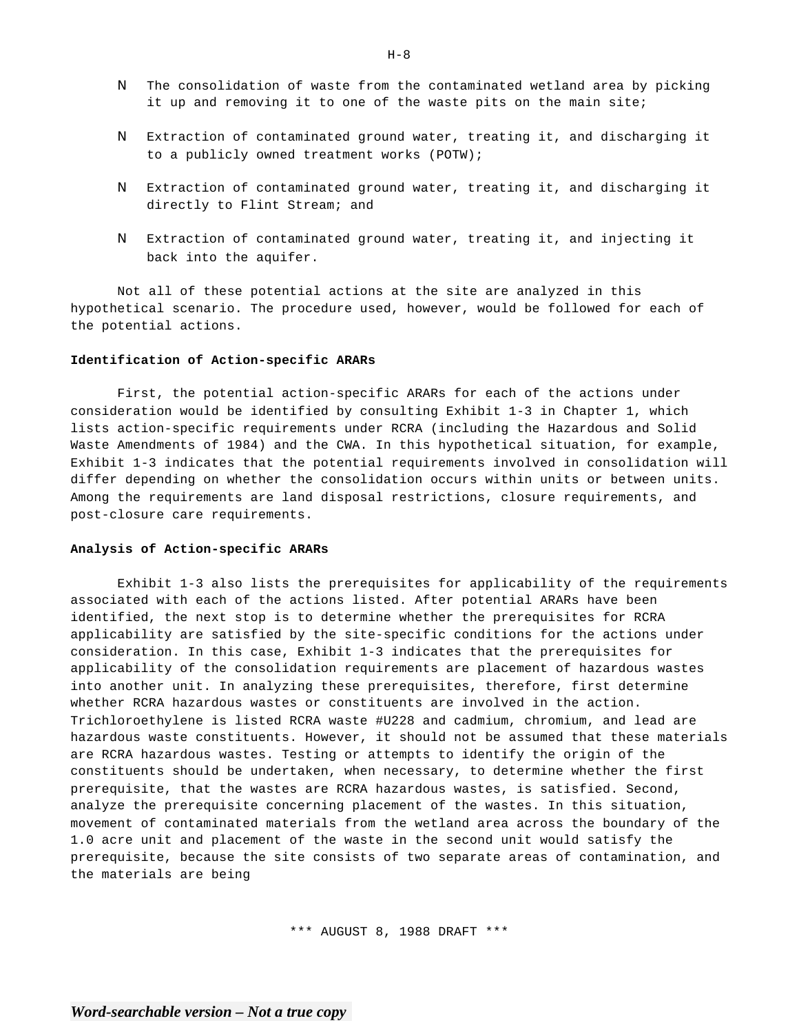- The consolidation of waste from the contaminated wetland area by picking it up and removing it to one of the waste pits on the main site;

- Extraction of contaminated ground water, treating it, and discharging it to a publicly owned treatment works (POTW);

- Extraction of contaminated ground water, treating it, and discharging it directly to Flint Stream; and

- Extraction of contaminated ground water, treating it, and injecting it back into the aquifer.

Not all of these potential actions at the site are analyzed in this hypothetical scenario. The procedure used, however, would be followed for each of the potential actions.

**Identification of Action-specific ARARs**

First, the potential action-specific ARARs for each of the actions under consideration would be identified by consulting Exhibit 1-3 in Chapter 1, which lists action-specific requirements under RCRA (including the Hazardous and Solid Waste Amendments of 1984) and the CWA. In this hypothetical situation, for example, Exhibit 1-3 indicates that the potential requirements involved in consolidation will differ depending on whether the consolidation occurs within units or between units. Among the requirements are land disposal restrictions, closure requirements, and post-closure care requirements.

**Analysis of Action-specific ARARs**

Exhibit 1-3 also lists the prerequisites for applicability of the requirements associated with each of the actions listed. After potential ARARs have been identified, the next stop is to determine whether the prerequisites for RCRA applicability are satisfied by the site-specific conditions for the actions under consideration. In this case, Exhibit 1-3 indicates that the prerequisites for applicability of the consolidation requirements are placement of hazardous wastes into another unit. In analyzing these prerequisites, therefore, first determine whether RCRA hazardous wastes or constituents are involved in the action. Trichloroethylene is listed RCRA waste #U228 and cadmium, chromium, and lead are hazardous waste constituents. However, it should not be assumed that these materials are RCRA hazardous wastes. Testing or attempts to identify the origin of the constituents should be undertaken, when necessary, to determine whether the first prerequisite, that the wastes are RCRA hazardous wastes, is satisfied. Second, analyze the prerequisite concerning placement of the wastes. In this situation, movement of contaminated materials from the wetland area across the boundary of the 1.0 acre unit and placement of the waste in the second unit would satisfy the prerequisite, because the site consists of two separate areas of contamination, and the materials are being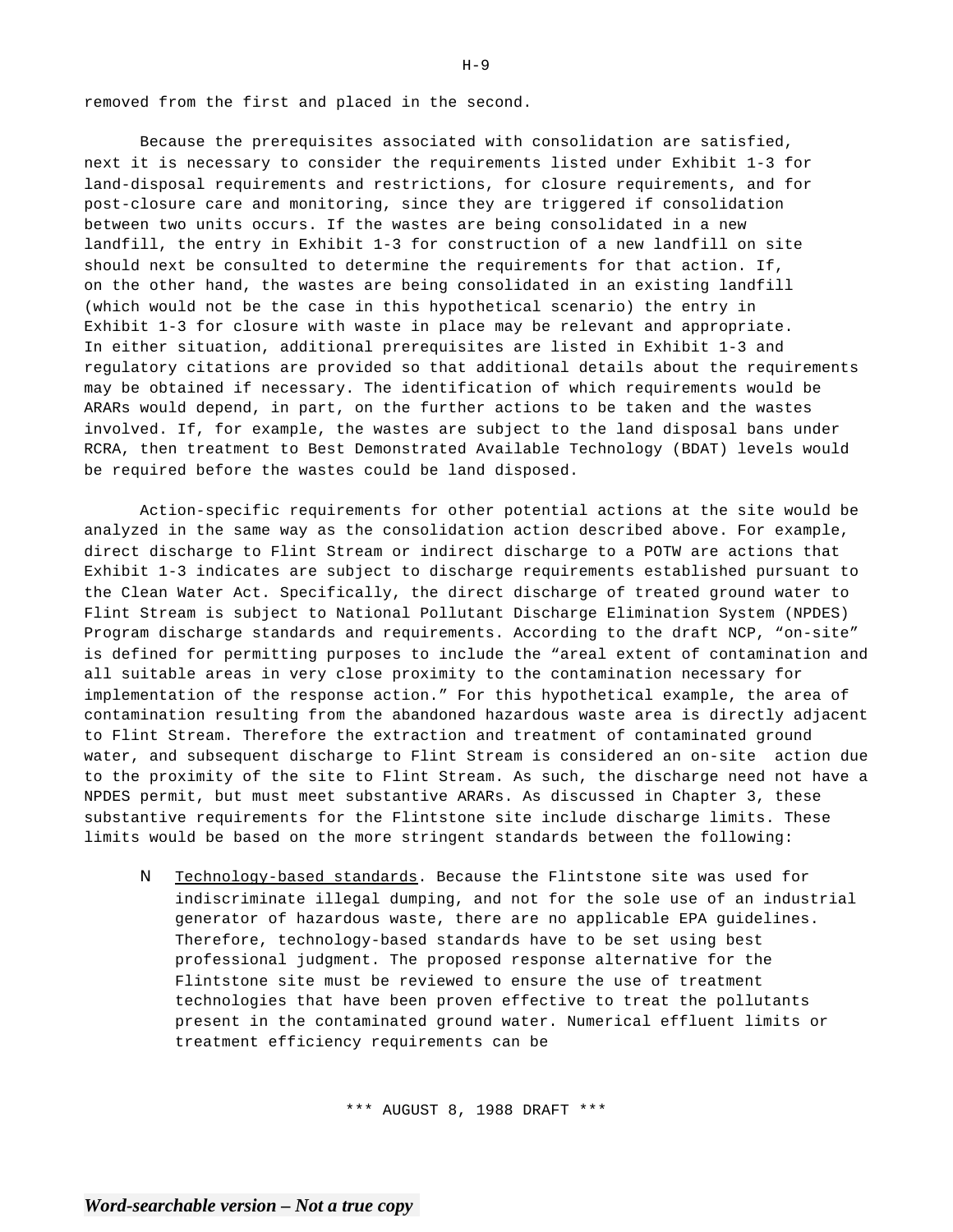removed from the first and placed in the second.

Because the prerequisites associated with consolidation are satisfied, next it is necessary to consider the requirements listed under Exhibit 1-3 for land-disposal requirements and restrictions, for closure requirements, and for post-closure care and monitoring, since they are triggered if consolidation between two units occurs. If the wastes are being consolidated in a new landfill, the entry in Exhibit 1-3 for construction of a new landfill on site should next be consulted to determine the requirements for that action. If, on the other hand, the wastes are being consolidated in an existing landfill (which would not be the case in this hypothetical scenario) the entry in Exhibit 1-3 for closure with waste in place may be relevant and appropriate. In either situation, additional prerequisites are listed in Exhibit 1-3 and regulatory citations are provided so that additional details about the requirements may be obtained if necessary. The identification of which requirements would be ARARs would depend, in part, on the further actions to be taken and the wastes involved. If, for example, the wastes are subject to the land disposal bans under RCRA, then treatment to Best Demonstrated Available Technology (BDAT) levels would be required before the wastes could be land disposed.

Action-specific requirements for other potential actions at the site would be analyzed in the same way as the consolidation action described above. For example, direct discharge to Flint Stream or indirect discharge to a POTW are actions that Exhibit 1-3 indicates are subject to discharge requirements established pursuant to the Clean Water Act. Specifically, the direct discharge of treated ground water to Flint Stream is subject to National Pollutant Discharge Elimination System (NPDES) Program discharge standards and requirements. According to the draft NCP, "on-site" is defined for permitting purposes to include the "areal extent of contamination and all suitable areas in very close proximity to the contamination necessary for implementation of the response action." For this hypothetical example, the area of contamination resulting from the abandoned hazardous waste area is directly adjacent to Flint Stream. Therefore the extraction and treatment of contaminated ground water, and subsequent discharge to Flint Stream is considered an on-site action due to the proximity of the site to Flint Stream. As such, the discharge need not have a NPDES permit, but must meet substantive ARARs. As discussed in Chapter 3, these substantive requirements for the Flintstone site include discharge limits. These limits would be based on the more stringent standards between the following:

- Technology-based standards. Because the Flintstone site was used for indiscriminate illegal dumping, and not for the sole use of an industrial generator of hazardous waste, there are no applicable EPA guidelines. Therefore, technology-based standards have to be set using best professional judgment. The proposed response alternative for the Flintstone site must be reviewed to ensure the use of treatment technologies that have been proven effective to treat the pollutants present in the contaminated ground water. Numerical effluent limits or treatment efficiency requirements can be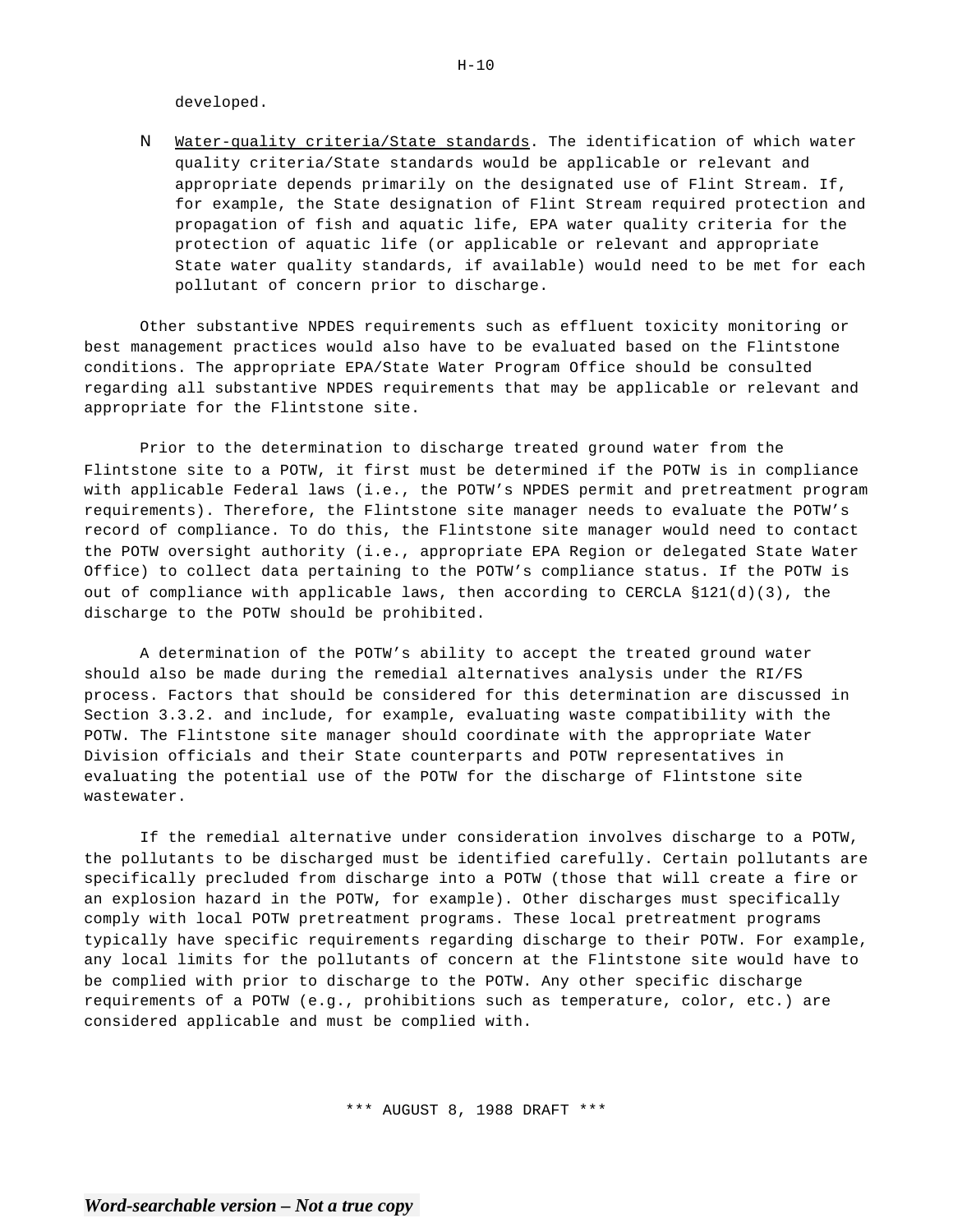developed.

- Water-quality criteria/State standards. The identification of which water quality criteria/State standards would be applicable or relevant and appropriate depends primarily on the designated use of Flint Stream. If, for example, the State designation of Flint Stream required protection and propagation of fish and aquatic life, EPA water quality criteria for the protection of aquatic life (or applicable or relevant and appropriate State water quality standards, if available) would need to be met for each pollutant of concern prior to discharge.

Other substantive NPDES requirements such as effluent toxicity monitoring or best management practices would also have to be evaluated based on the Flintstone conditions. The appropriate EPA/State Water Program Office should be consulted regarding all substantive NPDES requirements that may be applicable or relevant and appropriate for the Flintstone site.

Prior to the determination to discharge treated ground water from the Flintstone site to a POTW, it first must be determined if the POTW is in compliance with applicable Federal laws (i.e., the POTW's NPDES permit and pretreatment program requirements). Therefore, the Flintstone site manager needs to evaluate the POTW's record of compliance. To do this, the Flintstone site manager would need to contact the POTW oversight authority (i.e., appropriate EPA Region or delegated State Water Office) to collect data pertaining to the POTW's compliance status. If the POTW is out of compliance with applicable laws, then according to CERCLA §121(d)(3), the discharge to the POTW should be prohibited.

A determination of the POTW's ability to accept the treated ground water should also be made during the remedial alternatives analysis under the RI/FS process. Factors that should be considered for this determination are discussed in Section 3.3.2. and include, for example, evaluating waste compatibility with the POTW. The Flintstone site manager should coordinate with the appropriate Water Division officials and their State counterparts and POTW representatives in evaluating the potential use of the POTW for the discharge of Flintstone site wastewater.

If the remedial alternative under consideration involves discharge to a POTW, the pollutants to be discharged must be identified carefully. Certain pollutants are specifically precluded from discharge into a POTW (those that will create a fire or an explosion hazard in the POTW, for example). Other discharges must specifically comply with local POTW pretreatment programs. These local pretreatment programs typically have specific requirements regarding discharge to their POTW. For example, any local limits for the pollutants of concern at the Flintstone site would have to be complied with prior to discharge to the POTW. Any other specific discharge requirements of a POTW (e.g., prohibitions such as temperature, color, etc.) are considered applicable and must be complied with.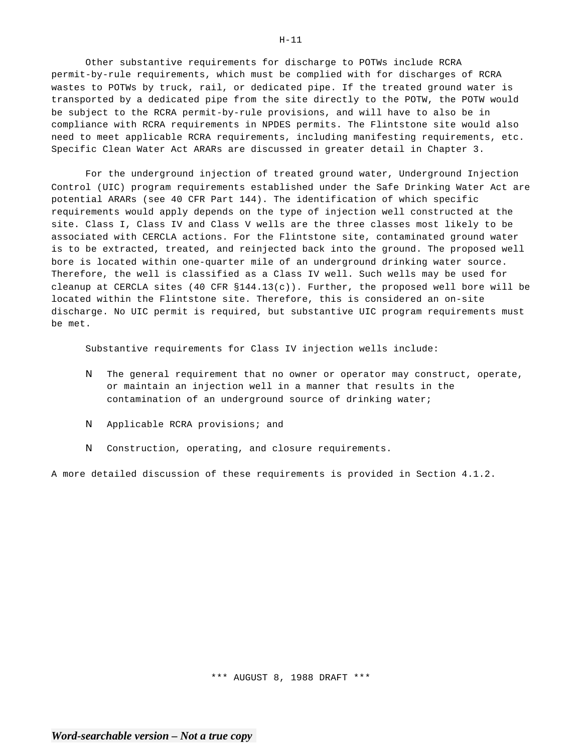Other substantive requirements for discharge to POTWs include RCRA permit-by-rule requirements, which must be complied with for discharges of RCRA wastes to POTWs by truck, rail, or dedicated pipe. If the treated ground water is transported by a dedicated pipe from the site directly to the POTW, the POTW would be subject to the RCRA permit-by-rule provisions, and will have to also be in compliance with RCRA requirements in NPDES permits. The Flintstone site would also need to meet applicable RCRA requirements, including manifesting requirements, etc. Specific Clean Water Act ARARs are discussed in greater detail in Chapter 3.

For the underground injection of treated ground water, Underground Injection Control (UIC) program requirements established under the Safe Drinking Water Act are potential ARARs (see 40 CFR Part 144). The identification of which specific requirements would apply depends on the type of injection well constructed at the site. Class I, Class IV and Class V wells are the three classes most likely to be associated with CERCLA actions. For the Flintstone site, contaminated ground water is to be extracted, treated, and reinjected back into the ground. The proposed well bore is located within one-quarter mile of an underground drinking water source. Therefore, the well is classified as a Class IV well. Such wells may be used for cleanup at CERCLA sites (40 CFR §144.13(c)). Further, the proposed well bore will be located within the Flintstone site. Therefore, this is considered an on-site discharge. No UIC permit is required, but substantive UIC program requirements must be met.

Substantive requirements for Class IV injection wells include:

- The general requirement that no owner or operator may construct, operate, or maintain an injection well in a manner that results in the contamination of an underground source of drinking water;
- Applicable RCRA provisions; and
- Construction, operating, and closure requirements.

A more detailed discussion of these requirements is provided in Section 4.1.2.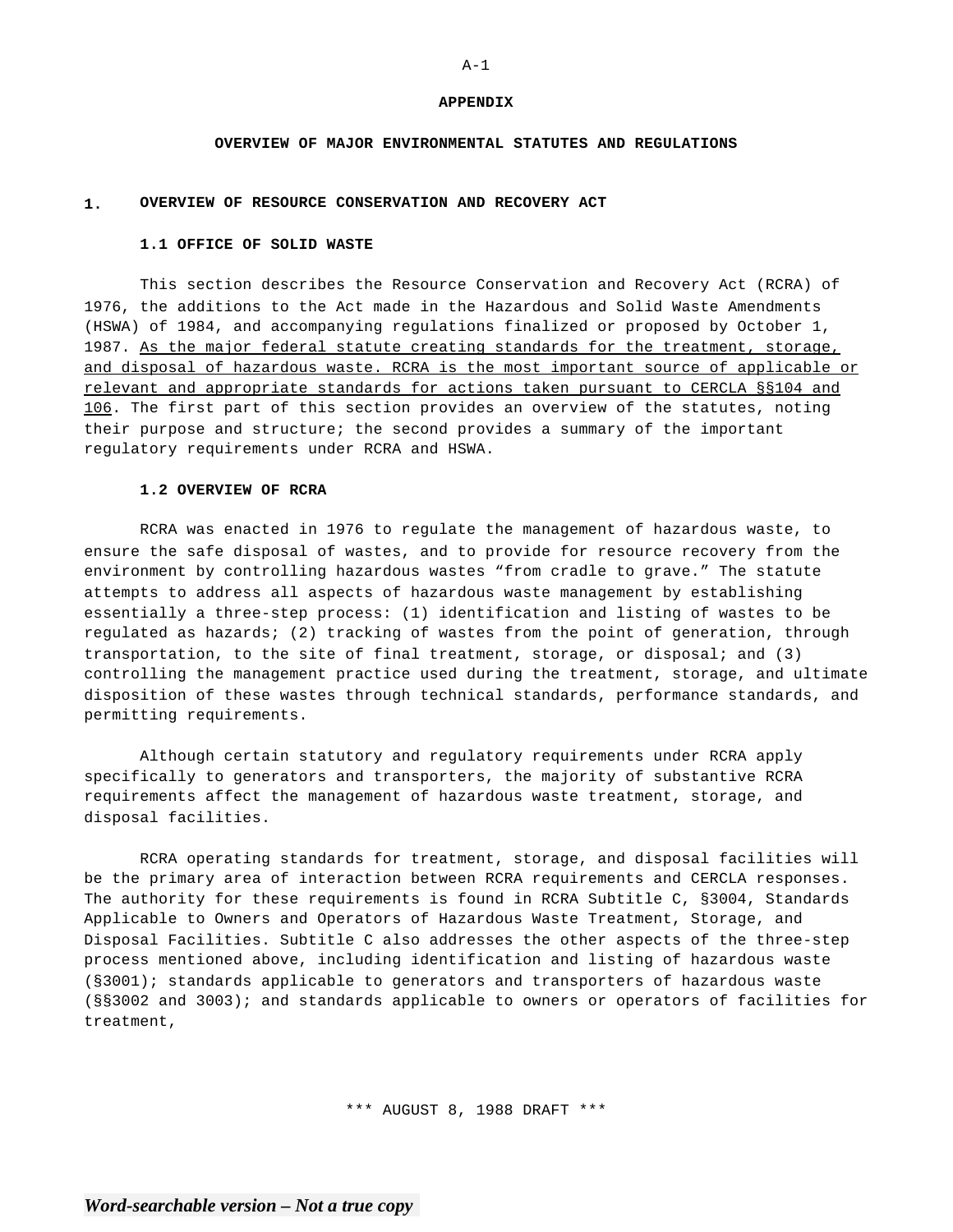# APPENDIX

## OVERVIEW OF MAJOR ENVIRONMENTAL STATUTES AND REGULATIONS

### 1. OVERVIEW OF RESOURCE CONSERVATION AND RECOVERY ACT

#### 1.1 OFFICE OF SOLID WASTE

This section describes the Resource Conservation and Recovery Act (RCRA) of 1976, the additions to the Act made in the Hazardous and Solid Waste Amendments (HSWA) of 1984, and accompanying regulations finalized or proposed by October 1, 1987. <u>As the major federal statute creating standards for the treatment, storage, and disposal of hazardous waste. RCRA is the most important source of applicable or relevant and appropriate standards for actions taken pursuant to CERCLA §§104 and 106</u>. The first part of this section provides an overview of the statutes, noting their purpose and structure; the second provides a summary of the important regulatory requirements under RCRA and HSWA.

#### 1.2 OVERVIEW OF RCRA

RCRA was enacted in 1976 to regulate the management of hazardous waste, to ensure the safe disposal of wastes, and to provide for resource recovery from the environment by controlling hazardous wastes "from cradle to grave." The statute attempts to address all aspects of hazardous waste management by establishing essentially a three-step process: (1) identification and listing of wastes to be regulated as hazards; (2) tracking of wastes from the point of generation, through transportation, to the site of final treatment, storage, or disposal; and (3) controlling the management practice used during the treatment, storage, and ultimate disposition of these wastes through technical standards, performance standards, and permitting requirements.

Although certain statutory and regulatory requirements under RCRA apply specifically to generators and transporters, the majority of substantive RCRA requirements affect the management of hazardous waste treatment, storage, and disposal facilities.

RCRA operating standards for treatment, storage, and disposal facilities will be the primary area of interaction between RCRA requirements and CERCLA responses. The authority for these requirements is found in RCRA Subtitle C, §3004, Standards Applicable to Owners and Operators of Hazardous Waste Treatment, Storage, and Disposal Facilities. Subtitle C also addresses the other aspects of the three-step process mentioned above, including identification and listing of hazardous waste (§3001); standards applicable to generators and transporters of hazardous waste (§§3002 and 3003); and standards applicable to owners or operators of facilities for treatment,

\*\*\* AUGUST 8, 1988 DRAFT \*\*\*

*Word-searchable version – Not a true copy*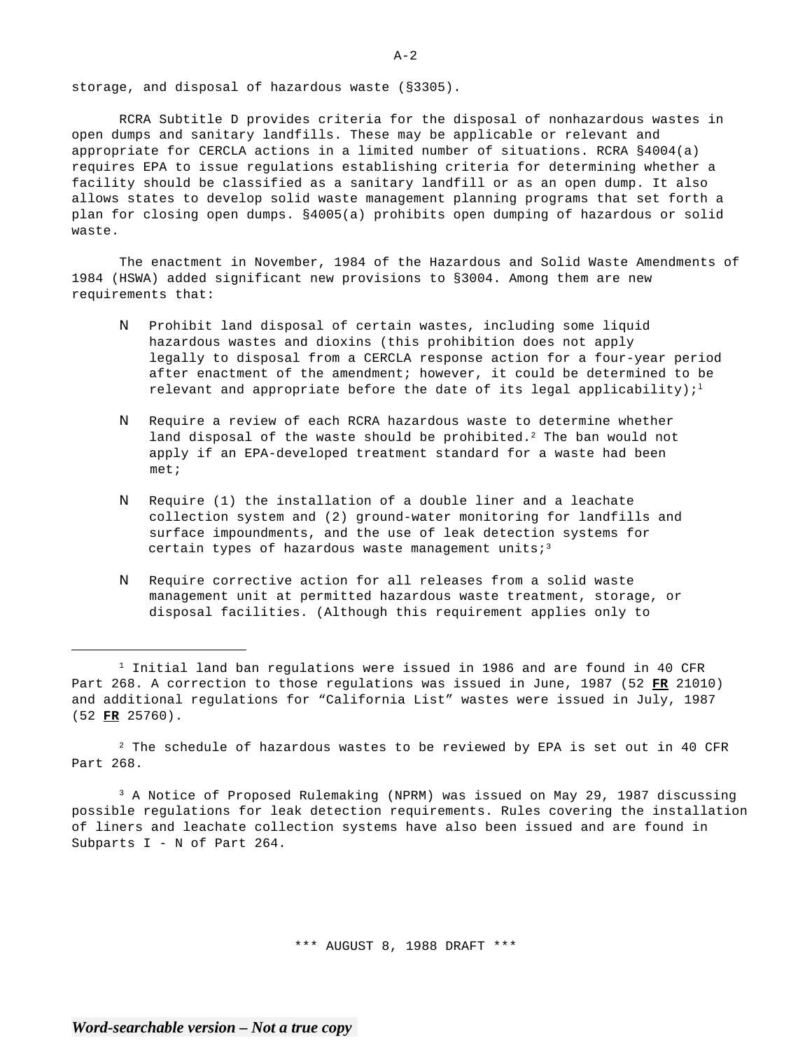storage, and disposal of hazardous waste (§3305).

RCRA Subtitle D provides criteria for the disposal of nonhazardous wastes in open dumps and sanitary landfills. These may be applicable or relevant and appropriate for CERCLA actions in a limited number of situations. RCRA §4004(a) requires EPA to issue regulations establishing criteria for determining whether a facility should be classified as a sanitary landfill or as an open dump. It also allows states to develop solid waste management planning programs that set forth a plan for closing open dumps. §4005(a) prohibits open dumping of hazardous or solid waste.

The enactment in November, 1984 of the Hazardous and Solid Waste Amendments of 1984 (HSWA) added significant new provisions to §3004. Among them are new requirements that:

- Prohibit land disposal of certain wastes, including some liquid hazardous wastes and dioxins (this prohibition does not apply legally to disposal from a CERCLA response action for a four-year period after enactment of the amendment; however, it could be determined to be relevant and appropriate before the date of its legal applicability);[1]

- Require a review of each RCRA hazardous waste to determine whether land disposal of the waste should be prohibited.[2] The ban would not apply if an EPA-developed treatment standard for a waste had been met;

- Require (1) the installation of a double liner and a leachate collection system and (2) ground-water monitoring for landfills and surface impoundments, and the use of leak detection systems for certain types of hazardous waste management units;[3]

- Require corrective action for all releases from a solid waste management unit at permitted hazardous waste treatment, storage, or disposal facilities. (Although this requirement applies only to

---

[1] Initial land ban regulations were issued in 1986 and are found in 40 CFR Part 268. A correction to those regulations was issued in June, 1987 (52 **FR** 21010) and additional regulations for "California List" wastes were issued in July, 1987 (52 **FR** 25760).

[2] The schedule of hazardous wastes to be reviewed by EPA is set out in 40 CFR Part 268.

[3] A Notice of Proposed Rulemaking (NPRM) was issued on May 29, 1987 discussing possible regulations for leak detection requirements. Rules covering the installation of liners and leachate collection systems have also been issued and are found in Subparts I - N of Part 264.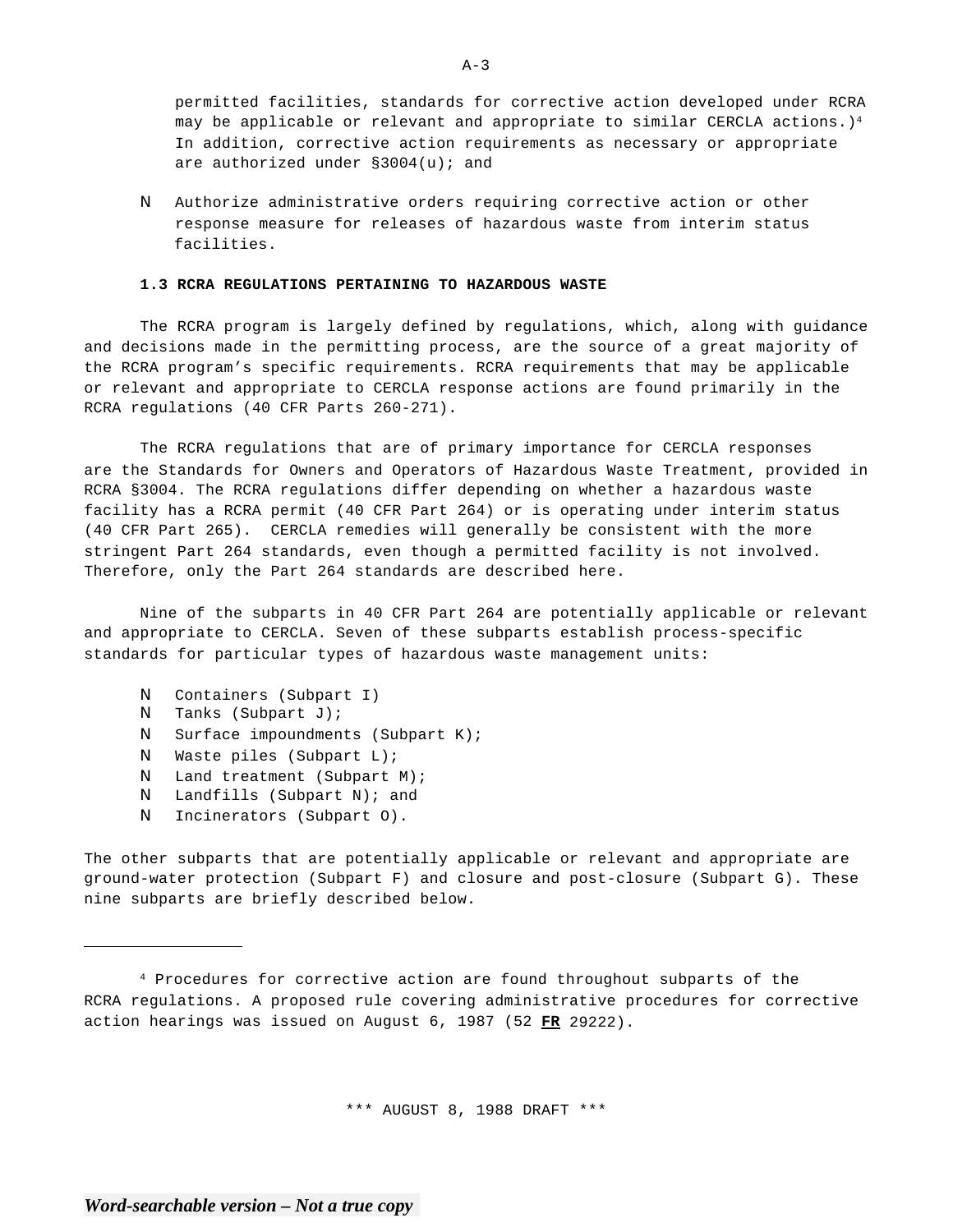permitted facilities, standards for corrective action developed under RCRA may be applicable or relevant and appropriate to similar CERCLA actions.)[4] In addition, corrective action requirements as necessary or appropriate are authorized under §3004(u); and

- Authorize administrative orders requiring corrective action or other response measure for releases of hazardous waste from interim status facilities.

**1.3 RCRA REGULATIONS PERTAINING TO HAZARDOUS WASTE**

The RCRA program is largely defined by regulations, which, along with guidance and decisions made in the permitting process, are the source of a great majority of the RCRA program's specific requirements. RCRA requirements that may be applicable or relevant and appropriate to CERCLA response actions are found primarily in the RCRA regulations (40 CFR Parts 260-271).

The RCRA regulations that are of primary importance for CERCLA responses are the Standards for Owners and Operators of Hazardous Waste Treatment, provided in RCRA §3004. The RCRA regulations differ depending on whether a hazardous waste facility has a RCRA permit (40 CFR Part 264) or is operating under interim status (40 CFR Part 265). CERCLA remedies will generally be consistent with the more stringent Part 264 standards, even though a permitted facility is not involved. Therefore, only the Part 264 standards are described here.

Nine of the subparts in 40 CFR Part 264 are potentially applicable or relevant and appropriate to CERCLA. Seven of these subparts establish process-specific standards for particular types of hazardous waste management units:

- Containers (Subpart I)
- Tanks (Subpart J);
- Surface impoundments (Subpart K);
- Waste piles (Subpart L);
- Land treatment (Subpart M);
- Landfills (Subpart N); and
- Incinerators (Subpart O).

The other subparts that are potentially applicable or relevant and appropriate are ground-water protection (Subpart F) and closure and post-closure (Subpart G). These nine subparts are briefly described below.

---

[4] Procedures for corrective action are found throughout subparts of the RCRA regulations. A proposed rule covering administrative procedures for corrective action hearings was issued on August 6, 1987 (52 **FR** 29222).

\*\*\* AUGUST 8, 1988 DRAFT \*\*\*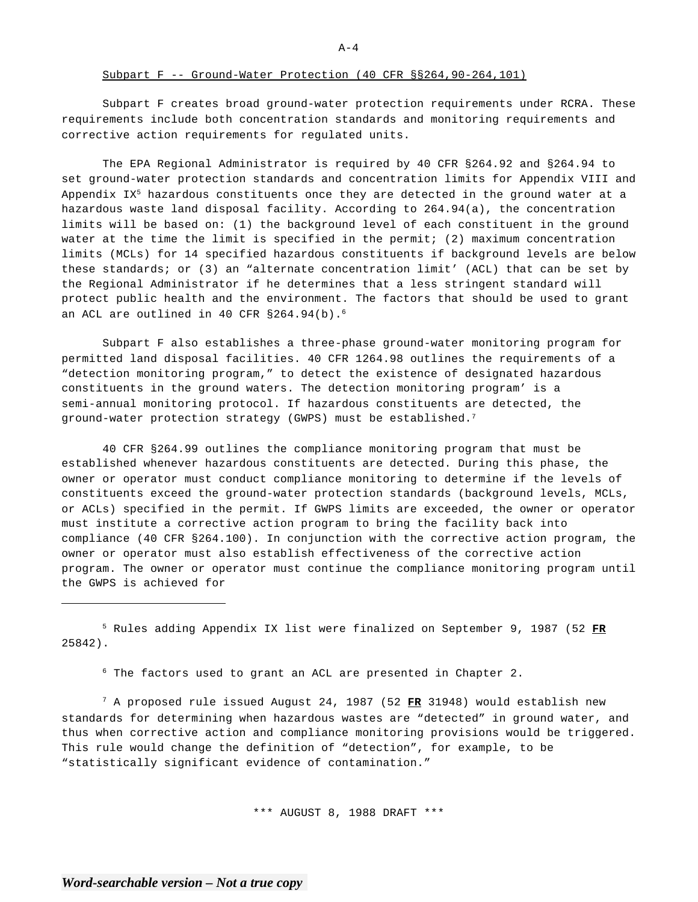Subpart F -- Ground-Water Protection (40 CFR §§264,90-264,101)

Subpart F creates broad ground-water protection requirements under RCRA. These requirements include both concentration standards and monitoring requirements and corrective action requirements for regulated units.

The EPA Regional Administrator is required by 40 CFR §264.92 and §264.94 to set ground-water protection standards and concentration limits for Appendix VIII and Appendix IX[5] hazardous constituents once they are detected in the ground water at a hazardous waste land disposal facility. According to 264.94(a), the concentration limits will be based on: (1) the background level of each constituent in the ground water at the time the limit is specified in the permit; (2) maximum concentration limits (MCLs) for 14 specified hazardous constituents if background levels are below these standards; or (3) an "alternate concentration limit' (ACL) that can be set by the Regional Administrator if he determines that a less stringent standard will protect public health and the environment. The factors that should be used to grant an ACL are outlined in 40 CFR §264.94(b).[6]

Subpart F also establishes a three-phase ground-water monitoring program for permitted land disposal facilities. 40 CFR 1264.98 outlines the requirements of a "detection monitoring program," to detect the existence of designated hazardous constituents in the ground waters. The detection monitoring program' is a semi-annual monitoring protocol. If hazardous constituents are detected, the ground-water protection strategy (GWPS) must be established.[7]

40 CFR §264.99 outlines the compliance monitoring program that must be established whenever hazardous constituents are detected. During this phase, the owner or operator must conduct compliance monitoring to determine if the levels of constituents exceed the ground-water protection standards (background levels, MCLs, or ACLs) specified in the permit. If GWPS limits are exceeded, the owner or operator must institute a corrective action program to bring the facility back into compliance (40 CFR §264.100). In conjunction with the corrective action program, the owner or operator must also establish effectiveness of the corrective action program. The owner or operator must continue the compliance monitoring program until the GWPS is achieved for

---

[5] Rules adding Appendix IX list were finalized on September 9, 1987 (52 **FR** 25842).

[6] The factors used to grant an ACL are presented in Chapter 2.

[7] A proposed rule issued August 24, 1987 (52 **FR** 31948) would establish new standards for determining when hazardous wastes are "detected" in ground water, and thus when corrective action and compliance monitoring provisions would be triggered. This rule would change the definition of "detection", for example, to be "statistically significant evidence of contamination."

\*\*\* AUGUST 8, 1988 DRAFT \*\*\*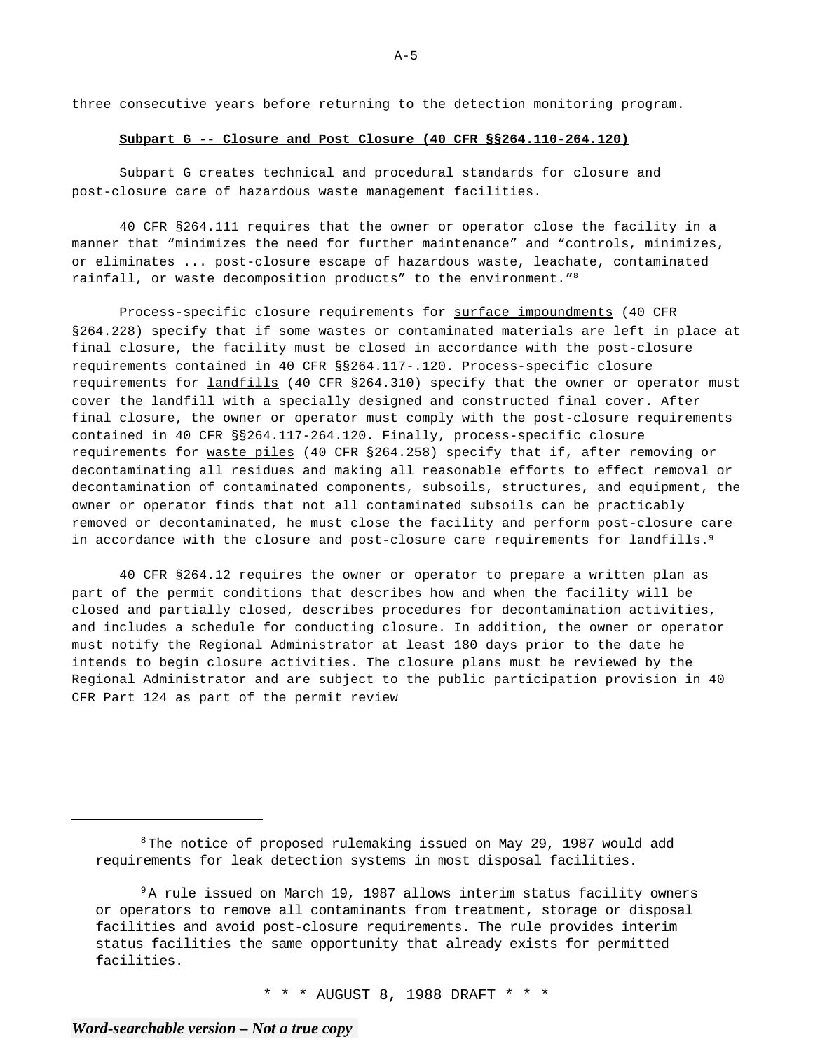three consecutive years before returning to the detection monitoring program.

**Subpart G -- Closure and Post Closure (40 CFR §§264.110-264.120)**

Subpart G creates technical and procedural standards for closure and post-closure care of hazardous waste management facilities.

40 CFR §264.111 requires that the owner or operator close the facility in a manner that "minimizes the need for further maintenance" and "controls, minimizes, or eliminates ... post-closure escape of hazardous waste, leachate, contaminated rainfall, or waste decomposition products" to the environment."[8]

Process-specific closure requirements for surface impoundments (40 CFR §264.228) specify that if some wastes or contaminated materials are left in place at final closure, the facility must be closed in accordance with the post-closure requirements contained in 40 CFR §§264.117-.120. Process-specific closure requirements for landfills (40 CFR §264.310) specify that the owner or operator must cover the landfill with a specially designed and constructed final cover. After final closure, the owner or operator must comply with the post-closure requirements contained in 40 CFR §§264.117-264.120. Finally, process-specific closure requirements for waste piles (40 CFR §264.258) specify that if, after removing or decontaminating all residues and making all reasonable efforts to effect removal or decontamination of contaminated components, subsoils, structures, and equipment, the owner or operator finds that not all contaminated subsoils can be practicably removed or decontaminated, he must close the facility and perform post-closure care in accordance with the closure and post-closure care requirements for landfills.[9]

40 CFR §264.12 requires the owner or operator to prepare a written plan as part of the permit conditions that describes how and when the facility will be closed and partially closed, describes procedures for decontamination activities, and includes a schedule for conducting closure. In addition, the owner or operator must notify the Regional Administrator at least 180 days prior to the date he intends to begin closure activities. The closure plans must be reviewed by the Regional Administrator and are subject to the public participation provision in 40 CFR Part 124 as part of the permit review

---

[8] The notice of proposed rulemaking issued on May 29, 1987 would add requirements for leak detection systems in most disposal facilities.

[9] A rule issued on March 19, 1987 allows interim status facility owners or operators to remove all contaminants from treatment, storage or disposal facilities and avoid post-closure requirements. The rule provides interim status facilities the same opportunity that already exists for permitted facilities.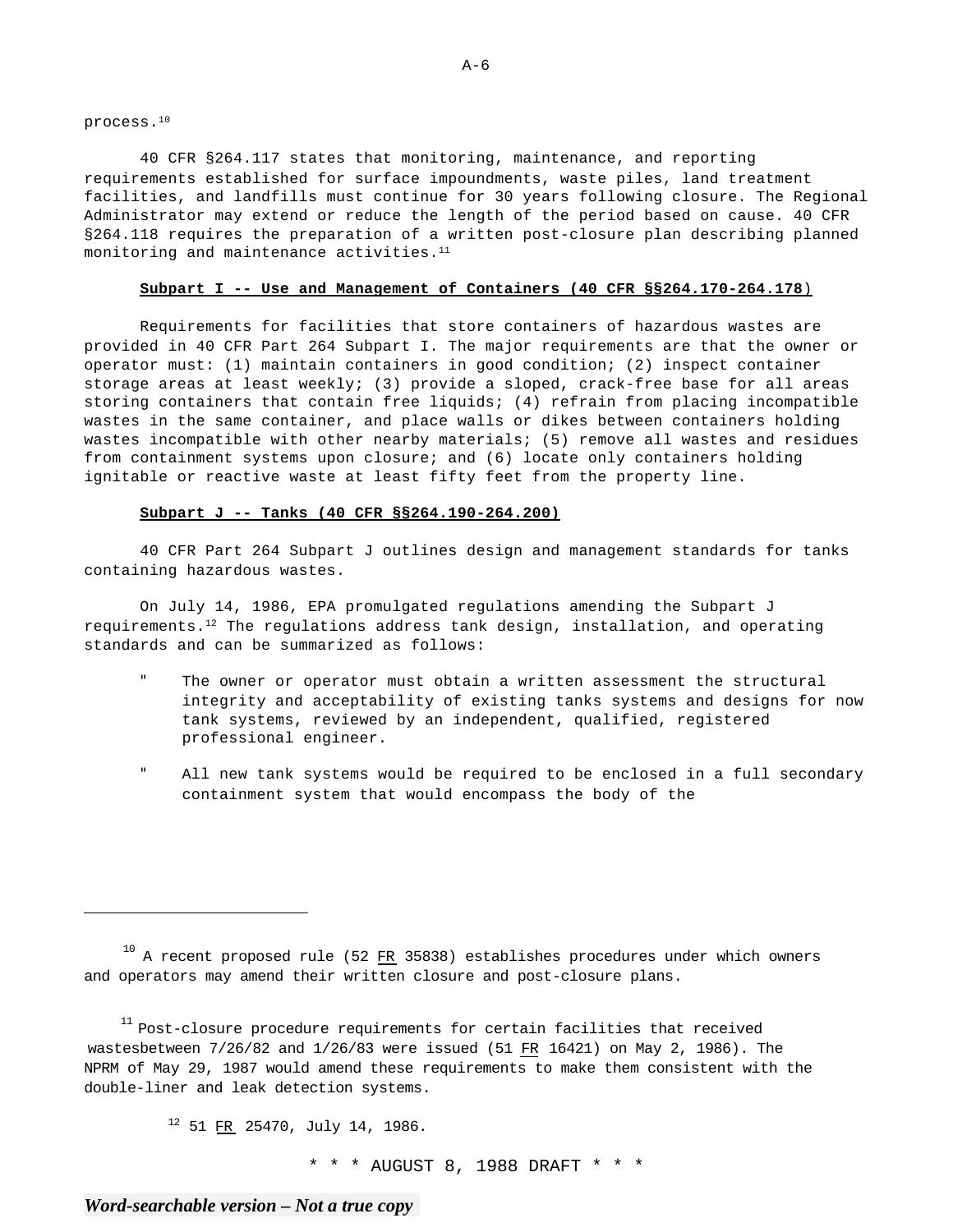process.[10]

40 CFR §264.117 states that monitoring, maintenance, and reporting requirements established for surface impoundments, waste piles, land treatment facilities, and landfills must continue for 30 years following closure. The Regional Administrator may extend or reduce the length of the period based on cause. 40 CFR §264.118 requires the preparation of a written post-closure plan describing planned monitoring and maintenance activities.[11]

**Subpart I -- Use and Management of Containers (40 CFR §§264.170-264.178)**

Requirements for facilities that store containers of hazardous wastes are provided in 40 CFR Part 264 Subpart I. The major requirements are that the owner or operator must: (1) maintain containers in good condition; (2) inspect container storage areas at least weekly; (3) provide a sloped, crack-free base for all areas storing containers that contain free liquids; (4) refrain from placing incompatible wastes in the same container, and place walls or dikes between containers holding wastes incompatible with other nearby materials; (5) remove all wastes and residues from containment systems upon closure; and (6) locate only containers holding ignitable or reactive waste at least fifty feet from the property line.

**Subpart J -- Tanks (40 CFR §§264.190-264.200)**

40 CFR Part 264 Subpart J outlines design and management standards for tanks containing hazardous wastes.

On July 14, 1986, EPA promulgated regulations amending the Subpart J requirements.[12] The regulations address tank design, installation, and operating standards and can be summarized as follows:

- The owner or operator must obtain a written assessment the structural integrity and acceptability of existing tanks systems and designs for now tank systems, reviewed by an independent, qualified, registered professional engineer.

- All new tank systems would be required to be enclosed in a full secondary containment system that would encompass the body of the

---

[10] A recent proposed rule (52 FR 35838) establishes procedures under which owners and operators may amend their written closure and post-closure plans.

[11] Post-closure procedure requirements for certain facilities that received wastesbetween 7/26/82 and 1/26/83 were issued (51 FR 16421) on May 2, 1986). The NPRM of May 29, 1987 would amend these requirements to make them consistent with the double-liner and leak detection systems.

[12] 51 FR 25470, July 14, 1986.

* * * AUGUST 8, 1988 DRAFT * * *

*Word-searchable version – Not a true copy*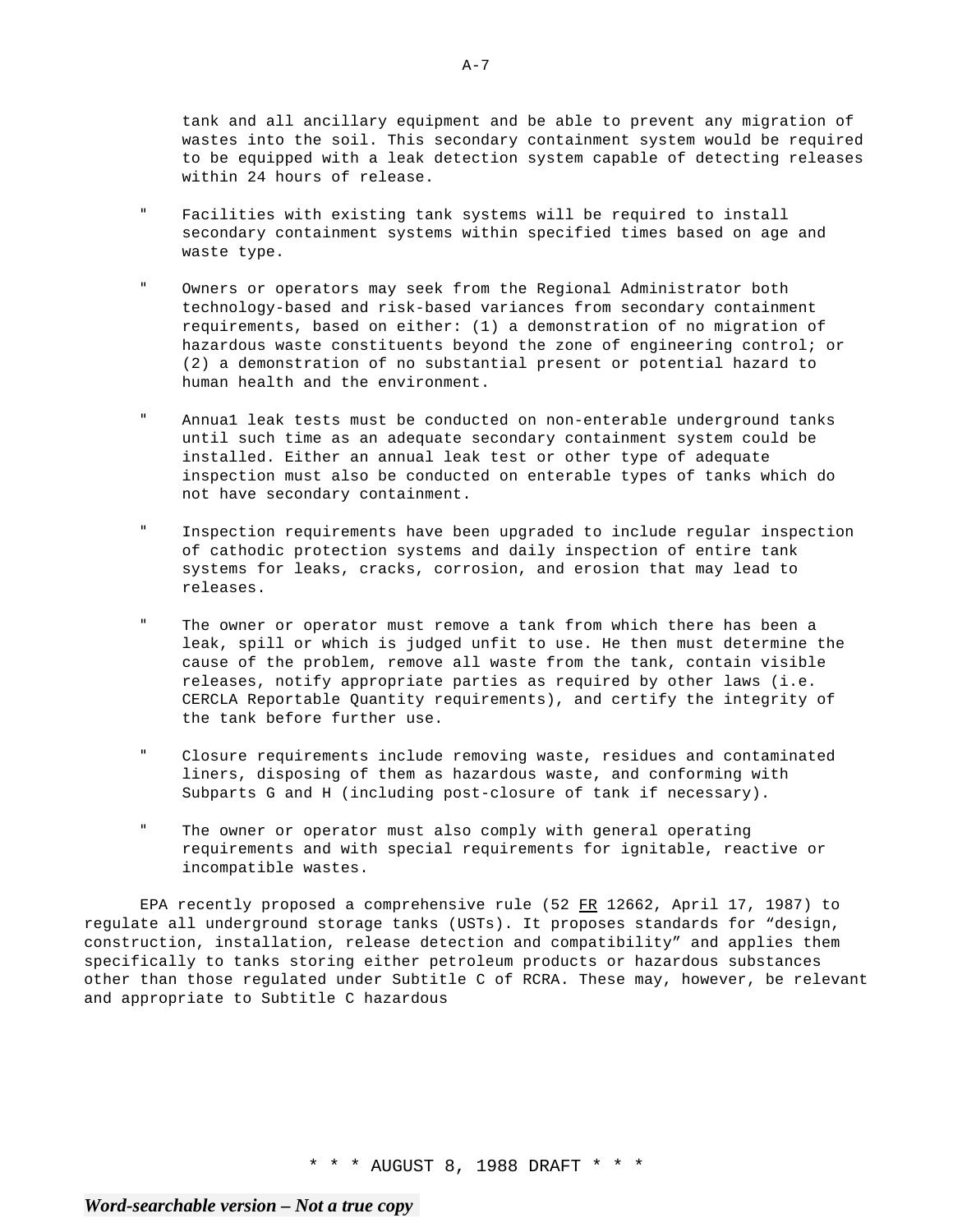tank and all ancillary equipment and be able to prevent any migration of wastes into the soil. This secondary containment system would be required to be equipped with a leak detection system capable of detecting releases within 24 hours of release.

- Facilities with existing tank systems will be required to install secondary containment systems within specified times based on age and waste type.

- Owners or operators may seek from the Regional Administrator both technology-based and risk-based variances from secondary containment requirements, based on either: (1) a demonstration of no migration of hazardous waste constituents beyond the zone of engineering control; or (2) a demonstration of no substantial present or potential hazard to human health and the environment.

- Annua1 leak tests must be conducted on non-enterable underground tanks until such time as an adequate secondary containment system could be installed. Either an annual leak test or other type of adequate inspection must also be conducted on enterable types of tanks which do not have secondary containment.

- Inspection requirements have been upgraded to include regular inspection of cathodic protection systems and daily inspection of entire tank systems for leaks, cracks, corrosion, and erosion that may lead to releases.

- The owner or operator must remove a tank from which there has been a leak, spill or which is judged unfit to use. He then must determine the cause of the problem, remove all waste from the tank, contain visible releases, notify appropriate parties as required by other laws (i.e. CERCLA Reportable Quantity requirements), and certify the integrity of the tank before further use.

- Closure requirements include removing waste, residues and contaminated liners, disposing of them as hazardous waste, and conforming with Subparts G and H (including post-closure of tank if necessary).

- The owner or operator must also comply with general operating requirements and with special requirements for ignitable, reactive or incompatible wastes.

EPA recently proposed a comprehensive rule (52 FR 12662, April 17, 1987) to regulate all underground storage tanks (USTs). It proposes standards for “design, construction, installation, release detection and compatibility” and applies them specifically to tanks storing either petroleum products or hazardous substances other than those regulated under Subtitle C of RCRA. These may, however, be relevant and appropriate to Subtitle C hazardous

\* \* \* AUGUST 8, 1988 DRAFT \* \* \*

*Word-searchable version – Not a true copy*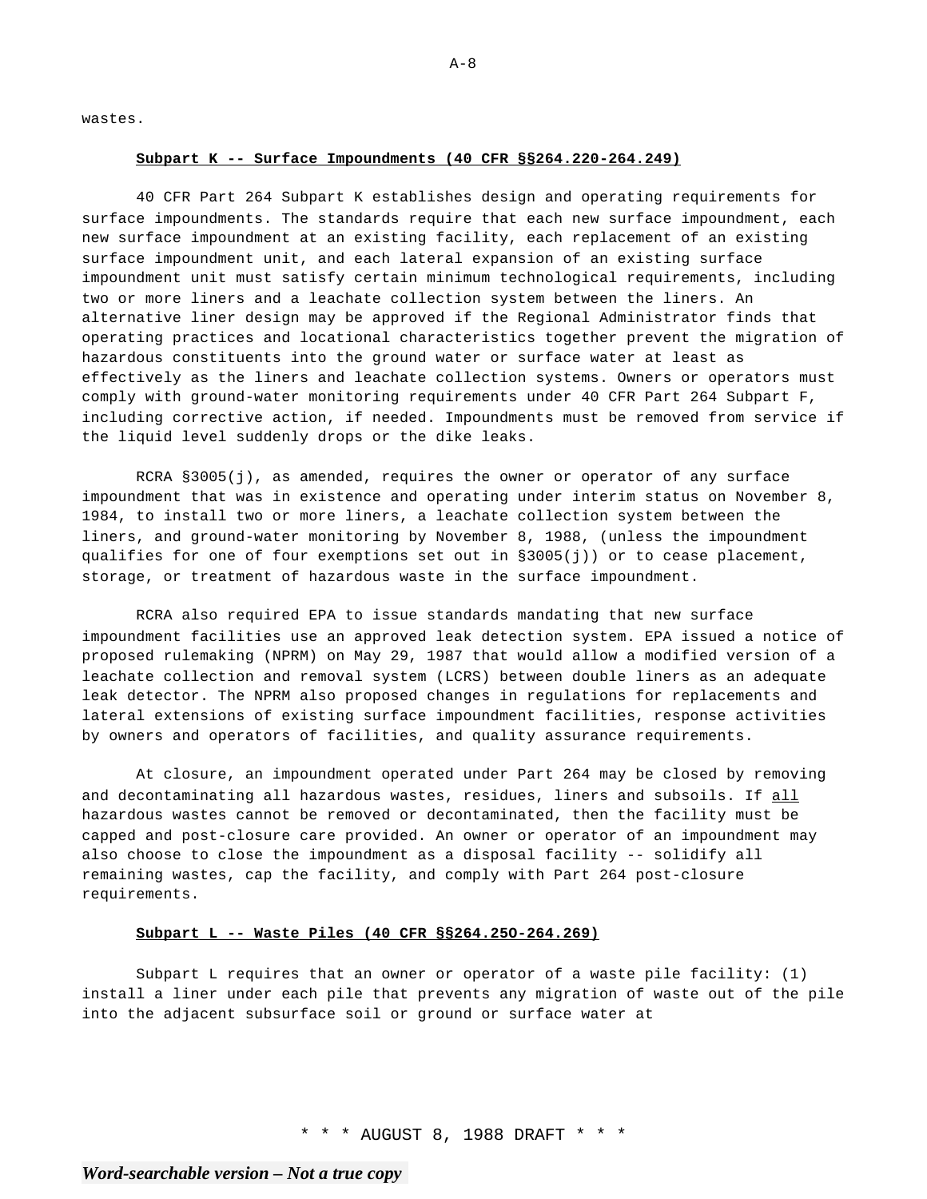wastes.

**Subpart K -- Surface Impoundments (40 CFR §§264.220-264.249)**

40 CFR Part 264 Subpart K establishes design and operating requirements for surface impoundments. The standards require that each new surface impoundment, each new surface impoundment at an existing facility, each replacement of an existing surface impoundment unit, and each lateral expansion of an existing surface impoundment unit must satisfy certain minimum technological requirements, including two or more liners and a leachate collection system between the liners. An alternative liner design may be approved if the Regional Administrator finds that operating practices and locational characteristics together prevent the migration of hazardous constituents into the ground water or surface water at least as effectively as the liners and leachate collection systems. Owners or operators must comply with ground-water monitoring requirements under 40 CFR Part 264 Subpart F, including corrective action, if needed. Impoundments must be removed from service if the liquid level suddenly drops or the dike leaks.

RCRA §3005(j), as amended, requires the owner or operator of any surface impoundment that was in existence and operating under interim status on November 8, 1984, to install two or more liners, a leachate collection system between the liners, and ground-water monitoring by November 8, 1988, (unless the impoundment qualifies for one of four exemptions set out in §3005(j)) or to cease placement, storage, or treatment of hazardous waste in the surface impoundment.

RCRA also required EPA to issue standards mandating that new surface impoundment facilities use an approved leak detection system. EPA issued a notice of proposed rulemaking (NPRM) on May 29, 1987 that would allow a modified version of a leachate collection and removal system (LCRS) between double liners as an adequate leak detector. The NPRM also proposed changes in regulations for replacements and lateral extensions of existing surface impoundment facilities, response activities by owners and operators of facilities, and quality assurance requirements.

At closure, an impoundment operated under Part 264 may be closed by removing and decontaminating all hazardous wastes, residues, liners and subsoils. If <u>all</u> hazardous wastes cannot be removed or decontaminated, then the facility must be capped and post-closure care provided. An owner or operator of an impoundment may also choose to close the impoundment as a disposal facility -- solidify all remaining wastes, cap the facility, and comply with Part 264 post-closure requirements.

**Subpart L -- Waste Piles (40 CFR §§264.250-264.269)**

Subpart L requires that an owner or operator of a waste pile facility: (1) install a liner under each pile that prevents any migration of waste out of the pile into the adjacent subsurface soil or ground or surface water at

\* \* \* AUGUST 8, 1988 DRAFT \* \* \*

*Word-searchable version – Not a true copy*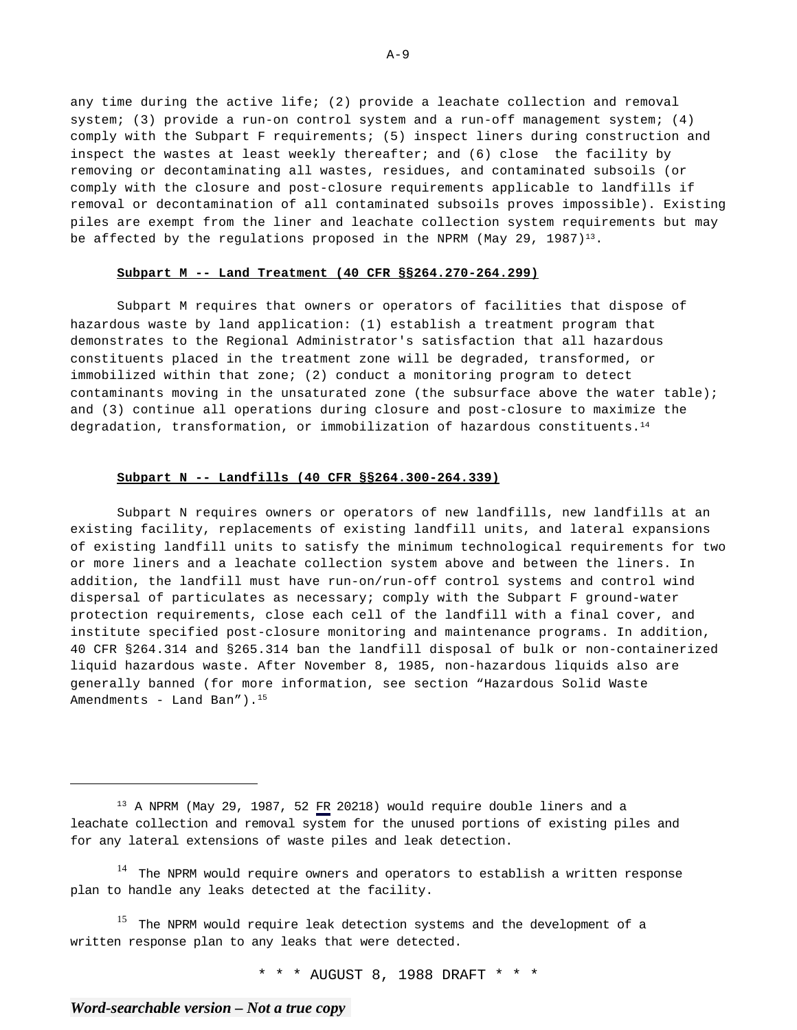any time during the active life; (2) provide a leachate collection and removal system; (3) provide a run-on control system and a run-off management system; (4) comply with the Subpart F requirements; (5) inspect liners during construction and inspect the wastes at least weekly thereafter; and (6) close the facility by removing or decontaminating all wastes, residues, and contaminated subsoils (or comply with the closure and post-closure requirements applicable to landfills if removal or decontamination of all contaminated subsoils proves impossible). Existing piles are exempt from the liner and leachate collection system requirements but may be affected by the regulations proposed in the NPRM (May 29, 1987)[13].

**Subpart M -- Land Treatment (40 CFR §§264.270-264.299)**

Subpart M requires that owners or operators of facilities that dispose of hazardous waste by land application: (1) establish a treatment program that demonstrates to the Regional Administrator's satisfaction that all hazardous constituents placed in the treatment zone will be degraded, transformed, or immobilized within that zone; (2) conduct a monitoring program to detect contaminants moving in the unsaturated zone (the subsurface above the water table); and (3) continue all operations during closure and post-closure to maximize the degradation, transformation, or immobilization of hazardous constituents.[14]

**Subpart N -- Landfills (40 CFR §§264.300-264.339)**

Subpart N requires owners or operators of new landfills, new landfills at an existing facility, replacements of existing landfill units, and lateral expansions of existing landfill units to satisfy the minimum technological requirements for two or more liners and a leachate collection system above and between the liners. In addition, the landfill must have run-on/run-off control systems and control wind dispersal of particulates as necessary; comply with the Subpart F ground-water protection requirements, close each cell of the landfill with a final cover, and institute specified post-closure monitoring and maintenance programs. In addition, 40 CFR §264.314 and §265.314 ban the landfill disposal of bulk or non-containerized liquid hazardous waste. After November 8, 1985, non-hazardous liquids also are generally banned (for more information, see section "Hazardous Solid Waste Amendments - Land Ban").[15]

---

[13] A NPRM (May 29, 1987, 52 FR 20218) would require double liners and a leachate collection and removal system for the unused portions of existing piles and for any lateral extensions of waste piles and leak detection.

[14] The NPRM would require owners and operators to establish a written response plan to handle any leaks detected at the facility.

[15] The NPRM would require leak detection systems and the development of a written response plan to any leaks that were detected.

\* \* \* AUGUST 8, 1988 DRAFT \* \* \*

*Word-searchable version – Not a true copy*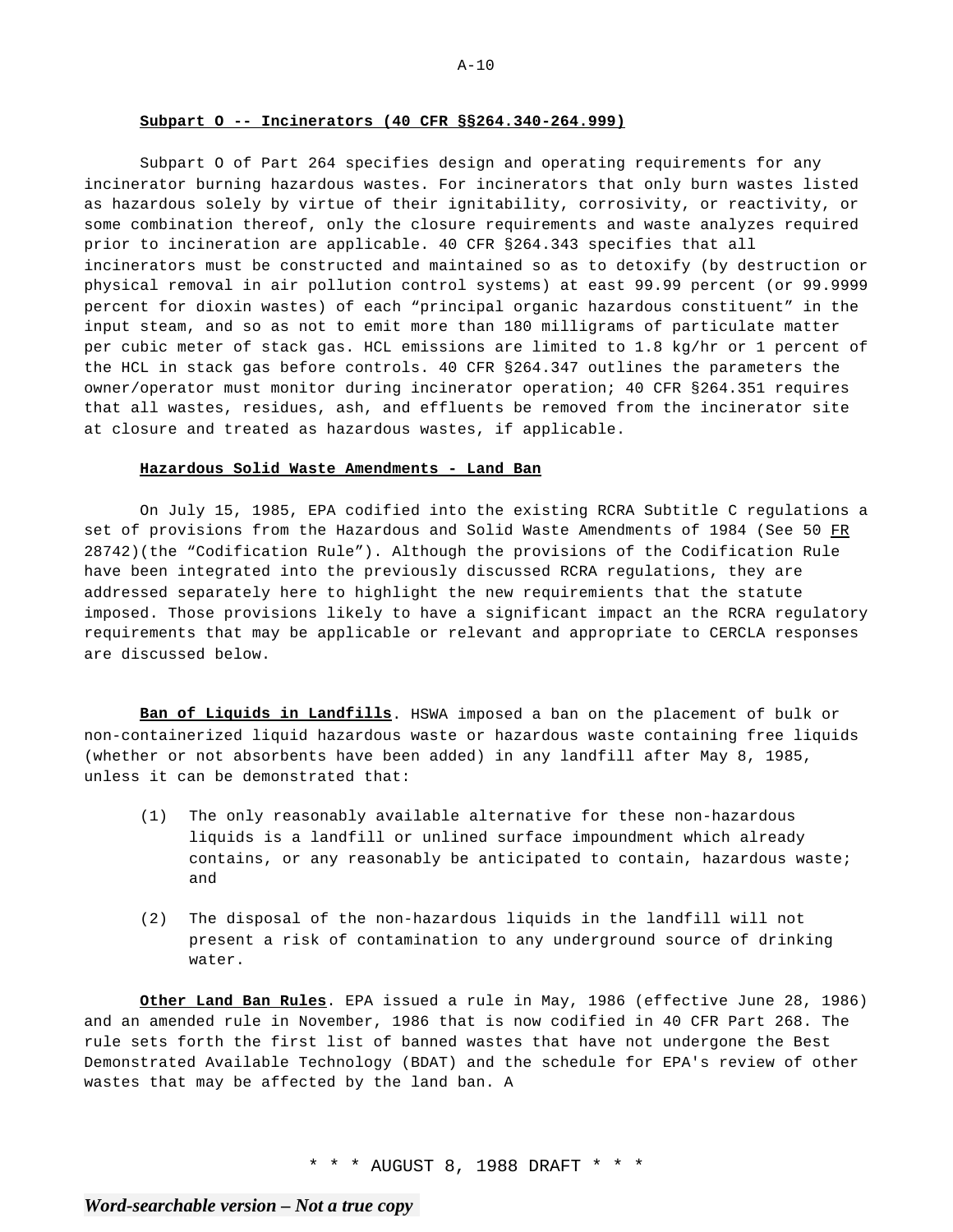**Subpart O -- Incinerators (40 CFR §§264.340-264.999)**

Subpart O of Part 264 specifies design and operating requirements for any incinerator burning hazardous wastes. For incinerators that only burn wastes listed as hazardous solely by virtue of their ignitability, corrosivity, or reactivity, or some combination thereof, only the closure requirements and waste analyzes required prior to incineration are applicable. 40 CFR §264.343 specifies that all incinerators must be constructed and maintained so as to detoxify (by destruction or physical removal in air pollution control systems) at east 99.99 percent (or 99.9999 percent for dioxin wastes) of each "principal organic hazardous constituent" in the input steam, and so as not to emit more than 180 milligrams of particulate matter per cubic meter of stack gas. HCL emissions are limited to 1.8 kg/hr or 1 percent of the HCL in stack gas before controls. 40 CFR §264.347 outlines the parameters the owner/operator must monitor during incinerator operation; 40 CFR §264.351 requires that all wastes, residues, ash, and effluents be removed from the incinerator site at closure and treated as hazardous wastes, if applicable.

**Hazardous Solid Waste Amendments - Land Ban**

On July 15, 1985, EPA codified into the existing RCRA Subtitle C regulations a set of provisions from the Hazardous and Solid Waste Amendments of 1984 (See 50 FR 28742)(the "Codification Rule"). Although the provisions of the Codification Rule have been integrated into the previously discussed RCRA regulations, they are addressed separately here to highlight the new requiremients that the statute imposed. Those provisions likely to have a significant impact an the RCRA regulatory requirements that may be applicable or relevant and appropriate to CERCLA responses are discussed below.

**Ban of Liquids in Landfills**. HSWA imposed a ban on the placement of bulk or non-containerized liquid hazardous waste or hazardous waste containing free liquids (whether or not absorbents have been added) in any landfill after May 8, 1985, unless it can be demonstrated that:

(1) The only reasonably available alternative for these non-hazardous liquids is a landfill or unlined surface impoundment which already contains, or any reasonably be anticipated to contain, hazardous waste; and

(2) The disposal of the non-hazardous liquids in the landfill will not present a risk of contamination to any underground source of drinking water.

**Other Land Ban Rules**. EPA issued a rule in May, 1986 (effective June 28, 1986) and an amended rule in November, 1986 that is now codified in 40 CFR Part 268. The rule sets forth the first list of banned wastes that have not undergone the Best Demonstrated Available Technology (BDAT) and the schedule for EPA's review of other wastes that may be affected by the land ban. A

\* \* \* AUGUST 8, 1988 DRAFT \* \* \*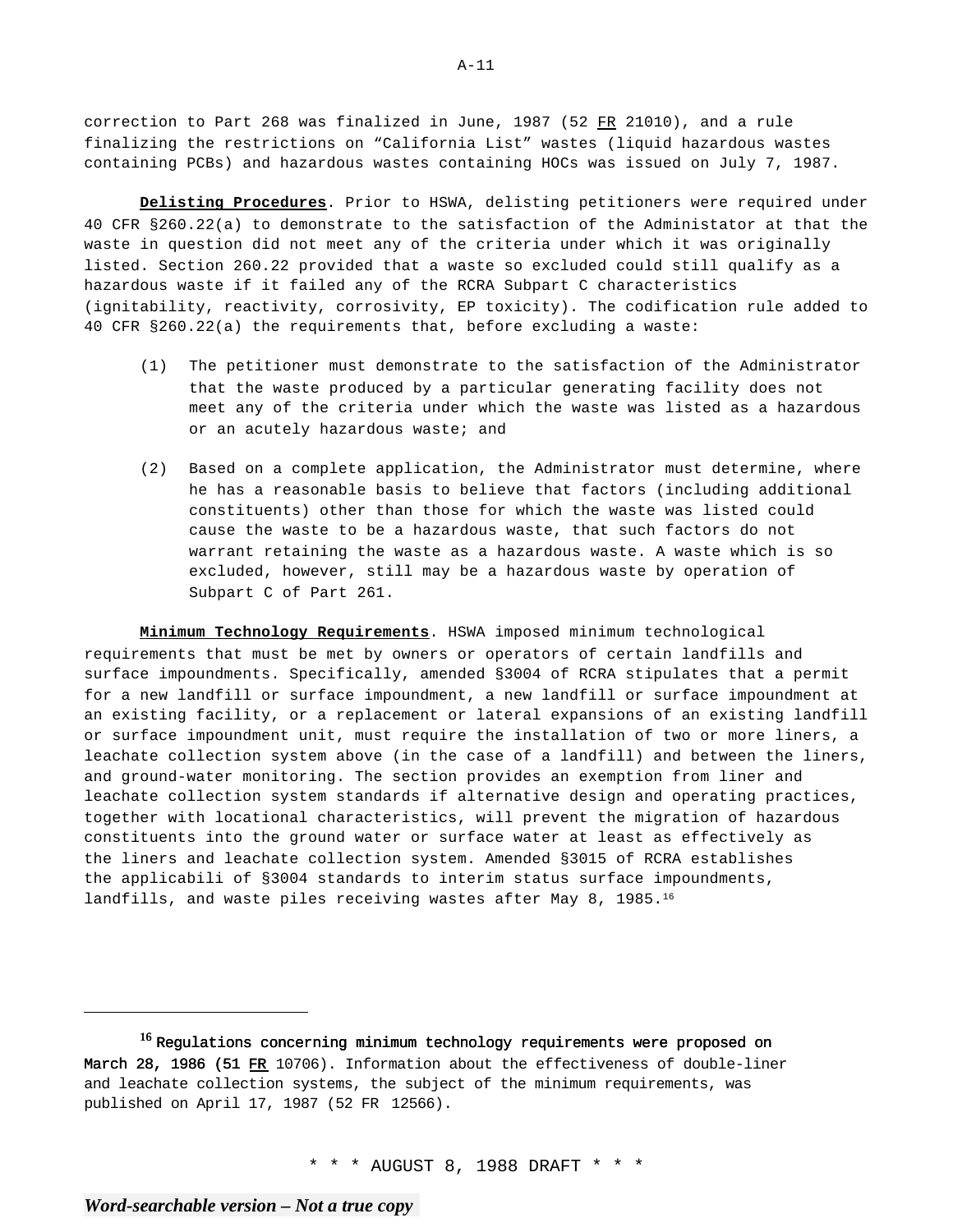correction to Part 268 was finalized in June, 1987 (52 FR 21010), and a rule finalizing the restrictions on "California List" wastes (liquid hazardous wastes containing PCBs) and hazardous wastes containing HOCs was issued on July 7, 1987.

**Delisting Procedures**. Prior to HSWA, delisting petitioners were required under 40 CFR §260.22(a) to demonstrate to the satisfaction of the Administator at that the waste in question did not meet any of the criteria under which it was originally listed. Section 260.22 provided that a waste so excluded could still qualify as a hazardous waste if it failed any of the RCRA Subpart C characteristics (ignitability, reactivity, corrosivity, EP toxicity). The codification rule added to 40 CFR §260.22(a) the requirements that, before excluding a waste:

(1) The petitioner must demonstrate to the satisfaction of the Administrator that the waste produced by a particular generating facility does not meet any of the criteria under which the waste was listed as a hazardous or an acutely hazardous waste; and

(2) Based on a complete application, the Administrator must determine, where he has a reasonable basis to believe that factors (including additional constituents) other than those for which the waste was listed could cause the waste to be a hazardous waste, that such factors do not warrant retaining the waste as a hazardous waste. A waste which is so excluded, however, still may be a hazardous waste by operation of Subpart C of Part 261.

**Minimum Technology Requirements**. HSWA imposed minimum technological requirements that must be met by owners or operators of certain landfills and surface impoundments. Specifically, amended §3004 of RCRA stipulates that a permit for a new landfill or surface impoundment, a new landfill or surface impoundment at an existing facility, or a replacement or lateral expansions of an existing landfill or surface impoundment unit, must require the installation of two or more liners, a leachate collection system above (in the case of a landfill) and between the liners, and ground-water monitoring. The section provides an exemption from liner and leachate collection system standards if alternative design and operating practices, together with locational characteristics, will prevent the migration of hazardous constituents into the ground water or surface water at least as effectively as the liners and leachate collection system. Amended §3015 of RCRA establishes the applicabili of §3004 standards to interim status surface impoundments, landfills, and waste piles receiving wastes after May 8, 1985.[16]

---

[16] Regulations concerning minimum technology requirements were proposed on March 28, 1986 (51 FR 10706). Information about the effectiveness of double-liner and leachate collection systems, the subject of the minimum requirements, was published on April 17, 1987 (52 FR 12566).

\* \* \* AUGUST 8, 1988 DRAFT \* \* \*

*Word-searchable version – Not a true copy*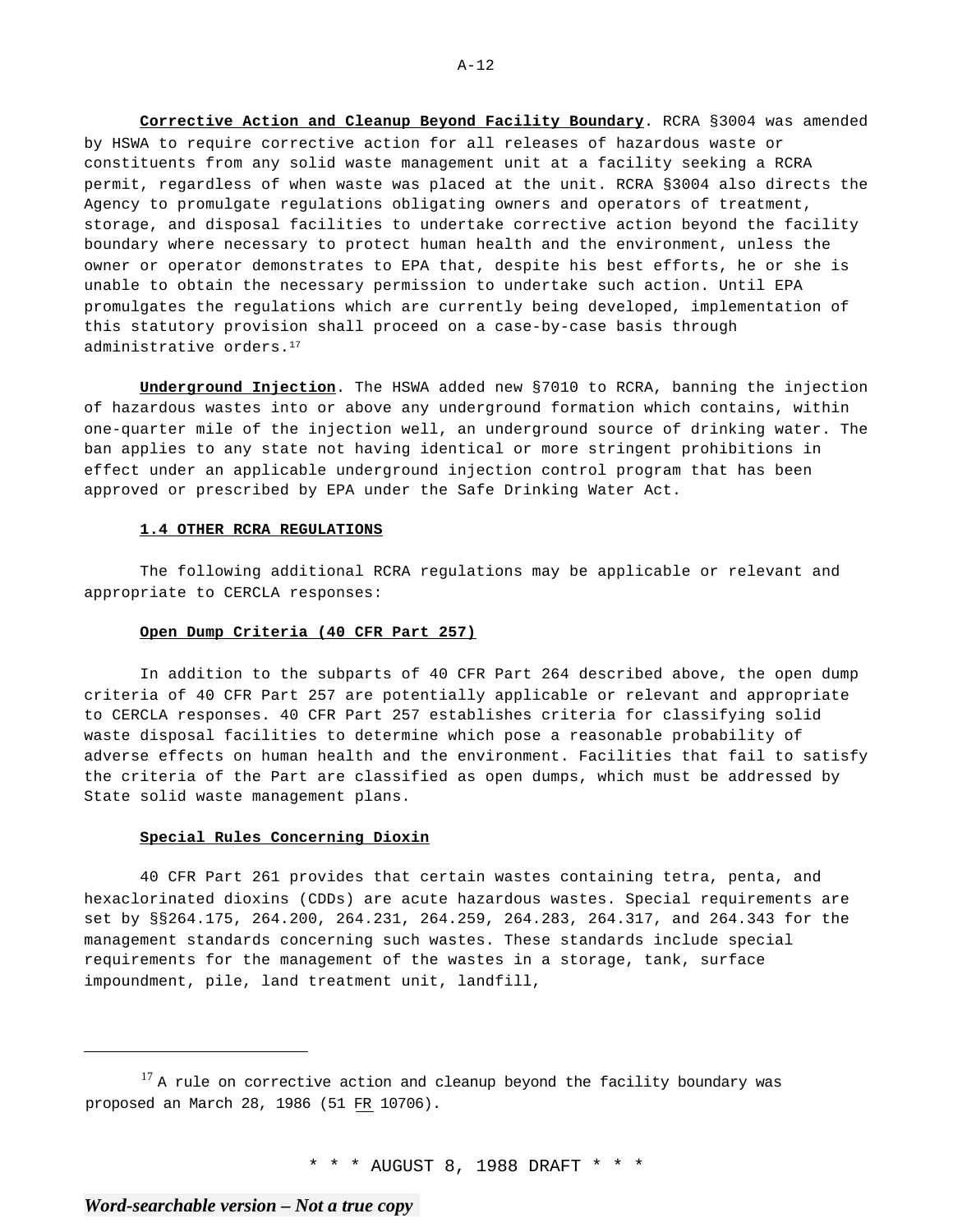**Corrective Action and Cleanup Beyond Facility Boundary**. RCRA §3004 was amended by HSWA to require corrective action for all releases of hazardous waste or constituents from any solid waste management unit at a facility seeking a RCRA permit, regardless of when waste was placed at the unit. RCRA §3004 also directs the Agency to promulgate regulations obligating owners and operators of treatment, storage, and disposal facilities to undertake corrective action beyond the facility boundary where necessary to protect human health and the environment, unless the owner or operator demonstrates to EPA that, despite his best efforts, he or she is unable to obtain the necessary permission to undertake such action. Until EPA promulgates the regulations which are currently being developed, implementation of this statutory provision shall proceed on a case-by-case basis through administrative orders.[17]

**Underground Injection**. The HSWA added new §7010 to RCRA, banning the injection of hazardous wastes into or above any underground formation which contains, within one-quarter mile of the injection well, an underground source of drinking water. The ban applies to any state not having identical or more stringent prohibitions in effect under an applicable underground injection control program that has been approved or prescribed by EPA under the Safe Drinking Water Act.

## 1.4 OTHER RCRA REGULATIONS

The following additional RCRA regulations may be applicable or relevant and appropriate to CERCLA responses:

### Open Dump Criteria (40 CFR Part 257)

In addition to the subparts of 40 CFR Part 264 described above, the open dump criteria of 40 CFR Part 257 are potentially applicable or relevant and appropriate to CERCLA responses. 40 CFR Part 257 establishes criteria for classifying solid waste disposal facilities to determine which pose a reasonable probability of adverse effects on human health and the environment. Facilities that fail to satisfy the criteria of the Part are classified as open dumps, which must be addressed by State solid waste management plans.

### Special Rules Concerning Dioxin

40 CFR Part 261 provides that certain wastes containing tetra, penta, and hexaclorinated dioxins (CDDs) are acute hazardous wastes. Special requirements are set by §§264.175, 264.200, 264.231, 264.259, 264.283, 264.317, and 264.343 for the management standards concerning such wastes. These standards include special requirements for the management of the wastes in a storage, tank, surface impoundment, pile, land treatment unit, landfill,

---

[17] A rule on corrective action and cleanup beyond the facility boundary was proposed an March 28, 1986 (51 FR 10706).

\* \* \* AUGUST 8, 1988 DRAFT \* \* \*

*Word-searchable version – Not a true copy*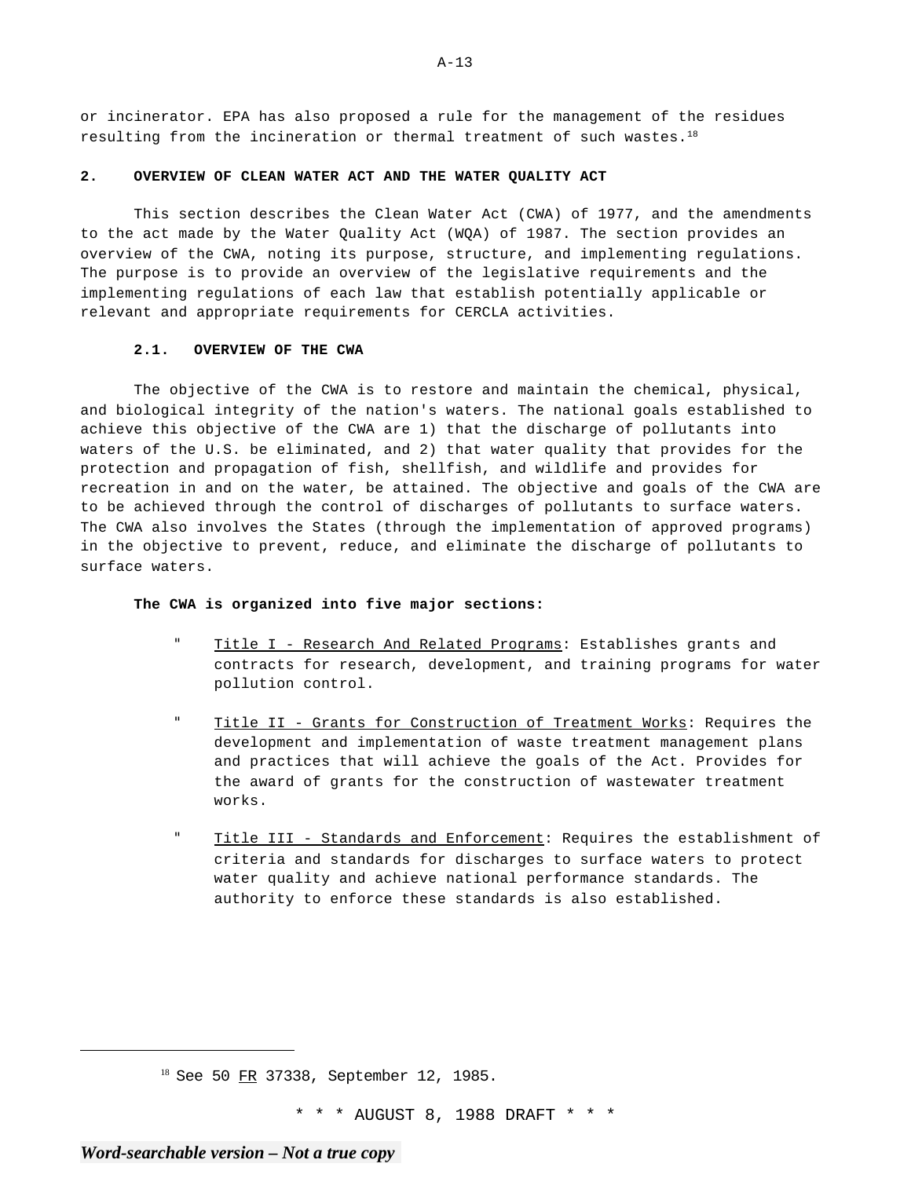or incinerator. EPA has also proposed a rule for the management of the residues resulting from the incineration or thermal treatment of such wastes.[18]

## 2. OVERVIEW OF CLEAN WATER ACT AND THE WATER QUALITY ACT

This section describes the Clean Water Act (CWA) of 1977, and the amendments to the act made by the Water Quality Act (WQA) of 1987. The section provides an overview of the CWA, noting its purpose, structure, and implementing regulations. The purpose is to provide an overview of the legislative requirements and the implementing regulations of each law that establish potentially applicable or relevant and appropriate requirements for CERCLA activities.

### 2.1. OVERVIEW OF THE CWA

The objective of the CWA is to restore and maintain the chemical, physical, and biological integrity of the nation's waters. The national goals established to achieve this objective of the CWA are 1) that the discharge of pollutants into waters of the U.S. be eliminated, and 2) that water quality that provides for the protection and propagation of fish, shellfish, and wildlife and provides for recreation in and on the water, be attained. The objective and goals of the CWA are to be achieved through the control of discharges of pollutants to surface waters. The CWA also involves the States (through the implementation of approved programs) in the objective to prevent, reduce, and eliminate the discharge of pollutants to surface waters.

**The CWA is organized into five major sections:**

- Title I - Research And Related Programs: Establishes grants and contracts for research, development, and training programs for water pollution control.
- Title II - Grants for Construction of Treatment Works: Requires the development and implementation of waste treatment management plans and practices that will achieve the goals of the Act. Provides for the award of grants for the construction of wastewater treatment works.
- Title III - Standards and Enforcement: Requires the establishment of criteria and standards for discharges to surface waters to protect water quality and achieve national performance standards. The authority to enforce these standards is also established.

---

[18] See 50 FR 37338, September 12, 1985.

\* \* \* AUGUST 8, 1988 DRAFT \* \* \*

*Word-searchable version – Not a true copy*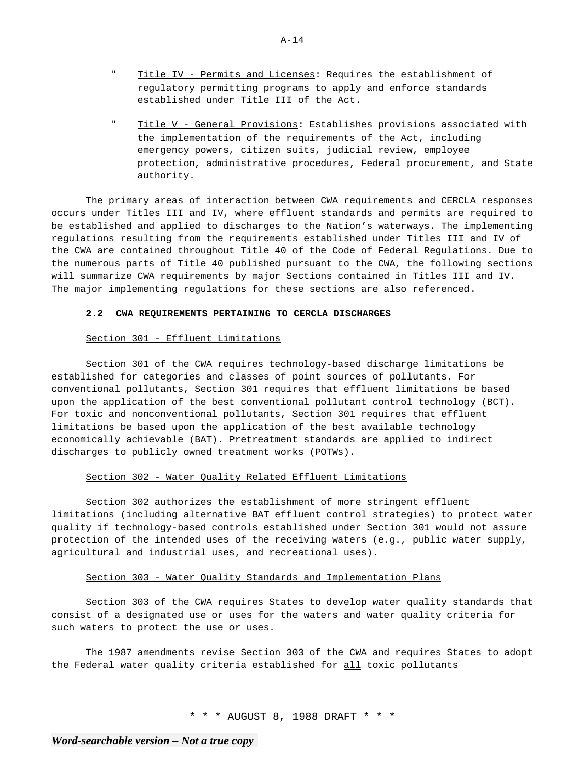- Title IV - Permits and Licenses: Requires the establishment of regulatory permitting programs to apply and enforce standards established under Title III of the Act.

- Title V - General Provisions: Establishes provisions associated with the implementation of the requirements of the Act, including emergency powers, citizen suits, judicial review, employee protection, administrative procedures, Federal procurement, and State authority.

The primary areas of interaction between CWA requirements and CERCLA responses occurs under Titles III and IV, where effluent standards and permits are required to be established and applied to discharges to the Nation's waterways. The implementing regulations resulting from the requirements established under Titles III and IV of the CWA are contained throughout Title 40 of the Code of Federal Regulations. Due to the numerous parts of Title 40 published pursuant to the CWA, the following sections will summarize CWA requirements by major Sections contained in Titles III and IV. The major implementing regulations for these sections are also referenced.

### 2.2 CWA REQUIREMENTS PERTAINING TO CERCLA DISCHARGES

#### Section 301 - Effluent Limitations

Section 301 of the CWA requires technology-based discharge limitations be established for categories and classes of point sources of pollutants. For conventional pollutants, Section 301 requires that effluent limitations be based upon the application of the best conventional pollutant control technology (BCT). For toxic and nonconventional pollutants, Section 301 requires that effluent limitations be based upon the application of the best available technology economically achievable (BAT). Pretreatment standards are applied to indirect discharges to publicly owned treatment works (POTWs).

#### Section 302 - Water Quality Related Effluent Limitations

Section 302 authorizes the establishment of more stringent effluent limitations (including alternative BAT effluent control strategies) to protect water quality if technology-based controls established under Section 301 would not assure protection of the intended uses of the receiving waters (e.g., public water supply, agricultural and industrial uses, and recreational uses).

#### Section 303 - Water Quality Standards and Implementation Plans

Section 303 of the CWA requires States to develop water quality standards that consist of a designated use or uses for the waters and water quality criteria for such waters to protect the use or uses.

The 1987 amendments revise Section 303 of the CWA and requires States to adopt the Federal water quality criteria established for all toxic pollutants

\* \* \* AUGUST 8, 1988 DRAFT \* \* \*

*Word-searchable version – Not a true copy*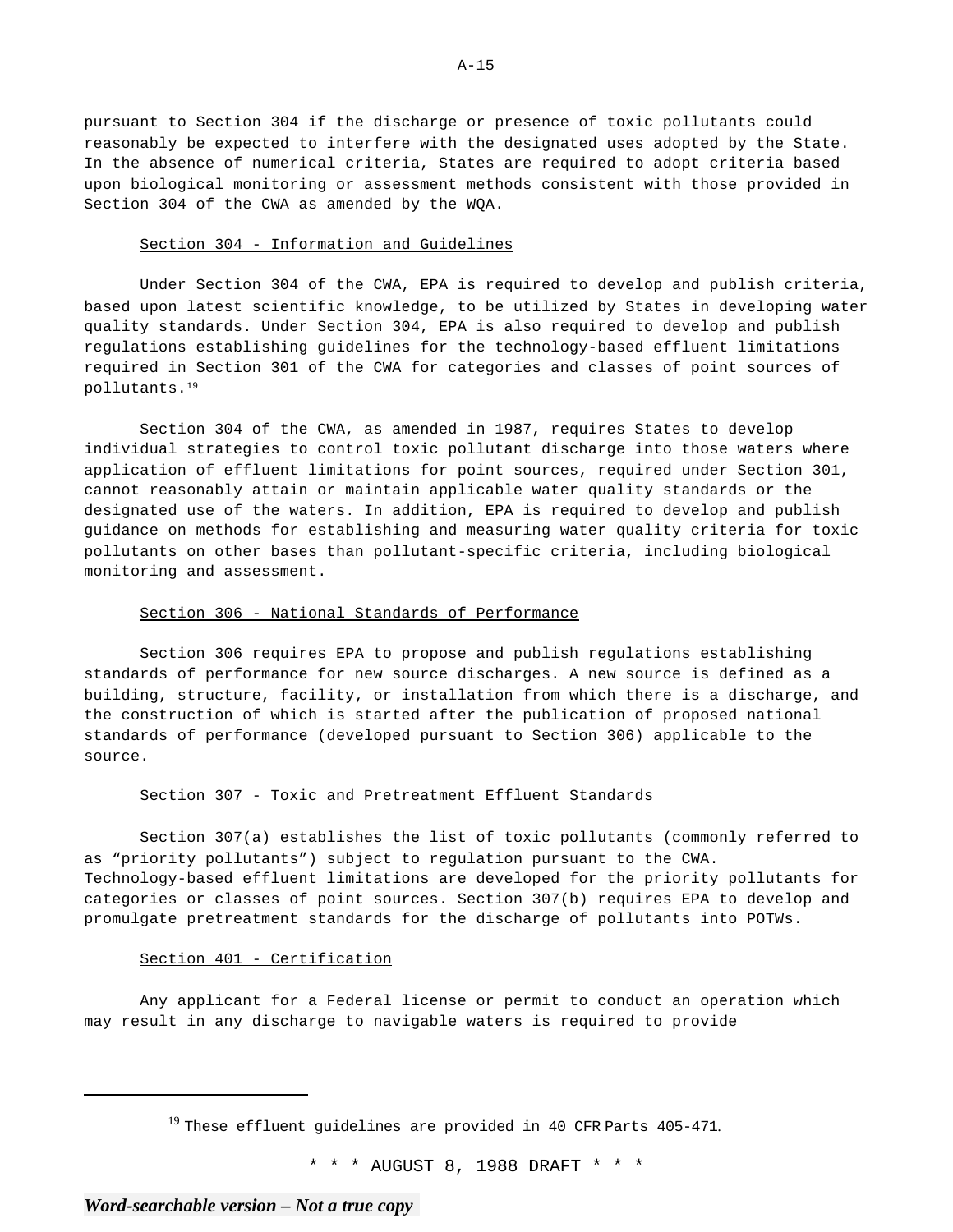pursuant to Section 304 if the discharge or presence of toxic pollutants could reasonably be expected to interfere with the designated uses adopted by the State. In the absence of numerical criteria, States are required to adopt criteria based upon biological monitoring or assessment methods consistent with those provided in Section 304 of the CWA as amended by the WQA.

Section 304 - Information and Guidelines

Under Section 304 of the CWA, EPA is required to develop and publish criteria, based upon latest scientific knowledge, to be utilized by States in developing water quality standards. Under Section 304, EPA is also required to develop and publish regulations establishing guidelines for the technology-based effluent limitations required in Section 301 of the CWA for categories and classes of point sources of pollutants.[19]

Section 304 of the CWA, as amended in 1987, requires States to develop individual strategies to control toxic pollutant discharge into those waters where application of effluent limitations for point sources, required under Section 301, cannot reasonably attain or maintain applicable water quality standards or the designated use of the waters. In addition, EPA is required to develop and publish guidance on methods for establishing and measuring water quality criteria for toxic pollutants on other bases than pollutant-specific criteria, including biological monitoring and assessment.

Section 306 - National Standards of Performance

Section 306 requires EPA to propose and publish regulations establishing standards of performance for new source discharges. A new source is defined as a building, structure, facility, or installation from which there is a discharge, and the construction of which is started after the publication of proposed national standards of performance (developed pursuant to Section 306) applicable to the source.

Section 307 - Toxic and Pretreatment Effluent Standards

Section 307(a) establishes the list of toxic pollutants (commonly referred to as "priority pollutants") subject to regulation pursuant to the CWA. Technology-based effluent limitations are developed for the priority pollutants for categories or classes of point sources. Section 307(b) requires EPA to develop and promulgate pretreatment standards for the discharge of pollutants into POTWs.

Section 401 - Certification

Any applicant for a Federal license or permit to conduct an operation which may result in any discharge to navigable waters is required to provide

[19] These effluent guidelines are provided in 40 CFR Parts 405-471.

\* \* \* AUGUST 8, 1988 DRAFT \* \* \*

*Word-searchable version – Not a true copy*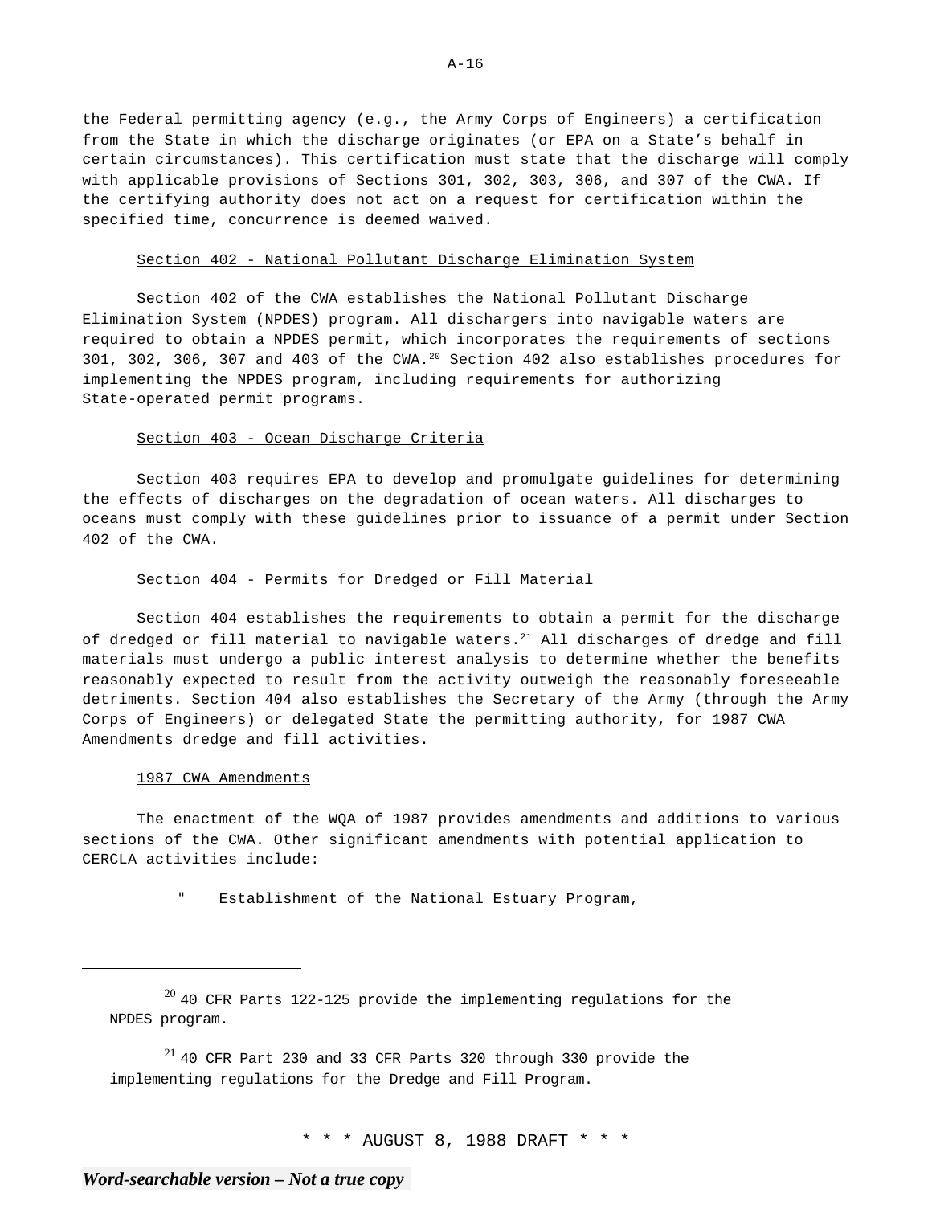the Federal permitting agency (e.g., the Army Corps of Engineers) a certification from the State in which the discharge originates (or EPA on a State's behalf in certain circumstances). This certification must state that the discharge will comply with applicable provisions of Sections 301, 302, 303, 306, and 307 of the CWA. If the certifying authority does not act on a request for certification within the specified time, concurrence is deemed waived.

Section 402 - National Pollutant Discharge Elimination System

Section 402 of the CWA establishes the National Pollutant Discharge Elimination System (NPDES) program. All dischargers into navigable waters are required to obtain a NPDES permit, which incorporates the requirements of sections 301, 302, 306, 307 and 403 of the CWA.[20] Section 402 also establishes procedures for implementing the NPDES program, including requirements for authorizing State-operated permit programs.

Section 403 - Ocean Discharge Criteria

Section 403 requires EPA to develop and promulgate guidelines for determining the effects of discharges on the degradation of ocean waters. All discharges to oceans must comply with these guidelines prior to issuance of a permit under Section 402 of the CWA.

Section 404 - Permits for Dredged or Fill Material

Section 404 establishes the requirements to obtain a permit for the discharge of dredged or fill material to navigable waters.[21] All discharges of dredge and fill materials must undergo a public interest analysis to determine whether the benefits reasonably expected to result from the activity outweigh the reasonably foreseeable detriments. Section 404 also establishes the Secretary of the Army (through the Army Corps of Engineers) or delegated State the permitting authority, for 1987 CWA Amendments dredge and fill activities.

1987 CWA Amendments

The enactment of the WQA of 1987 provides amendments and additions to various sections of the CWA. Other significant amendments with potential application to CERCLA activities include:

- Establishment of the National Estuary Program,

---

[20] 40 CFR Parts 122-125 provide the implementing regulations for the NPDES program.

[21] 40 CFR Part 230 and 33 CFR Parts 320 through 330 provide the implementing regulations for the Dredge and Fill Program.

\* \* \* AUGUST 8, 1988 DRAFT \* \* \*

*Word-searchable version – Not a true copy*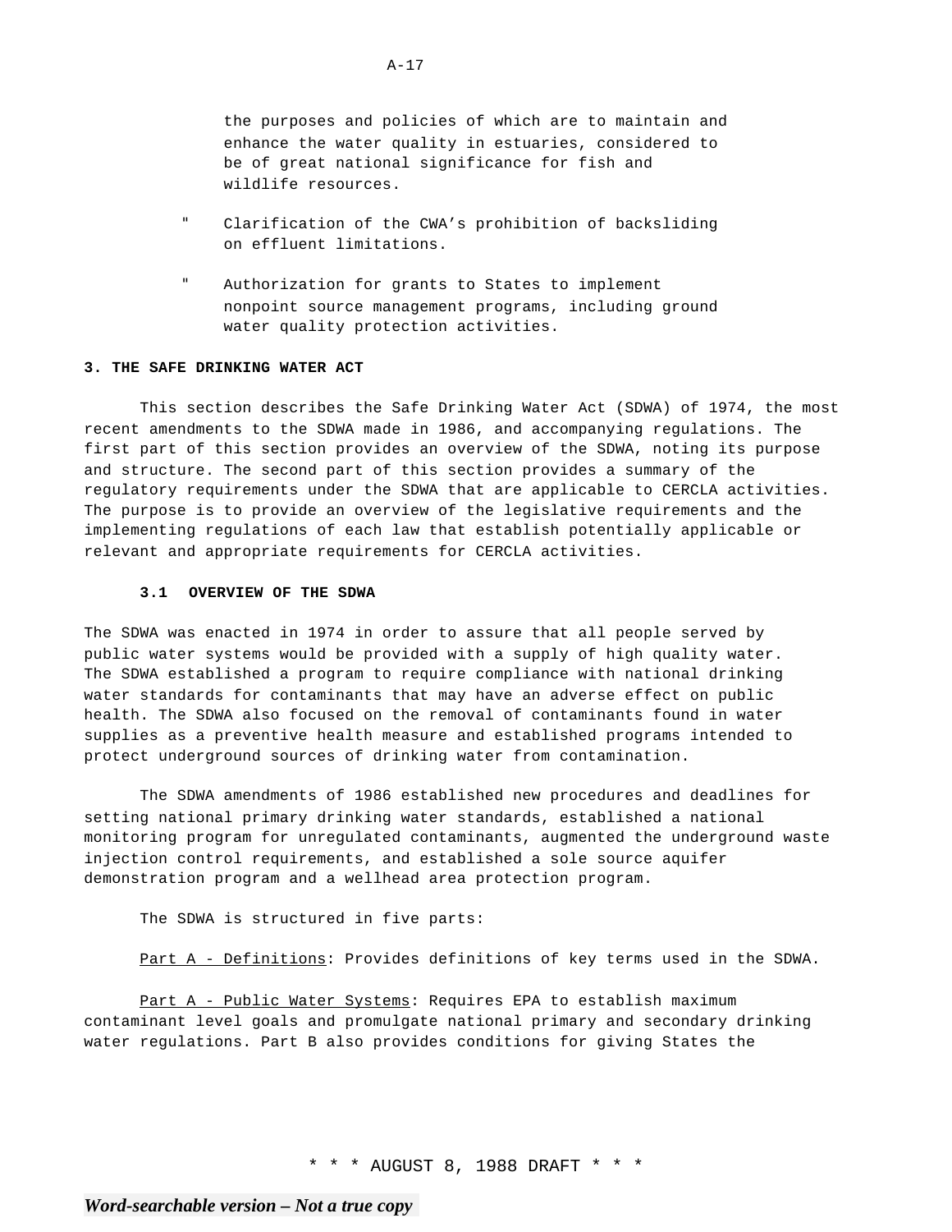the purposes and policies of which are to maintain and enhance the water quality in estuaries, considered to be of great national significance for fish and wildlife resources.

- Clarification of the CWA’s prohibition of backsliding on effluent limitations.

- Authorization for grants to States to implement nonpoint source management programs, including ground water quality protection activities.

**3. THE SAFE DRINKING WATER ACT**

This section describes the Safe Drinking Water Act (SDWA) of 1974, the most recent amendments to the SDWA made in 1986, and accompanying regulations. The first part of this section provides an overview of the SDWA, noting its purpose and structure. The second part of this section provides a summary of the regulatory requirements under the SDWA that are applicable to CERCLA activities. The purpose is to provide an overview of the legislative requirements and the implementing regulations of each law that establish potentially applicable or relevant and appropriate requirements for CERCLA activities.

**3.1 OVERVIEW OF THE SDWA**

The SDWA was enacted in 1974 in order to assure that all people served by public water systems would be provided with a supply of high quality water. The SDWA established a program to require compliance with national drinking water standards for contaminants that may have an adverse effect on public health. The SDWA also focused on the removal of contaminants found in water supplies as a preventive health measure and established programs intended to protect underground sources of drinking water from contamination.

The SDWA amendments of 1986 established new procedures and deadlines for setting national primary drinking water standards, established a national monitoring program for unregulated contaminants, augmented the underground waste injection control requirements, and established a sole source aquifer demonstration program and a wellhead area protection program.

The SDWA is structured in five parts:

Part A - Definitions: Provides definitions of key terms used in the SDWA.

Part A - Public Water Systems: Requires EPA to establish maximum contaminant level goals and promulgate national primary and secondary drinking water regulations. Part B also provides conditions for giving States the

\* \* \* AUGUST 8, 1988 DRAFT \* \* \*

*Word-searchable version – Not a true copy*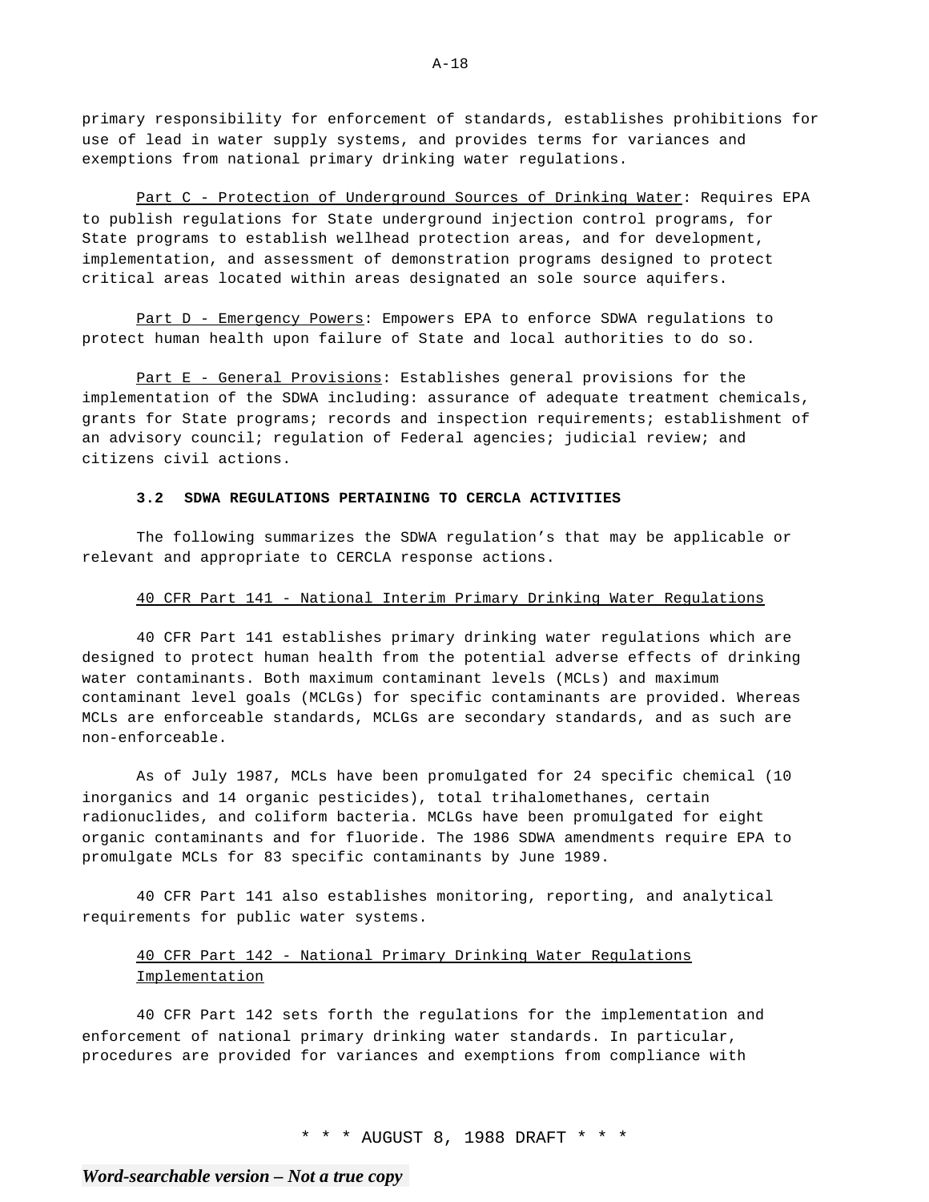primary responsibility for enforcement of standards, establishes prohibitions for use of lead in water supply systems, and provides terms for variances and exemptions from national primary drinking water regulations.

Part C - Protection of Underground Sources of Drinking Water: Requires EPA to publish regulations for State underground injection control programs, for State programs to establish wellhead protection areas, and for development, implementation, and assessment of demonstration programs designed to protect critical areas located within areas designated an sole source aquifers.

Part D - Emergency Powers: Empowers EPA to enforce SDWA regulations to protect human health upon failure of State and local authorities to do so.

Part E - General Provisions: Establishes general provisions for the implementation of the SDWA including: assurance of adequate treatment chemicals, grants for State programs; records and inspection requirements; establishment of an advisory council; regulation of Federal agencies; judicial review; and citizens civil actions.

### 3.2 SDWA REGULATIONS PERTAINING TO CERCLA ACTIVITIES

The following summarizes the SDWA regulation's that may be applicable or relevant and appropriate to CERCLA response actions.

40 CFR Part 141 - National Interim Primary Drinking Water Regulations

40 CFR Part 141 establishes primary drinking water regulations which are designed to protect human health from the potential adverse effects of drinking water contaminants. Both maximum contaminant levels (MCLs) and maximum contaminant level goals (MCLGs) for specific contaminants are provided. Whereas MCLs are enforceable standards, MCLGs are secondary standards, and as such are non-enforceable.

As of July 1987, MCLs have been promulgated for 24 specific chemical (10 inorganics and 14 organic pesticides), total trihalomethanes, certain radionuclides, and coliform bacteria. MCLGs have been promulgated for eight organic contaminants and for fluoride. The 1986 SDWA amendments require EPA to promulgate MCLs for 83 specific contaminants by June 1989.

40 CFR Part 141 also establishes monitoring, reporting, and analytical requirements for public water systems.

40 CFR Part 142 - National Primary Drinking Water Regulations Implementation

40 CFR Part 142 sets forth the regulations for the implementation and enforcement of national primary drinking water standards. In particular, procedures are provided for variances and exemptions from compliance with

\* \* \* AUGUST 8, 1988 DRAFT \* \* \*

*Word-searchable version – Not a true copy*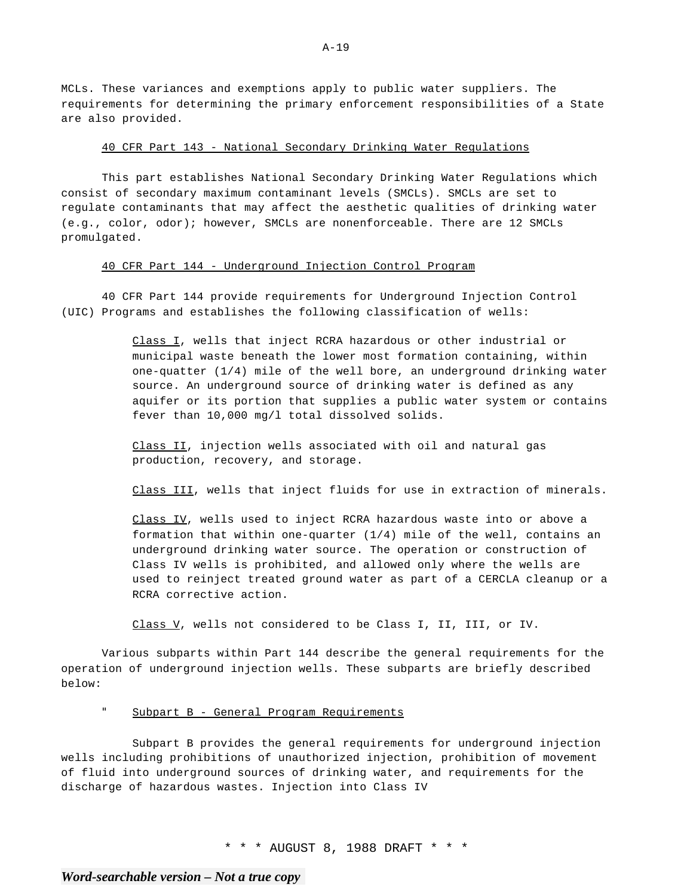MCLs. These variances and exemptions apply to public water suppliers. The requirements for determining the primary enforcement responsibilities of a State are also provided.

40 CFR Part 143 - National Secondary Drinking Water Regulations

This part establishes National Secondary Drinking Water Regulations which consist of secondary maximum contaminant levels (SMCLs). SMCLs are set to regulate contaminants that may affect the aesthetic qualities of drinking water (e.g., color, odor); however, SMCLs are nonenforceable. There are 12 SMCLs promulgated.

40 CFR Part 144 - Underground Injection Control Program

40 CFR Part 144 provide requirements for Underground Injection Control (UIC) Programs and establishes the following classification of wells:

> Class I, wells that inject RCRA hazardous or other industrial or municipal waste beneath the lower most formation containing, within one-quatter (1/4) mile of the well bore, an underground drinking water source. An underground source of drinking water is defined as any aquifer or its portion that supplies a public water system or contains fever than 10,000 mg/l total dissolved solids.
>
> Class II, injection wells associated with oil and natural gas production, recovery, and storage.
>
> Class III, wells that inject fluids for use in extraction of minerals.
>
> Class IV, wells used to inject RCRA hazardous waste into or above a formation that within one-quarter (1/4) mile of the well, contains an underground drinking water source. The operation or construction of Class IV wells is prohibited, and allowed only where the wells are used to reinject treated ground water as part of a CERCLA cleanup or a RCRA corrective action.
>
> Class V, wells not considered to be Class I, II, III, or IV.

Various subparts within Part 144 describe the general requirements for the operation of underground injection wells. These subparts are briefly described below:

- Subpart B - General Program Requirements

Subpart B provides the general requirements for underground injection wells including prohibitions of unauthorized injection, prohibition of movement of fluid into underground sources of drinking water, and requirements for the discharge of hazardous wastes. Injection into Class IV

\* \* \* AUGUST 8, 1988 DRAFT \* \* \*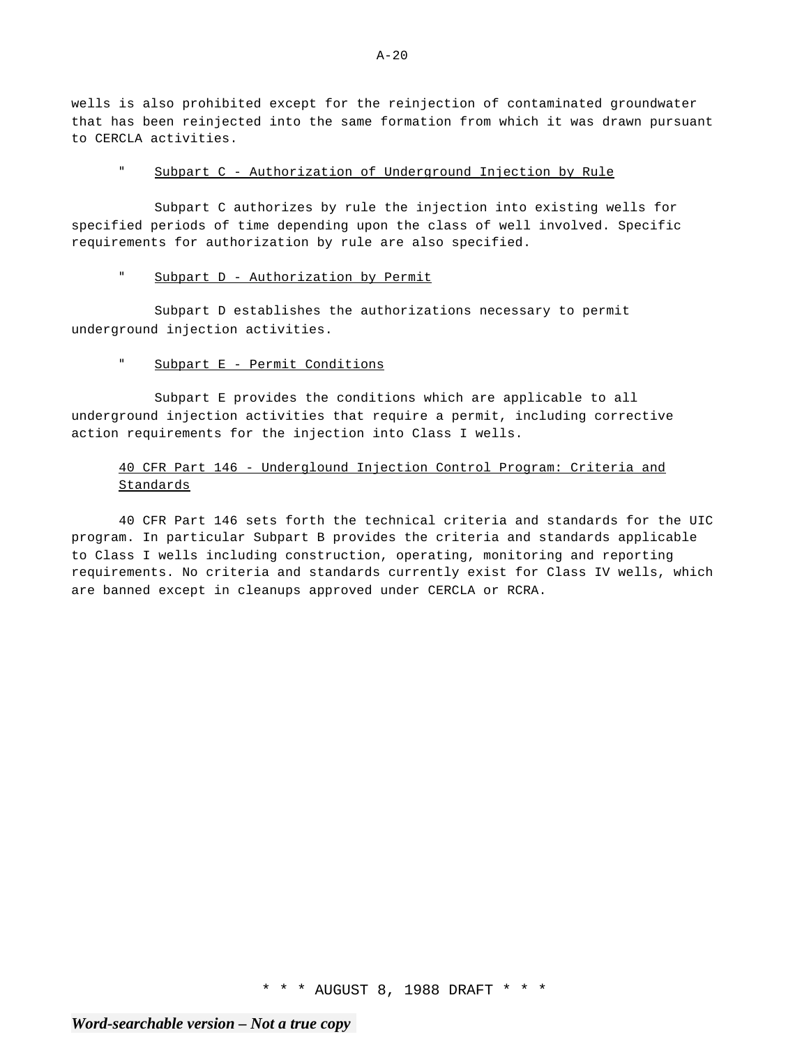wells is also prohibited except for the reinjection of contaminated groundwater that has been reinjected into the same formation from which it was drawn pursuant to CERCLA activities.

" Subpart C - Authorization of Underground Injection by Rule

Subpart C authorizes by rule the injection into existing wells for specified periods of time depending upon the class of well involved. Specific requirements for authorization by rule are also specified.

" Subpart D - Authorization by Permit

Subpart D establishes the authorizations necessary to permit underground injection activities.

" Subpart E - Permit Conditions

Subpart E provides the conditions which are applicable to all underground injection activities that require a permit, including corrective action requirements for the injection into Class I wells.

40 CFR Part 146 - Underglound Injection Control Program: Criteria and Standards

40 CFR Part 146 sets forth the technical criteria and standards for the UIC program. In particular Subpart B provides the criteria and standards applicable to Class I wells including construction, operating, monitoring and reporting requirements. No criteria and standards currently exist for Class IV wells, which are banned except in cleanups approved under CERCLA or RCRA.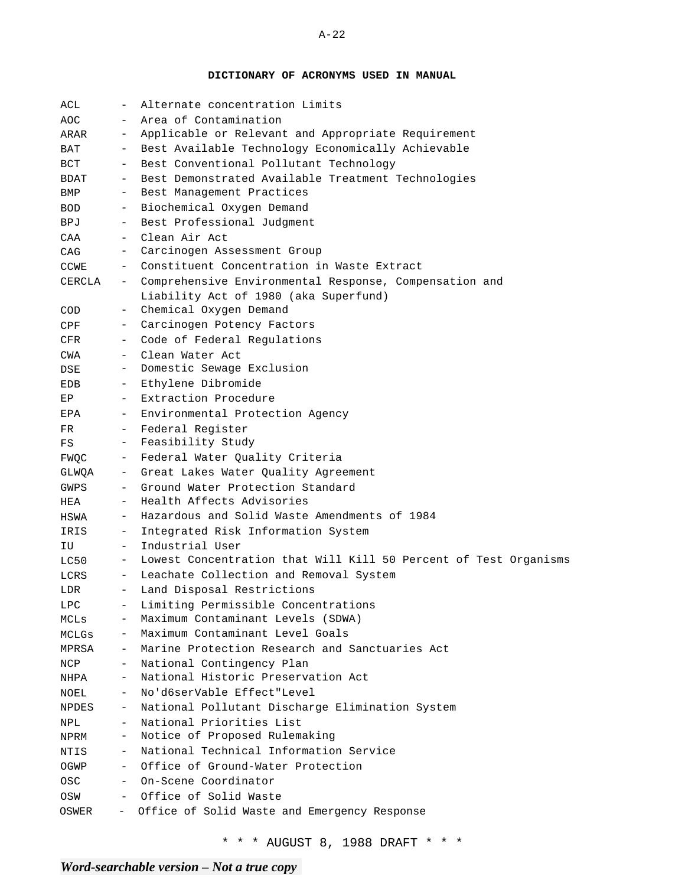**DICTIONARY OF ACRONYMS USED IN MANUAL**

ACL - Alternate concentration Limits
AOC - Area of Contamination
ARAR - Applicable or Relevant and Appropriate Requirement
BAT - Best Available Technology Economically Achievable
BCT - Best Conventional Pollutant Technology
BDAT - Best Demonstrated Available Treatment Technologies
BMP - Best Management Practices
BOD - Biochemical Oxygen Demand
BPJ - Best Professional Judgment
CAA - Clean Air Act
CAG - Carcinogen Assessment Group
CCWE - Constituent Concentration in Waste Extract
CERCLA - Comprehensive Environmental Response, Compensation and Liability Act of 1980 (aka Superfund)
COD - Chemical Oxygen Demand
CPF - Carcinogen Potency Factors
CFR - Code of Federal Regulations
CWA - Clean Water Act
DSE - Domestic Sewage Exclusion
EDB - Ethylene Dibromide
EP - Extraction Procedure
EPA - Environmental Protection Agency
FR - Federal Register
FS - Feasibility Study
FWQC - Federal Water Quality Criteria
GLWQA - Great Lakes Water Quality Agreement
GWPS - Ground Water Protection Standard
HEA - Health Affects Advisories
HSWA - Hazardous and Solid Waste Amendments of 1984
IRIS - Integrated Risk Information System
IU - Industrial User
LC50 - Lowest Concentration that Will Kill 50 Percent of Test Organisms
LCRS - Leachate Collection and Removal System
LDR - Land Disposal Restrictions
LPC - Limiting Permissible Concentrations
MCLs - Maximum Contaminant Levels (SDWA)
MCLGs - Maximum Contaminant Level Goals
MPRSA - Marine Protection Research and Sanctuaries Act
NCP - National Contingency Plan
NHPA - National Historic Preservation Act
NOEL - No'd6serVable Effect"Level
NPDES - National Pollutant Discharge Elimination System
NPL - National Priorities List
NPRM - Notice of Proposed Rulemaking
NTIS - National Technical Information Service
OGWP - Office of Ground-Water Protection
OSC - On-Scene Coordinator
OSW - Office of Solid Waste
OSWER - Office of Solid Waste and Emergency Response

\* \* \* AUGUST 8, 1988 DRAFT \* \* \*

***Word-searchable version – Not a true copy***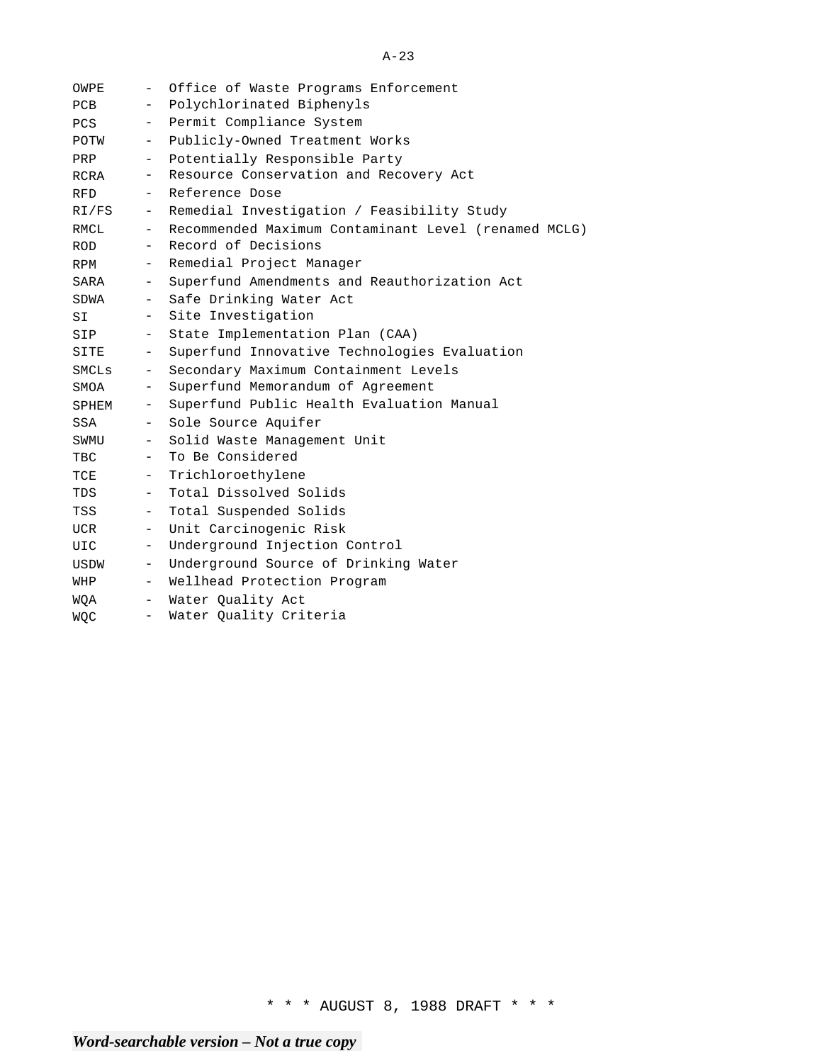| | | |
|---|---|---|
| OWPE | - | Office of Waste Programs Enforcement |
| PCB | - | Polychlorinated Biphenyls |
| PCS | - | Permit Compliance System |
| POTW | - | Publicly-Owned Treatment Works |
| PRP | - | Potentially Responsible Party |
| RCRA | - | Resource Conservation and Recovery Act |
| RFD | - | Reference Dose |
| RI/FS | - | Remedial Investigation / Feasibility Study |
| RMCL | - | Recommended Maximum Contaminant Level (renamed MCLG) |
| ROD | - | Record of Decisions |
| RPM | - | Remedial Project Manager |
| SARA | - | Superfund Amendments and Reauthorization Act |
| SDWA | - | Safe Drinking Water Act |
| SI | - | Site Investigation |
| SIP | - | State Implementation Plan (CAA) |
| SITE | - | Superfund Innovative Technologies Evaluation |
| SMCLs | - | Secondary Maximum Containment Levels |
| SMOA | - | Superfund Memorandum of Agreement |
| SPHEM | - | Superfund Public Health Evaluation Manual |
| SSA | - | Sole Source Aquifer |
| SWMU | - | Solid Waste Management Unit |
| TBC | - | To Be Considered |
| TCE | - | Trichloroethylene |
| TDS | - | Total Dissolved Solids |
| TSS | - | Total Suspended Solids |
| UCR | - | Unit Carcinogenic Risk |
| UIC | - | Underground Injection Control |
| USDW | - | Underground Source of Drinking Water |
| WHP | - | Wellhead Protection Program |
| WQA | - | Water Quality Act |
| WQC | - | Water Quality Criteria |

* * * AUGUST 8, 1988 DRAFT * * *

***Word-searchable version – Not a true copy***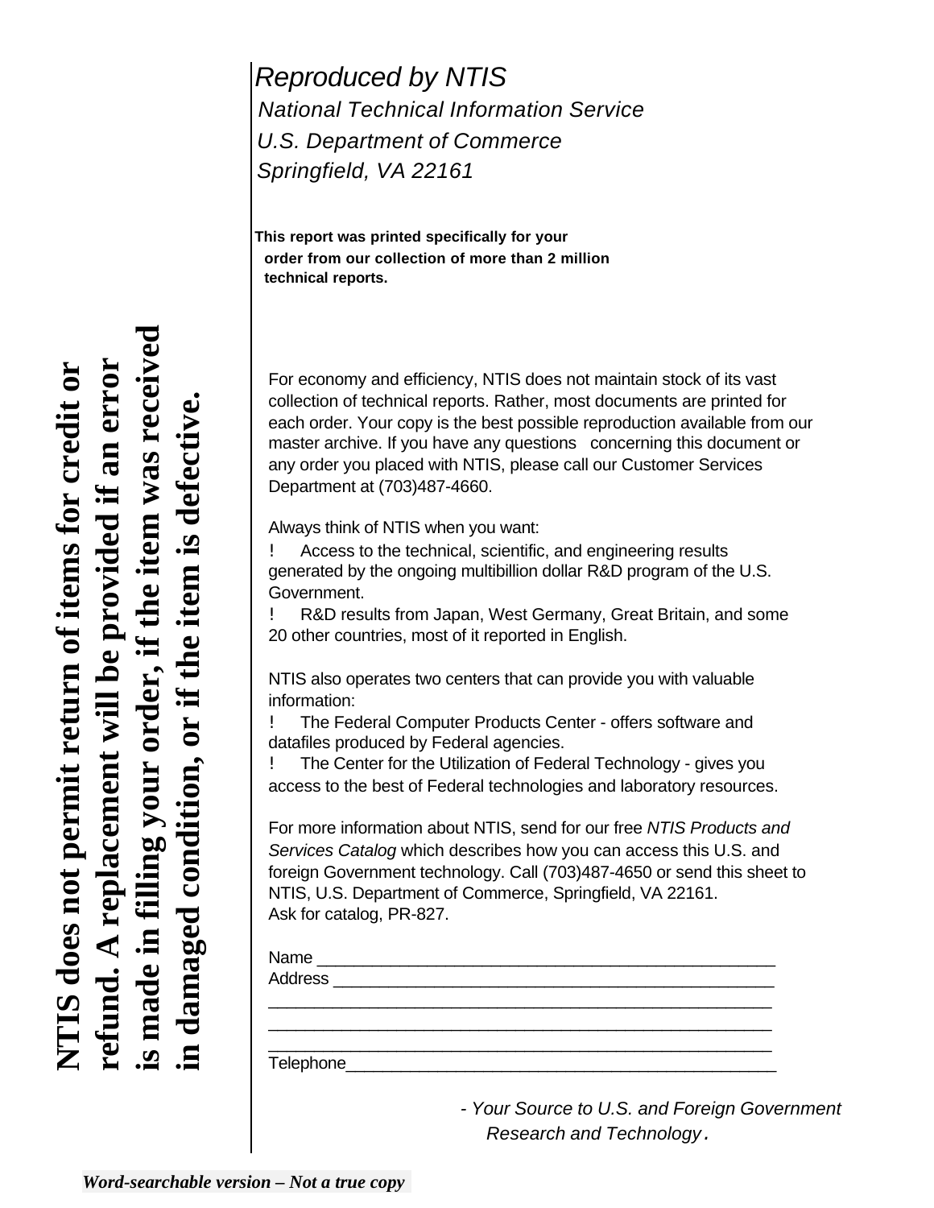*Reproduced by NTIS*

*National Technical Information Service*

*U.S. Department of Commerce*

*Springfield, VA 22161*

**This report was printed specifically for your order from our collection of more than 2 million technical reports.**

**NTIS does not permit return of items for credit or refund. A replacement will be provided if an error is made in filling your order, if the item was received in damaged condition, or if the item is defective.**

For economy and efficiency, NTIS does not maintain stock of its vast collection of technical reports. Rather, most documents are printed for each order. Your copy is the best possible reproduction available from our master archive. If you have any questions concerning this document or any order you placed with NTIS, please call our Customer Services Department at (703)487-4660.

Always think of NTIS when you want:

! Access to the technical, scientific, and engineering results generated by the ongoing multibillion dollar R&D program of the U.S. Government.

! R&D results from Japan, West Germany, Great Britain, and some 20 other countries, most of it reported in English.

NTIS also operates two centers that can provide you with valuable information:

! The Federal Computer Products Center - offers software and datafiles produced by Federal agencies.

! The Center for the Utilization of Federal Technology - gives you access to the best of Federal technologies and laboratory resources.

For more information about NTIS, send for our free *NTIS Products and Services Catalog* which describes how you can access this U.S. and foreign Government technology. Call (703)487-4650 or send this sheet to NTIS, U.S. Department of Commerce, Springfield, VA 22161. Ask for catalog, PR-827.

Name _______________________________________________

Address _____________________________________________

_____________________________________________________

_____________________________________________________

_____________________________________________________

Telephone____________________________________________

*- Your Source to U.S. and Foreign Government Research and Technology.*

***Word-searchable version – Not a true copy***